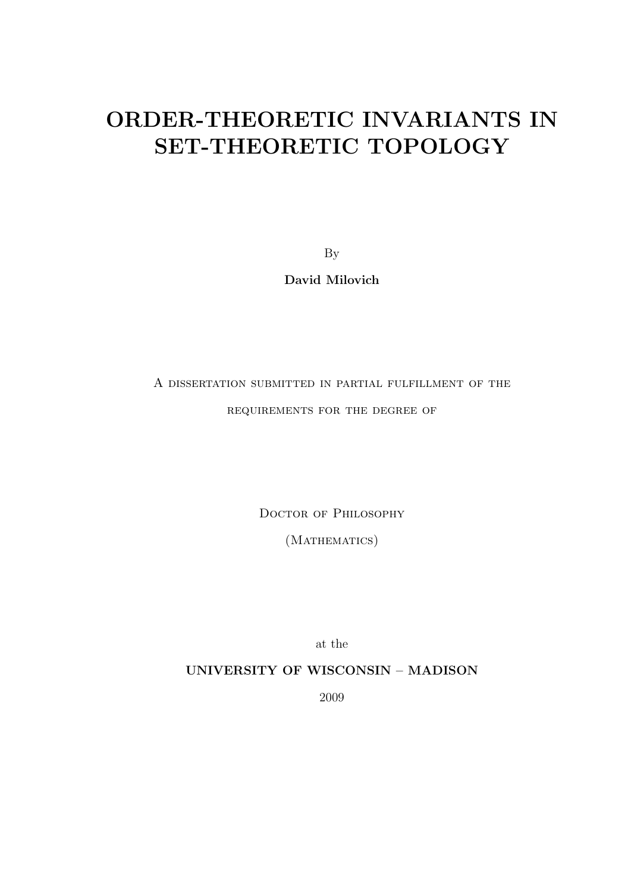# ORDER-THEORETIC INVARIANTS IN SET-THEORETIC TOPOLOGY

By

**David Milovich**

A dissertation submitted in partial fulfillment of the requirements for the degree of

Doctor of Philosophy

(Mathematics)

at the

**UNIVERSITY OF WISCONSIN – MADISON**

2009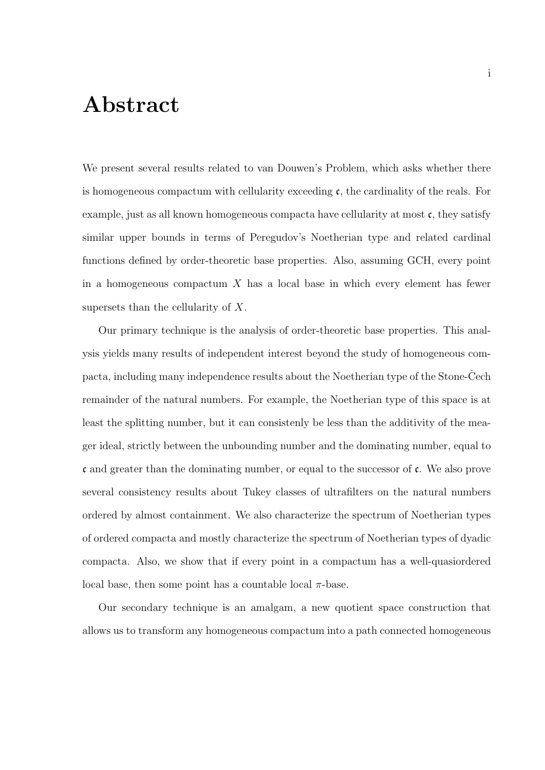# Abstract

We present several results related to van Douwen's Problem, which asks whether there is homogeneous compactum with cellularity exceeding $\mathfrak{c}$, the cardinality of the reals. For example, just as all known homogeneous compacta have cellularity at most $\mathfrak{c}$, they satisfy similar upper bounds in terms of Peregudov's Noetherian type and related cardinal functions defined by order-theoretic base properties. Also, assuming GCH, every point in a homogeneous compactum $X$ has a local base in which every element has fewer supersets than the cellularity of $X$.

Our primary technique is the analysis of order-theoretic base properties. This analysis yields many results of independent interest beyond the study of homogeneous compacta, including many independence results about the Noetherian type of the Stone-Čech remainder of the natural numbers. For example, the Noetherian type of this space is at least the splitting number, but it can consistenly be less than the additivity of the meager ideal, strictly between the unbounding number and the dominating number, equal to $\mathfrak{c}$ and greater than the dominating number, or equal to the successor of $\mathfrak{c}$. We also prove several consistency results about Tukey classes of ultrafilters on the natural numbers ordered by almost containment. We also characterize the spectrum of Noetherian types of ordered compacta and mostly characterize the spectrum of Noetherian types of dyadic compacta. Also, we show that if every point in a compactum has a well-quasiordered local base, then some point has a countable local $\pi$-base.

Our secondary technique is an amalgam, a new quotient space construction that allows us to transform any homogeneous compactum into a path connected homogeneous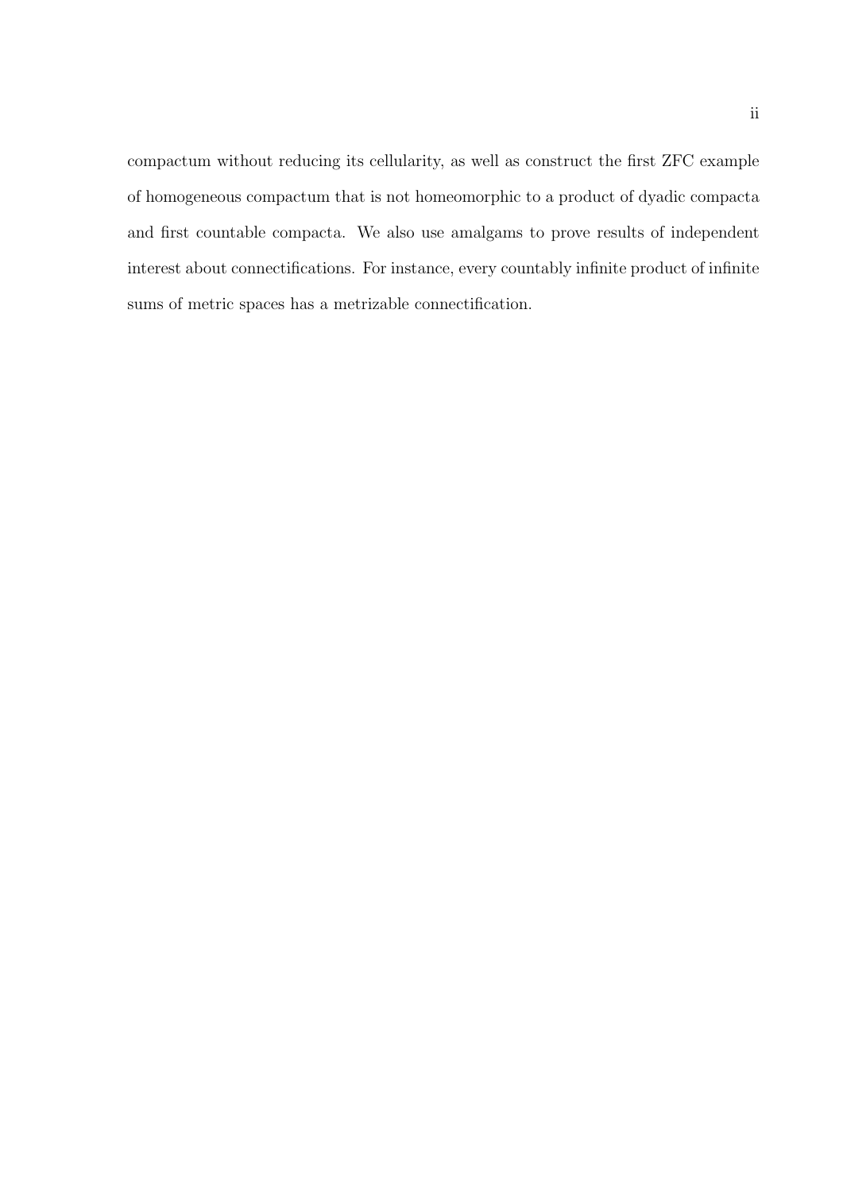compactum without reducing its cellularity, as well as construct the first ZFC example of homogeneous compactum that is not homeomorphic to a product of dyadic compacta and first countable compacta. We also use amalgams to prove results of independent interest about connectifications. For instance, every countably infinite product of infinite sums of metric spaces has a metrizable connectification.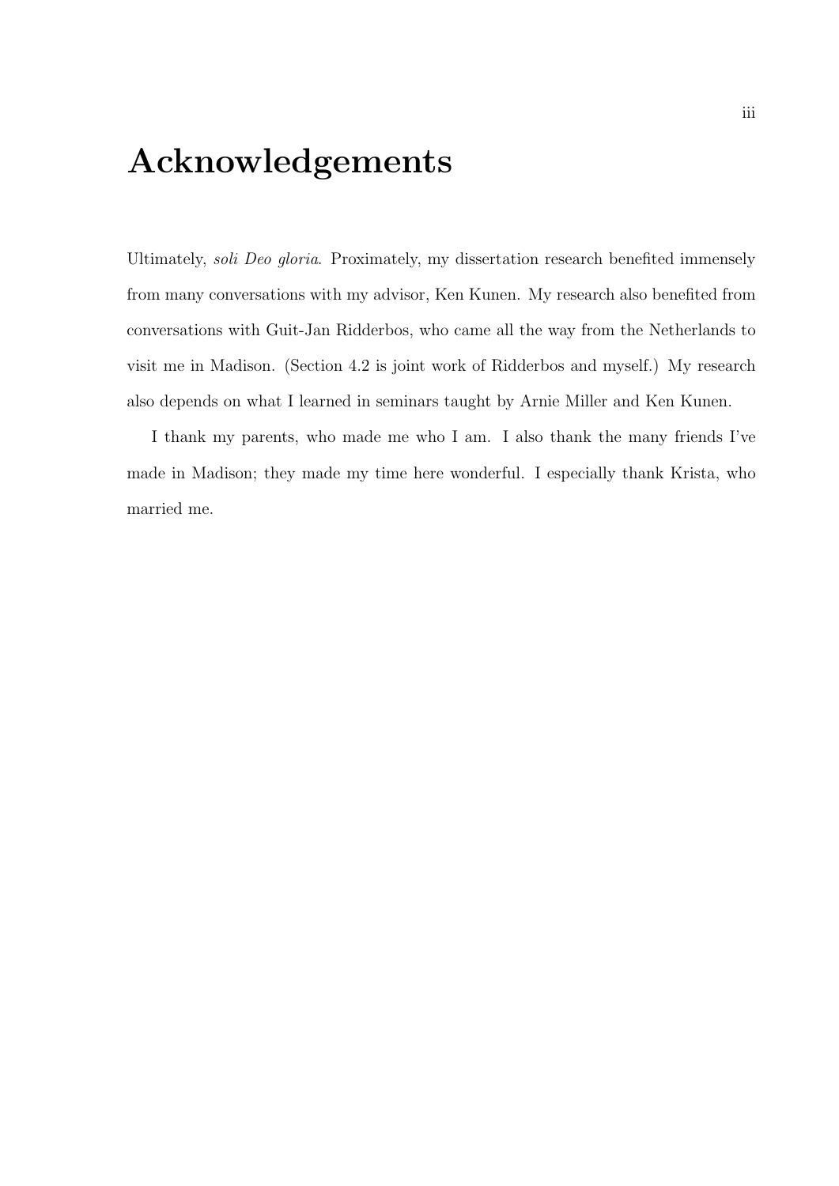# Acknowledgements

Ultimately, *soli Deo gloria*. Proximately, my dissertation research benefited immensely from many conversations with my advisor, Ken Kunen. My research also benefited from conversations with Guit-Jan Ridderbos, who came all the way from the Netherlands to visit me in Madison. (Section 4.2 is joint work of Ridderbos and myself.) My research also depends on what I learned in seminars taught by Arnie Miller and Ken Kunen.

I thank my parents, who made me who I am. I also thank the many friends I've made in Madison; they made my time here wonderful. I especially thank Krista, who married me.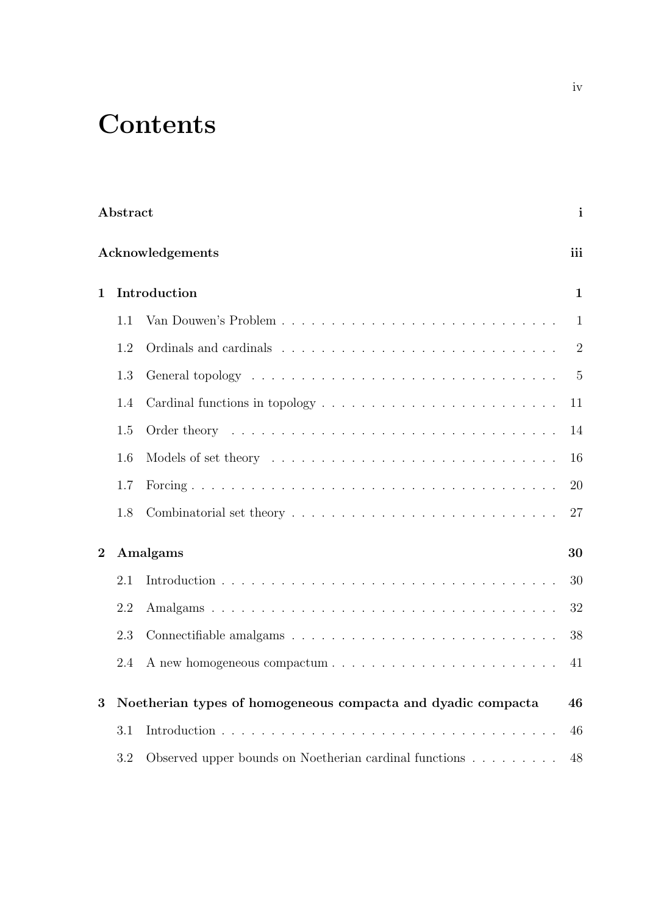# Contents

**Abstract** **i**

**Acknowledgements** **iii**

**1 Introduction** **1**

- 1.1 Van Douwen's Problem . . . 1
- 1.2 Ordinals and cardinals . . . 2
- 1.3 General topology . . . 5
- 1.4 Cardinal functions in topology . . . 11
- 1.5 Order theory . . . 14
- 1.6 Models of set theory . . . 16
- 1.7 Forcing . . . 20
- 1.8 Combinatorial set theory . . . 27

**2 Amalgams** **30**

- 2.1 Introduction . . . 30
- 2.2 Amalgams . . . 32
- 2.3 Connectifiable amalgams . . . 38
- 2.4 A new homogeneous compactum . . . 41

**3 Noetherian types of homogeneous compacta and dyadic compacta** **46**

- 3.1 Introduction . . . 46
- 3.2 Observed upper bounds on Noetherian cardinal functions . . . 48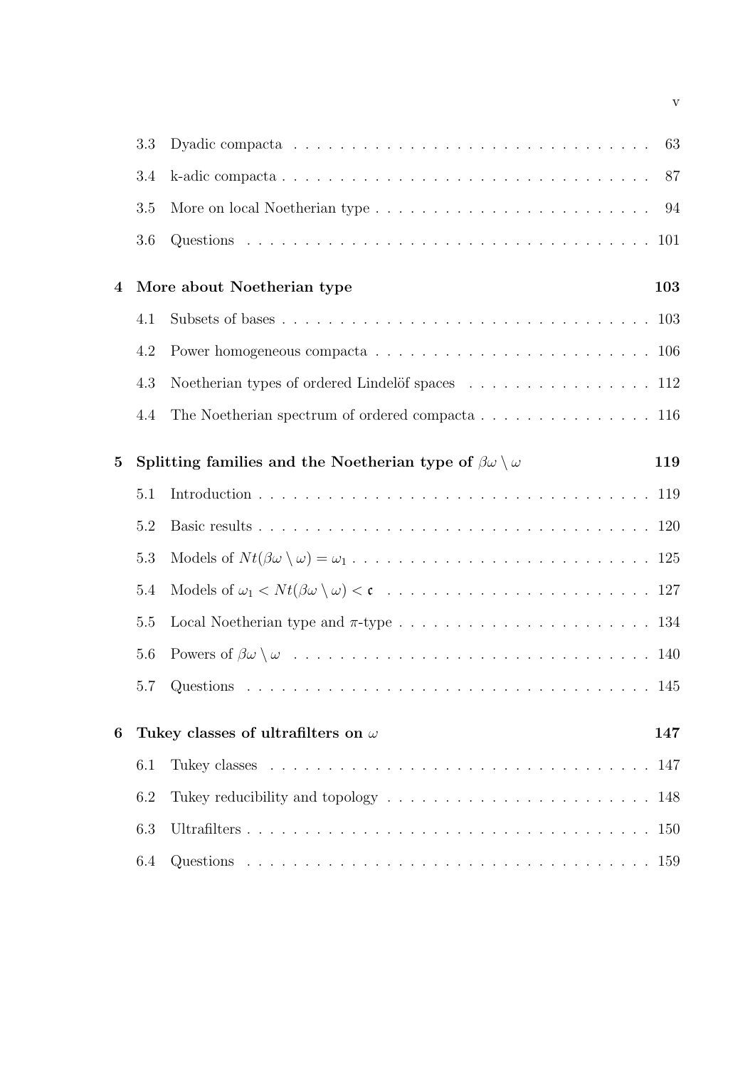3.3 Dyadic compacta . . . . . . . . . . . . . . . . . . . . . . . . . . . . . . . 63

3.4 k-adic compacta . . . . . . . . . . . . . . . . . . . . . . . . . . . . . . . 87

3.5 More on local Noetherian type . . . . . . . . . . . . . . . . . . . . . . . 94

3.6 Questions . . . . . . . . . . . . . . . . . . . . . . . . . . . . . . . . . . 101

**4 More about Noetherian type** **103**

4.1 Subsets of bases . . . . . . . . . . . . . . . . . . . . . . . . . . . . . . . 103

4.2 Power homogeneous compacta . . . . . . . . . . . . . . . . . . . . . . . 106

4.3 Noetherian types of ordered Lindelöf spaces . . . . . . . . . . . . . . . . 112

4.4 The Noetherian spectrum of ordered compacta . . . . . . . . . . . . . . . 116

**5 Splitting families and the Noetherian type of $\beta\omega \setminus \omega$** **119**

5.1 Introduction . . . . . . . . . . . . . . . . . . . . . . . . . . . . . . . . . 119

5.2 Basic results . . . . . . . . . . . . . . . . . . . . . . . . . . . . . . . . . 120

5.3 Models of $Nt(\beta\omega \setminus \omega) = \omega_1$ . . . . . . . . . . . . . . . . . . . . . . . . . 125

5.4 Models of $\omega_1 < Nt(\beta\omega \setminus \omega) < \mathfrak{c}$ . . . . . . . . . . . . . . . . . . . . . . 127

5.5 Local Noetherian type and $\pi$-type . . . . . . . . . . . . . . . . . . . . . 134

5.6 Powers of $\beta\omega \setminus \omega$ . . . . . . . . . . . . . . . . . . . . . . . . . . . . . . 140

5.7 Questions . . . . . . . . . . . . . . . . . . . . . . . . . . . . . . . . . . 145

**6 Tukey classes of ultrafilters on $\omega$** **147**

6.1 Tukey classes . . . . . . . . . . . . . . . . . . . . . . . . . . . . . . . . 147

6.2 Tukey reducibility and topology . . . . . . . . . . . . . . . . . . . . . . 148

6.3 Ultrafilters . . . . . . . . . . . . . . . . . . . . . . . . . . . . . . . . . . 150

6.4 Questions . . . . . . . . . . . . . . . . . . . . . . . . . . . . . . . . . . 159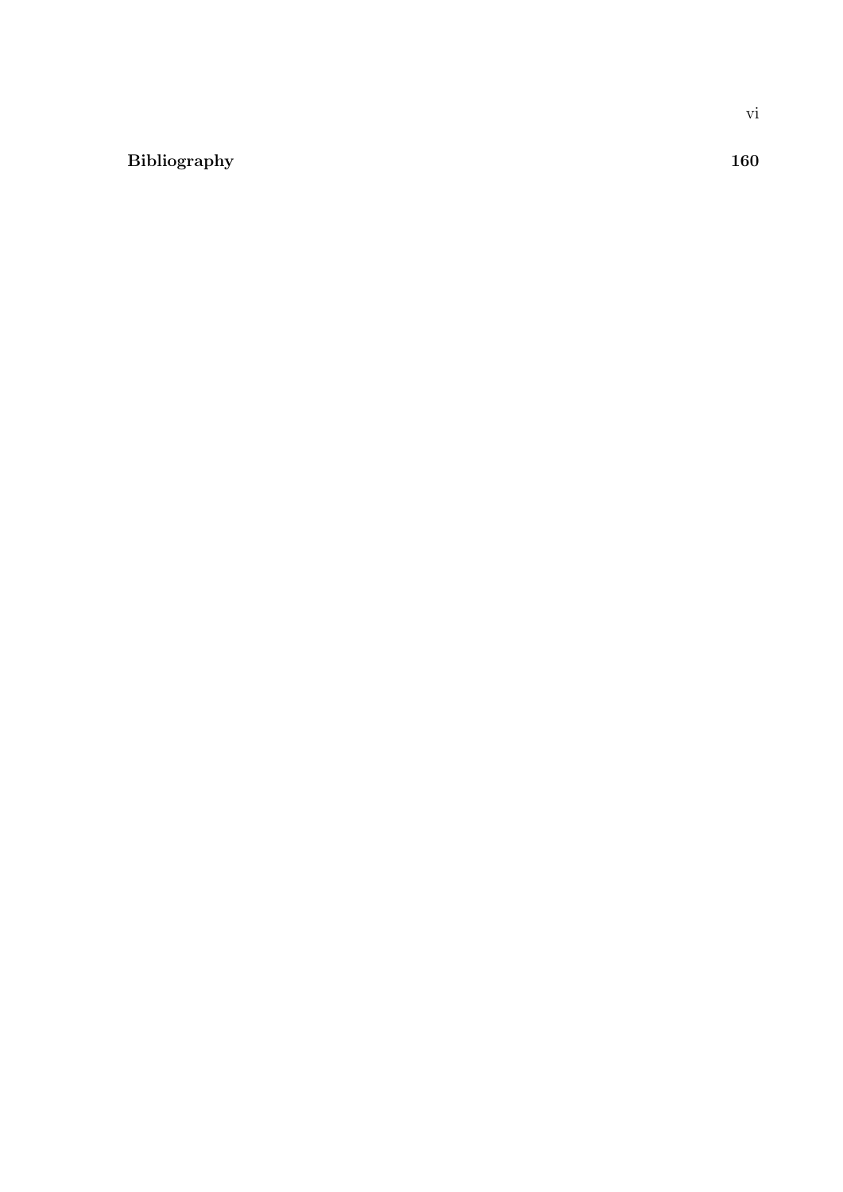**Bibliography** **160**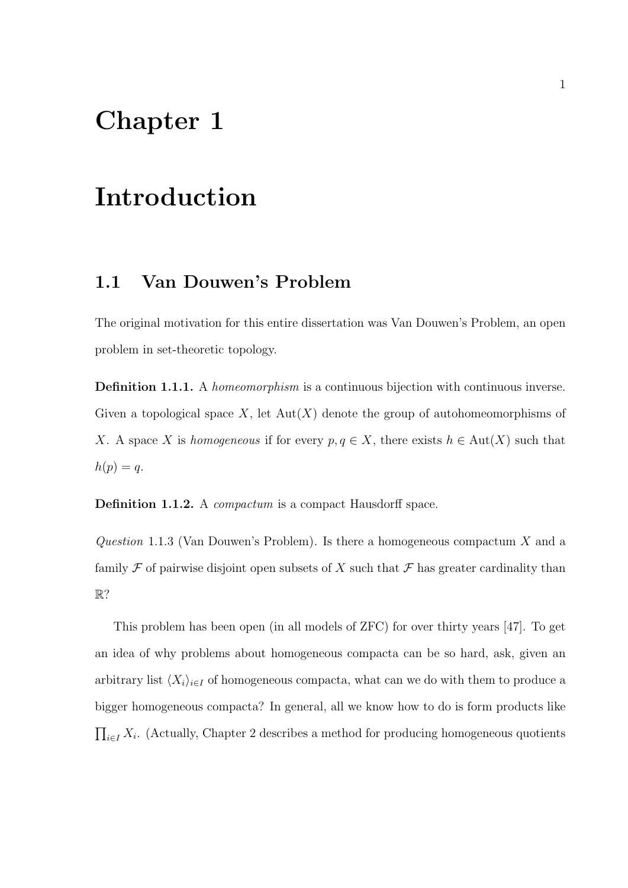# Chapter 1

# Introduction

## 1.1 Van Douwen's Problem

The original motivation for this entire dissertation was Van Douwen's Problem, an open problem in set-theoretic topology.

**Definition 1.1.1.** A *homeomorphism* is a continuous bijection with continuous inverse. Given a topological space $X$, let $\mathrm{Aut}(X)$ denote the group of autohomeomorphisms of $X$. A space $X$ is *homogeneous* if for every $p, q \in X$, there exists $h \in \mathrm{Aut}(X)$ such that $h(p) = q$.

**Definition 1.1.2.** A *compactum* is a compact Hausdorff space.

*Question* 1.1.3 (Van Douwen's Problem). Is there a homogeneous compactum $X$ and a family $\mathcal{F}$ of pairwise disjoint open subsets of $X$ such that $\mathcal{F}$ has greater cardinality than $\mathbb{R}$?

This problem has been open (in all models of ZFC) for over thirty years [47]. To get an idea of why problems about homogeneous compacta can be so hard, ask, given an arbitrary list $\langle X_i \rangle_{i \in I}$ of homogeneous compacta, what can we do with them to produce a bigger homogeneous compacta? In general, all we know how to do is form products like $\prod_{i \in I} X_i$. (Actually, Chapter 2 describes a method for producing homogeneous quotients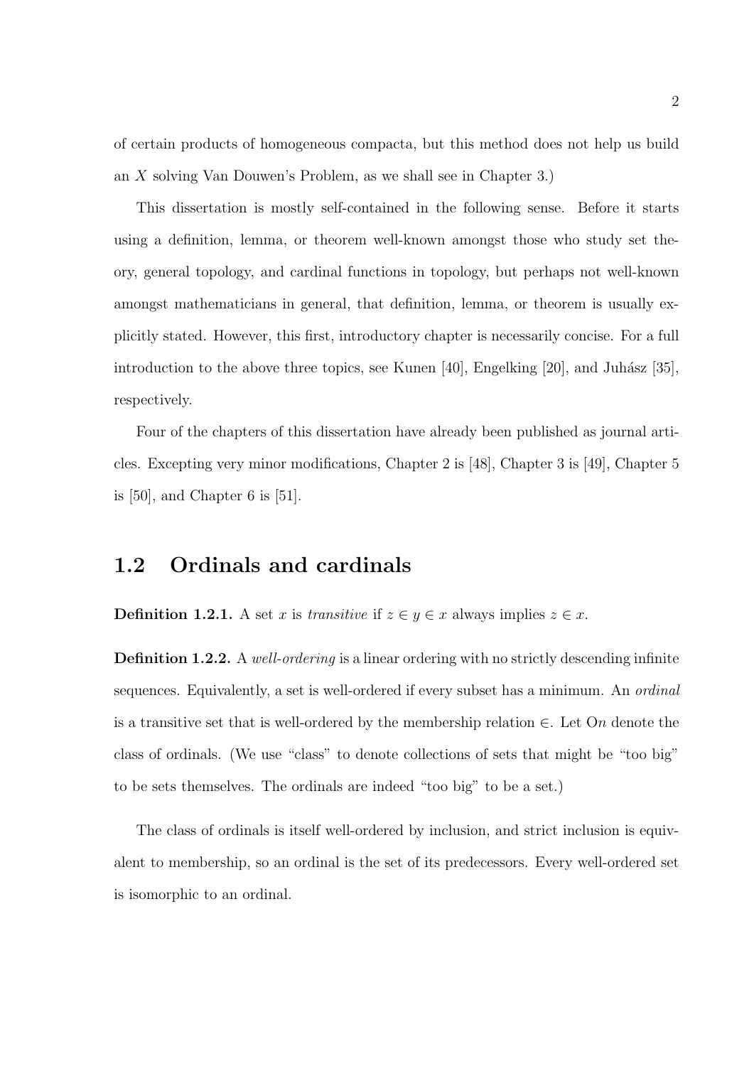of certain products of homogeneous compacta, but this method does not help us build an $X$ solving Van Douwen's Problem, as we shall see in Chapter 3.)

This dissertation is mostly self-contained in the following sense. Before it starts using a definition, lemma, or theorem well-known amongst those who study set theory, general topology, and cardinal functions in topology, but perhaps not well-known amongst mathematicians in general, that definition, lemma, or theorem is usually explicitly stated. However, this first, introductory chapter is necessarily concise. For a full introduction to the above three topics, see Kunen [40], Engelking [20], and Juhász [35], respectively.

Four of the chapters of this dissertation have already been published as journal articles. Excepting very minor modifications, Chapter 2 is [48], Chapter 3 is [49], Chapter 5 is [50], and Chapter 6 is [51].

## 1.2 Ordinals and cardinals

**Definition 1.2.1.** A set $x$ is *transitive* if $z \in y \in x$ always implies $z \in x$.

**Definition 1.2.2.** A *well-ordering* is a linear ordering with no strictly descending infinite sequences. Equivalently, a set is well-ordered if every subset has a minimum. An *ordinal* is a transitive set that is well-ordered by the membership relation $\in$. Let $\mathrm{O}n$ denote the class of ordinals. (We use "class" to denote collections of sets that might be "too big" to be sets themselves. The ordinals are indeed "too big" to be a set.)

The class of ordinals is itself well-ordered by inclusion, and strict inclusion is equivalent to membership, so an ordinal is the set of its predecessors. Every well-ordered set is isomorphic to an ordinal.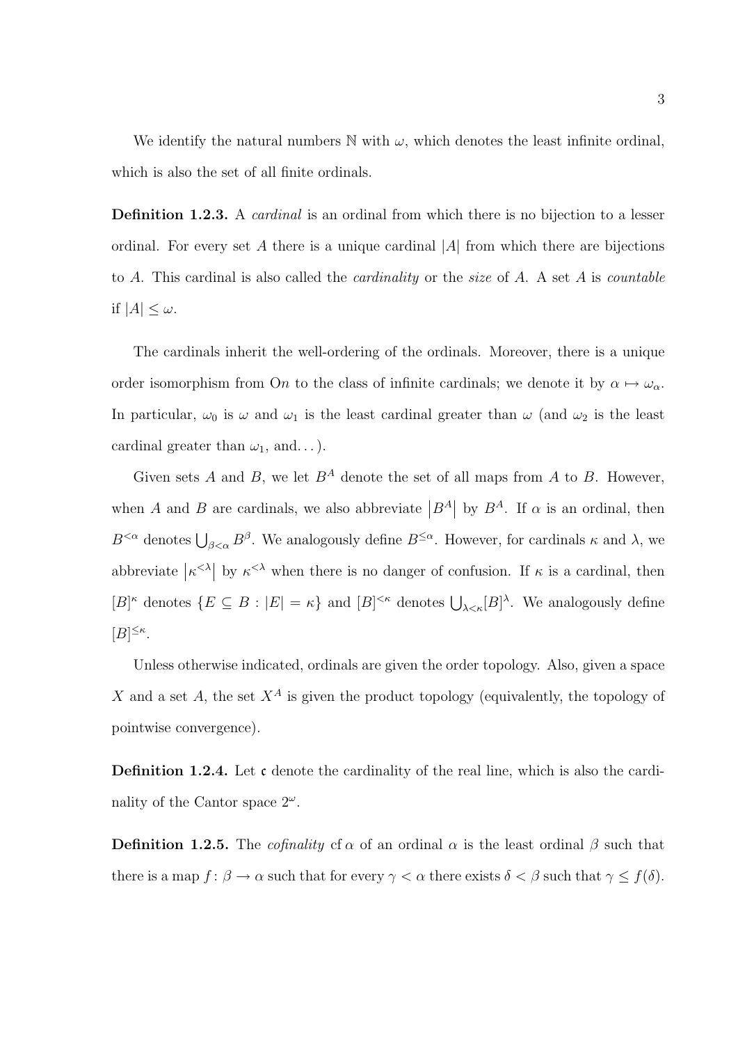We identify the natural numbers $\mathbb{N}$ with $\omega$, which denotes the least infinite ordinal, which is also the set of all finite ordinals.

**Definition 1.2.3.** A *cardinal* is an ordinal from which there is no bijection to a lesser ordinal. For every set $A$ there is a unique cardinal $|A|$ from which there are bijections to $A$. This cardinal is also called the *cardinality* or the *size* of $A$. A set $A$ is *countable* if $|A| \leq \omega$.

The cardinals inherit the well-ordering of the ordinals. Moreover, there is a unique order isomorphism from $\mathrm{O}n$ to the class of infinite cardinals; we denote it by $\alpha \mapsto \omega_\alpha$. In particular, $\omega_0$ is $\omega$ and $\omega_1$ is the least cardinal greater than $\omega$ (and $\omega_2$ is the least cardinal greater than $\omega_1$, and...).

Given sets $A$ and $B$, we let $B^A$ denote the set of all maps from $A$ to $B$. However, when $A$ and $B$ are cardinals, we also abbreviate $|B^A|$ by $B^A$. If $\alpha$ is an ordinal, then $B^{<\alpha}$ denotes $\bigcup_{\beta<\alpha} B^\beta$. We analogously define $B^{\leq\alpha}$. However, for cardinals $\kappa$ and $\lambda$, we abbreviate $|\kappa^{<\lambda}|$ by $\kappa^{<\lambda}$ when there is no danger of confusion. If $\kappa$ is a cardinal, then $[B]^\kappa$ denotes $\{E \subseteq B : |E| = \kappa\}$ and $[B]^{<\kappa}$ denotes $\bigcup_{\lambda<\kappa}[B]^\lambda$. We analogously define $[B]^{\leq\kappa}$.

Unless otherwise indicated, ordinals are given the order topology. Also, given a space $X$ and a set $A$, the set $X^A$ is given the product topology (equivalently, the topology of pointwise convergence).

**Definition 1.2.4.** Let $\mathfrak{c}$ denote the cardinality of the real line, which is also the cardinality of the Cantor space $2^\omega$.

**Definition 1.2.5.** The *cofinality* $\operatorname{cf}\alpha$ of an ordinal $\alpha$ is the least ordinal $\beta$ such that there is a map $f\colon \beta \to \alpha$ such that for every $\gamma < \alpha$ there exists $\delta < \beta$ such that $\gamma \leq f(\delta)$.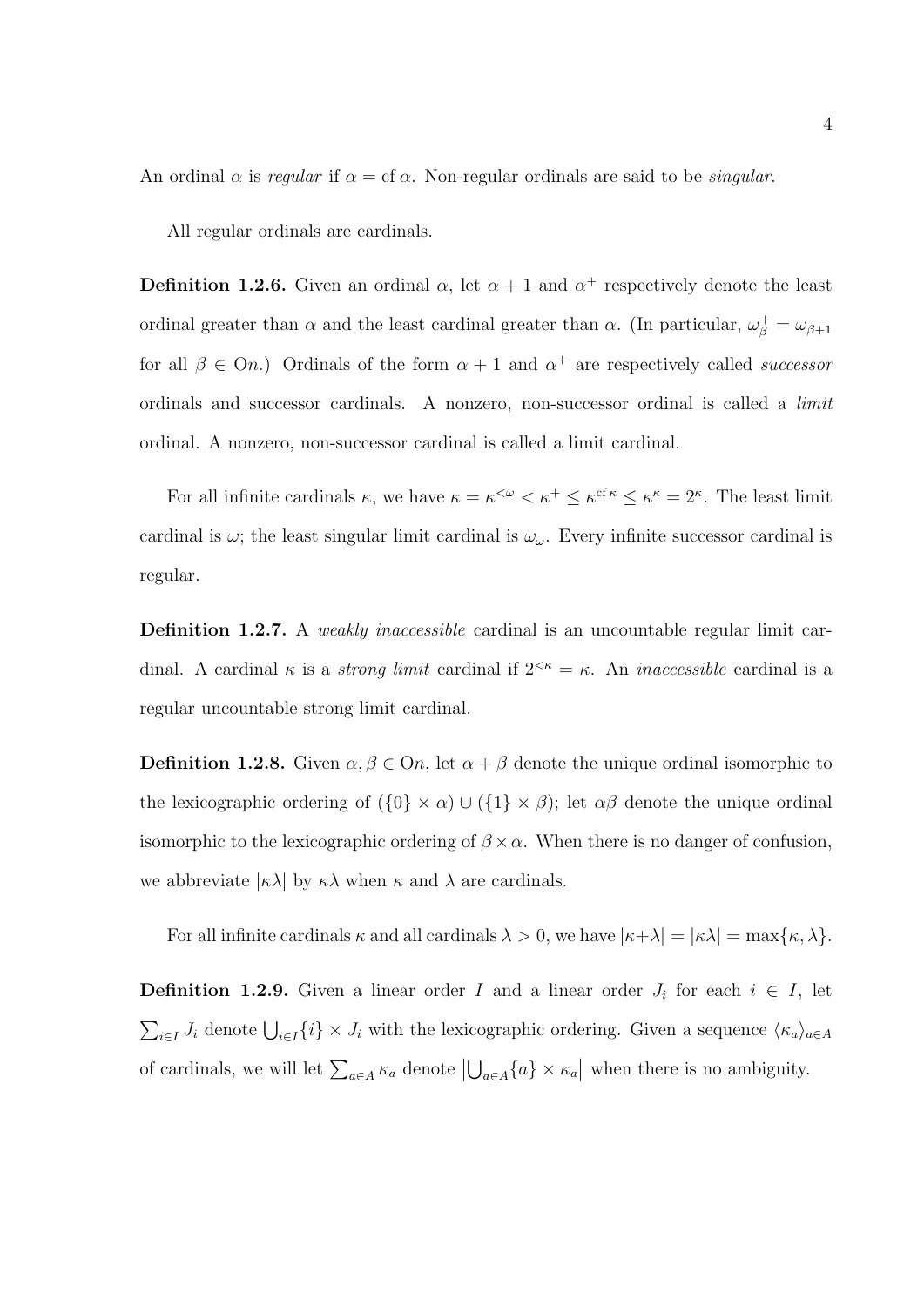An ordinal $\alpha$ is *regular* if $\alpha = \operatorname{cf} \alpha$. Non-regular ordinals are said to be *singular*.

All regular ordinals are cardinals.

**Definition 1.2.6.** Given an ordinal $\alpha$, let $\alpha + 1$ and $\alpha^+$ respectively denote the least ordinal greater than $\alpha$ and the least cardinal greater than $\alpha$. (In particular, $\omega_\beta^+ = \omega_{\beta+1}$ for all $\beta \in \mathrm{O}n$.) Ordinals of the form $\alpha + 1$ and $\alpha^+$ are respectively called *successor* ordinals and successor cardinals. A nonzero, non-successor ordinal is called a *limit* ordinal. A nonzero, non-successor cardinal is called a limit cardinal.

For all infinite cardinals $\kappa$, we have $\kappa = \kappa^{<\omega} < \kappa^+ \leq \kappa^{\operatorname{cf} \kappa} \leq \kappa^\kappa = 2^\kappa$. The least limit cardinal is $\omega$; the least singular limit cardinal is $\omega_\omega$. Every infinite successor cardinal is regular.

**Definition 1.2.7.** A *weakly inaccessible* cardinal is an uncountable regular limit cardinal. A cardinal $\kappa$ is a *strong limit* cardinal if $2^{<\kappa} = \kappa$. An *inaccessible* cardinal is a regular uncountable strong limit cardinal.

**Definition 1.2.8.** Given $\alpha, \beta \in \mathrm{O}n$, let $\alpha + \beta$ denote the unique ordinal isomorphic to the lexicographic ordering of $(\{0\} \times \alpha) \cup (\{1\} \times \beta)$; let $\alpha\beta$ denote the unique ordinal isomorphic to the lexicographic ordering of $\beta \times \alpha$. When there is no danger of confusion, we abbreviate $|\kappa\lambda|$ by $\kappa\lambda$ when $\kappa$ and $\lambda$ are cardinals.

For all infinite cardinals $\kappa$ and all cardinals $\lambda > 0$, we have $|\kappa+\lambda| = |\kappa\lambda| = \max\{\kappa, \lambda\}$.

**Definition 1.2.9.** Given a linear order $I$ and a linear order $J_i$ for each $i \in I$, let $\sum_{i \in I} J_i$ denote $\bigcup_{i \in I} \{i\} \times J_i$ with the lexicographic ordering. Given a sequence $\langle \kappa_a \rangle_{a \in A}$ of cardinals, we will let $\sum_{a \in A} \kappa_a$ denote $\left|\bigcup_{a \in A} \{a\} \times \kappa_a\right|$ when there is no ambiguity.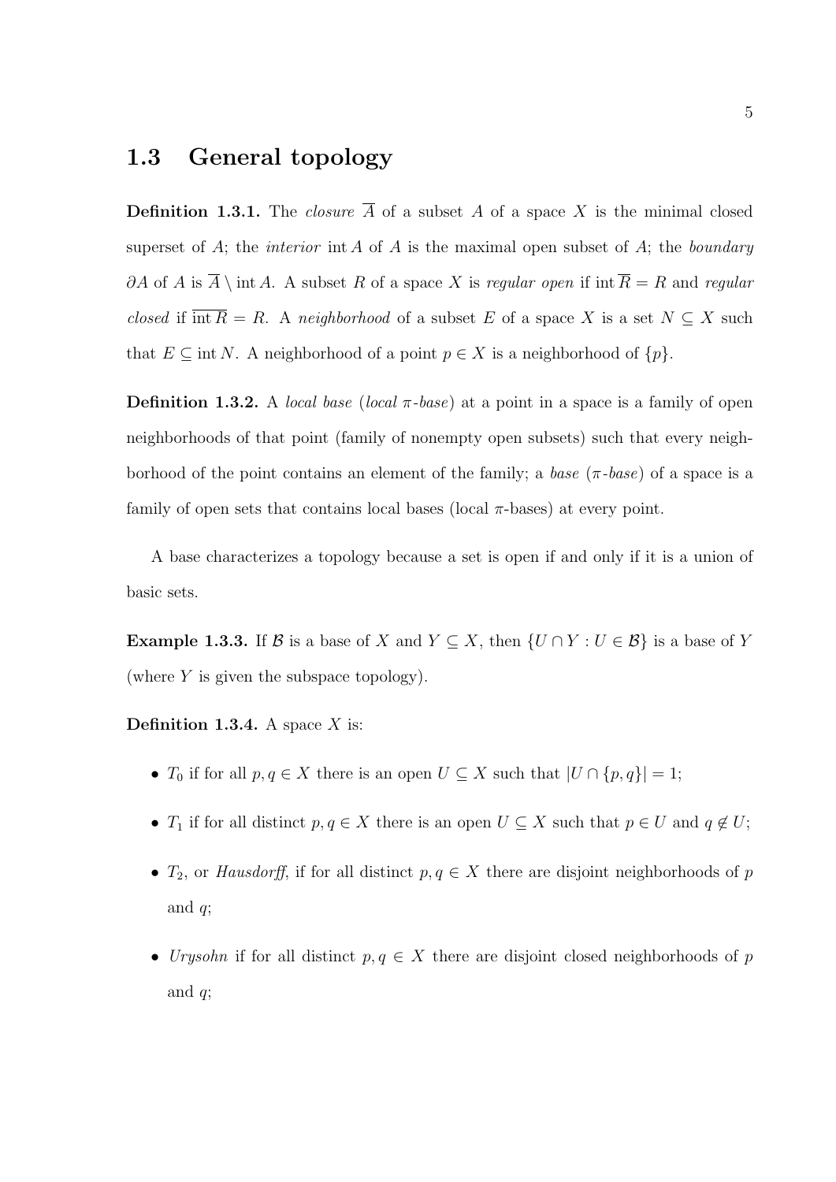## 1.3 General topology

**Definition 1.3.1.** The *closure* $\overline{A}$ of a subset $A$ of a space $X$ is the minimal closed superset of $A$; the *interior* $\operatorname{int} A$ of $A$ is the maximal open subset of $A$; the *boundary* $\partial A$ of $A$ is $\overline{A} \setminus \operatorname{int} A$. A subset $R$ of a space $X$ is *regular open* if $\operatorname{int} \overline{R} = R$ and *regular closed* if $\overline{\operatorname{int} R} = R$. A *neighborhood* of a subset $E$ of a space $X$ is a set $N \subseteq X$ such that $E \subseteq \operatorname{int} N$. A neighborhood of a point $p \in X$ is a neighborhood of $\{p\}$.

**Definition 1.3.2.** A *local base* (*local $\pi$-base*) at a point in a space is a family of open neighborhoods of that point (family of nonempty open subsets) such that every neighborhood of the point contains an element of the family; a *base* (*$\pi$-base*) of a space is a family of open sets that contains local bases (local $\pi$-bases) at every point.

A base characterizes a topology because a set is open if and only if it is a union of basic sets.

**Example 1.3.3.** If $\mathcal{B}$ is a base of $X$ and $Y \subseteq X$, then $\{U \cap Y : U \in \mathcal{B}\}$ is a base of $Y$ (where $Y$ is given the subspace topology).

**Definition 1.3.4.** A space $X$ is:

- $T_0$ if for all $p, q \in X$ there is an open $U \subseteq X$ such that $|U \cap \{p, q\}| = 1$;
- $T_1$ if for all distinct $p, q \in X$ there is an open $U \subseteq X$ such that $p \in U$ and $q \notin U$;
- $T_2$, or *Hausdorff*, if for all distinct $p, q \in X$ there are disjoint neighborhoods of $p$ and $q$;
- *Urysohn* if for all distinct $p, q \in X$ there are disjoint closed neighborhoods of $p$ and $q$;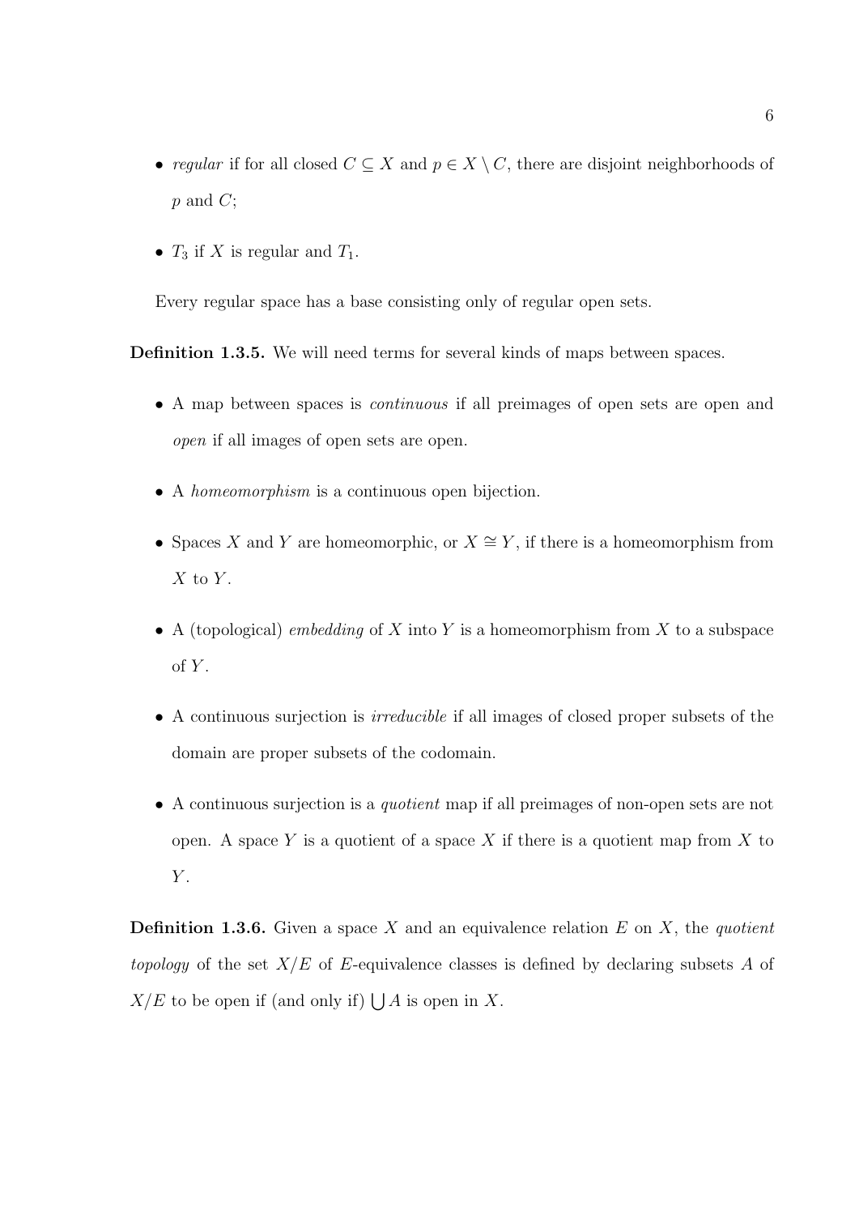- *regular* if for all closed $C \subseteq X$ and $p \in X \setminus C$, there are disjoint neighborhoods of $p$ and $C$;
- $T_3$ if $X$ is regular and $T_1$.

Every regular space has a base consisting only of regular open sets.

**Definition 1.3.5.** We will need terms for several kinds of maps between spaces.

- A map between spaces is *continuous* if all preimages of open sets are open and *open* if all images of open sets are open.
- A *homeomorphism* is a continuous open bijection.
- Spaces $X$ and $Y$ are homeomorphic, or $X \cong Y$, if there is a homeomorphism from $X$ to $Y$.
- A (topological) *embedding* of $X$ into $Y$ is a homeomorphism from $X$ to a subspace of $Y$.
- A continuous surjection is *irreducible* if all images of closed proper subsets of the domain are proper subsets of the codomain.
- A continuous surjection is a *quotient* map if all preimages of non-open sets are not open. A space $Y$ is a quotient of a space $X$ if there is a quotient map from $X$ to $Y$.

**Definition 1.3.6.** Given a space $X$ and an equivalence relation $E$ on $X$, the *quotient topology* of the set $X/E$ of $E$-equivalence classes is defined by declaring subsets $A$ of $X/E$ to be open if (and only if) $\bigcup A$ is open in $X$.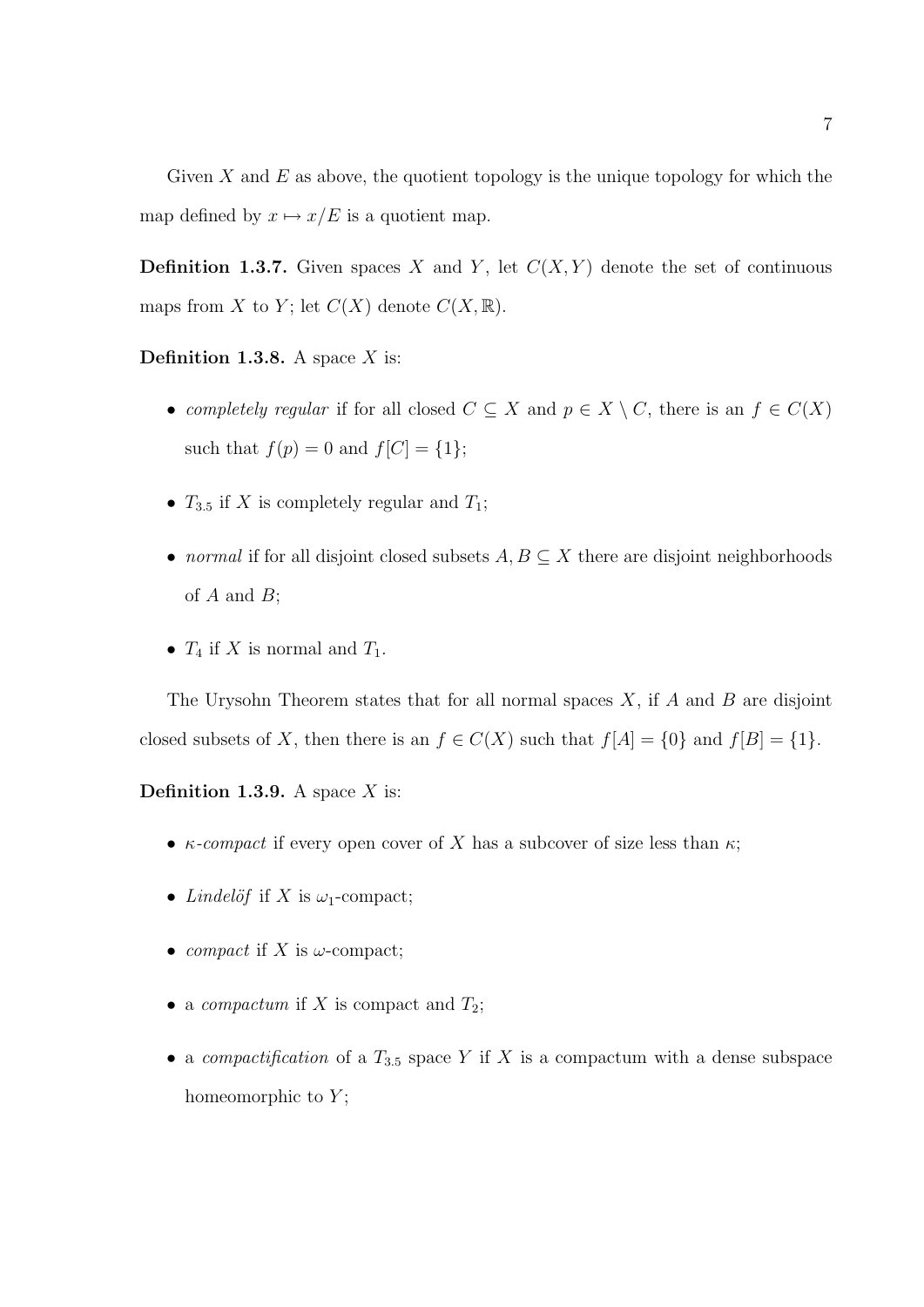Given $X$ and $E$ as above, the quotient topology is the unique topology for which the map defined by $x \mapsto x/E$ is a quotient map.

**Definition 1.3.7.** Given spaces $X$ and $Y$, let $C(X,Y)$ denote the set of continuous maps from $X$ to $Y$; let $C(X)$ denote $C(X,\mathbb{R})$.

**Definition 1.3.8.** A space $X$ is:

- *completely regular* if for all closed $C \subseteq X$ and $p \in X \setminus C$, there is an $f \in C(X)$ such that $f(p) = 0$ and $f[C] = \{1\}$;
- $T_{3.5}$ if $X$ is completely regular and $T_1$;
- *normal* if for all disjoint closed subsets $A, B \subseteq X$ there are disjoint neighborhoods of $A$ and $B$;
- $T_4$ if $X$ is normal and $T_1$.

The Urysohn Theorem states that for all normal spaces $X$, if $A$ and $B$ are disjoint closed subsets of $X$, then there is an $f \in C(X)$ such that $f[A] = \{0\}$ and $f[B] = \{1\}$.

**Definition 1.3.9.** A space $X$ is:

- *$\kappa$-compact* if every open cover of $X$ has a subcover of size less than $\kappa$;
- *Lindelöf* if $X$ is $\omega_1$-compact;
- *compact* if $X$ is $\omega$-compact;
- a *compactum* if $X$ is compact and $T_2$;
- a *compactification* of a $T_{3.5}$ space $Y$ if $X$ is a compactum with a dense subspace homeomorphic to $Y$;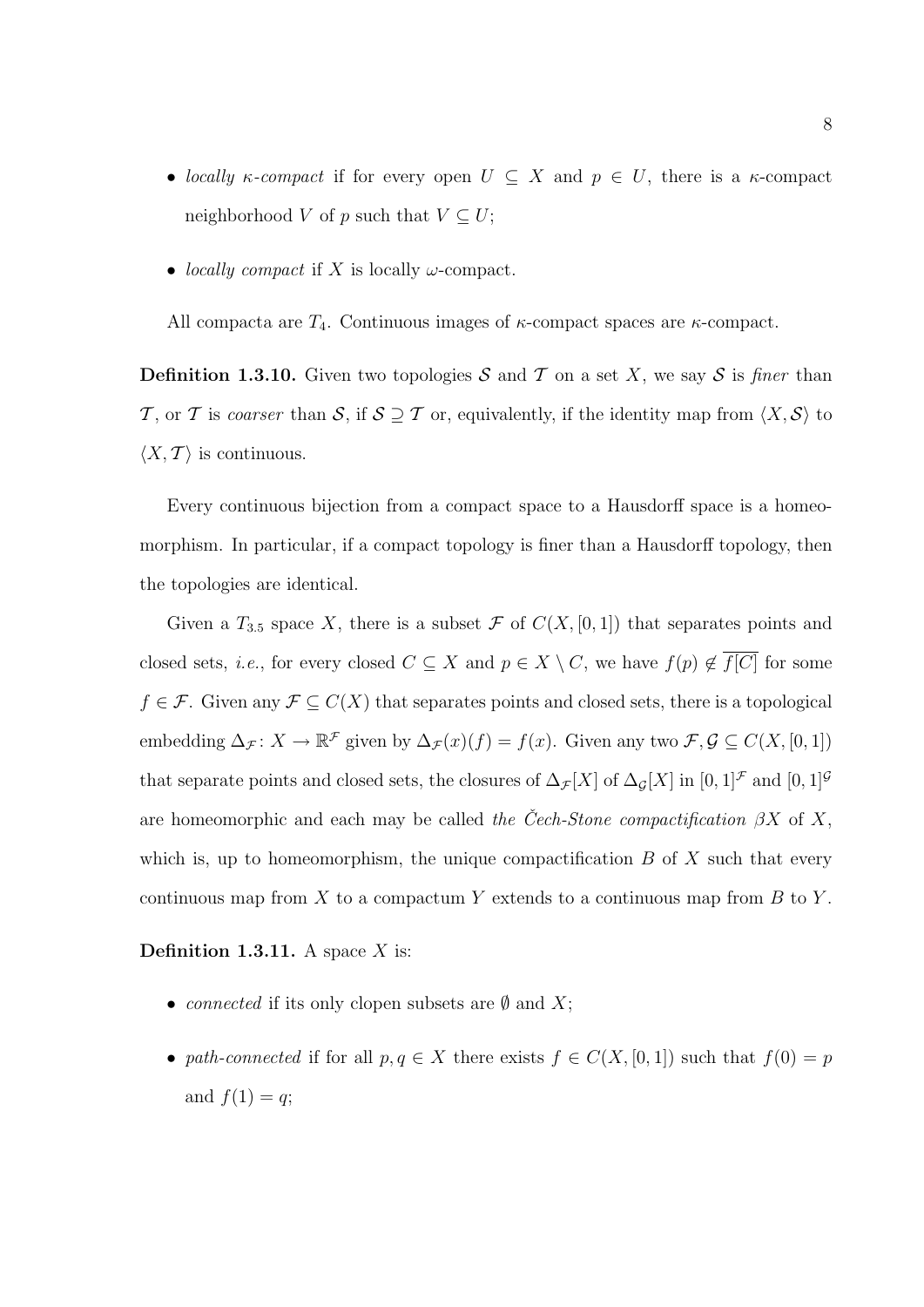- *locally $\kappa$-compact* if for every open $U \subseteq X$ and $p \in U$, there is a $\kappa$-compact neighborhood $V$ of $p$ such that $V \subseteq U$;
- *locally compact* if $X$ is locally $\omega$-compact.

All compacta are $T_4$. Continuous images of $\kappa$-compact spaces are $\kappa$-compact.

**Definition 1.3.10.** Given two topologies $\mathcal{S}$ and $\mathcal{T}$ on a set $X$, we say $\mathcal{S}$ is *finer* than $\mathcal{T}$, or $\mathcal{T}$ is *coarser* than $\mathcal{S}$, if $\mathcal{S} \supseteq \mathcal{T}$ or, equivalently, if the identity map from $\langle X, \mathcal{S}\rangle$ to $\langle X, \mathcal{T}\rangle$ is continuous.

Every continuous bijection from a compact space to a Hausdorff space is a homeomorphism. In particular, if a compact topology is finer than a Hausdorff topology, then the topologies are identical.

Given a $T_{3.5}$ space $X$, there is a subset $\mathcal{F}$ of $C(X, [0,1])$ that separates points and closed sets, *i.e.*, for every closed $C \subseteq X$ and $p \in X \setminus C$, we have $f(p) \notin \overline{f[C]}$ for some $f \in \mathcal{F}$. Given any $\mathcal{F} \subseteq C(X)$ that separates points and closed sets, there is a topological embedding $\Delta_{\mathcal{F}}\colon X \to \mathbb{R}^{\mathcal{F}}$ given by $\Delta_{\mathcal{F}}(x)(f) = f(x)$. Given any two $\mathcal{F}, \mathcal{G} \subseteq C(X, [0,1])$ that separate points and closed sets, the closures of $\Delta_{\mathcal{F}}[X]$ of $\Delta_{\mathcal{G}}[X]$ in $[0,1]^{\mathcal{F}}$ and $[0,1]^{\mathcal{G}}$ are homeomorphic and each may be called *the Čech-Stone compactification* $\beta X$ of $X$, which is, up to homeomorphism, the unique compactification $B$ of $X$ such that every continuous map from $X$ to a compactum $Y$ extends to a continuous map from $B$ to $Y$.

**Definition 1.3.11.** A space $X$ is:

- *connected* if its only clopen subsets are $\emptyset$ and $X$;
- *path-connected* if for all $p, q \in X$ there exists $f \in C(X, [0,1])$ such that $f(0) = p$ and $f(1) = q$;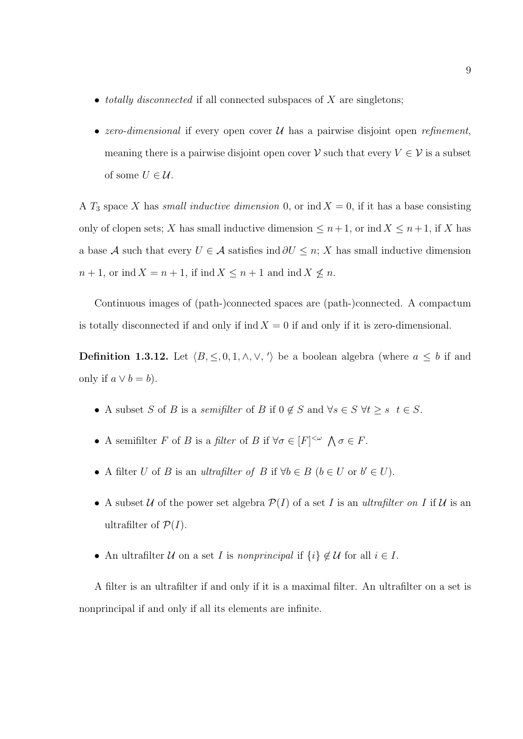- *totally disconnected* if all connected subspaces of $X$ are singletons;
- *zero-dimensional* if every open cover $\mathcal{U}$ has a pairwise disjoint open *refinement*, meaning there is a pairwise disjoint open cover $\mathcal{V}$ such that every $V \in \mathcal{V}$ is a subset of some $U \in \mathcal{U}$.

A $T_3$ space $X$ has *small inductive dimension* 0, or $\operatorname{ind} X = 0$, if it has a base consisting only of clopen sets; $X$ has small inductive dimension $\leq n+1$, or $\operatorname{ind} X \leq n+1$, if $X$ has a base $\mathcal{A}$ such that every $U \in \mathcal{A}$ satisfies $\operatorname{ind} \partial U \leq n$; $X$ has small inductive dimension $n+1$, or $\operatorname{ind} X = n+1$, if $\operatorname{ind} X \leq n+1$ and $\operatorname{ind} X \not\leq n$.

Continuous images of (path-)connected spaces are (path-)connected. A compactum is totally disconnected if and only if $\operatorname{ind} X = 0$ if and only if it is zero-dimensional.

**Definition 1.3.12.** Let $\langle B, \leq, 0, 1, \wedge, \vee, ' \rangle$ be a boolean algebra (where $a \leq b$ if and only if $a \vee b = b$).

- A subset $S$ of $B$ is a *semifilter* of $B$ if $0 \notin S$ and $\forall s \in S\ \forall t \geq s\ \ t \in S$.
- A semifilter $F$ of $B$ is a *filter* of $B$ if $\forall \sigma \in [F]^{<\omega}\ \bigwedge \sigma \in F$.
- A filter $U$ of $B$ is an *ultrafilter of* $B$ if $\forall b \in B$ ($b \in U$ or $b' \in U$).
- A subset $\mathcal{U}$ of the power set algebra $\mathcal{P}(I)$ of a set $I$ is an *ultrafilter on* $I$ if $\mathcal{U}$ is an ultrafilter of $\mathcal{P}(I)$.
- An ultrafilter $\mathcal{U}$ on a set $I$ is *nonprincipal* if $\{i\} \notin \mathcal{U}$ for all $i \in I$.

A filter is an ultrafilter if and only if it is a maximal filter. An ultrafilter on a set is nonprincipal if and only if all its elements are infinite.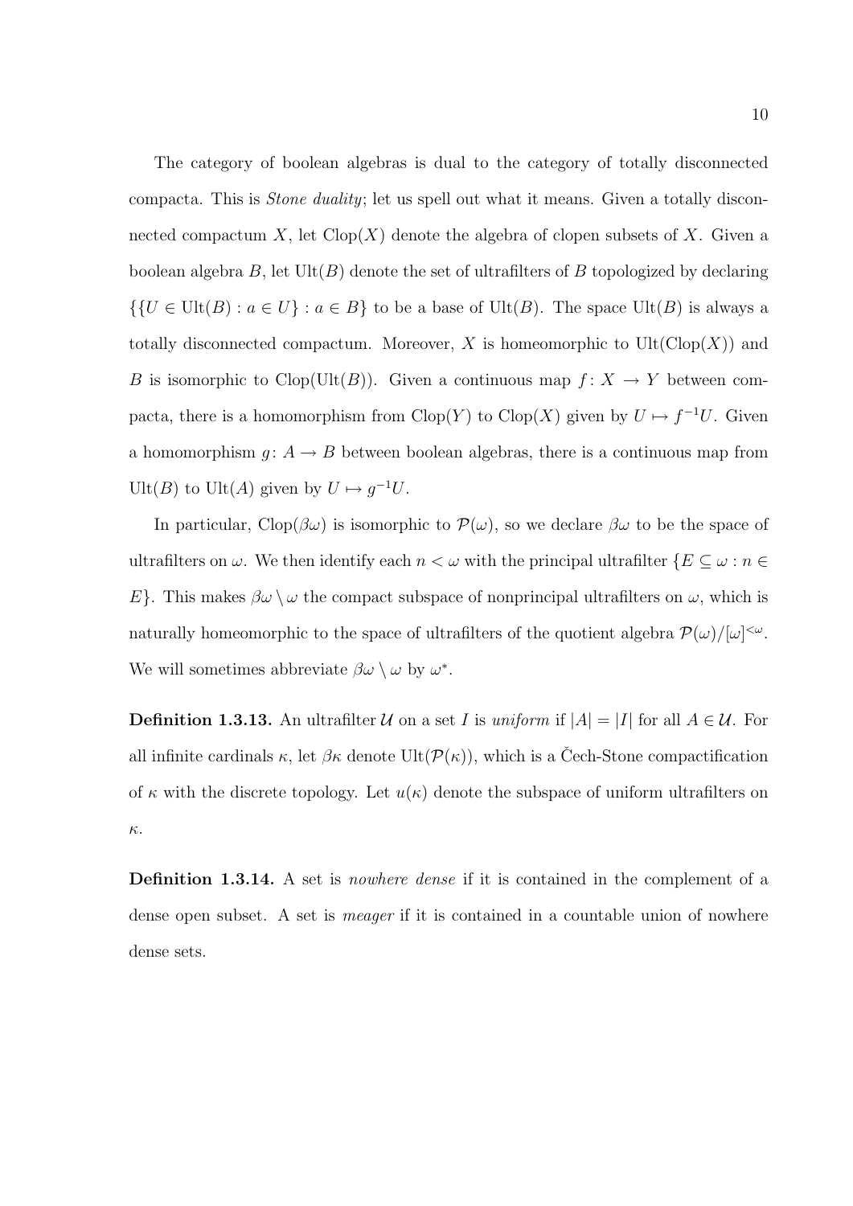The category of boolean algebras is dual to the category of totally disconnected compacta. This is *Stone duality*; let us spell out what it means. Given a totally disconnected compactum $X$, let $\mathrm{Clop}(X)$ denote the algebra of clopen subsets of $X$. Given a boolean algebra $B$, let $\mathrm{Ult}(B)$ denote the set of ultrafilters of $B$ topologized by declaring $\{\{U \in \mathrm{Ult}(B) : a \in U\} : a \in B\}$ to be a base of $\mathrm{Ult}(B)$. The space $\mathrm{Ult}(B)$ is always a totally disconnected compactum. Moreover, $X$ is homeomorphic to $\mathrm{Ult}(\mathrm{Clop}(X))$ and $B$ is isomorphic to $\mathrm{Clop}(\mathrm{Ult}(B))$. Given a continuous map $f\colon X \to Y$ between compacta, there is a homomorphism from $\mathrm{Clop}(Y)$ to $\mathrm{Clop}(X)$ given by $U \mapsto f^{-1}U$. Given a homomorphism $g\colon A \to B$ between boolean algebras, there is a continuous map from $\mathrm{Ult}(B)$ to $\mathrm{Ult}(A)$ given by $U \mapsto g^{-1}U$.

In particular, $\mathrm{Clop}(\beta\omega)$ is isomorphic to $\mathcal{P}(\omega)$, so we declare $\beta\omega$ to be the space of ultrafilters on $\omega$. We then identify each $n < \omega$ with the principal ultrafilter $\{E \subseteq \omega : n \in E\}$. This makes $\beta\omega \setminus \omega$ the compact subspace of nonprincipal ultrafilters on $\omega$, which is naturally homeomorphic to the space of ultrafilters of the quotient algebra $\mathcal{P}(\omega)/[\omega]^{<\omega}$. We will sometimes abbreviate $\beta\omega \setminus \omega$ by $\omega^*$.

**Definition 1.3.13.** An ultrafilter $\mathcal{U}$ on a set $I$ is *uniform* if $|A| = |I|$ for all $A \in \mathcal{U}$. For all infinite cardinals $\kappa$, let $\beta\kappa$ denote $\mathrm{Ult}(\mathcal{P}(\kappa))$, which is a Čech-Stone compactification of $\kappa$ with the discrete topology. Let $u(\kappa)$ denote the subspace of uniform ultrafilters on $\kappa$.

**Definition 1.3.14.** A set is *nowhere dense* if it is contained in the complement of a dense open subset. A set is *meager* if it is contained in a countable union of nowhere dense sets.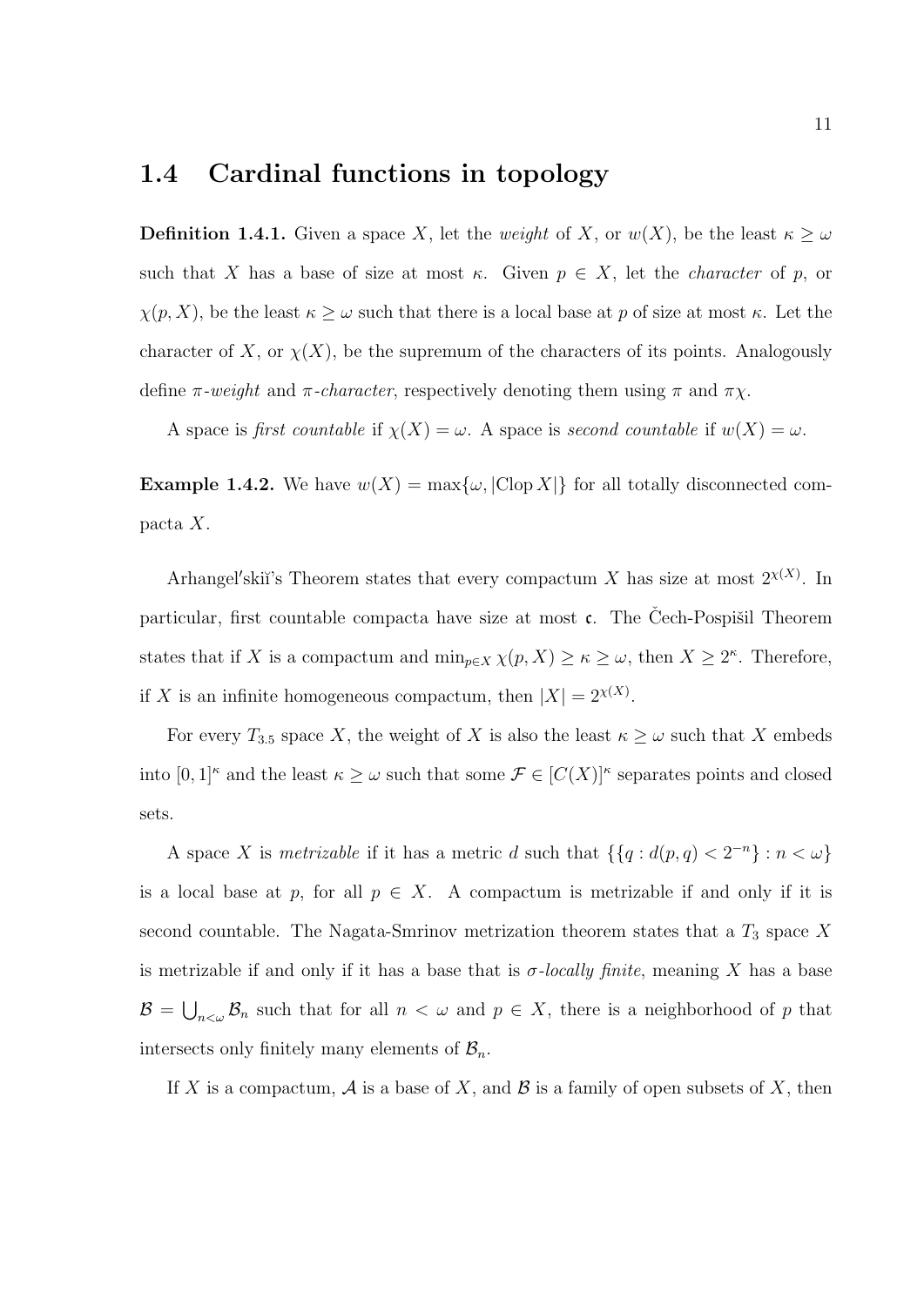## 1.4 Cardinal functions in topology

**Definition 1.4.1.** Given a space $X$, let the *weight* of $X$, or $w(X)$, be the least $\kappa \geq \omega$ such that $X$ has a base of size at most $\kappa$. Given $p \in X$, let the *character* of $p$, or $\chi(p, X)$, be the least $\kappa \geq \omega$ such that there is a local base at $p$ of size at most $\kappa$. Let the character of $X$, or $\chi(X)$, be the supremum of the characters of its points. Analogously define $\pi$-*weight* and $\pi$-*character*, respectively denoting them using $\pi$ and $\pi\chi$.

A space is *first countable* if $\chi(X) = \omega$. A space is *second countable* if $w(X) = \omega$.

**Example 1.4.2.** We have $w(X) = \max\{\omega, |\mathrm{Clop}\, X|\}$ for all totally disconnected compacta $X$.

Arhangel′skiĭ's Theorem states that every compactum $X$ has size at most $2^{\chi(X)}$. In particular, first countable compacta have size at most $\mathfrak{c}$. The Čech-Pospišil Theorem states that if $X$ is a compactum and $\min_{p \in X} \chi(p, X) \geq \kappa \geq \omega$, then $X \geq 2^\kappa$. Therefore, if $X$ is an infinite homogeneous compactum, then $|X| = 2^{\chi(X)}$.

For every $T_{3.5}$ space $X$, the weight of $X$ is also the least $\kappa \geq \omega$ such that $X$ embeds into $[0, 1]^\kappa$ and the least $\kappa \geq \omega$ such that some $\mathcal{F} \in [C(X)]^\kappa$ separates points and closed sets.

A space $X$ is *metrizable* if it has a metric $d$ such that $\{\{q : d(p, q) < 2^{-n}\} : n < \omega\}$ is a local base at $p$, for all $p \in X$. A compactum is metrizable if and only if it is second countable. The Nagata-Smrinov metrization theorem states that a $T_3$ space $X$ is metrizable if and only if it has a base that is $\sigma$-*locally finite*, meaning $X$ has a base $\mathcal{B} = \bigcup_{n<\omega} \mathcal{B}_n$ such that for all $n < \omega$ and $p \in X$, there is a neighborhood of $p$ that intersects only finitely many elements of $\mathcal{B}_n$.

If $X$ is a compactum, $\mathcal{A}$ is a base of $X$, and $\mathcal{B}$ is a family of open subsets of $X$, then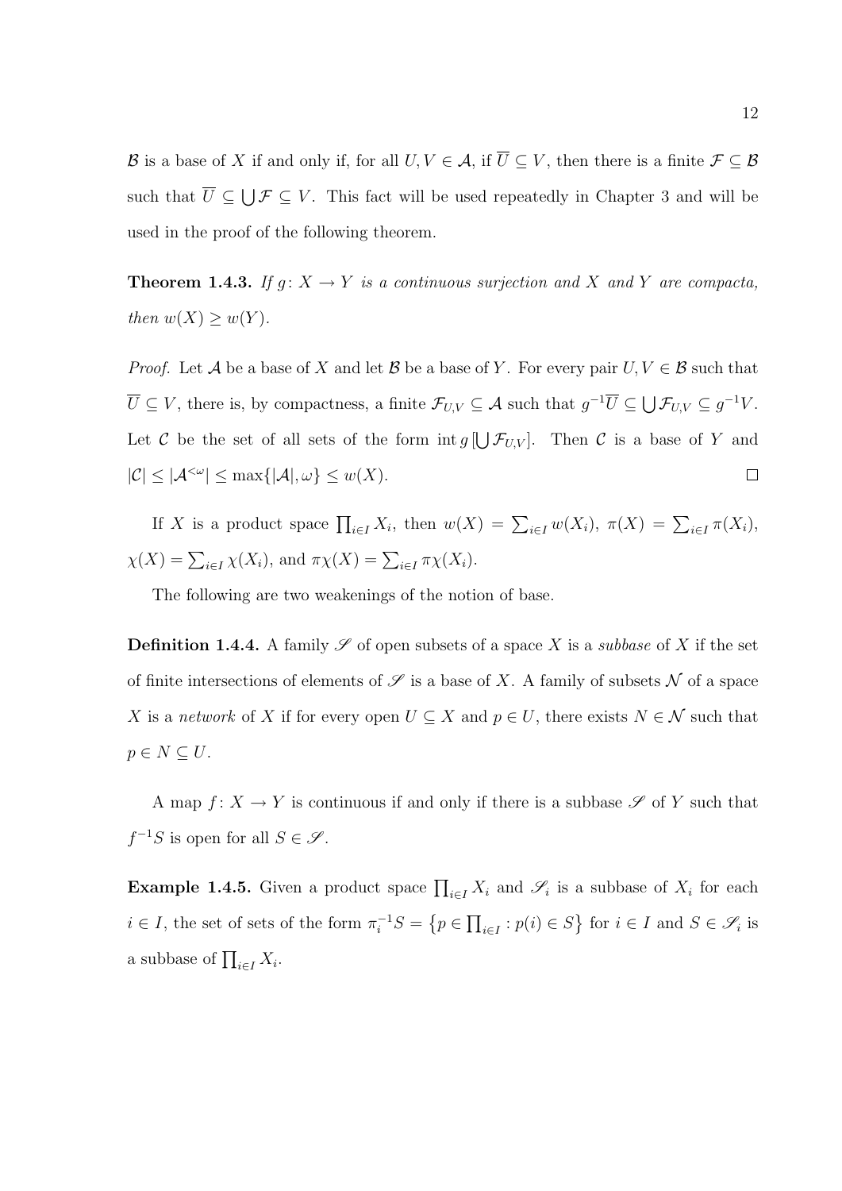$\mathcal{B}$ is a base of $X$ if and only if, for all $U, V \in \mathcal{A}$, if $\overline{U} \subseteq V$, then there is a finite $\mathcal{F} \subseteq \mathcal{B}$ such that $\overline{U} \subseteq \bigcup \mathcal{F} \subseteq V$. This fact will be used repeatedly in Chapter 3 and will be used in the proof of the following theorem.

**Theorem 1.4.3.** *If $g\colon X \to Y$ is a continuous surjection and $X$ and $Y$ are compacta, then $w(X) \geq w(Y)$.*

*Proof.* Let $\mathcal{A}$ be a base of $X$ and let $\mathcal{B}$ be a base of $Y$. For every pair $U, V \in \mathcal{B}$ such that $\overline{U} \subseteq V$, there is, by compactness, a finite $\mathcal{F}_{U,V} \subseteq \mathcal{A}$ such that $g^{-1}\overline{U} \subseteq \bigcup \mathcal{F}_{U,V} \subseteq g^{-1}V$. Let $\mathcal{C}$ be the set of all sets of the form $\operatorname{int} g\left[\bigcup \mathcal{F}_{U,V}\right]$. Then $\mathcal{C}$ is a base of $Y$ and $|\mathcal{C}| \leq |\mathcal{A}^{<\omega}| \leq \max\{|\mathcal{A}|, \omega\} \leq w(X)$. $\square$

If $X$ is a product space $\prod_{i \in I} X_i$, then $w(X) = \sum_{i \in I} w(X_i)$, $\pi(X) = \sum_{i \in I} \pi(X_i)$, $\chi(X) = \sum_{i \in I} \chi(X_i)$, and $\pi\chi(X) = \sum_{i \in I} \pi\chi(X_i)$.

The following are two weakenings of the notion of base.

**Definition 1.4.4.** A family $\mathscr{S}$ of open subsets of a space $X$ is a *subbase* of $X$ if the set of finite intersections of elements of $\mathscr{S}$ is a base of $X$. A family of subsets $\mathcal{N}$ of a space $X$ is a *network* of $X$ if for every open $U \subseteq X$ and $p \in U$, there exists $N \in \mathcal{N}$ such that $p \in N \subseteq U$.

A map $f\colon X \to Y$ is continuous if and only if there is a subbase $\mathscr{S}$ of $Y$ such that $f^{-1}S$ is open for all $S \in \mathscr{S}$.

**Example 1.4.5.** Given a product space $\prod_{i \in I} X_i$ and $\mathscr{S}_i$ is a subbase of $X_i$ for each $i \in I$, the set of sets of the form $\pi_i^{-1}S = \left\{p \in \prod_{i \in I} : p(i) \in S\right\}$ for $i \in I$ and $S \in \mathscr{S}_i$ is a subbase of $\prod_{i \in I} X_i$.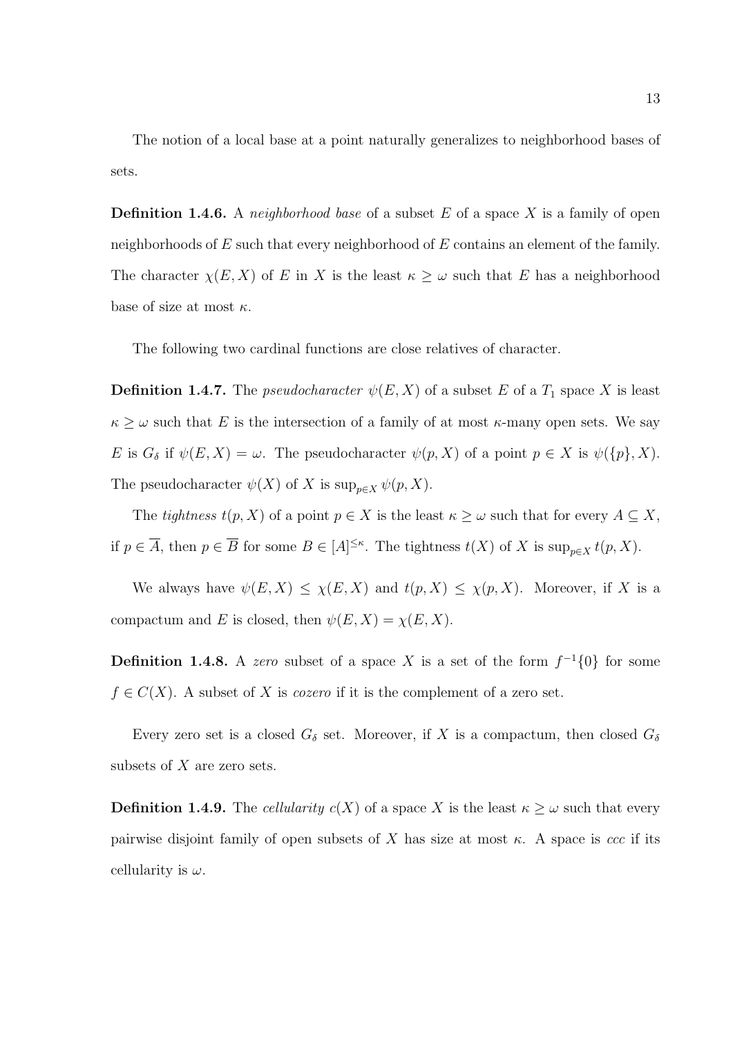The notion of a local base at a point naturally generalizes to neighborhood bases of sets.

**Definition 1.4.6.** A *neighborhood base* of a subset $E$ of a space $X$ is a family of open neighborhoods of $E$ such that every neighborhood of $E$ contains an element of the family. The character $\chi(E, X)$ of $E$ in $X$ is the least $\kappa \geq \omega$ such that $E$ has a neighborhood base of size at most $\kappa$.

The following two cardinal functions are close relatives of character.

**Definition 1.4.7.** The *pseudocharacter* $\psi(E, X)$ of a subset $E$ of a $T_1$ space $X$ is least $\kappa \geq \omega$ such that $E$ is the intersection of a family of at most $\kappa$-many open sets. We say $E$ is $G_\delta$ if $\psi(E, X) = \omega$. The pseudocharacter $\psi(p, X)$ of a point $p \in X$ is $\psi(\{p\}, X)$. The pseudocharacter $\psi(X)$ of $X$ is $\sup_{p \in X} \psi(p, X)$.

The *tightness* $t(p, X)$ of a point $p \in X$ is the least $\kappa \geq \omega$ such that for every $A \subseteq X$, if $p \in \overline{A}$, then $p \in \overline{B}$ for some $B \in [A]^{\leq \kappa}$. The tightness $t(X)$ of $X$ is $\sup_{p \in X} t(p, X)$.

We always have $\psi(E, X) \leq \chi(E, X)$ and $t(p, X) \leq \chi(p, X)$. Moreover, if $X$ is a compactum and $E$ is closed, then $\psi(E, X) = \chi(E, X)$.

**Definition 1.4.8.** A *zero* subset of a space $X$ is a set of the form $f^{-1}\{0\}$ for some $f \in C(X)$. A subset of $X$ is *cozero* if it is the complement of a zero set.

Every zero set is a closed $G_\delta$ set. Moreover, if $X$ is a compactum, then closed $G_\delta$ subsets of $X$ are zero sets.

**Definition 1.4.9.** The *cellularity* $c(X)$ of a space $X$ is the least $\kappa \geq \omega$ such that every pairwise disjoint family of open subsets of $X$ has size at most $\kappa$. A space is *ccc* if its cellularity is $\omega$.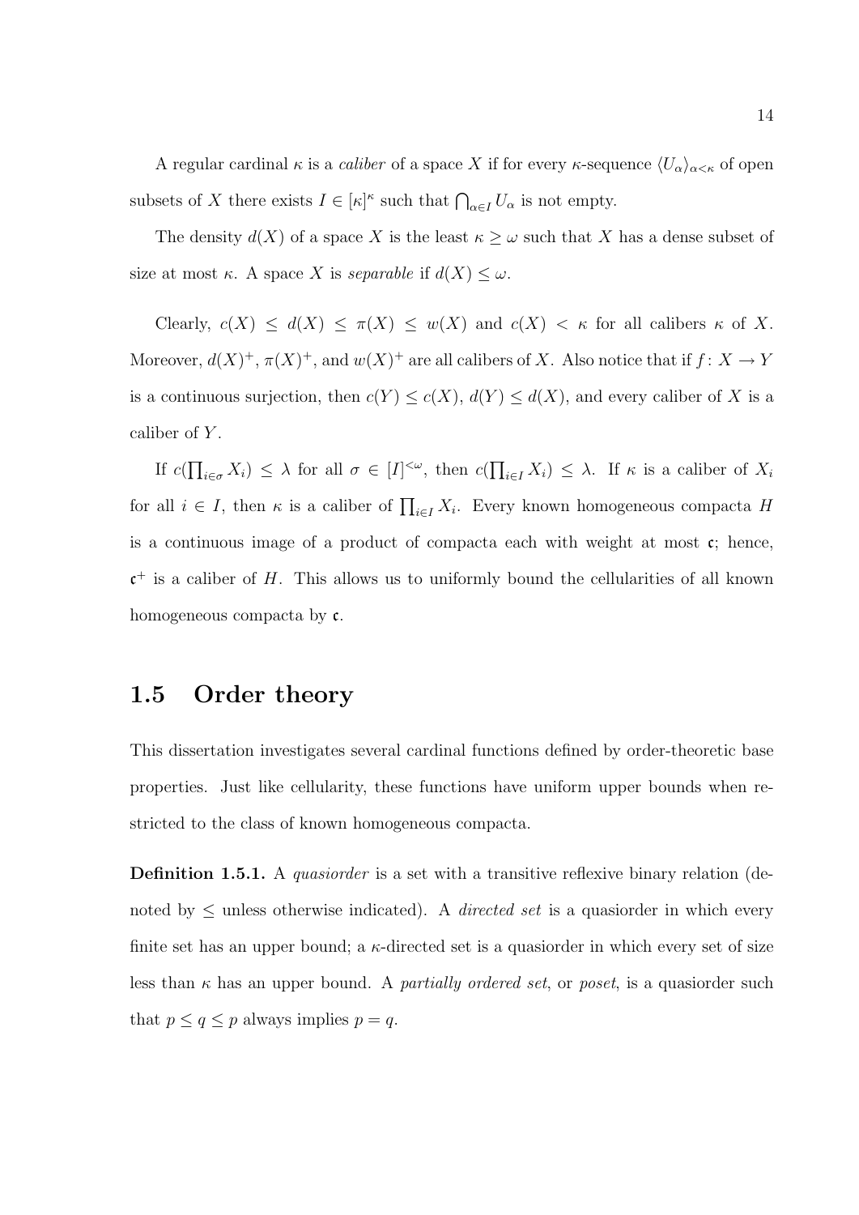A regular cardinal $\kappa$ is a *caliber* of a space $X$ if for every $\kappa$-sequence $\langle U_\alpha \rangle_{\alpha<\kappa}$ of open subsets of $X$ there exists $I \in [\kappa]^\kappa$ such that $\bigcap_{\alpha \in I} U_\alpha$ is not empty.

The density $d(X)$ of a space $X$ is the least $\kappa \geq \omega$ such that $X$ has a dense subset of size at most $\kappa$. A space $X$ is *separable* if $d(X) \leq \omega$.

Clearly, $c(X) \leq d(X) \leq \pi(X) \leq w(X)$ and $c(X) < \kappa$ for all calibers $\kappa$ of $X$. Moreover, $d(X)^+$, $\pi(X)^+$, and $w(X)^+$ are all calibers of $X$. Also notice that if $f\colon X \to Y$ is a continuous surjection, then $c(Y) \leq c(X)$, $d(Y) \leq d(X)$, and every caliber of $X$ is a caliber of $Y$.

If $c(\prod_{i\in\sigma} X_i) \leq \lambda$ for all $\sigma \in [I]^{<\omega}$, then $c(\prod_{i\in I} X_i) \leq \lambda$. If $\kappa$ is a caliber of $X_i$ for all $i \in I$, then $\kappa$ is a caliber of $\prod_{i\in I} X_i$. Every known homogeneous compacta $H$ is a continuous image of a product of compacta each with weight at most $\mathfrak{c}$; hence, $\mathfrak{c}^+$ is a caliber of $H$. This allows us to uniformly bound the cellularities of all known homogeneous compacta by $\mathfrak{c}$.

## 1.5 Order theory

This dissertation investigates several cardinal functions defined by order-theoretic base properties. Just like cellularity, these functions have uniform upper bounds when restricted to the class of known homogeneous compacta.

**Definition 1.5.1.** A *quasiorder* is a set with a transitive reflexive binary relation (denoted by $\leq$ unless otherwise indicated). A *directed set* is a quasiorder in which every finite set has an upper bound; a $\kappa$-directed set is a quasiorder in which every set of size less than $\kappa$ has an upper bound. A *partially ordered set*, or *poset*, is a quasiorder such that $p \leq q \leq p$ always implies $p = q$.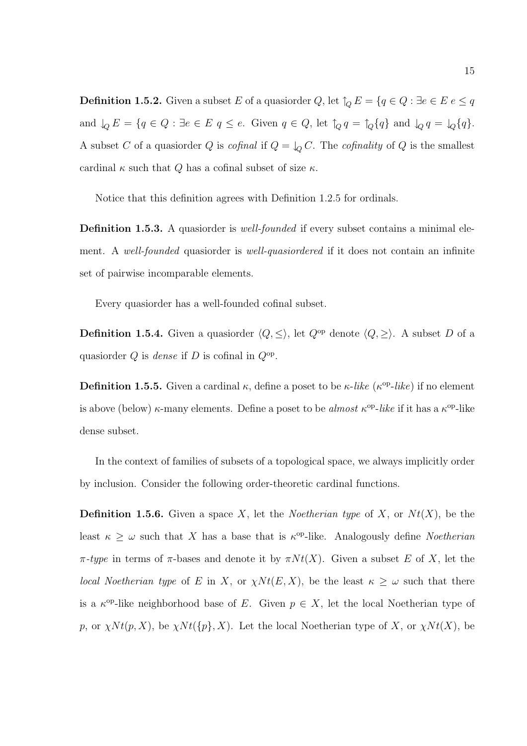**Definition 1.5.2.** Given a subset $E$ of a quasiorder $Q$, let $\uparrow_Q E = \{q \in Q : \exists e \in E\ e \leq q$ and $\downarrow_Q E = \{q \in Q : \exists e \in E\ q \leq e$. Given $q \in Q$, let $\uparrow_Q q = \uparrow_Q \{q\}$ and $\downarrow_Q q = \downarrow_Q \{q\}$. A subset $C$ of a quasiorder $Q$ is *cofinal* if $Q = \downarrow_Q C$. The *cofinality* of $Q$ is the smallest cardinal $\kappa$ such that $Q$ has a cofinal subset of size $\kappa$.

Notice that this definition agrees with Definition 1.2.5 for ordinals.

**Definition 1.5.3.** A quasiorder is *well-founded* if every subset contains a minimal element. A *well-founded* quasiorder is *well-quasiordered* if it does not contain an infinite set of pairwise incomparable elements.

Every quasiorder has a well-founded cofinal subset.

**Definition 1.5.4.** Given a quasiorder $\langle Q, \leq \rangle$, let $Q^{\mathrm{op}}$ denote $\langle Q, \geq \rangle$. A subset $D$ of a quasiorder $Q$ is *dense* if $D$ is cofinal in $Q^{\mathrm{op}}$.

**Definition 1.5.5.** Given a cardinal $\kappa$, define a poset to be $\kappa$-*like* ($\kappa^{\mathrm{op}}$-*like*) if no element is above (below) $\kappa$-many elements. Define a poset to be *almost* $\kappa^{\mathrm{op}}$-*like* if it has a $\kappa^{\mathrm{op}}$-like dense subset.

In the context of families of subsets of a topological space, we always implicitly order by inclusion. Consider the following order-theoretic cardinal functions.

**Definition 1.5.6.** Given a space $X$, let the *Noetherian type* of $X$, or $Nt(X)$, be the least $\kappa \geq \omega$ such that $X$ has a base that is $\kappa^{\mathrm{op}}$-like. Analogously define *Noetherian* $\pi$-*type* in terms of $\pi$-bases and denote it by $\pi Nt(X)$. Given a subset $E$ of $X$, let the *local Noetherian type* of $E$ in $X$, or $\chi Nt(E, X)$, be the least $\kappa \geq \omega$ such that there is a $\kappa^{\mathrm{op}}$-like neighborhood base of $E$. Given $p \in X$, let the local Noetherian type of $p$, or $\chi Nt(p, X)$, be $\chi Nt(\{p\}, X)$. Let the local Noetherian type of $X$, or $\chi Nt(X)$, be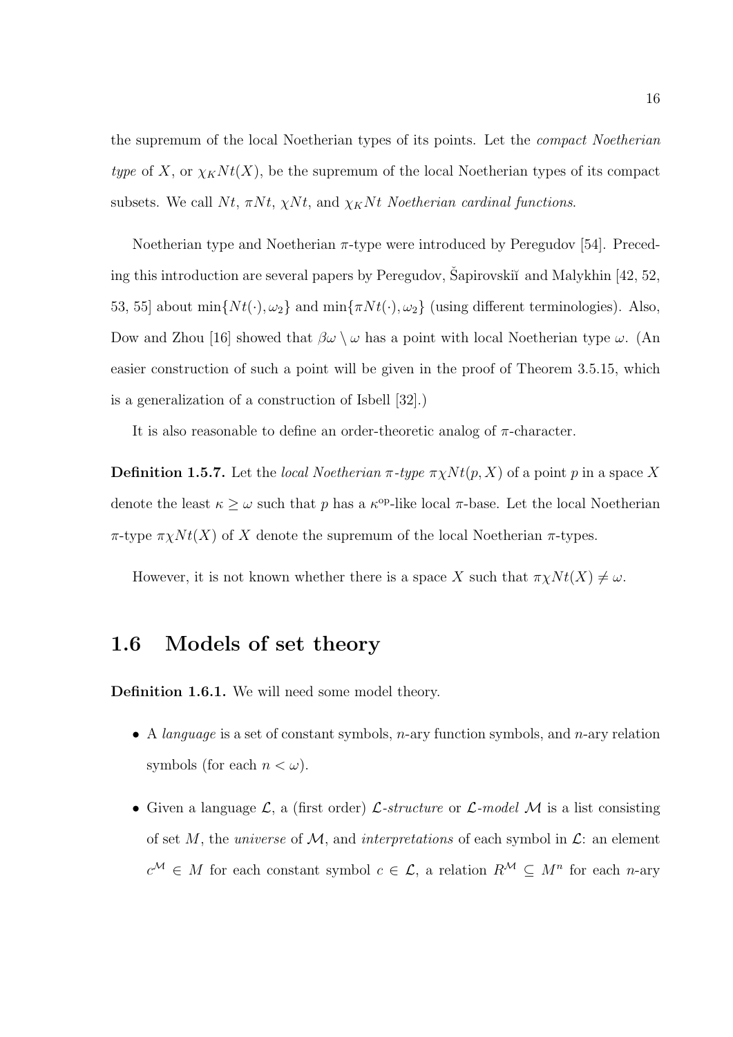the supremum of the local Noetherian types of its points. Let the *compact Noetherian type* of $X$, or $\chi_K Nt(X)$, be the supremum of the local Noetherian types of its compact subsets. We call $Nt$, $\pi Nt$, $\chi Nt$, and $\chi_K Nt$ *Noetherian cardinal functions*.

Noetherian type and Noetherian $\pi$-type were introduced by Peregudov [54]. Preceding this introduction are several papers by Peregudov, Šapirovskiĭ and Malykhin [42, 52, 53, 55] about $\min\{Nt(\cdot), \omega_2\}$ and $\min\{\pi Nt(\cdot), \omega_2\}$ (using different terminologies). Also, Dow and Zhou [16] showed that $\beta\omega \setminus \omega$ has a point with local Noetherian type $\omega$. (An easier construction of such a point will be given in the proof of Theorem 3.5.15, which is a generalization of a construction of Isbell [32].)

It is also reasonable to define an order-theoretic analog of $\pi$-character.

**Definition 1.5.7.** Let the *local Noetherian $\pi$-type* $\pi\chi Nt(p, X)$ of a point $p$ in a space $X$ denote the least $\kappa \geq \omega$ such that $p$ has a $\kappa^{\mathrm{op}}$-like local $\pi$-base. Let the local Noetherian $\pi$-type $\pi\chi Nt(X)$ of $X$ denote the supremum of the local Noetherian $\pi$-types.

However, it is not known whether there is a space $X$ such that $\pi\chi Nt(X) \neq \omega$.

## 1.6 Models of set theory

**Definition 1.6.1.** We will need some model theory.

- A *language* is a set of constant symbols, $n$-ary function symbols, and $n$-ary relation symbols (for each $n < \omega$).
- Given a language $\mathcal{L}$, a (first order) $\mathcal{L}$-*structure* or $\mathcal{L}$-*model* $\mathcal{M}$ is a list consisting of set $M$, the *universe* of $\mathcal{M}$, and *interpretations* of each symbol in $\mathcal{L}$: an element $c^{\mathcal{M}} \in M$ for each constant symbol $c \in \mathcal{L}$, a relation $R^{\mathcal{M}} \subseteq M^n$ for each $n$-ary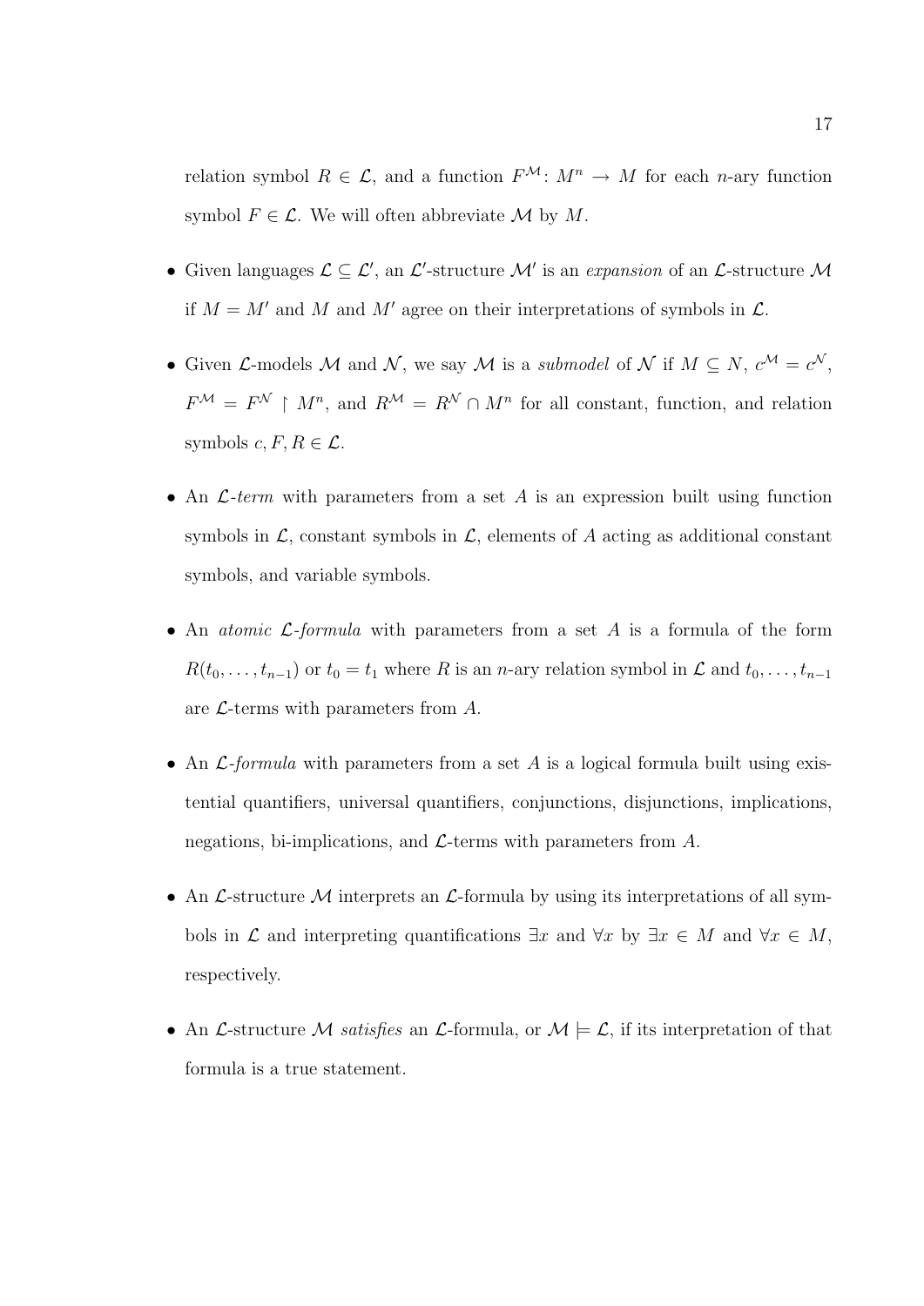relation symbol $R \in \mathcal{L}$, and a function $F^{\mathcal{M}} \colon M^n \to M$ for each $n$-ary function symbol $F \in \mathcal{L}$. We will often abbreviate $\mathcal{M}$ by $M$.

- Given languages $\mathcal{L} \subseteq \mathcal{L}'$, an $\mathcal{L}'$-structure $\mathcal{M}'$ is an *expansion* of an $\mathcal{L}$-structure $\mathcal{M}$ if $M = M'$ and $M$ and $M'$ agree on their interpretations of symbols in $\mathcal{L}$.

- Given $\mathcal{L}$-models $\mathcal{M}$ and $\mathcal{N}$, we say $\mathcal{M}$ is a *submodel* of $\mathcal{N}$ if $M \subseteq N$, $c^{\mathcal{M}} = c^{\mathcal{N}}$, $F^{\mathcal{M}} = F^{\mathcal{N}} \restriction M^n$, and $R^{\mathcal{M}} = R^{\mathcal{N}} \cap M^n$ for all constant, function, and relation symbols $c, F, R \in \mathcal{L}$.

- An $\mathcal{L}$-*term* with parameters from a set $A$ is an expression built using function symbols in $\mathcal{L}$, constant symbols in $\mathcal{L}$, elements of $A$ acting as additional constant symbols, and variable symbols.

- An *atomic* $\mathcal{L}$-*formula* with parameters from a set $A$ is a formula of the form $R(t_0, \ldots, t_{n-1})$ or $t_0 = t_1$ where $R$ is an $n$-ary relation symbol in $\mathcal{L}$ and $t_0, \ldots, t_{n-1}$ are $\mathcal{L}$-terms with parameters from $A$.

- An $\mathcal{L}$-*formula* with parameters from a set $A$ is a logical formula built using existential quantifiers, universal quantifiers, conjunctions, disjunctions, implications, negations, bi-implications, and $\mathcal{L}$-terms with parameters from $A$.

- An $\mathcal{L}$-structure $\mathcal{M}$ interprets an $\mathcal{L}$-formula by using its interpretations of all symbols in $\mathcal{L}$ and interpreting quantifications $\exists x$ and $\forall x$ by $\exists x \in M$ and $\forall x \in M$, respectively.

- An $\mathcal{L}$-structure $\mathcal{M}$ *satisfies* an $\mathcal{L}$-formula, or $\mathcal{M} \models \mathcal{L}$, if its interpretation of that formula is a true statement.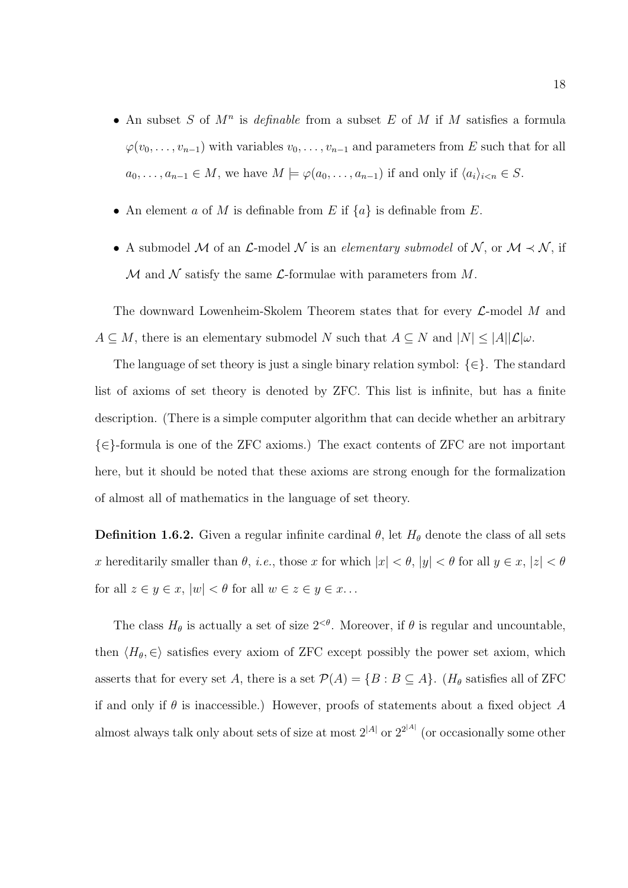- An subset $S$ of $M^n$ is *definable* from a subset $E$ of $M$ if $M$ satisfies a formula $\varphi(v_0, \ldots, v_{n-1})$ with variables $v_0, \ldots, v_{n-1}$ and parameters from $E$ such that for all $a_0, \ldots, a_{n-1} \in M$, we have $M \models \varphi(a_0, \ldots, a_{n-1})$ if and only if $\langle a_i \rangle_{i<n} \in S$.

- An element $a$ of $M$ is definable from $E$ if $\{a\}$ is definable from $E$.

- A submodel $\mathcal{M}$ of an $\mathcal{L}$-model $\mathcal{N}$ is an *elementary submodel* of $\mathcal{N}$, or $\mathcal{M} \prec \mathcal{N}$, if $\mathcal{M}$ and $\mathcal{N}$ satisfy the same $\mathcal{L}$-formulae with parameters from $M$.

The downward Lowenheim-Skolem Theorem states that for every $\mathcal{L}$-model $M$ and $A \subseteq M$, there is an elementary submodel $N$ such that $A \subseteq N$ and $|N| \leq |A||\mathcal{L}|\omega$.

The language of set theory is just a single binary relation symbol: $\{\in\}$. The standard list of axioms of set theory is denoted by ZFC. This list is infinite, but has a finite description. (There is a simple computer algorithm that can decide whether an arbitrary $\{\in\}$-formula is one of the ZFC axioms.) The exact contents of ZFC are not important here, but it should be noted that these axioms are strong enough for the formalization of almost all of mathematics in the language of set theory.

**Definition 1.6.2.** Given a regular infinite cardinal $\theta$, let $H_\theta$ denote the class of all sets $x$ hereditarily smaller than $\theta$, *i.e.*, those $x$ for which $|x| < \theta$, $|y| < \theta$ for all $y \in x$, $|z| < \theta$ for all $z \in y \in x$, $|w| < \theta$ for all $w \in z \in y \in x \ldots$

The class $H_\theta$ is actually a set of size $2^{<\theta}$. Moreover, if $\theta$ is regular and uncountable, then $\langle H_\theta, \in \rangle$ satisfies every axiom of ZFC except possibly the power set axiom, which asserts that for every set $A$, there is a set $\mathcal{P}(A) = \{B : B \subseteq A\}$. ($H_\theta$ satisfies all of ZFC if and only if $\theta$ is inaccessible.) However, proofs of statements about a fixed object $A$ almost always talk only about sets of size at most $2^{|A|}$ or $2^{2^{|A|}}$ (or occasionally some other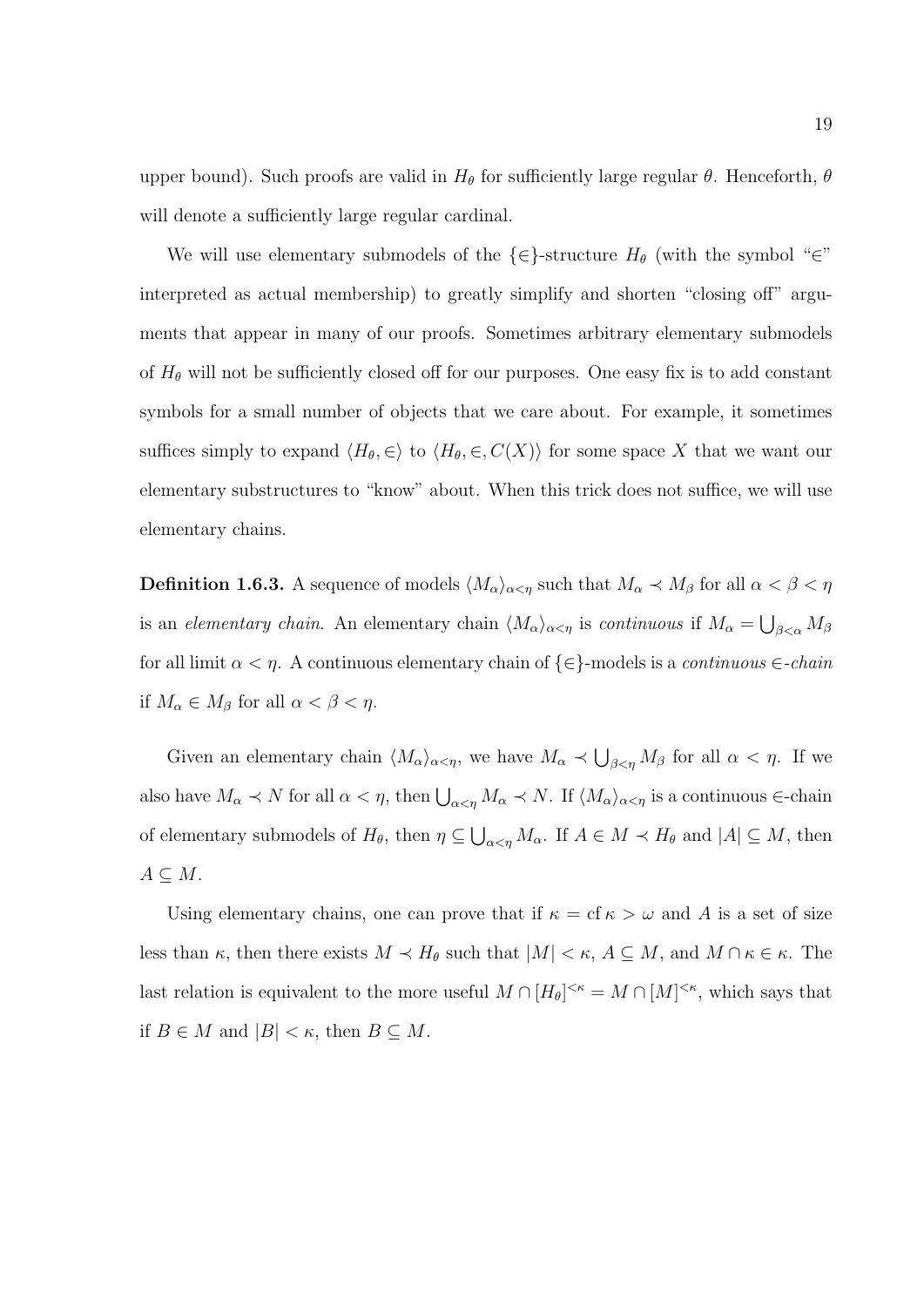upper bound). Such proofs are valid in $H_\theta$ for sufficiently large regular $\theta$. Henceforth, $\theta$ will denote a sufficiently large regular cardinal.

We will use elementary submodels of the $\{\in\}$-structure $H_\theta$ (with the symbol "$\in$" interpreted as actual membership) to greatly simplify and shorten "closing off" arguments that appear in many of our proofs. Sometimes arbitrary elementary submodels of $H_\theta$ will not be sufficiently closed off for our purposes. One easy fix is to add constant symbols for a small number of objects that we care about. For example, it sometimes suffices simply to expand $\langle H_\theta, \in\rangle$ to $\langle H_\theta, \in, C(X)\rangle$ for some space $X$ that we want our elementary substructures to "know" about. When this trick does not suffice, we will use elementary chains.

**Definition 1.6.3.** A sequence of models $\langle M_\alpha\rangle_{\alpha<\eta}$ such that $M_\alpha \prec M_\beta$ for all $\alpha < \beta < \eta$ is an *elementary chain*. An elementary chain $\langle M_\alpha\rangle_{\alpha<\eta}$ is *continuous* if $M_\alpha = \bigcup_{\beta<\alpha} M_\beta$ for all limit $\alpha < \eta$. A continuous elementary chain of $\{\in\}$-models is a *continuous* $\in$*-chain* if $M_\alpha \in M_\beta$ for all $\alpha < \beta < \eta$.

Given an elementary chain $\langle M_\alpha\rangle_{\alpha<\eta}$, we have $M_\alpha \prec \bigcup_{\beta<\eta} M_\beta$ for all $\alpha < \eta$. If we also have $M_\alpha \prec N$ for all $\alpha < \eta$, then $\bigcup_{\alpha<\eta} M_\alpha \prec N$. If $\langle M_\alpha\rangle_{\alpha<\eta}$ is a continuous $\in$-chain of elementary submodels of $H_\theta$, then $\eta \subseteq \bigcup_{\alpha<\eta} M_\alpha$. If $A \in M \prec H_\theta$ and $|A| \subseteq M$, then $A \subseteq M$.

Using elementary chains, one can prove that if $\kappa = \operatorname{cf}\kappa > \omega$ and $A$ is a set of size less than $\kappa$, then there exists $M \prec H_\theta$ such that $|M| < \kappa$, $A \subseteq M$, and $M \cap \kappa \in \kappa$. The last relation is equivalent to the more useful $M \cap [H_\theta]^{<\kappa} = M \cap [M]^{<\kappa}$, which says that if $B \in M$ and $|B| < \kappa$, then $B \subseteq M$.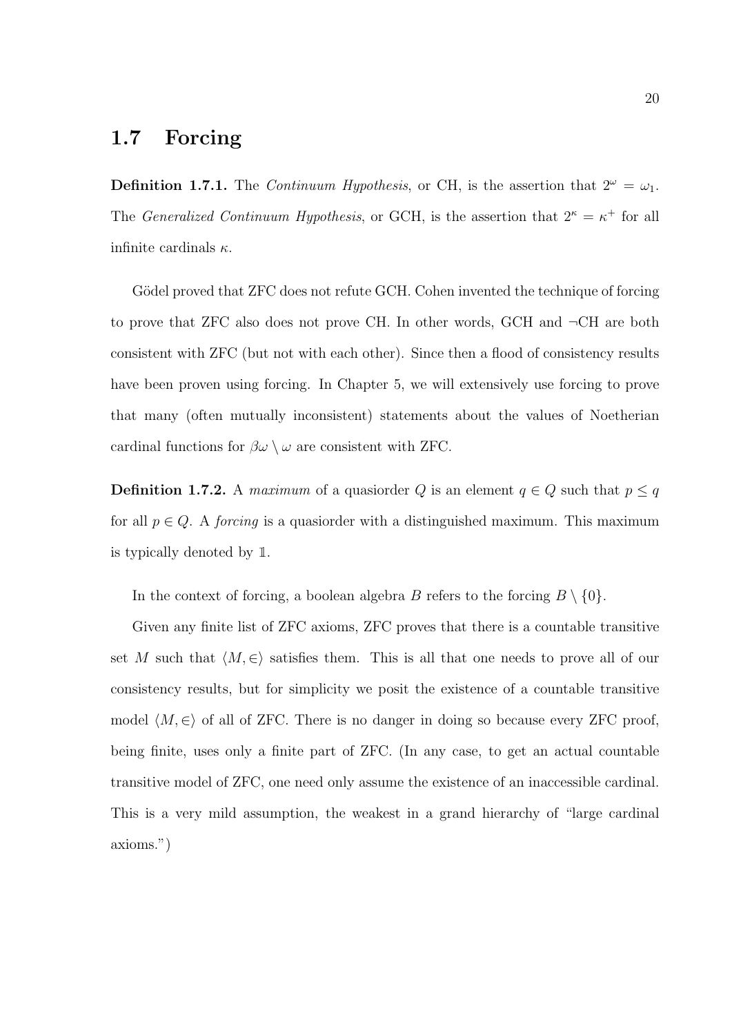## 1.7 Forcing

**Definition 1.7.1.** The *Continuum Hypothesis*, or CH, is the assertion that $2^\omega = \omega_1$. The *Generalized Continuum Hypothesis*, or GCH, is the assertion that $2^\kappa = \kappa^+$ for all infinite cardinals $\kappa$.

Gödel proved that ZFC does not refute GCH. Cohen invented the technique of forcing to prove that ZFC also does not prove CH. In other words, GCH and $\neg$CH are both consistent with ZFC (but not with each other). Since then a flood of consistency results have been proven using forcing. In Chapter 5, we will extensively use forcing to prove that many (often mutually inconsistent) statements about the values of Noetherian cardinal functions for $\beta\omega \setminus \omega$ are consistent with ZFC.

**Definition 1.7.2.** A *maximum* of a quasiorder $Q$ is an element $q \in Q$ such that $p \leq q$ for all $p \in Q$. A *forcing* is a quasiorder with a distinguished maximum. This maximum is typically denoted by $\mathbb{1}$.

In the context of forcing, a boolean algebra $B$ refers to the forcing $B \setminus \{0\}$.

Given any finite list of ZFC axioms, ZFC proves that there is a countable transitive set $M$ such that $\langle M, \in \rangle$ satisfies them. This is all that one needs to prove all of our consistency results, but for simplicity we posit the existence of a countable transitive model $\langle M, \in \rangle$ of all of ZFC. There is no danger in doing so because every ZFC proof, being finite, uses only a finite part of ZFC. (In any case, to get an actual countable transitive model of ZFC, one need only assume the existence of an inaccessible cardinal. This is a very mild assumption, the weakest in a grand hierarchy of "large cardinal axioms.")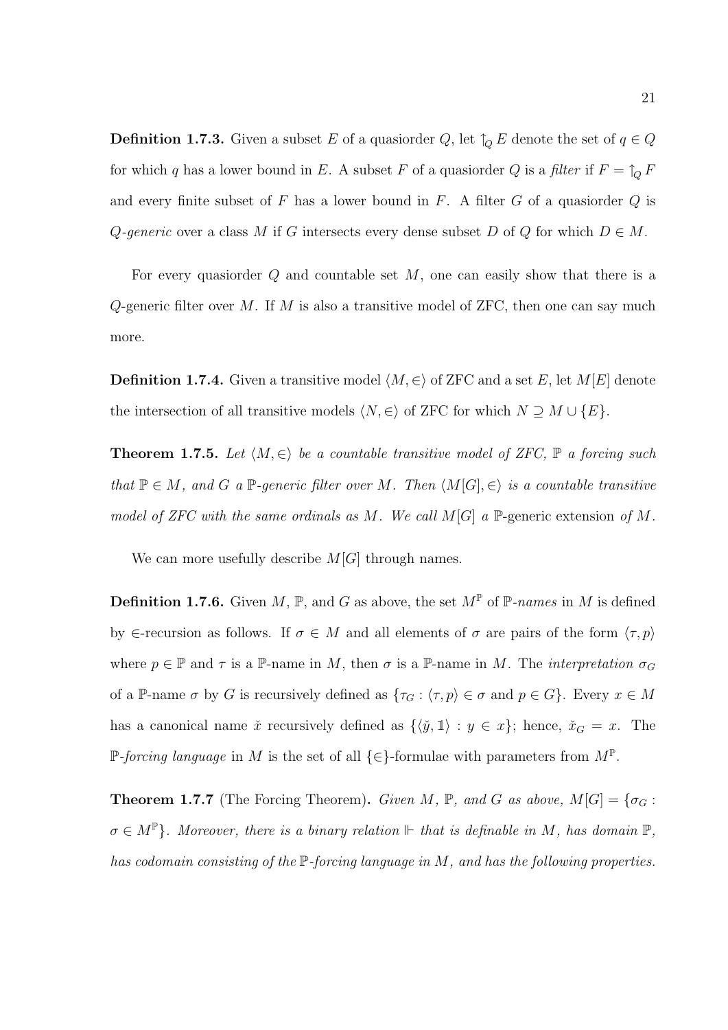**Definition 1.7.3.** Given a subset $E$ of a quasiorder $Q$, let $\uparrow_Q E$ denote the set of $q \in Q$ for which $q$ has a lower bound in $E$. A subset $F$ of a quasiorder $Q$ is a *filter* if $F = \uparrow_Q F$ and every finite subset of $F$ has a lower bound in $F$. A filter $G$ of a quasiorder $Q$ is *$Q$-generic* over a class $M$ if $G$ intersects every dense subset $D$ of $Q$ for which $D \in M$.

For every quasiorder $Q$ and countable set $M$, one can easily show that there is a $Q$-generic filter over $M$. If $M$ is also a transitive model of ZFC, then one can say much more.

**Definition 1.7.4.** Given a transitive model $\langle M, \in \rangle$ of ZFC and a set $E$, let $M[E]$ denote the intersection of all transitive models $\langle N, \in \rangle$ of ZFC for which $N \supseteq M \cup \{E\}$.

**Theorem 1.7.5.** *Let $\langle M, \in \rangle$ be a countable transitive model of ZFC, $\mathbb{P}$ a forcing such that $\mathbb{P} \in M$, and $G$ a $\mathbb{P}$-generic filter over $M$. Then $\langle M[G], \in \rangle$ is a countable transitive model of ZFC with the same ordinals as $M$. We call $M[G]$ a* $\mathbb{P}$-generic extension *of $M$.*

We can more usefully describe $M[G]$ through names.

**Definition 1.7.6.** Given $M$, $\mathbb{P}$, and $G$ as above, the set $M^{\mathbb{P}}$ of $\mathbb{P}$-*names* in $M$ is defined by $\in$-recursion as follows. If $\sigma \in M$ and all elements of $\sigma$ are pairs of the form $\langle \tau, p \rangle$ where $p \in \mathbb{P}$ and $\tau$ is a $\mathbb{P}$-name in $M$, then $\sigma$ is a $\mathbb{P}$-name in $M$. The *interpretation* $\sigma_G$ of a $\mathbb{P}$-name $\sigma$ by $G$ is recursively defined as $\{\tau_G : \langle \tau, p \rangle \in \sigma \text{ and } p \in G\}$. Every $x \in M$ has a canonical name $\check{x}$ recursively defined as $\{\langle \check{y}, \mathbb{1} \rangle : y \in x\}$; hence, $\check{x}_G = x$. The $\mathbb{P}$-*forcing language* in $M$ is the set of all $\{\in\}$-formulae with parameters from $M^{\mathbb{P}}$.

**Theorem 1.7.7** (The Forcing Theorem)**.** *Given $M$, $\mathbb{P}$, and $G$ as above, $M[G] = \{\sigma_G : \sigma \in M^{\mathbb{P}}\}$. Moreover, there is a binary relation $\Vdash$ that is definable in $M$, has domain $\mathbb{P}$, has codomain consisting of the $\mathbb{P}$-forcing language in $M$, and has the following properties.*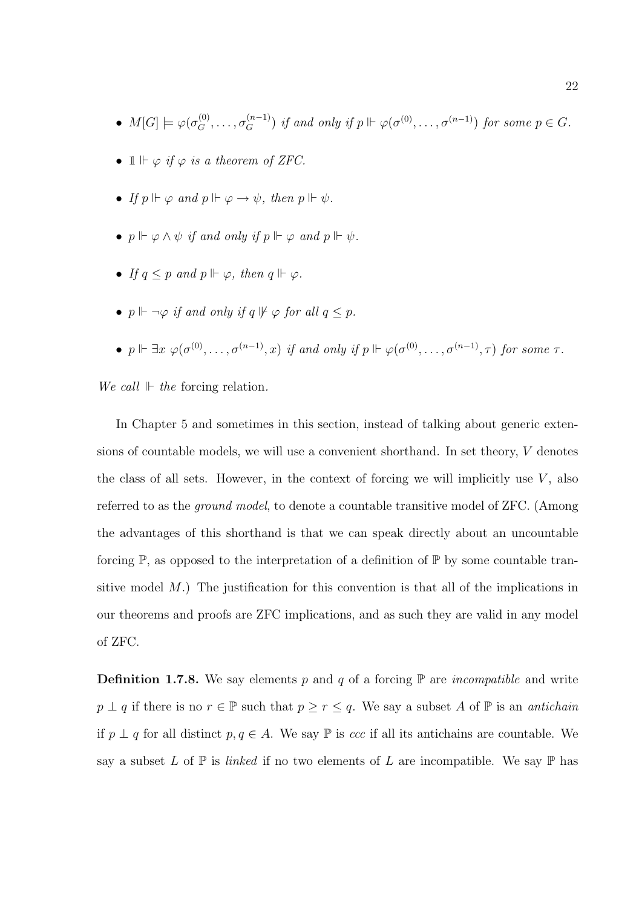- *$M[G] \models \varphi(\sigma^{(0)}_G, \ldots, \sigma^{(n-1)}_G)$ if and only if $p \Vdash \varphi(\sigma^{(0)}, \ldots, \sigma^{(n-1)})$ for some $p \in G$.*
- *$\mathbb{1} \Vdash \varphi$ if $\varphi$ is a theorem of ZFC.*
- *If $p \Vdash \varphi$ and $p \Vdash \varphi \to \psi$, then $p \Vdash \psi$.*
- *$p \Vdash \varphi \wedge \psi$ if and only if $p \Vdash \varphi$ and $p \Vdash \psi$.*
- *If $q \leq p$ and $p \Vdash \varphi$, then $q \Vdash \varphi$.*
- *$p \Vdash \neg\varphi$ if and only if $q \nVdash \varphi$ for all $q \leq p$.*
- *$p \Vdash \exists x\ \varphi(\sigma^{(0)}, \ldots, \sigma^{(n-1)}, x)$ if and only if $p \Vdash \varphi(\sigma^{(0)}, \ldots, \sigma^{(n-1)}, \tau)$ for some $\tau$.*

*We call $\Vdash$ the* forcing relation.

In Chapter 5 and sometimes in this section, instead of talking about generic extensions of countable models, we will use a convenient shorthand. In set theory, $V$ denotes the class of all sets. However, in the context of forcing we will implicitly use $V$, also referred to as the *ground model*, to denote a countable transitive model of ZFC. (Among the advantages of this shorthand is that we can speak directly about an uncountable forcing $\mathbb{P}$, as opposed to the interpretation of a definition of $\mathbb{P}$ by some countable transitive model $M$.) The justification for this convention is that all of the implications in our theorems and proofs are ZFC implications, and as such they are valid in any model of ZFC.

**Definition 1.7.8.** We say elements $p$ and $q$ of a forcing $\mathbb{P}$ are *incompatible* and write $p \perp q$ if there is no $r \in \mathbb{P}$ such that $p \geq r \leq q$. We say a subset $A$ of $\mathbb{P}$ is an *antichain* if $p \perp q$ for all distinct $p, q \in A$. We say $\mathbb{P}$ is *ccc* if all its antichains are countable. We say a subset $L$ of $\mathbb{P}$ is *linked* if no two elements of $L$ are incompatible. We say $\mathbb{P}$ has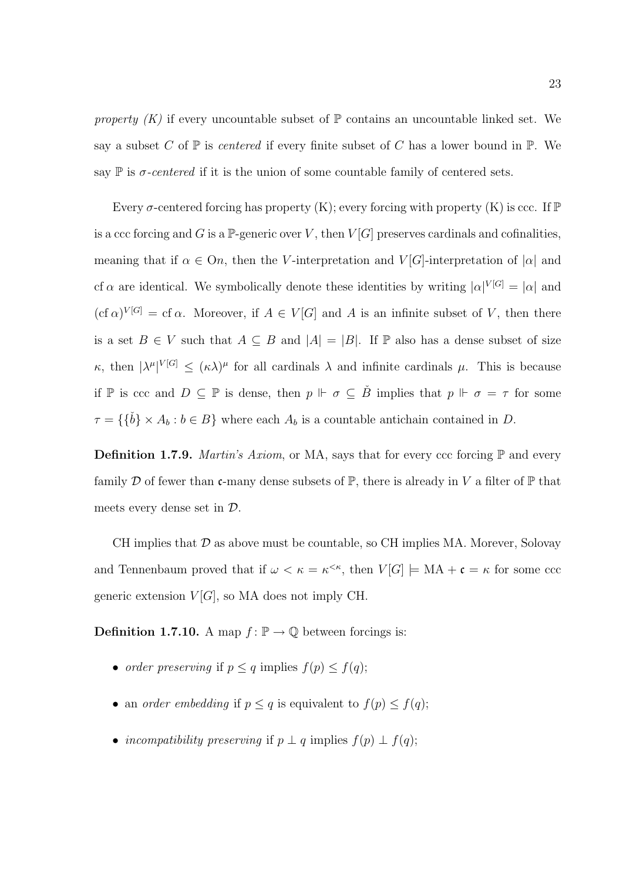*property (K)* if every uncountable subset of $\mathbb{P}$ contains an uncountable linked set. We say a subset $C$ of $\mathbb{P}$ is *centered* if every finite subset of $C$ has a lower bound in $\mathbb{P}$. We say $\mathbb{P}$ is $\sigma$*-centered* if it is the union of some countable family of centered sets.

Every $\sigma$-centered forcing has property (K); every forcing with property (K) is ccc. If $\mathbb{P}$ is a ccc forcing and $G$ is a $\mathbb{P}$-generic over $V$, then $V[G]$ preserves cardinals and cofinalities, meaning that if $\alpha \in \mathrm{O}n$, then the $V$-interpretation and $V[G]$-interpretation of $|\alpha|$ and $\mathrm{cf}\,\alpha$ are identical. We symbolically denote these identities by writing $|\alpha|^{V[G]} = |\alpha|$ and $(\mathrm{cf}\,\alpha)^{V[G]} = \mathrm{cf}\,\alpha$. Moreover, if $A \in V[G]$ and $A$ is an infinite subset of $V$, then there is a set $B \in V$ such that $A \subseteq B$ and $|A| = |B|$. If $\mathbb{P}$ also has a dense subset of size $\kappa$, then $|\lambda^{\mu}|^{V[G]} \leq (\kappa\lambda)^{\mu}$ for all cardinals $\lambda$ and infinite cardinals $\mu$. This is because if $\mathbb{P}$ is ccc and $D \subseteq \mathbb{P}$ is dense, then $p \Vdash \sigma \subseteq \check{B}$ implies that $p \Vdash \sigma = \tau$ for some $\tau = \{\{\check{b}\} \times A_b : b \in B\}$ where each $A_b$ is a countable antichain contained in $D$.

**Definition 1.7.9.** *Martin's Axiom*, or MA, says that for every ccc forcing $\mathbb{P}$ and every family $\mathcal{D}$ of fewer than $\mathfrak{c}$-many dense subsets of $\mathbb{P}$, there is already in $V$ a filter of $\mathbb{P}$ that meets every dense set in $\mathcal{D}$.

CH implies that $\mathcal{D}$ as above must be countable, so CH implies MA. Morever, Solovay and Tennenbaum proved that if $\omega < \kappa = \kappa^{<\kappa}$, then $V[G] \models \mathrm{MA} + \mathfrak{c} = \kappa$ for some ccc generic extension $V[G]$, so MA does not imply CH.

**Definition 1.7.10.** A map $f \colon \mathbb{P} \to \mathbb{Q}$ between forcings is:

- *order preserving* if $p \leq q$ implies $f(p) \leq f(q)$;
- an *order embedding* if $p \leq q$ is equivalent to $f(p) \leq f(q)$;
- *incompatibility preserving* if $p \perp q$ implies $f(p) \perp f(q)$;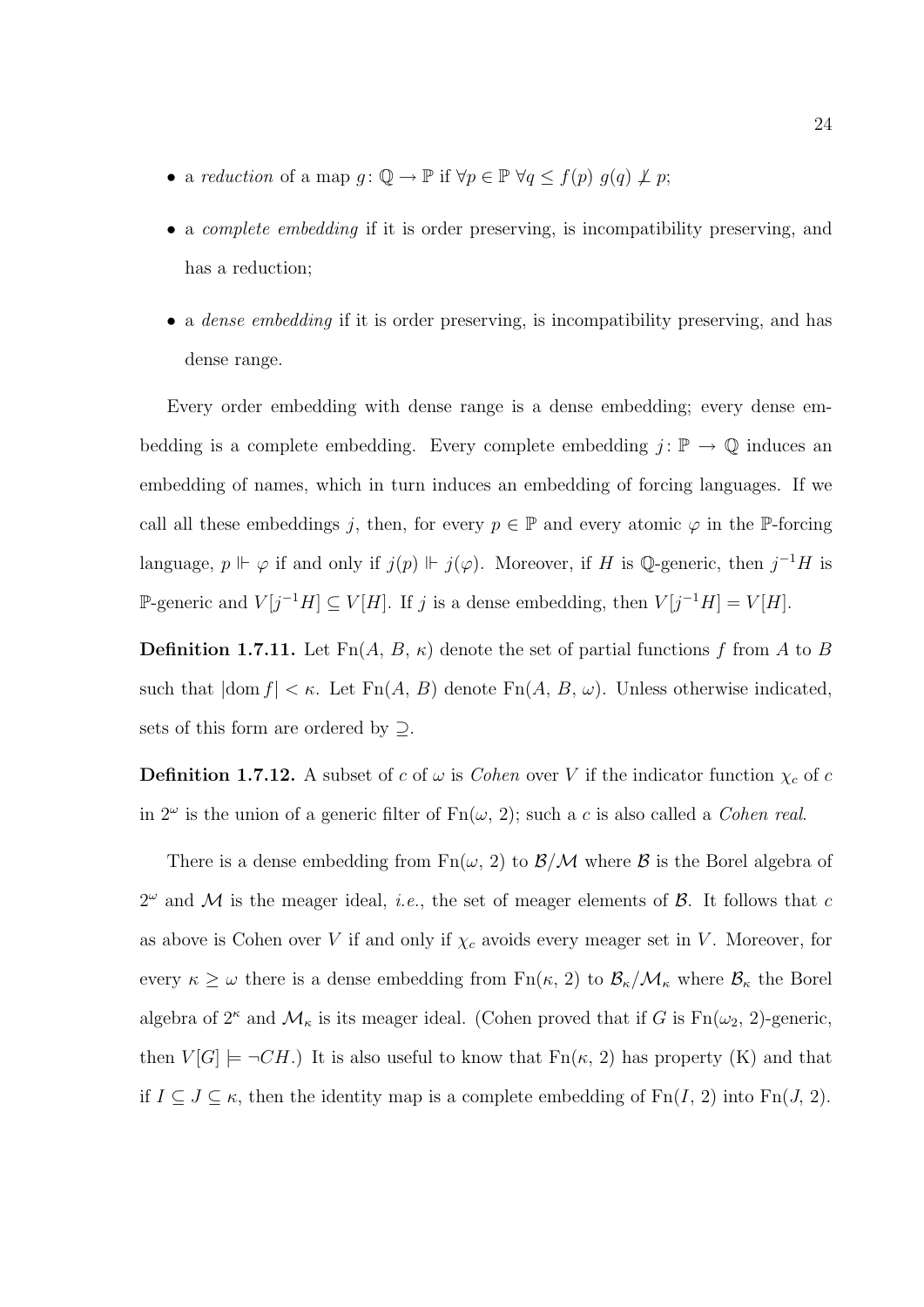- a *reduction* of a map $g\colon \mathbb{Q} \to \mathbb{P}$ if $\forall p \in \mathbb{P}\ \forall q \leq f(p)\ g(q) \not\perp p$;
- a *complete embedding* if it is order preserving, is incompatibility preserving, and has a reduction;
- a *dense embedding* if it is order preserving, is incompatibility preserving, and has dense range.

Every order embedding with dense range is a dense embedding; every dense embedding is a complete embedding. Every complete embedding $j\colon \mathbb{P} \to \mathbb{Q}$ induces an embedding of names, which in turn induces an embedding of forcing languages. If we call all these embeddings $j$, then, for every $p \in \mathbb{P}$ and every atomic $\varphi$ in the $\mathbb{P}$-forcing language, $p \Vdash \varphi$ if and only if $j(p) \Vdash j(\varphi)$. Moreover, if $H$ is $\mathbb{Q}$-generic, then $j^{-1}H$ is $\mathbb{P}$-generic and $V[j^{-1}H] \subseteq V[H]$. If $j$ is a dense embedding, then $V[j^{-1}H] = V[H]$.

**Definition 1.7.11.** Let $\mathrm{Fn}(A,\,B,\,\kappa)$ denote the set of partial functions $f$ from $A$ to $B$ such that $|\mathrm{dom}\, f| < \kappa$. Let $\mathrm{Fn}(A,\,B)$ denote $\mathrm{Fn}(A,\,B,\,\omega)$. Unless otherwise indicated, sets of this form are ordered by $\supseteq$.

**Definition 1.7.12.** A subset of $c$ of $\omega$ is *Cohen* over $V$ if the indicator function $\chi_c$ of $c$ in $2^\omega$ is the union of a generic filter of $\mathrm{Fn}(\omega,\,2)$; such a $c$ is also called a *Cohen real*.

There is a dense embedding from $\mathrm{Fn}(\omega,\,2)$ to $\mathcal{B}/\mathcal{M}$ where $\mathcal{B}$ is the Borel algebra of $2^\omega$ and $\mathcal{M}$ is the meager ideal, *i.e.*, the set of meager elements of $\mathcal{B}$. It follows that $c$ as above is Cohen over $V$ if and only if $\chi_c$ avoids every meager set in $V$. Moreover, for every $\kappa \geq \omega$ there is a dense embedding from $\mathrm{Fn}(\kappa,\,2)$ to $\mathcal{B}_\kappa/\mathcal{M}_\kappa$ where $\mathcal{B}_\kappa$ the Borel algebra of $2^\kappa$ and $\mathcal{M}_\kappa$ is its meager ideal. (Cohen proved that if $G$ is $\mathrm{Fn}(\omega_2,\,2)$-generic, then $V[G] \models \neg CH$.) It is also useful to know that $\mathrm{Fn}(\kappa,\,2)$ has property (K) and that if $I \subseteq J \subseteq \kappa$, then the identity map is a complete embedding of $\mathrm{Fn}(I,\,2)$ into $\mathrm{Fn}(J,\,2)$.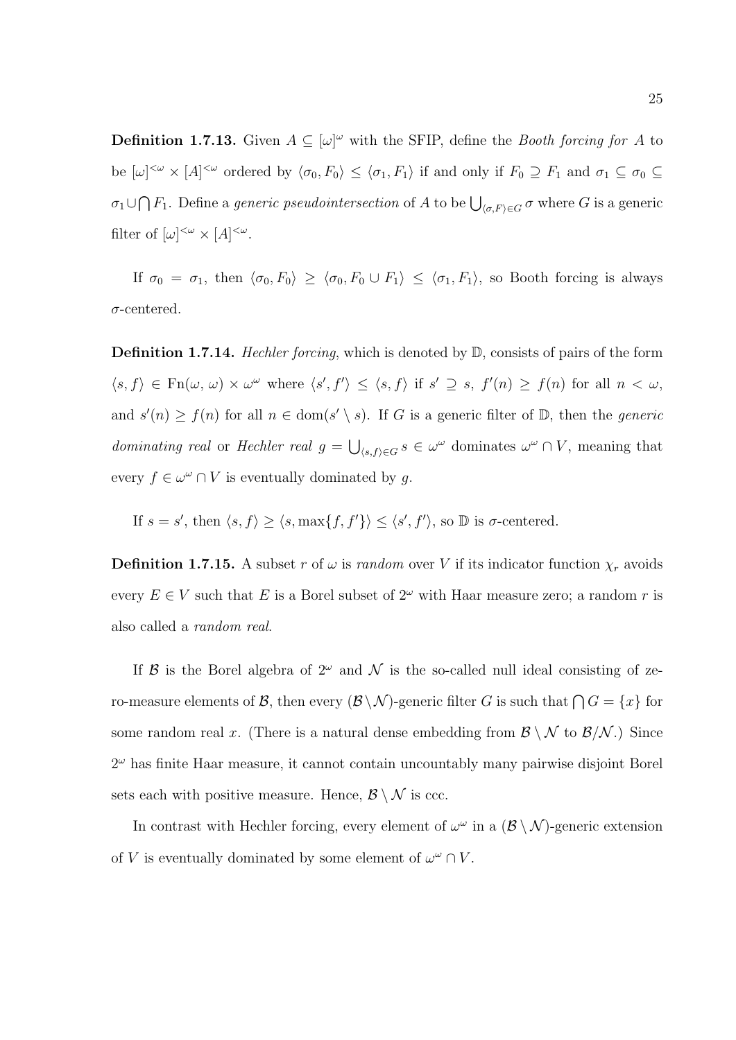**Definition 1.7.13.** Given $A \subseteq [\omega]^\omega$ with the SFIP, define the *Booth forcing for* $A$ to be $[\omega]^{<\omega} \times [A]^{<\omega}$ ordered by $\langle \sigma_0, F_0 \rangle \leq \langle \sigma_1, F_1 \rangle$ if and only if $F_0 \supseteq F_1$ and $\sigma_1 \subseteq \sigma_0 \subseteq \sigma_1 \cup \bigcap F_1$. Define a *generic pseudointersection* of $A$ to be $\bigcup_{\langle \sigma, F \rangle \in G} \sigma$ where $G$ is a generic filter of $[\omega]^{<\omega} \times [A]^{<\omega}$.

If $\sigma_0 = \sigma_1$, then $\langle \sigma_0, F_0 \rangle \geq \langle \sigma_0, F_0 \cup F_1 \rangle \leq \langle \sigma_1, F_1 \rangle$, so Booth forcing is always $\sigma$-centered.

**Definition 1.7.14.** *Hechler forcing*, which is denoted by $\mathbb{D}$, consists of pairs of the form $\langle s, f \rangle \in \mathrm{Fn}(\omega, \omega) \times \omega^\omega$ where $\langle s', f' \rangle \leq \langle s, f \rangle$ if $s' \supseteq s$, $f'(n) \geq f(n)$ for all $n < \omega$, and $s'(n) \geq f(n)$ for all $n \in \mathrm{dom}(s' \setminus s)$. If $G$ is a generic filter of $\mathbb{D}$, then the *generic dominating real* or *Hechler real* $g = \bigcup_{\langle s, f \rangle \in G} s \in \omega^\omega$ dominates $\omega^\omega \cap V$, meaning that every $f \in \omega^\omega \cap V$ is eventually dominated by $g$.

If $s = s'$, then $\langle s, f \rangle \geq \langle s, \max\{f, f'\} \rangle \leq \langle s', f' \rangle$, so $\mathbb{D}$ is $\sigma$-centered.

**Definition 1.7.15.** A subset $r$ of $\omega$ is *random* over $V$ if its indicator function $\chi_r$ avoids every $E \in V$ such that $E$ is a Borel subset of $2^\omega$ with Haar measure zero; a random $r$ is also called a *random real*.

If $\mathcal{B}$ is the Borel algebra of $2^\omega$ and $\mathcal{N}$ is the so-called null ideal consisting of zero-measure elements of $\mathcal{B}$, then every $(\mathcal{B} \setminus \mathcal{N})$-generic filter $G$ is such that $\bigcap G = \{x\}$ for some random real $x$. (There is a natural dense embedding from $\mathcal{B} \setminus \mathcal{N}$ to $\mathcal{B}/\mathcal{N}$.) Since $2^\omega$ has finite Haar measure, it cannot contain uncountably many pairwise disjoint Borel sets each with positive measure. Hence, $\mathcal{B} \setminus \mathcal{N}$ is ccc.

In contrast with Hechler forcing, every element of $\omega^\omega$ in a $(\mathcal{B} \setminus \mathcal{N})$-generic extension of $V$ is eventually dominated by some element of $\omega^\omega \cap V$.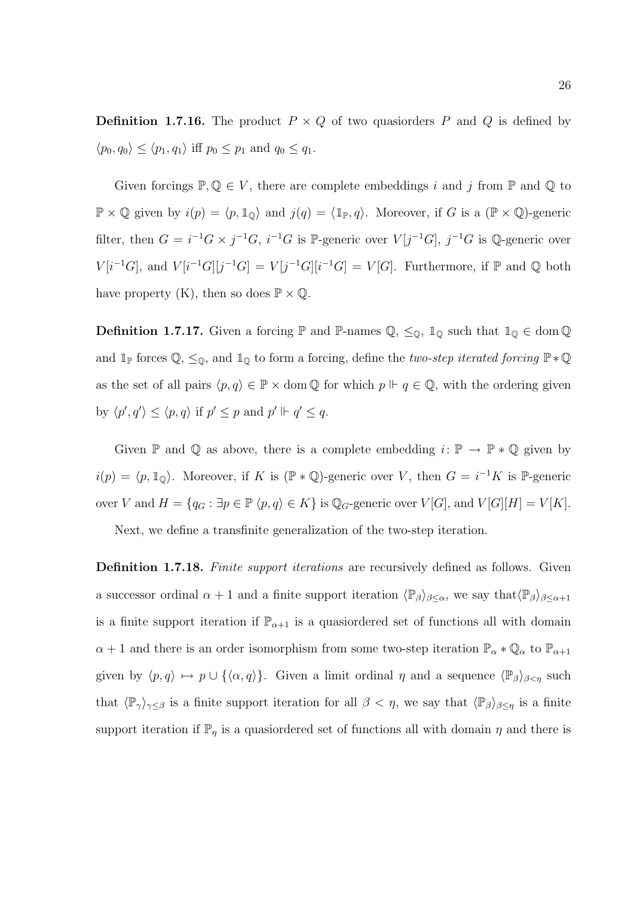**Definition 1.7.16.** The product $P \times Q$ of two quasiorders $P$ and $Q$ is defined by $\langle p_0, q_0 \rangle \leq \langle p_1, q_1 \rangle$ iff $p_0 \leq p_1$ and $q_0 \leq q_1$.

Given forcings $\mathbb{P}, \mathbb{Q} \in V$, there are complete embeddings $i$ and $j$ from $\mathbb{P}$ and $\mathbb{Q}$ to $\mathbb{P} \times \mathbb{Q}$ given by $i(p) = \langle p, \mathbb{1}_{\mathbb{Q}} \rangle$ and $j(q) = \langle \mathbb{1}_{\mathbb{P}}, q \rangle$. Moreover, if $G$ is a $(\mathbb{P} \times \mathbb{Q})$-generic filter, then $G = i^{-1}G \times j^{-1}G$, $i^{-1}G$ is $\mathbb{P}$-generic over $V[j^{-1}G]$, $j^{-1}G$ is $\mathbb{Q}$-generic over $V[i^{-1}G]$, and $V[i^{-1}G][j^{-1}G] = V[j^{-1}G][i^{-1}G] = V[G]$. Furthermore, if $\mathbb{P}$ and $\mathbb{Q}$ both have property (K), then so does $\mathbb{P} \times \mathbb{Q}$.

**Definition 1.7.17.** Given a forcing $\mathbb{P}$ and $\mathbb{P}$-names $\mathbb{Q}$, $\leq_{\mathbb{Q}}$, $\mathbb{1}_{\mathbb{Q}}$ such that $\mathbb{1}_{\mathbb{Q}} \in \operatorname{dom} \mathbb{Q}$ and $\mathbb{1}_{\mathbb{P}}$ forces $\mathbb{Q}$, $\leq_{\mathbb{Q}}$, and $\mathbb{1}_{\mathbb{Q}}$ to form a forcing, define the *two-step iterated forcing* $\mathbb{P} * \mathbb{Q}$ as the set of all pairs $\langle p, q \rangle \in \mathbb{P} \times \operatorname{dom} \mathbb{Q}$ for which $p \Vdash q \in \mathbb{Q}$, with the ordering given by $\langle p', q' \rangle \leq \langle p, q \rangle$ if $p' \leq p$ and $p' \Vdash q' \leq q$.

Given $\mathbb{P}$ and $\mathbb{Q}$ as above, there is a complete embedding $i \colon \mathbb{P} \to \mathbb{P} * \mathbb{Q}$ given by $i(p) = \langle p, \mathbb{1}_{\mathbb{Q}} \rangle$. Moreover, if $K$ is $(\mathbb{P} * \mathbb{Q})$-generic over $V$, then $G = i^{-1}K$ is $\mathbb{P}$-generic over $V$ and $H = \{q_G : \exists p \in \mathbb{P}\ \langle p, q \rangle \in K\}$ is $\mathbb{Q}_G$-generic over $V[G]$, and $V[G][H] = V[K]$.

Next, we define a transfinite generalization of the two-step iteration.

**Definition 1.7.18.** *Finite support iterations* are recursively defined as follows. Given a successor ordinal $\alpha + 1$ and a finite support iteration $\langle \mathbb{P}_\beta \rangle_{\beta \leq \alpha}$, we say that $\langle \mathbb{P}_\beta \rangle_{\beta \leq \alpha + 1}$ is a finite support iteration if $\mathbb{P}_{\alpha+1}$ is a quasiordered set of functions all with domain $\alpha + 1$ and there is an order isomorphism from some two-step iteration $\mathbb{P}_\alpha * \mathbb{Q}_\alpha$ to $\mathbb{P}_{\alpha+1}$ given by $\langle p, q \rangle \mapsto p \cup \{\langle \alpha, q \rangle\}$. Given a limit ordinal $\eta$ and a sequence $\langle \mathbb{P}_\beta \rangle_{\beta < \eta}$ such that $\langle \mathbb{P}_\gamma \rangle_{\gamma \leq \beta}$ is a finite support iteration for all $\beta < \eta$, we say that $\langle \mathbb{P}_\beta \rangle_{\beta \leq \eta}$ is a finite support iteration if $\mathbb{P}_\eta$ is a quasiordered set of functions all with domain $\eta$ and there is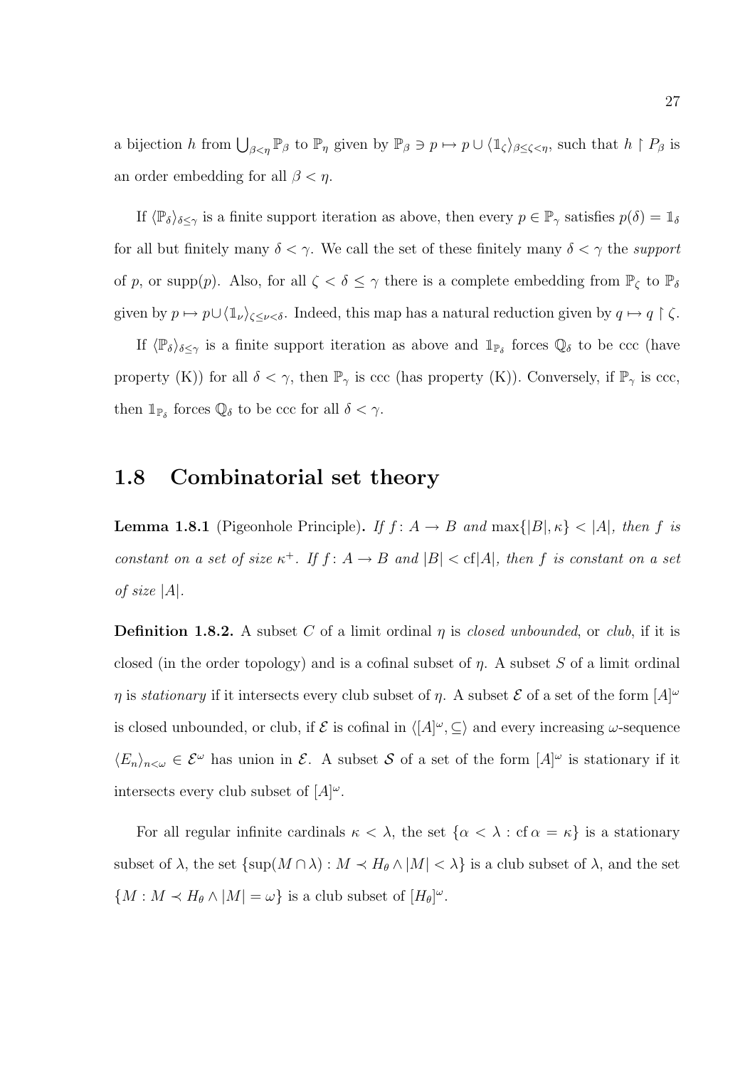a bijection $h$ from $\bigcup_{\beta<\eta} \mathbb{P}_\beta$ to $\mathbb{P}_\eta$ given by $\mathbb{P}_\beta \ni p \mapsto p \cup \langle \mathbb{1}_\zeta \rangle_{\beta \leq \zeta < \eta}$, such that $h \restriction P_\beta$ is an order embedding for all $\beta < \eta$.

If $\langle \mathbb{P}_\delta \rangle_{\delta \leq \gamma}$ is a finite support iteration as above, then every $p \in \mathbb{P}_\gamma$ satisfies $p(\delta) = \mathbb{1}_\delta$ for all but finitely many $\delta < \gamma$. We call the set of these finitely many $\delta < \gamma$ the *support* of $p$, or $\operatorname{supp}(p)$. Also, for all $\zeta < \delta \leq \gamma$ there is a complete embedding from $\mathbb{P}_\zeta$ to $\mathbb{P}_\delta$ given by $p \mapsto p \cup \langle \mathbb{1}_\nu \rangle_{\zeta \leq \nu < \delta}$. Indeed, this map has a natural reduction given by $q \mapsto q \restriction \zeta$.

If $\langle \mathbb{P}_\delta \rangle_{\delta \leq \gamma}$ is a finite support iteration as above and $\mathbb{1}_{\mathbb{P}_\delta}$ forces $\mathbb{Q}_\delta$ to be ccc (have property (K)) for all $\delta < \gamma$, then $\mathbb{P}_\gamma$ is ccc (has property (K)). Conversely, if $\mathbb{P}_\gamma$ is ccc, then $\mathbb{1}_{\mathbb{P}_\delta}$ forces $\mathbb{Q}_\delta$ to be ccc for all $\delta < \gamma$.

## 1.8 Combinatorial set theory

**Lemma 1.8.1** (Pigeonhole Principle)**.** *If $f \colon A \to B$ and $\max\{|B|, \kappa\} < |A|$, then $f$ is constant on a set of size $\kappa^+$. If $f \colon A \to B$ and $|B| < \operatorname{cf}|A|$, then $f$ is constant on a set of size $|A|$.*

**Definition 1.8.2.** A subset $C$ of a limit ordinal $\eta$ is *closed unbounded*, or *club*, if it is closed (in the order topology) and is a cofinal subset of $\eta$. A subset $S$ of a limit ordinal $\eta$ is *stationary* if it intersects every club subset of $\eta$. A subset $\mathcal{E}$ of a set of the form $[A]^\omega$ is closed unbounded, or club, if $\mathcal{E}$ is cofinal in $\langle [A]^\omega, \subseteq \rangle$ and every increasing $\omega$-sequence $\langle E_n \rangle_{n<\omega} \in \mathcal{E}^\omega$ has union in $\mathcal{E}$. A subset $\mathcal{S}$ of a set of the form $[A]^\omega$ is stationary if it intersects every club subset of $[A]^\omega$.

For all regular infinite cardinals $\kappa < \lambda$, the set $\{\alpha < \lambda : \operatorname{cf} \alpha = \kappa\}$ is a stationary subset of $\lambda$, the set $\{\sup(M \cap \lambda) : M \prec H_\theta \wedge |M| < \lambda\}$ is a club subset of $\lambda$, and the set $\{M : M \prec H_\theta \wedge |M| = \omega\}$ is a club subset of $[H_\theta]^\omega$.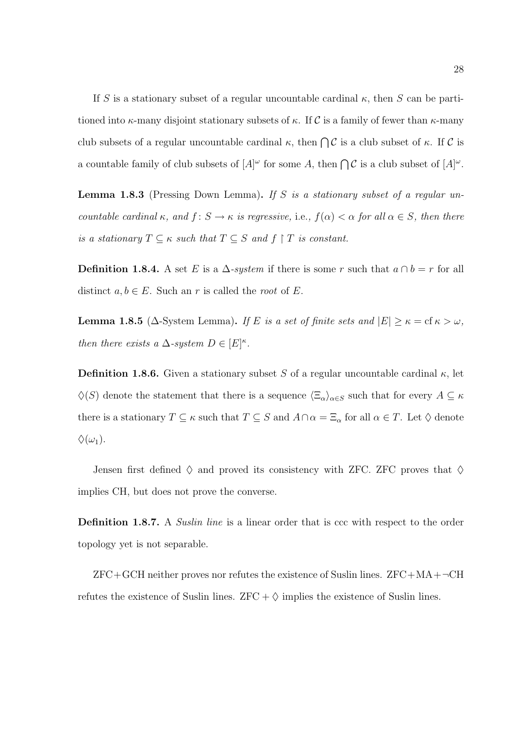If $S$ is a stationary subset of a regular uncountable cardinal $\kappa$, then $S$ can be partitioned into $\kappa$-many disjoint stationary subsets of $\kappa$. If $\mathcal{C}$ is a family of fewer than $\kappa$-many club subsets of a regular uncountable cardinal $\kappa$, then $\bigcap \mathcal{C}$ is a club subset of $\kappa$. If $\mathcal{C}$ is a countable family of club subsets of $[A]^\omega$ for some $A$, then $\bigcap \mathcal{C}$ is a club subset of $[A]^\omega$.

**Lemma 1.8.3** (Pressing Down Lemma)**.** *If $S$ is a stationary subset of a regular uncountable cardinal $\kappa$, and $f\colon S \to \kappa$ is regressive,* i.e., *$f(\alpha) < \alpha$ for all $\alpha \in S$, then there is a stationary $T \subseteq \kappa$ such that $T \subseteq S$ and $f \restriction T$ is constant.*

**Definition 1.8.4.** A set $E$ is a *$\Delta$-system* if there is some $r$ such that $a \cap b = r$ for all distinct $a, b \in E$. Such an $r$ is called the *root* of $E$.

**Lemma 1.8.5** ($\Delta$-System Lemma)**.** *If $E$ is a set of finite sets and $|E| \geq \kappa = \operatorname{cf} \kappa > \omega$, then there exists a $\Delta$-system $D \in [E]^\kappa$.*

**Definition 1.8.6.** Given a stationary subset $S$ of a regular uncountable cardinal $\kappa$, let $\diamondsuit(S)$ denote the statement that there is a sequence $\langle \Xi_\alpha \rangle_{\alpha \in S}$ such that for every $A \subseteq \kappa$ there is a stationary $T \subseteq \kappa$ such that $T \subseteq S$ and $A \cap \alpha = \Xi_\alpha$ for all $\alpha \in T$. Let $\diamondsuit$ denote $\diamondsuit(\omega_1)$.

Jensen first defined $\diamondsuit$ and proved its consistency with ZFC. ZFC proves that $\diamondsuit$ implies CH, but does not prove the converse.

**Definition 1.8.7.** A *Suslin line* is a linear order that is ccc with respect to the order topology yet is not separable.

ZFC+GCH neither proves nor refutes the existence of Suslin lines. ZFC+MA+$\neg$CH refutes the existence of Suslin lines. ZFC + $\diamondsuit$ implies the existence of Suslin lines.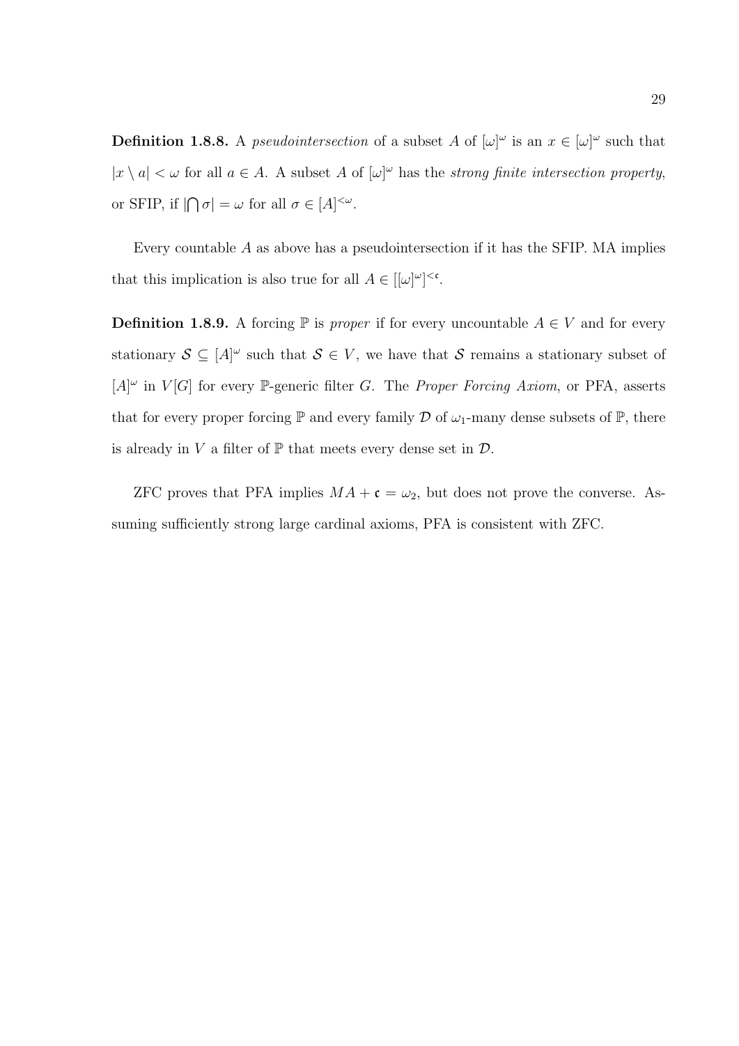**Definition 1.8.8.** A *pseudointersection* of a subset $A$ of $[\omega]^\omega$ is an $x \in [\omega]^\omega$ such that $|x \setminus a| < \omega$ for all $a \in A$. A subset $A$ of $[\omega]^\omega$ has the *strong finite intersection property*, or SFIP, if $|\bigcap \sigma| = \omega$ for all $\sigma \in [A]^{<\omega}$.

Every countable $A$ as above has a pseudointersection if it has the SFIP. MA implies that this implication is also true for all $A \in [[\omega]^\omega]^{<\mathfrak{c}}$.

**Definition 1.8.9.** A forcing $\mathbb{P}$ is *proper* if for every uncountable $A \in V$ and for every stationary $\mathcal{S} \subseteq [A]^\omega$ such that $\mathcal{S} \in V$, we have that $\mathcal{S}$ remains a stationary subset of $[A]^\omega$ in $V[G]$ for every $\mathbb{P}$-generic filter $G$. The *Proper Forcing Axiom*, or PFA, asserts that for every proper forcing $\mathbb{P}$ and every family $\mathcal{D}$ of $\omega_1$-many dense subsets of $\mathbb{P}$, there is already in $V$ a filter of $\mathbb{P}$ that meets every dense set in $\mathcal{D}$.

ZFC proves that PFA implies $MA + \mathfrak{c} = \omega_2$, but does not prove the converse. Assuming sufficiently strong large cardinal axioms, PFA is consistent with ZFC.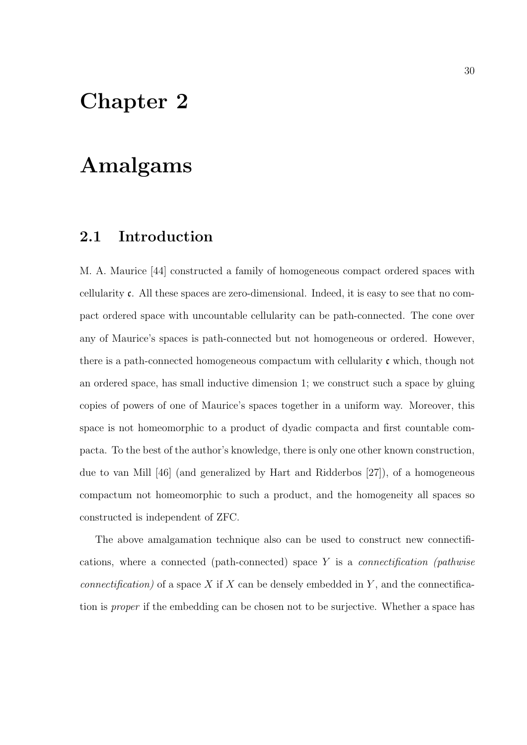# Chapter 2

# Amalgams

## 2.1 Introduction

M. A. Maurice [44] constructed a family of homogeneous compact ordered spaces with cellularity $\mathfrak{c}$. All these spaces are zero-dimensional. Indeed, it is easy to see that no compact ordered space with uncountable cellularity can be path-connected. The cone over any of Maurice's spaces is path-connected but not homogeneous or ordered. However, there is a path-connected homogeneous compactum with cellularity $\mathfrak{c}$ which, though not an ordered space, has small inductive dimension 1; we construct such a space by gluing copies of powers of one of Maurice's spaces together in a uniform way. Moreover, this space is not homeomorphic to a product of dyadic compacta and first countable compacta. To the best of the author's knowledge, there is only one other known construction, due to van Mill [46] (and generalized by Hart and Ridderbos [27]), of a homogeneous compactum not homeomorphic to such a product, and the homogeneity all spaces so constructed is independent of ZFC.

The above amalgamation technique also can be used to construct new connectifications, where a connected (path-connected) space $Y$ is a *connectification (pathwise connectification)* of a space $X$ if $X$ can be densely embedded in $Y$, and the connectification is *proper* if the embedding can be chosen not to be surjective. Whether a space has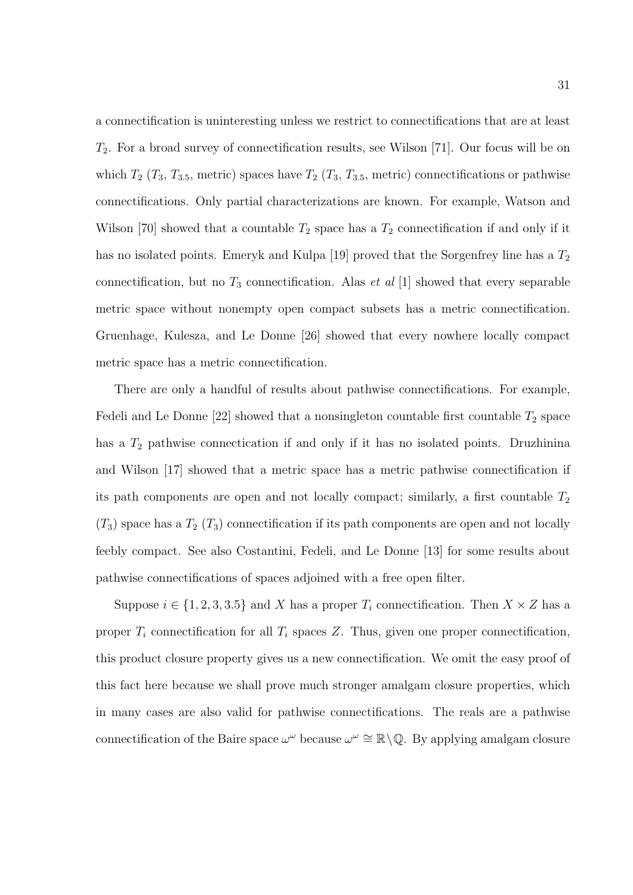a connectification is uninteresting unless we restrict to connectifications that are at least $T_2$. For a broad survey of connectification results, see Wilson [71]. Our focus will be on which $T_2$ ($T_3$, $T_{3.5}$, metric) spaces have $T_2$ ($T_3$, $T_{3.5}$, metric) connectifications or pathwise connectifications. Only partial characterizations are known. For example, Watson and Wilson [70] showed that a countable $T_2$ space has a $T_2$ connectification if and only if it has no isolated points. Emeryk and Kulpa [19] proved that the Sorgenfrey line has a $T_2$ connectification, but no $T_3$ connectification. Alas *et al* [1] showed that every separable metric space without nonempty open compact subsets has a metric connectification. Gruenhage, Kulesza, and Le Donne [26] showed that every nowhere locally compact metric space has a metric connectification.

There are only a handful of results about pathwise connectifications. For example, Fedeli and Le Donne [22] showed that a nonsingleton countable first countable $T_2$ space has a $T_2$ pathwise connectication if and only if it has no isolated points. Druzhinina and Wilson [17] showed that a metric space has a metric pathwise connectification if its path components are open and not locally compact; similarly, a first countable $T_2$ ($T_3$) space has a $T_2$ ($T_3$) connectification if its path components are open and not locally feebly compact. See also Costantini, Fedeli, and Le Donne [13] for some results about pathwise connectifications of spaces adjoined with a free open filter.

Suppose $i \in \{1, 2, 3, 3.5\}$ and $X$ has a proper $T_i$ connectification. Then $X \times Z$ has a proper $T_i$ connectification for all $T_i$ spaces $Z$. Thus, given one proper connectification, this product closure property gives us a new connectification. We omit the easy proof of this fact here because we shall prove much stronger amalgam closure properties, which in many cases are also valid for pathwise connectifications. The reals are a pathwise connectification of the Baire space $\omega^\omega$ because $\omega^\omega \cong \mathbb{R}\backslash\mathbb{Q}$. By applying amalgam closure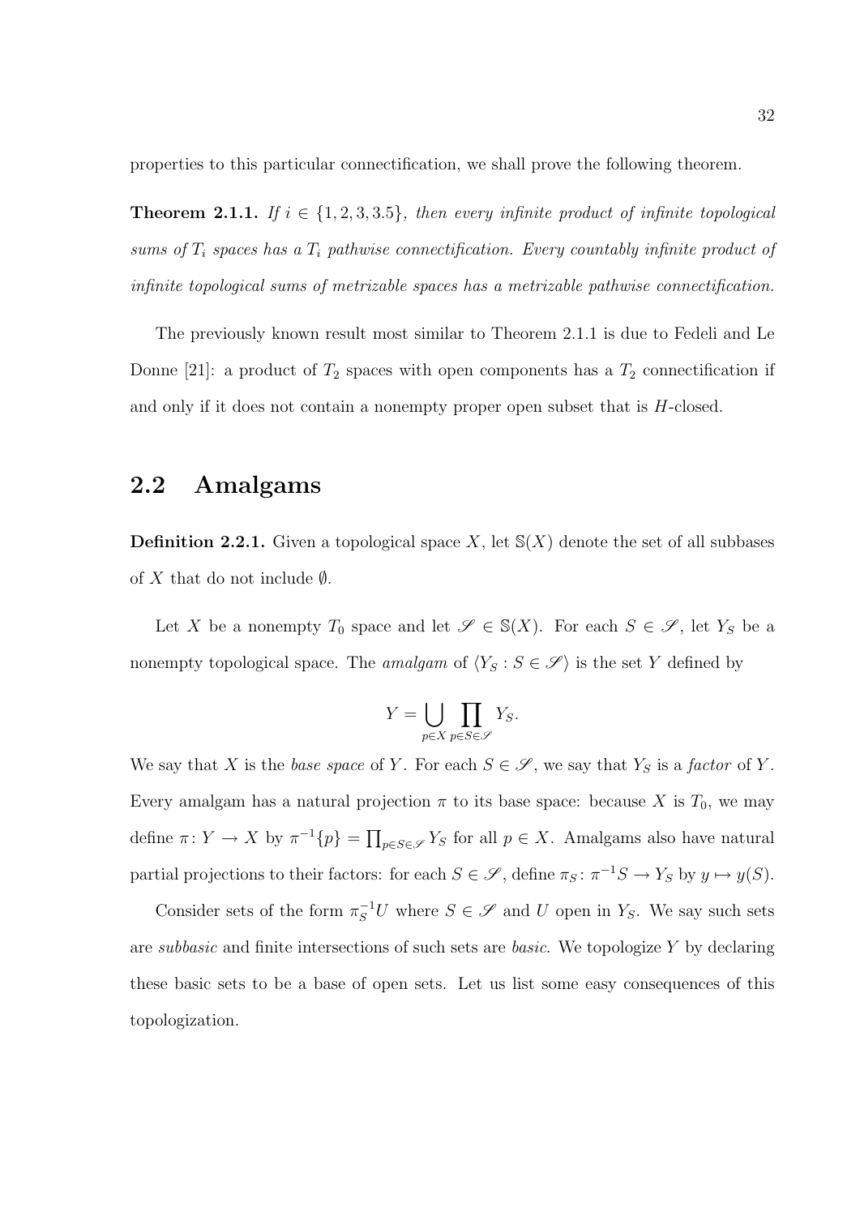properties to this particular connectification, we shall prove the following theorem.

**Theorem 2.1.1.** *If $i \in \{1, 2, 3, 3.5\}$, then every infinite product of infinite topological sums of $T_i$ spaces has a $T_i$ pathwise connectification. Every countably infinite product of infinite topological sums of metrizable spaces has a metrizable pathwise connectification.*

The previously known result most similar to Theorem 2.1.1 is due to Fedeli and Le Donne [21]: a product of $T_2$ spaces with open components has a $T_2$ connectification if and only if it does not contain a nonempty proper open subset that is $H$-closed.

## 2.2 Amalgams

**Definition 2.2.1.** Given a topological space $X$, let $\mathbb{S}(X)$ denote the set of all subbases of $X$ that do not include $\emptyset$.

Let $X$ be a nonempty $T_0$ space and let $\mathscr{S} \in \mathbb{S}(X)$. For each $S \in \mathscr{S}$, let $Y_S$ be a nonempty topological space. The *amalgam* of $\langle Y_S : S \in \mathscr{S} \rangle$ is the set $Y$ defined by

$$Y = \bigcup_{p \in X} \prod_{p \in S \in \mathscr{S}} Y_S.$$

We say that $X$ is the *base space* of $Y$. For each $S \in \mathscr{S}$, we say that $Y_S$ is a *factor* of $Y$. Every amalgam has a natural projection $\pi$ to its base space: because $X$ is $T_0$, we may define $\pi \colon Y \to X$ by $\pi^{-1}\{p\} = \prod_{p \in S \in \mathscr{S}} Y_S$ for all $p \in X$. Amalgams also have natural partial projections to their factors: for each $S \in \mathscr{S}$, define $\pi_S \colon \pi^{-1}S \to Y_S$ by $y \mapsto y(S)$.

Consider sets of the form $\pi_S^{-1}U$ where $S \in \mathscr{S}$ and $U$ open in $Y_S$. We say such sets are *subbasic* and finite intersections of such sets are *basic*. We topologize $Y$ by declaring these basic sets to be a base of open sets. Let us list some easy consequences of this topologization.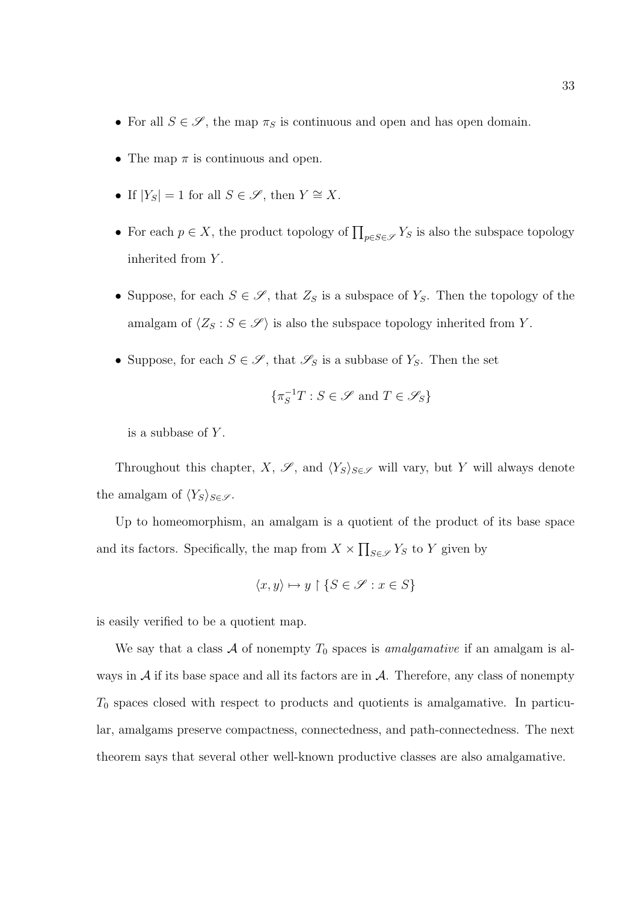- For all $S \in \mathscr{S}$, the map $\pi_S$ is continuous and open and has open domain.
- The map $\pi$ is continuous and open.
- If $|Y_S| = 1$ for all $S \in \mathscr{S}$, then $Y \cong X$.
- For each $p \in X$, the product topology of $\prod_{p \in S \in \mathscr{S}} Y_S$ is also the subspace topology inherited from $Y$.
- Suppose, for each $S \in \mathscr{S}$, that $Z_S$ is a subspace of $Y_S$. Then the topology of the amalgam of $\langle Z_S : S \in \mathscr{S} \rangle$ is also the subspace topology inherited from $Y$.
- Suppose, for each $S \in \mathscr{S}$, that $\mathscr{S}_S$ is a subbase of $Y_S$. Then the set

  $$\{\pi_S^{-1} T : S \in \mathscr{S} \text{ and } T \in \mathscr{S}_S\}$$

  is a subbase of $Y$.

Throughout this chapter, $X$, $\mathscr{S}$, and $\langle Y_S \rangle_{S \in \mathscr{S}}$ will vary, but $Y$ will always denote the amalgam of $\langle Y_S \rangle_{S \in \mathscr{S}}$.

Up to homeomorphism, an amalgam is a quotient of the product of its base space and its factors. Specifically, the map from $X \times \prod_{S \in \mathscr{S}} Y_S$ to $Y$ given by

$$\langle x, y \rangle \mapsto y \upharpoonright \{S \in \mathscr{S} : x \in S\}$$

is easily verified to be a quotient map.

We say that a class $\mathcal{A}$ of nonempty $T_0$ spaces is *amalgamative* if an amalgam is always in $\mathcal{A}$ if its base space and all its factors are in $\mathcal{A}$. Therefore, any class of nonempty $T_0$ spaces closed with respect to products and quotients is amalgamative. In particular, amalgams preserve compactness, connectedness, and path-connectedness. The next theorem says that several other well-known productive classes are also amalgamative.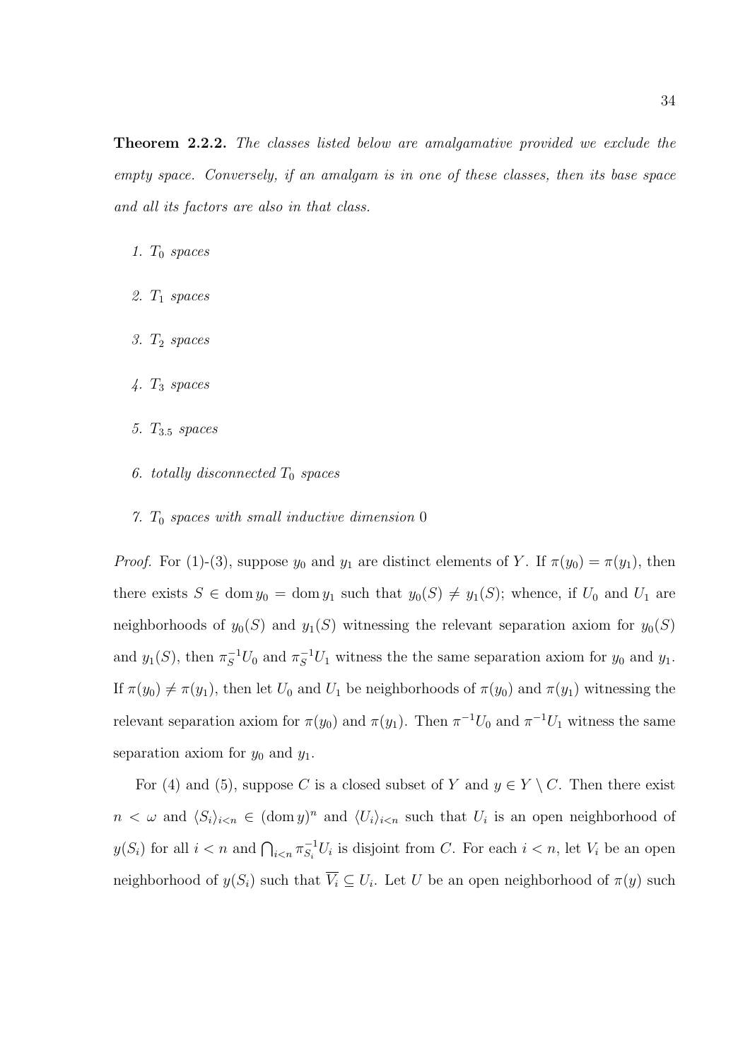**Theorem 2.2.2.** *The classes listed below are amalgamative provided we exclude the empty space. Conversely, if an amalgam is in one of these classes, then its base space and all its factors are also in that class.*

1. *$T_0$ spaces*
2. *$T_1$ spaces*
3. *$T_2$ spaces*
4. *$T_3$ spaces*
5. *$T_{3.5}$ spaces*
6. *totally disconnected $T_0$ spaces*
7. *$T_0$ spaces with small inductive dimension* $0$

*Proof.* For (1)-(3), suppose $y_0$ and $y_1$ are distinct elements of $Y$. If $\pi(y_0) = \pi(y_1)$, then there exists $S \in \operatorname{dom} y_0 = \operatorname{dom} y_1$ such that $y_0(S) \neq y_1(S)$; whence, if $U_0$ and $U_1$ are neighborhoods of $y_0(S)$ and $y_1(S)$ witnessing the relevant separation axiom for $y_0(S)$ and $y_1(S)$, then $\pi_S^{-1}U_0$ and $\pi_S^{-1}U_1$ witness the the same separation axiom for $y_0$ and $y_1$. If $\pi(y_0) \neq \pi(y_1)$, then let $U_0$ and $U_1$ be neighborhoods of $\pi(y_0)$ and $\pi(y_1)$ witnessing the relevant separation axiom for $\pi(y_0)$ and $\pi(y_1)$. Then $\pi^{-1}U_0$ and $\pi^{-1}U_1$ witness the same separation axiom for $y_0$ and $y_1$.

For (4) and (5), suppose $C$ is a closed subset of $Y$ and $y \in Y \setminus C$. Then there exist $n < \omega$ and $\langle S_i \rangle_{i<n} \in (\operatorname{dom} y)^n$ and $\langle U_i \rangle_{i<n}$ such that $U_i$ is an open neighborhood of $y(S_i)$ for all $i < n$ and $\bigcap_{i<n} \pi_{S_i}^{-1} U_i$ is disjoint from $C$. For each $i < n$, let $V_i$ be an open neighborhood of $y(S_i)$ such that $\overline{V_i} \subseteq U_i$. Let $U$ be an open neighborhood of $\pi(y)$ such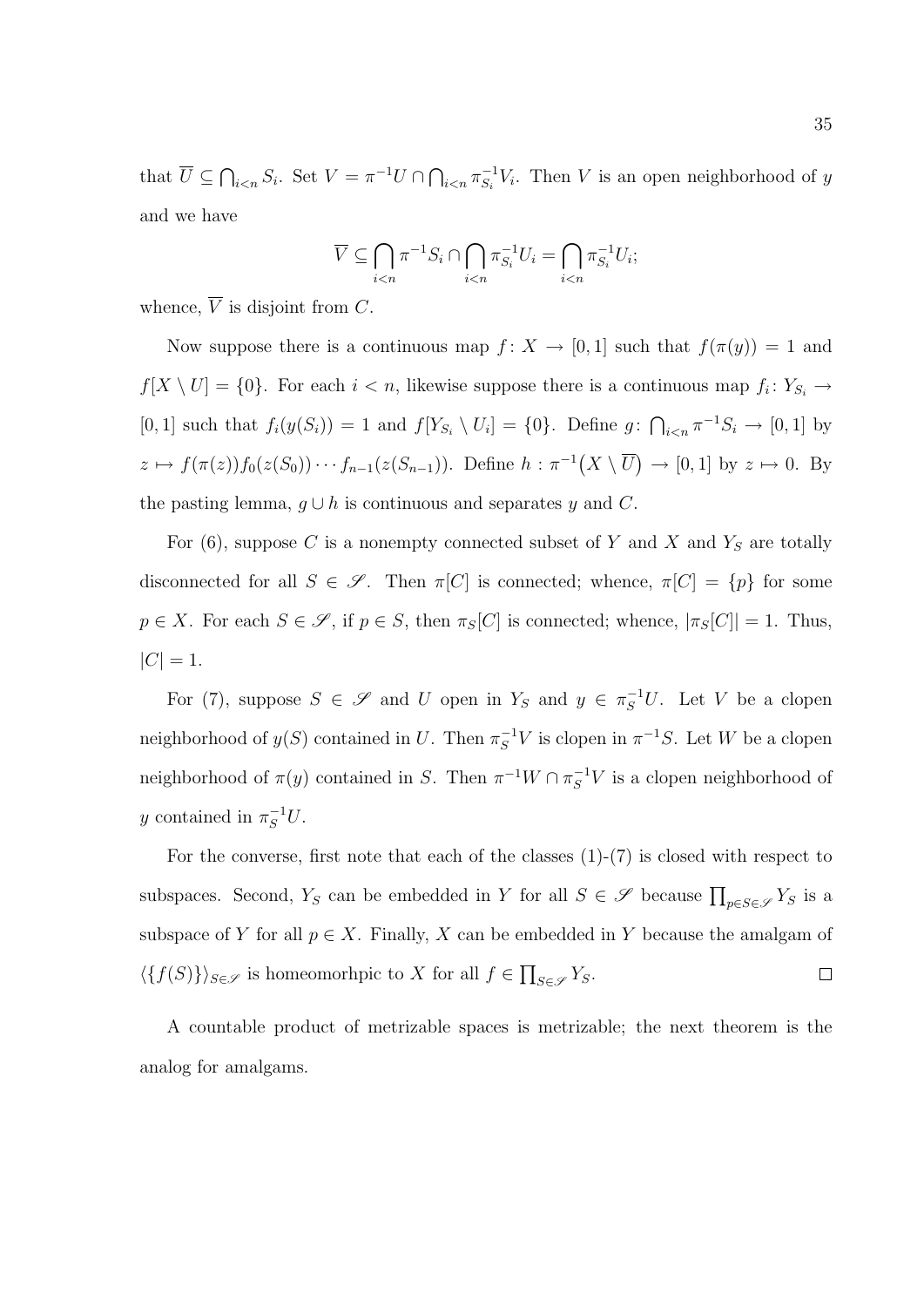that $\overline{U} \subseteq \bigcap_{i<n} S_i$. Set $V = \pi^{-1}U \cap \bigcap_{i<n} \pi_{S_i}^{-1} V_i$. Then $V$ is an open neighborhood of $y$ and we have

$$\overline{V} \subseteq \bigcap_{i<n} \pi^{-1} S_i \cap \bigcap_{i<n} \pi_{S_i}^{-1} U_i = \bigcap_{i<n} \pi_{S_i}^{-1} U_i;$$

whence, $\overline{V}$ is disjoint from $C$.

Now suppose there is a continuous map $f \colon X \to [0,1]$ such that $f(\pi(y)) = 1$ and $f[X \setminus U] = \{0\}$. For each $i < n$, likewise suppose there is a continuous map $f_i \colon Y_{S_i} \to [0,1]$ such that $f_i(y(S_i)) = 1$ and $f[Y_{S_i} \setminus U_i] = \{0\}$. Define $g \colon \bigcap_{i<n} \pi^{-1} S_i \to [0,1]$ by $z \mapsto f(\pi(z)) f_0(z(S_0)) \cdots f_{n-1}(z(S_{n-1}))$. Define $h : \pi^{-1}\big(X \setminus \overline{U}\big) \to [0,1]$ by $z \mapsto 0$. By the pasting lemma, $g \cup h$ is continuous and separates $y$ and $C$.

For (6), suppose $C$ is a nonempty connected subset of $Y$ and $X$ and $Y_S$ are totally disconnected for all $S \in \mathscr{S}$. Then $\pi[C]$ is connected; whence, $\pi[C] = \{p\}$ for some $p \in X$. For each $S \in \mathscr{S}$, if $p \in S$, then $\pi_S[C]$ is connected; whence, $|\pi_S[C]| = 1$. Thus, $|C| = 1$.

For (7), suppose $S \in \mathscr{S}$ and $U$ open in $Y_S$ and $y \in \pi_S^{-1}U$. Let $V$ be a clopen neighborhood of $y(S)$ contained in $U$. Then $\pi_S^{-1}V$ is clopen in $\pi^{-1}S$. Let $W$ be a clopen neighborhood of $\pi(y)$ contained in $S$. Then $\pi^{-1}W \cap \pi_S^{-1}V$ is a clopen neighborhood of $y$ contained in $\pi_S^{-1}U$.

For the converse, first note that each of the classes (1)-(7) is closed with respect to subspaces. Second, $Y_S$ can be embedded in $Y$ for all $S \in \mathscr{S}$ because $\prod_{p \in S \in \mathscr{S}} Y_S$ is a subspace of $Y$ for all $p \in X$. Finally, $X$ can be embedded in $Y$ because the amalgam of $\langle \{f(S)\} \rangle_{S \in \mathscr{S}}$ is homeomorhpic to $X$ for all $f \in \prod_{S \in \mathscr{S}} Y_S$. $\square$

A countable product of metrizable spaces is metrizable; the next theorem is the analog for amalgams.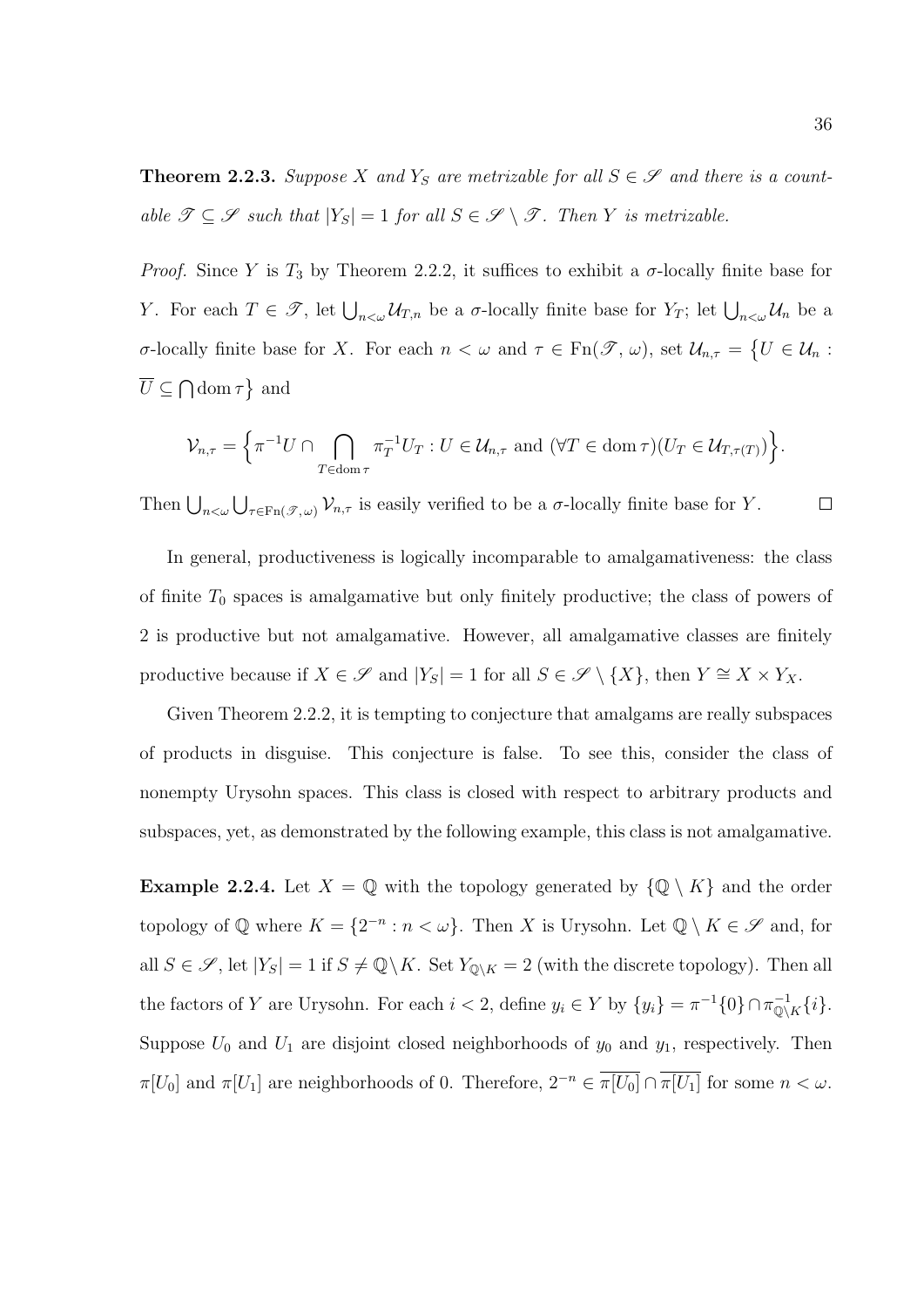**Theorem 2.2.3.** *Suppose $X$ and $Y_S$ are metrizable for all $S \in \mathscr{S}$ and there is a countable $\mathscr{T} \subseteq \mathscr{S}$ such that $|Y_S| = 1$ for all $S \in \mathscr{S} \setminus \mathscr{T}$. Then $Y$ is metrizable.*

*Proof.* Since $Y$ is $T_3$ by Theorem 2.2.2, it suffices to exhibit a $\sigma$-locally finite base for $Y$. For each $T \in \mathscr{T}$, let $\bigcup_{n<\omega} \mathcal{U}_{T,n}$ be a $\sigma$-locally finite base for $Y_T$; let $\bigcup_{n<\omega} \mathcal{U}_n$ be a $\sigma$-locally finite base for $X$. For each $n < \omega$ and $\tau \in \mathrm{Fn}(\mathscr{T}, \omega)$, set $\mathcal{U}_{n,\tau} = \{U \in \mathcal{U}_n : \overline{U} \subseteq \bigcap \mathrm{dom}\, \tau\}$ and

$$\mathcal{V}_{n,\tau} = \Big\{\pi^{-1}U \cap \bigcap_{T \in \mathrm{dom}\, \tau} \pi_T^{-1} U_T : U \in \mathcal{U}_{n,\tau} \text{ and } (\forall T \in \mathrm{dom}\, \tau)(U_T \in \mathcal{U}_{T,\tau(T)})\Big\}.$$

Then $\bigcup_{n<\omega} \bigcup_{\tau \in \mathrm{Fn}(\mathscr{T},\omega)} \mathcal{V}_{n,\tau}$ is easily verified to be a $\sigma$-locally finite base for $Y$. $\square$

In general, productiveness is logically incomparable to amalgamativeness: the class of finite $T_0$ spaces is amalgamative but only finitely productive; the class of powers of 2 is productive but not amalgamative. However, all amalgamative classes are finitely productive because if $X \in \mathscr{S}$ and $|Y_S| = 1$ for all $S \in \mathscr{S} \setminus \{X\}$, then $Y \cong X \times Y_X$.

Given Theorem 2.2.2, it is tempting to conjecture that amalgams are really subspaces of products in disguise. This conjecture is false. To see this, consider the class of nonempty Urysohn spaces. This class is closed with respect to arbitrary products and subspaces, yet, as demonstrated by the following example, this class is not amalgamative.

**Example 2.2.4.** Let $X = \mathbb{Q}$ with the topology generated by $\{\mathbb{Q} \setminus K\}$ and the order topology of $\mathbb{Q}$ where $K = \{2^{-n} : n < \omega\}$. Then $X$ is Urysohn. Let $\mathbb{Q} \setminus K \in \mathscr{S}$ and, for all $S \in \mathscr{S}$, let $|Y_S| = 1$ if $S \neq \mathbb{Q} \setminus K$. Set $Y_{\mathbb{Q}\setminus K} = 2$ (with the discrete topology). Then all the factors of $Y$ are Urysohn. For each $i < 2$, define $y_i \in Y$ by $\{y_i\} = \pi^{-1}\{0\} \cap \pi_{\mathbb{Q}\setminus K}^{-1}\{i\}$. Suppose $U_0$ and $U_1$ are disjoint closed neighborhoods of $y_0$ and $y_1$, respectively. Then $\pi[U_0]$ and $\pi[U_1]$ are neighborhoods of 0. Therefore, $2^{-n} \in \overline{\pi[U_0]} \cap \overline{\pi[U_1]}$ for some $n < \omega$.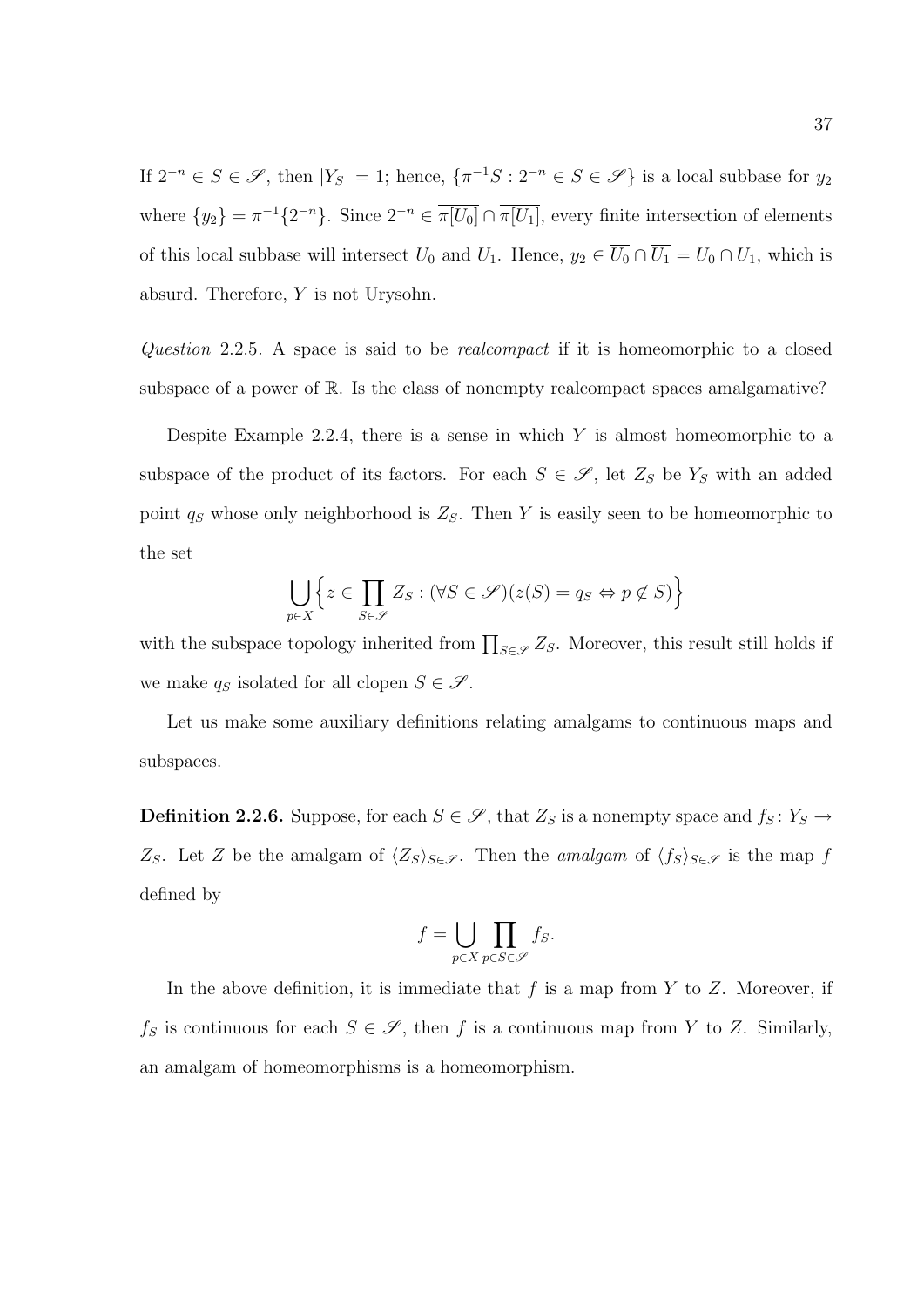If $2^{-n} \in S \in \mathscr{S}$, then $|Y_S| = 1$; hence, $\{\pi^{-1}S : 2^{-n} \in S \in \mathscr{S}\}$ is a local subbase for $y_2$ where $\{y_2\} = \pi^{-1}\{2^{-n}\}$. Since $2^{-n} \in \overline{\pi[U_0]} \cap \overline{\pi[U_1]}$, every finite intersection of elements of this local subbase will intersect $U_0$ and $U_1$. Hence, $y_2 \in \overline{U_0} \cap \overline{U_1} = U_0 \cap U_1$, which is absurd. Therefore, $Y$ is not Urysohn.

*Question* 2.2.5. A space is said to be *realcompact* if it is homeomorphic to a closed subspace of a power of $\mathbb{R}$. Is the class of nonempty realcompact spaces amalgamative?

Despite Example 2.2.4, there is a sense in which $Y$ is almost homeomorphic to a subspace of the product of its factors. For each $S \in \mathscr{S}$, let $Z_S$ be $Y_S$ with an added point $q_S$ whose only neighborhood is $Z_S$. Then $Y$ is easily seen to be homeomorphic to the set

$$\bigcup_{p \in X} \Big\{ z \in \prod_{S \in \mathscr{S}} Z_S : (\forall S \in \mathscr{S})(z(S) = q_S \Leftrightarrow p \notin S) \Big\}$$

with the subspace topology inherited from $\prod_{S \in \mathscr{S}} Z_S$. Moreover, this result still holds if we make $q_S$ isolated for all clopen $S \in \mathscr{S}$.

Let us make some auxiliary definitions relating amalgams to continuous maps and subspaces.

**Definition 2.2.6.** Suppose, for each $S \in \mathscr{S}$, that $Z_S$ is a nonempty space and $f_S \colon Y_S \to Z_S$. Let $Z$ be the amalgam of $\langle Z_S \rangle_{S \in \mathscr{S}}$. Then the *amalgam* of $\langle f_S \rangle_{S \in \mathscr{S}}$ is the map $f$ defined by

$$f = \bigcup_{p \in X} \prod_{p \in S \in \mathscr{S}} f_S.$$

In the above definition, it is immediate that $f$ is a map from $Y$ to $Z$. Moreover, if $f_S$ is continuous for each $S \in \mathscr{S}$, then $f$ is a continuous map from $Y$ to $Z$. Similarly, an amalgam of homeomorphisms is a homeomorphism.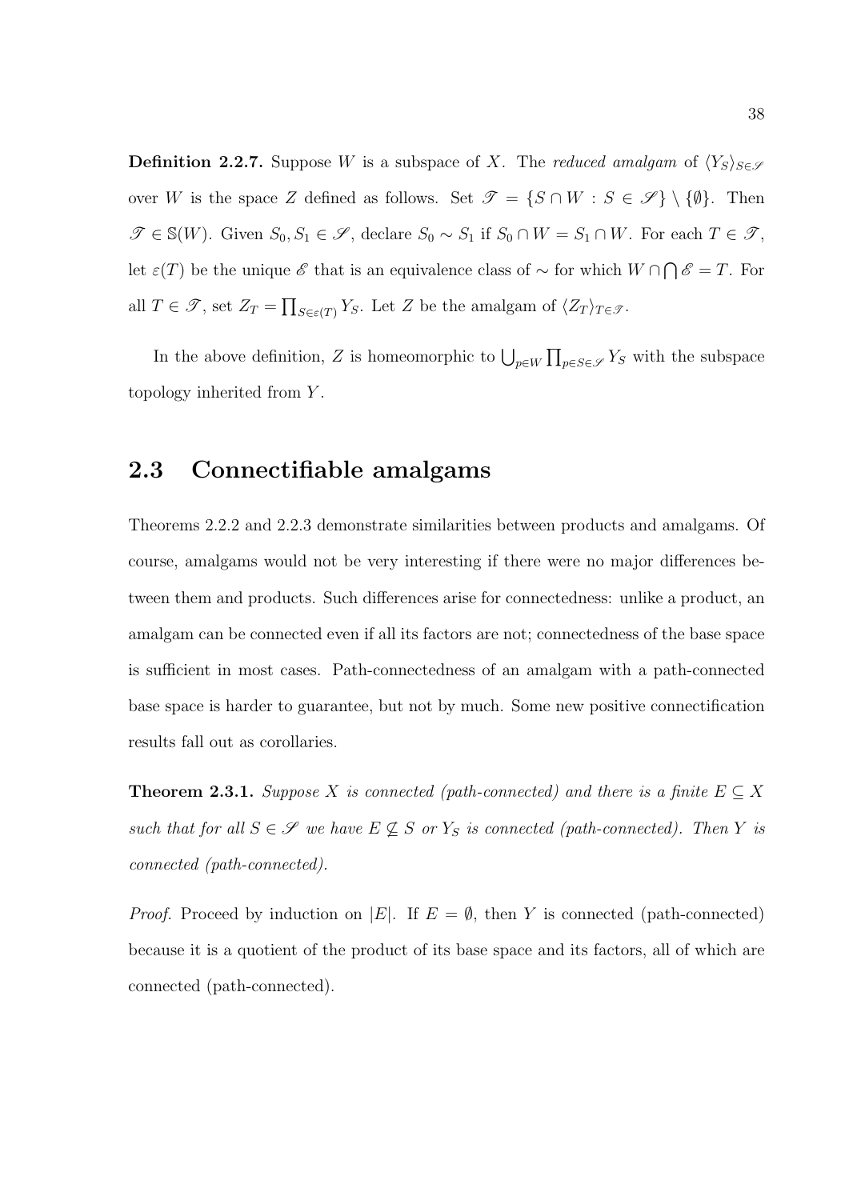**Definition 2.2.7.** Suppose $W$ is a subspace of $X$. The *reduced amalgam* of $\langle Y_S \rangle_{S \in \mathscr{S}}$ over $W$ is the space $Z$ defined as follows. Set $\mathscr{T} = \{S \cap W : S \in \mathscr{S}\} \setminus \{\emptyset\}$. Then $\mathscr{T} \in \mathbb{S}(W)$. Given $S_0, S_1 \in \mathscr{S}$, declare $S_0 \sim S_1$ if $S_0 \cap W = S_1 \cap W$. For each $T \in \mathscr{T}$, let $\varepsilon(T)$ be the unique $\mathscr{E}$ that is an equivalence class of $\sim$ for which $W \cap \bigcap \mathscr{E} = T$. For all $T \in \mathscr{T}$, set $Z_T = \prod_{S \in \varepsilon(T)} Y_S$. Let $Z$ be the amalgam of $\langle Z_T \rangle_{T \in \mathscr{T}}$.

In the above definition, $Z$ is homeomorphic to $\bigcup_{p \in W} \prod_{p \in S \in \mathscr{S}} Y_S$ with the subspace topology inherited from $Y$.

## 2.3 Connectifiable amalgams

Theorems 2.2.2 and 2.2.3 demonstrate similarities between products and amalgams. Of course, amalgams would not be very interesting if there were no major differences between them and products. Such differences arise for connectedness: unlike a product, an amalgam can be connected even if all its factors are not; connectedness of the base space is sufficient in most cases. Path-connectedness of an amalgam with a path-connected base space is harder to guarantee, but not by much. Some new positive connectification results fall out as corollaries.

**Theorem 2.3.1.** *Suppose $X$ is connected (path-connected) and there is a finite $E \subseteq X$ such that for all $S \in \mathscr{S}$ we have $E \not\subseteq S$ or $Y_S$ is connected (path-connected). Then $Y$ is connected (path-connected).*

*Proof.* Proceed by induction on $|E|$. If $E = \emptyset$, then $Y$ is connected (path-connected) because it is a quotient of the product of its base space and its factors, all of which are connected (path-connected).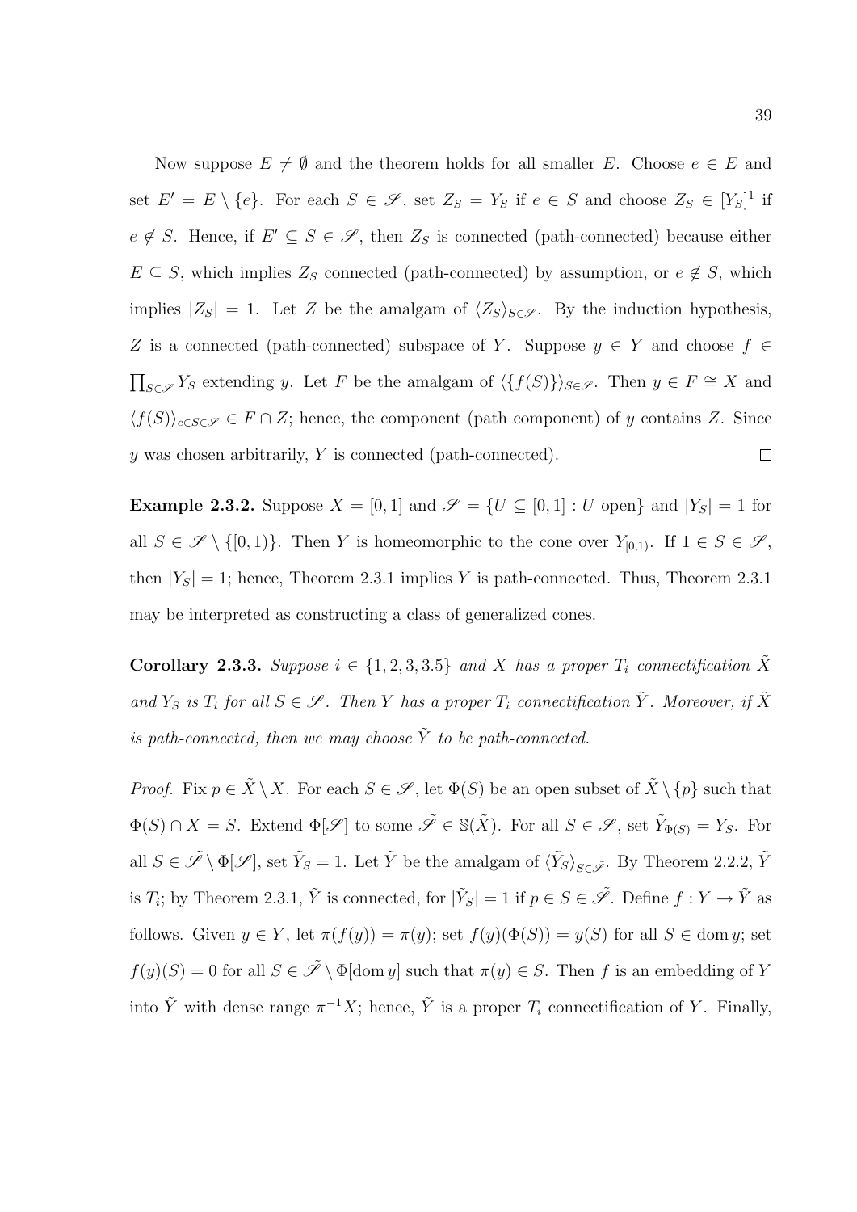Now suppose $E \neq \emptyset$ and the theorem holds for all smaller $E$. Choose $e \in E$ and set $E' = E \setminus \{e\}$. For each $S \in \mathscr{S}$, set $Z_S = Y_S$ if $e \in S$ and choose $Z_S \in [Y_S]^1$ if $e \notin S$. Hence, if $E' \subseteq S \in \mathscr{S}$, then $Z_S$ is connected (path-connected) because either $E \subseteq S$, which implies $Z_S$ connected (path-connected) by assumption, or $e \notin S$, which implies $|Z_S| = 1$. Let $Z$ be the amalgam of $\langle Z_S \rangle_{S \in \mathscr{S}}$. By the induction hypothesis, $Z$ is a connected (path-connected) subspace of $Y$. Suppose $y \in Y$ and choose $f \in \prod_{S \in \mathscr{S}} Y_S$ extending $y$. Let $F$ be the amalgam of $\langle \{f(S)\} \rangle_{S \in \mathscr{S}}$. Then $y \in F \cong X$ and $\langle f(S) \rangle_{e \in S \in \mathscr{S}} \in F \cap Z$; hence, the component (path component) of $y$ contains $Z$. Since $y$ was chosen arbitrarily, $Y$ is connected (path-connected). $\square$

**Example 2.3.2.** Suppose $X = [0, 1]$ and $\mathscr{S} = \{U \subseteq [0, 1] : U \text{ open}\}$ and $|Y_S| = 1$ for all $S \in \mathscr{S} \setminus \{[0, 1)\}$. Then $Y$ is homeomorphic to the cone over $Y_{[0,1)}$. If $1 \in S \in \mathscr{S}$, then $|Y_S| = 1$; hence, Theorem 2.3.1 implies $Y$ is path-connected. Thus, Theorem 2.3.1 may be interpreted as constructing a class of generalized cones.

**Corollary 2.3.3.** *Suppose $i \in \{1, 2, 3, 3.5\}$ and $X$ has a proper $T_i$ connectification $\tilde{X}$ and $Y_S$ is $T_i$ for all $S \in \mathscr{S}$. Then $Y$ has a proper $T_i$ connectification $\tilde{Y}$. Moreover, if $\tilde{X}$ is path-connected, then we may choose $\tilde{Y}$ to be path-connected.*

*Proof.* Fix $p \in \tilde{X} \setminus X$. For each $S \in \mathscr{S}$, let $\Phi(S)$ be an open subset of $\tilde{X} \setminus \{p\}$ such that $\Phi(S) \cap X = S$. Extend $\Phi[\mathscr{S}]$ to some $\tilde{\mathscr{S}} \in \mathbb{S}(\tilde{X})$. For all $S \in \mathscr{S}$, set $\tilde{Y}_{\Phi(S)} = Y_S$. For all $S \in \tilde{\mathscr{S}} \setminus \Phi[\mathscr{S}]$, set $\tilde{Y}_S = 1$. Let $\tilde{Y}$ be the amalgam of $\langle \tilde{Y}_S \rangle_{S \in \tilde{\mathscr{S}}}$. By Theorem 2.2.2, $\tilde{Y}$ is $T_i$; by Theorem 2.3.1, $\tilde{Y}$ is connected, for $|\tilde{Y}_S| = 1$ if $p \in S \in \tilde{\mathscr{S}}$. Define $f : Y \to \tilde{Y}$ as follows. Given $y \in Y$, let $\pi(f(y)) = \pi(y)$; set $f(y)(\Phi(S)) = y(S)$ for all $S \in \operatorname{dom} y$; set $f(y)(S) = 0$ for all $S \in \tilde{\mathscr{S}} \setminus \Phi[\operatorname{dom} y]$ such that $\pi(y) \in S$. Then $f$ is an embedding of $Y$ into $\tilde{Y}$ with dense range $\pi^{-1}X$; hence, $\tilde{Y}$ is a proper $T_i$ connectification of $Y$. Finally,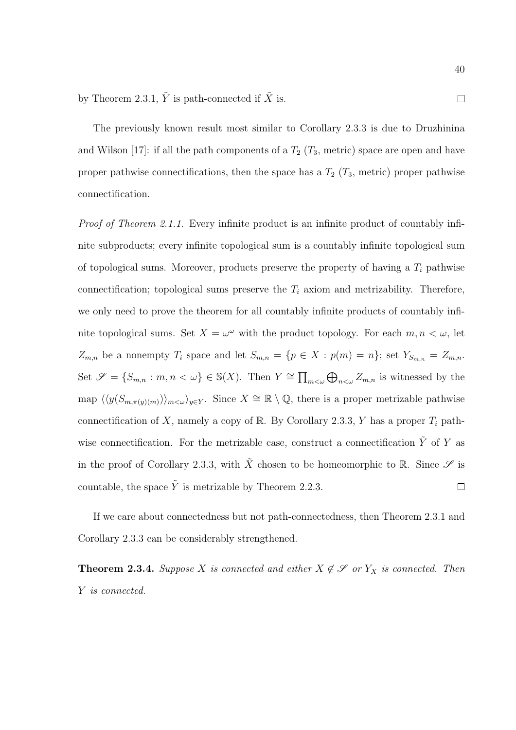by Theorem 2.3.1, $\tilde{Y}$ is path-connected if $\tilde{X}$ is. $\square$

The previously known result most similar to Corollary 2.3.3 is due to Druzhinina and Wilson [17]: if all the path components of a $T_2$ ($T_3$, metric) space are open and have proper pathwise connectifications, then the space has a $T_2$ ($T_3$, metric) proper pathwise connectification.

*Proof of Theorem 2.1.1.* Every infinite product is an infinite product of countably infinite subproducts; every infinite topological sum is a countably infinite topological sum of topological sums. Moreover, products preserve the property of having a $T_i$ pathwise connectification; topological sums preserve the $T_i$ axiom and metrizability. Therefore, we only need to prove the theorem for all countably infinite products of countably infinite topological sums. Set $X = \omega^\omega$ with the product topology. For each $m, n < \omega$, let $Z_{m,n}$ be a nonempty $T_i$ space and let $S_{m,n} = \{p \in X : p(m) = n\}$; set $Y_{S_{m,n}} = Z_{m,n}$. Set $\mathscr{S} = \{S_{m,n} : m, n < \omega\} \in \mathbb{S}(X)$. Then $Y \cong \prod_{m<\omega} \bigoplus_{n<\omega} Z_{m,n}$ is witnessed by the map $\langle\langle y(S_{m,\pi(y)(m)})\rangle_{m<\omega}\rangle_{y\in Y}$. Since $X \cong \mathbb{R} \setminus \mathbb{Q}$, there is a proper metrizable pathwise connectification of $X$, namely a copy of $\mathbb{R}$. By Corollary 2.3.3, $Y$ has a proper $T_i$ pathwise connectification. For the metrizable case, construct a connectification $\tilde{Y}$ of $Y$ as in the proof of Corollary 2.3.3, with $\tilde{X}$ chosen to be homeomorphic to $\mathbb{R}$. Since $\mathscr{S}$ is countable, the space $\tilde{Y}$ is metrizable by Theorem 2.2.3. $\square$

If we care about connectedness but not path-connectedness, then Theorem 2.3.1 and Corollary 2.3.3 can be considerably strengthened.

**Theorem 2.3.4.** *Suppose $X$ is connected and either $X \notin \mathscr{S}$ or $Y_X$ is connected. Then $Y$ is connected.*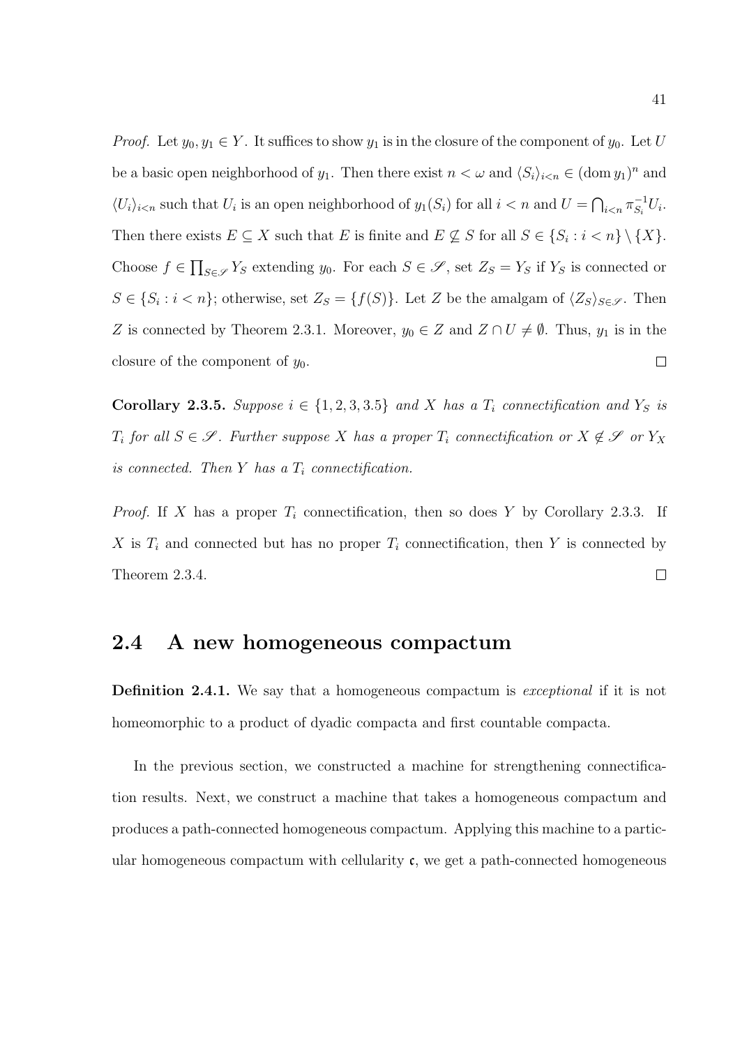*Proof.* Let $y_0, y_1 \in Y$. It suffices to show $y_1$ is in the closure of the component of $y_0$. Let $U$ be a basic open neighborhood of $y_1$. Then there exist $n < \omega$ and $\langle S_i \rangle_{i<n} \in (\operatorname{dom} y_1)^n$ and $\langle U_i \rangle_{i<n}$ such that $U_i$ is an open neighborhood of $y_1(S_i)$ for all $i < n$ and $U = \bigcap_{i<n} \pi_{S_i}^{-1} U_i$. Then there exists $E \subseteq X$ such that $E$ is finite and $E \not\subseteq S$ for all $S \in \{S_i : i < n\} \setminus \{X\}$. Choose $f \in \prod_{S \in \mathscr{S}} Y_S$ extending $y_0$. For each $S \in \mathscr{S}$, set $Z_S = Y_S$ if $Y_S$ is connected or $S \in \{S_i : i < n\}$; otherwise, set $Z_S = \{f(S)\}$. Let $Z$ be the amalgam of $\langle Z_S \rangle_{S \in \mathscr{S}}$. Then $Z$ is connected by Theorem 2.3.1. Moreover, $y_0 \in Z$ and $Z \cap U \neq \emptyset$. Thus, $y_1$ is in the closure of the component of $y_0$. $\square$

**Corollary 2.3.5.** *Suppose $i \in \{1, 2, 3, 3.5\}$ and $X$ has a $T_i$ connectification and $Y_S$ is $T_i$ for all $S \in \mathscr{S}$. Further suppose $X$ has a proper $T_i$ connectification or $X \notin \mathscr{S}$ or $Y_X$ is connected. Then $Y$ has a $T_i$ connectification.*

*Proof.* If $X$ has a proper $T_i$ connectification, then so does $Y$ by Corollary 2.3.3. If $X$ is $T_i$ and connected but has no proper $T_i$ connectification, then $Y$ is connected by Theorem 2.3.4. $\square$

## 2.4 A new homogeneous compactum

**Definition 2.4.1.** We say that a homogeneous compactum is *exceptional* if it is not homeomorphic to a product of dyadic compacta and first countable compacta.

In the previous section, we constructed a machine for strengthening connectification results. Next, we construct a machine that takes a homogeneous compactum and produces a path-connected homogeneous compactum. Applying this machine to a particular homogeneous compactum with cellularity $\mathfrak{c}$, we get a path-connected homogeneous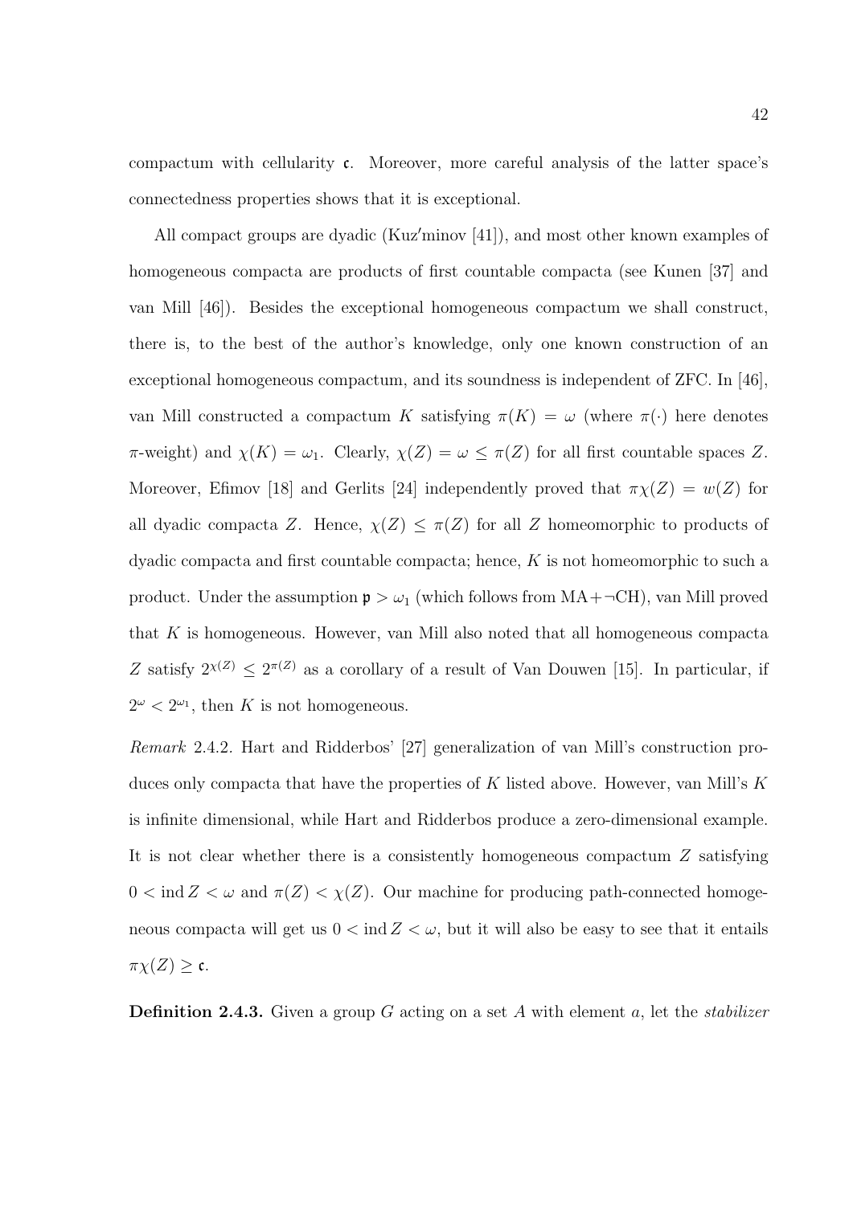compactum with cellularity $\mathfrak{c}$. Moreover, more careful analysis of the latter space's connectedness properties shows that it is exceptional.

All compact groups are dyadic (Kuz′minov [41]), and most other known examples of homogeneous compacta are products of first countable compacta (see Kunen [37] and van Mill [46]). Besides the exceptional homogeneous compactum we shall construct, there is, to the best of the author's knowledge, only one known construction of an exceptional homogeneous compactum, and its soundness is independent of ZFC. In [46], van Mill constructed a compactum $K$ satisfying $\pi(K) = \omega$ (where $\pi(\cdot)$ here denotes $\pi$-weight) and $\chi(K) = \omega_1$. Clearly, $\chi(Z) = \omega \leq \pi(Z)$ for all first countable spaces $Z$. Moreover, Efimov [18] and Gerlits [24] independently proved that $\pi\chi(Z) = w(Z)$ for all dyadic compacta $Z$. Hence, $\chi(Z) \leq \pi(Z)$ for all $Z$ homeomorphic to products of dyadic compacta and first countable compacta; hence, $K$ is not homeomorphic to such a product. Under the assumption $\mathfrak{p} > \omega_1$ (which follows from MA+$\neg$CH), van Mill proved that $K$ is homogeneous. However, van Mill also noted that all homogeneous compacta $Z$ satisfy $2^{\chi(Z)} \leq 2^{\pi(Z)}$ as a corollary of a result of Van Douwen [15]. In particular, if $2^\omega < 2^{\omega_1}$, then $K$ is not homogeneous.

*Remark* 2.4.2. Hart and Ridderbos' [27] generalization of van Mill's construction produces only compacta that have the properties of $K$ listed above. However, van Mill's $K$ is infinite dimensional, while Hart and Ridderbos produce a zero-dimensional example. It is not clear whether there is a consistently homogeneous compactum $Z$ satisfying $0 < \operatorname{ind} Z < \omega$ and $\pi(Z) < \chi(Z)$. Our machine for producing path-connected homogeneous compacta will get us $0 < \operatorname{ind} Z < \omega$, but it will also be easy to see that it entails $\pi\chi(Z) \geq \mathfrak{c}$.

**Definition 2.4.3.** Given a group $G$ acting on a set $A$ with element $a$, let the *stabilizer*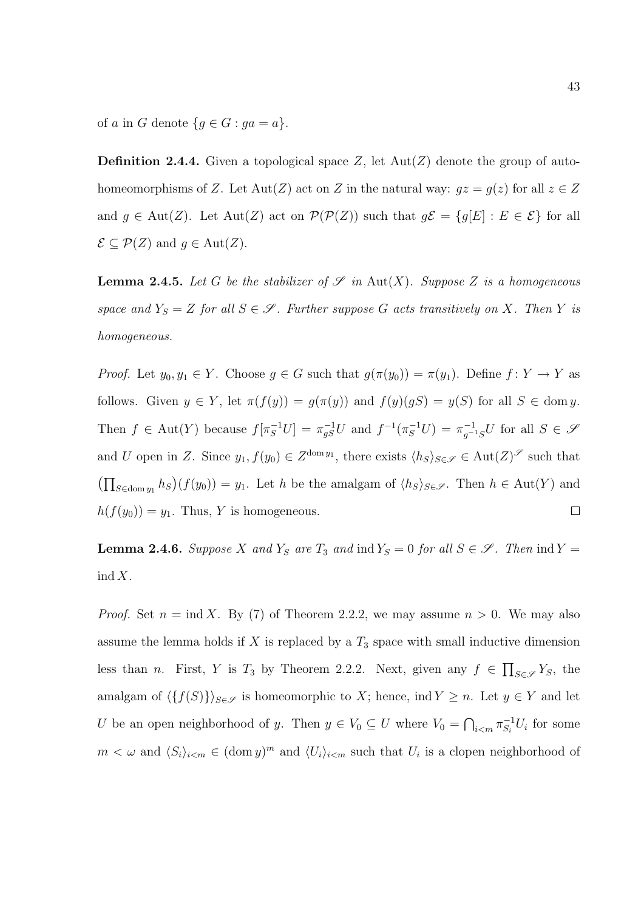of $a$ in $G$ denote $\{g \in G : ga = a\}$.

**Definition 2.4.4.** Given a topological space $Z$, let $\mathrm{Aut}(Z)$ denote the group of autohomeomorphisms of $Z$. Let $\mathrm{Aut}(Z)$ act on $Z$ in the natural way: $gz = g(z)$ for all $z \in Z$ and $g \in \mathrm{Aut}(Z)$. Let $\mathrm{Aut}(Z)$ act on $\mathcal{P}(\mathcal{P}(Z))$ such that $g\mathcal{E} = \{g[E] : E \in \mathcal{E}\}$ for all $\mathcal{E} \subseteq \mathcal{P}(Z)$ and $g \in \mathrm{Aut}(Z)$.

**Lemma 2.4.5.** *Let $G$ be the stabilizer of $\mathscr{S}$ in $\mathrm{Aut}(X)$. Suppose $Z$ is a homogeneous space and $Y_S = Z$ for all $S \in \mathscr{S}$. Further suppose $G$ acts transitively on $X$. Then $Y$ is homogeneous.*

*Proof.* Let $y_0, y_1 \in Y$. Choose $g \in G$ such that $g(\pi(y_0)) = \pi(y_1)$. Define $f : Y \to Y$ as follows. Given $y \in Y$, let $\pi(f(y)) = g(\pi(y))$ and $f(y)(gS) = y(S)$ for all $S \in \mathrm{dom}\, y$. Then $f \in \mathrm{Aut}(Y)$ because $f[\pi_S^{-1}U] = \pi_{gS}^{-1}U$ and $f^{-1}(\pi_S^{-1}U) = \pi_{g^{-1}S}^{-1}U$ for all $S \in \mathscr{S}$ and $U$ open in $Z$. Since $y_1, f(y_0) \in Z^{\mathrm{dom}\, y_1}$, there exists $\langle h_S \rangle_{S \in \mathscr{S}} \in \mathrm{Aut}(Z)^{\mathscr{S}}$ such that $\left(\prod_{S \in \mathrm{dom}\, y_1} h_S\right)(f(y_0)) = y_1$. Let $h$ be the amalgam of $\langle h_S \rangle_{S \in \mathscr{S}}$. Then $h \in \mathrm{Aut}(Y)$ and $h(f(y_0)) = y_1$. Thus, $Y$ is homogeneous. $\square$

**Lemma 2.4.6.** *Suppose $X$ and $Y_S$ are $T_3$ and $\mathrm{ind}\, Y_S = 0$ for all $S \in \mathscr{S}$. Then $\mathrm{ind}\, Y = \mathrm{ind}\, X$.*

*Proof.* Set $n = \mathrm{ind}\, X$. By (7) of Theorem 2.2.2, we may assume $n > 0$. We may also assume the lemma holds if $X$ is replaced by a $T_3$ space with small inductive dimension less than $n$. First, $Y$ is $T_3$ by Theorem 2.2.2. Next, given any $f \in \prod_{S \in \mathscr{S}} Y_S$, the amalgam of $\langle \{f(S)\} \rangle_{S \in \mathscr{S}}$ is homeomorphic to $X$; hence, $\mathrm{ind}\, Y \geq n$. Let $y \in Y$ and let $U$ be an open neighborhood of $y$. Then $y \in V_0 \subseteq U$ where $V_0 = \bigcap_{i<m} \pi_{S_i}^{-1} U_i$ for some $m < \omega$ and $\langle S_i \rangle_{i<m} \in (\mathrm{dom}\, y)^m$ and $\langle U_i \rangle_{i<m}$ such that $U_i$ is a clopen neighborhood of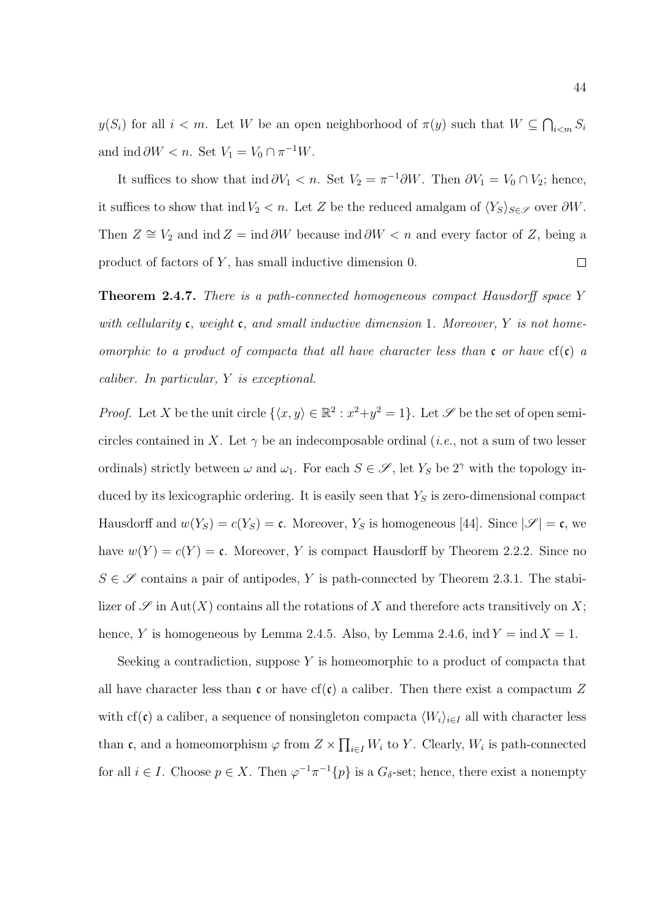$y(S_i)$ for all $i < m$. Let $W$ be an open neighborhood of $\pi(y)$ such that $W \subseteq \bigcap_{i<m} S_i$ and $\operatorname{ind} \partial W < n$. Set $V_1 = V_0 \cap \pi^{-1} W$.

It suffices to show that $\operatorname{ind} \partial V_1 < n$. Set $V_2 = \pi^{-1} \partial W$. Then $\partial V_1 = V_0 \cap V_2$; hence, it suffices to show that $\operatorname{ind} V_2 < n$. Let $Z$ be the reduced amalgam of $\langle Y_S \rangle_{S \in \mathscr{S}}$ over $\partial W$. Then $Z \cong V_2$ and $\operatorname{ind} Z = \operatorname{ind} \partial W$ because $\operatorname{ind} \partial W < n$ and every factor of $Z$, being a product of factors of $Y$, has small inductive dimension 0. $\square$

**Theorem 2.4.7.** *There is a path-connected homogeneous compact Hausdorff space $Y$ with cellularity $\mathfrak{c}$, weight $\mathfrak{c}$, and small inductive dimension 1. Moreover, $Y$ is not homeomorphic to a product of compacta that all have character less than $\mathfrak{c}$ or have $\operatorname{cf}(\mathfrak{c})$ a caliber. In particular, $Y$ is exceptional.*

*Proof.* Let $X$ be the unit circle $\{\langle x, y \rangle \in \mathbb{R}^2 : x^2 + y^2 = 1\}$. Let $\mathscr{S}$ be the set of open semicircles contained in $X$. Let $\gamma$ be an indecomposable ordinal (*i.e.*, not a sum of two lesser ordinals) strictly between $\omega$ and $\omega_1$. For each $S \in \mathscr{S}$, let $Y_S$ be $2^\gamma$ with the topology induced by its lexicographic ordering. It is easily seen that $Y_S$ is zero-dimensional compact Hausdorff and $w(Y_S) = c(Y_S) = \mathfrak{c}$. Moreover, $Y_S$ is homogeneous [44]. Since $|\mathscr{S}| = \mathfrak{c}$, we have $w(Y) = c(Y) = \mathfrak{c}$. Moreover, $Y$ is compact Hausdorff by Theorem 2.2.2. Since no $S \in \mathscr{S}$ contains a pair of antipodes, $Y$ is path-connected by Theorem 2.3.1. The stabilizer of $\mathscr{S}$ in $\operatorname{Aut}(X)$ contains all the rotations of $X$ and therefore acts transitively on $X$; hence, $Y$ is homogeneous by Lemma 2.4.5. Also, by Lemma 2.4.6, $\operatorname{ind} Y = \operatorname{ind} X = 1$.

Seeking a contradiction, suppose $Y$ is homeomorphic to a product of compacta that all have character less than $\mathfrak{c}$ or have $\operatorname{cf}(\mathfrak{c})$ a caliber. Then there exist a compactum $Z$ with $\operatorname{cf}(\mathfrak{c})$ a caliber, a sequence of nonsingleton compacta $\langle W_i \rangle_{i \in I}$ all with character less than $\mathfrak{c}$, and a homeomorphism $\varphi$ from $Z \times \prod_{i \in I} W_i$ to $Y$. Clearly, $W_i$ is path-connected for all $i \in I$. Choose $p \in X$. Then $\varphi^{-1}\pi^{-1}\{p\}$ is a $G_\delta$-set; hence, there exist a nonempty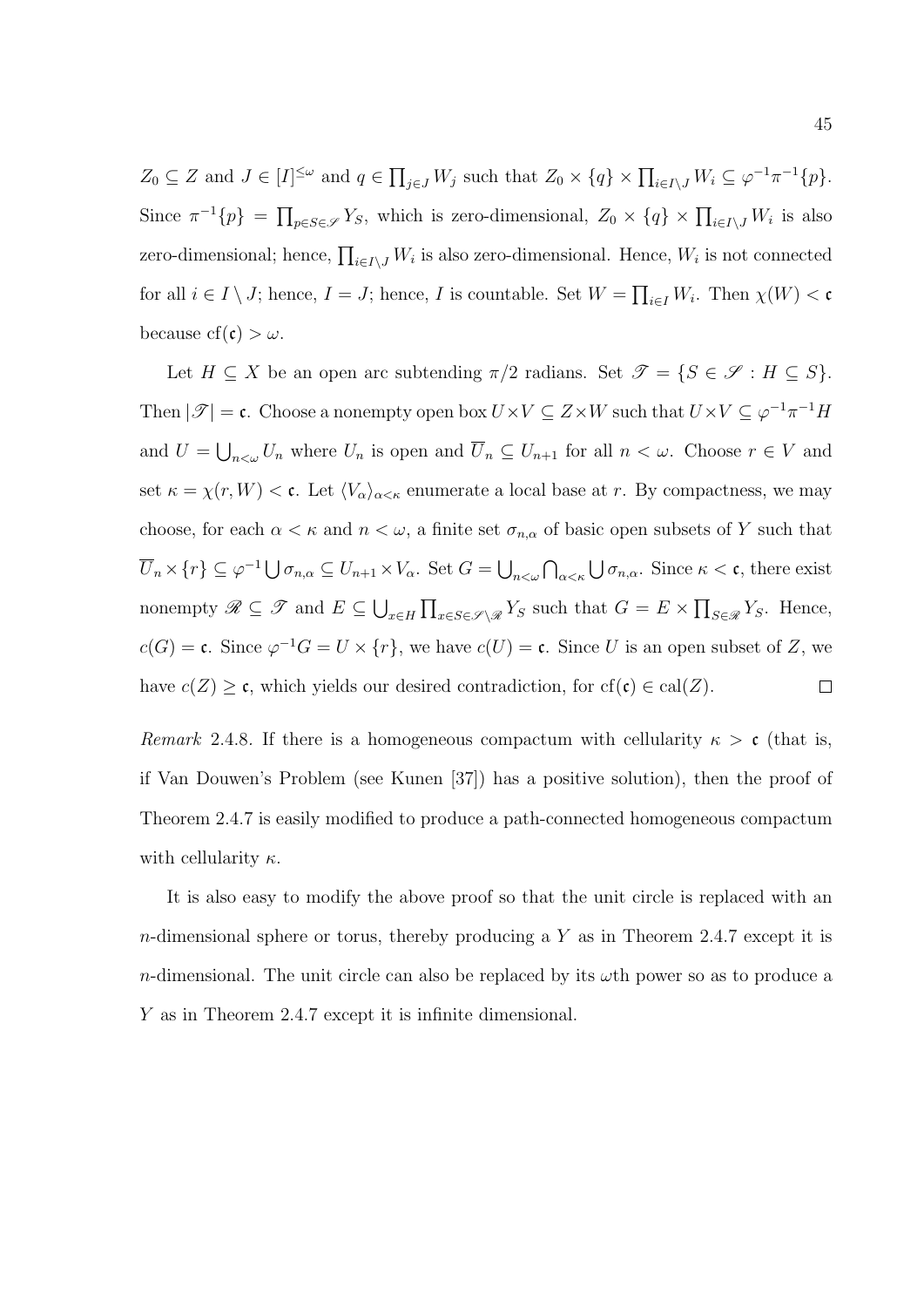$Z_0 \subseteq Z$ and $J \in [I]^{\leq\omega}$ and $q \in \prod_{j\in J} W_j$ such that $Z_0 \times \{q\} \times \prod_{i\in I\setminus J} W_i \subseteq \varphi^{-1}\pi^{-1}\{p\}$. Since $\pi^{-1}\{p\} = \prod_{p\in S\in\mathscr{S}} Y_S$, which is zero-dimensional, $Z_0 \times \{q\} \times \prod_{i\in I\setminus J} W_i$ is also zero-dimensional; hence, $\prod_{i\in I\setminus J} W_i$ is also zero-dimensional. Hence, $W_i$ is not connected for all $i \in I \setminus J$; hence, $I = J$; hence, $I$ is countable. Set $W = \prod_{i\in I} W_i$. Then $\chi(W) < \mathfrak{c}$ because $\mathrm{cf}(\mathfrak{c}) > \omega$.

Let $H \subseteq X$ be an open arc subtending $\pi/2$ radians. Set $\mathscr{T} = \{S \in \mathscr{S} : H \subseteq S\}$. Then $|\mathscr{T}| = \mathfrak{c}$. Choose a nonempty open box $U \times V \subseteq Z \times W$ such that $U \times V \subseteq \varphi^{-1}\pi^{-1}H$ and $U = \bigcup_{n<\omega} U_n$ where $U_n$ is open and $\overline{U}_n \subseteq U_{n+1}$ for all $n < \omega$. Choose $r \in V$ and set $\kappa = \chi(r, W) < \mathfrak{c}$. Let $\langle V_\alpha \rangle_{\alpha<\kappa}$ enumerate a local base at $r$. By compactness, we may choose, for each $\alpha < \kappa$ and $n < \omega$, a finite set $\sigma_{n,\alpha}$ of basic open subsets of $Y$ such that $\overline{U}_n \times \{r\} \subseteq \varphi^{-1} \bigcup \sigma_{n,\alpha} \subseteq U_{n+1} \times V_\alpha$. Set $G = \bigcup_{n<\omega} \bigcap_{\alpha<\kappa} \bigcup \sigma_{n,\alpha}$. Since $\kappa < \mathfrak{c}$, there exist nonempty $\mathscr{R} \subseteq \mathscr{T}$ and $E \subseteq \bigcup_{x\in H} \prod_{x\in S\in\mathscr{S}\setminus\mathscr{R}} Y_S$ such that $G = E \times \prod_{S\in\mathscr{R}} Y_S$. Hence, $c(G) = \mathfrak{c}$. Since $\varphi^{-1}G = U \times \{r\}$, we have $c(U) = \mathfrak{c}$. Since $U$ is an open subset of $Z$, we have $c(Z) \geq \mathfrak{c}$, which yields our desired contradiction, for $\mathrm{cf}(\mathfrak{c}) \in \mathrm{cal}(Z)$. $\square$

*Remark* 2.4.8. If there is a homogeneous compactum with cellularity $\kappa > \mathfrak{c}$ (that is, if Van Douwen's Problem (see Kunen [37]) has a positive solution), then the proof of Theorem 2.4.7 is easily modified to produce a path-connected homogeneous compactum with cellularity $\kappa$.

It is also easy to modify the above proof so that the unit circle is replaced with an $n$-dimensional sphere or torus, thereby producing a $Y$ as in Theorem 2.4.7 except it is $n$-dimensional. The unit circle can also be replaced by its $\omega$th power so as to produce a $Y$ as in Theorem 2.4.7 except it is infinite dimensional.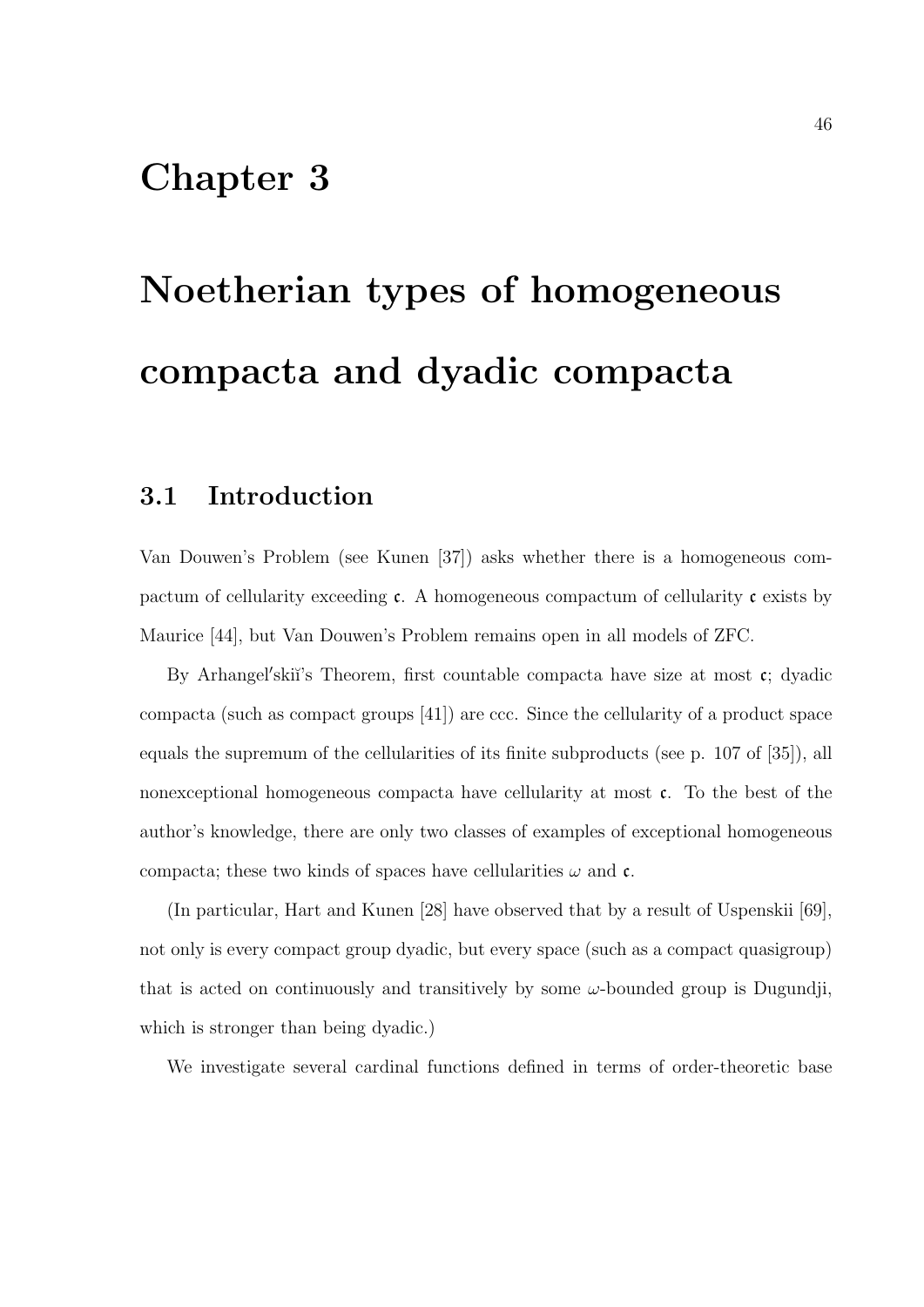# Chapter 3

# Noetherian types of homogeneous compacta and dyadic compacta

## 3.1 Introduction

Van Douwen's Problem (see Kunen [37]) asks whether there is a homogeneous compactum of cellularity exceeding $\mathfrak{c}$. A homogeneous compactum of cellularity $\mathfrak{c}$ exists by Maurice [44], but Van Douwen's Problem remains open in all models of ZFC.

By Arhangel′skiĭ's Theorem, first countable compacta have size at most $\mathfrak{c}$; dyadic compacta (such as compact groups [41]) are ccc. Since the cellularity of a product space equals the supremum of the cellularities of its finite subproducts (see p. 107 of [35]), all nonexceptional homogeneous compacta have cellularity at most $\mathfrak{c}$. To the best of the author's knowledge, there are only two classes of examples of exceptional homogeneous compacta; these two kinds of spaces have cellularities $\omega$ and $\mathfrak{c}$.

(In particular, Hart and Kunen [28] have observed that by a result of Uspenskii [69], not only is every compact group dyadic, but every space (such as a compact quasigroup) that is acted on continuously and transitively by some $\omega$-bounded group is Dugundji, which is stronger than being dyadic.)

We investigate several cardinal functions defined in terms of order-theoretic base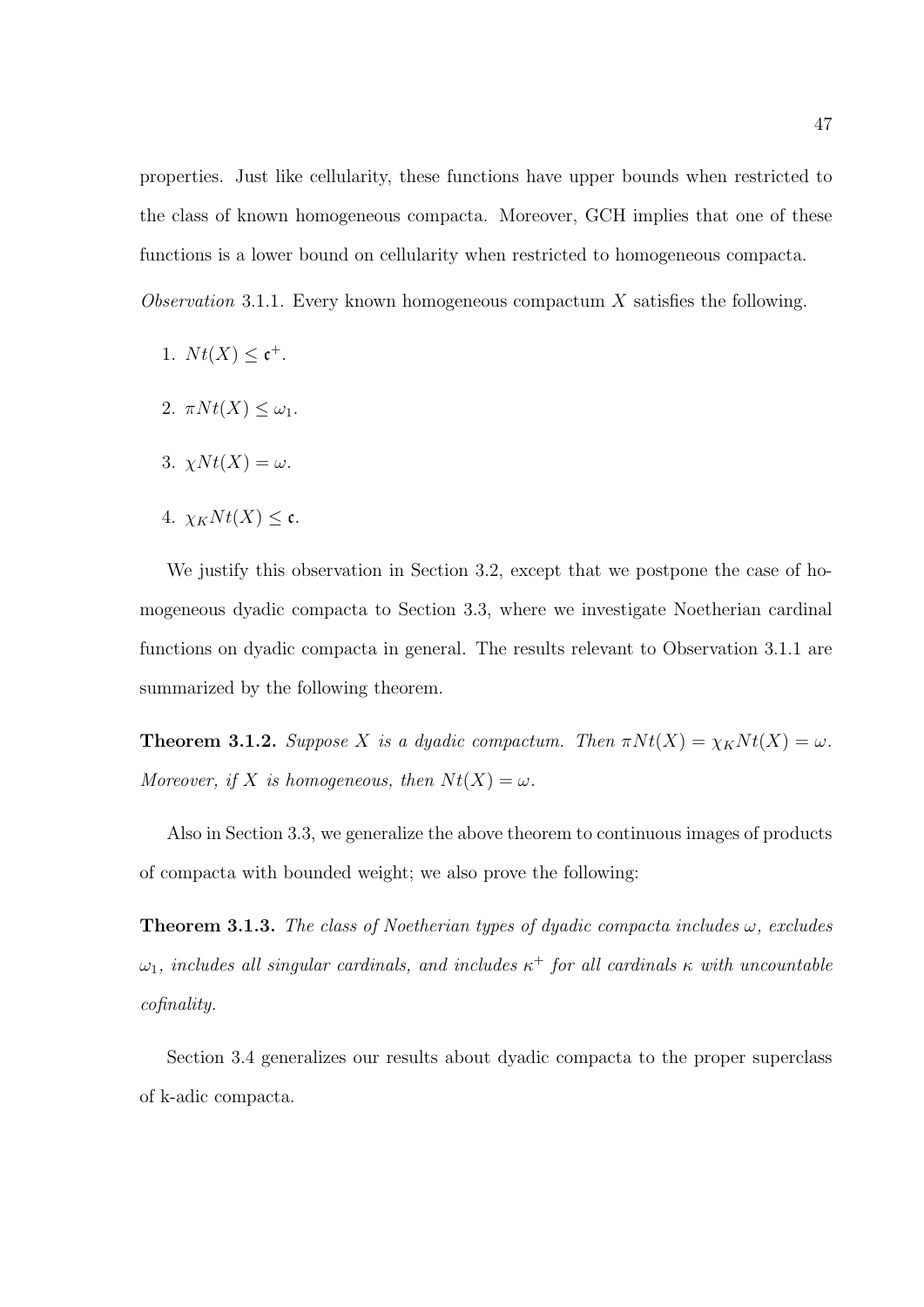properties. Just like cellularity, these functions have upper bounds when restricted to the class of known homogeneous compacta. Moreover, GCH implies that one of these functions is a lower bound on cellularity when restricted to homogeneous compacta.

*Observation* 3.1.1. Every known homogeneous compactum $X$ satisfies the following.

1. $Nt(X) \leq \mathfrak{c}^+$.
2. $\pi Nt(X) \leq \omega_1$.
3. $\chi Nt(X) = \omega$.
4. $\chi_K Nt(X) \leq \mathfrak{c}$.

We justify this observation in Section 3.2, except that we postpone the case of homogeneous dyadic compacta to Section 3.3, where we investigate Noetherian cardinal functions on dyadic compacta in general. The results relevant to Observation 3.1.1 are summarized by the following theorem.

**Theorem 3.1.2.** *Suppose $X$ is a dyadic compactum. Then $\pi Nt(X) = \chi_K Nt(X) = \omega$. Moreover, if $X$ is homogeneous, then $Nt(X) = \omega$.*

Also in Section 3.3, we generalize the above theorem to continuous images of products of compacta with bounded weight; we also prove the following:

**Theorem 3.1.3.** *The class of Noetherian types of dyadic compacta includes $\omega$, excludes $\omega_1$, includes all singular cardinals, and includes $\kappa^+$ for all cardinals $\kappa$ with uncountable cofinality.*

Section 3.4 generalizes our results about dyadic compacta to the proper superclass of k-adic compacta.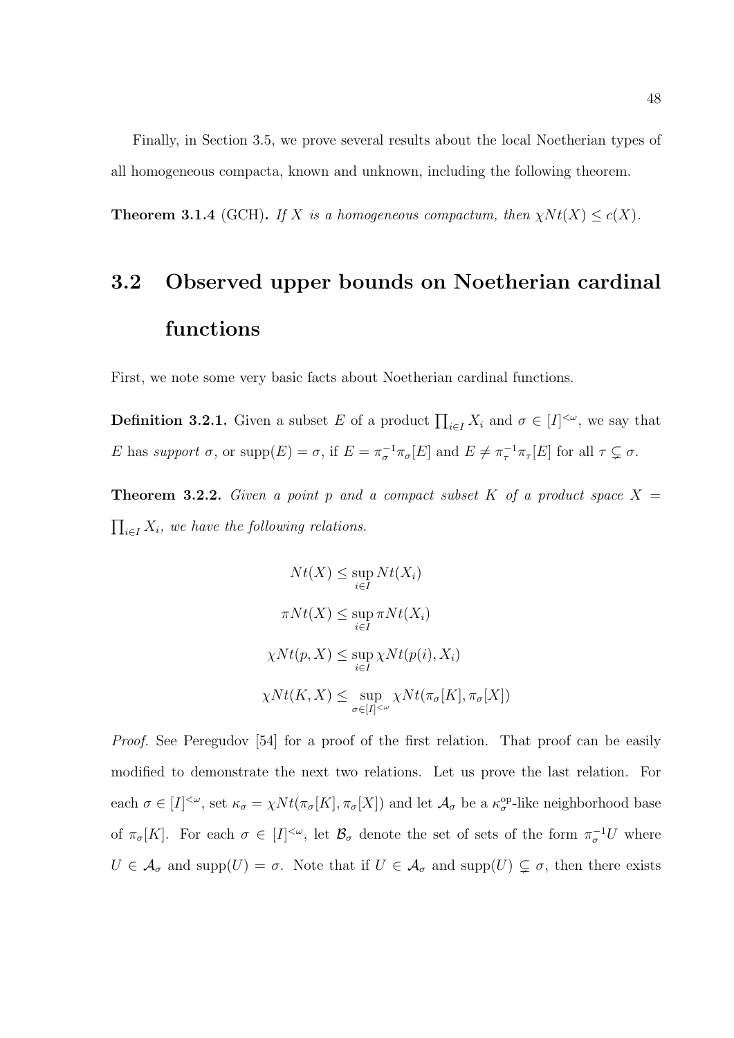Finally, in Section 3.5, we prove several results about the local Noetherian types of all homogeneous compacta, known and unknown, including the following theorem.

**Theorem 3.1.4** (GCH)**.** *If $X$ is a homogeneous compactum, then $\chi Nt(X) \leq c(X)$.*

## 3.2 Observed upper bounds on Noetherian cardinal functions

First, we note some very basic facts about Noetherian cardinal functions.

**Definition 3.2.1.** Given a subset $E$ of a product $\prod_{i \in I} X_i$ and $\sigma \in [I]^{<\omega}$, we say that $E$ has *support* $\sigma$, or $\operatorname{supp}(E) = \sigma$, if $E = \pi_\sigma^{-1}\pi_\sigma[E]$ and $E \neq \pi_\tau^{-1}\pi_\tau[E]$ for all $\tau \subsetneq \sigma$.

**Theorem 3.2.2.** *Given a point $p$ and a compact subset $K$ of a product space $X = \prod_{i \in I} X_i$, we have the following relations.*

$$Nt(X) \leq \sup_{i \in I} Nt(X_i)$$

$$\pi Nt(X) \leq \sup_{i \in I} \pi Nt(X_i)$$

$$\chi Nt(p, X) \leq \sup_{i \in I} \chi Nt(p(i), X_i)$$

$$\chi Nt(K, X) \leq \sup_{\sigma \in [I]^{<\omega}} \chi Nt(\pi_\sigma[K], \pi_\sigma[X])$$

*Proof.* See Peregudov [54] for a proof of the first relation. That proof can be easily modified to demonstrate the next two relations. Let us prove the last relation. For each $\sigma \in [I]^{<\omega}$, set $\kappa_\sigma = \chi Nt(\pi_\sigma[K], \pi_\sigma[X])$ and let $\mathcal{A}_\sigma$ be a $\kappa_\sigma^{\mathrm{op}}$-like neighborhood base of $\pi_\sigma[K]$. For each $\sigma \in [I]^{<\omega}$, let $\mathcal{B}_\sigma$ denote the set of sets of the form $\pi_\sigma^{-1}U$ where $U \in \mathcal{A}_\sigma$ and $\operatorname{supp}(U) = \sigma$. Note that if $U \in \mathcal{A}_\sigma$ and $\operatorname{supp}(U) \subsetneq \sigma$, then there exists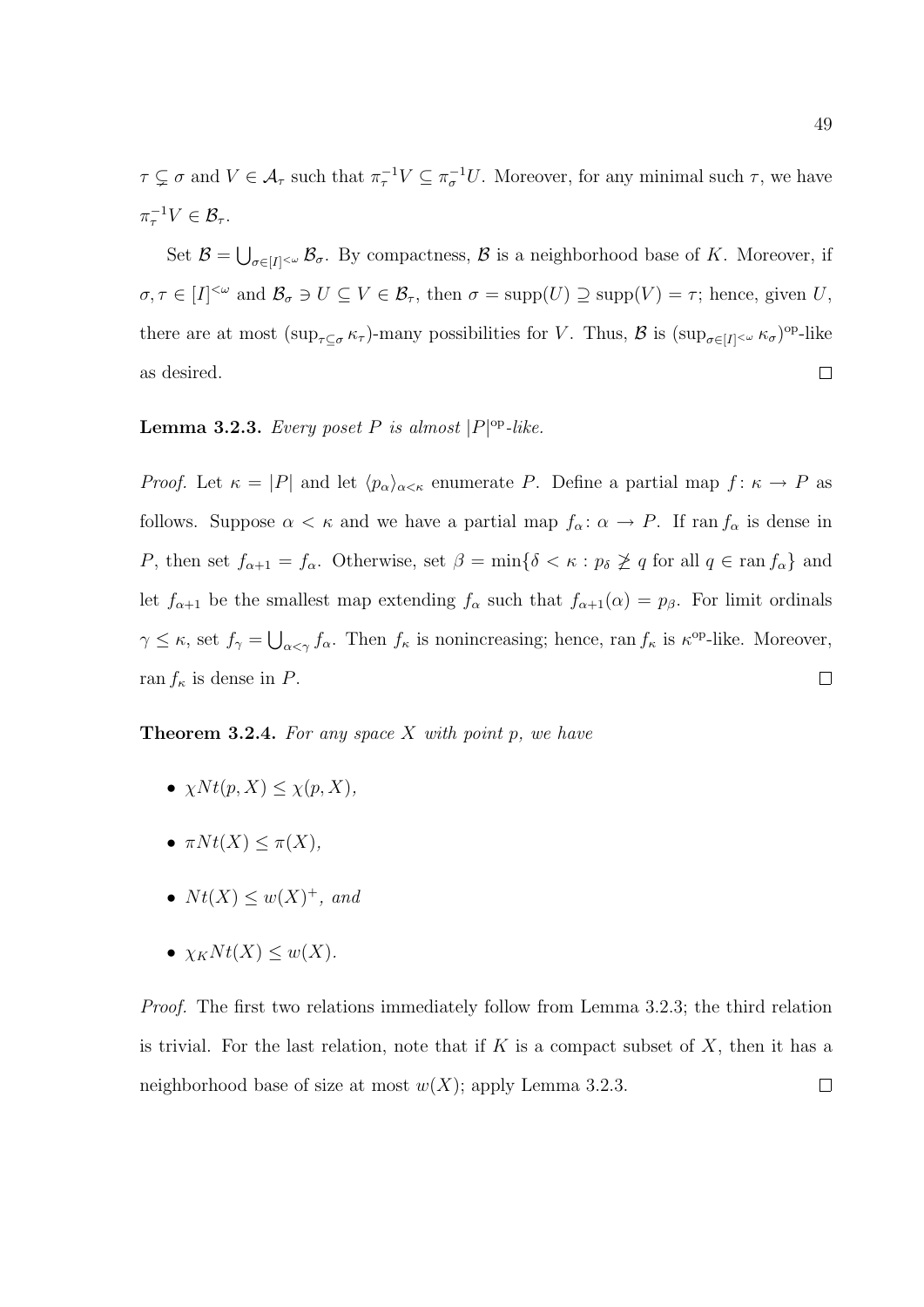$\tau \subsetneq \sigma$ and $V \in \mathcal{A}_\tau$ such that $\pi_\tau^{-1}V \subseteq \pi_\sigma^{-1}U$. Moreover, for any minimal such $\tau$, we have $\pi_\tau^{-1}V \in \mathcal{B}_\tau$.

Set $\mathcal{B} = \bigcup_{\sigma \in [I]^{<\omega}} \mathcal{B}_\sigma$. By compactness, $\mathcal{B}$ is a neighborhood base of $K$. Moreover, if $\sigma, \tau \in [I]^{<\omega}$ and $\mathcal{B}_\sigma \ni U \subseteq V \in \mathcal{B}_\tau$, then $\sigma = \operatorname{supp}(U) \supseteq \operatorname{supp}(V) = \tau$; hence, given $U$, there are at most $(\sup_{\tau \subseteq \sigma} \kappa_\tau)$-many possibilities for $V$. Thus, $\mathcal{B}$ is $(\sup_{\sigma \in [I]^{<\omega}} \kappa_\sigma)^{\mathrm{op}}$-like as desired. $\square$

**Lemma 3.2.3.** *Every poset $P$ is almost $|P|^{\mathrm{op}}$-like.*

*Proof.* Let $\kappa = |P|$ and let $\langle p_\alpha \rangle_{\alpha<\kappa}$ enumerate $P$. Define a partial map $f \colon \kappa \to P$ as follows. Suppose $\alpha < \kappa$ and we have a partial map $f_\alpha \colon \alpha \to P$. If $\operatorname{ran} f_\alpha$ is dense in $P$, then set $f_{\alpha+1} = f_\alpha$. Otherwise, set $\beta = \min\{\delta < \kappa : p_\delta \not\geq q \text{ for all } q \in \operatorname{ran} f_\alpha\}$ and let $f_{\alpha+1}$ be the smallest map extending $f_\alpha$ such that $f_{\alpha+1}(\alpha) = p_\beta$. For limit ordinals $\gamma \leq \kappa$, set $f_\gamma = \bigcup_{\alpha<\gamma} f_\alpha$. Then $f_\kappa$ is nonincreasing; hence, $\operatorname{ran} f_\kappa$ is $\kappa^{\mathrm{op}}$-like. Moreover, $\operatorname{ran} f_\kappa$ is dense in $P$. $\square$

**Theorem 3.2.4.** *For any space $X$ with point $p$, we have*

- $\chi Nt(p, X) \leq \chi(p, X)$,
- $\pi Nt(X) \leq \pi(X)$,
- $Nt(X) \leq w(X)^+$, *and*
- $\chi_K Nt(X) \leq w(X)$.

*Proof.* The first two relations immediately follow from Lemma 3.2.3; the third relation is trivial. For the last relation, note that if $K$ is a compact subset of $X$, then it has a neighborhood base of size at most $w(X)$; apply Lemma 3.2.3. $\square$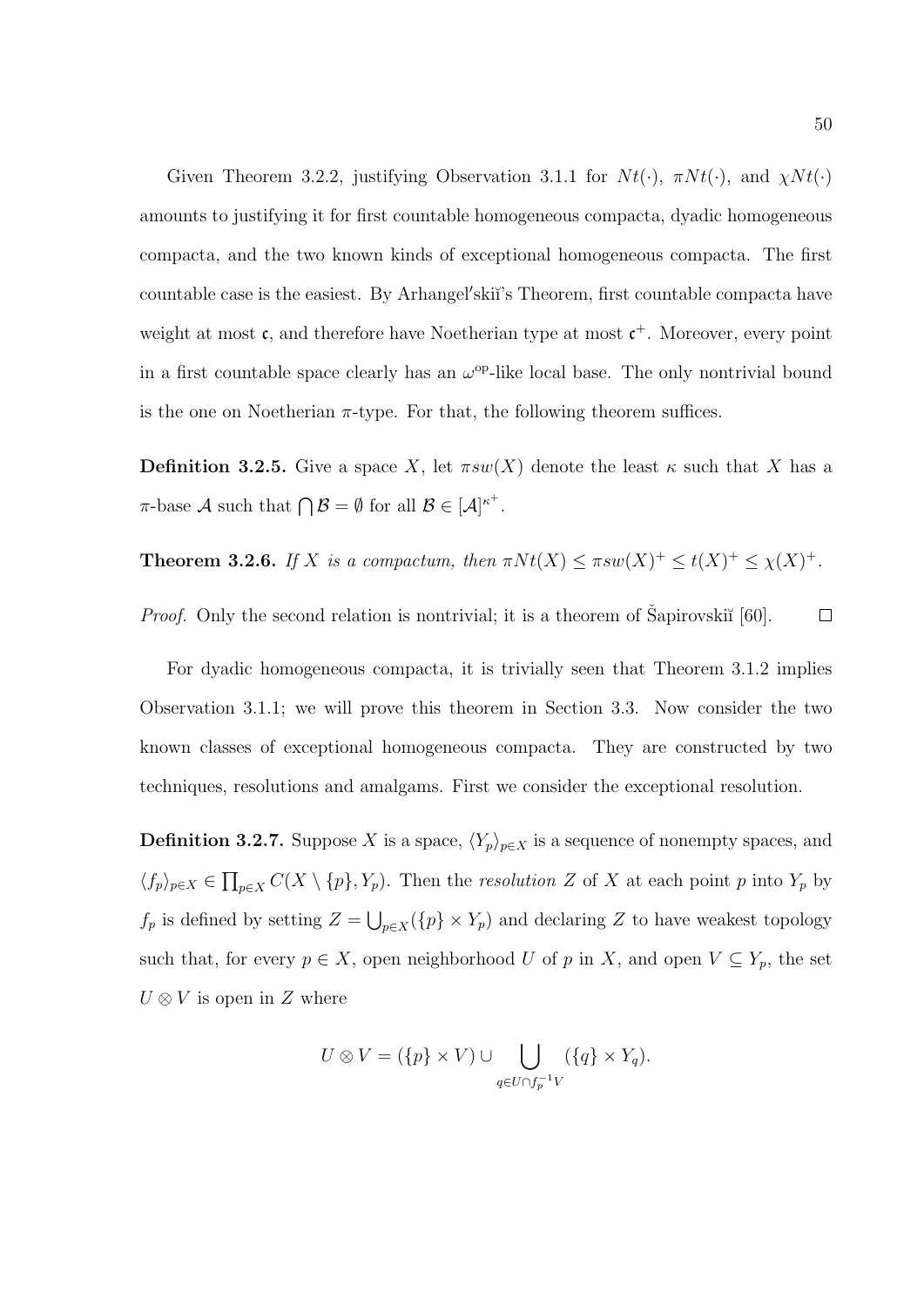Given Theorem 3.2.2, justifying Observation 3.1.1 for $Nt(\cdot)$, $\pi Nt(\cdot)$, and $\chi Nt(\cdot)$ amounts to justifying it for first countable homogeneous compacta, dyadic homogeneous compacta, and the two known kinds of exceptional homogeneous compacta. The first countable case is the easiest. By Arhangel′skiĭ's Theorem, first countable compacta have weight at most $\mathfrak{c}$, and therefore have Noetherian type at most $\mathfrak{c}^+$. Moreover, every point in a first countable space clearly has an $\omega^{\text{op}}$-like local base. The only nontrivial bound is the one on Noetherian $\pi$-type. For that, the following theorem suffices.

**Definition 3.2.5.** Give a space $X$, let $\pi sw(X)$ denote the least $\kappa$ such that $X$ has a $\pi$-base $\mathcal{A}$ such that $\bigcap \mathcal{B} = \emptyset$ for all $\mathcal{B} \in [\mathcal{A}]^{\kappa^+}$.

**Theorem 3.2.6.** *If $X$ is a compactum, then $\pi Nt(X) \leq \pi sw(X)^+ \leq t(X)^+ \leq \chi(X)^+$.*

*Proof.* Only the second relation is nontrivial; it is a theorem of Šapirovskiĭ [60]. $\square$

For dyadic homogeneous compacta, it is trivially seen that Theorem 3.1.2 implies Observation 3.1.1; we will prove this theorem in Section 3.3. Now consider the two known classes of exceptional homogeneous compacta. They are constructed by two techniques, resolutions and amalgams. First we consider the exceptional resolution.

**Definition 3.2.7.** Suppose $X$ is a space, $\langle Y_p \rangle_{p \in X}$ is a sequence of nonempty spaces, and $\langle f_p \rangle_{p \in X} \in \prod_{p \in X} C(X \setminus \{p\}, Y_p)$. Then the *resolution* $Z$ of $X$ at each point $p$ into $Y_p$ by $f_p$ is defined by setting $Z = \bigcup_{p \in X} (\{p\} \times Y_p)$ and declaring $Z$ to have weakest topology such that, for every $p \in X$, open neighborhood $U$ of $p$ in $X$, and open $V \subseteq Y_p$, the set $U \otimes V$ is open in $Z$ where

$$U \otimes V = (\{p\} \times V) \cup \bigcup_{q \in U \cap f_p^{-1} V} (\{q\} \times Y_q).$$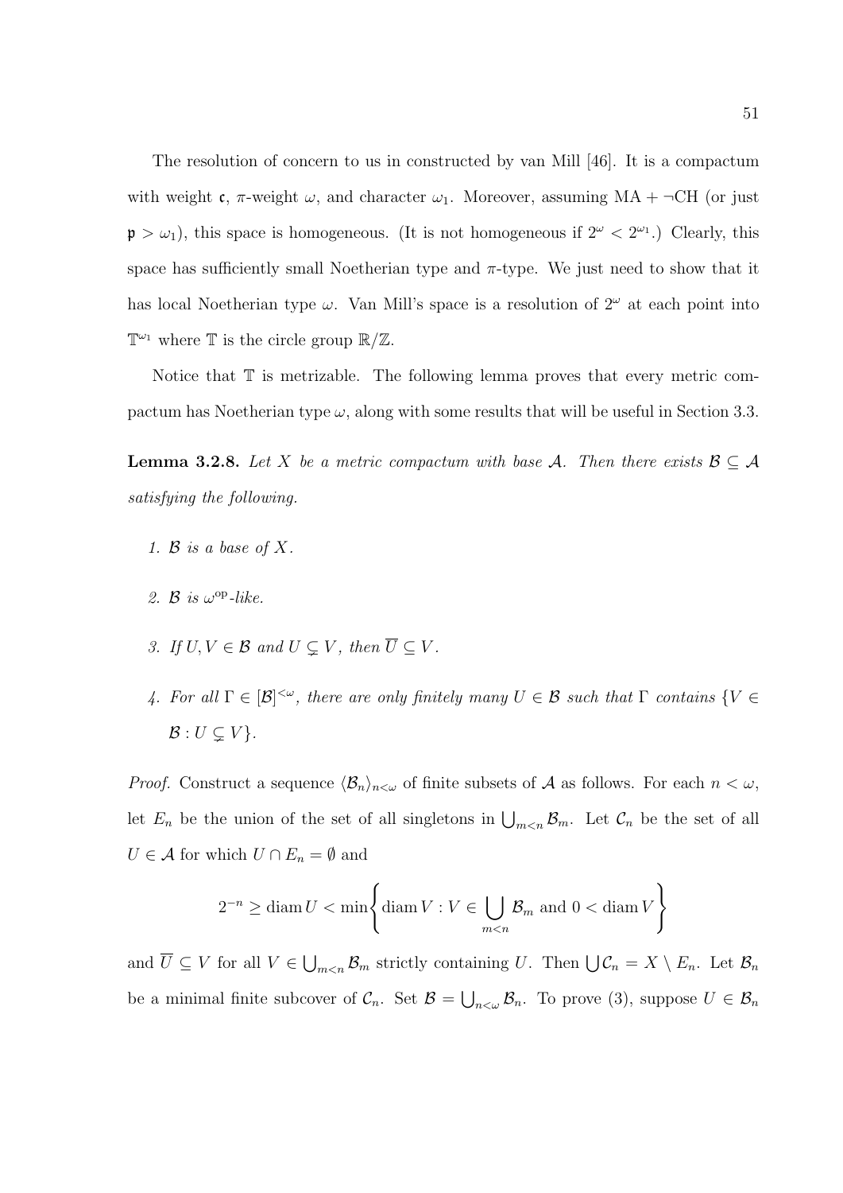The resolution of concern to us in constructed by van Mill [46]. It is a compactum with weight $\mathfrak{c}$, $\pi$-weight $\omega$, and character $\omega_1$. Moreover, assuming MA + $\neg$CH (or just $\mathfrak{p} > \omega_1$), this space is homogeneous. (It is not homogeneous if $2^\omega < 2^{\omega_1}$.) Clearly, this space has sufficiently small Noetherian type and $\pi$-type. We just need to show that it has local Noetherian type $\omega$. Van Mill's space is a resolution of $2^\omega$ at each point into $\mathbb{T}^{\omega_1}$ where $\mathbb{T}$ is the circle group $\mathbb{R}/\mathbb{Z}$.

Notice that $\mathbb{T}$ is metrizable. The following lemma proves that every metric compactum has Noetherian type $\omega$, along with some results that will be useful in Section 3.3.

**Lemma 3.2.8.** *Let $X$ be a metric compactum with base $\mathcal{A}$. Then there exists $\mathcal{B} \subseteq \mathcal{A}$ satisfying the following.*

1. *$\mathcal{B}$ is a base of $X$.*
2. *$\mathcal{B}$ is $\omega^{\mathrm{op}}$-like.*
3. *If $U, V \in \mathcal{B}$ and $U \subsetneq V$, then $\overline{U} \subseteq V$.*
4. *For all $\Gamma \in [\mathcal{B}]^{<\omega}$, there are only finitely many $U \in \mathcal{B}$ such that $\Gamma$ contains $\{V \in \mathcal{B} : U \subsetneq V\}$.*

*Proof.* Construct a sequence $\langle \mathcal{B}_n \rangle_{n<\omega}$ of finite subsets of $\mathcal{A}$ as follows. For each $n < \omega$, let $E_n$ be the union of the set of all singletons in $\bigcup_{m<n} \mathcal{B}_m$. Let $\mathcal{C}_n$ be the set of all $U \in \mathcal{A}$ for which $U \cap E_n = \emptyset$ and

$$2^{-n} \geq \operatorname{diam} U < \min\left\{\operatorname{diam} V : V \in \bigcup_{m<n} \mathcal{B}_m \text{ and } 0 < \operatorname{diam} V\right\}$$

and $\overline{U} \subseteq V$ for all $V \in \bigcup_{m<n} \mathcal{B}_m$ strictly containing $U$. Then $\bigcup \mathcal{C}_n = X \setminus E_n$. Let $\mathcal{B}_n$ be a minimal finite subcover of $\mathcal{C}_n$. Set $\mathcal{B} = \bigcup_{n<\omega} \mathcal{B}_n$. To prove (3), suppose $U \in \mathcal{B}_n$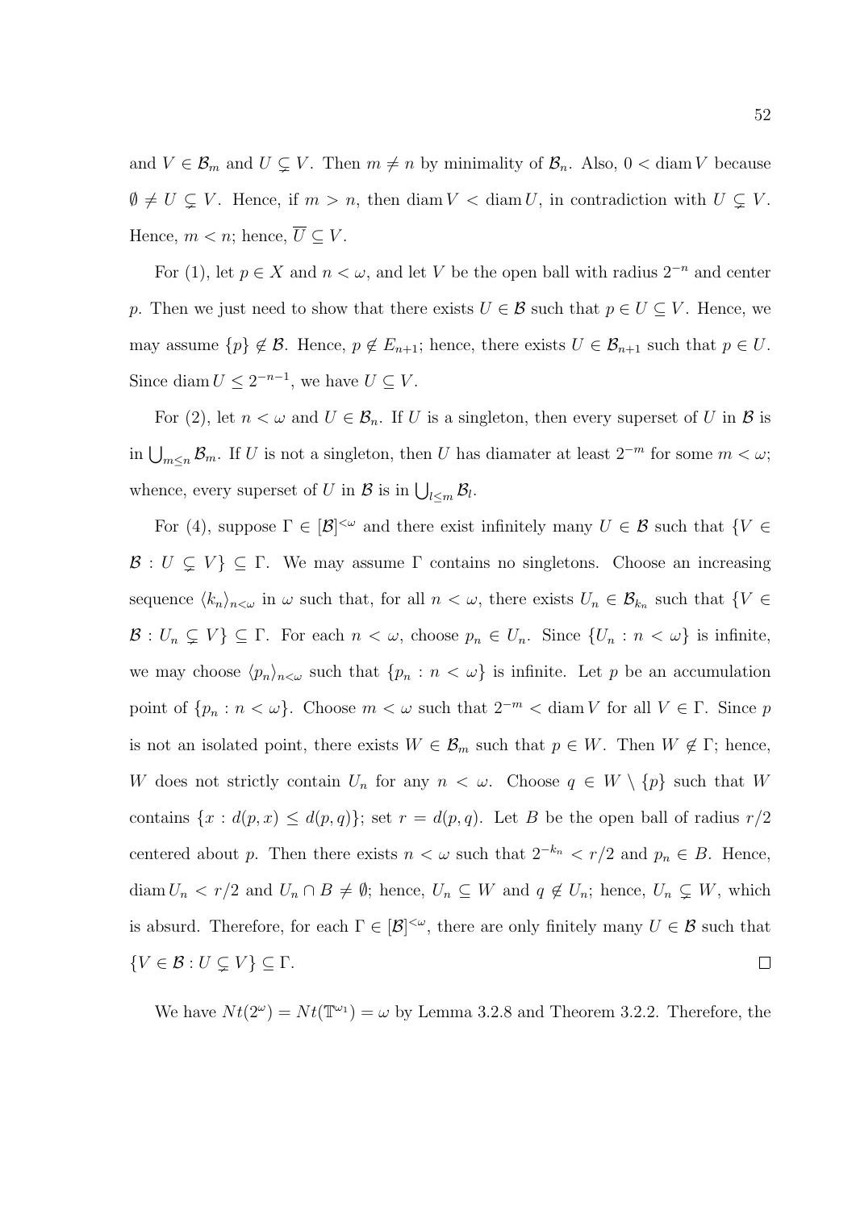and $V \in \mathcal{B}_m$ and $U \subsetneq V$. Then $m \neq n$ by minimality of $\mathcal{B}_n$. Also, $0 < \operatorname{diam} V$ because $\emptyset \neq U \subsetneq V$. Hence, if $m > n$, then $\operatorname{diam} V < \operatorname{diam} U$, in contradiction with $U \subsetneq V$. Hence, $m < n$; hence, $\overline{U} \subseteq V$.

For (1), let $p \in X$ and $n < \omega$, and let $V$ be the open ball with radius $2^{-n}$ and center $p$. Then we just need to show that there exists $U \in \mathcal{B}$ such that $p \in U \subseteq V$. Hence, we may assume $\{p\} \notin \mathcal{B}$. Hence, $p \notin E_{n+1}$; hence, there exists $U \in \mathcal{B}_{n+1}$ such that $p \in U$. Since $\operatorname{diam} U \leq 2^{-n-1}$, we have $U \subseteq V$.

For (2), let $n < \omega$ and $U \in \mathcal{B}_n$. If $U$ is a singleton, then every superset of $U$ in $\mathcal{B}$ is in $\bigcup_{m \leq n} \mathcal{B}_m$. If $U$ is not a singleton, then $U$ has diamater at least $2^{-m}$ for some $m < \omega$; whence, every superset of $U$ in $\mathcal{B}$ is in $\bigcup_{l \leq m} \mathcal{B}_l$.

For (4), suppose $\Gamma \in [\mathcal{B}]^{<\omega}$ and there exist infinitely many $U \in \mathcal{B}$ such that $\{V \in \mathcal{B} : U \subsetneq V\} \subseteq \Gamma$. We may assume $\Gamma$ contains no singletons. Choose an increasing sequence $\langle k_n \rangle_{n<\omega}$ in $\omega$ such that, for all $n < \omega$, there exists $U_n \in \mathcal{B}_{k_n}$ such that $\{V \in \mathcal{B} : U_n \subsetneq V\} \subseteq \Gamma$. For each $n < \omega$, choose $p_n \in U_n$. Since $\{U_n : n < \omega\}$ is infinite, we may choose $\langle p_n \rangle_{n<\omega}$ such that $\{p_n : n < \omega\}$ is infinite. Let $p$ be an accumulation point of $\{p_n : n < \omega\}$. Choose $m < \omega$ such that $2^{-m} < \operatorname{diam} V$ for all $V \in \Gamma$. Since $p$ is not an isolated point, there exists $W \in \mathcal{B}_m$ such that $p \in W$. Then $W \notin \Gamma$; hence, $W$ does not strictly contain $U_n$ for any $n < \omega$. Choose $q \in W \setminus \{p\}$ such that $W$ contains $\{x : d(p,x) \leq d(p,q)\}$; set $r = d(p,q)$. Let $B$ be the open ball of radius $r/2$ centered about $p$. Then there exists $n < \omega$ such that $2^{-k_n} < r/2$ and $p_n \in B$. Hence, $\operatorname{diam} U_n < r/2$ and $U_n \cap B \neq \emptyset$; hence, $U_n \subseteq W$ and $q \notin U_n$; hence, $U_n \subsetneq W$, which is absurd. Therefore, for each $\Gamma \in [\mathcal{B}]^{<\omega}$, there are only finitely many $U \in \mathcal{B}$ such that $\{V \in \mathcal{B} : U \subsetneq V\} \subseteq \Gamma$. $\square$

We have $Nt(2^\omega) = Nt(\mathbb{T}^{\omega_1}) = \omega$ by Lemma 3.2.8 and Theorem 3.2.2. Therefore, the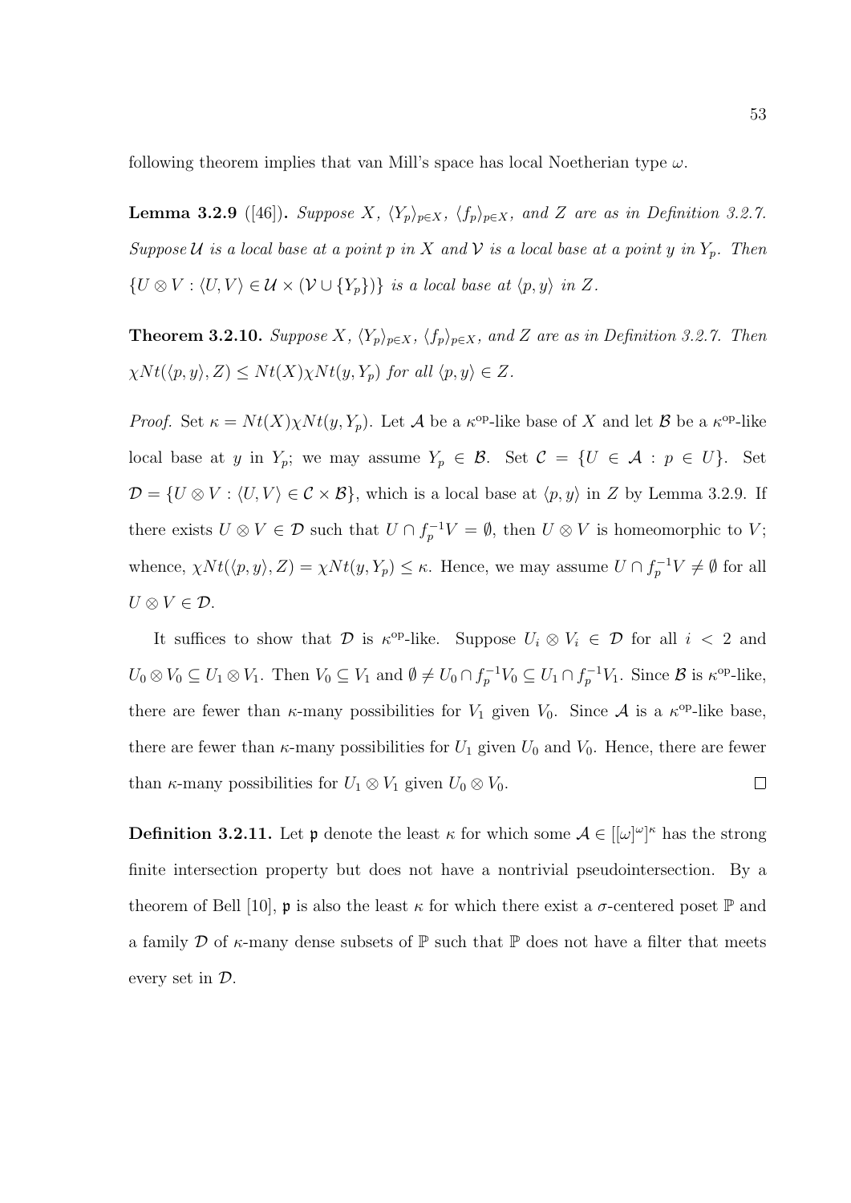following theorem implies that van Mill's space has local Noetherian type $\omega$.

**Lemma 3.2.9** ([46]). *Suppose $X$, $\langle Y_p \rangle_{p\in X}$, $\langle f_p \rangle_{p\in X}$, and $Z$ are as in Definition 3.2.7. Suppose $\mathcal{U}$ is a local base at a point $p$ in $X$ and $\mathcal{V}$ is a local base at a point $y$ in $Y_p$. Then $\{U \otimes V : \langle U, V \rangle \in \mathcal{U} \times (\mathcal{V} \cup \{Y_p\})\}$ is a local base at $\langle p, y \rangle$ in $Z$.*

**Theorem 3.2.10.** *Suppose $X$, $\langle Y_p \rangle_{p\in X}$, $\langle f_p \rangle_{p\in X}$, and $Z$ are as in Definition 3.2.7. Then $\chi Nt(\langle p, y \rangle, Z) \leq Nt(X)\chi Nt(y, Y_p)$ for all $\langle p, y \rangle \in Z$.*

*Proof.* Set $\kappa = Nt(X)\chi Nt(y, Y_p)$. Let $\mathcal{A}$ be a $\kappa^{\text{op}}$-like base of $X$ and let $\mathcal{B}$ be a $\kappa^{\text{op}}$-like local base at $y$ in $Y_p$; we may assume $Y_p \in \mathcal{B}$. Set $\mathcal{C} = \{U \in \mathcal{A} : p \in U\}$. Set $\mathcal{D} = \{U \otimes V : \langle U, V \rangle \in \mathcal{C} \times \mathcal{B}\}$, which is a local base at $\langle p, y \rangle$ in $Z$ by Lemma 3.2.9. If there exists $U \otimes V \in \mathcal{D}$ such that $U \cap f_p^{-1}V = \emptyset$, then $U \otimes V$ is homeomorphic to $V$; whence, $\chi Nt(\langle p, y \rangle, Z) = \chi Nt(y, Y_p) \leq \kappa$. Hence, we may assume $U \cap f_p^{-1}V \neq \emptyset$ for all $U \otimes V \in \mathcal{D}$.

It suffices to show that $\mathcal{D}$ is $\kappa^{\text{op}}$-like. Suppose $U_i \otimes V_i \in \mathcal{D}$ for all $i < 2$ and $U_0 \otimes V_0 \subseteq U_1 \otimes V_1$. Then $V_0 \subseteq V_1$ and $\emptyset \neq U_0 \cap f_p^{-1}V_0 \subseteq U_1 \cap f_p^{-1}V_1$. Since $\mathcal{B}$ is $\kappa^{\text{op}}$-like, there are fewer than $\kappa$-many possibilities for $V_1$ given $V_0$. Since $\mathcal{A}$ is a $\kappa^{\text{op}}$-like base, there are fewer than $\kappa$-many possibilities for $U_1$ given $U_0$ and $V_0$. Hence, there are fewer than $\kappa$-many possibilities for $U_1 \otimes V_1$ given $U_0 \otimes V_0$. $\square$

**Definition 3.2.11.** Let $\mathfrak{p}$ denote the least $\kappa$ for which some $\mathcal{A} \in [[\omega]^\omega]^\kappa$ has the strong finite intersection property but does not have a nontrivial pseudointersection. By a theorem of Bell [10], $\mathfrak{p}$ is also the least $\kappa$ for which there exist a $\sigma$-centered poset $\mathbb{P}$ and a family $\mathcal{D}$ of $\kappa$-many dense subsets of $\mathbb{P}$ such that $\mathbb{P}$ does not have a filter that meets every set in $\mathcal{D}$.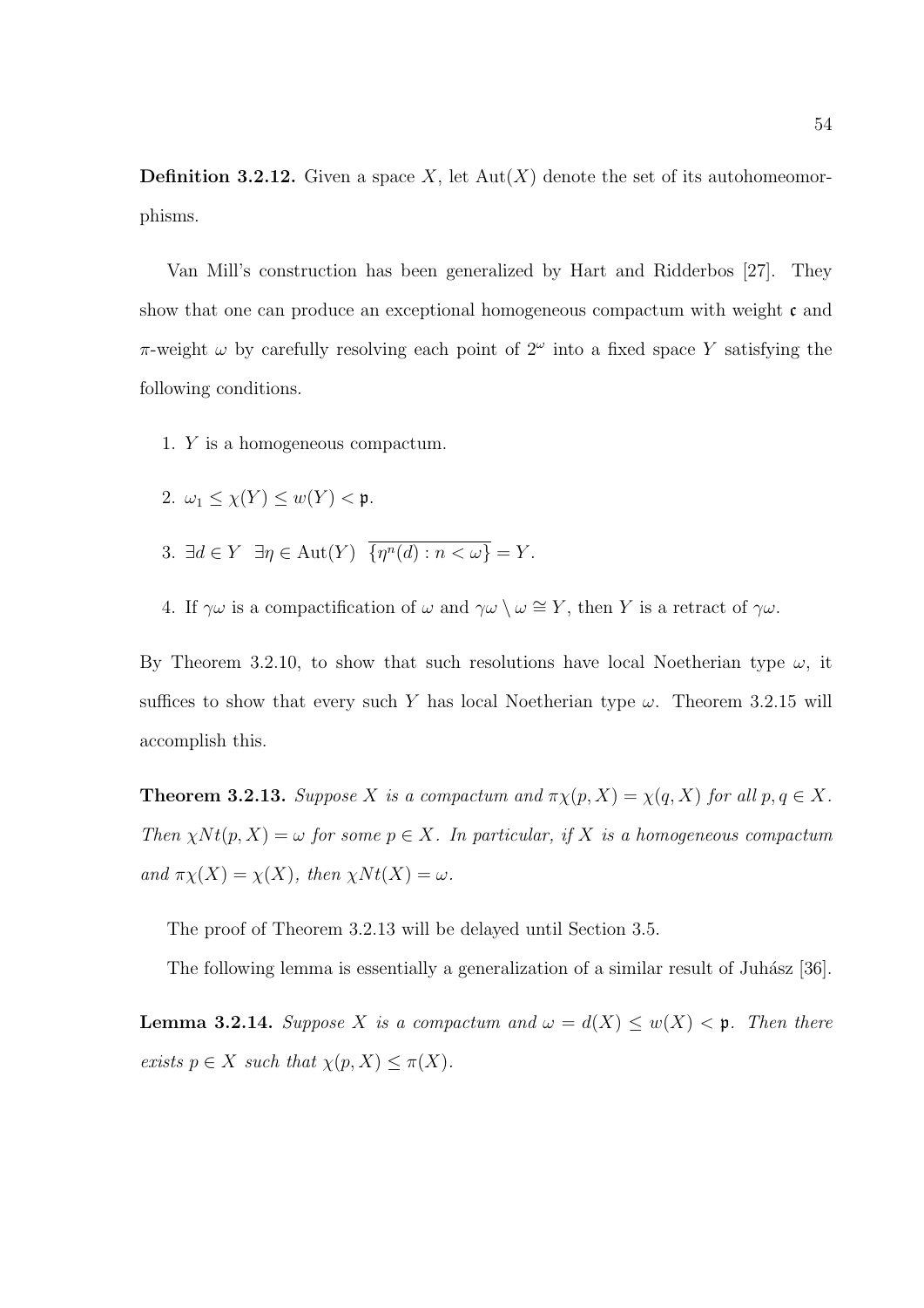**Definition 3.2.12.** Given a space $X$, let $\mathrm{Aut}(X)$ denote the set of its autohomeomorphisms.

Van Mill's construction has been generalized by Hart and Ridderbos [27]. They show that one can produce an exceptional homogeneous compactum with weight $\mathfrak{c}$ and $\pi$-weight $\omega$ by carefully resolving each point of $2^\omega$ into a fixed space $Y$ satisfying the following conditions.

1. $Y$ is a homogeneous compactum.
2. $\omega_1 \leq \chi(Y) \leq w(Y) < \mathfrak{p}$.
3. $\exists d \in Y \;\; \exists \eta \in \mathrm{Aut}(Y) \;\; \overline{\{\eta^n(d) : n < \omega\}} = Y$.
4. If $\gamma\omega$ is a compactification of $\omega$ and $\gamma\omega \setminus \omega \cong Y$, then $Y$ is a retract of $\gamma\omega$.

By Theorem 3.2.10, to show that such resolutions have local Noetherian type $\omega$, it suffices to show that every such $Y$ has local Noetherian type $\omega$. Theorem 3.2.15 will accomplish this.

**Theorem 3.2.13.** *Suppose $X$ is a compactum and $\pi\chi(p, X) = \chi(q, X)$ for all $p, q \in X$. Then $\chi Nt(p, X) = \omega$ for some $p \in X$. In particular, if $X$ is a homogeneous compactum and $\pi\chi(X) = \chi(X)$, then $\chi Nt(X) = \omega$.*

The proof of Theorem 3.2.13 will be delayed until Section 3.5.

The following lemma is essentially a generalization of a similar result of Juhász [36].

**Lemma 3.2.14.** *Suppose $X$ is a compactum and $\omega = d(X) \leq w(X) < \mathfrak{p}$. Then there exists $p \in X$ such that $\chi(p, X) \leq \pi(X)$.*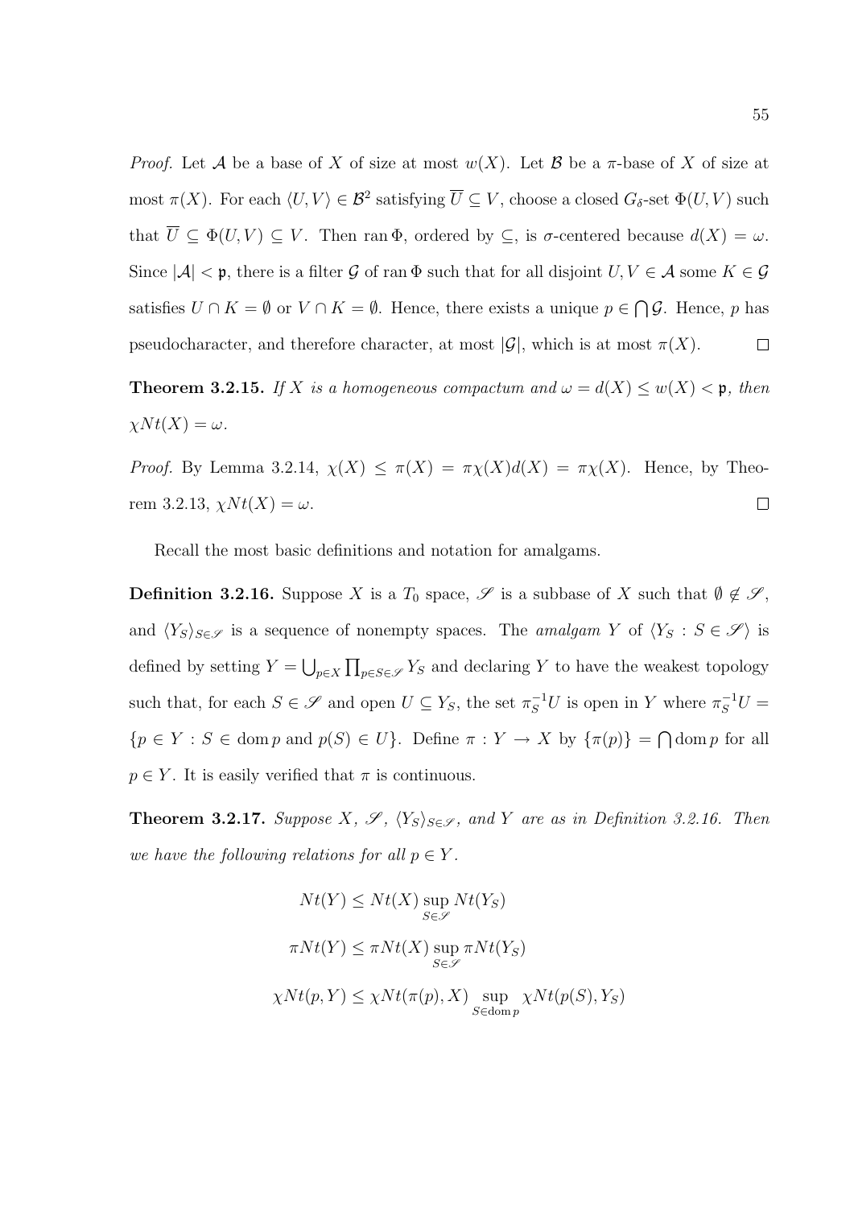*Proof.* Let $\mathcal{A}$ be a base of $X$ of size at most $w(X)$. Let $\mathcal{B}$ be a $\pi$-base of $X$ of size at most $\pi(X)$. For each $\langle U, V\rangle \in \mathcal{B}^2$ satisfying $\overline{U} \subseteq V$, choose a closed $G_\delta$-set $\Phi(U, V)$ such that $\overline{U} \subseteq \Phi(U, V) \subseteq V$. Then $\operatorname{ran} \Phi$, ordered by $\subseteq$, is $\sigma$-centered because $d(X) = \omega$. Since $|\mathcal{A}| < \mathfrak{p}$, there is a filter $\mathcal{G}$ of $\operatorname{ran} \Phi$ such that for all disjoint $U, V \in \mathcal{A}$ some $K \in \mathcal{G}$ satisfies $U \cap K = \emptyset$ or $V \cap K = \emptyset$. Hence, there exists a unique $p \in \bigcap \mathcal{G}$. Hence, $p$ has pseudocharacter, and therefore character, at most $|\mathcal{G}|$, which is at most $\pi(X)$. $\square$

**Theorem 3.2.15.** *If $X$ is a homogeneous compactum and $\omega = d(X) \leq w(X) < \mathfrak{p}$, then $\chi Nt(X) = \omega$.*

*Proof.* By Lemma 3.2.14, $\chi(X) \leq \pi(X) = \pi\chi(X)d(X) = \pi\chi(X)$. Hence, by Theorem 3.2.13, $\chi Nt(X) = \omega$. $\square$

Recall the most basic definitions and notation for amalgams.

**Definition 3.2.16.** Suppose $X$ is a $T_0$ space, $\mathscr{S}$ is a subbase of $X$ such that $\emptyset \notin \mathscr{S}$, and $\langle Y_S\rangle_{S\in\mathscr{S}}$ is a sequence of nonempty spaces. The *amalgam* $Y$ of $\langle Y_S : S \in \mathscr{S}\rangle$ is defined by setting $Y = \bigcup_{p\in X} \prod_{p\in S\in\mathscr{S}} Y_S$ and declaring $Y$ to have the weakest topology such that, for each $S \in \mathscr{S}$ and open $U \subseteq Y_S$, the set $\pi_S^{-1}U$ is open in $Y$ where $\pi_S^{-1}U = \{p \in Y : S \in \operatorname{dom} p \text{ and } p(S) \in U\}$. Define $\pi : Y \to X$ by $\{\pi(p)\} = \bigcap \operatorname{dom} p$ for all $p \in Y$. It is easily verified that $\pi$ is continuous.

**Theorem 3.2.17.** *Suppose $X$, $\mathscr{S}$, $\langle Y_S\rangle_{S\in\mathscr{S}}$, and $Y$ are as in Definition 3.2.16. Then we have the following relations for all $p \in Y$.*

$$Nt(Y) \leq Nt(X) \sup_{S\in\mathscr{S}} Nt(Y_S)$$

$$\pi Nt(Y) \leq \pi Nt(X) \sup_{S\in\mathscr{S}} \pi Nt(Y_S)$$

$$\chi Nt(p, Y) \leq \chi Nt(\pi(p), X) \sup_{S\in\operatorname{dom} p} \chi Nt(p(S), Y_S)$$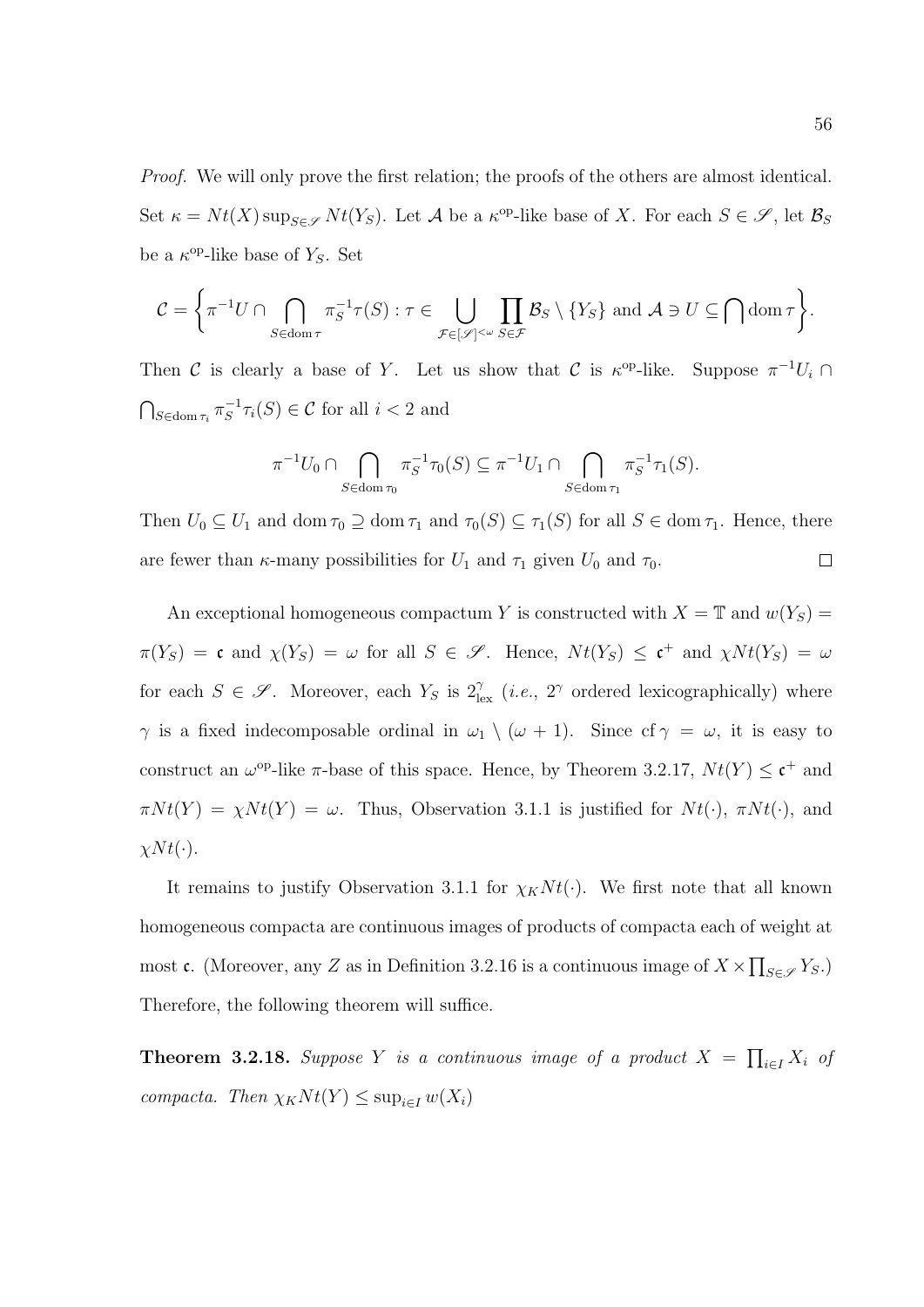*Proof.* We will only prove the first relation; the proofs of the others are almost identical. Set $\kappa = Nt(X)\sup_{S\in\mathscr{S}} Nt(Y_S)$. Let $\mathcal{A}$ be a $\kappa^{\mathrm{op}}$-like base of $X$. For each $S \in \mathscr{S}$, let $\mathcal{B}_S$ be a $\kappa^{\mathrm{op}}$-like base of $Y_S$. Set

$$\mathcal{C} = \left\{\pi^{-1}U \cap \bigcap_{S\in\operatorname{dom}\tau} \pi_S^{-1}\tau(S) : \tau \in \bigcup_{\mathcal{F}\in[\mathscr{S}]^{<\omega}} \prod_{S\in\mathcal{F}} \mathcal{B}_S \setminus \{Y_S\} \text{ and } \mathcal{A} \ni U \subseteq \bigcap \operatorname{dom}\tau\right\}.$$

Then $\mathcal{C}$ is clearly a base of $Y$. Let us show that $\mathcal{C}$ is $\kappa^{\mathrm{op}}$-like. Suppose $\pi^{-1}U_i \cap \bigcap_{S\in\operatorname{dom}\tau_i} \pi_S^{-1}\tau_i(S) \in \mathcal{C}$ for all $i < 2$ and

$$\pi^{-1}U_0 \cap \bigcap_{S\in\operatorname{dom}\tau_0} \pi_S^{-1}\tau_0(S) \subseteq \pi^{-1}U_1 \cap \bigcap_{S\in\operatorname{dom}\tau_1} \pi_S^{-1}\tau_1(S).$$

Then $U_0 \subseteq U_1$ and $\operatorname{dom}\tau_0 \supseteq \operatorname{dom}\tau_1$ and $\tau_0(S) \subseteq \tau_1(S)$ for all $S \in \operatorname{dom}\tau_1$. Hence, there are fewer than $\kappa$-many possibilities for $U_1$ and $\tau_1$ given $U_0$ and $\tau_0$. $\square$

An exceptional homogeneous compactum $Y$ is constructed with $X = \mathbb{T}$ and $w(Y_S) = \pi(Y_S) = \mathfrak{c}$ and $\chi(Y_S) = \omega$ for all $S \in \mathscr{S}$. Hence, $Nt(Y_S) \leq \mathfrak{c}^+$ and $\chi Nt(Y_S) = \omega$ for each $S \in \mathscr{S}$. Moreover, each $Y_S$ is $2^\gamma_{\mathrm{lex}}$ (*i.e.*, $2^\gamma$ ordered lexicographically) where $\gamma$ is a fixed indecomposable ordinal in $\omega_1 \setminus (\omega + 1)$. Since $\operatorname{cf}\gamma = \omega$, it is easy to construct an $\omega^{\mathrm{op}}$-like $\pi$-base of this space. Hence, by Theorem 3.2.17, $Nt(Y) \leq \mathfrak{c}^+$ and $\pi Nt(Y) = \chi Nt(Y) = \omega$. Thus, Observation 3.1.1 is justified for $Nt(\cdot)$, $\pi Nt(\cdot)$, and $\chi Nt(\cdot)$.

It remains to justify Observation 3.1.1 for $\chi_K Nt(\cdot)$. We first note that all known homogeneous compacta are continuous images of products of compacta each of weight at most $\mathfrak{c}$. (Moreover, any $Z$ as in Definition 3.2.16 is a continuous image of $X \times \prod_{S\in\mathscr{S}} Y_S$.) Therefore, the following theorem will suffice.

**Theorem 3.2.18.** *Suppose $Y$ is a continuous image of a product $X = \prod_{i\in I} X_i$ of compacta. Then $\chi_K Nt(Y) \leq \sup_{i\in I} w(X_i)$*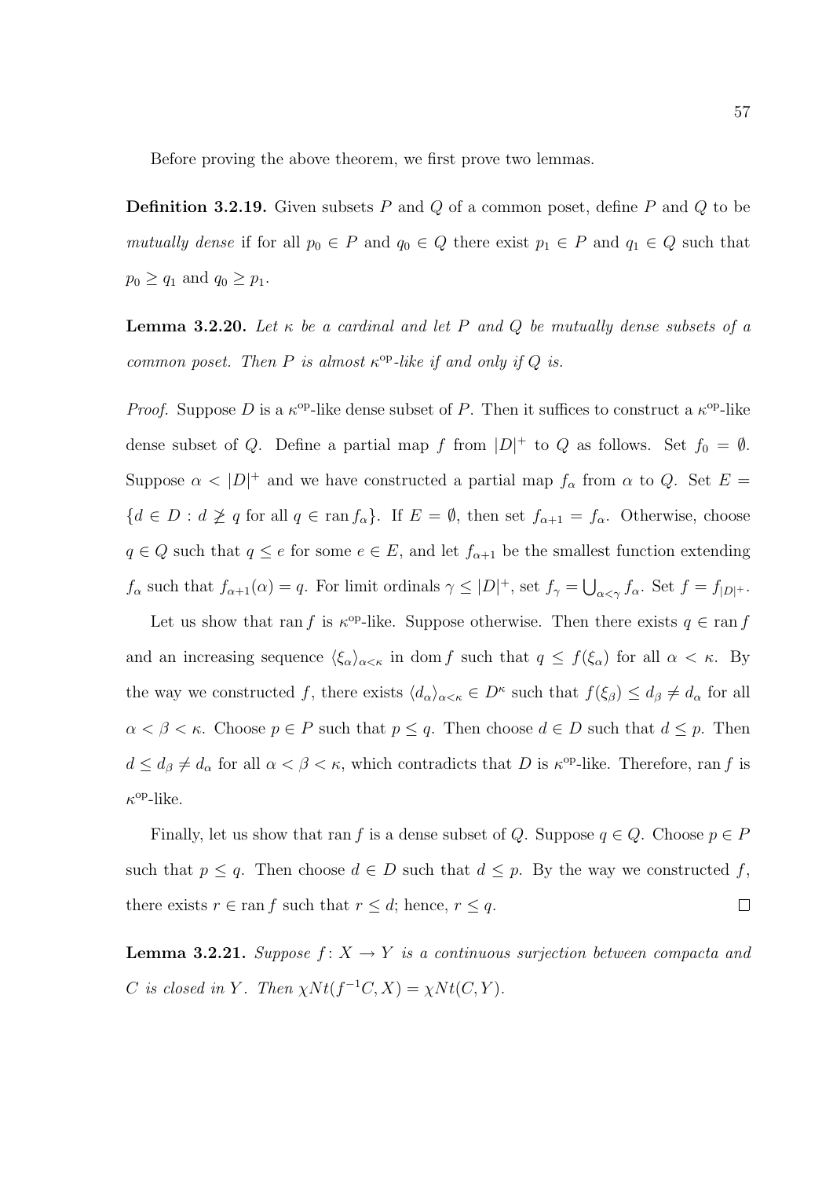Before proving the above theorem, we first prove two lemmas.

**Definition 3.2.19.** Given subsets $P$ and $Q$ of a common poset, define $P$ and $Q$ to be *mutually dense* if for all $p_0 \in P$ and $q_0 \in Q$ there exist $p_1 \in P$ and $q_1 \in Q$ such that $p_0 \geq q_1$ and $q_0 \geq p_1$.

**Lemma 3.2.20.** *Let $\kappa$ be a cardinal and let $P$ and $Q$ be mutually dense subsets of a common poset. Then $P$ is almost $\kappa^{\mathrm{op}}$-like if and only if $Q$ is.*

*Proof.* Suppose $D$ is a $\kappa^{\mathrm{op}}$-like dense subset of $P$. Then it suffices to construct a $\kappa^{\mathrm{op}}$-like dense subset of $Q$. Define a partial map $f$ from $|D|^+$ to $Q$ as follows. Set $f_0 = \emptyset$. Suppose $\alpha < |D|^+$ and we have constructed a partial map $f_\alpha$ from $\alpha$ to $Q$. Set $E = \{d \in D : d \not\geq q \text{ for all } q \in \operatorname{ran} f_\alpha\}$. If $E = \emptyset$, then set $f_{\alpha+1} = f_\alpha$. Otherwise, choose $q \in Q$ such that $q \leq e$ for some $e \in E$, and let $f_{\alpha+1}$ be the smallest function extending $f_\alpha$ such that $f_{\alpha+1}(\alpha) = q$. For limit ordinals $\gamma \leq |D|^+$, set $f_\gamma = \bigcup_{\alpha<\gamma} f_\alpha$. Set $f = f_{|D|^+}$.

Let us show that $\operatorname{ran} f$ is $\kappa^{\mathrm{op}}$-like. Suppose otherwise. Then there exists $q \in \operatorname{ran} f$ and an increasing sequence $\langle \xi_\alpha \rangle_{\alpha<\kappa}$ in $\operatorname{dom} f$ such that $q \leq f(\xi_\alpha)$ for all $\alpha < \kappa$. By the way we constructed $f$, there exists $\langle d_\alpha \rangle_{\alpha<\kappa} \in D^\kappa$ such that $f(\xi_\beta) \leq d_\beta \neq d_\alpha$ for all $\alpha < \beta < \kappa$. Choose $p \in P$ such that $p \leq q$. Then choose $d \in D$ such that $d \leq p$. Then $d \leq d_\beta \neq d_\alpha$ for all $\alpha < \beta < \kappa$, which contradicts that $D$ is $\kappa^{\mathrm{op}}$-like. Therefore, $\operatorname{ran} f$ is $\kappa^{\mathrm{op}}$-like.

Finally, let us show that $\operatorname{ran} f$ is a dense subset of $Q$. Suppose $q \in Q$. Choose $p \in P$ such that $p \leq q$. Then choose $d \in D$ such that $d \leq p$. By the way we constructed $f$, there exists $r \in \operatorname{ran} f$ such that $r \leq d$; hence, $r \leq q$. $\square$

**Lemma 3.2.21.** *Suppose $f\colon X \to Y$ is a continuous surjection between compacta and $C$ is closed in $Y$. Then $\chi Nt(f^{-1}C, X) = \chi Nt(C, Y)$.*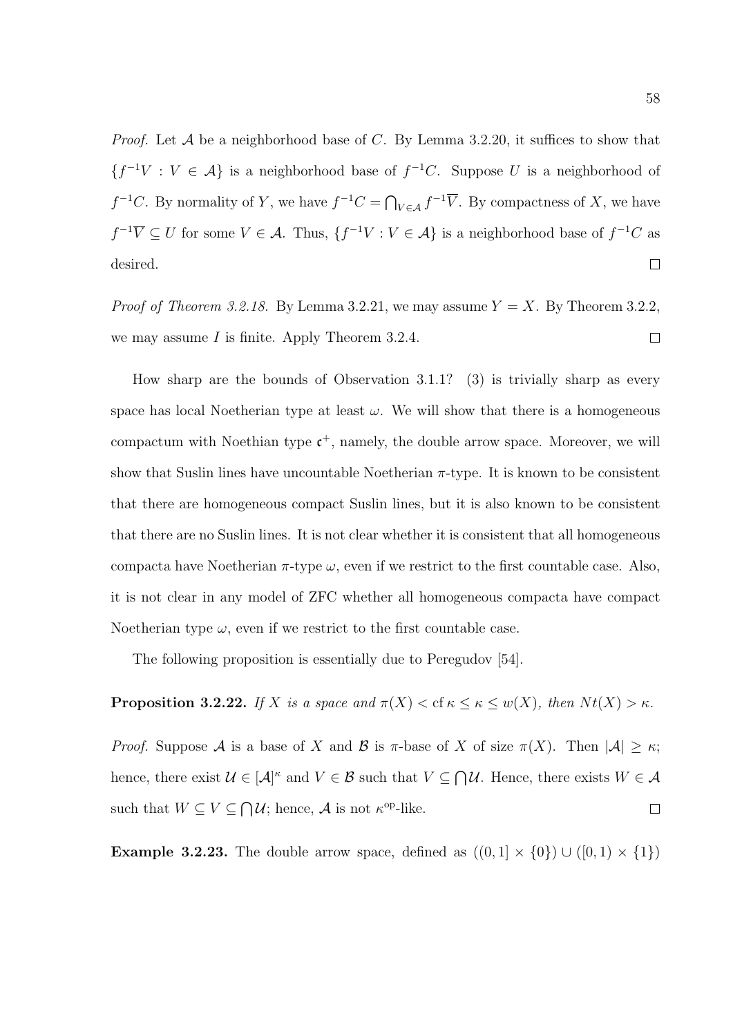*Proof.* Let $\mathcal{A}$ be a neighborhood base of $C$. By Lemma 3.2.20, it suffices to show that $\{f^{-1}V : V \in \mathcal{A}\}$ is a neighborhood base of $f^{-1}C$. Suppose $U$ is a neighborhood of $f^{-1}C$. By normality of $Y$, we have $f^{-1}C = \bigcap_{V \in \mathcal{A}} f^{-1}\overline{V}$. By compactness of $X$, we have $f^{-1}\overline{V} \subseteq U$ for some $V \in \mathcal{A}$. Thus, $\{f^{-1}V : V \in \mathcal{A}\}$ is a neighborhood base of $f^{-1}C$ as desired. $\square$

*Proof of Theorem 3.2.18.* By Lemma 3.2.21, we may assume $Y = X$. By Theorem 3.2.2, we may assume $I$ is finite. Apply Theorem 3.2.4. $\square$

How sharp are the bounds of Observation 3.1.1? (3) is trivially sharp as every space has local Noetherian type at least $\omega$. We will show that there is a homogeneous compactum with Noethian type $\mathfrak{c}^+$, namely, the double arrow space. Moreover, we will show that Suslin lines have uncountable Noetherian $\pi$-type. It is known to be consistent that there are homogeneous compact Suslin lines, but it is also known to be consistent that there are no Suslin lines. It is not clear whether it is consistent that all homogeneous compacta have Noetherian $\pi$-type $\omega$, even if we restrict to the first countable case. Also, it is not clear in any model of ZFC whether all homogeneous compacta have compact Noetherian type $\omega$, even if we restrict to the first countable case.

The following proposition is essentially due to Peregudov [54].

**Proposition 3.2.22.** *If $X$ is a space and $\pi(X) < \operatorname{cf}\kappa \leq \kappa \leq w(X)$, then $Nt(X) > \kappa$.*

*Proof.* Suppose $\mathcal{A}$ is a base of $X$ and $\mathcal{B}$ is $\pi$-base of $X$ of size $\pi(X)$. Then $|\mathcal{A}| \geq \kappa$; hence, there exist $\mathcal{U} \in [\mathcal{A}]^{\kappa}$ and $V \in \mathcal{B}$ such that $V \subseteq \bigcap \mathcal{U}$. Hence, there exists $W \in \mathcal{A}$ such that $W \subseteq V \subseteq \bigcap \mathcal{U}$; hence, $\mathcal{A}$ is not $\kappa^{\mathrm{op}}$-like. $\square$

**Example 3.2.23.** The double arrow space, defined as $((0,1] \times \{0\}) \cup ([0,1) \times \{1\})$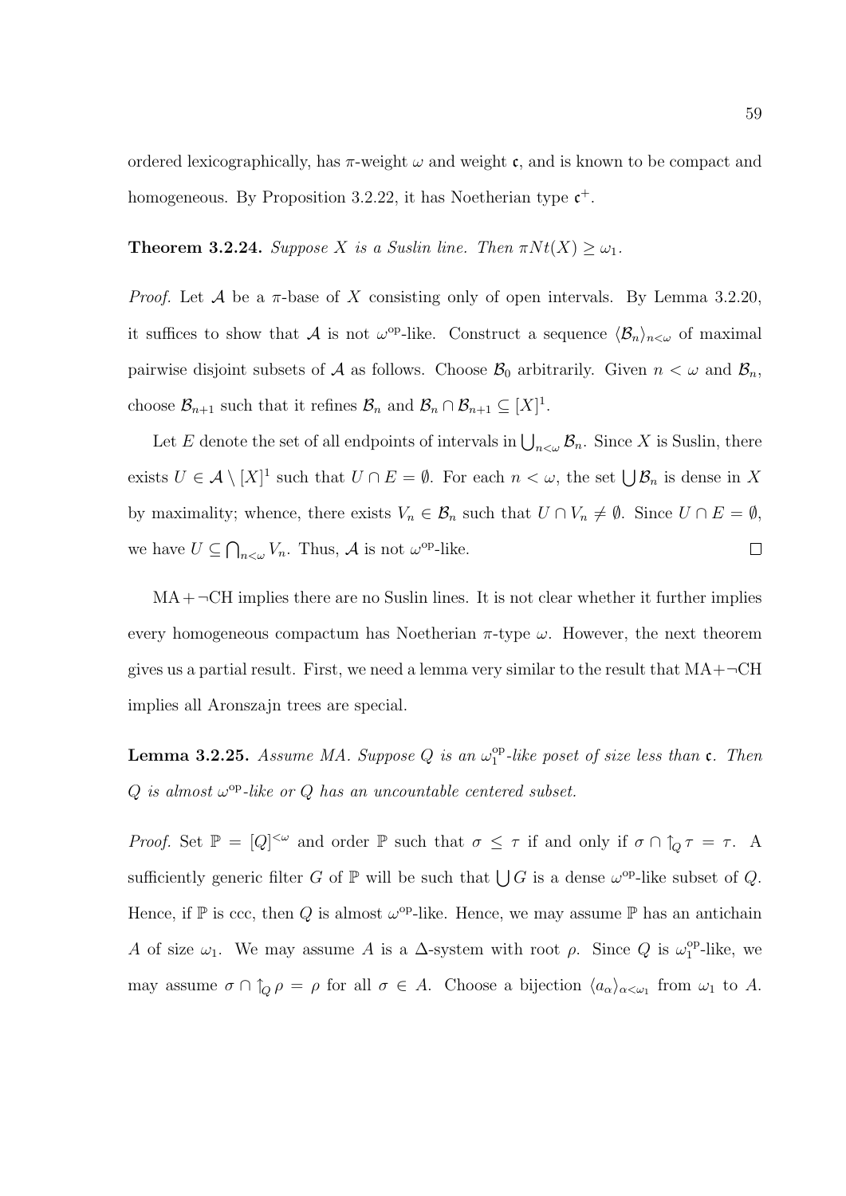ordered lexicographically, has $\pi$-weight $\omega$ and weight $\mathfrak{c}$, and is known to be compact and homogeneous. By Proposition 3.2.22, it has Noetherian type $\mathfrak{c}^+$.

**Theorem 3.2.24.** *Suppose $X$ is a Suslin line. Then $\pi Nt(X) \geq \omega_1$.*

*Proof.* Let $\mathcal{A}$ be a $\pi$-base of $X$ consisting only of open intervals. By Lemma 3.2.20, it suffices to show that $\mathcal{A}$ is not $\omega^{\mathrm{op}}$-like. Construct a sequence $\langle \mathcal{B}_n \rangle_{n<\omega}$ of maximal pairwise disjoint subsets of $\mathcal{A}$ as follows. Choose $\mathcal{B}_0$ arbitrarily. Given $n < \omega$ and $\mathcal{B}_n$, choose $\mathcal{B}_{n+1}$ such that it refines $\mathcal{B}_n$ and $\mathcal{B}_n \cap \mathcal{B}_{n+1} \subseteq [X]^1$.

Let $E$ denote the set of all endpoints of intervals in $\bigcup_{n<\omega} \mathcal{B}_n$. Since $X$ is Suslin, there exists $U \in \mathcal{A} \setminus [X]^1$ such that $U \cap E = \emptyset$. For each $n < \omega$, the set $\bigcup \mathcal{B}_n$ is dense in $X$ by maximality; whence, there exists $V_n \in \mathcal{B}_n$ such that $U \cap V_n \neq \emptyset$. Since $U \cap E = \emptyset$, we have $U \subseteq \bigcap_{n<\omega} V_n$. Thus, $\mathcal{A}$ is not $\omega^{\mathrm{op}}$-like. $\square$

MA$+\neg$CH implies there are no Suslin lines. It is not clear whether it further implies every homogeneous compactum has Noetherian $\pi$-type $\omega$. However, the next theorem gives us a partial result. First, we need a lemma very similar to the result that MA$+\neg$CH implies all Aronszajn trees are special.

**Lemma 3.2.25.** *Assume MA. Suppose $Q$ is an $\omega_1^{\mathrm{op}}$-like poset of size less than $\mathfrak{c}$. Then $Q$ is almost $\omega^{\mathrm{op}}$-like or $Q$ has an uncountable centered subset.*

*Proof.* Set $\mathbb{P} = [Q]^{<\omega}$ and order $\mathbb{P}$ such that $\sigma \leq \tau$ if and only if $\sigma \cap \uparrow_Q \tau = \tau$. A sufficiently generic filter $G$ of $\mathbb{P}$ will be such that $\bigcup G$ is a dense $\omega^{\mathrm{op}}$-like subset of $Q$. Hence, if $\mathbb{P}$ is ccc, then $Q$ is almost $\omega^{\mathrm{op}}$-like. Hence, we may assume $\mathbb{P}$ has an antichain $A$ of size $\omega_1$. We may assume $A$ is a $\Delta$-system with root $\rho$. Since $Q$ is $\omega_1^{\mathrm{op}}$-like, we may assume $\sigma \cap \uparrow_Q \rho = \rho$ for all $\sigma \in A$. Choose a bijection $\langle a_\alpha \rangle_{\alpha<\omega_1}$ from $\omega_1$ to $A$.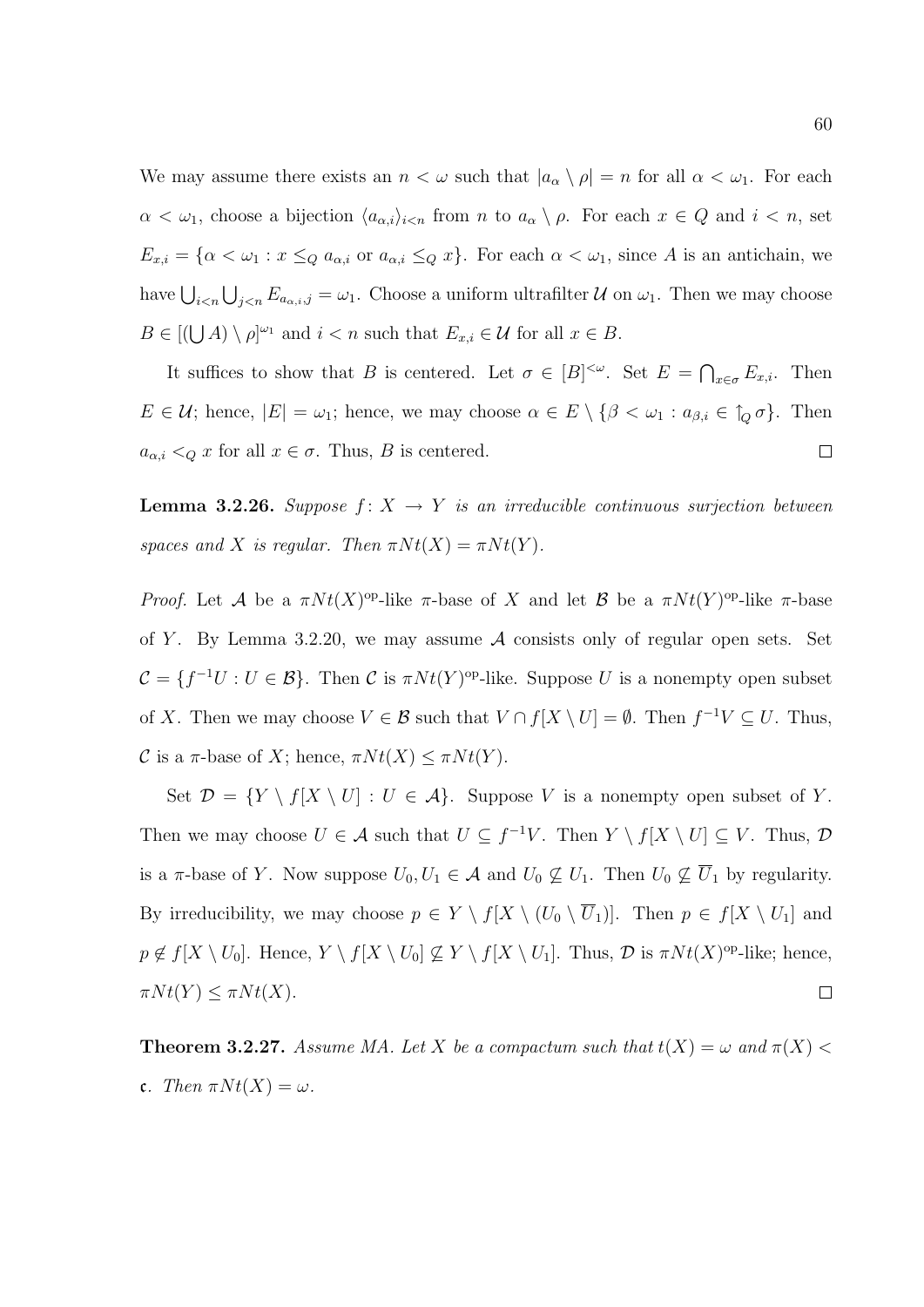We may assume there exists an $n < \omega$ such that $|a_\alpha \setminus \rho| = n$ for all $\alpha < \omega_1$. For each $\alpha < \omega_1$, choose a bijection $\langle a_{\alpha,i} \rangle_{i<n}$ from $n$ to $a_\alpha \setminus \rho$. For each $x \in Q$ and $i < n$, set $E_{x,i} = \{\alpha < \omega_1 : x \leq_Q a_{\alpha,i} \text{ or } a_{\alpha,i} \leq_Q x\}$. For each $\alpha < \omega_1$, since $A$ is an antichain, we have $\bigcup_{i<n} \bigcup_{j<n} E_{a_{\alpha,i},j} = \omega_1$. Choose a uniform ultrafilter $\mathcal{U}$ on $\omega_1$. Then we may choose $B \in [(\bigcup A) \setminus \rho]^{\omega_1}$ and $i < n$ such that $E_{x,i} \in \mathcal{U}$ for all $x \in B$.

It suffices to show that $B$ is centered. Let $\sigma \in [B]^{<\omega}$. Set $E = \bigcap_{x \in \sigma} E_{x,i}$. Then $E \in \mathcal{U}$; hence, $|E| = \omega_1$; hence, we may choose $\alpha \in E \setminus \{\beta < \omega_1 : a_{\beta,i} \in \uparrow_Q \sigma\}$. Then $a_{\alpha,i} <_Q x$ for all $x \in \sigma$. Thus, $B$ is centered. $\square$

**Lemma 3.2.26.** *Suppose $f \colon X \to Y$ is an irreducible continuous surjection between spaces and $X$ is regular. Then $\pi Nt(X) = \pi Nt(Y)$.*

*Proof.* Let $\mathcal{A}$ be a $\pi Nt(X)^{\mathrm{op}}$-like $\pi$-base of $X$ and let $\mathcal{B}$ be a $\pi Nt(Y)^{\mathrm{op}}$-like $\pi$-base of $Y$. By Lemma 3.2.20, we may assume $\mathcal{A}$ consists only of regular open sets. Set $\mathcal{C} = \{f^{-1}U : U \in \mathcal{B}\}$. Then $\mathcal{C}$ is $\pi Nt(Y)^{\mathrm{op}}$-like. Suppose $U$ is a nonempty open subset of $X$. Then we may choose $V \in \mathcal{B}$ such that $V \cap f[X \setminus U] = \emptyset$. Then $f^{-1}V \subseteq U$. Thus, $\mathcal{C}$ is a $\pi$-base of $X$; hence, $\pi Nt(X) \leq \pi Nt(Y)$.

Set $\mathcal{D} = \{Y \setminus f[X \setminus U] : U \in \mathcal{A}\}$. Suppose $V$ is a nonempty open subset of $Y$. Then we may choose $U \in \mathcal{A}$ such that $U \subseteq f^{-1}V$. Then $Y \setminus f[X \setminus U] \subseteq V$. Thus, $\mathcal{D}$ is a $\pi$-base of $Y$. Now suppose $U_0, U_1 \in \mathcal{A}$ and $U_0 \not\subseteq U_1$. Then $U_0 \not\subseteq \overline{U}_1$ by regularity. By irreducibility, we may choose $p \in Y \setminus f[X \setminus (U_0 \setminus \overline{U}_1)]$. Then $p \in f[X \setminus U_1]$ and $p \notin f[X \setminus U_0]$. Hence, $Y \setminus f[X \setminus U_0] \not\subseteq Y \setminus f[X \setminus U_1]$. Thus, $\mathcal{D}$ is $\pi Nt(X)^{\mathrm{op}}$-like; hence, $\pi Nt(Y) \leq \pi Nt(X)$. $\square$

**Theorem 3.2.27.** *Assume MA. Let $X$ be a compactum such that $t(X) = \omega$ and $\pi(X) < \mathfrak{c}$. Then $\pi Nt(X) = \omega$.*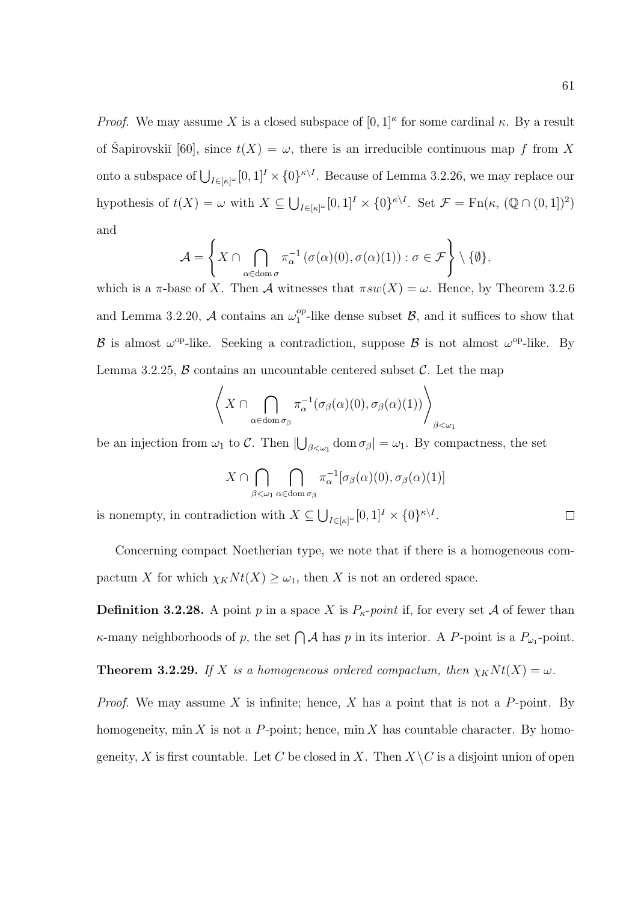*Proof.* We may assume $X$ is a closed subspace of $[0,1]^\kappa$ for some cardinal $\kappa$. By a result of Šapirovskiĭ [60], since $t(X) = \omega$, there is an irreducible continuous map $f$ from $X$ onto a subspace of $\bigcup_{I \in [\kappa]^\omega} [0,1]^I \times \{0\}^{\kappa \setminus I}$. Because of Lemma 3.2.26, we may replace our hypothesis of $t(X) = \omega$ with $X \subseteq \bigcup_{I \in [\kappa]^\omega} [0,1]^I \times \{0\}^{\kappa \setminus I}$. Set $\mathcal{F} = \mathrm{Fn}(\kappa, (\mathbb{Q} \cap (0,1])^2)$ and

$$\mathcal{A} = \left\{ X \cap \bigcap_{\alpha \in \operatorname{dom} \sigma} \pi_\alpha^{-1} \left( \sigma(\alpha)(0), \sigma(\alpha)(1) \right) : \sigma \in \mathcal{F} \right\} \setminus \{\emptyset\},$$

which is a $\pi$-base of $X$. Then $\mathcal{A}$ witnesses that $\pi sw(X) = \omega$. Hence, by Theorem 3.2.6 and Lemma 3.2.20, $\mathcal{A}$ contains an $\omega_1^{\mathrm{op}}$-like dense subset $\mathcal{B}$, and it suffices to show that $\mathcal{B}$ is almost $\omega^{\mathrm{op}}$-like. Seeking a contradiction, suppose $\mathcal{B}$ is not almost $\omega^{\mathrm{op}}$-like. By Lemma 3.2.25, $\mathcal{B}$ contains an uncountable centered subset $\mathcal{C}$. Let the map

$$\left\langle X \cap \bigcap_{\alpha \in \operatorname{dom} \sigma_\beta} \pi_\alpha^{-1}(\sigma_\beta(\alpha)(0), \sigma_\beta(\alpha)(1)) \right\rangle_{\beta < \omega_1}$$

be an injection from $\omega_1$ to $\mathcal{C}$. Then $|\bigcup_{\beta < \omega_1} \operatorname{dom} \sigma_\beta| = \omega_1$. By compactness, the set

$$X \cap \bigcap_{\beta < \omega_1} \bigcap_{\alpha \in \operatorname{dom} \sigma_\beta} \pi_\alpha^{-1}[\sigma_\beta(\alpha)(0), \sigma_\beta(\alpha)(1)]$$

is nonempty, in contradiction with $X \subseteq \bigcup_{I \in [\kappa]^\omega} [0,1]^I \times \{0\}^{\kappa \setminus I}$. $\square$

Concerning compact Noetherian type, we note that if there is a homogeneous compactum $X$ for which $\chi_K Nt(X) \geq \omega_1$, then $X$ is not an ordered space.

**Definition 3.2.28.** A point $p$ in a space $X$ is $P_\kappa$*-point* if, for every set $\mathcal{A}$ of fewer than $\kappa$-many neighborhoods of $p$, the set $\bigcap \mathcal{A}$ has $p$ in its interior. A $P$-point is a $P_{\omega_1}$-point.

**Theorem 3.2.29.** *If $X$ is a homogeneous ordered compactum, then $\chi_K Nt(X) = \omega$.*

*Proof.* We may assume $X$ is infinite; hence, $X$ has a point that is not a $P$-point. By homogeneity, $\min X$ is not a $P$-point; hence, $\min X$ has countable character. By homogeneity, $X$ is first countable. Let $C$ be closed in $X$. Then $X \setminus C$ is a disjoint union of open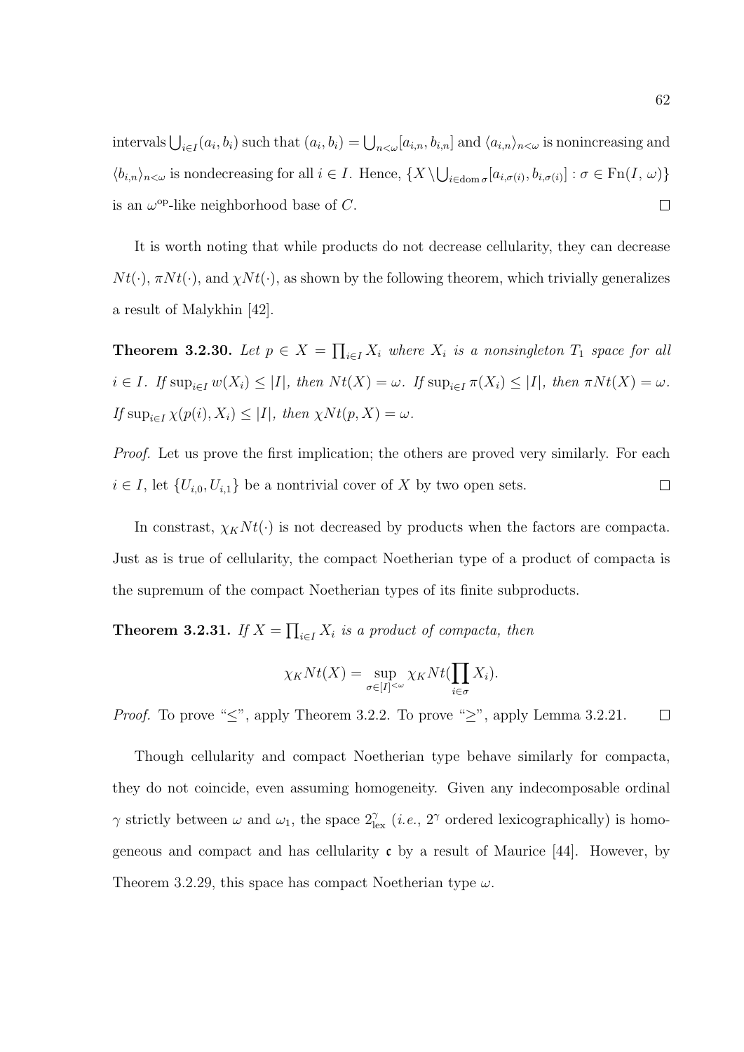intervals $\bigcup_{i\in I}(a_i, b_i)$ such that $(a_i, b_i) = \bigcup_{n<\omega}[a_{i,n}, b_{i,n}]$ and $\langle a_{i,n}\rangle_{n<\omega}$ is nonincreasing and $\langle b_{i,n}\rangle_{n<\omega}$ is nondecreasing for all $i \in I$. Hence, $\{X \setminus \bigcup_{i\in\operatorname{dom}\sigma}[a_{i,\sigma(i)}, b_{i,\sigma(i)}] : \sigma \in \operatorname{Fn}(I, \omega)\}$ is an $\omega^{\mathrm{op}}$-like neighborhood base of $C$. □

It is worth noting that while products do not decrease cellularity, they can decrease $Nt(\cdot)$, $\pi Nt(\cdot)$, and $\chi Nt(\cdot)$, as shown by the following theorem, which trivially generalizes a result of Malykhin [42].

**Theorem 3.2.30.** *Let $p \in X = \prod_{i\in I} X_i$ where $X_i$ is a nonsingleton $T_1$ space for all $i \in I$. If $\sup_{i\in I} w(X_i) \leq |I|$, then $Nt(X) = \omega$. If $\sup_{i\in I} \pi(X_i) \leq |I|$, then $\pi Nt(X) = \omega$. If $\sup_{i\in I} \chi(p(i), X_i) \leq |I|$, then $\chi Nt(p, X) = \omega$.*

*Proof.* Let us prove the first implication; the others are proved very similarly. For each $i \in I$, let $\{U_{i,0}, U_{i,1}\}$ be a nontrivial cover of $X$ by two open sets. □

In constrast, $\chi_K Nt(\cdot)$ is not decreased by products when the factors are compacta. Just as is true of cellularity, the compact Noetherian type of a product of compacta is the supremum of the compact Noetherian types of its finite subproducts.

**Theorem 3.2.31.** *If $X = \prod_{i\in I} X_i$ is a product of compacta, then*

$$\chi_K Nt(X) = \sup_{\sigma\in[I]^{<\omega}} \chi_K Nt(\prod_{i\in\sigma} X_i).$$

*Proof.* To prove "$\leq$", apply Theorem 3.2.2. To prove "$\geq$", apply Lemma 3.2.21. □

Though cellularity and compact Noetherian type behave similarly for compacta, they do not coincide, even assuming homogeneity. Given any indecomposable ordinal $\gamma$ strictly between $\omega$ and $\omega_1$, the space $2^\gamma_{\mathrm{lex}}$ (*i.e.*, $2^\gamma$ ordered lexicographically) is homogeneous and compact and has cellularity $\mathfrak{c}$ by a result of Maurice [44]. However, by Theorem 3.2.29, this space has compact Noetherian type $\omega$.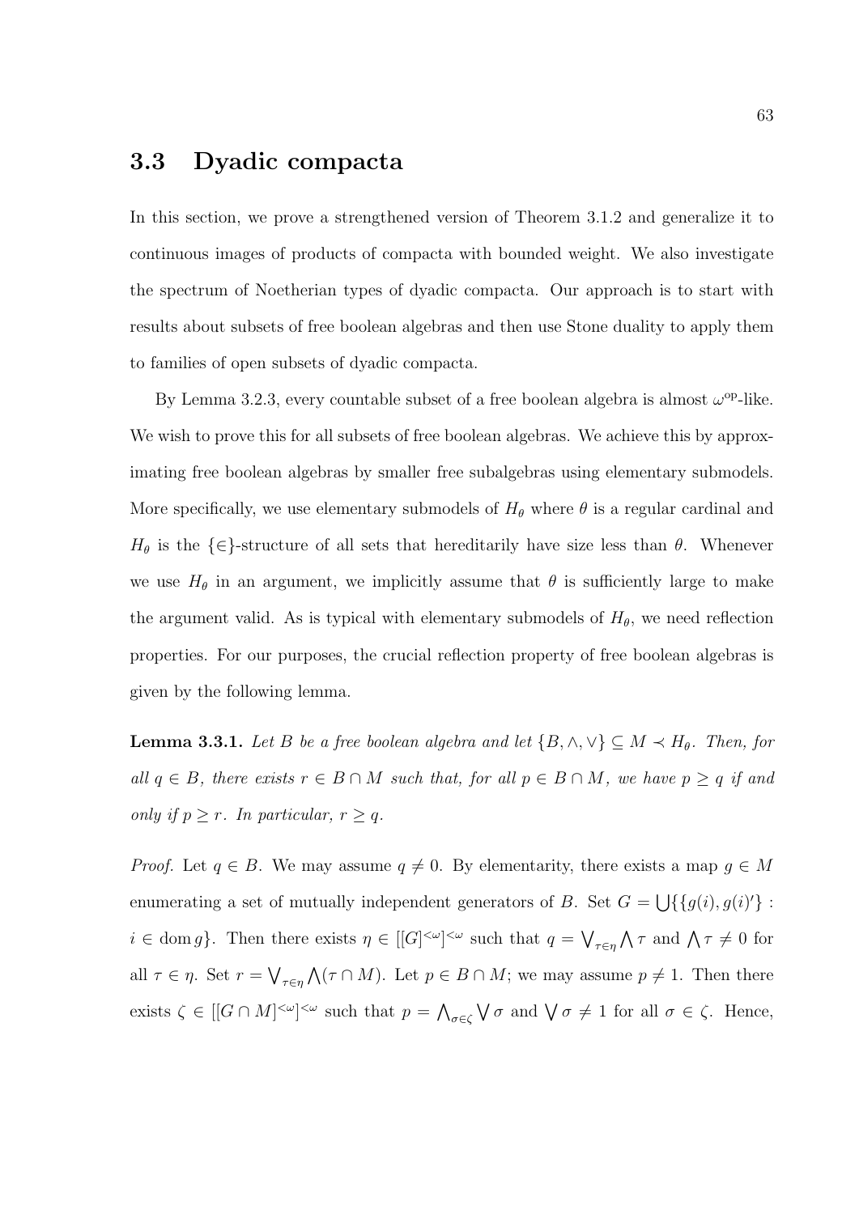## 3.3 Dyadic compacta

In this section, we prove a strengthened version of Theorem 3.1.2 and generalize it to continuous images of products of compacta with bounded weight. We also investigate the spectrum of Noetherian types of dyadic compacta. Our approach is to start with results about subsets of free boolean algebras and then use Stone duality to apply them to families of open subsets of dyadic compacta.

By Lemma 3.2.3, every countable subset of a free boolean algebra is almost $\omega^{\text{op}}$-like. We wish to prove this for all subsets of free boolean algebras. We achieve this by approximating free boolean algebras by smaller free subalgebras using elementary submodels. More specifically, we use elementary submodels of $H_\theta$ where $\theta$ is a regular cardinal and $H_\theta$ is the $\{\in\}$-structure of all sets that hereditarily have size less than $\theta$. Whenever we use $H_\theta$ in an argument, we implicitly assume that $\theta$ is sufficiently large to make the argument valid. As is typical with elementary submodels of $H_\theta$, we need reflection properties. For our purposes, the crucial reflection property of free boolean algebras is given by the following lemma.

**Lemma 3.3.1.** *Let $B$ be a free boolean algebra and let $\{B, \wedge, \vee\} \subseteq M \prec H_\theta$. Then, for all $q \in B$, there exists $r \in B \cap M$ such that, for all $p \in B \cap M$, we have $p \geq q$ if and only if $p \geq r$. In particular, $r \geq q$.*

*Proof.* Let $q \in B$. We may assume $q \neq 0$. By elementarity, there exists a map $g \in M$ enumerating a set of mutually independent generators of $B$. Set $G = \bigcup\{\{g(i), g(i)'\} : i \in \operatorname{dom} g\}$. Then there exists $\eta \in [[G]^{<\omega}]^{<\omega}$ such that $q = \bigvee_{\tau\in\eta} \bigwedge \tau$ and $\bigwedge \tau \neq 0$ for all $\tau \in \eta$. Set $r = \bigvee_{\tau\in\eta} \bigwedge(\tau \cap M)$. Let $p \in B \cap M$; we may assume $p \neq 1$. Then there exists $\zeta \in [[G \cap M]^{<\omega}]^{<\omega}$ such that $p = \bigwedge_{\sigma\in\zeta} \bigvee \sigma$ and $\bigvee \sigma \neq 1$ for all $\sigma \in \zeta$. Hence,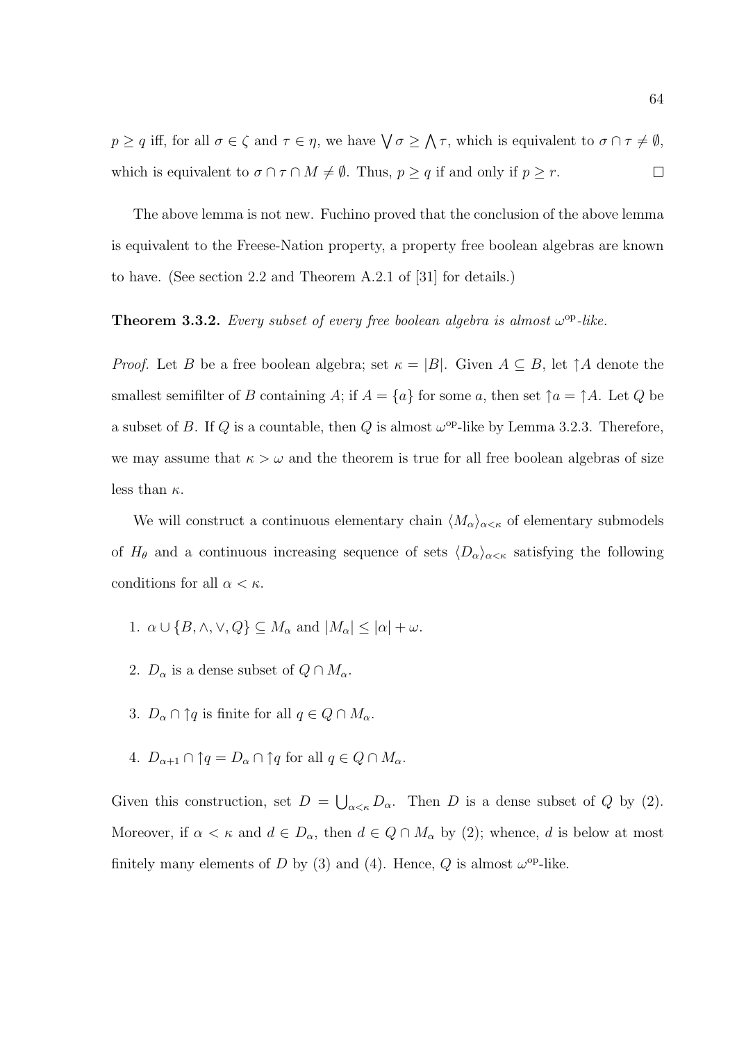$p \geq q$ iff, for all $\sigma \in \zeta$ and $\tau \in \eta$, we have $\bigvee \sigma \geq \bigwedge \tau$, which is equivalent to $\sigma \cap \tau \neq \emptyset$, which is equivalent to $\sigma \cap \tau \cap M \neq \emptyset$. Thus, $p \geq q$ if and only if $p \geq r$. $\square$

The above lemma is not new. Fuchino proved that the conclusion of the above lemma is equivalent to the Freese-Nation property, a property free boolean algebras are known to have. (See section 2.2 and Theorem A.2.1 of [31] for details.)

**Theorem 3.3.2.** *Every subset of every free boolean algebra is almost $\omega^{\mathrm{op}}$-like.*

*Proof.* Let $B$ be a free boolean algebra; set $\kappa = |B|$. Given $A \subseteq B$, let $\uparrow A$ denote the smallest semifilter of $B$ containing $A$; if $A = \{a\}$ for some $a$, then set $\uparrow a = \uparrow A$. Let $Q$ be a subset of $B$. If $Q$ is a countable, then $Q$ is almost $\omega^{\mathrm{op}}$-like by Lemma 3.2.3. Therefore, we may assume that $\kappa > \omega$ and the theorem is true for all free boolean algebras of size less than $\kappa$.

We will construct a continuous elementary chain $\langle M_\alpha \rangle_{\alpha<\kappa}$ of elementary submodels of $H_\theta$ and a continuous increasing sequence of sets $\langle D_\alpha \rangle_{\alpha<\kappa}$ satisfying the following conditions for all $\alpha < \kappa$.

1. $\alpha \cup \{B, \wedge, \vee, Q\} \subseteq M_\alpha$ and $|M_\alpha| \leq |\alpha| + \omega$.
2. $D_\alpha$ is a dense subset of $Q \cap M_\alpha$.
3. $D_\alpha \cap \uparrow q$ is finite for all $q \in Q \cap M_\alpha$.
4. $D_{\alpha+1} \cap \uparrow q = D_\alpha \cap \uparrow q$ for all $q \in Q \cap M_\alpha$.

Given this construction, set $D = \bigcup_{\alpha<\kappa} D_\alpha$. Then $D$ is a dense subset of $Q$ by (2). Moreover, if $\alpha < \kappa$ and $d \in D_\alpha$, then $d \in Q \cap M_\alpha$ by (2); whence, $d$ is below at most finitely many elements of $D$ by (3) and (4). Hence, $Q$ is almost $\omega^{\mathrm{op}}$-like.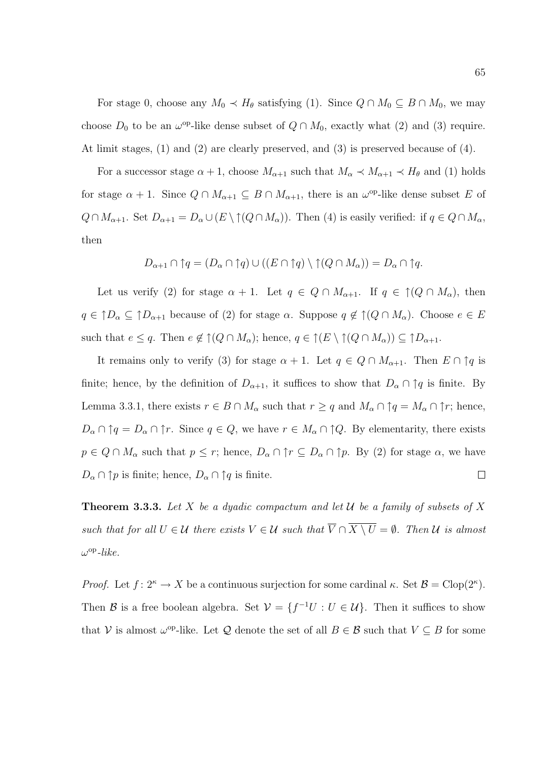For stage 0, choose any $M_0 \prec H_\theta$ satisfying (1). Since $Q \cap M_0 \subseteq B \cap M_0$, we may choose $D_0$ to be an $\omega^{\mathrm{op}}$-like dense subset of $Q \cap M_0$, exactly what (2) and (3) require. At limit stages, (1) and (2) are clearly preserved, and (3) is preserved because of (4).

For a successor stage $\alpha + 1$, choose $M_{\alpha+1}$ such that $M_\alpha \prec M_{\alpha+1} \prec H_\theta$ and (1) holds for stage $\alpha + 1$. Since $Q \cap M_{\alpha+1} \subseteq B \cap M_{\alpha+1}$, there is an $\omega^{\mathrm{op}}$-like dense subset $E$ of $Q \cap M_{\alpha+1}$. Set $D_{\alpha+1} = D_\alpha \cup (E \setminus \uparrow(Q \cap M_\alpha))$. Then (4) is easily verified: if $q \in Q \cap M_\alpha$, then

$$D_{\alpha+1} \cap \uparrow q = (D_\alpha \cap \uparrow q) \cup ((E \cap \uparrow q) \setminus \uparrow(Q \cap M_\alpha)) = D_\alpha \cap \uparrow q.$$

Let us verify (2) for stage $\alpha + 1$. Let $q \in Q \cap M_{\alpha+1}$. If $q \in \uparrow(Q \cap M_\alpha)$, then $q \in \uparrow D_\alpha \subseteq \uparrow D_{\alpha+1}$ because of (2) for stage $\alpha$. Suppose $q \notin \uparrow(Q \cap M_\alpha)$. Choose $e \in E$ such that $e \leq q$. Then $e \notin \uparrow(Q \cap M_\alpha)$; hence, $q \in \uparrow(E \setminus \uparrow(Q \cap M_\alpha)) \subseteq \uparrow D_{\alpha+1}$.

It remains only to verify (3) for stage $\alpha + 1$. Let $q \in Q \cap M_{\alpha+1}$. Then $E \cap \uparrow q$ is finite; hence, by the definition of $D_{\alpha+1}$, it suffices to show that $D_\alpha \cap \uparrow q$ is finite. By Lemma 3.3.1, there exists $r \in B \cap M_\alpha$ such that $r \geq q$ and $M_\alpha \cap \uparrow q = M_\alpha \cap \uparrow r$; hence, $D_\alpha \cap \uparrow q = D_\alpha \cap \uparrow r$. Since $q \in Q$, we have $r \in M_\alpha \cap \uparrow Q$. By elementarity, there exists $p \in Q \cap M_\alpha$ such that $p \leq r$; hence, $D_\alpha \cap \uparrow r \subseteq D_\alpha \cap \uparrow p$. By (2) for stage $\alpha$, we have $D_\alpha \cap \uparrow p$ is finite; hence, $D_\alpha \cap \uparrow q$ is finite. $\square$

**Theorem 3.3.3.** *Let $X$ be a dyadic compactum and let $\mathcal{U}$ be a family of subsets of $X$ such that for all $U \in \mathcal{U}$ there exists $V \in \mathcal{U}$ such that $\overline{V} \cap \overline{X \setminus U} = \emptyset$. Then $\mathcal{U}$ is almost $\omega^{\mathrm{op}}$-like.*

*Proof.* Let $f \colon 2^\kappa \to X$ be a continuous surjection for some cardinal $\kappa$. Set $\mathcal{B} = \mathrm{Clop}(2^\kappa)$. Then $\mathcal{B}$ is a free boolean algebra. Set $\mathcal{V} = \{f^{-1}U : U \in \mathcal{U}\}$. Then it suffices to show that $\mathcal{V}$ is almost $\omega^{\mathrm{op}}$-like. Let $\mathcal{Q}$ denote the set of all $B \in \mathcal{B}$ such that $V \subseteq B$ for some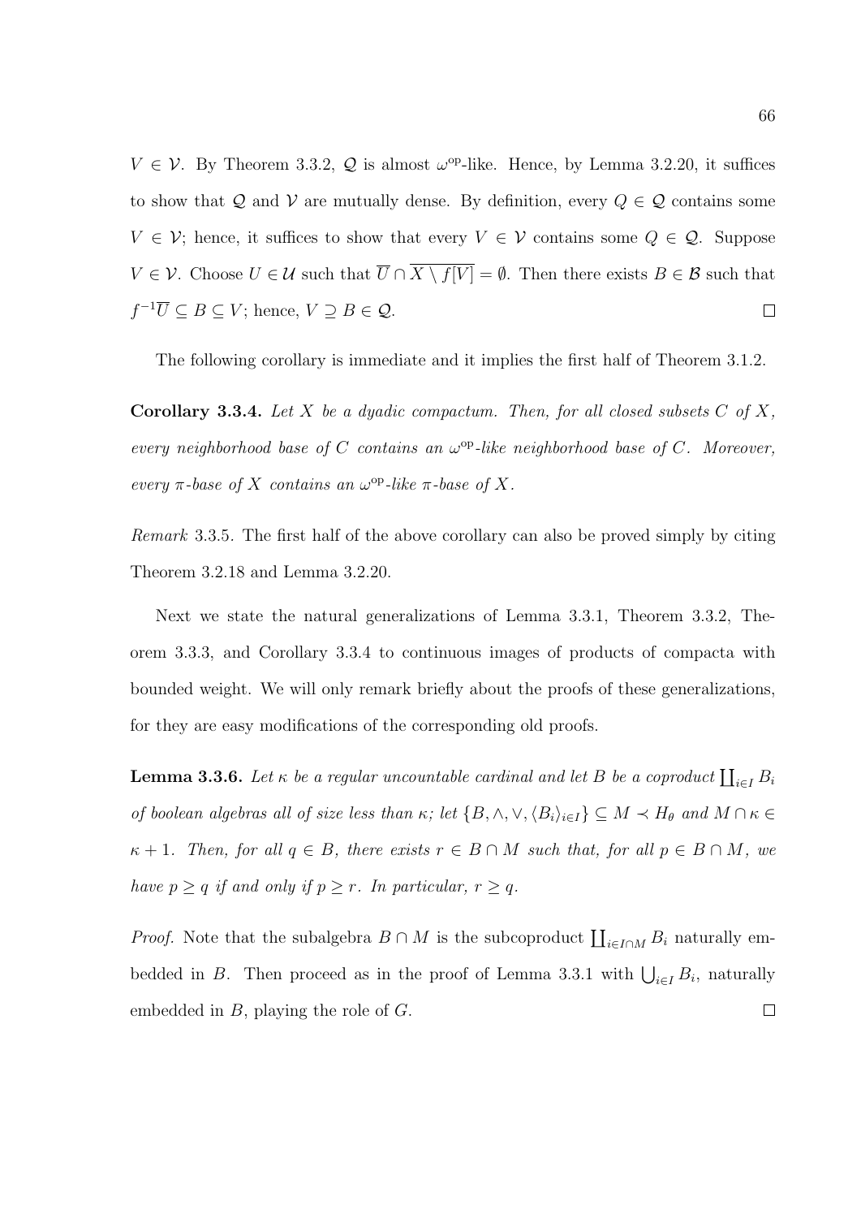$V \in \mathcal{V}$. By Theorem 3.3.2, $\mathcal{Q}$ is almost $\omega^{\mathrm{op}}$-like. Hence, by Lemma 3.2.20, it suffices to show that $\mathcal{Q}$ and $\mathcal{V}$ are mutually dense. By definition, every $Q \in \mathcal{Q}$ contains some $V \in \mathcal{V}$; hence, it suffices to show that every $V \in \mathcal{V}$ contains some $Q \in \mathcal{Q}$. Suppose $V \in \mathcal{V}$. Choose $U \in \mathcal{U}$ such that $\overline{U} \cap \overline{X \setminus f[V]} = \emptyset$. Then there exists $B \in \mathcal{B}$ such that $f^{-1}\overline{U} \subseteq B \subseteq V$; hence, $V \supseteq B \in \mathcal{Q}$. $\square$

The following corollary is immediate and it implies the first half of Theorem 3.1.2.

**Corollary 3.3.4.** *Let $X$ be a dyadic compactum. Then, for all closed subsets $C$ of $X$, every neighborhood base of $C$ contains an $\omega^{\mathrm{op}}$-like neighborhood base of $C$. Moreover, every $\pi$-base of $X$ contains an $\omega^{\mathrm{op}}$-like $\pi$-base of $X$.*

*Remark* 3.3.5. The first half of the above corollary can also be proved simply by citing Theorem 3.2.18 and Lemma 3.2.20.

Next we state the natural generalizations of Lemma 3.3.1, Theorem 3.3.2, Theorem 3.3.3, and Corollary 3.3.4 to continuous images of products of compacta with bounded weight. We will only remark briefly about the proofs of these generalizations, for they are easy modifications of the corresponding old proofs.

**Lemma 3.3.6.** *Let $\kappa$ be a regular uncountable cardinal and let $B$ be a coproduct $\coprod_{i \in I} B_i$ of boolean algebras all of size less than $\kappa$; let $\{B, \wedge, \vee, \langle B_i \rangle_{i \in I}\} \subseteq M \prec H_\theta$ and $M \cap \kappa \in \kappa + 1$. Then, for all $q \in B$, there exists $r \in B \cap M$ such that, for all $p \in B \cap M$, we have $p \geq q$ if and only if $p \geq r$. In particular, $r \geq q$.*

*Proof.* Note that the subalgebra $B \cap M$ is the subcoproduct $\coprod_{i \in I \cap M} B_i$ naturally embedded in $B$. Then proceed as in the proof of Lemma 3.3.1 with $\bigcup_{i \in I} B_i$, naturally embedded in $B$, playing the role of $G$. $\square$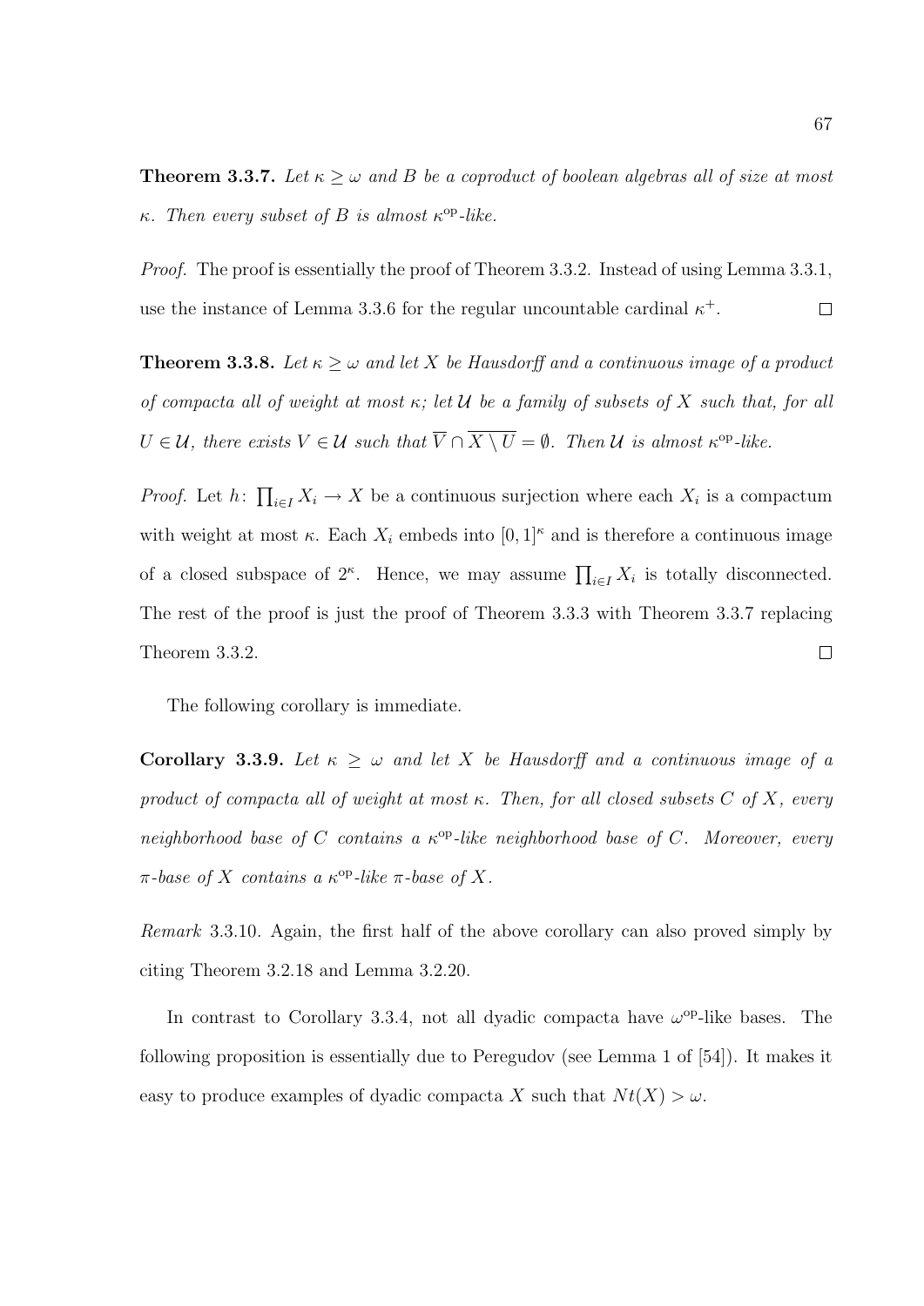**Theorem 3.3.7.** *Let $\kappa \geq \omega$ and $B$ be a coproduct of boolean algebras all of size at most $\kappa$. Then every subset of $B$ is almost $\kappa^{\mathrm{op}}$-like.*

*Proof.* The proof is essentially the proof of Theorem 3.3.2. Instead of using Lemma 3.3.1, use the instance of Lemma 3.3.6 for the regular uncountable cardinal $\kappa^+$. $\square$

**Theorem 3.3.8.** *Let $\kappa \geq \omega$ and let $X$ be Hausdorff and a continuous image of a product of compacta all of weight at most $\kappa$; let $\mathcal{U}$ be a family of subsets of $X$ such that, for all $U \in \mathcal{U}$, there exists $V \in \mathcal{U}$ such that $\overline{V} \cap \overline{X \setminus U} = \emptyset$. Then $\mathcal{U}$ is almost $\kappa^{\mathrm{op}}$-like.*

*Proof.* Let $h \colon \prod_{i \in I} X_i \to X$ be a continuous surjection where each $X_i$ is a compactum with weight at most $\kappa$. Each $X_i$ embeds into $[0,1]^\kappa$ and is therefore a continuous image of a closed subspace of $2^\kappa$. Hence, we may assume $\prod_{i \in I} X_i$ is totally disconnected. The rest of the proof is just the proof of Theorem 3.3.3 with Theorem 3.3.7 replacing Theorem 3.3.2. $\square$

The following corollary is immediate.

**Corollary 3.3.9.** *Let $\kappa \geq \omega$ and let $X$ be Hausdorff and a continuous image of a product of compacta all of weight at most $\kappa$. Then, for all closed subsets $C$ of $X$, every neighborhood base of $C$ contains a $\kappa^{\mathrm{op}}$-like neighborhood base of $C$. Moreover, every $\pi$-base of $X$ contains a $\kappa^{\mathrm{op}}$-like $\pi$-base of $X$.*

*Remark* 3.3.10. Again, the first half of the above corollary can also proved simply by citing Theorem 3.2.18 and Lemma 3.2.20.

In contrast to Corollary 3.3.4, not all dyadic compacta have $\omega^{\mathrm{op}}$-like bases. The following proposition is essentially due to Peregudov (see Lemma 1 of [54]). It makes it easy to produce examples of dyadic compacta $X$ such that $Nt(X) > \omega$.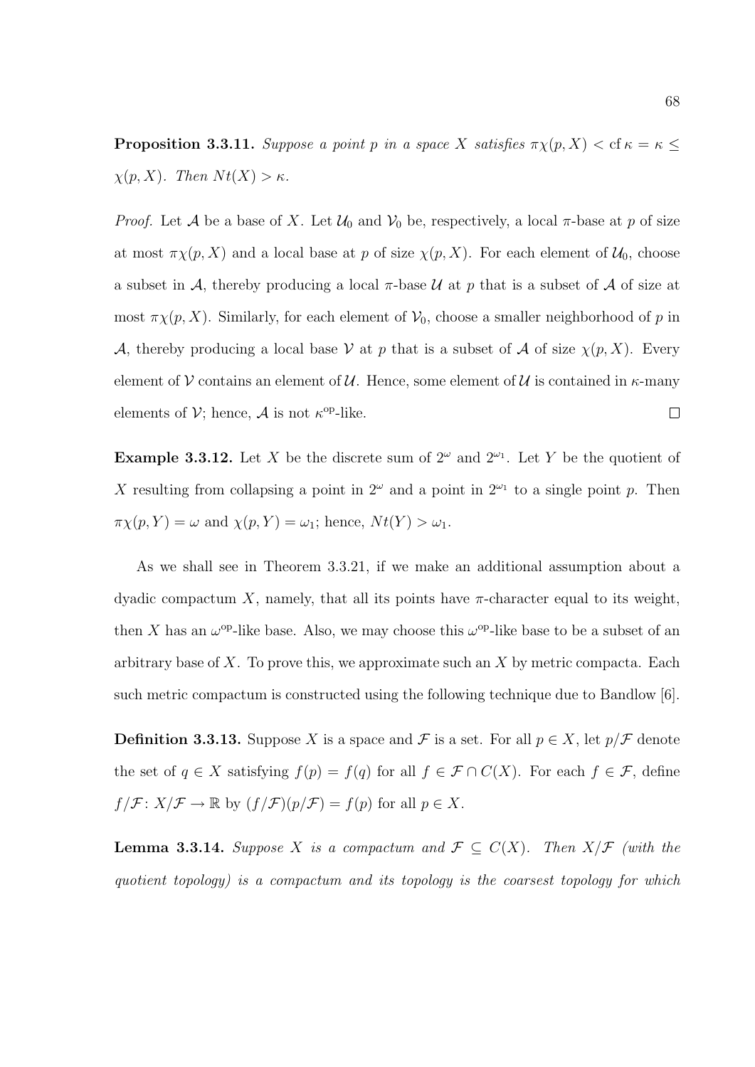**Proposition 3.3.11.** *Suppose a point $p$ in a space $X$ satisfies $\pi\chi(p, X) < \operatorname{cf} \kappa = \kappa \leq \chi(p, X)$. Then $Nt(X) > \kappa$.*

*Proof.* Let $\mathcal{A}$ be a base of $X$. Let $\mathcal{U}_0$ and $\mathcal{V}_0$ be, respectively, a local $\pi$-base at $p$ of size at most $\pi\chi(p, X)$ and a local base at $p$ of size $\chi(p, X)$. For each element of $\mathcal{U}_0$, choose a subset in $\mathcal{A}$, thereby producing a local $\pi$-base $\mathcal{U}$ at $p$ that is a subset of $\mathcal{A}$ of size at most $\pi\chi(p, X)$. Similarly, for each element of $\mathcal{V}_0$, choose a smaller neighborhood of $p$ in $\mathcal{A}$, thereby producing a local base $\mathcal{V}$ at $p$ that is a subset of $\mathcal{A}$ of size $\chi(p, X)$. Every element of $\mathcal{V}$ contains an element of $\mathcal{U}$. Hence, some element of $\mathcal{U}$ is contained in $\kappa$-many elements of $\mathcal{V}$; hence, $\mathcal{A}$ is not $\kappa^{\text{op}}$-like. $\square$

**Example 3.3.12.** Let $X$ be the discrete sum of $2^\omega$ and $2^{\omega_1}$. Let $Y$ be the quotient of $X$ resulting from collapsing a point in $2^\omega$ and a point in $2^{\omega_1}$ to a single point $p$. Then $\pi\chi(p, Y) = \omega$ and $\chi(p, Y) = \omega_1$; hence, $Nt(Y) > \omega_1$.

As we shall see in Theorem 3.3.21, if we make an additional assumption about a dyadic compactum $X$, namely, that all its points have $\pi$-character equal to its weight, then $X$ has an $\omega^{\text{op}}$-like base. Also, we may choose this $\omega^{\text{op}}$-like base to be a subset of an arbitrary base of $X$. To prove this, we approximate such an $X$ by metric compacta. Each such metric compactum is constructed using the following technique due to Bandlow [6].

**Definition 3.3.13.** Suppose $X$ is a space and $\mathcal{F}$ is a set. For all $p \in X$, let $p/\mathcal{F}$ denote the set of $q \in X$ satisfying $f(p) = f(q)$ for all $f \in \mathcal{F} \cap C(X)$. For each $f \in \mathcal{F}$, define $f/\mathcal{F} \colon X/\mathcal{F} \to \mathbb{R}$ by $(f/\mathcal{F})(p/\mathcal{F}) = f(p)$ for all $p \in X$.

**Lemma 3.3.14.** *Suppose $X$ is a compactum and $\mathcal{F} \subseteq C(X)$. Then $X/\mathcal{F}$ (with the quotient topology) is a compactum and its topology is the coarsest topology for which*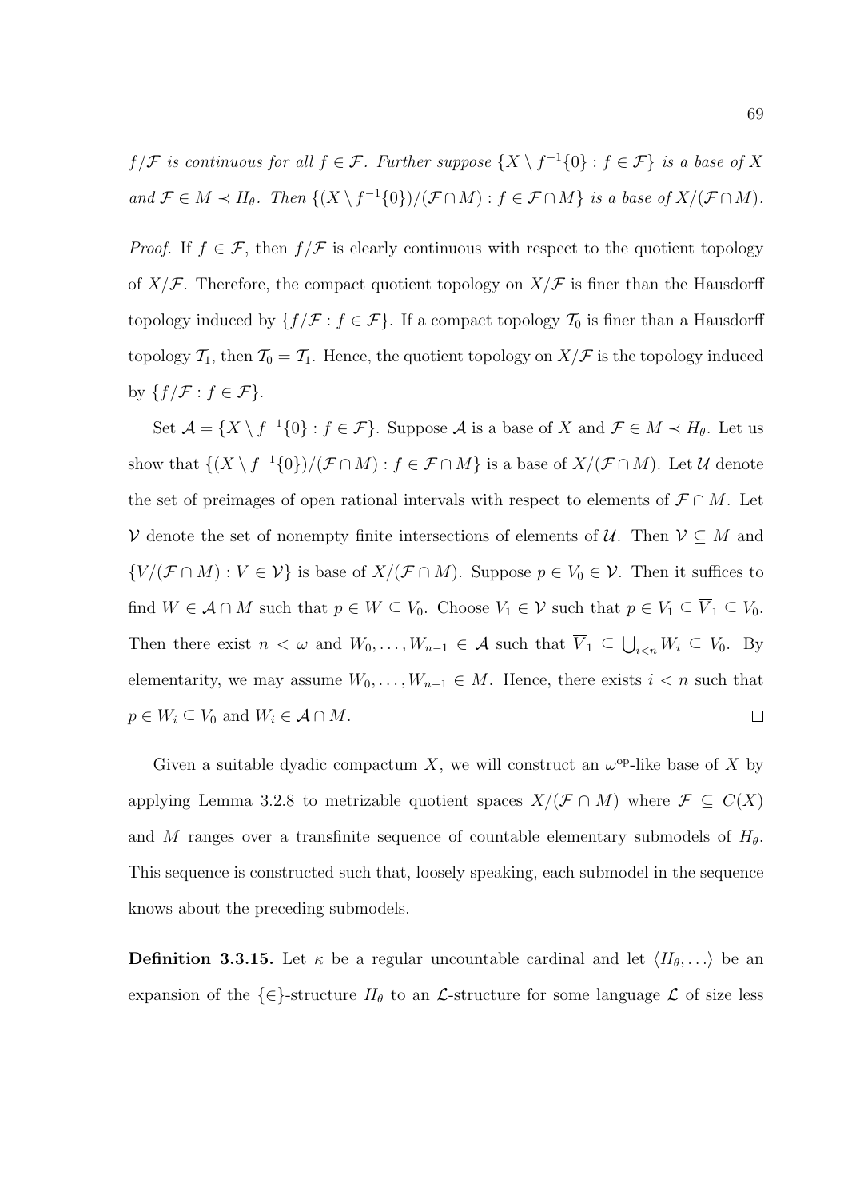*$f/\mathcal{F}$ is continuous for all $f \in \mathcal{F}$. Further suppose $\{X \setminus f^{-1}\{0\} : f \in \mathcal{F}\}$ is a base of $X$ and $\mathcal{F} \in M \prec H_\theta$. Then $\{(X \setminus f^{-1}\{0\})/(\mathcal{F} \cap M) : f \in \mathcal{F} \cap M\}$ is a base of $X/(\mathcal{F} \cap M)$.*

*Proof.* If $f \in \mathcal{F}$, then $f/\mathcal{F}$ is clearly continuous with respect to the quotient topology of $X/\mathcal{F}$. Therefore, the compact quotient topology on $X/\mathcal{F}$ is finer than the Hausdorff topology induced by $\{f/\mathcal{F} : f \in \mathcal{F}\}$. If a compact topology $\mathcal{T}_0$ is finer than a Hausdorff topology $\mathcal{T}_1$, then $\mathcal{T}_0 = \mathcal{T}_1$. Hence, the quotient topology on $X/\mathcal{F}$ is the topology induced by $\{f/\mathcal{F} : f \in \mathcal{F}\}$.

Set $\mathcal{A} = \{X \setminus f^{-1}\{0\} : f \in \mathcal{F}\}$. Suppose $\mathcal{A}$ is a base of $X$ and $\mathcal{F} \in M \prec H_\theta$. Let us show that $\{(X \setminus f^{-1}\{0\})/(\mathcal{F} \cap M) : f \in \mathcal{F} \cap M\}$ is a base of $X/(\mathcal{F} \cap M)$. Let $\mathcal{U}$ denote the set of preimages of open rational intervals with respect to elements of $\mathcal{F} \cap M$. Let $\mathcal{V}$ denote the set of nonempty finite intersections of elements of $\mathcal{U}$. Then $\mathcal{V} \subseteq M$ and $\{V/(\mathcal{F} \cap M) : V \in \mathcal{V}\}$ is base of $X/(\mathcal{F} \cap M)$. Suppose $p \in V_0 \in \mathcal{V}$. Then it suffices to find $W \in \mathcal{A} \cap M$ such that $p \in W \subseteq V_0$. Choose $V_1 \in \mathcal{V}$ such that $p \in V_1 \subseteq \overline{V}_1 \subseteq V_0$. Then there exist $n < \omega$ and $W_0, \ldots, W_{n-1} \in \mathcal{A}$ such that $\overline{V}_1 \subseteq \bigcup_{i<n} W_i \subseteq V_0$. By elementarity, we may assume $W_0, \ldots, W_{n-1} \in M$. Hence, there exists $i < n$ such that $p \in W_i \subseteq V_0$ and $W_i \in \mathcal{A} \cap M$. □

Given a suitable dyadic compactum $X$, we will construct an $\omega^{\mathrm{op}}$-like base of $X$ by applying Lemma 3.2.8 to metrizable quotient spaces $X/(\mathcal{F} \cap M)$ where $\mathcal{F} \subseteq C(X)$ and $M$ ranges over a transfinite sequence of countable elementary submodels of $H_\theta$. This sequence is constructed such that, loosely speaking, each submodel in the sequence knows about the preceding submodels.

**Definition 3.3.15.** Let $\kappa$ be a regular uncountable cardinal and let $\langle H_\theta, \ldots \rangle$ be an expansion of the $\{\in\}$-structure $H_\theta$ to an $\mathcal{L}$-structure for some language $\mathcal{L}$ of size less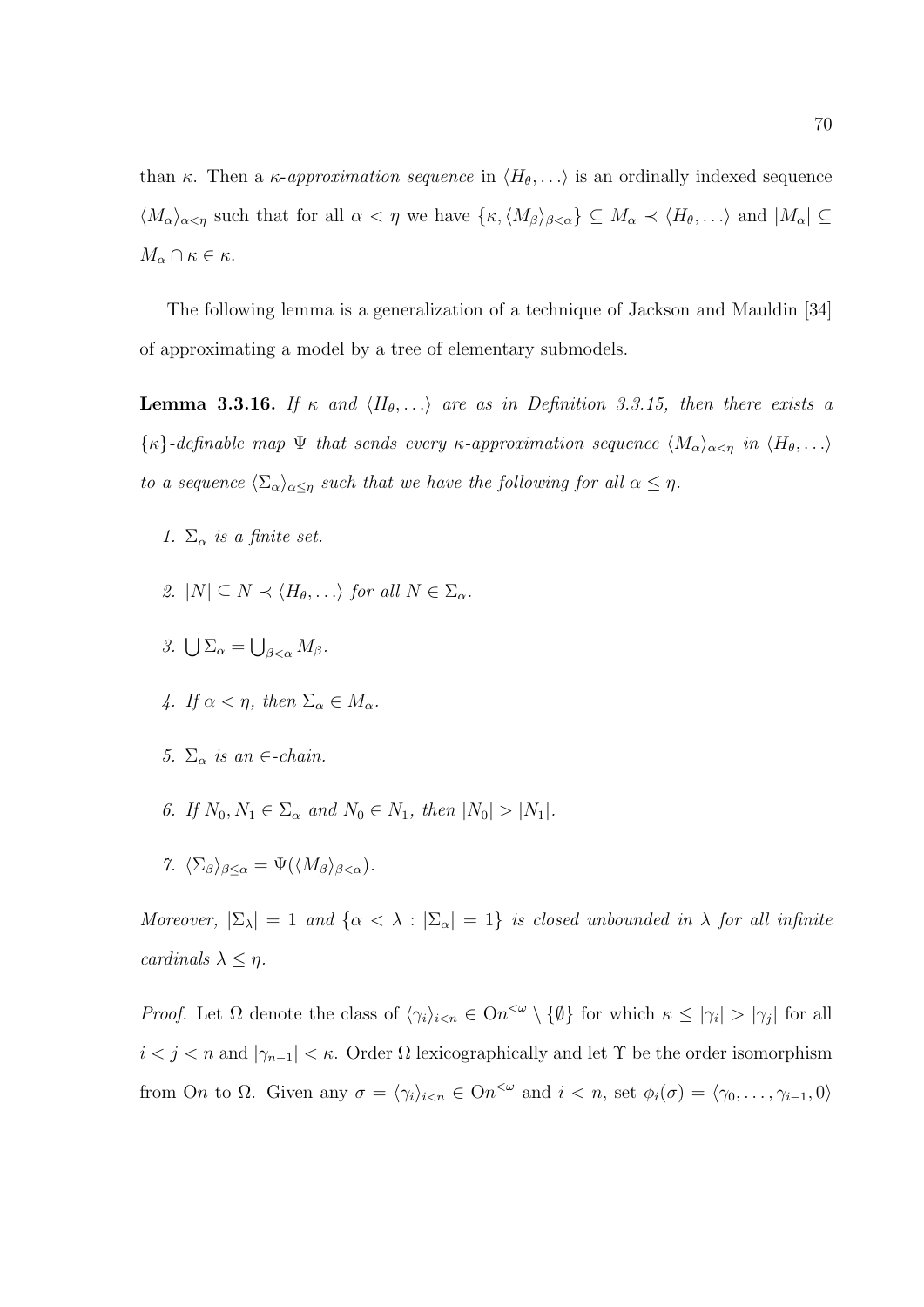than $\kappa$. Then a *$\kappa$-approximation sequence* in $\langle H_\theta, \ldots\rangle$ is an ordinally indexed sequence $\langle M_\alpha\rangle_{\alpha<\eta}$ such that for all $\alpha < \eta$ we have $\{\kappa, \langle M_\beta\rangle_{\beta<\alpha}\} \subseteq M_\alpha \prec \langle H_\theta, \ldots\rangle$ and $|M_\alpha| \subseteq M_\alpha \cap \kappa \in \kappa$.

The following lemma is a generalization of a technique of Jackson and Mauldin [34] of approximating a model by a tree of elementary submodels.

**Lemma 3.3.16.** *If $\kappa$ and $\langle H_\theta, \ldots\rangle$ are as in Definition 3.3.15, then there exists a $\{\kappa\}$-definable map $\Psi$ that sends every $\kappa$-approximation sequence $\langle M_\alpha\rangle_{\alpha<\eta}$ in $\langle H_\theta, \ldots\rangle$ to a sequence $\langle \Sigma_\alpha\rangle_{\alpha\leq\eta}$ such that we have the following for all $\alpha \leq \eta$.*

1. *$\Sigma_\alpha$ is a finite set.*
2. *$|N| \subseteq N \prec \langle H_\theta, \ldots\rangle$ for all $N \in \Sigma_\alpha$.*
3. *$\bigcup \Sigma_\alpha = \bigcup_{\beta<\alpha} M_\beta$.*
4. *If $\alpha < \eta$, then $\Sigma_\alpha \in M_\alpha$.*
5. *$\Sigma_\alpha$ is an $\in$-chain.*
6. *If $N_0, N_1 \in \Sigma_\alpha$ and $N_0 \in N_1$, then $|N_0| > |N_1|$.*
7. *$\langle \Sigma_\beta\rangle_{\beta\leq\alpha} = \Psi(\langle M_\beta\rangle_{\beta<\alpha})$.*

*Moreover, $|\Sigma_\lambda| = 1$ and $\{\alpha < \lambda : |\Sigma_\alpha| = 1\}$ is closed unbounded in $\lambda$ for all infinite cardinals $\lambda \leq \eta$.*

*Proof.* Let $\Omega$ denote the class of $\langle \gamma_i\rangle_{i<n} \in \mathrm{O}n^{<\omega} \setminus \{\emptyset\}$ for which $\kappa \leq |\gamma_i| > |\gamma_j|$ for all $i < j < n$ and $|\gamma_{n-1}| < \kappa$. Order $\Omega$ lexicographically and let $\Upsilon$ be the order isomorphism from $\mathrm{O}n$ to $\Omega$. Given any $\sigma = \langle \gamma_i\rangle_{i<n} \in \mathrm{O}n^{<\omega}$ and $i < n$, set $\phi_i(\sigma) = \langle \gamma_0, \ldots, \gamma_{i-1}, 0\rangle$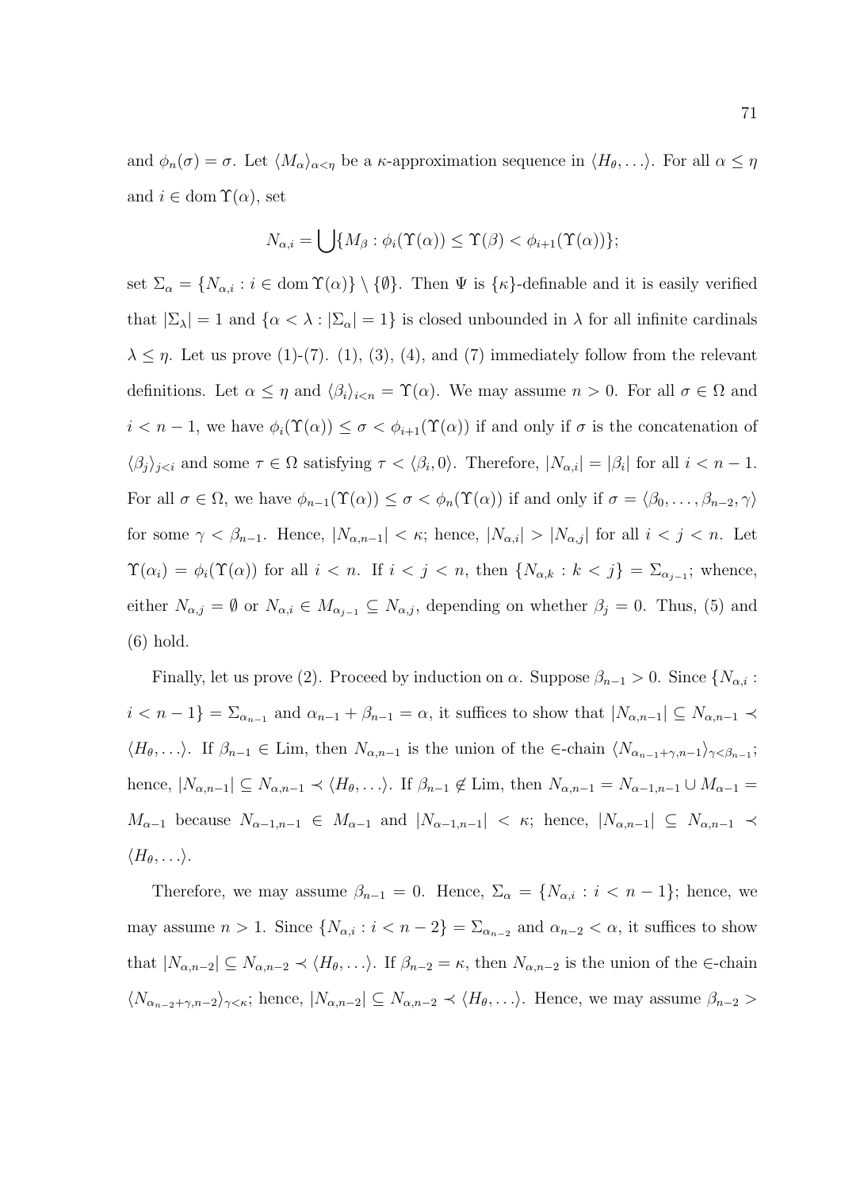and $\phi_n(\sigma) = \sigma$. Let $\langle M_\alpha \rangle_{\alpha<\eta}$ be a $\kappa$-approximation sequence in $\langle H_\theta, \ldots \rangle$. For all $\alpha \leq \eta$ and $i \in \operatorname{dom} \Upsilon(\alpha)$, set

$$N_{\alpha,i} = \bigcup \{M_\beta : \phi_i(\Upsilon(\alpha)) \leq \Upsilon(\beta) < \phi_{i+1}(\Upsilon(\alpha))\};$$

set $\Sigma_\alpha = \{N_{\alpha,i} : i \in \operatorname{dom} \Upsilon(\alpha)\} \setminus \{\emptyset\}$. Then $\Psi$ is $\{\kappa\}$-definable and it is easily verified that $|\Sigma_\lambda| = 1$ and $\{\alpha < \lambda : |\Sigma_\alpha| = 1\}$ is closed unbounded in $\lambda$ for all infinite cardinals $\lambda \leq \eta$. Let us prove (1)-(7). (1), (3), (4), and (7) immediately follow from the relevant definitions. Let $\alpha \leq \eta$ and $\langle \beta_i \rangle_{i<n} = \Upsilon(\alpha)$. We may assume $n > 0$. For all $\sigma \in \Omega$ and $i < n-1$, we have $\phi_i(\Upsilon(\alpha)) \leq \sigma < \phi_{i+1}(\Upsilon(\alpha))$ if and only if $\sigma$ is the concatenation of $\langle \beta_j \rangle_{j<i}$ and some $\tau \in \Omega$ satisfying $\tau < \langle \beta_i, 0 \rangle$. Therefore, $|N_{\alpha,i}| = |\beta_i|$ for all $i < n-1$. For all $\sigma \in \Omega$, we have $\phi_{n-1}(\Upsilon(\alpha)) \leq \sigma < \phi_n(\Upsilon(\alpha))$ if and only if $\sigma = \langle \beta_0, \ldots, \beta_{n-2}, \gamma \rangle$ for some $\gamma < \beta_{n-1}$. Hence, $|N_{\alpha,n-1}| < \kappa$; hence, $|N_{\alpha,i}| > |N_{\alpha,j}|$ for all $i < j < n$. Let $\Upsilon(\alpha_i) = \phi_i(\Upsilon(\alpha))$ for all $i < n$. If $i < j < n$, then $\{N_{\alpha,k} : k < j\} = \Sigma_{\alpha_{j-1}}$; whence, either $N_{\alpha,j} = \emptyset$ or $N_{\alpha,i} \in M_{\alpha_{j-1}} \subseteq N_{\alpha,j}$, depending on whether $\beta_j = 0$. Thus, (5) and (6) hold.

Finally, let us prove (2). Proceed by induction on $\alpha$. Suppose $\beta_{n-1} > 0$. Since $\{N_{\alpha,i} : i < n-1\} = \Sigma_{\alpha_{n-1}}$ and $\alpha_{n-1} + \beta_{n-1} = \alpha$, it suffices to show that $|N_{\alpha,n-1}| \subseteq N_{\alpha,n-1} \prec \langle H_\theta, \ldots \rangle$. If $\beta_{n-1} \in \text{Lim}$, then $N_{\alpha,n-1}$ is the union of the $\in$-chain $\langle N_{\alpha_{n-1}+\gamma,n-1} \rangle_{\gamma<\beta_{n-1}}$; hence, $|N_{\alpha,n-1}| \subseteq N_{\alpha,n-1} \prec \langle H_\theta, \ldots \rangle$. If $\beta_{n-1} \notin \text{Lim}$, then $N_{\alpha,n-1} = N_{\alpha-1,n-1} \cup M_{\alpha-1} = M_{\alpha-1}$ because $N_{\alpha-1,n-1} \in M_{\alpha-1}$ and $|N_{\alpha-1,n-1}| < \kappa$; hence, $|N_{\alpha,n-1}| \subseteq N_{\alpha,n-1} \prec \langle H_\theta, \ldots \rangle$.

Therefore, we may assume $\beta_{n-1} = 0$. Hence, $\Sigma_\alpha = \{N_{\alpha,i} : i < n-1\}$; hence, we may assume $n > 1$. Since $\{N_{\alpha,i} : i < n-2\} = \Sigma_{\alpha_{n-2}}$ and $\alpha_{n-2} < \alpha$, it suffices to show that $|N_{\alpha,n-2}| \subseteq N_{\alpha,n-2} \prec \langle H_\theta, \ldots \rangle$. If $\beta_{n-2} = \kappa$, then $N_{\alpha,n-2}$ is the union of the $\in$-chain $\langle N_{\alpha_{n-2}+\gamma,n-2} \rangle_{\gamma<\kappa}$; hence, $|N_{\alpha,n-2}| \subseteq N_{\alpha,n-2} \prec \langle H_\theta, \ldots \rangle$. Hence, we may assume $\beta_{n-2} >$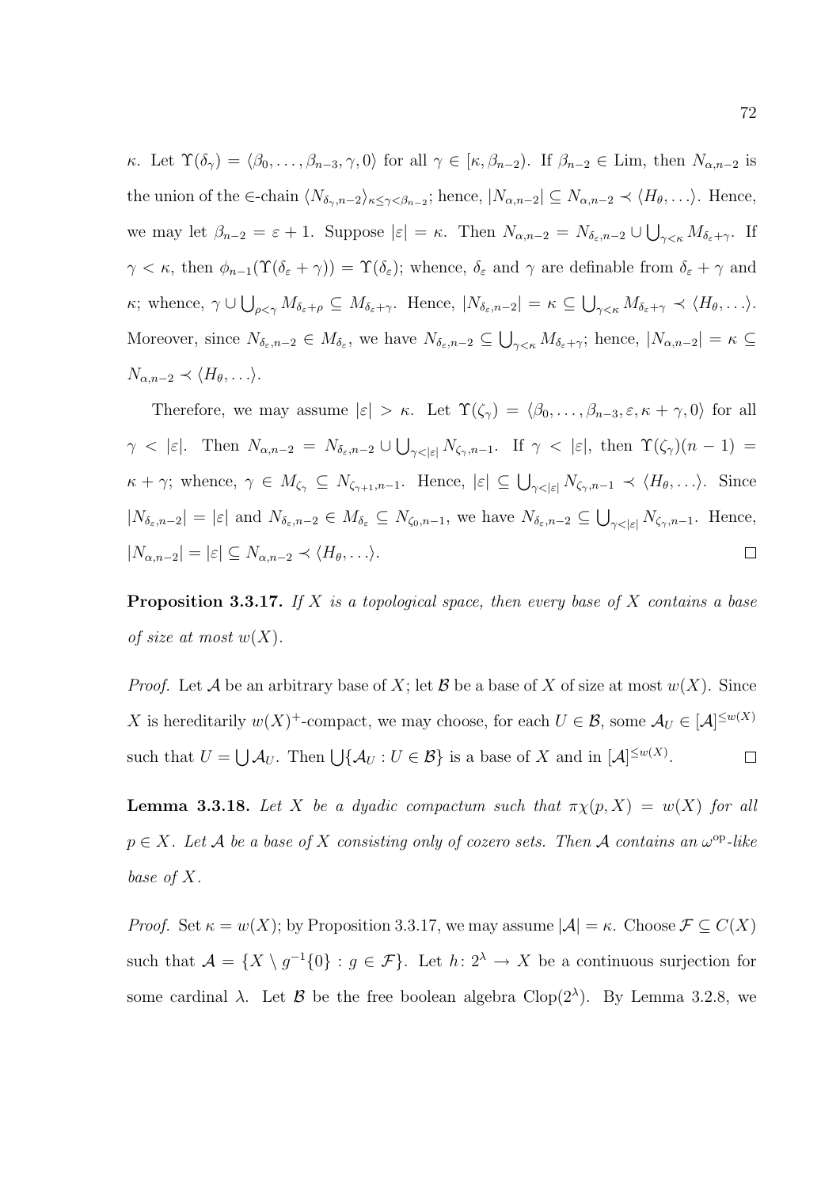$\kappa$. Let $\Upsilon(\delta_\gamma) = \langle \beta_0, \ldots, \beta_{n-3}, \gamma, 0\rangle$ for all $\gamma \in [\kappa, \beta_{n-2})$. If $\beta_{n-2} \in \mathrm{Lim}$, then $N_{\alpha,n-2}$ is the union of the $\in$-chain $\langle N_{\delta_\gamma,n-2}\rangle_{\kappa\leq\gamma<\beta_{n-2}}$; hence, $|N_{\alpha,n-2}| \subseteq N_{\alpha,n-2} \prec \langle H_\theta, \ldots\rangle$. Hence, we may let $\beta_{n-2} = \varepsilon + 1$. Suppose $|\varepsilon| = \kappa$. Then $N_{\alpha,n-2} = N_{\delta_\varepsilon,n-2} \cup \bigcup_{\gamma<\kappa} M_{\delta_\varepsilon+\gamma}$. If $\gamma < \kappa$, then $\phi_{n-1}(\Upsilon(\delta_\varepsilon + \gamma)) = \Upsilon(\delta_\varepsilon)$; whence, $\delta_\varepsilon$ and $\gamma$ are definable from $\delta_\varepsilon + \gamma$ and $\kappa$; whence, $\gamma \cup \bigcup_{\rho<\gamma} M_{\delta_\varepsilon+\rho} \subseteq M_{\delta_\varepsilon+\gamma}$. Hence, $|N_{\delta_\varepsilon,n-2}| = \kappa \subseteq \bigcup_{\gamma<\kappa} M_{\delta_\varepsilon+\gamma} \prec \langle H_\theta, \ldots\rangle$. Moreover, since $N_{\delta_\varepsilon,n-2} \in M_{\delta_\varepsilon}$, we have $N_{\delta_\varepsilon,n-2} \subseteq \bigcup_{\gamma<\kappa} M_{\delta_\varepsilon+\gamma}$; hence, $|N_{\alpha,n-2}| = \kappa \subseteq N_{\alpha,n-2} \prec \langle H_\theta, \ldots\rangle$.

Therefore, we may assume $|\varepsilon| > \kappa$. Let $\Upsilon(\zeta_\gamma) = \langle \beta_0, \ldots, \beta_{n-3}, \varepsilon, \kappa + \gamma, 0\rangle$ for all $\gamma < |\varepsilon|$. Then $N_{\alpha,n-2} = N_{\delta_\varepsilon,n-2} \cup \bigcup_{\gamma<|\varepsilon|} N_{\zeta_\gamma,n-1}$. If $\gamma < |\varepsilon|$, then $\Upsilon(\zeta_\gamma)(n-1) = \kappa + \gamma$; whence, $\gamma \in M_{\zeta_\gamma} \subseteq N_{\zeta_{\gamma+1},n-1}$. Hence, $|\varepsilon| \subseteq \bigcup_{\gamma<|\varepsilon|} N_{\zeta_\gamma,n-1} \prec \langle H_\theta, \ldots\rangle$. Since $|N_{\delta_\varepsilon,n-2}| = |\varepsilon|$ and $N_{\delta_\varepsilon,n-2} \in M_{\delta_\varepsilon} \subseteq N_{\zeta_0,n-1}$, we have $N_{\delta_\varepsilon,n-2} \subseteq \bigcup_{\gamma<|\varepsilon|} N_{\zeta_\gamma,n-1}$. Hence, $|N_{\alpha,n-2}| = |\varepsilon| \subseteq N_{\alpha,n-2} \prec \langle H_\theta, \ldots\rangle$. $\square$

**Proposition 3.3.17.** *If $X$ is a topological space, then every base of $X$ contains a base of size at most $w(X)$.*

*Proof.* Let $\mathcal{A}$ be an arbitrary base of $X$; let $\mathcal{B}$ be a base of $X$ of size at most $w(X)$. Since $X$ is hereditarily $w(X)^+$-compact, we may choose, for each $U \in \mathcal{B}$, some $\mathcal{A}_U \in [\mathcal{A}]^{\leq w(X)}$ such that $U = \bigcup \mathcal{A}_U$. Then $\bigcup\{\mathcal{A}_U : U \in \mathcal{B}\}$ is a base of $X$ and in $[\mathcal{A}]^{\leq w(X)}$. $\square$

**Lemma 3.3.18.** *Let $X$ be a dyadic compactum such that $\pi\chi(p, X) = w(X)$ for all $p \in X$. Let $\mathcal{A}$ be a base of $X$ consisting only of cozero sets. Then $\mathcal{A}$ contains an $\omega^{\mathrm{op}}$-like base of $X$.*

*Proof.* Set $\kappa = w(X)$; by Proposition 3.3.17, we may assume $|\mathcal{A}| = \kappa$. Choose $\mathcal{F} \subseteq C(X)$ such that $\mathcal{A} = \{X \setminus g^{-1}\{0\} : g \in \mathcal{F}\}$. Let $h\colon 2^\lambda \to X$ be a continuous surjection for some cardinal $\lambda$. Let $\mathcal{B}$ be the free boolean algebra $\mathrm{Clop}(2^\lambda)$. By Lemma 3.2.8, we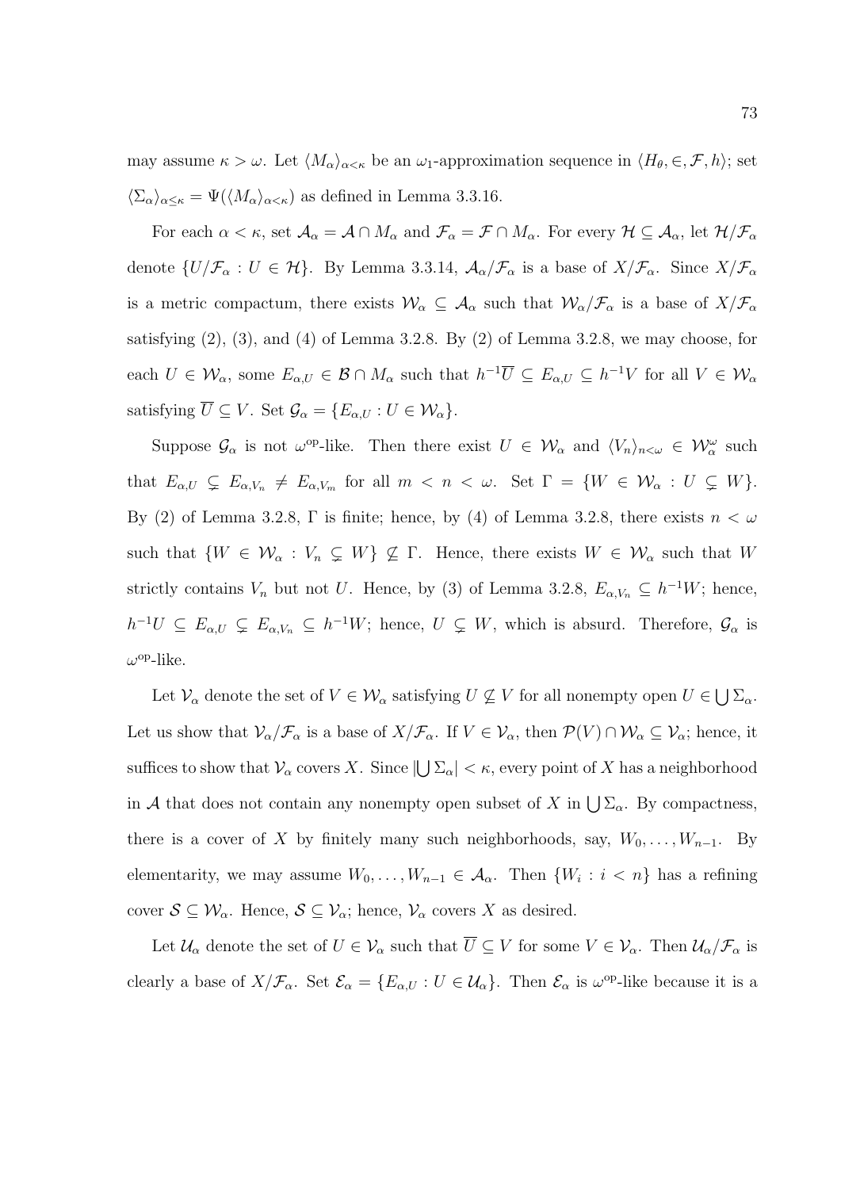may assume $\kappa > \omega$. Let $\langle M_\alpha \rangle_{\alpha<\kappa}$ be an $\omega_1$-approximation sequence in $\langle H_\theta, \in, \mathcal{F}, h \rangle$; set $\langle \Sigma_\alpha \rangle_{\alpha \leq \kappa} = \Psi(\langle M_\alpha \rangle_{\alpha<\kappa})$ as defined in Lemma 3.3.16.

For each $\alpha < \kappa$, set $\mathcal{A}_\alpha = \mathcal{A} \cap M_\alpha$ and $\mathcal{F}_\alpha = \mathcal{F} \cap M_\alpha$. For every $\mathcal{H} \subseteq \mathcal{A}_\alpha$, let $\mathcal{H}/\mathcal{F}_\alpha$ denote $\{U/\mathcal{F}_\alpha : U \in \mathcal{H}\}$. By Lemma 3.3.14, $\mathcal{A}_\alpha/\mathcal{F}_\alpha$ is a base of $X/\mathcal{F}_\alpha$. Since $X/\mathcal{F}_\alpha$ is a metric compactum, there exists $\mathcal{W}_\alpha \subseteq \mathcal{A}_\alpha$ such that $\mathcal{W}_\alpha/\mathcal{F}_\alpha$ is a base of $X/\mathcal{F}_\alpha$ satisfying (2), (3), and (4) of Lemma 3.2.8. By (2) of Lemma 3.2.8, we may choose, for each $U \in \mathcal{W}_\alpha$, some $E_{\alpha,U} \in \mathcal{B} \cap M_\alpha$ such that $h^{-1}\overline{U} \subseteq E_{\alpha,U} \subseteq h^{-1}V$ for all $V \in \mathcal{W}_\alpha$ satisfying $\overline{U} \subseteq V$. Set $\mathcal{G}_\alpha = \{E_{\alpha,U} : U \in \mathcal{W}_\alpha\}$.

Suppose $\mathcal{G}_\alpha$ is not $\omega^{\text{op}}$-like. Then there exist $U \in \mathcal{W}_\alpha$ and $\langle V_n \rangle_{n<\omega} \in \mathcal{W}_\alpha^\omega$ such that $E_{\alpha,U} \subsetneq E_{\alpha,V_n} \neq E_{\alpha,V_m}$ for all $m < n < \omega$. Set $\Gamma = \{W \in \mathcal{W}_\alpha : U \subsetneq W\}$. By (2) of Lemma 3.2.8, $\Gamma$ is finite; hence, by (4) of Lemma 3.2.8, there exists $n < \omega$ such that $\{W \in \mathcal{W}_\alpha : V_n \subsetneq W\} \not\subseteq \Gamma$. Hence, there exists $W \in \mathcal{W}_\alpha$ such that $W$ strictly contains $V_n$ but not $U$. Hence, by (3) of Lemma 3.2.8, $E_{\alpha,V_n} \subseteq h^{-1}W$; hence, $h^{-1}U \subseteq E_{\alpha,U} \subsetneq E_{\alpha,V_n} \subseteq h^{-1}W$; hence, $U \subsetneq W$, which is absurd. Therefore, $\mathcal{G}_\alpha$ is $\omega^{\text{op}}$-like.

Let $\mathcal{V}_\alpha$ denote the set of $V \in \mathcal{W}_\alpha$ satisfying $U \not\subseteq V$ for all nonempty open $U \in \bigcup \Sigma_\alpha$. Let us show that $\mathcal{V}_\alpha/\mathcal{F}_\alpha$ is a base of $X/\mathcal{F}_\alpha$. If $V \in \mathcal{V}_\alpha$, then $\mathcal{P}(V) \cap \mathcal{W}_\alpha \subseteq \mathcal{V}_\alpha$; hence, it suffices to show that $\mathcal{V}_\alpha$ covers $X$. Since $|\bigcup \Sigma_\alpha| < \kappa$, every point of $X$ has a neighborhood in $\mathcal{A}$ that does not contain any nonempty open subset of $X$ in $\bigcup \Sigma_\alpha$. By compactness, there is a cover of $X$ by finitely many such neighborhoods, say, $W_0, \ldots, W_{n-1}$. By elementarity, we may assume $W_0, \ldots, W_{n-1} \in \mathcal{A}_\alpha$. Then $\{W_i : i < n\}$ has a refining cover $\mathcal{S} \subseteq \mathcal{W}_\alpha$. Hence, $\mathcal{S} \subseteq \mathcal{V}_\alpha$; hence, $\mathcal{V}_\alpha$ covers $X$ as desired.

Let $\mathcal{U}_\alpha$ denote the set of $U \in \mathcal{V}_\alpha$ such that $\overline{U} \subseteq V$ for some $V \in \mathcal{V}_\alpha$. Then $\mathcal{U}_\alpha/\mathcal{F}_\alpha$ is clearly a base of $X/\mathcal{F}_\alpha$. Set $\mathcal{E}_\alpha = \{E_{\alpha,U} : U \in \mathcal{U}_\alpha\}$. Then $\mathcal{E}_\alpha$ is $\omega^{\text{op}}$-like because it is a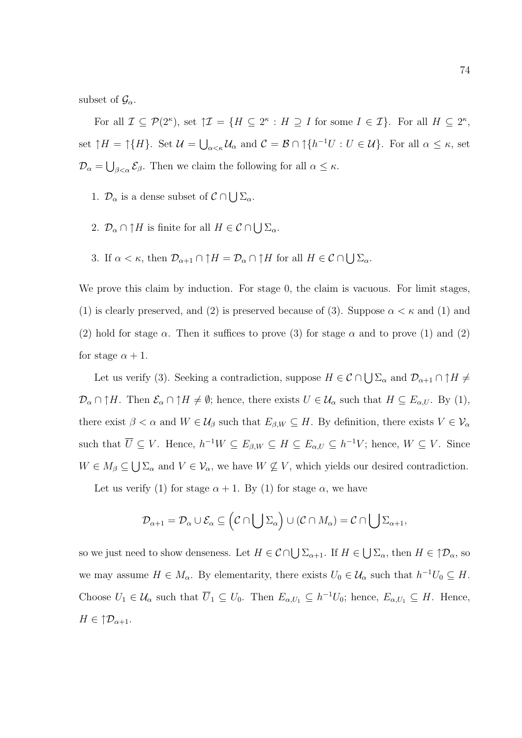subset of $\mathcal{G}_\alpha$.

For all $\mathcal{I} \subseteq \mathcal{P}(2^\kappa)$, set $\uparrow\mathcal{I} = \{H \subseteq 2^\kappa : H \supseteq I \text{ for some } I \in \mathcal{I}\}$. For all $H \subseteq 2^\kappa$, set $\uparrow H = \uparrow\{H\}$. Set $\mathcal{U} = \bigcup_{\alpha<\kappa} \mathcal{U}_\alpha$ and $\mathcal{C} = \mathcal{B} \cap \uparrow\{h^{-1}U : U \in \mathcal{U}\}$. For all $\alpha \leq \kappa$, set $\mathcal{D}_\alpha = \bigcup_{\beta<\alpha} \mathcal{E}_\beta$. Then we claim the following for all $\alpha \leq \kappa$.

1. $\mathcal{D}_\alpha$ is a dense subset of $\mathcal{C} \cap \bigcup \Sigma_\alpha$.

2. $\mathcal{D}_\alpha \cap \uparrow H$ is finite for all $H \in \mathcal{C} \cap \bigcup \Sigma_\alpha$.

3. If $\alpha < \kappa$, then $\mathcal{D}_{\alpha+1} \cap \uparrow H = \mathcal{D}_\alpha \cap \uparrow H$ for all $H \in \mathcal{C} \cap \bigcup \Sigma_\alpha$.

We prove this claim by induction. For stage 0, the claim is vacuous. For limit stages, (1) is clearly preserved, and (2) is preserved because of (3). Suppose $\alpha < \kappa$ and (1) and (2) hold for stage $\alpha$. Then it suffices to prove (3) for stage $\alpha$ and to prove (1) and (2) for stage $\alpha + 1$.

Let us verify (3). Seeking a contradiction, suppose $H \in \mathcal{C} \cap \bigcup \Sigma_\alpha$ and $\mathcal{D}_{\alpha+1} \cap \uparrow H \neq \mathcal{D}_\alpha \cap \uparrow H$. Then $\mathcal{E}_\alpha \cap \uparrow H \neq \emptyset$; hence, there exists $U \in \mathcal{U}_\alpha$ such that $H \subseteq E_{\alpha,U}$. By (1), there exist $\beta < \alpha$ and $W \in \mathcal{U}_\beta$ such that $E_{\beta,W} \subseteq H$. By definition, there exists $V \in \mathcal{V}_\alpha$ such that $\overline{U} \subseteq V$. Hence, $h^{-1}W \subseteq E_{\beta,W} \subseteq H \subseteq E_{\alpha,U} \subseteq h^{-1}V$; hence, $W \subseteq V$. Since $W \in M_\beta \subseteq \bigcup \Sigma_\alpha$ and $V \in \mathcal{V}_\alpha$, we have $W \not\subseteq V$, which yields our desired contradiction.

Let us verify (1) for stage $\alpha + 1$. By (1) for stage $\alpha$, we have

$$\mathcal{D}_{\alpha+1} = \mathcal{D}_\alpha \cup \mathcal{E}_\alpha \subseteq \left(\mathcal{C} \cap \bigcup \Sigma_\alpha\right) \cup (\mathcal{C} \cap M_\alpha) = \mathcal{C} \cap \bigcup \Sigma_{\alpha+1},$$

so we just need to show denseness. Let $H \in \mathcal{C} \cap \bigcup \Sigma_{\alpha+1}$. If $H \in \bigcup \Sigma_\alpha$, then $H \in \uparrow\mathcal{D}_\alpha$, so we may assume $H \in M_\alpha$. By elementarity, there exists $U_0 \in \mathcal{U}_\alpha$ such that $h^{-1}U_0 \subseteq H$. Choose $U_1 \in \mathcal{U}_\alpha$ such that $\overline{U}_1 \subseteq U_0$. Then $E_{\alpha,U_1} \subseteq h^{-1}U_0$; hence, $E_{\alpha,U_1} \subseteq H$. Hence, $H \in \uparrow\mathcal{D}_{\alpha+1}$.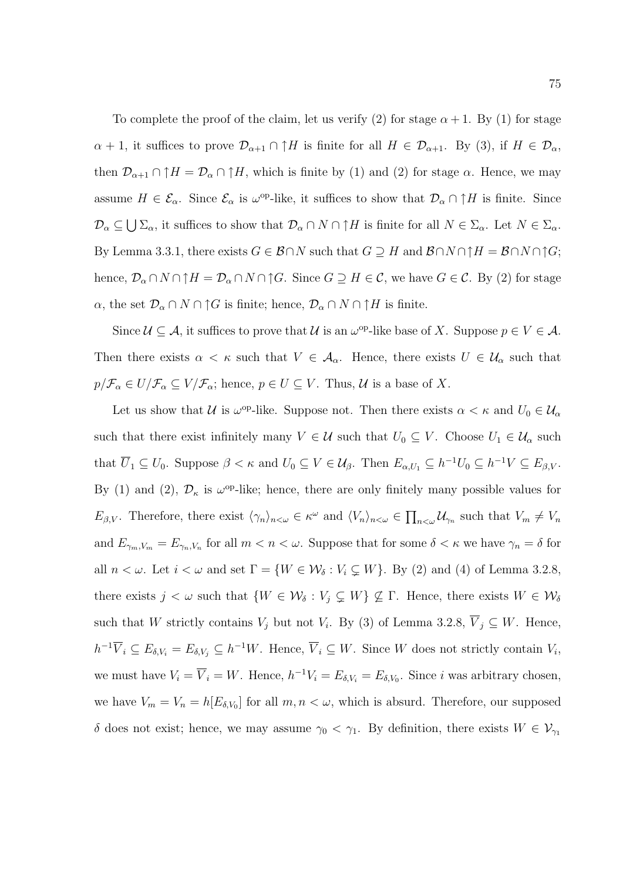To complete the proof of the claim, let us verify (2) for stage $\alpha + 1$. By (1) for stage $\alpha + 1$, it suffices to prove $\mathcal{D}_{\alpha+1} \cap \uparrow H$ is finite for all $H \in \mathcal{D}_{\alpha+1}$. By (3), if $H \in \mathcal{D}_\alpha$, then $\mathcal{D}_{\alpha+1} \cap \uparrow H = \mathcal{D}_\alpha \cap \uparrow H$, which is finite by (1) and (2) for stage $\alpha$. Hence, we may assume $H \in \mathcal{E}_\alpha$. Since $\mathcal{E}_\alpha$ is $\omega^{\mathrm{op}}$-like, it suffices to show that $\mathcal{D}_\alpha \cap \uparrow H$ is finite. Since $\mathcal{D}_\alpha \subseteq \bigcup \Sigma_\alpha$, it suffices to show that $\mathcal{D}_\alpha \cap N \cap \uparrow H$ is finite for all $N \in \Sigma_\alpha$. Let $N \in \Sigma_\alpha$. By Lemma 3.3.1, there exists $G \in \mathcal{B} \cap N$ such that $G \supseteq H$ and $\mathcal{B} \cap N \cap \uparrow H = \mathcal{B} \cap N \cap \uparrow G$; hence, $\mathcal{D}_\alpha \cap N \cap \uparrow H = \mathcal{D}_\alpha \cap N \cap \uparrow G$. Since $G \supseteq H \in \mathcal{C}$, we have $G \in \mathcal{C}$. By (2) for stage $\alpha$, the set $\mathcal{D}_\alpha \cap N \cap \uparrow G$ is finite; hence, $\mathcal{D}_\alpha \cap N \cap \uparrow H$ is finite.

Since $\mathcal{U} \subseteq \mathcal{A}$, it suffices to prove that $\mathcal{U}$ is an $\omega^{\mathrm{op}}$-like base of $X$. Suppose $p \in V \in \mathcal{A}$. Then there exists $\alpha < \kappa$ such that $V \in \mathcal{A}_\alpha$. Hence, there exists $U \in \mathcal{U}_\alpha$ such that $p/\mathcal{F}_\alpha \in U/\mathcal{F}_\alpha \subseteq V/\mathcal{F}_\alpha$; hence, $p \in U \subseteq V$. Thus, $\mathcal{U}$ is a base of $X$.

Let us show that $\mathcal{U}$ is $\omega^{\mathrm{op}}$-like. Suppose not. Then there exists $\alpha < \kappa$ and $U_0 \in \mathcal{U}_\alpha$ such that there exist infinitely many $V \in \mathcal{U}$ such that $U_0 \subseteq V$. Choose $U_1 \in \mathcal{U}_\alpha$ such that $\overline{U}_1 \subseteq U_0$. Suppose $\beta < \kappa$ and $U_0 \subseteq V \in \mathcal{U}_\beta$. Then $E_{\alpha, U_1} \subseteq h^{-1}U_0 \subseteq h^{-1}V \subseteq E_{\beta, V}$. By (1) and (2), $\mathcal{D}_\kappa$ is $\omega^{\mathrm{op}}$-like; hence, there are only finitely many possible values for $E_{\beta,V}$. Therefore, there exist $\langle \gamma_n \rangle_{n<\omega} \in \kappa^\omega$ and $\langle V_n \rangle_{n<\omega} \in \prod_{n<\omega} \mathcal{U}_{\gamma_n}$ such that $V_m \neq V_n$ and $E_{\gamma_m, V_m} = E_{\gamma_n, V_n}$ for all $m < n < \omega$. Suppose that for some $\delta < \kappa$ we have $\gamma_n = \delta$ for all $n < \omega$. Let $i < \omega$ and set $\Gamma = \{W \in \mathcal{W}_\delta : V_i \subsetneq W\}$. By (2) and (4) of Lemma 3.2.8, there exists $j < \omega$ such that $\{W \in \mathcal{W}_\delta : V_j \subsetneq W\} \not\subseteq \Gamma$. Hence, there exists $W \in \mathcal{W}_\delta$ such that $W$ strictly contains $V_j$ but not $V_i$. By (3) of Lemma 3.2.8, $\overline{V}_j \subseteq W$. Hence, $h^{-1}\overline{V}_i \subseteq E_{\delta, V_i} = E_{\delta, V_j} \subseteq h^{-1}W$. Hence, $\overline{V}_i \subseteq W$. Since $W$ does not strictly contain $V_i$, we must have $V_i = \overline{V}_i = W$. Hence, $h^{-1}V_i = E_{\delta, V_i} = E_{\delta, V_0}$. Since $i$ was arbitrary chosen, we have $V_m = V_n = h[E_{\delta, V_0}]$ for all $m, n < \omega$, which is absurd. Therefore, our supposed $\delta$ does not exist; hence, we may assume $\gamma_0 < \gamma_1$. By definition, there exists $W \in \mathcal{V}_{\gamma_1}$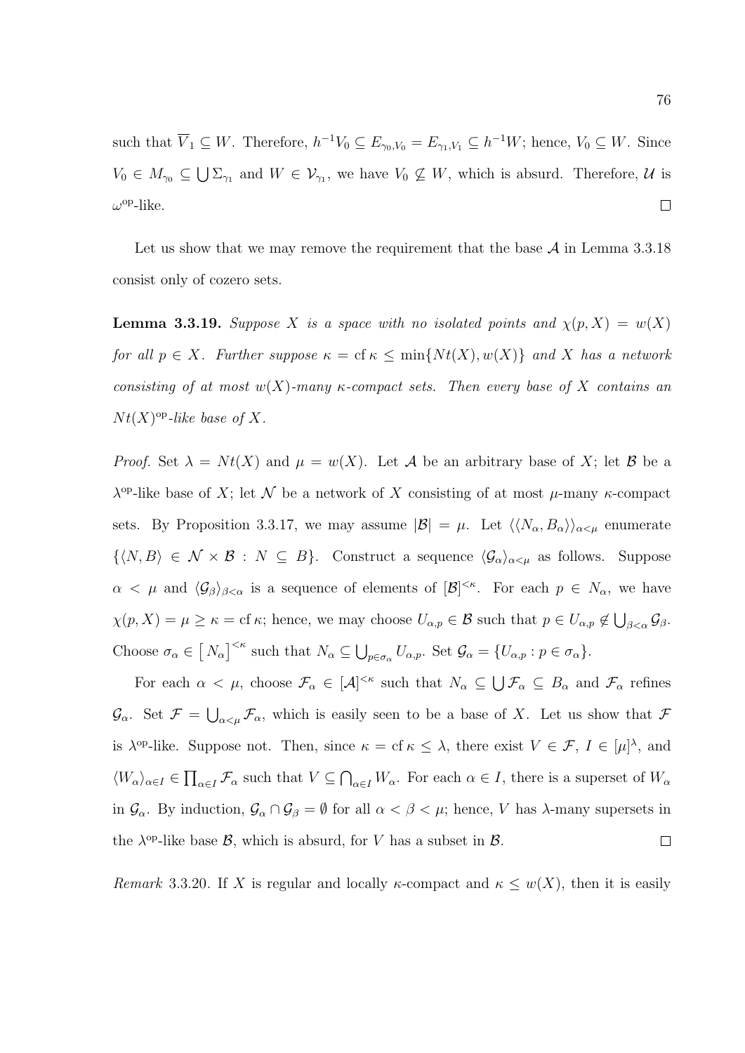such that $\overline{V}_1 \subseteq W$. Therefore, $h^{-1}V_0 \subseteq E_{\gamma_0,V_0} = E_{\gamma_1,V_1} \subseteq h^{-1}W$; hence, $V_0 \subseteq W$. Since $V_0 \in M_{\gamma_0} \subseteq \bigcup \Sigma_{\gamma_1}$ and $W \in \mathcal{V}_{\gamma_1}$, we have $V_0 \not\subseteq W$, which is absurd. Therefore, $\mathcal{U}$ is $\omega^{\mathrm{op}}$-like. $\square$

Let us show that we may remove the requirement that the base $\mathcal{A}$ in Lemma 3.3.18 consist only of cozero sets.

**Lemma 3.3.19.** *Suppose $X$ is a space with no isolated points and $\chi(p, X) = w(X)$ for all $p \in X$. Further suppose $\kappa = \mathrm{cf}\,\kappa \leq \min\{Nt(X), w(X)\}$ and $X$ has a network consisting of at most $w(X)$-many $\kappa$-compact sets. Then every base of $X$ contains an $Nt(X)^{\mathrm{op}}$-like base of $X$.*

*Proof.* Set $\lambda = Nt(X)$ and $\mu = w(X)$. Let $\mathcal{A}$ be an arbitrary base of $X$; let $\mathcal{B}$ be a $\lambda^{\mathrm{op}}$-like base of $X$; let $\mathcal{N}$ be a network of $X$ consisting of at most $\mu$-many $\kappa$-compact sets. By Proposition 3.3.17, we may assume $|\mathcal{B}| = \mu$. Let $\langle\langle N_\alpha, B_\alpha\rangle\rangle_{\alpha<\mu}$ enumerate $\{\langle N, B\rangle \in \mathcal{N} \times \mathcal{B} : N \subseteq B\}$. Construct a sequence $\langle \mathcal{G}_\alpha \rangle_{\alpha<\mu}$ as follows. Suppose $\alpha < \mu$ and $\langle \mathcal{G}_\beta \rangle_{\beta<\alpha}$ is a sequence of elements of $[\mathcal{B}]^{<\kappa}$. For each $p \in N_\alpha$, we have $\chi(p, X) = \mu \geq \kappa = \mathrm{cf}\,\kappa$; hence, we may choose $U_{\alpha,p} \in \mathcal{B}$ such that $p \in U_{\alpha,p} \notin \bigcup_{\beta<\alpha} \mathcal{G}_\beta$. Choose $\sigma_\alpha \in \left[N_\alpha\right]^{<\kappa}$ such that $N_\alpha \subseteq \bigcup_{p\in\sigma_\alpha} U_{\alpha,p}$. Set $\mathcal{G}_\alpha = \{U_{\alpha,p} : p \in \sigma_\alpha\}$.

For each $\alpha < \mu$, choose $\mathcal{F}_\alpha \in [\mathcal{A}]^{<\kappa}$ such that $N_\alpha \subseteq \bigcup \mathcal{F}_\alpha \subseteq B_\alpha$ and $\mathcal{F}_\alpha$ refines $\mathcal{G}_\alpha$. Set $\mathcal{F} = \bigcup_{\alpha<\mu} \mathcal{F}_\alpha$, which is easily seen to be a base of $X$. Let us show that $\mathcal{F}$ is $\lambda^{\mathrm{op}}$-like. Suppose not. Then, since $\kappa = \mathrm{cf}\,\kappa \leq \lambda$, there exist $V \in \mathcal{F}$, $I \in [\mu]^\lambda$, and $\langle W_\alpha \rangle_{\alpha\in I} \in \prod_{\alpha\in I} \mathcal{F}_\alpha$ such that $V \subseteq \bigcap_{\alpha\in I} W_\alpha$. For each $\alpha \in I$, there is a superset of $W_\alpha$ in $\mathcal{G}_\alpha$. By induction, $\mathcal{G}_\alpha \cap \mathcal{G}_\beta = \emptyset$ for all $\alpha < \beta < \mu$; hence, $V$ has $\lambda$-many supersets in the $\lambda^{\mathrm{op}}$-like base $\mathcal{B}$, which is absurd, for $V$ has a subset in $\mathcal{B}$. $\square$

*Remark* 3.3.20. If $X$ is regular and locally $\kappa$-compact and $\kappa \leq w(X)$, then it is easily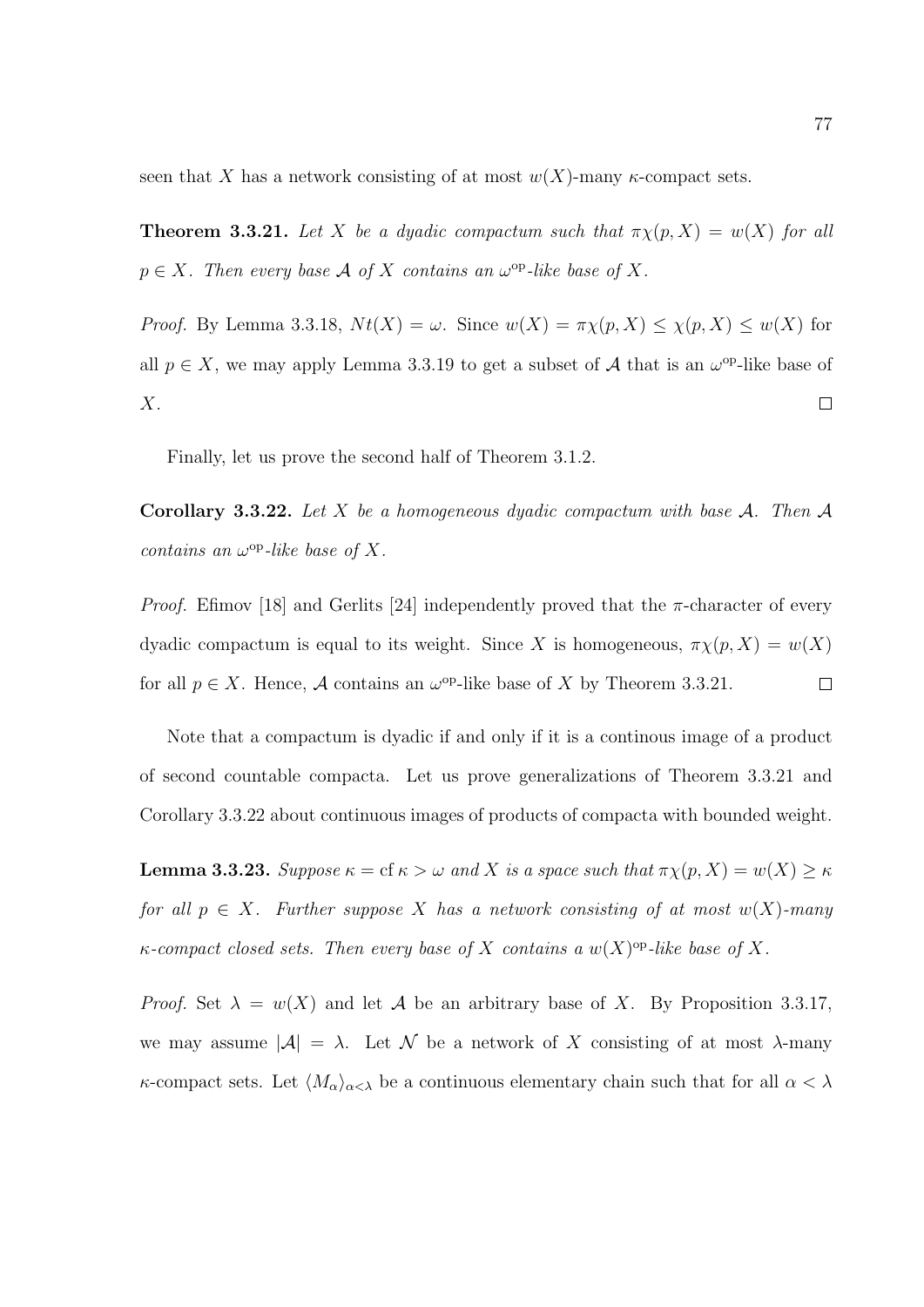seen that $X$ has a network consisting of at most $w(X)$-many $\kappa$-compact sets.

**Theorem 3.3.21.** *Let $X$ be a dyadic compactum such that $\pi\chi(p, X) = w(X)$ for all $p \in X$. Then every base $\mathcal{A}$ of $X$ contains an $\omega^{\mathrm{op}}$-like base of $X$.*

*Proof.* By Lemma 3.3.18, $Nt(X) = \omega$. Since $w(X) = \pi\chi(p, X) \leq \chi(p, X) \leq w(X)$ for all $p \in X$, we may apply Lemma 3.3.19 to get a subset of $\mathcal{A}$ that is an $\omega^{\mathrm{op}}$-like base of $X$. $\square$

Finally, let us prove the second half of Theorem 3.1.2.

**Corollary 3.3.22.** *Let $X$ be a homogeneous dyadic compactum with base $\mathcal{A}$. Then $\mathcal{A}$ contains an $\omega^{\mathrm{op}}$-like base of $X$.*

*Proof.* Efimov [18] and Gerlits [24] independently proved that the $\pi$-character of every dyadic compactum is equal to its weight. Since $X$ is homogeneous, $\pi\chi(p, X) = w(X)$ for all $p \in X$. Hence, $\mathcal{A}$ contains an $\omega^{\mathrm{op}}$-like base of $X$ by Theorem 3.3.21. $\square$

Note that a compactum is dyadic if and only if it is a continous image of a product of second countable compacta. Let us prove generalizations of Theorem 3.3.21 and Corollary 3.3.22 about continuous images of products of compacta with bounded weight.

**Lemma 3.3.23.** *Suppose $\kappa = \operatorname{cf} \kappa > \omega$ and $X$ is a space such that $\pi\chi(p, X) = w(X) \geq \kappa$ for all $p \in X$. Further suppose $X$ has a network consisting of at most $w(X)$-many $\kappa$-compact closed sets. Then every base of $X$ contains a $w(X)^{\mathrm{op}}$-like base of $X$.*

*Proof.* Set $\lambda = w(X)$ and let $\mathcal{A}$ be an arbitrary base of $X$. By Proposition 3.3.17, we may assume $|\mathcal{A}| = \lambda$. Let $\mathcal{N}$ be a network of $X$ consisting of at most $\lambda$-many $\kappa$-compact sets. Let $\langle M_\alpha \rangle_{\alpha<\lambda}$ be a continuous elementary chain such that for all $\alpha < \lambda$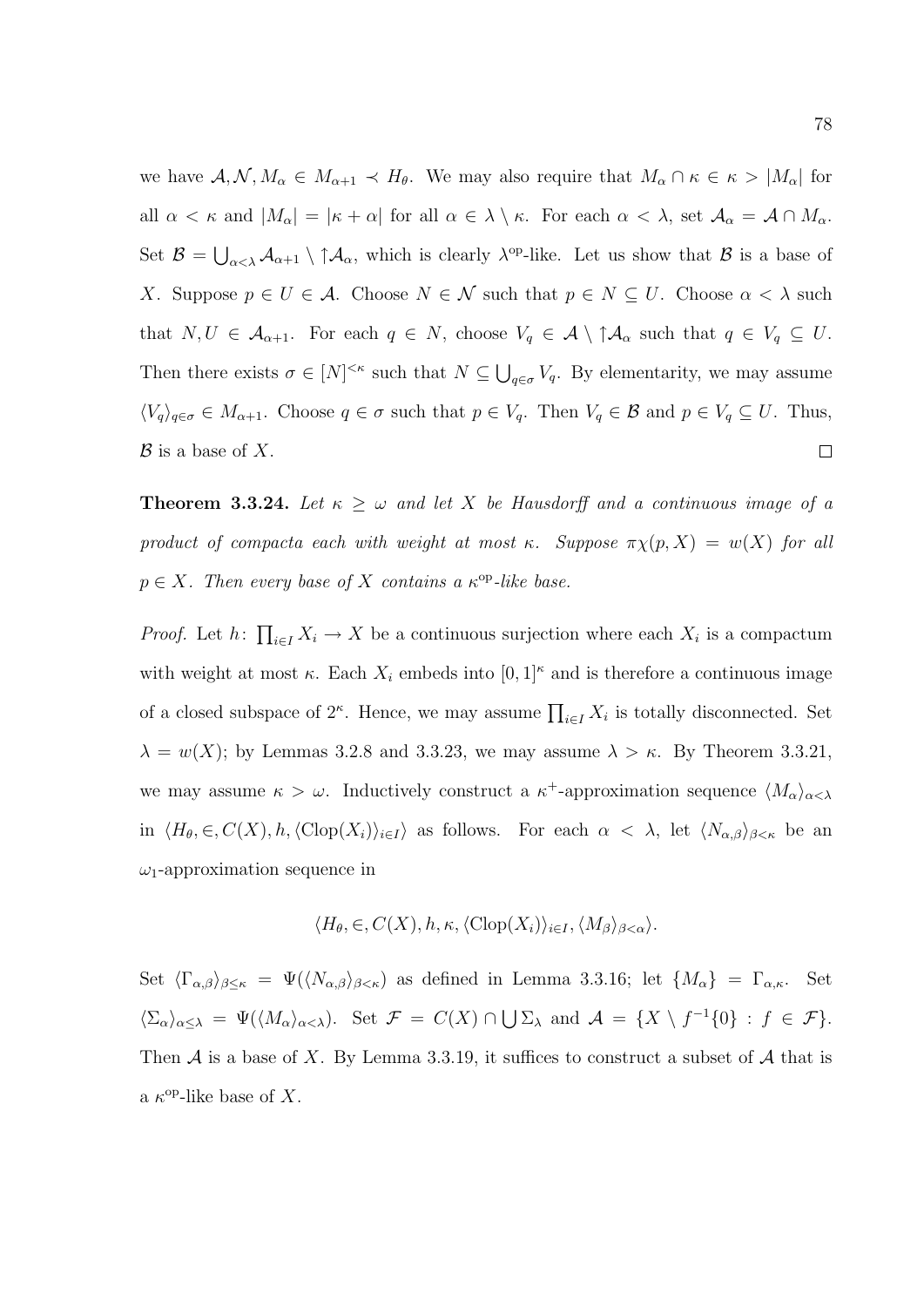we have $\mathcal{A}, \mathcal{N}, M_\alpha \in M_{\alpha+1} \prec H_\theta$. We may also require that $M_\alpha \cap \kappa \in \kappa > |M_\alpha|$ for all $\alpha < \kappa$ and $|M_\alpha| = |\kappa + \alpha|$ for all $\alpha \in \lambda \setminus \kappa$. For each $\alpha < \lambda$, set $\mathcal{A}_\alpha = \mathcal{A} \cap M_\alpha$. Set $\mathcal{B} = \bigcup_{\alpha<\lambda} \mathcal{A}_{\alpha+1} \setminus \uparrow\mathcal{A}_\alpha$, which is clearly $\lambda^{\mathrm{op}}$-like. Let us show that $\mathcal{B}$ is a base of $X$. Suppose $p \in U \in \mathcal{A}$. Choose $N \in \mathcal{N}$ such that $p \in N \subseteq U$. Choose $\alpha < \lambda$ such that $N, U \in \mathcal{A}_{\alpha+1}$. For each $q \in N$, choose $V_q \in \mathcal{A} \setminus \uparrow\mathcal{A}_\alpha$ such that $q \in V_q \subseteq U$. Then there exists $\sigma \in [N]^{<\kappa}$ such that $N \subseteq \bigcup_{q\in\sigma} V_q$. By elementarity, we may assume $\langle V_q \rangle_{q\in\sigma} \in M_{\alpha+1}$. Choose $q \in \sigma$ such that $p \in V_q$. Then $V_q \in \mathcal{B}$ and $p \in V_q \subseteq U$. Thus, $\mathcal{B}$ is a base of $X$. $\square$

**Theorem 3.3.24.** *Let $\kappa \geq \omega$ and let $X$ be Hausdorff and a continuous image of a product of compacta each with weight at most $\kappa$. Suppose $\pi\chi(p, X) = w(X)$ for all $p \in X$. Then every base of $X$ contains a $\kappa^{\mathrm{op}}$-like base.*

*Proof.* Let $h\colon \prod_{i\in I} X_i \to X$ be a continuous surjection where each $X_i$ is a compactum with weight at most $\kappa$. Each $X_i$ embeds into $[0,1]^\kappa$ and is therefore a continuous image of a closed subspace of $2^\kappa$. Hence, we may assume $\prod_{i\in I} X_i$ is totally disconnected. Set $\lambda = w(X)$; by Lemmas 3.2.8 and 3.3.23, we may assume $\lambda > \kappa$. By Theorem 3.3.21, we may assume $\kappa > \omega$. Inductively construct a $\kappa^+$-approximation sequence $\langle M_\alpha \rangle_{\alpha<\lambda}$ in $\langle H_\theta, \in, C(X), h, \langle \mathrm{Clop}(X_i) \rangle_{i\in I} \rangle$ as follows. For each $\alpha < \lambda$, let $\langle N_{\alpha,\beta} \rangle_{\beta<\kappa}$ be an $\omega_1$-approximation sequence in

$$\langle H_\theta, \in, C(X), h, \kappa, \langle \mathrm{Clop}(X_i) \rangle_{i\in I}, \langle M_\beta \rangle_{\beta<\alpha} \rangle.$$

Set $\langle \Gamma_{\alpha,\beta} \rangle_{\beta\leq\kappa} = \Psi(\langle N_{\alpha,\beta} \rangle_{\beta<\kappa})$ as defined in Lemma 3.3.16; let $\{M_\alpha\} = \Gamma_{\alpha,\kappa}$. Set $\langle \Sigma_\alpha \rangle_{\alpha\leq\lambda} = \Psi(\langle M_\alpha \rangle_{\alpha<\lambda})$. Set $\mathcal{F} = C(X) \cap \bigcup \Sigma_\lambda$ and $\mathcal{A} = \{X \setminus f^{-1}\{0\} : f \in \mathcal{F}\}$. Then $\mathcal{A}$ is a base of $X$. By Lemma 3.3.19, it suffices to construct a subset of $\mathcal{A}$ that is a $\kappa^{\mathrm{op}}$-like base of $X$.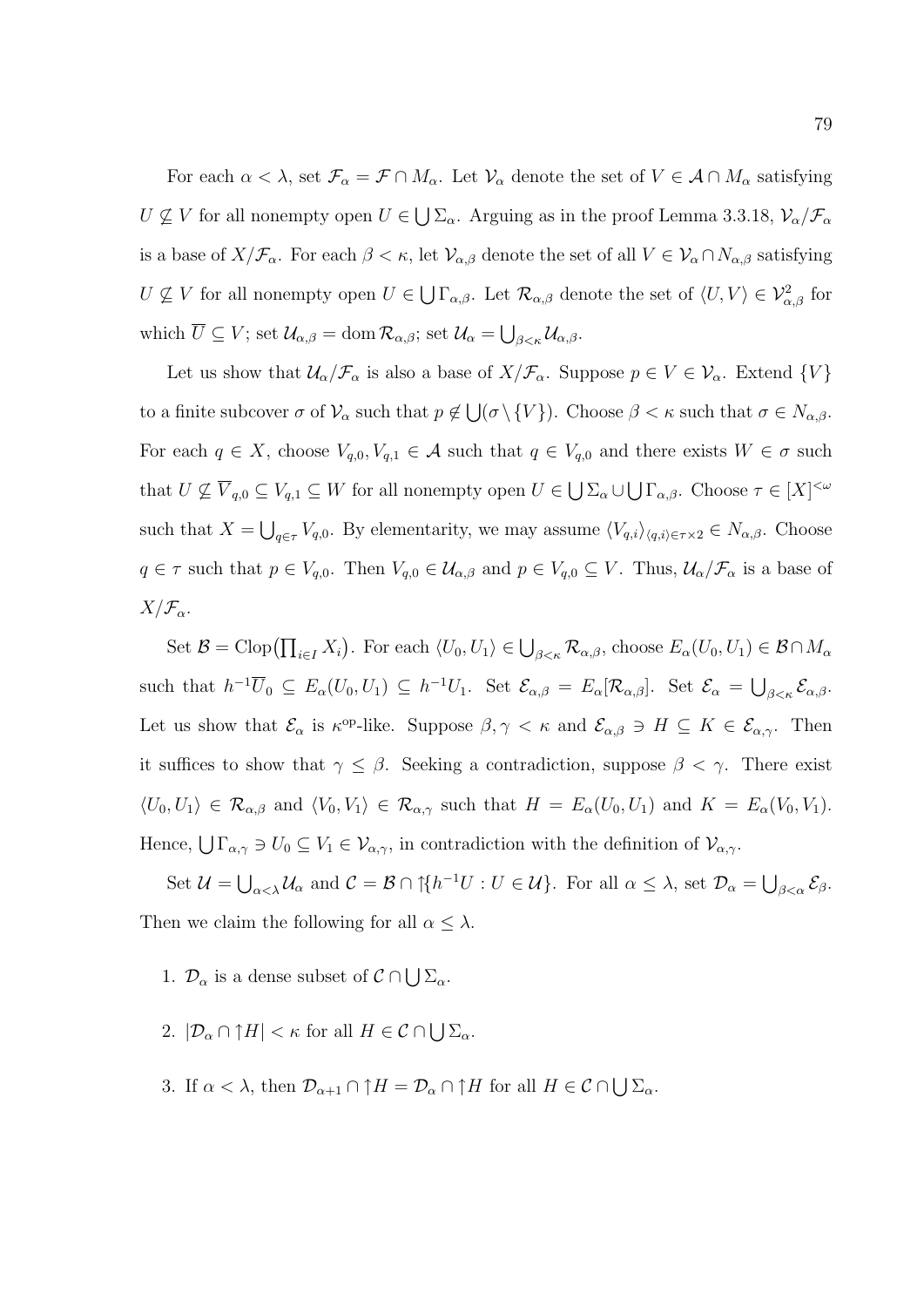For each $\alpha < \lambda$, set $\mathcal{F}_\alpha = \mathcal{F} \cap M_\alpha$. Let $\mathcal{V}_\alpha$ denote the set of $V \in \mathcal{A} \cap M_\alpha$ satisfying $U \not\subseteq V$ for all nonempty open $U \in \bigcup \Sigma_\alpha$. Arguing as in the proof Lemma 3.3.18, $\mathcal{V}_\alpha/\mathcal{F}_\alpha$ is a base of $X/\mathcal{F}_\alpha$. For each $\beta < \kappa$, let $\mathcal{V}_{\alpha,\beta}$ denote the set of all $V \in \mathcal{V}_\alpha \cap N_{\alpha,\beta}$ satisfying $U \not\subseteq V$ for all nonempty open $U \in \bigcup \Gamma_{\alpha,\beta}$. Let $\mathcal{R}_{\alpha,\beta}$ denote the set of $\langle U, V \rangle \in \mathcal{V}_{\alpha,\beta}^2$ for which $\overline{U} \subseteq V$; set $\mathcal{U}_{\alpha,\beta} = \operatorname{dom} \mathcal{R}_{\alpha,\beta}$; set $\mathcal{U}_\alpha = \bigcup_{\beta<\kappa} \mathcal{U}_{\alpha,\beta}$.

Let us show that $\mathcal{U}_\alpha/\mathcal{F}_\alpha$ is also a base of $X/\mathcal{F}_\alpha$. Suppose $p \in V \in \mathcal{V}_\alpha$. Extend $\{V\}$ to a finite subcover $\sigma$ of $\mathcal{V}_\alpha$ such that $p \notin \bigcup(\sigma \setminus \{V\})$. Choose $\beta < \kappa$ such that $\sigma \in N_{\alpha,\beta}$. For each $q \in X$, choose $V_{q,0}, V_{q,1} \in \mathcal{A}$ such that $q \in V_{q,0}$ and there exists $W \in \sigma$ such that $U \not\subseteq \overline{V}_{q,0} \subseteq V_{q,1} \subseteq W$ for all nonempty open $U \in \bigcup \Sigma_\alpha \cup \bigcup \Gamma_{\alpha,\beta}$. Choose $\tau \in [X]^{<\omega}$ such that $X = \bigcup_{q\in\tau} V_{q,0}$. By elementarity, we may assume $\langle V_{q,i} \rangle_{\langle q,i\rangle \in \tau\times 2} \in N_{\alpha,\beta}$. Choose $q \in \tau$ such that $p \in V_{q,0}$. Then $V_{q,0} \in \mathcal{U}_{\alpha,\beta}$ and $p \in V_{q,0} \subseteq V$. Thus, $\mathcal{U}_\alpha/\mathcal{F}_\alpha$ is a base of $X/\mathcal{F}_\alpha$.

Set $\mathcal{B} = \operatorname{Clop}\left(\prod_{i\in I} X_i\right)$. For each $\langle U_0, U_1 \rangle \in \bigcup_{\beta<\kappa} \mathcal{R}_{\alpha,\beta}$, choose $E_\alpha(U_0, U_1) \in \mathcal{B} \cap M_\alpha$ such that $h^{-1}\overline{U}_0 \subseteq E_\alpha(U_0, U_1) \subseteq h^{-1}U_1$. Set $\mathcal{E}_{\alpha,\beta} = E_\alpha[\mathcal{R}_{\alpha,\beta}]$. Set $\mathcal{E}_\alpha = \bigcup_{\beta<\kappa} \mathcal{E}_{\alpha,\beta}$. Let us show that $\mathcal{E}_\alpha$ is $\kappa^{\mathrm{op}}$-like. Suppose $\beta, \gamma < \kappa$ and $\mathcal{E}_{\alpha,\beta} \ni H \subseteq K \in \mathcal{E}_{\alpha,\gamma}$. Then it suffices to show that $\gamma \leq \beta$. Seeking a contradiction, suppose $\beta < \gamma$. There exist $\langle U_0, U_1 \rangle \in \mathcal{R}_{\alpha,\beta}$ and $\langle V_0, V_1 \rangle \in \mathcal{R}_{\alpha,\gamma}$ such that $H = E_\alpha(U_0, U_1)$ and $K = E_\alpha(V_0, V_1)$. Hence, $\bigcup \Gamma_{\alpha,\gamma} \ni U_0 \subseteq V_1 \in \mathcal{V}_{\alpha,\gamma}$, in contradiction with the definition of $\mathcal{V}_{\alpha,\gamma}$.

Set $\mathcal{U} = \bigcup_{\alpha<\lambda} \mathcal{U}_\alpha$ and $\mathcal{C} = \mathcal{B} \cap \uparrow\{h^{-1}U : U \in \mathcal{U}\}$. For all $\alpha \leq \lambda$, set $\mathcal{D}_\alpha = \bigcup_{\beta<\alpha} \mathcal{E}_\beta$. Then we claim the following for all $\alpha \leq \lambda$.

1. $\mathcal{D}_\alpha$ is a dense subset of $\mathcal{C} \cap \bigcup \Sigma_\alpha$.
2. $|\mathcal{D}_\alpha \cap \uparrow H| < \kappa$ for all $H \in \mathcal{C} \cap \bigcup \Sigma_\alpha$.
3. If $\alpha < \lambda$, then $\mathcal{D}_{\alpha+1} \cap \uparrow H = \mathcal{D}_\alpha \cap \uparrow H$ for all $H \in \mathcal{C} \cap \bigcup \Sigma_\alpha$.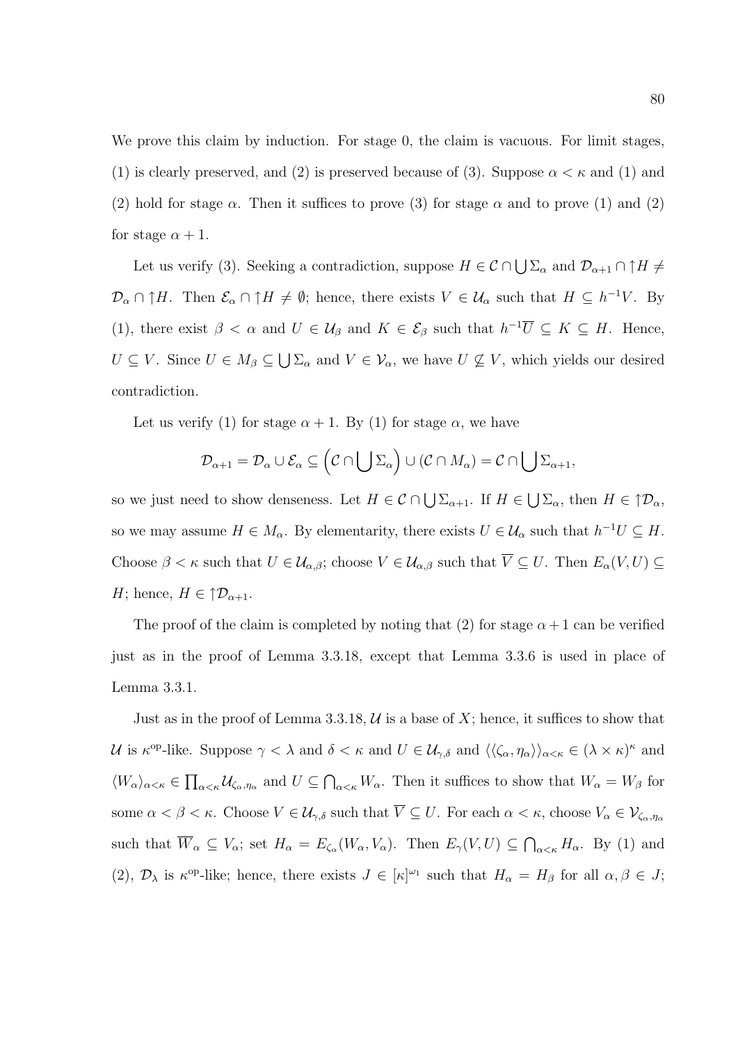We prove this claim by induction. For stage 0, the claim is vacuous. For limit stages, (1) is clearly preserved, and (2) is preserved because of (3). Suppose $\alpha < \kappa$ and (1) and (2) hold for stage $\alpha$. Then it suffices to prove (3) for stage $\alpha$ and to prove (1) and (2) for stage $\alpha + 1$.

Let us verify (3). Seeking a contradiction, suppose $H \in \mathcal{C} \cap \bigcup \Sigma_\alpha$ and $\mathcal{D}_{\alpha+1} \cap \uparrow H \neq \mathcal{D}_\alpha \cap \uparrow H$. Then $\mathcal{E}_\alpha \cap \uparrow H \neq \emptyset$; hence, there exists $V \in \mathcal{U}_\alpha$ such that $H \subseteq h^{-1}V$. By (1), there exist $\beta < \alpha$ and $U \in \mathcal{U}_\beta$ and $K \in \mathcal{E}_\beta$ such that $h^{-1}\overline{U} \subseteq K \subseteq H$. Hence, $U \subseteq V$. Since $U \in M_\beta \subseteq \bigcup \Sigma_\alpha$ and $V \in \mathcal{V}_\alpha$, we have $U \not\subseteq V$, which yields our desired contradiction.

Let us verify (1) for stage $\alpha + 1$. By (1) for stage $\alpha$, we have

$$\mathcal{D}_{\alpha+1} = \mathcal{D}_\alpha \cup \mathcal{E}_\alpha \subseteq \left(\mathcal{C} \cap \bigcup \Sigma_\alpha\right) \cup (\mathcal{C} \cap M_\alpha) = \mathcal{C} \cap \bigcup \Sigma_{\alpha+1},$$

so we just need to show denseness. Let $H \in \mathcal{C} \cap \bigcup \Sigma_{\alpha+1}$. If $H \in \bigcup \Sigma_\alpha$, then $H \in \uparrow\mathcal{D}_\alpha$, so we may assume $H \in M_\alpha$. By elementarity, there exists $U \in \mathcal{U}_\alpha$ such that $h^{-1}U \subseteq H$. Choose $\beta < \kappa$ such that $U \in \mathcal{U}_{\alpha,\beta}$; choose $V \in \mathcal{U}_{\alpha,\beta}$ such that $\overline{V} \subseteq U$. Then $E_\alpha(V, U) \subseteq H$; hence, $H \in \uparrow\mathcal{D}_{\alpha+1}$.

The proof of the claim is completed by noting that (2) for stage $\alpha + 1$ can be verified just as in the proof of Lemma 3.3.18, except that Lemma 3.3.6 is used in place of Lemma 3.3.1.

Just as in the proof of Lemma 3.3.18, $\mathcal{U}$ is a base of $X$; hence, it suffices to show that $\mathcal{U}$ is $\kappa^{\mathrm{op}}$-like. Suppose $\gamma < \lambda$ and $\delta < \kappa$ and $U \in \mathcal{U}_{\gamma,\delta}$ and $\langle\langle \zeta_\alpha, \eta_\alpha \rangle\rangle_{\alpha<\kappa} \in (\lambda \times \kappa)^\kappa$ and $\langle W_\alpha \rangle_{\alpha<\kappa} \in \prod_{\alpha<\kappa} \mathcal{U}_{\zeta_\alpha,\eta_\alpha}$ and $U \subseteq \bigcap_{\alpha<\kappa} W_\alpha$. Then it suffices to show that $W_\alpha = W_\beta$ for some $\alpha < \beta < \kappa$. Choose $V \in \mathcal{U}_{\gamma,\delta}$ such that $\overline{V} \subseteq U$. For each $\alpha < \kappa$, choose $V_\alpha \in \mathcal{V}_{\zeta_\alpha,\eta_\alpha}$ such that $\overline{W}_\alpha \subseteq V_\alpha$; set $H_\alpha = E_{\zeta_\alpha}(W_\alpha, V_\alpha)$. Then $E_\gamma(V, U) \subseteq \bigcap_{\alpha<\kappa} H_\alpha$. By (1) and (2), $\mathcal{D}_\lambda$ is $\kappa^{\mathrm{op}}$-like; hence, there exists $J \in [\kappa]^{\omega_1}$ such that $H_\alpha = H_\beta$ for all $\alpha, \beta \in J$;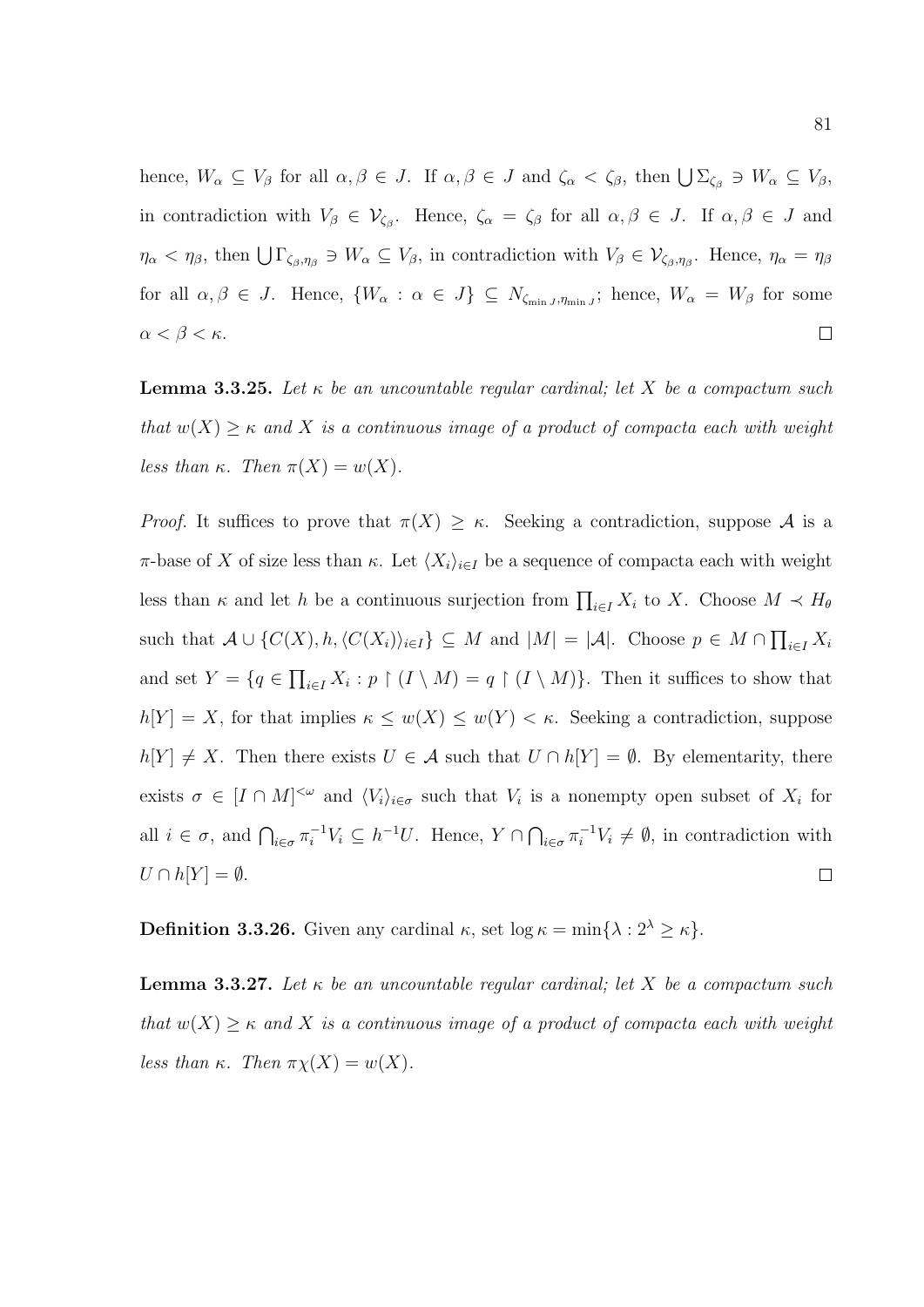hence, $W_\alpha \subseteq V_\beta$ for all $\alpha, \beta \in J$. If $\alpha, \beta \in J$ and $\zeta_\alpha < \zeta_\beta$, then $\bigcup \Sigma_{\zeta_\beta} \ni W_\alpha \subseteq V_\beta$, in contradiction with $V_\beta \in \mathcal{V}_{\zeta_\beta}$. Hence, $\zeta_\alpha = \zeta_\beta$ for all $\alpha, \beta \in J$. If $\alpha, \beta \in J$ and $\eta_\alpha < \eta_\beta$, then $\bigcup \Gamma_{\zeta_\beta, \eta_\beta} \ni W_\alpha \subseteq V_\beta$, in contradiction with $V_\beta \in \mathcal{V}_{\zeta_\beta, \eta_\beta}$. Hence, $\eta_\alpha = \eta_\beta$ for all $\alpha, \beta \in J$. Hence, $\{W_\alpha : \alpha \in J\} \subseteq N_{\zeta_{\min J}, \eta_{\min J}}$; hence, $W_\alpha = W_\beta$ for some $\alpha < \beta < \kappa$. □

**Lemma 3.3.25.** *Let $\kappa$ be an uncountable regular cardinal; let $X$ be a compactum such that $w(X) \geq \kappa$ and $X$ is a continuous image of a product of compacta each with weight less than $\kappa$. Then $\pi(X) = w(X)$.*

*Proof.* It suffices to prove that $\pi(X) \geq \kappa$. Seeking a contradiction, suppose $\mathcal{A}$ is a $\pi$-base of $X$ of size less than $\kappa$. Let $\langle X_i \rangle_{i \in I}$ be a sequence of compacta each with weight less than $\kappa$ and let $h$ be a continuous surjection from $\prod_{i \in I} X_i$ to $X$. Choose $M \prec H_\theta$ such that $\mathcal{A} \cup \{C(X), h, \langle C(X_i) \rangle_{i \in I}\} \subseteq M$ and $|M| = |\mathcal{A}|$. Choose $p \in M \cap \prod_{i \in I} X_i$ and set $Y = \{q \in \prod_{i \in I} X_i : p \restriction (I \setminus M) = q \restriction (I \setminus M)\}$. Then it suffices to show that $h[Y] = X$, for that implies $\kappa \leq w(X) \leq w(Y) < \kappa$. Seeking a contradiction, suppose $h[Y] \neq X$. Then there exists $U \in \mathcal{A}$ such that $U \cap h[Y] = \emptyset$. By elementarity, there exists $\sigma \in [I \cap M]^{<\omega}$ and $\langle V_i \rangle_{i \in \sigma}$ such that $V_i$ is a nonempty open subset of $X_i$ for all $i \in \sigma$, and $\bigcap_{i \in \sigma} \pi_i^{-1} V_i \subseteq h^{-1} U$. Hence, $Y \cap \bigcap_{i \in \sigma} \pi_i^{-1} V_i \neq \emptyset$, in contradiction with $U \cap h[Y] = \emptyset$. □

**Definition 3.3.26.** Given any cardinal $\kappa$, set $\log \kappa = \min\{\lambda : 2^\lambda \geq \kappa\}$.

**Lemma 3.3.27.** *Let $\kappa$ be an uncountable regular cardinal; let $X$ be a compactum such that $w(X) \geq \kappa$ and $X$ is a continuous image of a product of compacta each with weight less than $\kappa$. Then $\pi\chi(X) = w(X)$.*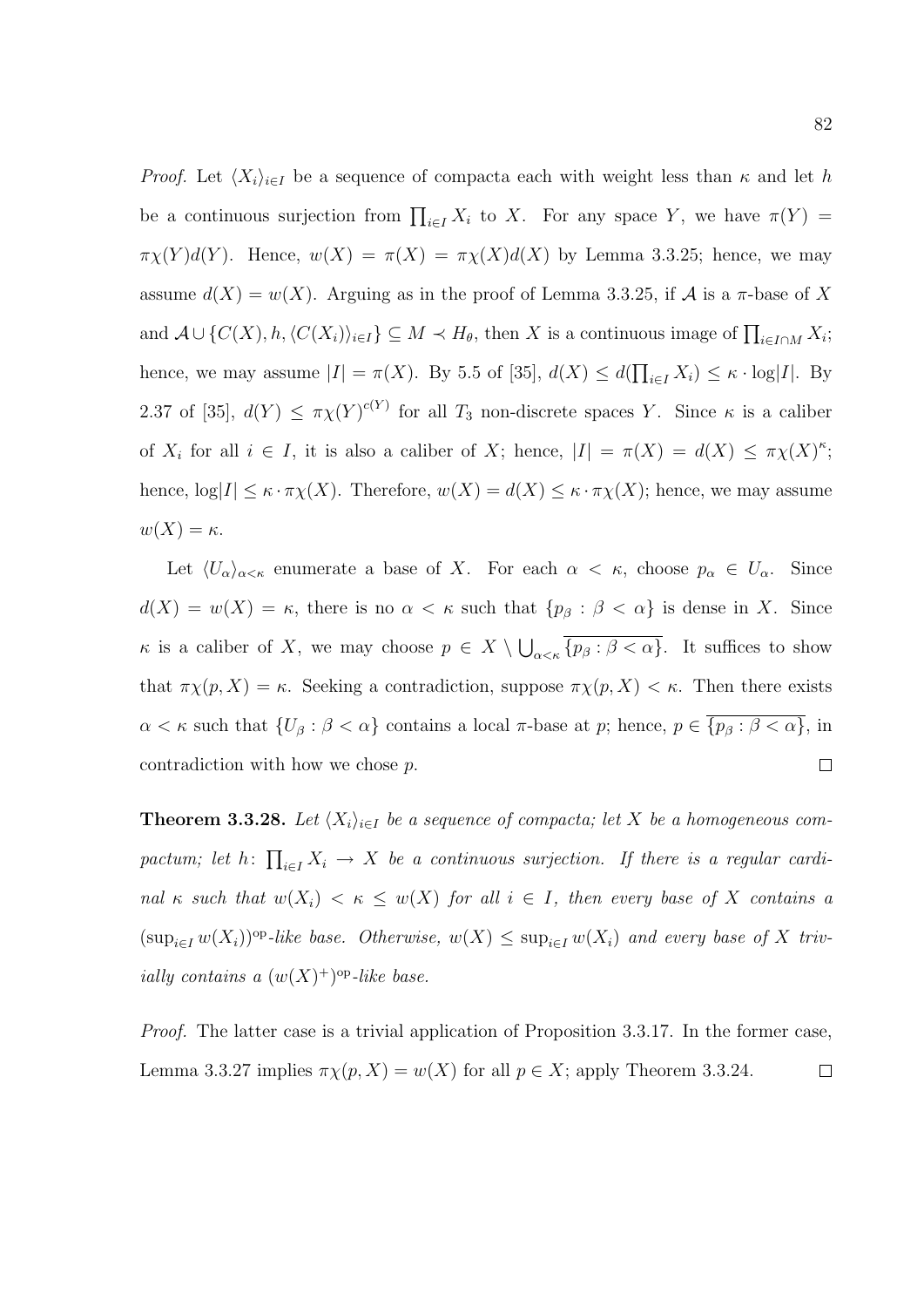*Proof.* Let $\langle X_i \rangle_{i\in I}$ be a sequence of compacta each with weight less than $\kappa$ and let $h$ be a continuous surjection from $\prod_{i\in I} X_i$ to $X$. For any space $Y$, we have $\pi(Y) = \pi\chi(Y)d(Y)$. Hence, $w(X) = \pi(X) = \pi\chi(X)d(X)$ by Lemma 3.3.25; hence, we may assume $d(X) = w(X)$. Arguing as in the proof of Lemma 3.3.25, if $\mathcal{A}$ is a $\pi$-base of $X$ and $\mathcal{A} \cup \{C(X), h, \langle C(X_i)\rangle_{i\in I}\} \subseteq M \prec H_\theta$, then $X$ is a continuous image of $\prod_{i\in I\cap M} X_i$; hence, we may assume $|I| = \pi(X)$. By 5.5 of [35], $d(X) \le d(\prod_{i\in I} X_i) \le \kappa \cdot \log|I|$. By 2.37 of [35], $d(Y) \le \pi\chi(Y)^{c(Y)}$ for all $T_3$ non-discrete spaces $Y$. Since $\kappa$ is a caliber of $X_i$ for all $i \in I$, it is also a caliber of $X$; hence, $|I| = \pi(X) = d(X) \le \pi\chi(X)^\kappa$; hence, $\log|I| \le \kappa \cdot \pi\chi(X)$. Therefore, $w(X) = d(X) \le \kappa \cdot \pi\chi(X)$; hence, we may assume $w(X) = \kappa$.

Let $\langle U_\alpha \rangle_{\alpha<\kappa}$ enumerate a base of $X$. For each $\alpha < \kappa$, choose $p_\alpha \in U_\alpha$. Since $d(X) = w(X) = \kappa$, there is no $\alpha < \kappa$ such that $\{p_\beta : \beta < \alpha\}$ is dense in $X$. Since $\kappa$ is a caliber of $X$, we may choose $p \in X \setminus \bigcup_{\alpha<\kappa} \overline{\{p_\beta : \beta < \alpha\}}$. It suffices to show that $\pi\chi(p, X) = \kappa$. Seeking a contradiction, suppose $\pi\chi(p, X) < \kappa$. Then there exists $\alpha < \kappa$ such that $\{U_\beta : \beta < \alpha\}$ contains a local $\pi$-base at $p$; hence, $p \in \overline{\{p_\beta : \beta < \alpha\}}$, in contradiction with how we chose $p$. $\square$

**Theorem 3.3.28.** *Let $\langle X_i \rangle_{i\in I}$ be a sequence of compacta; let $X$ be a homogeneous compactum; let $h\colon \prod_{i\in I} X_i \to X$ be a continuous surjection. If there is a regular cardinal $\kappa$ such that $w(X_i) < \kappa \le w(X)$ for all $i \in I$, then every base of $X$ contains a $(\sup_{i\in I} w(X_i))^{\mathrm{op}}$-like base. Otherwise, $w(X) \le \sup_{i\in I} w(X_i)$ and every base of $X$ trivially contains a $(w(X)^+)^{\mathrm{op}}$-like base.*

*Proof.* The latter case is a trivial application of Proposition 3.3.17. In the former case, Lemma 3.3.27 implies $\pi\chi(p, X) = w(X)$ for all $p \in X$; apply Theorem 3.3.24. $\square$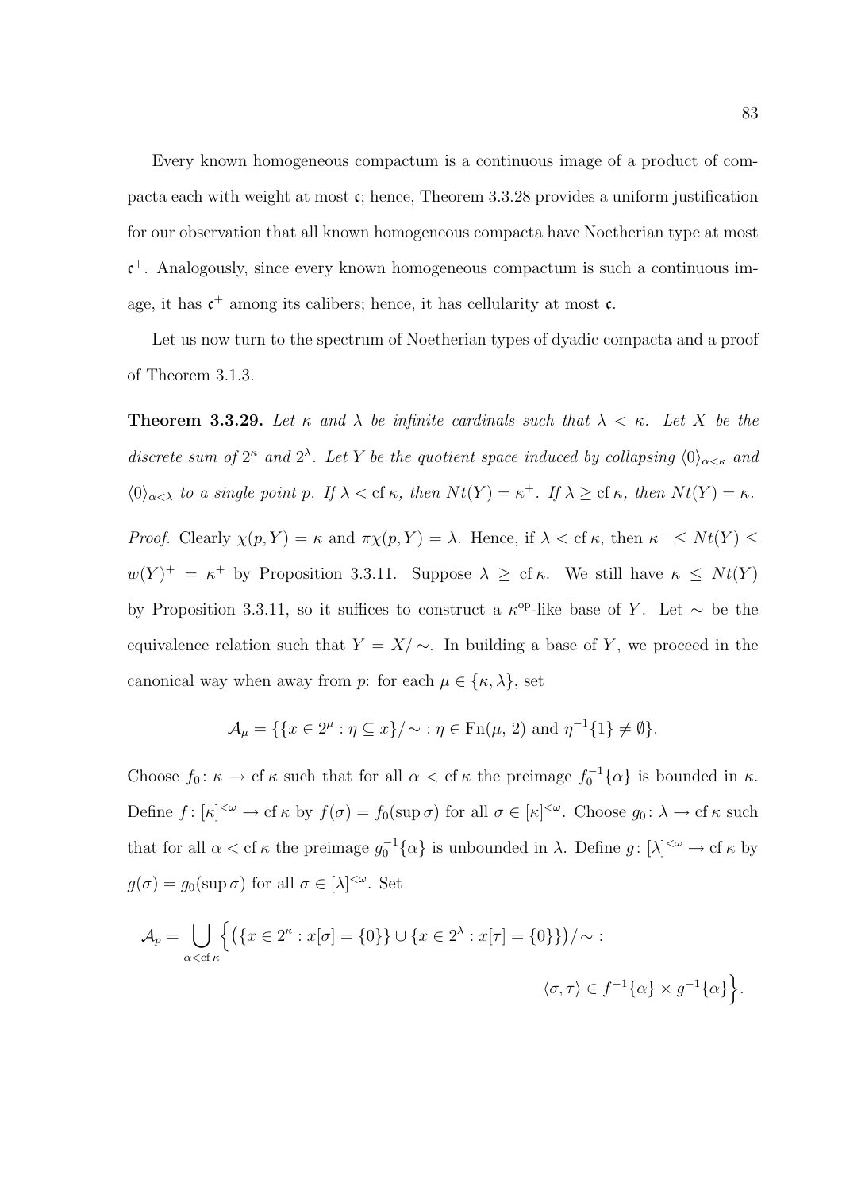Every known homogeneous compactum is a continuous image of a product of compacta each with weight at most $\mathfrak{c}$; hence, Theorem 3.3.28 provides a uniform justification for our observation that all known homogeneous compacta have Noetherian type at most $\mathfrak{c}^+$. Analogously, since every known homogeneous compactum is such a continuous image, it has $\mathfrak{c}^+$ among its calibers; hence, it has cellularity at most $\mathfrak{c}$.

Let us now turn to the spectrum of Noetherian types of dyadic compacta and a proof of Theorem 3.1.3.

**Theorem 3.3.29.** *Let $\kappa$ and $\lambda$ be infinite cardinals such that $\lambda < \kappa$. Let $X$ be the discrete sum of $2^\kappa$ and $2^\lambda$. Let $Y$ be the quotient space induced by collapsing $\langle 0 \rangle_{\alpha<\kappa}$ and $\langle 0 \rangle_{\alpha<\lambda}$ to a single point $p$. If $\lambda < \operatorname{cf}\kappa$, then $Nt(Y) = \kappa^+$. If $\lambda \geq \operatorname{cf}\kappa$, then $Nt(Y) = \kappa$.*

*Proof.* Clearly $\chi(p, Y) = \kappa$ and $\pi\chi(p, Y) = \lambda$. Hence, if $\lambda < \operatorname{cf}\kappa$, then $\kappa^+ \leq Nt(Y) \leq w(Y)^+ = \kappa^+$ by Proposition 3.3.11. Suppose $\lambda \geq \operatorname{cf}\kappa$. We still have $\kappa \leq Nt(Y)$ by Proposition 3.3.11, so it suffices to construct a $\kappa^{\mathrm{op}}$-like base of $Y$. Let $\sim$ be the equivalence relation such that $Y = X/\sim$. In building a base of $Y$, we proceed in the canonical way when away from $p$: for each $\mu \in \{\kappa, \lambda\}$, set

$$\mathcal{A}_\mu = \{\{x \in 2^\mu : \eta \subseteq x\}/\sim : \eta \in \operatorname{Fn}(\mu, 2) \text{ and } \eta^{-1}\{1\} \neq \emptyset\}.$$

Choose $f_0 \colon \kappa \to \operatorname{cf}\kappa$ such that for all $\alpha < \operatorname{cf}\kappa$ the preimage $f_0^{-1}\{\alpha\}$ is bounded in $\kappa$. Define $f \colon [\kappa]^{<\omega} \to \operatorname{cf}\kappa$ by $f(\sigma) = f_0(\sup\sigma)$ for all $\sigma \in [\kappa]^{<\omega}$. Choose $g_0 \colon \lambda \to \operatorname{cf}\kappa$ such that for all $\alpha < \operatorname{cf}\kappa$ the preimage $g_0^{-1}\{\alpha\}$ is unbounded in $\lambda$. Define $g \colon [\lambda]^{<\omega} \to \operatorname{cf}\kappa$ by $g(\sigma) = g_0(\sup\sigma)$ for all $\sigma \in [\lambda]^{<\omega}$. Set

$$\mathcal{A}_p = \bigcup_{\alpha<\operatorname{cf}\kappa} \Big\{ \big(\{x \in 2^\kappa : x[\sigma] = \{0\}\} \cup \{x \in 2^\lambda : x[\tau] = \{0\}\}\big)/\sim : \langle \sigma, \tau \rangle \in f^{-1}\{\alpha\} \times g^{-1}\{\alpha\} \Big\}.$$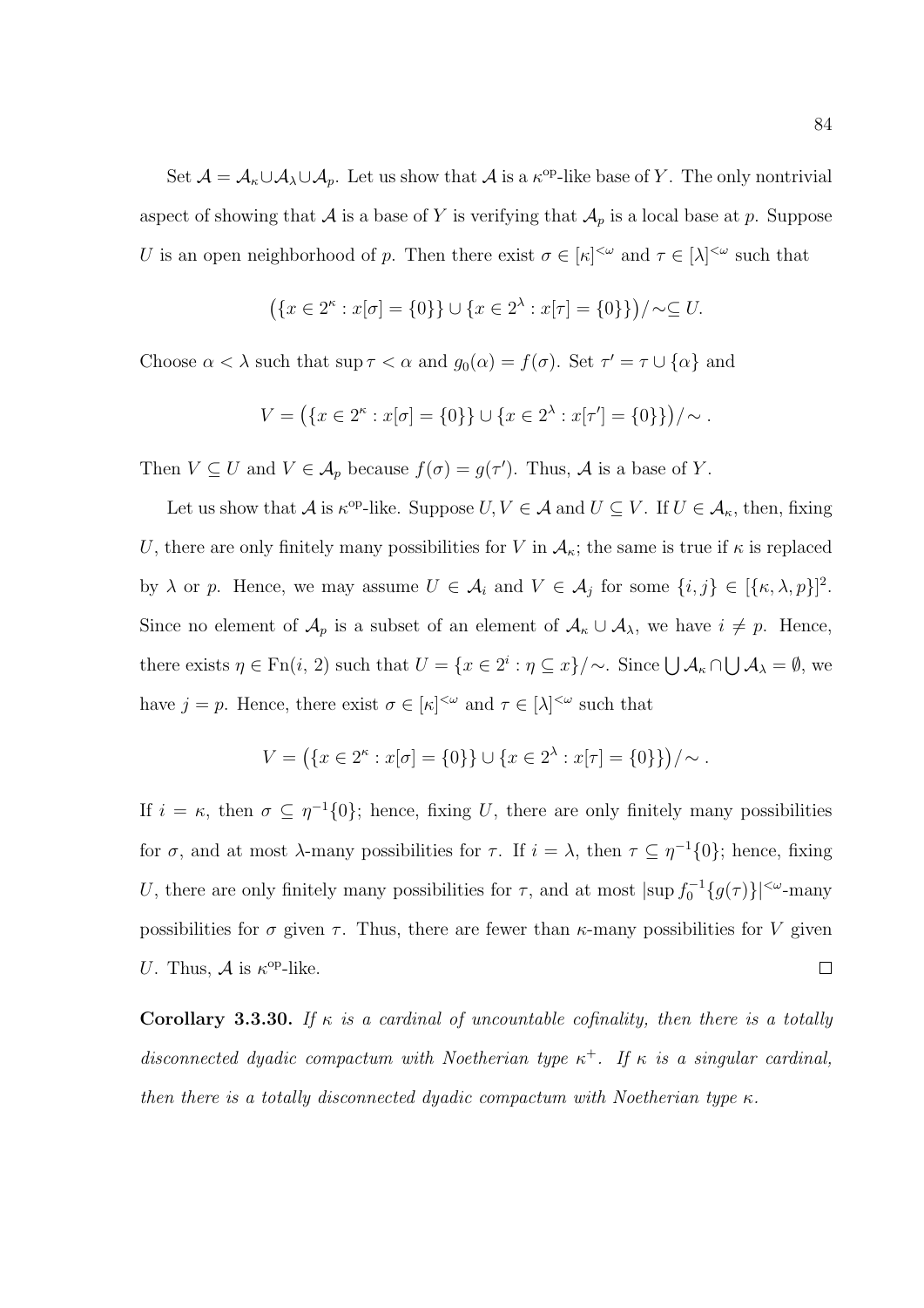Set $\mathcal{A} = \mathcal{A}_\kappa \cup \mathcal{A}_\lambda \cup \mathcal{A}_p$. Let us show that $\mathcal{A}$ is a $\kappa^{\mathrm{op}}$-like base of $Y$. The only nontrivial aspect of showing that $\mathcal{A}$ is a base of $Y$ is verifying that $\mathcal{A}_p$ is a local base at $p$. Suppose $U$ is an open neighborhood of $p$. Then there exist $\sigma \in [\kappa]^{<\omega}$ and $\tau \in [\lambda]^{<\omega}$ such that

$$\big(\{x \in 2^\kappa : x[\sigma] = \{0\}\} \cup \{x \in 2^\lambda : x[\tau] = \{0\}\}\big)/\!\sim \subseteq U.$$

Choose $\alpha < \lambda$ such that $\sup \tau < \alpha$ and $g_0(\alpha) = f(\sigma)$. Set $\tau' = \tau \cup \{\alpha\}$ and

$$V = \big(\{x \in 2^\kappa : x[\sigma] = \{0\}\} \cup \{x \in 2^\lambda : x[\tau'] = \{0\}\}\big)/\!\sim .$$

Then $V \subseteq U$ and $V \in \mathcal{A}_p$ because $f(\sigma) = g(\tau')$. Thus, $\mathcal{A}$ is a base of $Y$.

Let us show that $\mathcal{A}$ is $\kappa^{\mathrm{op}}$-like. Suppose $U, V \in \mathcal{A}$ and $U \subseteq V$. If $U \in \mathcal{A}_\kappa$, then, fixing $U$, there are only finitely many possibilities for $V$ in $\mathcal{A}_\kappa$; the same is true if $\kappa$ is replaced by $\lambda$ or $p$. Hence, we may assume $U \in \mathcal{A}_i$ and $V \in \mathcal{A}_j$ for some $\{i, j\} \in [\{\kappa, \lambda, p\}]^2$. Since no element of $\mathcal{A}_p$ is a subset of an element of $\mathcal{A}_\kappa \cup \mathcal{A}_\lambda$, we have $i \neq p$. Hence, there exists $\eta \in \mathrm{Fn}(i, 2)$ such that $U = \{x \in 2^i : \eta \subseteq x\}/\!\sim$. Since $\bigcup \mathcal{A}_\kappa \cap \bigcup \mathcal{A}_\lambda = \emptyset$, we have $j = p$. Hence, there exist $\sigma \in [\kappa]^{<\omega}$ and $\tau \in [\lambda]^{<\omega}$ such that

$$V = \big(\{x \in 2^\kappa : x[\sigma] = \{0\}\} \cup \{x \in 2^\lambda : x[\tau] = \{0\}\}\big)/\!\sim .$$

If $i = \kappa$, then $\sigma \subseteq \eta^{-1}\{0\}$; hence, fixing $U$, there are only finitely many possibilities for $\sigma$, and at most $\lambda$-many possibilities for $\tau$. If $i = \lambda$, then $\tau \subseteq \eta^{-1}\{0\}$; hence, fixing $U$, there are only finitely many possibilities for $\tau$, and at most $|\sup f_0^{-1}\{g(\tau)\}|^{<\omega}$-many possibilities for $\sigma$ given $\tau$. Thus, there are fewer than $\kappa$-many possibilities for $V$ given $U$. Thus, $\mathcal{A}$ is $\kappa^{\mathrm{op}}$-like. $\square$

**Corollary 3.3.30.** *If $\kappa$ is a cardinal of uncountable cofinality, then there is a totally disconnected dyadic compactum with Noetherian type $\kappa^+$. If $\kappa$ is a singular cardinal, then there is a totally disconnected dyadic compactum with Noetherian type $\kappa$.*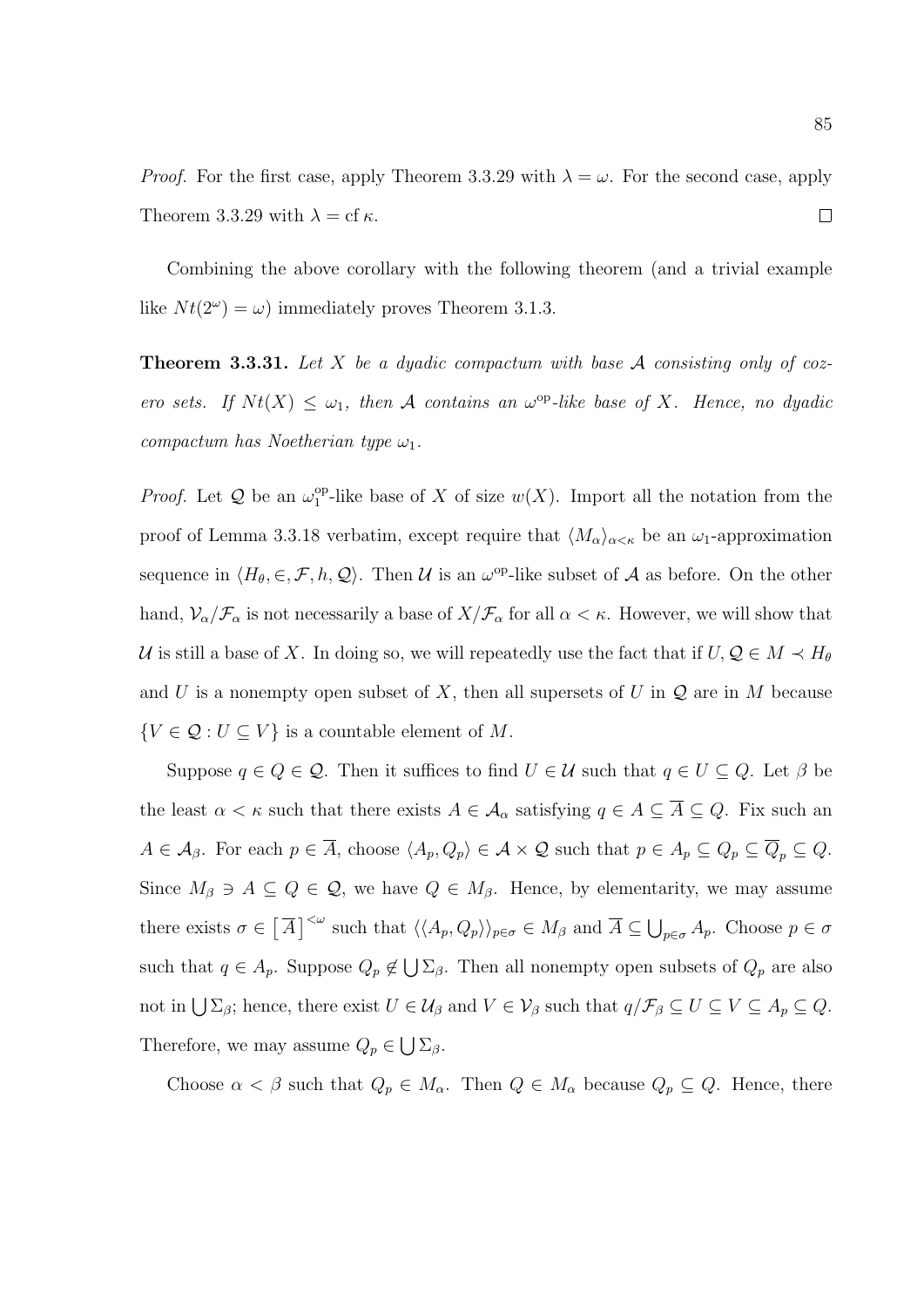*Proof.* For the first case, apply Theorem 3.3.29 with $\lambda = \omega$. For the second case, apply Theorem 3.3.29 with $\lambda = \operatorname{cf} \kappa$. $\square$

Combining the above corollary with the following theorem (and a trivial example like $Nt(2^\omega) = \omega$) immediately proves Theorem 3.1.3.

**Theorem 3.3.31.** *Let $X$ be a dyadic compactum with base $\mathcal{A}$ consisting only of cozero sets. If $Nt(X) \leq \omega_1$, then $\mathcal{A}$ contains an $\omega^{\mathrm{op}}$-like base of $X$. Hence, no dyadic compactum has Noetherian type $\omega_1$.*

*Proof.* Let $\mathcal{Q}$ be an $\omega_1^{\mathrm{op}}$-like base of $X$ of size $w(X)$. Import all the notation from the proof of Lemma 3.3.18 verbatim, except require that $\langle M_\alpha \rangle_{\alpha<\kappa}$ be an $\omega_1$-approximation sequence in $\langle H_\theta, \in, \mathcal{F}, h, \mathcal{Q} \rangle$. Then $\mathcal{U}$ is an $\omega^{\mathrm{op}}$-like subset of $\mathcal{A}$ as before. On the other hand, $\mathcal{V}_\alpha/\mathcal{F}_\alpha$ is not necessarily a base of $X/\mathcal{F}_\alpha$ for all $\alpha < \kappa$. However, we will show that $\mathcal{U}$ is still a base of $X$. In doing so, we will repeatedly use the fact that if $U, \mathcal{Q} \in M \prec H_\theta$ and $U$ is a nonempty open subset of $X$, then all supersets of $U$ in $\mathcal{Q}$ are in $M$ because $\{V \in \mathcal{Q} : U \subseteq V\}$ is a countable element of $M$.

Suppose $q \in Q \in \mathcal{Q}$. Then it suffices to find $U \in \mathcal{U}$ such that $q \in U \subseteq Q$. Let $\beta$ be the least $\alpha < \kappa$ such that there exists $A \in \mathcal{A}_\alpha$ satisfying $q \in A \subseteq \overline{A} \subseteq Q$. Fix such an $A \in \mathcal{A}_\beta$. For each $p \in \overline{A}$, choose $\langle A_p, Q_p \rangle \in \mathcal{A} \times \mathcal{Q}$ such that $p \in A_p \subseteq Q_p \subseteq \overline{Q}_p \subseteq Q$. Since $M_\beta \ni A \subseteq Q \in \mathcal{Q}$, we have $Q \in M_\beta$. Hence, by elementarity, we may assume there exists $\sigma \in \left[\overline{A}\right]^{<\omega}$ such that $\langle \langle A_p, Q_p \rangle \rangle_{p\in\sigma} \in M_\beta$ and $\overline{A} \subseteq \bigcup_{p\in\sigma} A_p$. Choose $p \in \sigma$ such that $q \in A_p$. Suppose $Q_p \notin \bigcup \Sigma_\beta$. Then all nonempty open subsets of $Q_p$ are also not in $\bigcup \Sigma_\beta$; hence, there exist $U \in \mathcal{U}_\beta$ and $V \in \mathcal{V}_\beta$ such that $q/\mathcal{F}_\beta \subseteq U \subseteq V \subseteq A_p \subseteq Q$. Therefore, we may assume $Q_p \in \bigcup \Sigma_\beta$.

Choose $\alpha < \beta$ such that $Q_p \in M_\alpha$. Then $Q \in M_\alpha$ because $Q_p \subseteq Q$. Hence, there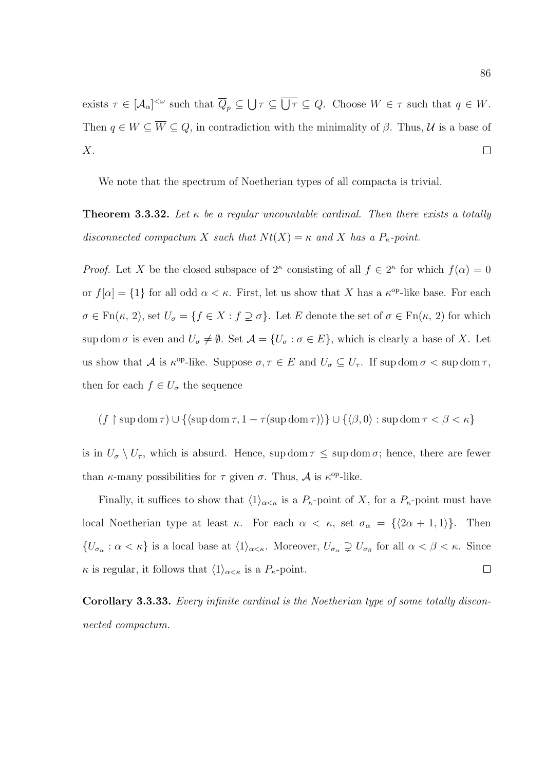exists $\tau \in [\mathcal{A}_\alpha]^{<\omega}$ such that $\overline{Q}_p \subseteq \bigcup \tau \subseteq \overline{\bigcup \tau} \subseteq Q$. Choose $W \in \tau$ such that $q \in W$. Then $q \in W \subseteq \overline{W} \subseteq Q$, in contradiction with the minimality of $\beta$. Thus, $\mathcal{U}$ is a base of $X$. $\square$

We note that the spectrum of Noetherian types of all compacta is trivial.

**Theorem 3.3.32.** *Let $\kappa$ be a regular uncountable cardinal. Then there exists a totally disconnected compactum $X$ such that $Nt(X) = \kappa$ and $X$ has a $P_\kappa$-point.*

*Proof.* Let $X$ be the closed subspace of $2^\kappa$ consisting of all $f \in 2^\kappa$ for which $f(\alpha) = 0$ or $f[\alpha] = \{1\}$ for all odd $\alpha < \kappa$. First, let us show that $X$ has a $\kappa^{\text{op}}$-like base. For each $\sigma \in \text{Fn}(\kappa, 2)$, set $U_\sigma = \{f \in X : f \supseteq \sigma\}$. Let $E$ denote the set of $\sigma \in \text{Fn}(\kappa, 2)$ for which $\sup \text{dom}\, \sigma$ is even and $U_\sigma \neq \emptyset$. Set $\mathcal{A} = \{U_\sigma : \sigma \in E\}$, which is clearly a base of $X$. Let us show that $\mathcal{A}$ is $\kappa^{\text{op}}$-like. Suppose $\sigma, \tau \in E$ and $U_\sigma \subseteq U_\tau$. If $\sup \text{dom}\, \sigma < \sup \text{dom}\, \tau$, then for each $f \in U_\sigma$ the sequence

$$(f \upharpoonright \sup \text{dom}\, \tau) \cup \{\langle \sup \text{dom}\, \tau, 1 - \tau(\sup \text{dom}\, \tau)\rangle\} \cup \{\langle \beta, 0\rangle : \sup \text{dom}\, \tau < \beta < \kappa\}$$

is in $U_\sigma \setminus U_\tau$, which is absurd. Hence, $\sup \text{dom}\, \tau \leq \sup \text{dom}\, \sigma$; hence, there are fewer than $\kappa$-many possibilities for $\tau$ given $\sigma$. Thus, $\mathcal{A}$ is $\kappa^{\text{op}}$-like.

Finally, it suffices to show that $\langle 1 \rangle_{\alpha<\kappa}$ is a $P_\kappa$-point of $X$, for a $P_\kappa$-point must have local Noetherian type at least $\kappa$. For each $\alpha < \kappa$, set $\sigma_\alpha = \{\langle 2\alpha + 1, 1\rangle\}$. Then $\{U_{\sigma_\alpha} : \alpha < \kappa\}$ is a local base at $\langle 1 \rangle_{\alpha<\kappa}$. Moreover, $U_{\sigma_\alpha} \supsetneq U_{\sigma_\beta}$ for all $\alpha < \beta < \kappa$. Since $\kappa$ is regular, it follows that $\langle 1 \rangle_{\alpha<\kappa}$ is a $P_\kappa$-point. $\square$

**Corollary 3.3.33.** *Every infinite cardinal is the Noetherian type of some totally disconnected compactum.*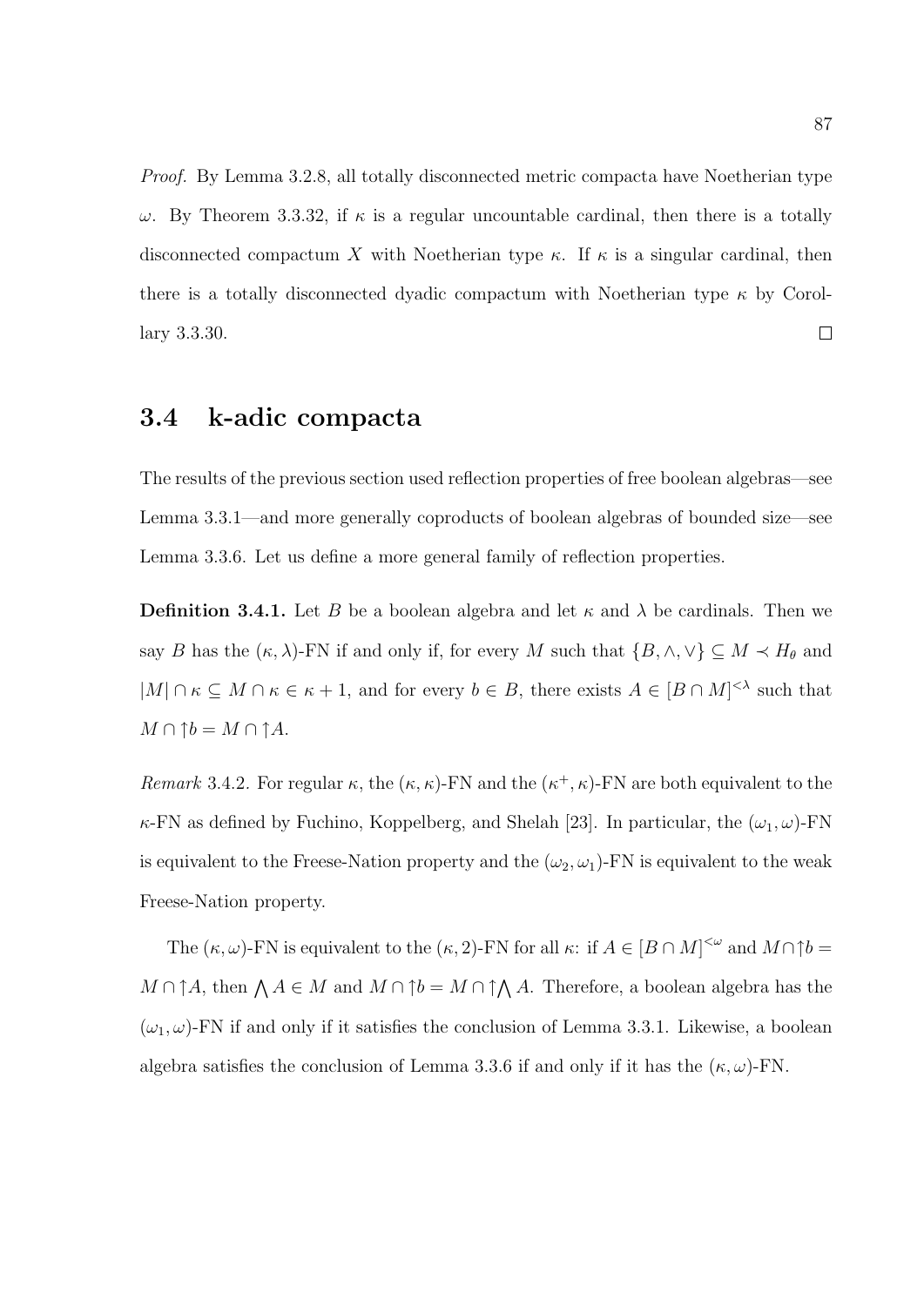*Proof.* By Lemma 3.2.8, all totally disconnected metric compacta have Noetherian type $\omega$. By Theorem 3.3.32, if $\kappa$ is a regular uncountable cardinal, then there is a totally disconnected compactum $X$ with Noetherian type $\kappa$. If $\kappa$ is a singular cardinal, then there is a totally disconnected dyadic compactum with Noetherian type $\kappa$ by Corollary 3.3.30. □

## 3.4 k-adic compacta

The results of the previous section used reflection properties of free boolean algebras—see Lemma 3.3.1—and more generally coproducts of boolean algebras of bounded size—see Lemma 3.3.6. Let us define a more general family of reflection properties.

**Definition 3.4.1.** Let $B$ be a boolean algebra and let $\kappa$ and $\lambda$ be cardinals. Then we say $B$ has the $(\kappa, \lambda)$-FN if and only if, for every $M$ such that $\{B, \wedge, \vee\} \subseteq M \prec H_\theta$ and $|M| \cap \kappa \subseteq M \cap \kappa \in \kappa + 1$, and for every $b \in B$, there exists $A \in [B \cap M]^{<\lambda}$ such that $M \cap \uparrow b = M \cap \uparrow A$.

*Remark* 3.4.2. For regular $\kappa$, the $(\kappa, \kappa)$-FN and the $(\kappa^+, \kappa)$-FN are both equivalent to the $\kappa$-FN as defined by Fuchino, Koppelberg, and Shelah [23]. In particular, the $(\omega_1, \omega)$-FN is equivalent to the Freese-Nation property and the $(\omega_2, \omega_1)$-FN is equivalent to the weak Freese-Nation property.

The $(\kappa, \omega)$-FN is equivalent to the $(\kappa, 2)$-FN for all $\kappa$: if $A \in [B \cap M]^{<\omega}$ and $M \cap \uparrow b = M \cap \uparrow A$, then $\bigwedge A \in M$ and $M \cap \uparrow b = M \cap \uparrow \bigwedge A$. Therefore, a boolean algebra has the $(\omega_1, \omega)$-FN if and only if it satisfies the conclusion of Lemma 3.3.1. Likewise, a boolean algebra satisfies the conclusion of Lemma 3.3.6 if and only if it has the $(\kappa, \omega)$-FN.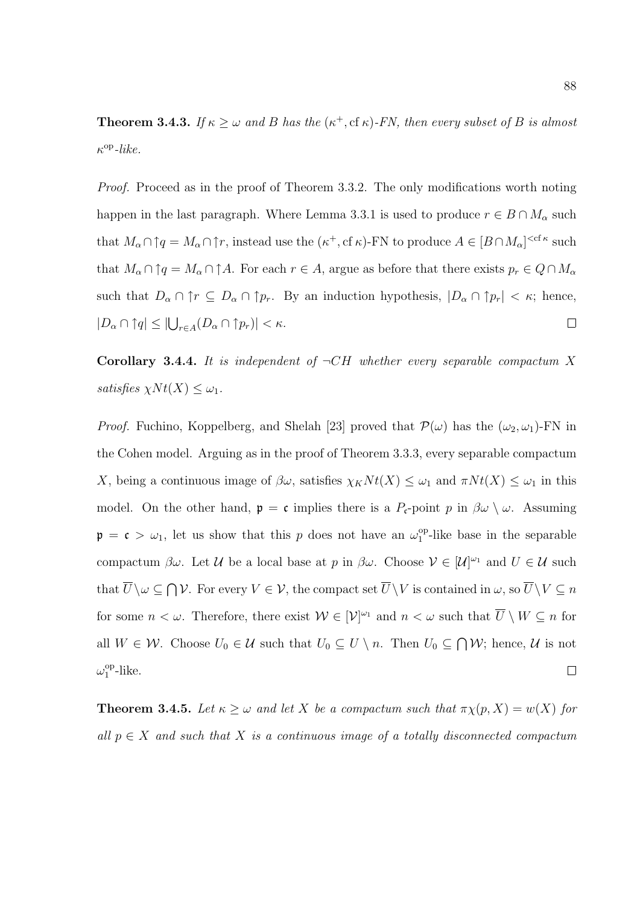**Theorem 3.4.3.** *If $\kappa \geq \omega$ and $B$ has the $(\kappa^+, \operatorname{cf}\kappa)$-FN, then every subset of $B$ is almost $\kappa^{\mathrm{op}}$-like.*

*Proof.* Proceed as in the proof of Theorem 3.3.2. The only modifications worth noting happen in the last paragraph. Where Lemma 3.3.1 is used to produce $r \in B \cap M_\alpha$ such that $M_\alpha \cap \uparrow q = M_\alpha \cap \uparrow r$, instead use the $(\kappa^+, \operatorname{cf}\kappa)$-FN to produce $A \in [B \cap M_\alpha]^{<\operatorname{cf}\kappa}$ such that $M_\alpha \cap \uparrow q = M_\alpha \cap \uparrow A$. For each $r \in A$, argue as before that there exists $p_r \in Q \cap M_\alpha$ such that $D_\alpha \cap \uparrow r \subseteq D_\alpha \cap \uparrow p_r$. By an induction hypothesis, $|D_\alpha \cap \uparrow p_r| < \kappa$; hence, $|D_\alpha \cap \uparrow q| \leq |\bigcup_{r \in A}(D_\alpha \cap \uparrow p_r)| < \kappa$. $\square$

**Corollary 3.4.4.** *It is independent of $\neg CH$ whether every separable compactum $X$ satisfies $\chi Nt(X) \leq \omega_1$.*

*Proof.* Fuchino, Koppelberg, and Shelah [23] proved that $\mathcal{P}(\omega)$ has the $(\omega_2, \omega_1)$-FN in the Cohen model. Arguing as in the proof of Theorem 3.3.3, every separable compactum $X$, being a continuous image of $\beta\omega$, satisfies $\chi_K Nt(X) \leq \omega_1$ and $\pi Nt(X) \leq \omega_1$ in this model. On the other hand, $\mathfrak{p} = \mathfrak{c}$ implies there is a $P_{\mathfrak{c}}$-point $p$ in $\beta\omega \setminus \omega$. Assuming $\mathfrak{p} = \mathfrak{c} > \omega_1$, let us show that this $p$ does not have an $\omega_1^{\mathrm{op}}$-like base in the separable compactum $\beta\omega$. Let $\mathcal{U}$ be a local base at $p$ in $\beta\omega$. Choose $\mathcal{V} \in [\mathcal{U}]^{\omega_1}$ and $U \in \mathcal{U}$ such that $\overline{U} \setminus \omega \subseteq \bigcap \mathcal{V}$. For every $V \in \mathcal{V}$, the compact set $\overline{U} \setminus V$ is contained in $\omega$, so $\overline{U} \setminus V \subseteq n$ for some $n < \omega$. Therefore, there exist $\mathcal{W} \in [\mathcal{V}]^{\omega_1}$ and $n < \omega$ such that $\overline{U} \setminus W \subseteq n$ for all $W \in \mathcal{W}$. Choose $U_0 \in \mathcal{U}$ such that $U_0 \subseteq U \setminus n$. Then $U_0 \subseteq \bigcap \mathcal{W}$; hence, $\mathcal{U}$ is not $\omega_1^{\mathrm{op}}$-like. $\square$

**Theorem 3.4.5.** *Let $\kappa \geq \omega$ and let $X$ be a compactum such that $\pi\chi(p, X) = w(X)$ for all $p \in X$ and such that $X$ is a continuous image of a totally disconnected compactum*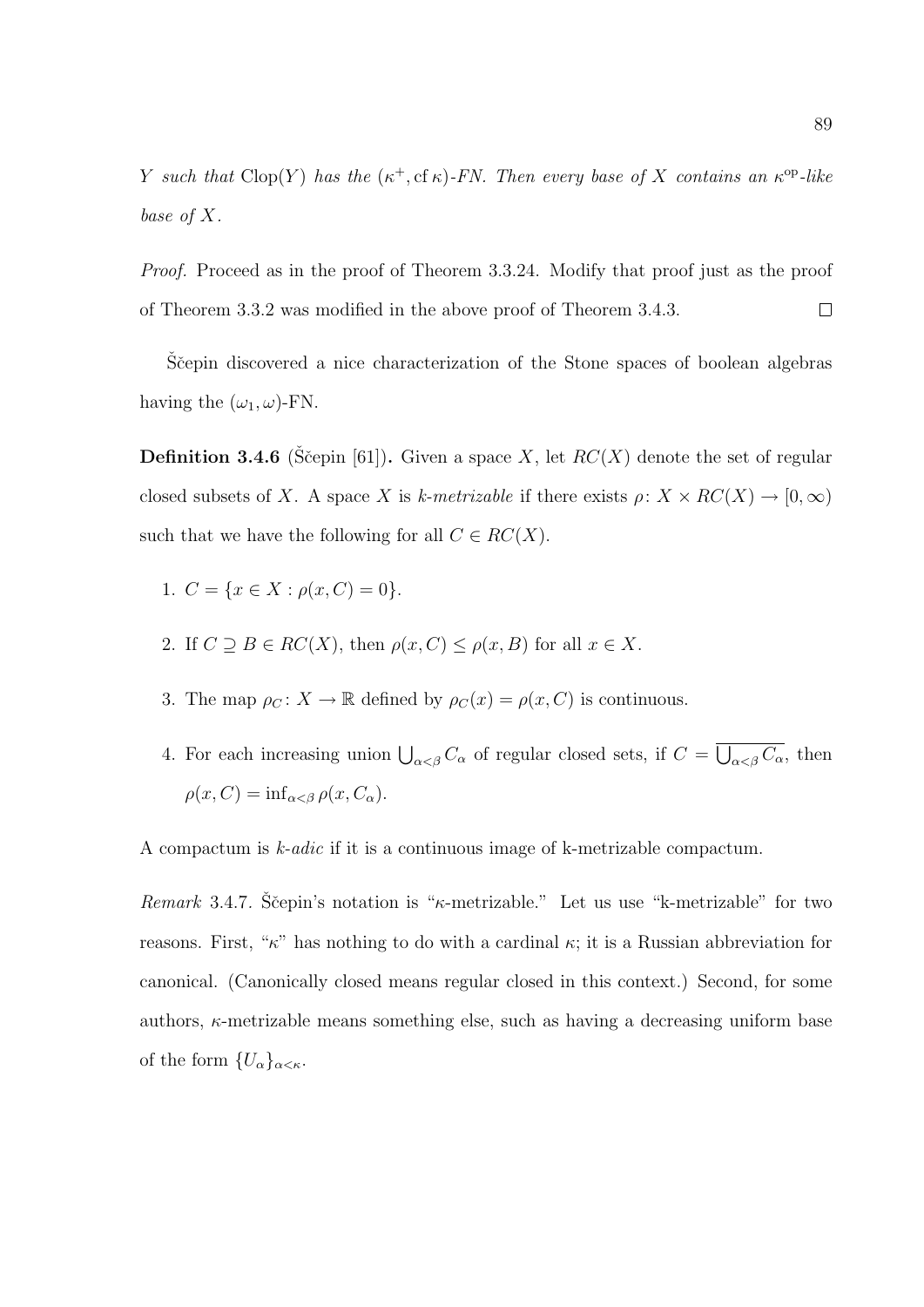*$Y$ such that* $\mathrm{Clop}(Y)$ *has the* $(\kappa^+, \mathrm{cf}\,\kappa)$*-FN. Then every base of* $X$ *contains an* $\kappa^{\mathrm{op}}$*-like base of* $X$.

*Proof.* Proceed as in the proof of Theorem 3.3.24. Modify that proof just as the proof of Theorem 3.3.2 was modified in the above proof of Theorem 3.4.3. $\square$

Ščepin discovered a nice characterization of the Stone spaces of boolean algebras having the $(\omega_1, \omega)$-FN.

**Definition 3.4.6** (Ščepin [61])**.** Given a space $X$, let $RC(X)$ denote the set of regular closed subsets of $X$. A space $X$ is *k-metrizable* if there exists $\rho\colon X \times RC(X) \to [0, \infty)$ such that we have the following for all $C \in RC(X)$.

1. $C = \{x \in X : \rho(x, C) = 0\}$.
2. If $C \supseteq B \in RC(X)$, then $\rho(x, C) \leq \rho(x, B)$ for all $x \in X$.
3. The map $\rho_C\colon X \to \mathbb{R}$ defined by $\rho_C(x) = \rho(x, C)$ is continuous.
4. For each increasing union $\bigcup_{\alpha<\beta} C_\alpha$ of regular closed sets, if $C = \overline{\bigcup_{\alpha<\beta} C_\alpha}$, then $\rho(x, C) = \inf_{\alpha<\beta} \rho(x, C_\alpha)$.

A compactum is *k-adic* if it is a continuous image of k-metrizable compactum.

*Remark* 3.4.7. Ščepin's notation is "$\kappa$-metrizable." Let us use "k-metrizable" for two reasons. First, "$\kappa$" has nothing to do with a cardinal $\kappa$; it is a Russian abbreviation for canonical. (Canonically closed means regular closed in this context.) Second, for some authors, $\kappa$-metrizable means something else, such as having a decreasing uniform base of the form $\{U_\alpha\}_{\alpha<\kappa}$.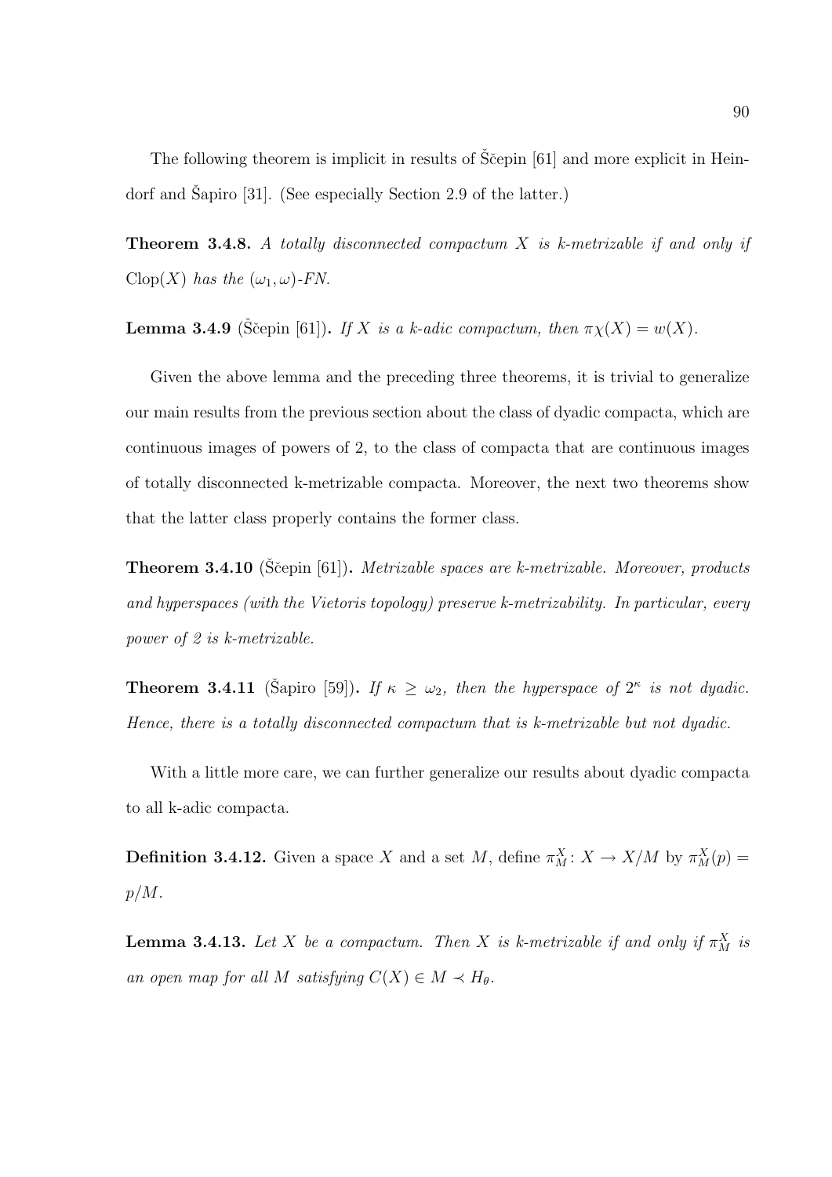The following theorem is implicit in results of Ščepin [61] and more explicit in Heindorf and Šapiro [31]. (See especially Section 2.9 of the latter.)

**Theorem 3.4.8.** *A totally disconnected compactum $X$ is k-metrizable if and only if $\mathrm{Clop}(X)$ has the $(\omega_1, \omega)$-FN.*

**Lemma 3.4.9** (Ščepin [61])**.** *If $X$ is a k-adic compactum, then $\pi\chi(X) = w(X)$.*

Given the above lemma and the preceding three theorems, it is trivial to generalize our main results from the previous section about the class of dyadic compacta, which are continuous images of powers of 2, to the class of compacta that are continuous images of totally disconnected k-metrizable compacta. Moreover, the next two theorems show that the latter class properly contains the former class.

**Theorem 3.4.10** (Ščepin [61])**.** *Metrizable spaces are k-metrizable. Moreover, products and hyperspaces (with the Vietoris topology) preserve k-metrizability. In particular, every power of 2 is k-metrizable.*

**Theorem 3.4.11** (Šapiro [59])**.** *If $\kappa \geq \omega_2$, then the hyperspace of $2^\kappa$ is not dyadic. Hence, there is a totally disconnected compactum that is k-metrizable but not dyadic.*

With a little more care, we can further generalize our results about dyadic compacta to all k-adic compacta.

**Definition 3.4.12.** Given a space $X$ and a set $M$, define $\pi^X_M \colon X \to X/M$ by $\pi^X_M(p) = p/M$.

**Lemma 3.4.13.** *Let $X$ be a compactum. Then $X$ is k-metrizable if and only if $\pi^X_M$ is an open map for all $M$ satisfying $C(X) \in M \prec H_\theta$.*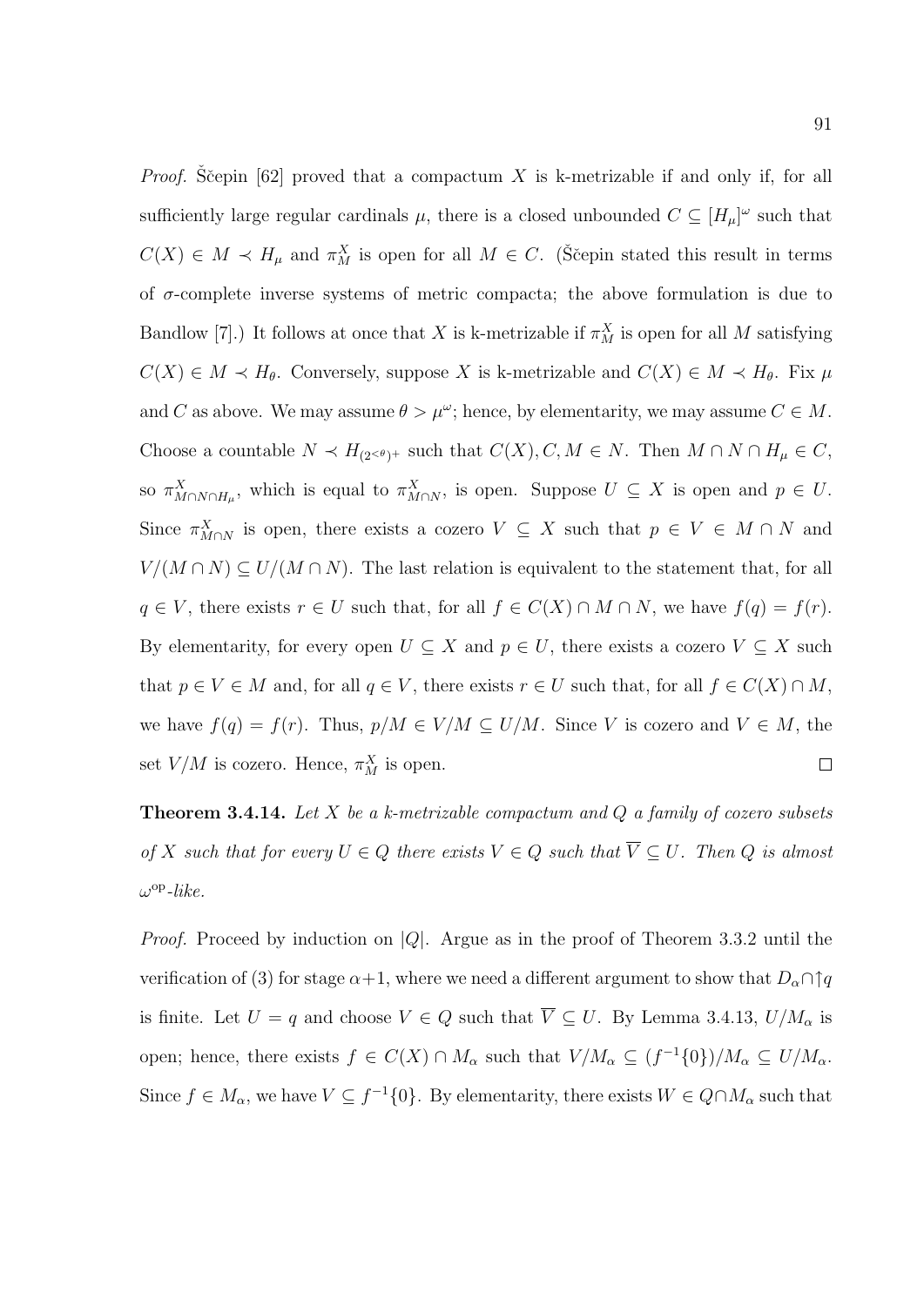*Proof.* Ščepin [62] proved that a compactum $X$ is k-metrizable if and only if, for all sufficiently large regular cardinals $\mu$, there is a closed unbounded $C \subseteq [H_\mu]^\omega$ such that $C(X) \in M \prec H_\mu$ and $\pi^X_M$ is open for all $M \in C$. (Ščepin stated this result in terms of $\sigma$-complete inverse systems of metric compacta; the above formulation is due to Bandlow [7].) It follows at once that $X$ is k-metrizable if $\pi^X_M$ is open for all $M$ satisfying $C(X) \in M \prec H_\theta$. Conversely, suppose $X$ is k-metrizable and $C(X) \in M \prec H_\theta$. Fix $\mu$ and $C$ as above. We may assume $\theta > \mu^\omega$; hence, by elementarity, we may assume $C \in M$. Choose a countable $N \prec H_{(2^{<\theta})^+}$ such that $C(X), C, M \in N$. Then $M \cap N \cap H_\mu \in C$, so $\pi^X_{M\cap N\cap H_\mu}$, which is equal to $\pi^X_{M\cap N}$, is open. Suppose $U \subseteq X$ is open and $p \in U$. Since $\pi^X_{M\cap N}$ is open, there exists a cozero $V \subseteq X$ such that $p \in V \in M \cap N$ and $V/(M \cap N) \subseteq U/(M \cap N)$. The last relation is equivalent to the statement that, for all $q \in V$, there exists $r \in U$ such that, for all $f \in C(X) \cap M \cap N$, we have $f(q) = f(r)$. By elementarity, for every open $U \subseteq X$ and $p \in U$, there exists a cozero $V \subseteq X$ such that $p \in V \in M$ and, for all $q \in V$, there exists $r \in U$ such that, for all $f \in C(X) \cap M$, we have $f(q) = f(r)$. Thus, $p/M \in V/M \subseteq U/M$. Since $V$ is cozero and $V \in M$, the set $V/M$ is cozero. Hence, $\pi^X_M$ is open. $\square$

**Theorem 3.4.14.** *Let $X$ be a k-metrizable compactum and $Q$ a family of cozero subsets of $X$ such that for every $U \in Q$ there exists $V \in Q$ such that $\overline{V} \subseteq U$. Then $Q$ is almost $\omega^{\mathrm{op}}$-like.*

*Proof.* Proceed by induction on $|Q|$. Argue as in the proof of Theorem 3.3.2 until the verification of (3) for stage $\alpha+1$, where we need a different argument to show that $D_\alpha \cap \uparrow q$ is finite. Let $U = q$ and choose $V \in Q$ such that $\overline{V} \subseteq U$. By Lemma 3.4.13, $U/M_\alpha$ is open; hence, there exists $f \in C(X) \cap M_\alpha$ such that $V/M_\alpha \subseteq (f^{-1}\{0\})/M_\alpha \subseteq U/M_\alpha$. Since $f \in M_\alpha$, we have $V \subseteq f^{-1}\{0\}$. By elementarity, there exists $W \in Q \cap M_\alpha$ such that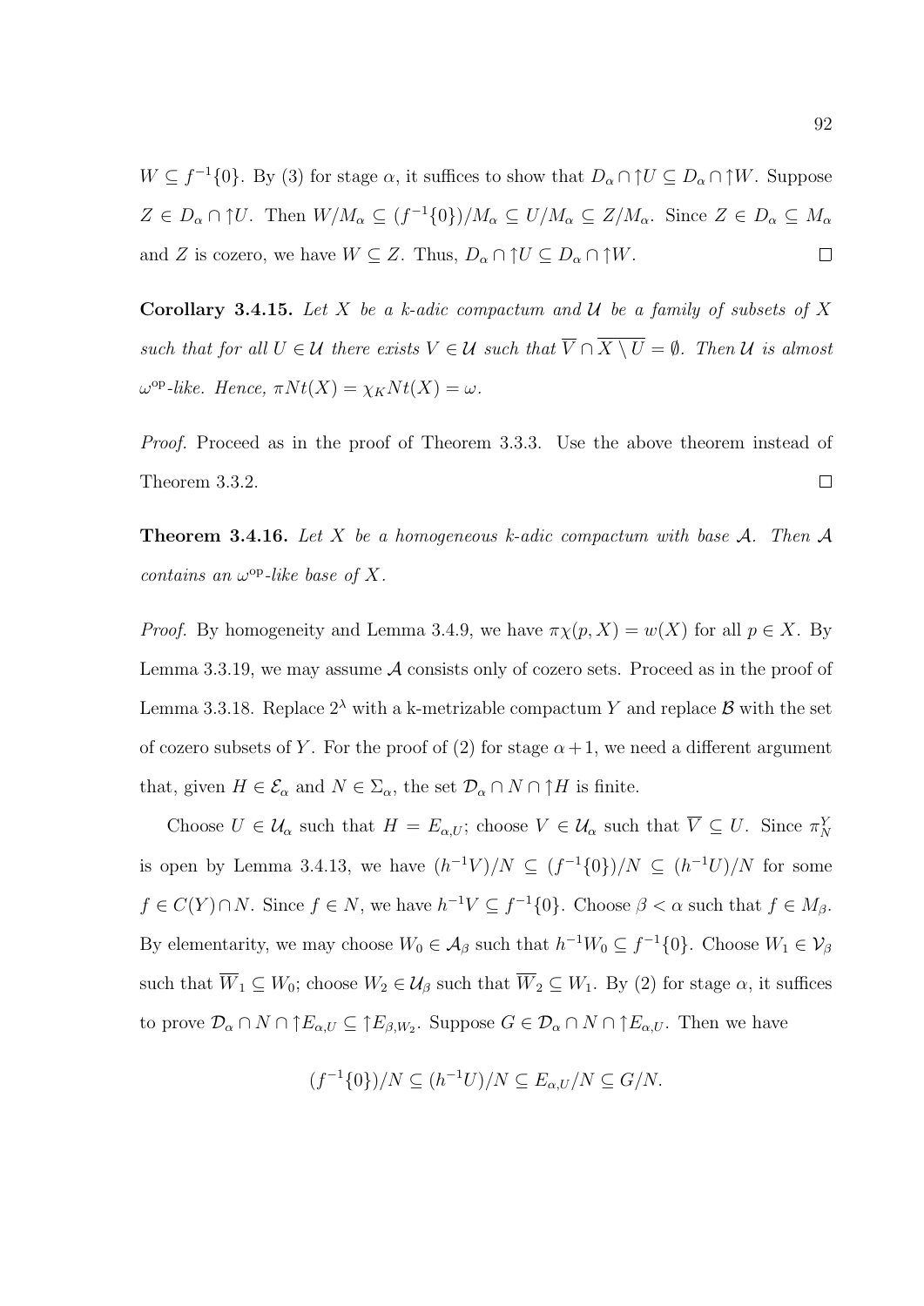$W \subseteq f^{-1}\{0\}$. By (3) for stage $\alpha$, it suffices to show that $D_\alpha \cap \uparrow U \subseteq D_\alpha \cap \uparrow W$. Suppose $Z \in D_\alpha \cap \uparrow U$. Then $W/M_\alpha \subseteq (f^{-1}\{0\})/M_\alpha \subseteq U/M_\alpha \subseteq Z/M_\alpha$. Since $Z \in D_\alpha \subseteq M_\alpha$ and $Z$ is cozero, we have $W \subseteq Z$. Thus, $D_\alpha \cap \uparrow U \subseteq D_\alpha \cap \uparrow W$. $\square$

**Corollary 3.4.15.** *Let $X$ be a k-adic compactum and $\mathcal{U}$ be a family of subsets of $X$ such that for all $U \in \mathcal{U}$ there exists $V \in \mathcal{U}$ such that $\overline{V} \cap \overline{X \setminus U} = \emptyset$. Then $\mathcal{U}$ is almost $\omega^{\mathrm{op}}$-like. Hence, $\pi Nt(X) = \chi_K Nt(X) = \omega$.*

*Proof.* Proceed as in the proof of Theorem 3.3.3. Use the above theorem instead of Theorem 3.3.2. $\square$

**Theorem 3.4.16.** *Let $X$ be a homogeneous k-adic compactum with base $\mathcal{A}$. Then $\mathcal{A}$ contains an $\omega^{\mathrm{op}}$-like base of $X$.*

*Proof.* By homogeneity and Lemma 3.4.9, we have $\pi\chi(p, X) = w(X)$ for all $p \in X$. By Lemma 3.3.19, we may assume $\mathcal{A}$ consists only of cozero sets. Proceed as in the proof of Lemma 3.3.18. Replace $2^\lambda$ with a k-metrizable compactum $Y$ and replace $\mathcal{B}$ with the set of cozero subsets of $Y$. For the proof of (2) for stage $\alpha + 1$, we need a different argument that, given $H \in \mathcal{E}_\alpha$ and $N \in \Sigma_\alpha$, the set $\mathcal{D}_\alpha \cap N \cap \uparrow H$ is finite.

Choose $U \in \mathcal{U}_\alpha$ such that $H = E_{\alpha,U}$; choose $V \in \mathcal{U}_\alpha$ such that $\overline{V} \subseteq U$. Since $\pi^Y_N$ is open by Lemma 3.4.13, we have $(h^{-1}V)/N \subseteq (f^{-1}\{0\})/N \subseteq (h^{-1}U)/N$ for some $f \in C(Y) \cap N$. Since $f \in N$, we have $h^{-1}V \subseteq f^{-1}\{0\}$. Choose $\beta < \alpha$ such that $f \in M_\beta$. By elementarity, we may choose $W_0 \in \mathcal{A}_\beta$ such that $h^{-1}W_0 \subseteq f^{-1}\{0\}$. Choose $W_1 \in \mathcal{V}_\beta$ such that $\overline{W}_1 \subseteq W_0$; choose $W_2 \in \mathcal{U}_\beta$ such that $\overline{W}_2 \subseteq W_1$. By (2) for stage $\alpha$, it suffices to prove $\mathcal{D}_\alpha \cap N \cap \uparrow E_{\alpha,U} \subseteq \uparrow E_{\beta,W_2}$. Suppose $G \in \mathcal{D}_\alpha \cap N \cap \uparrow E_{\alpha,U}$. Then we have

$$(f^{-1}\{0\})/N \subseteq (h^{-1}U)/N \subseteq E_{\alpha,U}/N \subseteq G/N.$$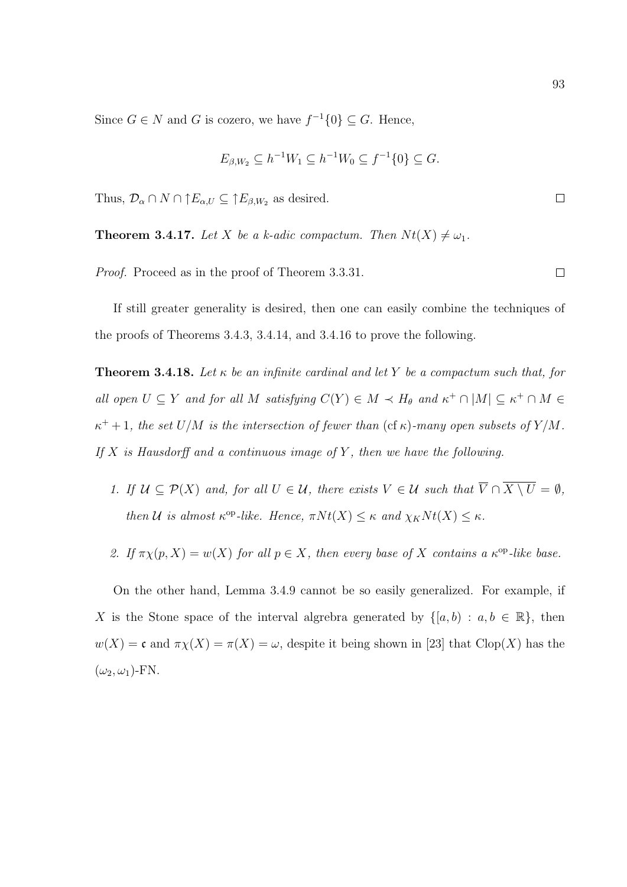Since $G \in N$ and $G$ is cozero, we have $f^{-1}\{0\} \subseteq G$. Hence,

$$E_{\beta,W_2} \subseteq h^{-1}W_1 \subseteq h^{-1}W_0 \subseteq f^{-1}\{0\} \subseteq G.$$

Thus, $\mathcal{D}_\alpha \cap N \cap \uparrow E_{\alpha,U} \subseteq \uparrow E_{\beta,W_2}$ as desired. $\square$

**Theorem 3.4.17.** *Let $X$ be a k-adic compactum. Then $Nt(X) \neq \omega_1$.*

*Proof.* Proceed as in the proof of Theorem 3.3.31. $\square$

If still greater generality is desired, then one can easily combine the techniques of the proofs of Theorems 3.4.3, 3.4.14, and 3.4.16 to prove the following.

**Theorem 3.4.18.** *Let $\kappa$ be an infinite cardinal and let $Y$ be a compactum such that, for all open $U \subseteq Y$ and for all $M$ satisfying $C(Y) \in M \prec H_\theta$ and $\kappa^+ \cap |M| \subseteq \kappa^+ \cap M \in \kappa^+ + 1$, the set $U/M$ is the intersection of fewer than $(\operatorname{cf} \kappa)$-many open subsets of $Y/M$. If $X$ is Hausdorff and a continuous image of $Y$, then we have the following.*

1. *If $\mathcal{U} \subseteq \mathcal{P}(X)$ and, for all $U \in \mathcal{U}$, there exists $V \in \mathcal{U}$ such that $\overline{V} \cap \overline{X \setminus U} = \emptyset$, then $\mathcal{U}$ is almost $\kappa^{\mathrm{op}}$-like. Hence, $\pi Nt(X) \leq \kappa$ and $\chi_K Nt(X) \leq \kappa$.*

2. *If $\pi\chi(p, X) = w(X)$ for all $p \in X$, then every base of $X$ contains a $\kappa^{\mathrm{op}}$-like base.*

On the other hand, Lemma 3.4.9 cannot be so easily generalized. For example, if $X$ is the Stone space of the interval alagrebra generated by $\{[a, b) : a, b \in \mathbb{R}\}$, then $w(X) = \mathfrak{c}$ and $\pi\chi(X) = \pi(X) = \omega$, despite it being shown in [23] that $\operatorname{Clop}(X)$ has the $(\omega_2, \omega_1)$-FN.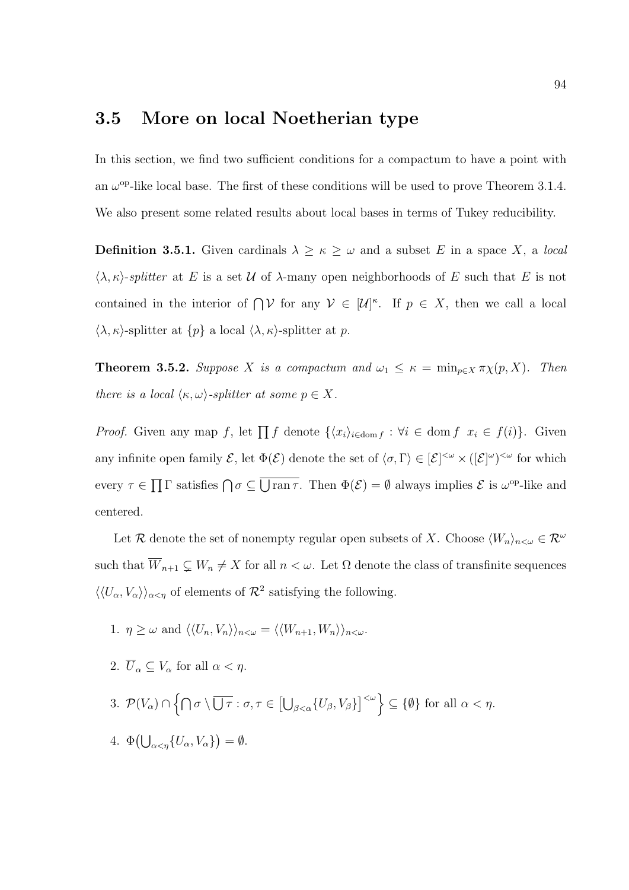## 3.5 More on local Noetherian type

In this section, we find two sufficient conditions for a compactum to have a point with an $\omega^{\mathrm{op}}$-like local base. The first of these conditions will be used to prove Theorem 3.1.4. We also present some related results about local bases in terms of Tukey reducibility.

**Definition 3.5.1.** Given cardinals $\lambda \geq \kappa \geq \omega$ and a subset $E$ in a space $X$, a *local $\langle \lambda, \kappa \rangle$-splitter* at $E$ is a set $\mathcal{U}$ of $\lambda$-many open neighborhoods of $E$ such that $E$ is not contained in the interior of $\bigcap \mathcal{V}$ for any $\mathcal{V} \in [\mathcal{U}]^{\kappa}$. If $p \in X$, then we call a local $\langle \lambda, \kappa \rangle$-splitter at $\{p\}$ a local $\langle \lambda, \kappa \rangle$-splitter at $p$.

**Theorem 3.5.2.** *Suppose $X$ is a compactum and $\omega_1 \leq \kappa = \min_{p \in X} \pi\chi(p, X)$. Then there is a local $\langle \kappa, \omega \rangle$-splitter at some $p \in X$.*

*Proof.* Given any map $f$, let $\prod f$ denote $\{\langle x_i \rangle_{i \in \operatorname{dom} f} : \forall i \in \operatorname{dom} f \;\; x_i \in f(i)\}$. Given any infinite open family $\mathcal{E}$, let $\Phi(\mathcal{E})$ denote the set of $\langle \sigma, \Gamma \rangle \in [\mathcal{E}]^{<\omega} \times ([\mathcal{E}]^{\omega})^{<\omega}$ for which every $\tau \in \prod \Gamma$ satisfies $\bigcap \sigma \subseteq \overline{\bigcup \operatorname{ran} \tau}$. Then $\Phi(\mathcal{E}) = \emptyset$ always implies $\mathcal{E}$ is $\omega^{\mathrm{op}}$-like and centered.

Let $\mathcal{R}$ denote the set of nonempty regular open subsets of $X$. Choose $\langle W_n \rangle_{n<\omega} \in \mathcal{R}^{\omega}$ such that $\overline{W}_{n+1} \subsetneq W_n \neq X$ for all $n < \omega$. Let $\Omega$ denote the class of transfinite sequences $\langle \langle U_\alpha, V_\alpha \rangle \rangle_{\alpha<\eta}$ of elements of $\mathcal{R}^2$ satisfying the following.

1. $\eta \geq \omega$ and $\langle \langle U_n, V_n \rangle \rangle_{n<\omega} = \langle \langle W_{n+1}, W_n \rangle \rangle_{n<\omega}$.
2. $\overline{U}_\alpha \subseteq V_\alpha$ for all $\alpha < \eta$.
3. $\mathcal{P}(V_\alpha) \cap \left\{ \bigcap \sigma \setminus \overline{\bigcup \tau} : \sigma, \tau \in \left[ \bigcup_{\beta<\alpha} \{U_\beta, V_\beta\} \right]^{<\omega} \right\} \subseteq \{\emptyset\}$ for all $\alpha < \eta$.
4. $\Phi\left( \bigcup_{\alpha<\eta} \{U_\alpha, V_\alpha\} \right) = \emptyset$.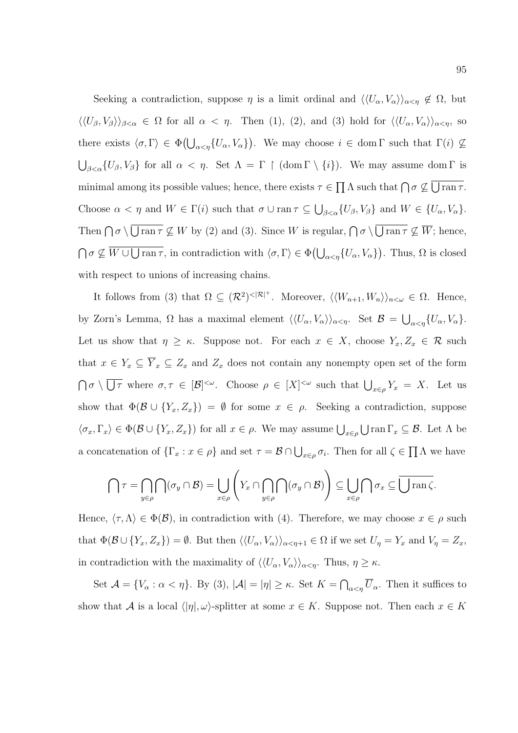Seeking a contradiction, suppose $\eta$ is a limit ordinal and $\langle\langle U_\alpha, V_\alpha\rangle\rangle_{\alpha<\eta} \notin \Omega$, but $\langle\langle U_\beta, V_\beta\rangle\rangle_{\beta<\alpha} \in \Omega$ for all $\alpha < \eta$. Then (1), (2), and (3) hold for $\langle\langle U_\alpha, V_\alpha\rangle\rangle_{\alpha<\eta}$, so there exists $\langle\sigma, \Gamma\rangle \in \Phi\big(\bigcup_{\alpha<\eta}\{U_\alpha, V_\alpha\}\big)$. We may choose $i \in \operatorname{dom}\Gamma$ such that $\Gamma(i) \not\subseteq \bigcup_{\beta<\alpha}\{U_\beta, V_\beta\}$ for all $\alpha < \eta$. Set $\Lambda = \Gamma \restriction (\operatorname{dom}\Gamma \setminus \{i\})$. We may assume $\operatorname{dom}\Gamma$ is minimal among its possible values; hence, there exists $\tau \in \prod \Lambda$ such that $\bigcap\sigma \not\subseteq \overline{\bigcup \operatorname{ran}\tau}$. Choose $\alpha < \eta$ and $W \in \Gamma(i)$ such that $\sigma \cup \operatorname{ran}\tau \subseteq \bigcup_{\beta<\alpha}\{U_\beta, V_\beta\}$ and $W \in \{U_\alpha, V_\alpha\}$. Then $\bigcap\sigma \setminus \overline{\bigcup \operatorname{ran}\tau} \not\subseteq W$ by (2) and (3). Since $W$ is regular, $\bigcap\sigma \setminus \overline{\bigcup \operatorname{ran}\tau} \not\subseteq \overline{W}$; hence, $\bigcap\sigma \not\subseteq \overline{W \cup \bigcup \operatorname{ran}\tau}$, in contradiction with $\langle\sigma, \Gamma\rangle \in \Phi\big(\bigcup_{\alpha<\eta}\{U_\alpha, V_\alpha\}\big)$. Thus, $\Omega$ is closed with respect to unions of increasing chains.

It follows from (3) that $\Omega \subseteq (\mathcal{R}^2)^{<|\mathcal{R}|^+}$. Moreover, $\langle\langle W_{n+1}, W_n\rangle\rangle_{n<\omega} \in \Omega$. Hence, by Zorn's Lemma, $\Omega$ has a maximal element $\langle\langle U_\alpha, V_\alpha\rangle\rangle_{\alpha<\eta}$. Set $\mathcal{B} = \bigcup_{\alpha<\eta}\{U_\alpha, V_\alpha\}$. Let us show that $\eta \geq \kappa$. Suppose not. For each $x \in X$, choose $Y_x, Z_x \in \mathcal{R}$ such that $x \in Y_x \subseteq \overline{Y}_x \subseteq Z_x$ and $Z_x$ does not contain any nonempty open set of the form $\bigcap\sigma \setminus \overline{\bigcup\tau}$ where $\sigma, \tau \in [\mathcal{B}]^{<\omega}$. Choose $\rho \in [X]^{<\omega}$ such that $\bigcup_{x\in\rho} Y_x = X$. Let us show that $\Phi(\mathcal{B} \cup \{Y_x, Z_x\}) = \emptyset$ for some $x \in \rho$. Seeking a contradiction, suppose $\langle\sigma_x, \Gamma_x\rangle \in \Phi(\mathcal{B} \cup \{Y_x, Z_x\})$ for all $x \in \rho$. We may assume $\bigcup_{x\in\rho}\bigcup \operatorname{ran}\Gamma_x \subseteq \mathcal{B}$. Let $\Lambda$ be a concatenation of $\{\Gamma_x : x \in \rho\}$ and set $\tau = \mathcal{B} \cap \bigcup_{x\in\rho}\sigma_i$. Then for all $\zeta \in \prod\Lambda$ we have

$$\bigcap\tau = \bigcap_{y\in\rho}\bigcap(\sigma_y \cap \mathcal{B}) = \bigcup_{x\in\rho}\left(Y_x \cap \bigcap_{y\in\rho}\bigcap(\sigma_y \cap \mathcal{B})\right) \subseteq \bigcup_{x\in\rho}\bigcap\sigma_x \subseteq \overline{\bigcup \operatorname{ran}\zeta}.$$

Hence, $\langle\tau, \Lambda\rangle \in \Phi(\mathcal{B})$, in contradiction with (4). Therefore, we may choose $x \in \rho$ such that $\Phi(\mathcal{B} \cup \{Y_x, Z_x\}) = \emptyset$. But then $\langle\langle U_\alpha, V_\alpha\rangle\rangle_{\alpha<\eta+1} \in \Omega$ if we set $U_\eta = Y_x$ and $V_\eta = Z_x$, in contradiction with the maximality of $\langle\langle U_\alpha, V_\alpha\rangle\rangle_{\alpha<\eta}$. Thus, $\eta \geq \kappa$.

Set $\mathcal{A} = \{V_\alpha : \alpha < \eta\}$. By (3), $|\mathcal{A}| = |\eta| \geq \kappa$. Set $K = \bigcap_{\alpha<\eta}\overline{U}_\alpha$. Then it suffices to show that $\mathcal{A}$ is a local $\langle|\eta|, \omega\rangle$-splitter at some $x \in K$. Suppose not. Then each $x \in K$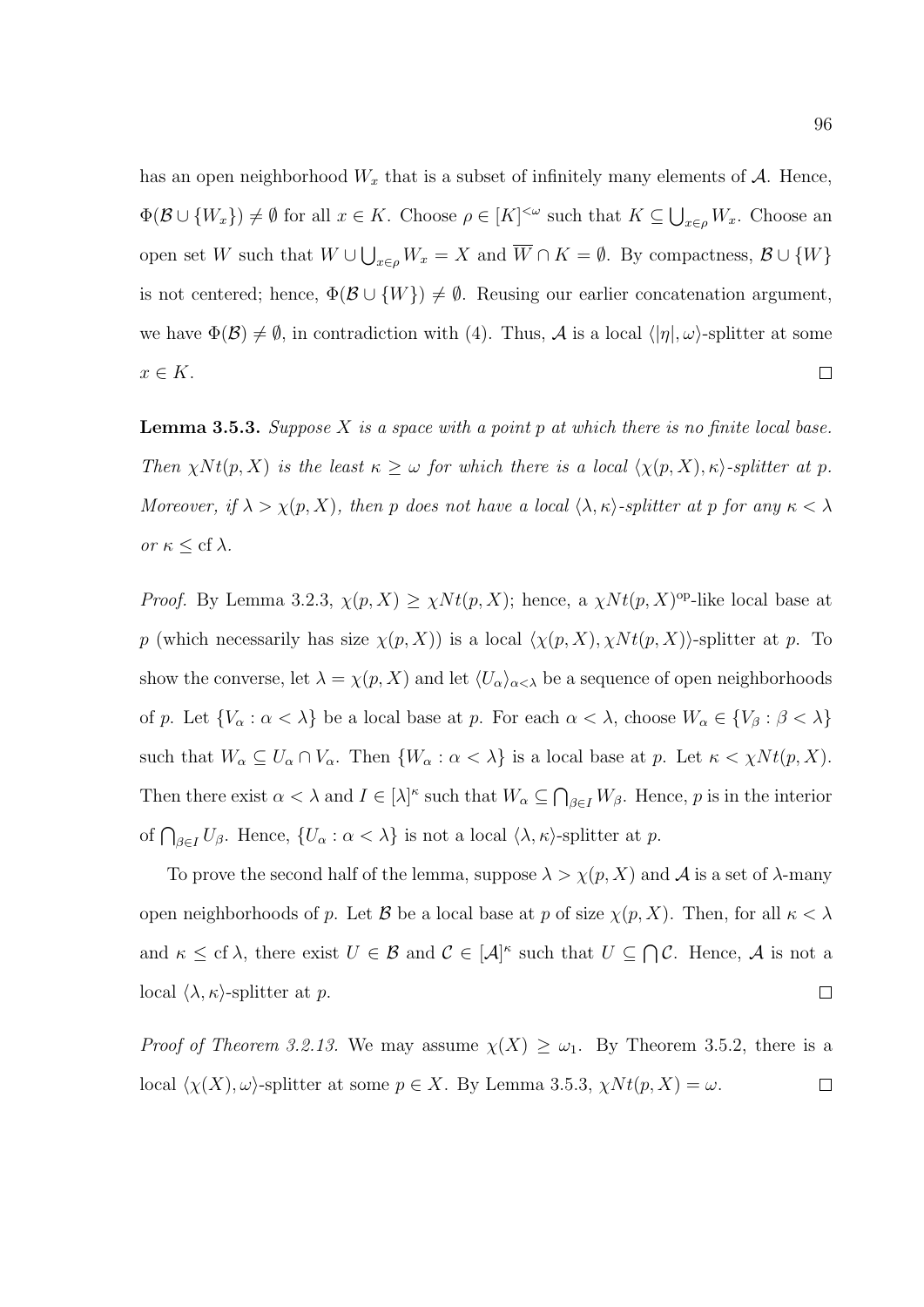has an open neighborhood $W_x$ that is a subset of infinitely many elements of $\mathcal{A}$. Hence, $\Phi(\mathcal{B} \cup \{W_x\}) \neq \emptyset$ for all $x \in K$. Choose $\rho \in [K]^{<\omega}$ such that $K \subseteq \bigcup_{x \in \rho} W_x$. Choose an open set $W$ such that $W \cup \bigcup_{x \in \rho} W_x = X$ and $\overline{W} \cap K = \emptyset$. By compactness, $\mathcal{B} \cup \{W\}$ is not centered; hence, $\Phi(\mathcal{B} \cup \{W\}) \neq \emptyset$. Reusing our earlier concatenation argument, we have $\Phi(\mathcal{B}) \neq \emptyset$, in contradiction with (4). Thus, $\mathcal{A}$ is a local $\langle |\eta|, \omega \rangle$-splitter at some $x \in K$. $\square$

**Lemma 3.5.3.** *Suppose $X$ is a space with a point $p$ at which there is no finite local base. Then $\chi Nt(p, X)$ is the least $\kappa \geq \omega$ for which there is a local $\langle \chi(p, X), \kappa \rangle$-splitter at $p$. Moreover, if $\lambda > \chi(p, X)$, then $p$ does not have a local $\langle \lambda, \kappa \rangle$-splitter at $p$ for any $\kappa < \lambda$ or $\kappa \leq \operatorname{cf} \lambda$.*

*Proof.* By Lemma 3.2.3, $\chi(p, X) \geq \chi Nt(p, X)$; hence, a $\chi Nt(p, X)^{\mathrm{op}}$-like local base at $p$ (which necessarily has size $\chi(p, X)$) is a local $\langle \chi(p, X), \chi Nt(p, X) \rangle$-splitter at $p$. To show the converse, let $\lambda = \chi(p, X)$ and let $\langle U_\alpha \rangle_{\alpha < \lambda}$ be a sequence of open neighborhoods of $p$. Let $\{V_\alpha : \alpha < \lambda\}$ be a local base at $p$. For each $\alpha < \lambda$, choose $W_\alpha \in \{V_\beta : \beta < \lambda\}$ such that $W_\alpha \subseteq U_\alpha \cap V_\alpha$. Then $\{W_\alpha : \alpha < \lambda\}$ is a local base at $p$. Let $\kappa < \chi Nt(p, X)$. Then there exist $\alpha < \lambda$ and $I \in [\lambda]^\kappa$ such that $W_\alpha \subseteq \bigcap_{\beta \in I} W_\beta$. Hence, $p$ is in the interior of $\bigcap_{\beta \in I} U_\beta$. Hence, $\{U_\alpha : \alpha < \lambda\}$ is not a local $\langle \lambda, \kappa \rangle$-splitter at $p$.

To prove the second half of the lemma, suppose $\lambda > \chi(p, X)$ and $\mathcal{A}$ is a set of $\lambda$-many open neighborhoods of $p$. Let $\mathcal{B}$ be a local base at $p$ of size $\chi(p, X)$. Then, for all $\kappa < \lambda$ and $\kappa \leq \operatorname{cf} \lambda$, there exist $U \in \mathcal{B}$ and $\mathcal{C} \in [\mathcal{A}]^\kappa$ such that $U \subseteq \bigcap \mathcal{C}$. Hence, $\mathcal{A}$ is not a local $\langle \lambda, \kappa \rangle$-splitter at $p$. $\square$

*Proof of Theorem 3.2.13.* We may assume $\chi(X) \geq \omega_1$. By Theorem 3.5.2, there is a local $\langle \chi(X), \omega \rangle$-splitter at some $p \in X$. By Lemma 3.5.3, $\chi Nt(p, X) = \omega$. $\square$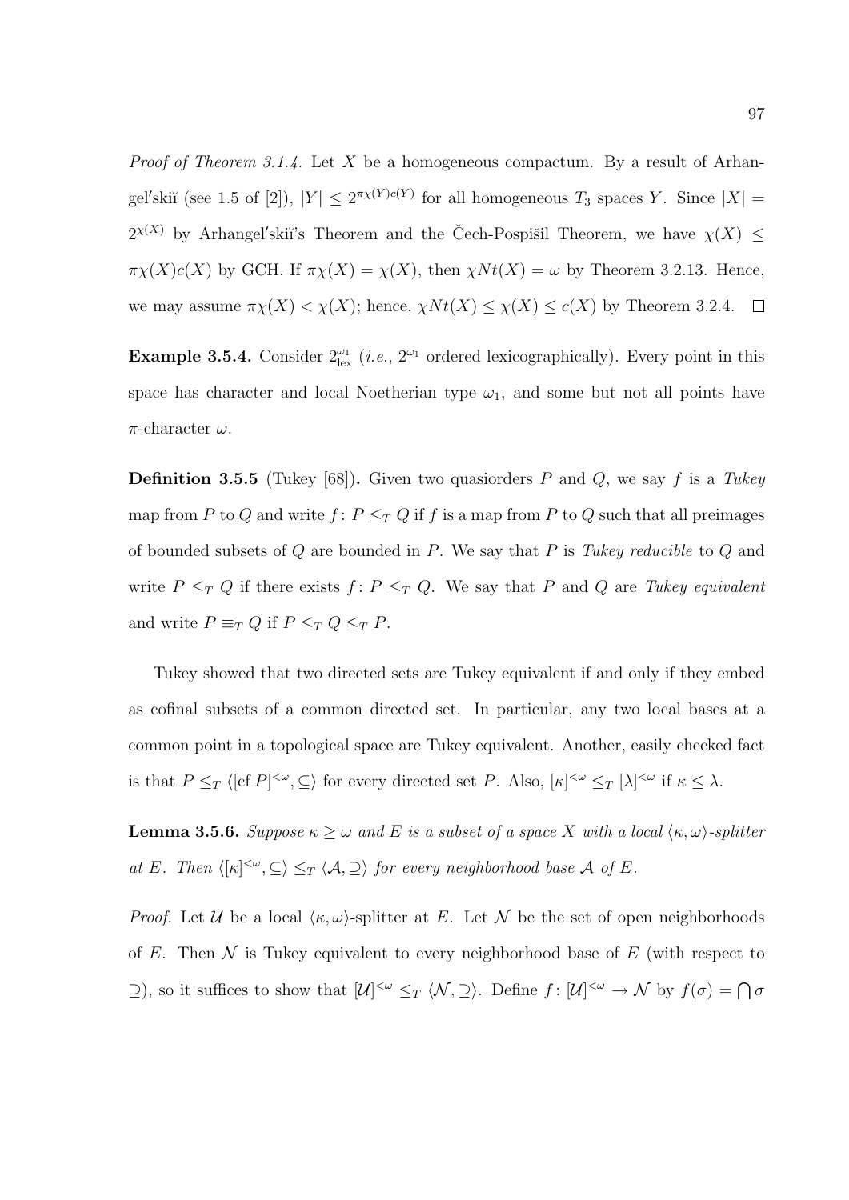*Proof of Theorem 3.1.4.* Let $X$ be a homogeneous compactum. By a result of Arhangel′skiĭ (see 1.5 of [2]), $|Y| \leq 2^{\pi\chi(Y)c(Y)}$ for all homogeneous $T_3$ spaces $Y$. Since $|X| = 2^{\chi(X)}$ by Arhangel′skiĭ's Theorem and the Čech-Pospišil Theorem, we have $\chi(X) \leq \pi\chi(X)c(X)$ by GCH. If $\pi\chi(X) = \chi(X)$, then $\chi Nt(X) = \omega$ by Theorem 3.2.13. Hence, we may assume $\pi\chi(X) < \chi(X)$; hence, $\chi Nt(X) \leq \chi(X) \leq c(X)$ by Theorem 3.2.4. $\square$

**Example 3.5.4.** Consider $2^{\omega_1}_{\text{lex}}$ (*i.e.*, $2^{\omega_1}$ ordered lexicographically). Every point in this space has character and local Noetherian type $\omega_1$, and some but not all points have $\pi$-character $\omega$.

**Definition 3.5.5** (Tukey [68])**.** Given two quasiorders $P$ and $Q$, we say $f$ is a *Tukey map* from $P$ to $Q$ and write $f\colon P \leq_T Q$ if $f$ is a map from $P$ to $Q$ such that all preimages of bounded subsets of $Q$ are bounded in $P$. We say that $P$ is *Tukey reducible* to $Q$ and write $P \leq_T Q$ if there exists $f\colon P \leq_T Q$. We say that $P$ and $Q$ are *Tukey equivalent* and write $P \equiv_T Q$ if $P \leq_T Q \leq_T P$.

Tukey showed that two directed sets are Tukey equivalent if and only if they embed as cofinal subsets of a common directed set. In particular, any two local bases at a common point in a topological space are Tukey equivalent. Another, easily checked fact is that $P \leq_T \langle [\operatorname{cf} P]^{<\omega}, \subseteq \rangle$ for every directed set $P$. Also, $[\kappa]^{<\omega} \leq_T [\lambda]^{<\omega}$ if $\kappa \leq \lambda$.

**Lemma 3.5.6.** *Suppose $\kappa \geq \omega$ and $E$ is a subset of a space $X$ with a local $\langle \kappa, \omega \rangle$-splitter at $E$. Then $\langle [\kappa]^{<\omega}, \subseteq \rangle \leq_T \langle \mathcal{A}, \supseteq \rangle$ for every neighborhood base $\mathcal{A}$ of $E$.*

*Proof.* Let $\mathcal{U}$ be a local $\langle \kappa, \omega \rangle$-splitter at $E$. Let $\mathcal{N}$ be the set of open neighborhoods of $E$. Then $\mathcal{N}$ is Tukey equivalent to every neighborhood base of $E$ (with respect to $\supseteq$), so it suffices to show that $[\mathcal{U}]^{<\omega} \leq_T \langle \mathcal{N}, \supseteq \rangle$. Define $f\colon [\mathcal{U}]^{<\omega} \to \mathcal{N}$ by $f(\sigma) = \bigcap \sigma$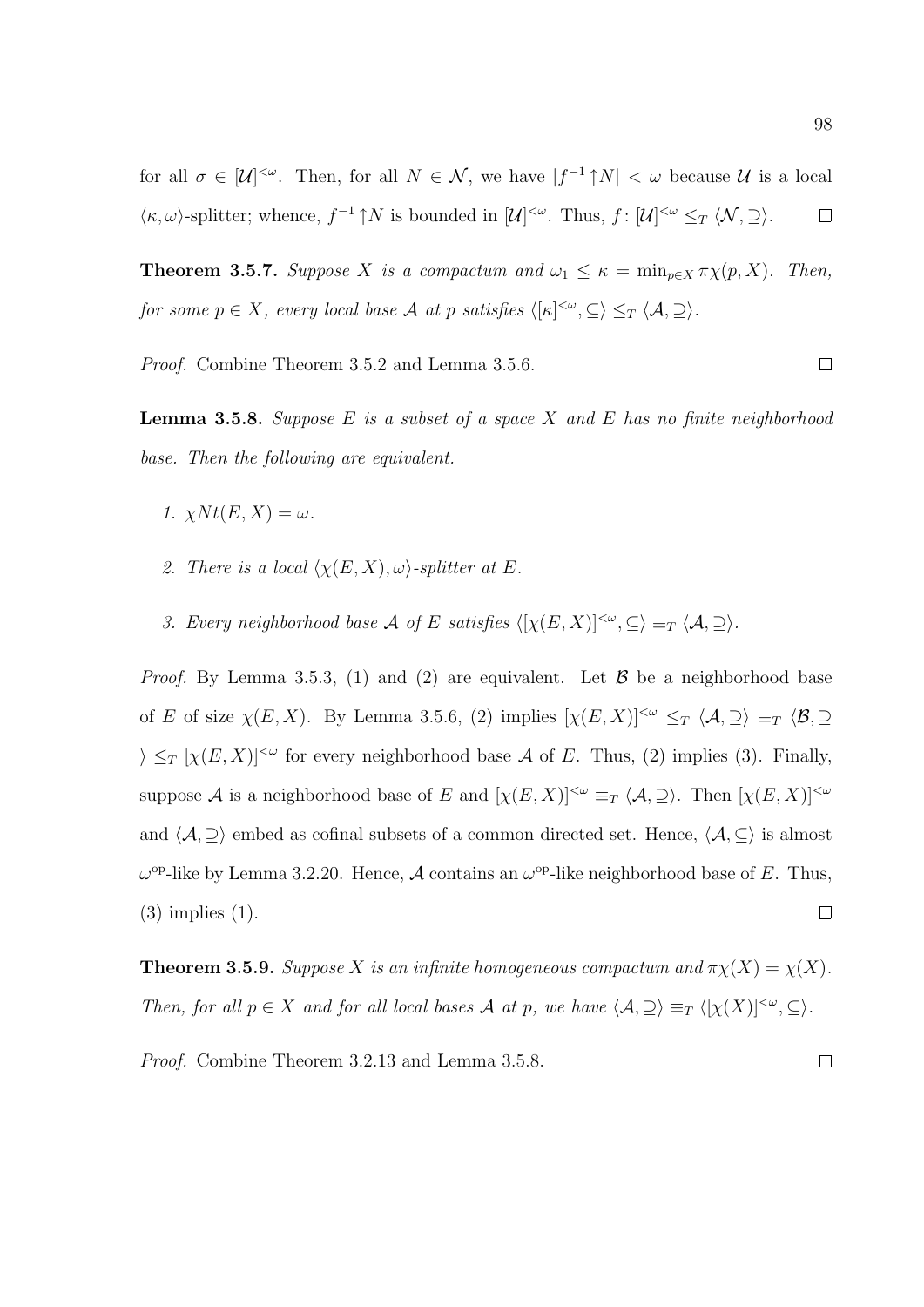for all $\sigma \in [\mathcal{U}]^{<\omega}$. Then, for all $N \in \mathcal{N}$, we have $|f^{-1}\uparrow N| < \omega$ because $\mathcal{U}$ is a local $\langle \kappa, \omega \rangle$-splitter; whence, $f^{-1}\uparrow N$ is bounded in $[\mathcal{U}]^{<\omega}$. Thus, $f\colon [\mathcal{U}]^{<\omega} \leq_T \langle \mathcal{N}, \supseteq \rangle$. $\square$

**Theorem 3.5.7.** *Suppose $X$ is a compactum and $\omega_1 \leq \kappa = \min_{p \in X} \pi\chi(p, X)$. Then, for some $p \in X$, every local base $\mathcal{A}$ at $p$ satisfies $\langle [\kappa]^{<\omega}, \subseteq \rangle \leq_T \langle \mathcal{A}, \supseteq \rangle$.*

*Proof.* Combine Theorem 3.5.2 and Lemma 3.5.6. $\square$

**Lemma 3.5.8.** *Suppose $E$ is a subset of a space $X$ and $E$ has no finite neighborhood base. Then the following are equivalent.*

1. *$\chi Nt(E, X) = \omega$.*
2. *There is a local $\langle \chi(E, X), \omega \rangle$-splitter at $E$.*
3. *Every neighborhood base $\mathcal{A}$ of $E$ satisfies $\langle [\chi(E, X)]^{<\omega}, \subseteq \rangle \equiv_T \langle \mathcal{A}, \supseteq \rangle$.*

*Proof.* By Lemma 3.5.3, (1) and (2) are equivalent. Let $\mathcal{B}$ be a neighborhood base of $E$ of size $\chi(E, X)$. By Lemma 3.5.6, (2) implies $[\chi(E, X)]^{<\omega} \leq_T \langle \mathcal{A}, \supseteq \rangle \equiv_T \langle \mathcal{B}, \supseteq \rangle \leq_T [\chi(E, X)]^{<\omega}$ for every neighborhood base $\mathcal{A}$ of $E$. Thus, (2) implies (3). Finally, suppose $\mathcal{A}$ is a neighborhood base of $E$ and $[\chi(E, X)]^{<\omega} \equiv_T \langle \mathcal{A}, \supseteq \rangle$. Then $[\chi(E, X)]^{<\omega}$ and $\langle \mathcal{A}, \supseteq \rangle$ embed as cofinal subsets of a common directed set. Hence, $\langle \mathcal{A}, \subseteq \rangle$ is almost $\omega^{\mathrm{op}}$-like by Lemma 3.2.20. Hence, $\mathcal{A}$ contains an $\omega^{\mathrm{op}}$-like neighborhood base of $E$. Thus, (3) implies (1). $\square$

**Theorem 3.5.9.** *Suppose $X$ is an infinite homogeneous compactum and $\pi\chi(X) = \chi(X)$. Then, for all $p \in X$ and for all local bases $\mathcal{A}$ at $p$, we have $\langle \mathcal{A}, \supseteq \rangle \equiv_T \langle [\chi(X)]^{<\omega}, \subseteq \rangle$.*

*Proof.* Combine Theorem 3.2.13 and Lemma 3.5.8. $\square$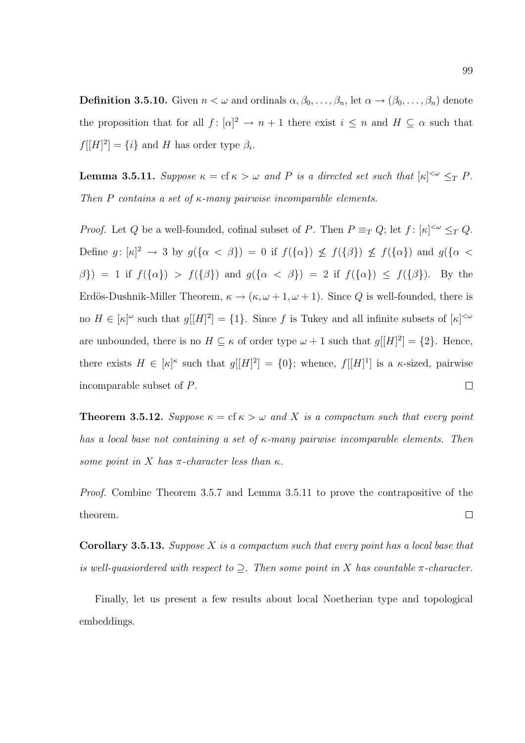**Definition 3.5.10.** Given $n < \omega$ and ordinals $\alpha, \beta_0, \ldots, \beta_n$, let $\alpha \to (\beta_0, \ldots, \beta_n)$ denote the proposition that for all $f\colon [\alpha]^2 \to n+1$ there exist $i \leq n$ and $H \subseteq \alpha$ such that $f[[H]^2] = \{i\}$ and $H$ has order type $\beta_i$.

**Lemma 3.5.11.** *Suppose $\kappa = \operatorname{cf} \kappa > \omega$ and $P$ is a directed set such that $[\kappa]^{<\omega} \leq_T P$. Then $P$ contains a set of $\kappa$-many pairwise incomparable elements.*

*Proof.* Let $Q$ be a well-founded, cofinal subset of $P$. Then $P \equiv_T Q$; let $f\colon [\kappa]^{<\omega} \leq_T Q$. Define $g\colon [\kappa]^2 \to 3$ by $g(\{\alpha < \beta\}) = 0$ if $f(\{\alpha\}) \not\leq f(\{\beta\}) \not\leq f(\{\alpha\})$ and $g(\{\alpha < \beta\}) = 1$ if $f(\{\alpha\}) > f(\{\beta\})$ and $g(\{\alpha < \beta\}) = 2$ if $f(\{\alpha\}) \leq f(\{\beta\})$. By the Erdös-Dushnik-Miller Theorem, $\kappa \to (\kappa, \omega+1, \omega+1)$. Since $Q$ is well-founded, there is no $H \in [\kappa]^\omega$ such that $g[[H]^2] = \{1\}$. Since $f$ is Tukey and all infinite subsets of $[\kappa]^{<\omega}$ are unbounded, there is no $H \subseteq \kappa$ of order type $\omega+1$ such that $g[[H]^2] = \{2\}$. Hence, there exists $H \in [\kappa]^\kappa$ such that $g[[H]^2] = \{0\}$; whence, $f[[H]^1]$ is a $\kappa$-sized, pairwise incomparable subset of $P$. $\square$

**Theorem 3.5.12.** *Suppose $\kappa = \operatorname{cf} \kappa > \omega$ and $X$ is a compactum such that every point has a local base not containing a set of $\kappa$-many pairwise incomparable elements. Then some point in $X$ has $\pi$-character less than $\kappa$.*

*Proof.* Combine Theorem 3.5.7 and Lemma 3.5.11 to prove the contrapositive of the theorem. $\square$

**Corollary 3.5.13.** *Suppose $X$ is a compactum such that every point has a local base that is well-quasiordered with respect to $\supseteq$. Then some point in $X$ has countable $\pi$-character.*

Finally, let us present a few results about local Noetherian type and topological embeddings.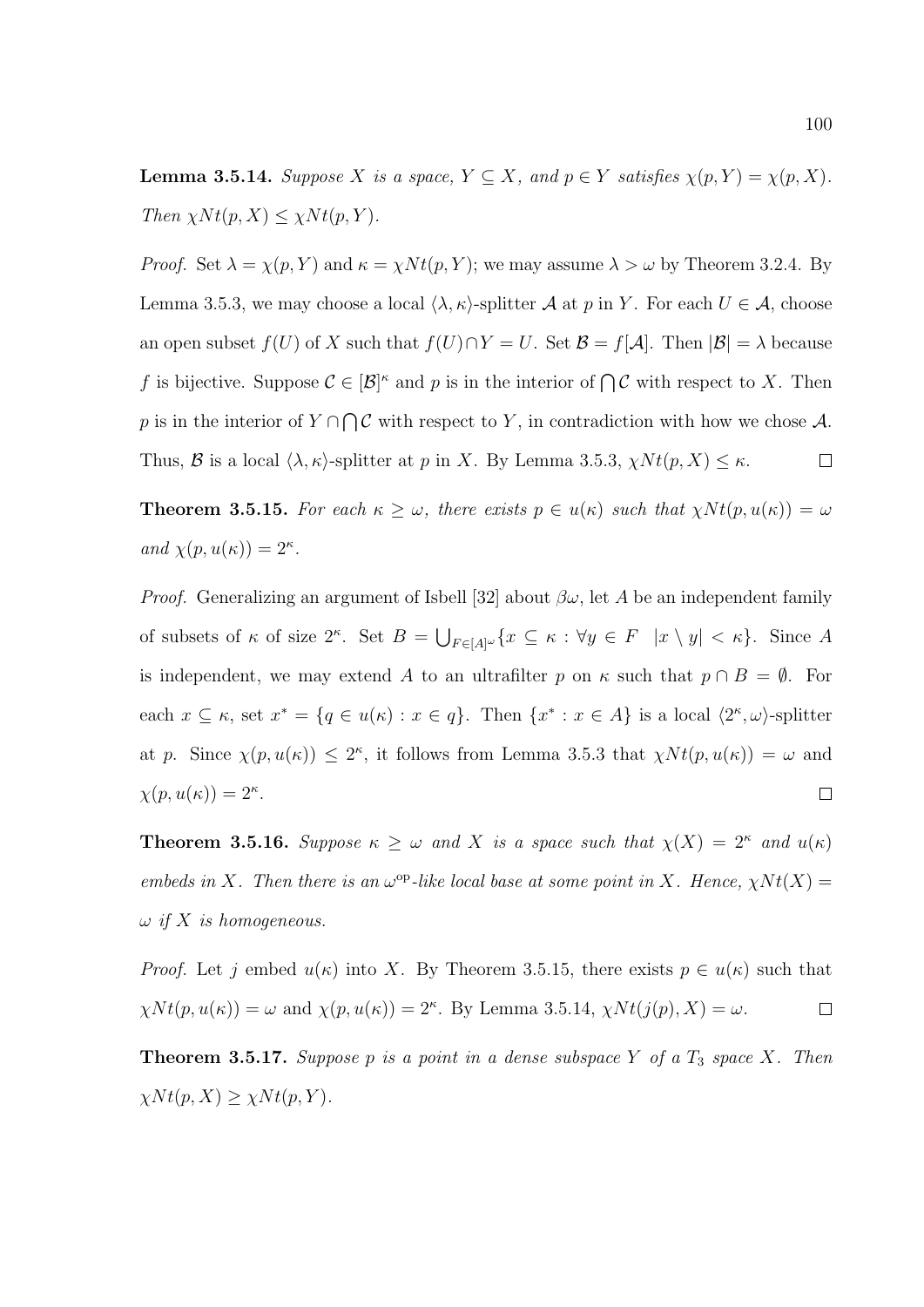**Lemma 3.5.14.** *Suppose $X$ is a space, $Y \subseteq X$, and $p \in Y$ satisfies $\chi(p, Y) = \chi(p, X)$. Then $\chi Nt(p, X) \leq \chi Nt(p, Y)$.*

*Proof.* Set $\lambda = \chi(p, Y)$ and $\kappa = \chi Nt(p, Y)$; we may assume $\lambda > \omega$ by Theorem 3.2.4. By Lemma 3.5.3, we may choose a local $\langle \lambda, \kappa \rangle$-splitter $\mathcal{A}$ at $p$ in $Y$. For each $U \in \mathcal{A}$, choose an open subset $f(U)$ of $X$ such that $f(U) \cap Y = U$. Set $\mathcal{B} = f[\mathcal{A}]$. Then $|\mathcal{B}| = \lambda$ because $f$ is bijective. Suppose $\mathcal{C} \in [\mathcal{B}]^\kappa$ and $p$ is in the interior of $\bigcap \mathcal{C}$ with respect to $X$. Then $p$ is in the interior of $Y \cap \bigcap \mathcal{C}$ with respect to $Y$, in contradiction with how we chose $\mathcal{A}$. Thus, $\mathcal{B}$ is a local $\langle \lambda, \kappa \rangle$-splitter at $p$ in $X$. By Lemma 3.5.3, $\chi Nt(p, X) \leq \kappa$. $\square$

**Theorem 3.5.15.** *For each $\kappa \geq \omega$, there exists $p \in u(\kappa)$ such that $\chi Nt(p, u(\kappa)) = \omega$ and $\chi(p, u(\kappa)) = 2^\kappa$.*

*Proof.* Generalizing an argument of Isbell [32] about $\beta\omega$, let $A$ be an independent family of subsets of $\kappa$ of size $2^\kappa$. Set $B = \bigcup_{F \in [A]^\omega} \{x \subseteq \kappa : \forall y \in F \quad |x \setminus y| < \kappa\}$. Since $A$ is independent, we may extend $A$ to an ultrafilter $p$ on $\kappa$ such that $p \cap B = \emptyset$. For each $x \subseteq \kappa$, set $x^* = \{q \in u(\kappa) : x \in q\}$. Then $\{x^* : x \in A\}$ is a local $\langle 2^\kappa, \omega \rangle$-splitter at $p$. Since $\chi(p, u(\kappa)) \leq 2^\kappa$, it follows from Lemma 3.5.3 that $\chi Nt(p, u(\kappa)) = \omega$ and $\chi(p, u(\kappa)) = 2^\kappa$. $\square$

**Theorem 3.5.16.** *Suppose $\kappa \geq \omega$ and $X$ is a space such that $\chi(X) = 2^\kappa$ and $u(\kappa)$ embeds in $X$. Then there is an $\omega^{\mathrm{op}}$-like local base at some point in $X$. Hence, $\chi Nt(X) = \omega$ if $X$ is homogeneous.*

*Proof.* Let $j$ embed $u(\kappa)$ into $X$. By Theorem 3.5.15, there exists $p \in u(\kappa)$ such that $\chi Nt(p, u(\kappa)) = \omega$ and $\chi(p, u(\kappa)) = 2^\kappa$. By Lemma 3.5.14, $\chi Nt(j(p), X) = \omega$. $\square$

**Theorem 3.5.17.** *Suppose $p$ is a point in a dense subspace $Y$ of a $T_3$ space $X$. Then $\chi Nt(p, X) \geq \chi Nt(p, Y)$.*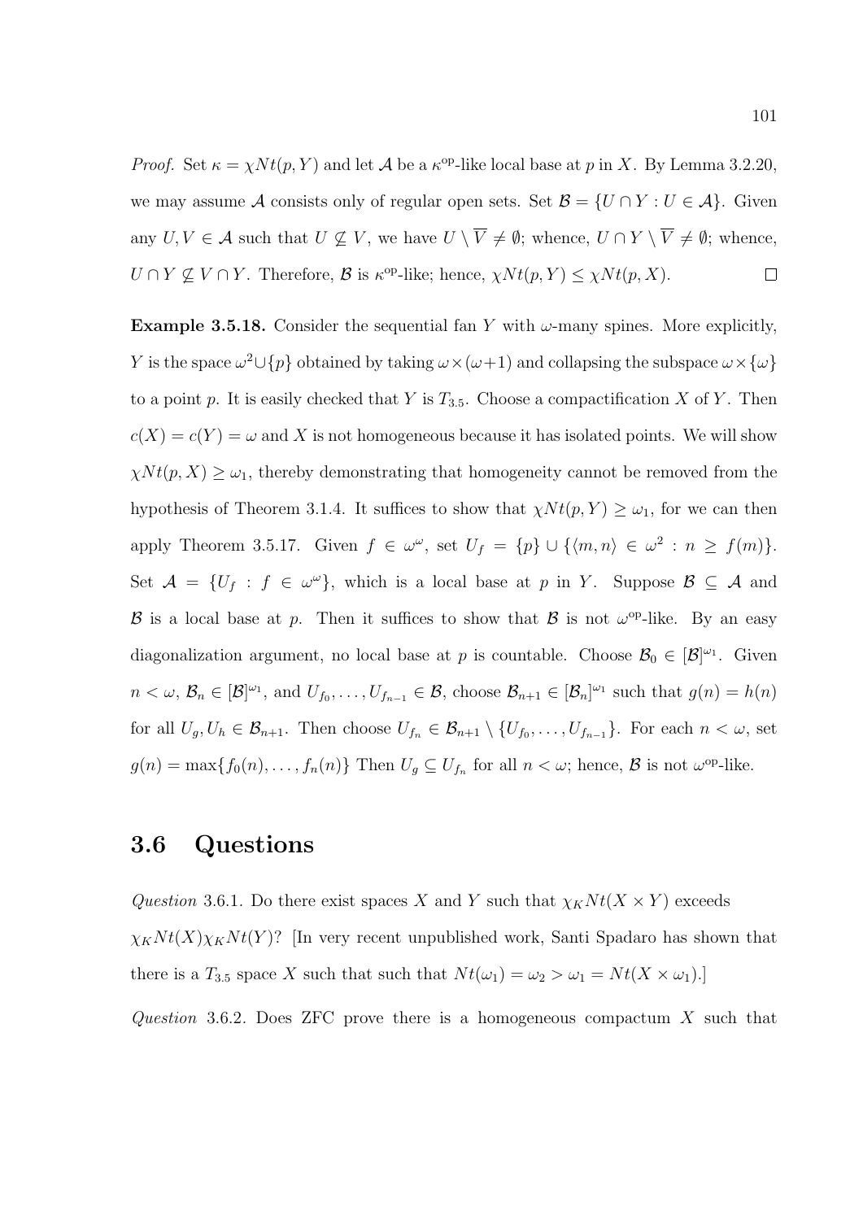*Proof.* Set $\kappa = \chi Nt(p, Y)$ and let $\mathcal{A}$ be a $\kappa^{\text{op}}$-like local base at $p$ in $X$. By Lemma 3.2.20, we may assume $\mathcal{A}$ consists only of regular open sets. Set $\mathcal{B} = \{U \cap Y : U \in \mathcal{A}\}$. Given any $U, V \in \mathcal{A}$ such that $U \not\subseteq V$, we have $U \setminus \overline{V} \neq \emptyset$; whence, $U \cap Y \setminus \overline{V} \neq \emptyset$; whence, $U \cap Y \not\subseteq V \cap Y$. Therefore, $\mathcal{B}$ is $\kappa^{\text{op}}$-like; hence, $\chi Nt(p, Y) \leq \chi Nt(p, X)$. $\square$

**Example 3.5.18.** Consider the sequential fan $Y$ with $\omega$-many spines. More explicitly, $Y$ is the space $\omega^2 \cup \{p\}$ obtained by taking $\omega \times (\omega + 1)$ and collapsing the subspace $\omega \times \{\omega\}$ to a point $p$. It is easily checked that $Y$ is $T_{3.5}$. Choose a compactification $X$ of $Y$. Then $c(X) = c(Y) = \omega$ and $X$ is not homogeneous because it has isolated points. We will show $\chi Nt(p, X) \geq \omega_1$, thereby demonstrating that homogeneity cannot be removed from the hypothesis of Theorem 3.1.4. It suffices to show that $\chi Nt(p, Y) \geq \omega_1$, for we can then apply Theorem 3.5.17. Given $f \in \omega^\omega$, set $U_f = \{p\} \cup \{\langle m, n \rangle \in \omega^2 : n \geq f(m)\}$. Set $\mathcal{A} = \{U_f : f \in \omega^\omega\}$, which is a local base at $p$ in $Y$. Suppose $\mathcal{B} \subseteq \mathcal{A}$ and $\mathcal{B}$ is a local base at $p$. Then it suffices to show that $\mathcal{B}$ is not $\omega^{\text{op}}$-like. By an easy diagonalization argument, no local base at $p$ is countable. Choose $\mathcal{B}_0 \in [\mathcal{B}]^{\omega_1}$. Given $n < \omega$, $\mathcal{B}_n \in [\mathcal{B}]^{\omega_1}$, and $U_{f_0}, \ldots, U_{f_{n-1}} \in \mathcal{B}$, choose $\mathcal{B}_{n+1} \in [\mathcal{B}_n]^{\omega_1}$ such that $g(n) = h(n)$ for all $U_g, U_h \in \mathcal{B}_{n+1}$. Then choose $U_{f_n} \in \mathcal{B}_{n+1} \setminus \{U_{f_0}, \ldots, U_{f_{n-1}}\}$. For each $n < \omega$, set $g(n) = \max\{f_0(n), \ldots, f_n(n)\}$ Then $U_g \subseteq U_{f_n}$ for all $n < \omega$; hence, $\mathcal{B}$ is not $\omega^{\text{op}}$-like.

## 3.6 Questions

*Question* 3.6.1. Do there exist spaces $X$ and $Y$ such that $\chi_K Nt(X \times Y)$ exceeds $\chi_K Nt(X) \chi_K Nt(Y)$? [In very recent unpublished work, Santi Spadaro has shown that there is a $T_{3.5}$ space $X$ such that such that $Nt(\omega_1) = \omega_2 > \omega_1 = Nt(X \times \omega_1)$.]

*Question* 3.6.2. Does ZFC prove there is a homogeneous compactum $X$ such that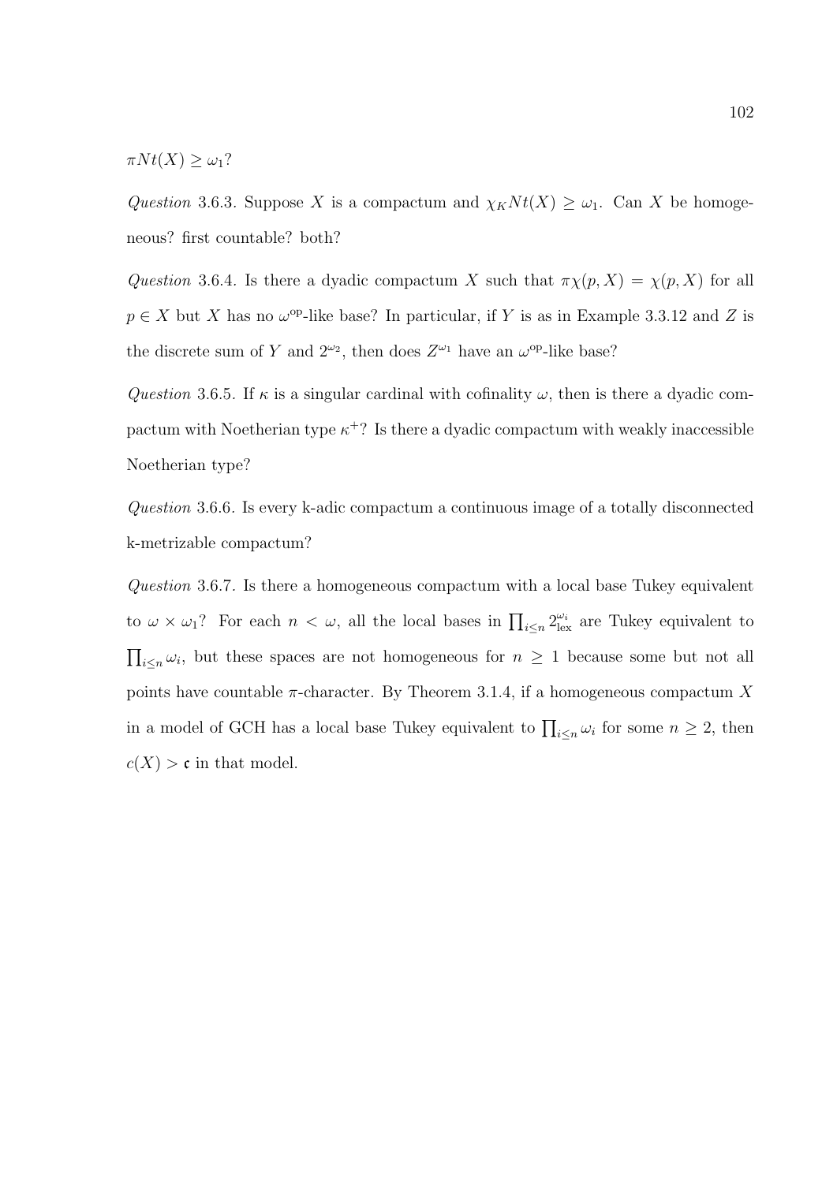$\pi Nt(X) \geq \omega_1$?

*Question* 3.6.3. Suppose $X$ is a compactum and $\chi_K Nt(X) \geq \omega_1$. Can $X$ be homogeneous? first countable? both?

*Question* 3.6.4. Is there a dyadic compactum $X$ such that $\pi\chi(p, X) = \chi(p, X)$ for all $p \in X$ but $X$ has no $\omega^{\mathrm{op}}$-like base? In particular, if $Y$ is as in Example 3.3.12 and $Z$ is the discrete sum of $Y$ and $2^{\omega_2}$, then does $Z^{\omega_1}$ have an $\omega^{\mathrm{op}}$-like base?

*Question* 3.6.5. If $\kappa$ is a singular cardinal with cofinality $\omega$, then is there a dyadic compactum with Noetherian type $\kappa^+$? Is there a dyadic compactum with weakly inaccessible Noetherian type?

*Question* 3.6.6. Is every k-adic compactum a continuous image of a totally disconnected k-metrizable compactum?

*Question* 3.6.7. Is there a homogeneous compactum with a local base Tukey equivalent to $\omega \times \omega_1$? For each $n < \omega$, all the local bases in $\prod_{i \leq n} 2^{\omega_i}_{\mathrm{lex}}$ are Tukey equivalent to $\prod_{i \leq n} \omega_i$, but these spaces are not homogeneous for $n \geq 1$ because some but not all points have countable $\pi$-character. By Theorem 3.1.4, if a homogeneous compactum $X$ in a model of GCH has a local base Tukey equivalent to $\prod_{i \leq n} \omega_i$ for some $n \geq 2$, then $c(X) > \mathfrak{c}$ in that model.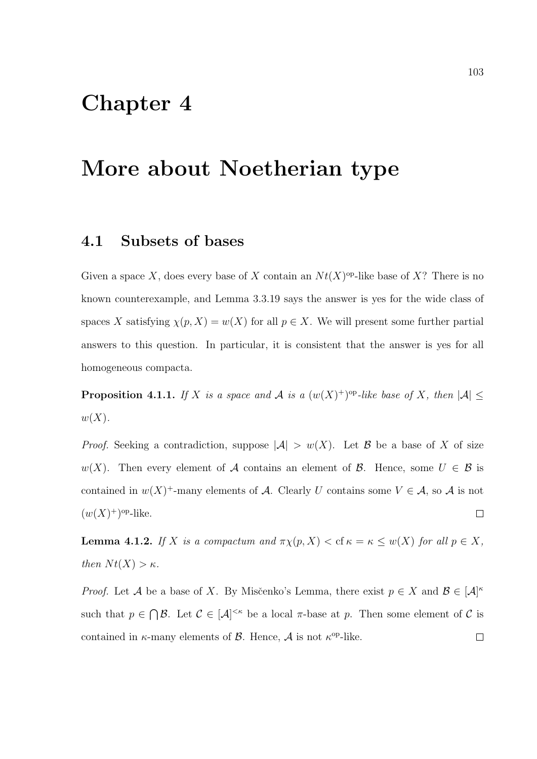# Chapter 4

# More about Noetherian type

## 4.1 Subsets of bases

Given a space $X$, does every base of $X$ contain an $Nt(X)^{\mathrm{op}}$-like base of $X$? There is no known counterexample, and Lemma 3.3.19 says the answer is yes for the wide class of spaces $X$ satisfying $\chi(p, X) = w(X)$ for all $p \in X$. We will present some further partial answers to this question. In particular, it is consistent that the answer is yes for all homogeneous compacta.

**Proposition 4.1.1.** *If $X$ is a space and $\mathcal{A}$ is a $(w(X)^+)^{\mathrm{op}}$-like base of $X$, then $|\mathcal{A}| \leq w(X)$.*

*Proof.* Seeking a contradiction, suppose $|\mathcal{A}| > w(X)$. Let $\mathcal{B}$ be a base of $X$ of size $w(X)$. Then every element of $\mathcal{A}$ contains an element of $\mathcal{B}$. Hence, some $U \in \mathcal{B}$ is contained in $w(X)^+$-many elements of $\mathcal{A}$. Clearly $U$ contains some $V \in \mathcal{A}$, so $\mathcal{A}$ is not $(w(X)^+)^{\mathrm{op}}$-like. $\square$

**Lemma 4.1.2.** *If $X$ is a compactum and $\pi\chi(p, X) < \operatorname{cf} \kappa = \kappa \leq w(X)$ for all $p \in X$, then $Nt(X) > \kappa$.*

*Proof.* Let $\mathcal{A}$ be a base of $X$. By Misčenko's Lemma, there exist $p \in X$ and $\mathcal{B} \in [\mathcal{A}]^\kappa$ such that $p \in \bigcap \mathcal{B}$. Let $\mathcal{C} \in [\mathcal{A}]^{<\kappa}$ be a local $\pi$-base at $p$. Then some element of $\mathcal{C}$ is contained in $\kappa$-many elements of $\mathcal{B}$. Hence, $\mathcal{A}$ is not $\kappa^{\mathrm{op}}$-like. $\square$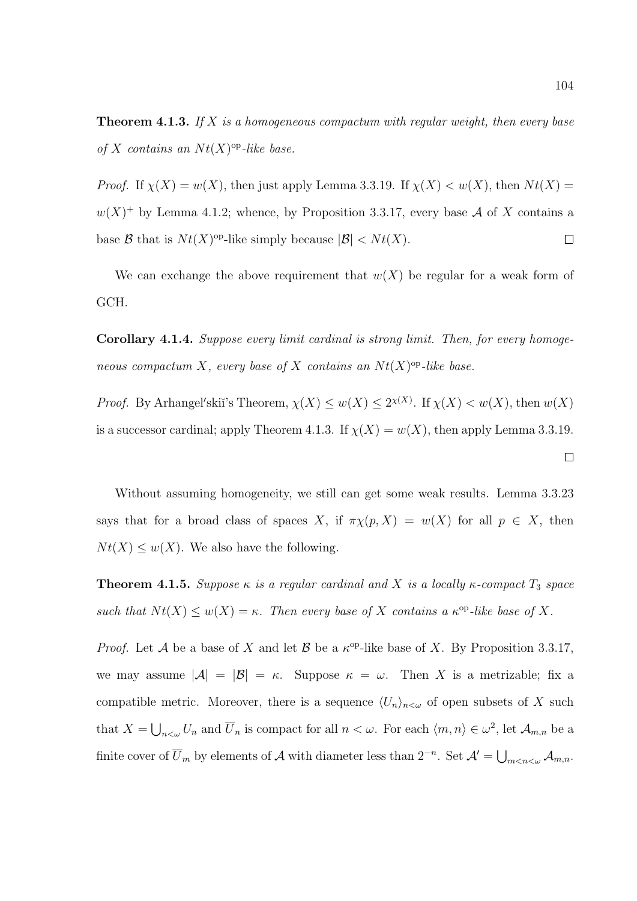**Theorem 4.1.3.** *If $X$ is a homogeneous compactum with regular weight, then every base of $X$ contains an $Nt(X)^{\mathrm{op}}$-like base.*

*Proof.* If $\chi(X) = w(X)$, then just apply Lemma 3.3.19. If $\chi(X) < w(X)$, then $Nt(X) = w(X)^+$ by Lemma 4.1.2; whence, by Proposition 3.3.17, every base $\mathcal{A}$ of $X$ contains a base $\mathcal{B}$ that is $Nt(X)^{\mathrm{op}}$-like simply because $|\mathcal{B}| < Nt(X)$. $\square$

We can exchange the above requirement that $w(X)$ be regular for a weak form of GCH.

**Corollary 4.1.4.** *Suppose every limit cardinal is strong limit. Then, for every homogeneous compactum $X$, every base of $X$ contains an $Nt(X)^{\mathrm{op}}$-like base.*

*Proof.* By Arhangel′skiĭ's Theorem, $\chi(X) \leq w(X) \leq 2^{\chi(X)}$. If $\chi(X) < w(X)$, then $w(X)$ is a successor cardinal; apply Theorem 4.1.3. If $\chi(X) = w(X)$, then apply Lemma 3.3.19. $\square$

Without assuming homogeneity, we still can get some weak results. Lemma 3.3.23 says that for a broad class of spaces $X$, if $\pi\chi(p, X) = w(X)$ for all $p \in X$, then $Nt(X) \leq w(X)$. We also have the following.

**Theorem 4.1.5.** *Suppose $\kappa$ is a regular cardinal and $X$ is a locally $\kappa$-compact $T_3$ space such that $Nt(X) \leq w(X) = \kappa$. Then every base of $X$ contains a $\kappa^{\mathrm{op}}$-like base of $X$.*

*Proof.* Let $\mathcal{A}$ be a base of $X$ and let $\mathcal{B}$ be a $\kappa^{\mathrm{op}}$-like base of $X$. By Proposition 3.3.17, we may assume $|\mathcal{A}| = |\mathcal{B}| = \kappa$. Suppose $\kappa = \omega$. Then $X$ is a metrizable; fix a compatible metric. Moreover, there is a sequence $\langle U_n \rangle_{n<\omega}$ of open subsets of $X$ such that $X = \bigcup_{n<\omega} U_n$ and $\overline{U}_n$ is compact for all $n < \omega$. For each $\langle m, n \rangle \in \omega^2$, let $\mathcal{A}_{m,n}$ be a finite cover of $\overline{U}_m$ by elements of $\mathcal{A}$ with diameter less than $2^{-n}$. Set $\mathcal{A}' = \bigcup_{m<n<\omega} \mathcal{A}_{m,n}$.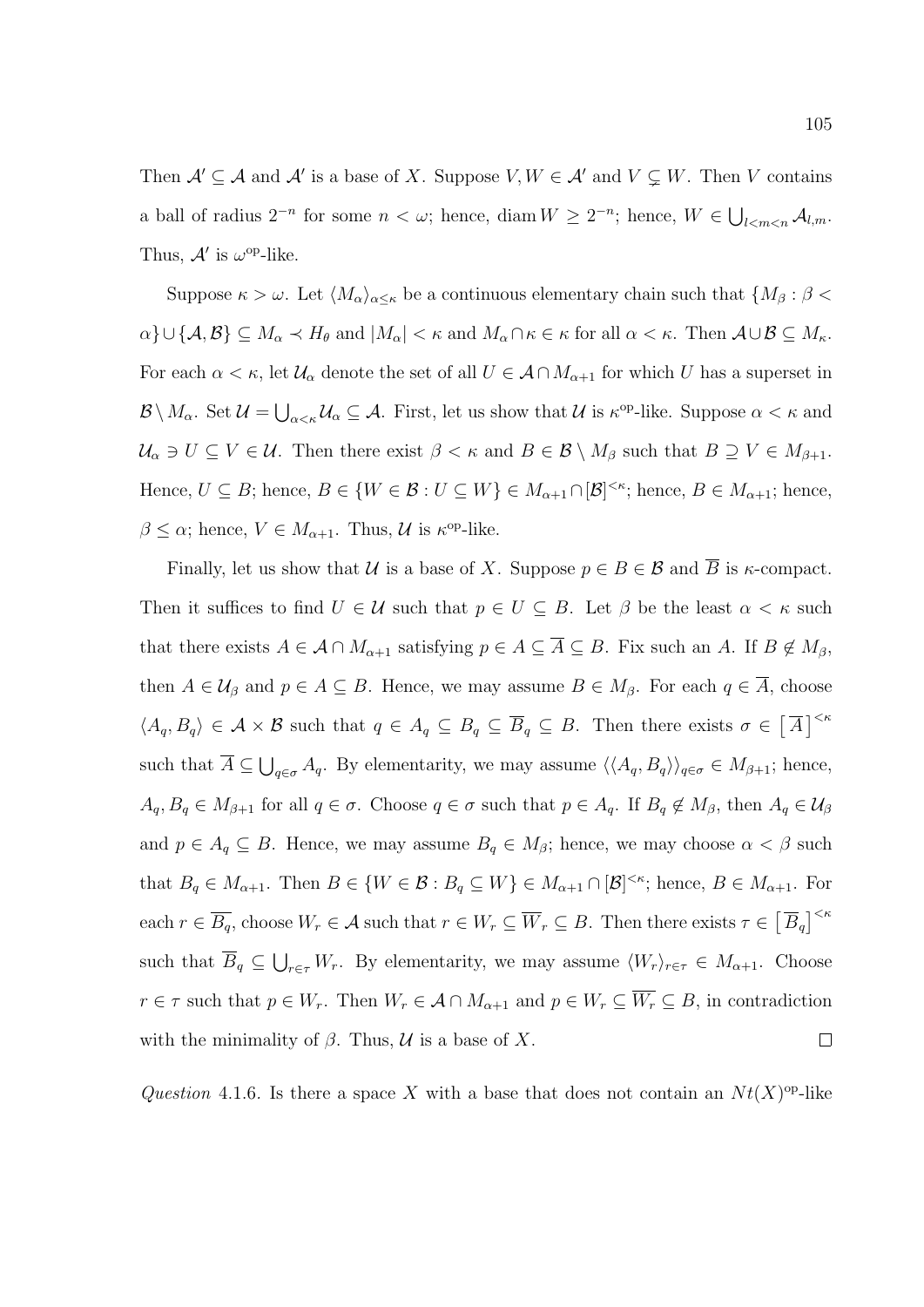Then $\mathcal{A}' \subseteq \mathcal{A}$ and $\mathcal{A}'$ is a base of $X$. Suppose $V, W \in \mathcal{A}'$ and $V \subsetneq W$. Then $V$ contains a ball of radius $2^{-n}$ for some $n < \omega$; hence, $\operatorname{diam} W \geq 2^{-n}$; hence, $W \in \bigcup_{l<m<n} \mathcal{A}_{l,m}$. Thus, $\mathcal{A}'$ is $\omega^{\mathrm{op}}$-like.

Suppose $\kappa > \omega$. Let $\langle M_\alpha \rangle_{\alpha \leq \kappa}$ be a continuous elementary chain such that $\{M_\beta : \beta < \alpha\} \cup \{\mathcal{A}, \mathcal{B}\} \subseteq M_\alpha \prec H_\theta$ and $|M_\alpha| < \kappa$ and $M_\alpha \cap \kappa \in \kappa$ for all $\alpha < \kappa$. Then $\mathcal{A} \cup \mathcal{B} \subseteq M_\kappa$. For each $\alpha < \kappa$, let $\mathcal{U}_\alpha$ denote the set of all $U \in \mathcal{A} \cap M_{\alpha+1}$ for which $U$ has a superset in $\mathcal{B} \setminus M_\alpha$. Set $\mathcal{U} = \bigcup_{\alpha<\kappa} \mathcal{U}_\alpha \subseteq \mathcal{A}$. First, let us show that $\mathcal{U}$ is $\kappa^{\mathrm{op}}$-like. Suppose $\alpha < \kappa$ and $\mathcal{U}_\alpha \ni U \subseteq V \in \mathcal{U}$. Then there exist $\beta < \kappa$ and $B \in \mathcal{B} \setminus M_\beta$ such that $B \supseteq V \in M_{\beta+1}$. Hence, $U \subseteq B$; hence, $B \in \{W \in \mathcal{B} : U \subseteq W\} \in M_{\alpha+1} \cap [\mathcal{B}]^{<\kappa}$; hence, $B \in M_{\alpha+1}$; hence, $\beta \leq \alpha$; hence, $V \in M_{\alpha+1}$. Thus, $\mathcal{U}$ is $\kappa^{\mathrm{op}}$-like.

Finally, let us show that $\mathcal{U}$ is a base of $X$. Suppose $p \in B \in \mathcal{B}$ and $\overline{B}$ is $\kappa$-compact. Then it suffices to find $U \in \mathcal{U}$ such that $p \in U \subseteq B$. Let $\beta$ be the least $\alpha < \kappa$ such that there exists $A \in \mathcal{A} \cap M_{\alpha+1}$ satisfying $p \in A \subseteq \overline{A} \subseteq B$. Fix such an $A$. If $B \notin M_\beta$, then $A \in \mathcal{U}_\beta$ and $p \in A \subseteq B$. Hence, we may assume $B \in M_\beta$. For each $q \in \overline{A}$, choose $\langle A_q, B_q \rangle \in \mathcal{A} \times \mathcal{B}$ such that $q \in A_q \subseteq B_q \subseteq \overline{B}_q \subseteq B$. Then there exists $\sigma \in \left[\overline{A}\right]^{<\kappa}$ such that $\overline{A} \subseteq \bigcup_{q\in\sigma} A_q$. By elementarity, we may assume $\langle \langle A_q, B_q \rangle \rangle_{q\in\sigma} \in M_{\beta+1}$; hence, $A_q, B_q \in M_{\beta+1}$ for all $q \in \sigma$. Choose $q \in \sigma$ such that $p \in A_q$. If $B_q \notin M_\beta$, then $A_q \in \mathcal{U}_\beta$ and $p \in A_q \subseteq B$. Hence, we may assume $B_q \in M_\beta$; hence, we may choose $\alpha < \beta$ such that $B_q \in M_{\alpha+1}$. Then $B \in \{W \in \mathcal{B} : B_q \subseteq W\} \in M_{\alpha+1} \cap [\mathcal{B}]^{<\kappa}$; hence, $B \in M_{\alpha+1}$. For each $r \in \overline{B_q}$, choose $W_r \in \mathcal{A}$ such that $r \in W_r \subseteq \overline{W}_r \subseteq B$. Then there exists $\tau \in \left[\overline{B}_q\right]^{<\kappa}$ such that $\overline{B}_q \subseteq \bigcup_{r\in\tau} W_r$. By elementarity, we may assume $\langle W_r \rangle_{r\in\tau} \in M_{\alpha+1}$. Choose $r \in \tau$ such that $p \in W_r$. Then $W_r \in \mathcal{A} \cap M_{\alpha+1}$ and $p \in W_r \subseteq \overline{W_r} \subseteq B$, in contradiction with the minimality of $\beta$. Thus, $\mathcal{U}$ is a base of $X$. $\square$

*Question* 4.1.6. Is there a space $X$ with a base that does not contain an $Nt(X)^{\mathrm{op}}$-like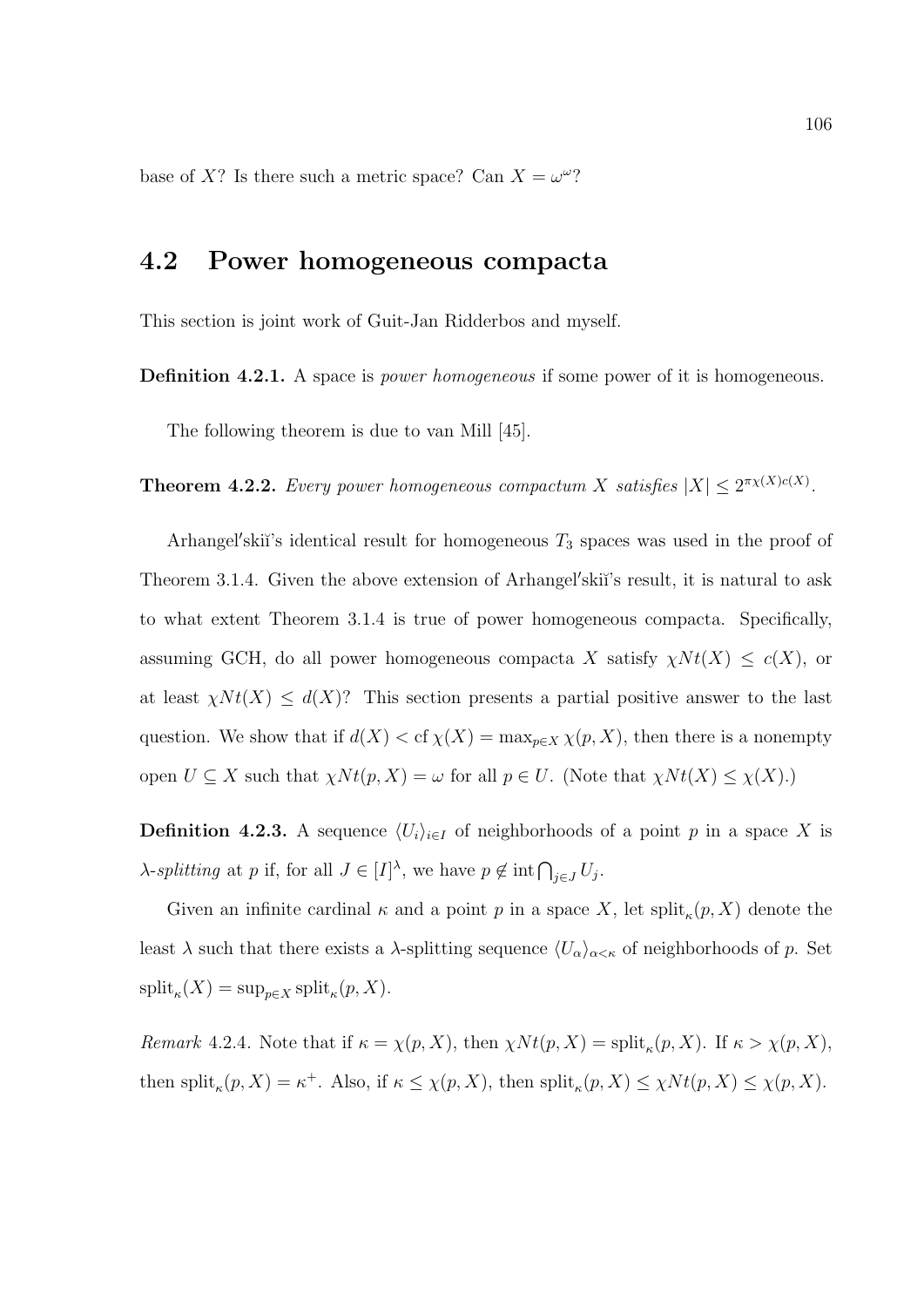base of $X$? Is there such a metric space? Can $X = \omega^\omega$?

## 4.2 Power homogeneous compacta

This section is joint work of Guit-Jan Ridderbos and myself.

**Definition 4.2.1.** A space is *power homogeneous* if some power of it is homogeneous.

The following theorem is due to van Mill [45].

**Theorem 4.2.2.** *Every power homogeneous compactum $X$ satisfies $|X| \leq 2^{\pi\chi(X)c(X)}$.*

Arhangel′skiĭ's identical result for homogeneous $T_3$ spaces was used in the proof of Theorem 3.1.4. Given the above extension of Arhangel′skiĭ's result, it is natural to ask to what extent Theorem 3.1.4 is true of power homogeneous compacta. Specifically, assuming GCH, do all power homogeneous compacta $X$ satisfy $\chi Nt(X) \leq c(X)$, or at least $\chi Nt(X) \leq d(X)$? This section presents a partial positive answer to the last question. We show that if $d(X) < \operatorname{cf} \chi(X) = \max_{p \in X} \chi(p, X)$, then there is a nonempty open $U \subseteq X$ such that $\chi Nt(p, X) = \omega$ for all $p \in U$. (Note that $\chi Nt(X) \leq \chi(X)$.)

**Definition 4.2.3.** A sequence $\langle U_i \rangle_{i \in I}$ of neighborhoods of a point $p$ in a space $X$ is *$\lambda$-splitting* at $p$ if, for all $J \in [I]^\lambda$, we have $p \notin \operatorname{int} \bigcap_{j \in J} U_j$.

Given an infinite cardinal $\kappa$ and a point $p$ in a space $X$, let $\operatorname{split}_\kappa(p, X)$ denote the least $\lambda$ such that there exists a $\lambda$-splitting sequence $\langle U_\alpha \rangle_{\alpha < \kappa}$ of neighborhoods of $p$. Set $\operatorname{split}_\kappa(X) = \sup_{p \in X} \operatorname{split}_\kappa(p, X)$.

*Remark* 4.2.4. Note that if $\kappa = \chi(p, X)$, then $\chi Nt(p, X) = \operatorname{split}_\kappa(p, X)$. If $\kappa > \chi(p, X)$, then $\operatorname{split}_\kappa(p, X) = \kappa^+$. Also, if $\kappa \leq \chi(p, X)$, then $\operatorname{split}_\kappa(p, X) \leq \chi Nt(p, X) \leq \chi(p, X)$.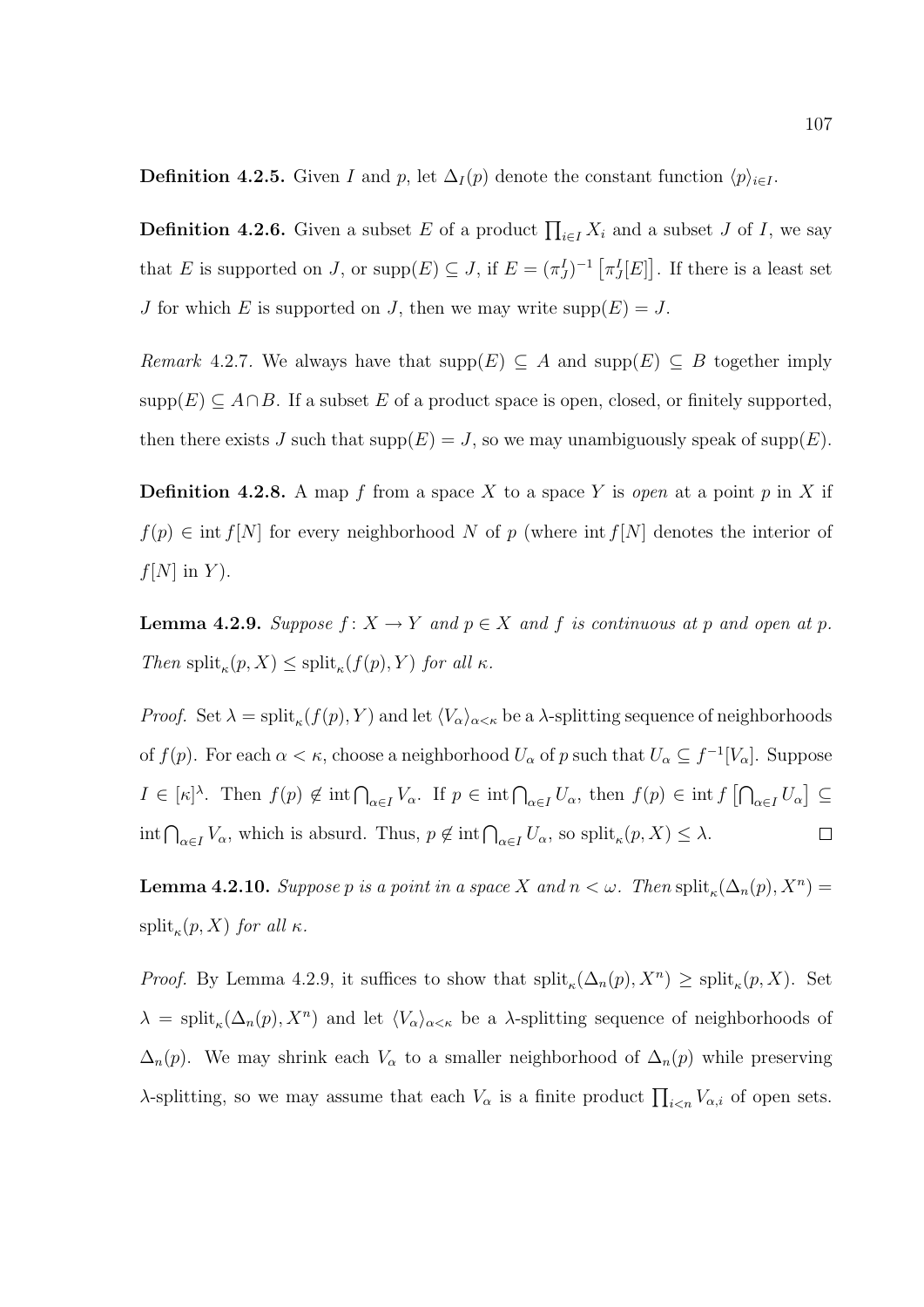**Definition 4.2.5.** Given $I$ and $p$, let $\Delta_I(p)$ denote the constant function $\langle p \rangle_{i\in I}$.

**Definition 4.2.6.** Given a subset $E$ of a product $\prod_{i\in I} X_i$ and a subset $J$ of $I$, we say that $E$ is supported on $J$, or $\operatorname{supp}(E) \subseteq J$, if $E = (\pi^I_J)^{-1}\left[\pi^I_J[E]\right]$. If there is a least set $J$ for which $E$ is supported on $J$, then we may write $\operatorname{supp}(E) = J$.

*Remark* 4.2.7. We always have that $\operatorname{supp}(E) \subseteq A$ and $\operatorname{supp}(E) \subseteq B$ together imply $\operatorname{supp}(E) \subseteq A \cap B$. If a subset $E$ of a product space is open, closed, or finitely supported, then there exists $J$ such that $\operatorname{supp}(E) = J$, so we may unambiguously speak of $\operatorname{supp}(E)$.

**Definition 4.2.8.** A map $f$ from a space $X$ to a space $Y$ is *open* at a point $p$ in $X$ if $f(p) \in \operatorname{int} f[N]$ for every neighborhood $N$ of $p$ (where $\operatorname{int} f[N]$ denotes the interior of $f[N]$ in $Y$).

**Lemma 4.2.9.** *Suppose $f\colon X \to Y$ and $p \in X$ and $f$ is continuous at $p$ and open at $p$. Then $\operatorname{split}_\kappa(p, X) \leq \operatorname{split}_\kappa(f(p), Y)$ for all $\kappa$.*

*Proof.* Set $\lambda = \operatorname{split}_\kappa(f(p), Y)$ and let $\langle V_\alpha \rangle_{\alpha<\kappa}$ be a $\lambda$-splitting sequence of neighborhoods of $f(p)$. For each $\alpha < \kappa$, choose a neighborhood $U_\alpha$ of $p$ such that $U_\alpha \subseteq f^{-1}[V_\alpha]$. Suppose $I \in [\kappa]^\lambda$. Then $f(p) \notin \operatorname{int} \bigcap_{\alpha\in I} V_\alpha$. If $p \in \operatorname{int} \bigcap_{\alpha\in I} U_\alpha$, then $f(p) \in \operatorname{int} f\left[\bigcap_{\alpha\in I} U_\alpha\right] \subseteq \operatorname{int} \bigcap_{\alpha\in I} V_\alpha$, which is absurd. Thus, $p \notin \operatorname{int} \bigcap_{\alpha\in I} U_\alpha$, so $\operatorname{split}_\kappa(p, X) \leq \lambda$. $\square$

**Lemma 4.2.10.** *Suppose $p$ is a point in a space $X$ and $n < \omega$. Then $\operatorname{split}_\kappa(\Delta_n(p), X^n) = \operatorname{split}_\kappa(p, X)$ for all $\kappa$.*

*Proof.* By Lemma 4.2.9, it suffices to show that $\operatorname{split}_\kappa(\Delta_n(p), X^n) \geq \operatorname{split}_\kappa(p, X)$. Set $\lambda = \operatorname{split}_\kappa(\Delta_n(p), X^n)$ and let $\langle V_\alpha \rangle_{\alpha<\kappa}$ be a $\lambda$-splitting sequence of neighborhoods of $\Delta_n(p)$. We may shrink each $V_\alpha$ to a smaller neighborhood of $\Delta_n(p)$ while preserving $\lambda$-splitting, so we may assume that each $V_\alpha$ is a finite product $\prod_{i<n} V_{\alpha,i}$ of open sets.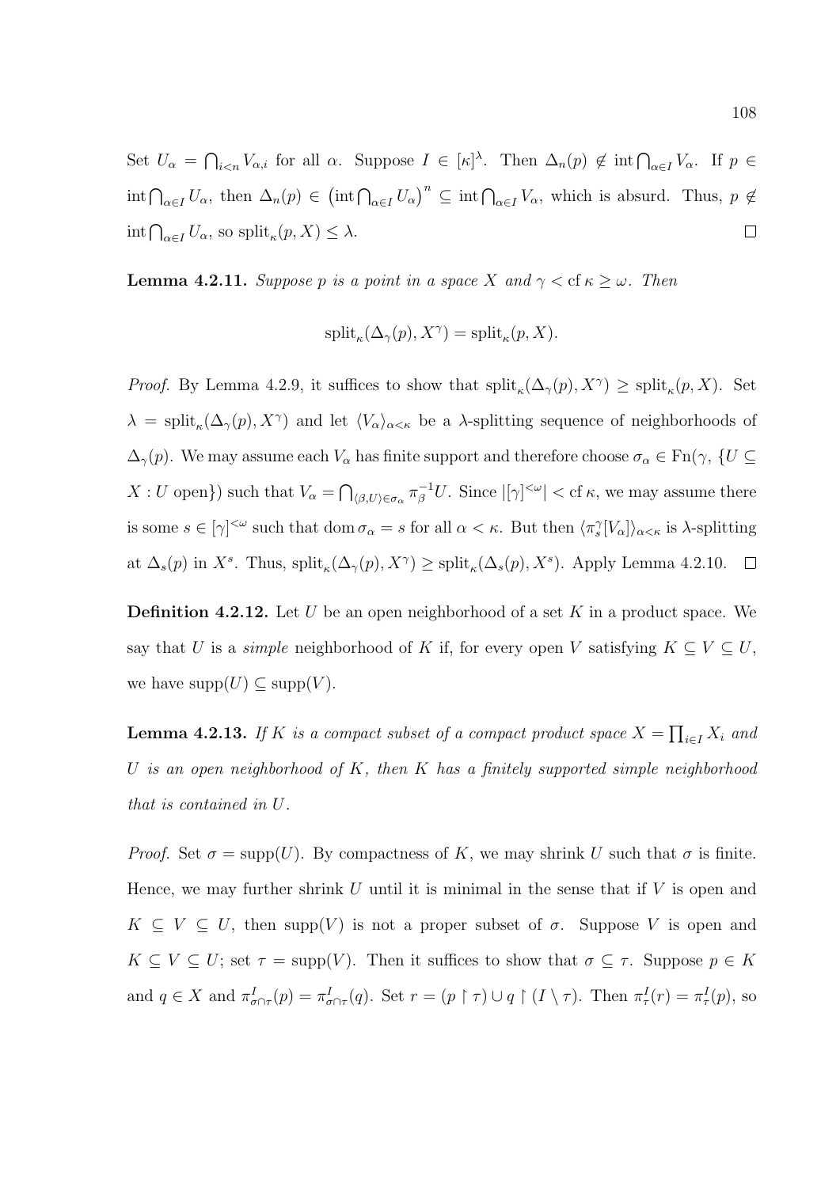Set $U_\alpha = \bigcap_{i<n} V_{\alpha,i}$ for all $\alpha$. Suppose $I \in [\kappa]^\lambda$. Then $\Delta_n(p) \notin \operatorname{int} \bigcap_{\alpha \in I} V_\alpha$. If $p \in \operatorname{int} \bigcap_{\alpha \in I} U_\alpha$, then $\Delta_n(p) \in \left(\operatorname{int} \bigcap_{\alpha \in I} U_\alpha\right)^n \subseteq \operatorname{int} \bigcap_{\alpha \in I} V_\alpha$, which is absurd. Thus, $p \notin \operatorname{int} \bigcap_{\alpha \in I} U_\alpha$, so $\operatorname{split}_\kappa(p, X) \leq \lambda$. □

**Lemma 4.2.11.** *Suppose $p$ is a point in a space $X$ and $\gamma < \operatorname{cf} \kappa \geq \omega$. Then*

$$\operatorname{split}_\kappa(\Delta_\gamma(p), X^\gamma) = \operatorname{split}_\kappa(p, X).$$

*Proof.* By Lemma 4.2.9, it suffices to show that $\operatorname{split}_\kappa(\Delta_\gamma(p), X^\gamma) \geq \operatorname{split}_\kappa(p, X)$. Set $\lambda = \operatorname{split}_\kappa(\Delta_\gamma(p), X^\gamma)$ and let $\langle V_\alpha \rangle_{\alpha<\kappa}$ be a $\lambda$-splitting sequence of neighborhoods of $\Delta_\gamma(p)$. We may assume each $V_\alpha$ has finite support and therefore choose $\sigma_\alpha \in \operatorname{Fn}(\gamma, \{U \subseteq X : U \text{ open}\})$ such that $V_\alpha = \bigcap_{\langle \beta, U \rangle \in \sigma_\alpha} \pi_\beta^{-1} U$. Since $|[\gamma]^{<\omega}| < \operatorname{cf} \kappa$, we may assume there is some $s \in [\gamma]^{<\omega}$ such that $\operatorname{dom} \sigma_\alpha = s$ for all $\alpha < \kappa$. But then $\langle \pi_s^\gamma[V_\alpha] \rangle_{\alpha<\kappa}$ is $\lambda$-splitting at $\Delta_s(p)$ in $X^s$. Thus, $\operatorname{split}_\kappa(\Delta_\gamma(p), X^\gamma) \geq \operatorname{split}_\kappa(\Delta_s(p), X^s)$. Apply Lemma 4.2.10. □

**Definition 4.2.12.** Let $U$ be an open neighborhood of a set $K$ in a product space. We say that $U$ is a *simple* neighborhood of $K$ if, for every open $V$ satisfying $K \subseteq V \subseteq U$, we have $\operatorname{supp}(U) \subseteq \operatorname{supp}(V)$.

**Lemma 4.2.13.** *If $K$ is a compact subset of a compact product space $X = \prod_{i \in I} X_i$ and $U$ is an open neighborhood of $K$, then $K$ has a finitely supported simple neighborhood that is contained in $U$.*

*Proof.* Set $\sigma = \operatorname{supp}(U)$. By compactness of $K$, we may shrink $U$ such that $\sigma$ is finite. Hence, we may further shrink $U$ until it is minimal in the sense that if $V$ is open and $K \subseteq V \subseteq U$, then $\operatorname{supp}(V)$ is not a proper subset of $\sigma$. Suppose $V$ is open and $K \subseteq V \subseteq U$; set $\tau = \operatorname{supp}(V)$. Then it suffices to show that $\sigma \subseteq \tau$. Suppose $p \in K$ and $q \in X$ and $\pi^I_{\sigma \cap \tau}(p) = \pi^I_{\sigma \cap \tau}(q)$. Set $r = (p \upharpoonright \tau) \cup q \upharpoonright (I \setminus \tau)$. Then $\pi^I_\tau(r) = \pi^I_\tau(p)$, so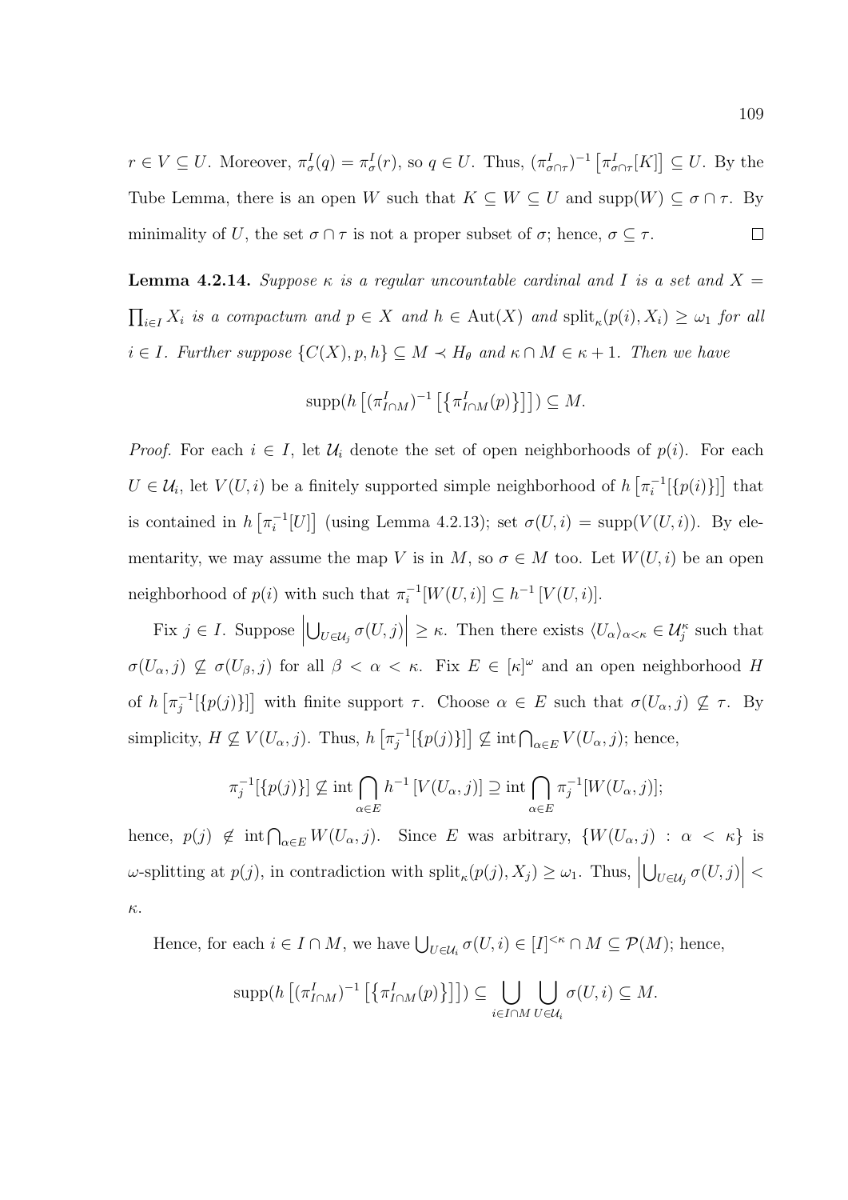$r \in V \subseteq U$. Moreover, $\pi^I_\sigma(q) = \pi^I_\sigma(r)$, so $q \in U$. Thus, $(\pi^I_{\sigma\cap\tau})^{-1}\left[\pi^I_{\sigma\cap\tau}[K]\right] \subseteq U$. By the Tube Lemma, there is an open $W$ such that $K \subseteq W \subseteq U$ and $\operatorname{supp}(W) \subseteq \sigma \cap \tau$. By minimality of $U$, the set $\sigma \cap \tau$ is not a proper subset of $\sigma$; hence, $\sigma \subseteq \tau$. $\square$

**Lemma 4.2.14.** *Suppose $\kappa$ is a regular uncountable cardinal and $I$ is a set and $X = \prod_{i\in I} X_i$ is a compactum and $p \in X$ and $h \in \operatorname{Aut}(X)$ and $\operatorname{split}_\kappa(p(i), X_i) \geq \omega_1$ for all $i \in I$. Further suppose $\{C(X), p, h\} \subseteq M \prec H_\theta$ and $\kappa \cap M \in \kappa + 1$. Then we have*

$$\operatorname{supp}(h\left[(\pi^I_{I\cap M})^{-1}\left[\left\{\pi^I_{I\cap M}(p)\right\}\right]\right]) \subseteq M.$$

*Proof.* For each $i \in I$, let $\mathcal{U}_i$ denote the set of open neighborhoods of $p(i)$. For each $U \in \mathcal{U}_i$, let $V(U, i)$ be a finitely supported simple neighborhood of $h\left[\pi_i^{-1}[\{p(i)\}]\right]$ that is contained in $h\left[\pi_i^{-1}[U]\right]$ (using Lemma 4.2.13); set $\sigma(U, i) = \operatorname{supp}(V(U, i))$. By elementarity, we may assume the map $V$ is in $M$, so $\sigma \in M$ too. Let $W(U, i)$ be an open neighborhood of $p(i)$ with such that $\pi_i^{-1}[W(U, i)] \subseteq h^{-1}[V(U, i)]$.

Fix $j \in I$. Suppose $\left|\bigcup_{U\in\mathcal{U}_j} \sigma(U, j)\right| \geq \kappa$. Then there exists $\langle U_\alpha\rangle_{\alpha<\kappa} \in \mathcal{U}_j^\kappa$ such that $\sigma(U_\alpha, j) \not\subseteq \sigma(U_\beta, j)$ for all $\beta < \alpha < \kappa$. Fix $E \in [\kappa]^\omega$ and an open neighborhood $H$ of $h\left[\pi_j^{-1}[\{p(j)\}]\right]$ with finite support $\tau$. Choose $\alpha \in E$ such that $\sigma(U_\alpha, j) \not\subseteq \tau$. By simplicity, $H \not\subseteq V(U_\alpha, j)$. Thus, $h\left[\pi_j^{-1}[\{p(j)\}]\right] \not\subseteq \operatorname{int}\bigcap_{\alpha\in E} V(U_\alpha, j)$; hence,

$$\pi_j^{-1}[\{p(j)\}] \not\subseteq \operatorname{int}\bigcap_{\alpha\in E} h^{-1}\left[V(U_\alpha, j)\right] \supseteq \operatorname{int}\bigcap_{\alpha\in E} \pi_j^{-1}[W(U_\alpha, j)];$$

hence, $p(j) \notin \operatorname{int}\bigcap_{\alpha\in E} W(U_\alpha, j)$. Since $E$ was arbitrary, $\{W(U_\alpha, j) : \alpha < \kappa\}$ is $\omega$-splitting at $p(j)$, in contradiction with $\operatorname{split}_\kappa(p(j), X_j) \geq \omega_1$. Thus, $\left|\bigcup_{U\in\mathcal{U}_j} \sigma(U, j)\right| < \kappa$.

Hence, for each $i \in I \cap M$, we have $\bigcup_{U\in\mathcal{U}_i} \sigma(U, i) \in [I]^{<\kappa} \cap M \subseteq \mathcal{P}(M)$; hence,

$$\operatorname{supp}(h\left[(\pi^I_{I\cap M})^{-1}\left[\left\{\pi^I_{I\cap M}(p)\right\}\right]\right]) \subseteq \bigcup_{i\in I\cap M}\bigcup_{U\in\mathcal{U}_i} \sigma(U, i) \subseteq M.$$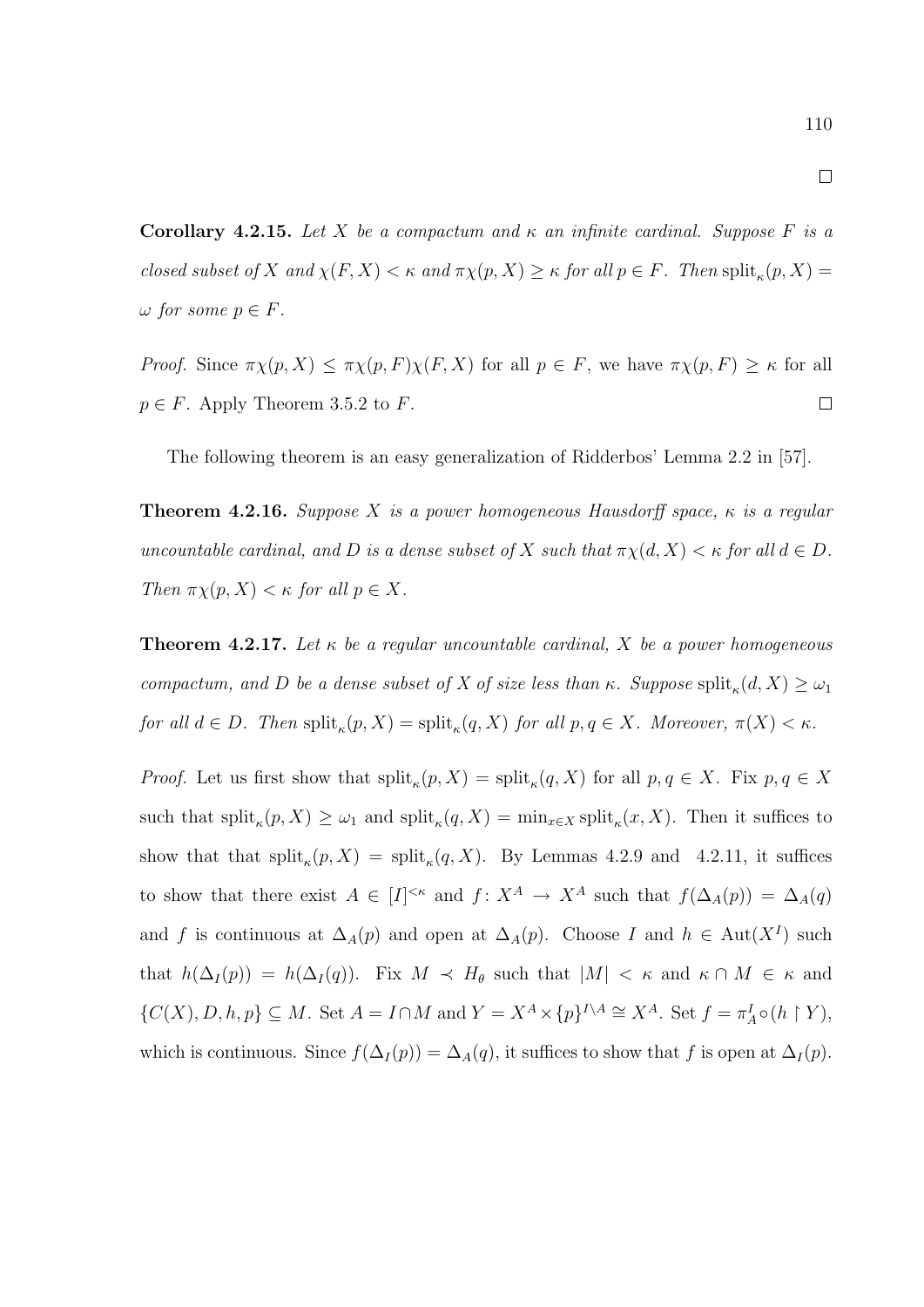□

**Corollary 4.2.15.** *Let $X$ be a compactum and $\kappa$ an infinite cardinal. Suppose $F$ is a closed subset of $X$ and $\chi(F, X) < \kappa$ and $\pi\chi(p, X) \geq \kappa$ for all $p \in F$. Then $\mathrm{split}_\kappa(p, X) = \omega$ for some $p \in F$.*

*Proof.* Since $\pi\chi(p, X) \leq \pi\chi(p, F)\chi(F, X)$ for all $p \in F$, we have $\pi\chi(p, F) \geq \kappa$ for all $p \in F$. Apply Theorem 3.5.2 to $F$. □

The following theorem is an easy generalization of Ridderbos' Lemma 2.2 in [57].

**Theorem 4.2.16.** *Suppose $X$ is a power homogeneous Hausdorff space, $\kappa$ is a regular uncountable cardinal, and $D$ is a dense subset of $X$ such that $\pi\chi(d, X) < \kappa$ for all $d \in D$. Then $\pi\chi(p, X) < \kappa$ for all $p \in X$.*

**Theorem 4.2.17.** *Let $\kappa$ be a regular uncountable cardinal, $X$ be a power homogeneous compactum, and $D$ be a dense subset of $X$ of size less than $\kappa$. Suppose $\mathrm{split}_\kappa(d, X) \geq \omega_1$ for all $d \in D$. Then $\mathrm{split}_\kappa(p, X) = \mathrm{split}_\kappa(q, X)$ for all $p, q \in X$. Moreover, $\pi(X) < \kappa$.*

*Proof.* Let us first show that $\mathrm{split}_\kappa(p, X) = \mathrm{split}_\kappa(q, X)$ for all $p, q \in X$. Fix $p, q \in X$ such that $\mathrm{split}_\kappa(p, X) \geq \omega_1$ and $\mathrm{split}_\kappa(q, X) = \min_{x \in X} \mathrm{split}_\kappa(x, X)$. Then it suffices to show that that $\mathrm{split}_\kappa(p, X) = \mathrm{split}_\kappa(q, X)$. By Lemmas 4.2.9 and 4.2.11, it suffices to show that there exist $A \in [I]^{<\kappa}$ and $f \colon X^A \to X^A$ such that $f(\Delta_A(p)) = \Delta_A(q)$ and $f$ is continuous at $\Delta_A(p)$ and open at $\Delta_A(p)$. Choose $I$ and $h \in \mathrm{Aut}(X^I)$ such that $h(\Delta_I(p)) = h(\Delta_I(q))$. Fix $M \prec H_\theta$ such that $|M| < \kappa$ and $\kappa \cap M \in \kappa$ and $\{C(X), D, h, p\} \subseteq M$. Set $A = I \cap M$ and $Y = X^A \times \{p\}^{I \setminus A} \cong X^A$. Set $f = \pi^I_A \circ (h \restriction Y)$, which is continuous. Since $f(\Delta_I(p)) = \Delta_A(q)$, it suffices to show that $f$ is open at $\Delta_I(p)$.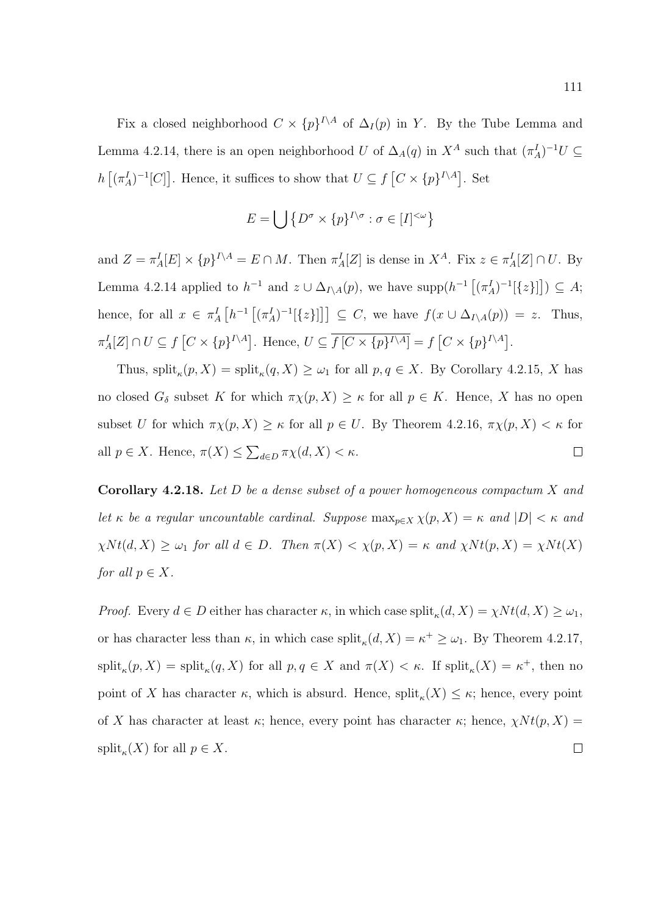Fix a closed neighborhood $C \times \{p\}^{I\setminus A}$ of $\Delta_I(p)$ in $Y$. By the Tube Lemma and Lemma 4.2.14, there is an open neighborhood $U$ of $\Delta_A(q)$ in $X^A$ such that $(\pi^I_A)^{-1}U \subseteq h\left[(\pi^I_A)^{-1}[C]\right]$. Hence, it suffices to show that $U \subseteq f\left[C \times \{p\}^{I\setminus A}\right]$. Set

$$E = \bigcup \left\{ D^\sigma \times \{p\}^{I\setminus\sigma} : \sigma \in [I]^{<\omega} \right\}$$

and $Z = \pi^I_A[E] \times \{p\}^{I\setminus A} = E \cap M$. Then $\pi^I_A[Z]$ is dense in $X^A$. Fix $z \in \pi^I_A[Z] \cap U$. By Lemma 4.2.14 applied to $h^{-1}$ and $z \cup \Delta_{I\setminus A}(p)$, we have $\mathrm{supp}(h^{-1}\left[(\pi^I_A)^{-1}[\{z\}]\right]) \subseteq A$; hence, for all $x \in \pi^I_A\left[h^{-1}\left[(\pi^I_A)^{-1}[\{z\}]\right]\right] \subseteq C$, we have $f(x \cup \Delta_{I\setminus A}(p)) = z$. Thus, $\pi^I_A[Z] \cap U \subseteq f\left[C \times \{p\}^{I\setminus A}\right]$. Hence, $U \subseteq \overline{f\left[C \times \{p\}^{I\setminus A}\right]} = f\left[C \times \{p\}^{I\setminus A}\right]$.

Thus, $\mathrm{split}_\kappa(p, X) = \mathrm{split}_\kappa(q, X) \geq \omega_1$ for all $p, q \in X$. By Corollary 4.2.15, $X$ has no closed $G_\delta$ subset $K$ for which $\pi\chi(p, X) \geq \kappa$ for all $p \in K$. Hence, $X$ has no open subset $U$ for which $\pi\chi(p, X) \geq \kappa$ for all $p \in U$. By Theorem 4.2.16, $\pi\chi(p, X) < \kappa$ for all $p \in X$. Hence, $\pi(X) \leq \sum_{d\in D} \pi\chi(d, X) < \kappa$. $\square$

**Corollary 4.2.18.** *Let $D$ be a dense subset of a power homogeneous compactum $X$ and let $\kappa$ be a regular uncountable cardinal. Suppose $\max_{p\in X} \chi(p, X) = \kappa$ and $|D| < \kappa$ and $\chi Nt(d, X) \geq \omega_1$ for all $d \in D$. Then $\pi(X) < \chi(p, X) = \kappa$ and $\chi Nt(p, X) = \chi Nt(X)$ for all $p \in X$.*

*Proof.* Every $d \in D$ either has character $\kappa$, in which case $\mathrm{split}_\kappa(d, X) = \chi Nt(d, X) \geq \omega_1$, or has character less than $\kappa$, in which case $\mathrm{split}_\kappa(d, X) = \kappa^+ \geq \omega_1$. By Theorem 4.2.17, $\mathrm{split}_\kappa(p, X) = \mathrm{split}_\kappa(q, X)$ for all $p, q \in X$ and $\pi(X) < \kappa$. If $\mathrm{split}_\kappa(X) = \kappa^+$, then no point of $X$ has character $\kappa$, which is absurd. Hence, $\mathrm{split}_\kappa(X) \leq \kappa$; hence, every point of $X$ has character at least $\kappa$; hence, every point has character $\kappa$; hence, $\chi Nt(p, X) = \mathrm{split}_\kappa(X)$ for all $p \in X$. $\square$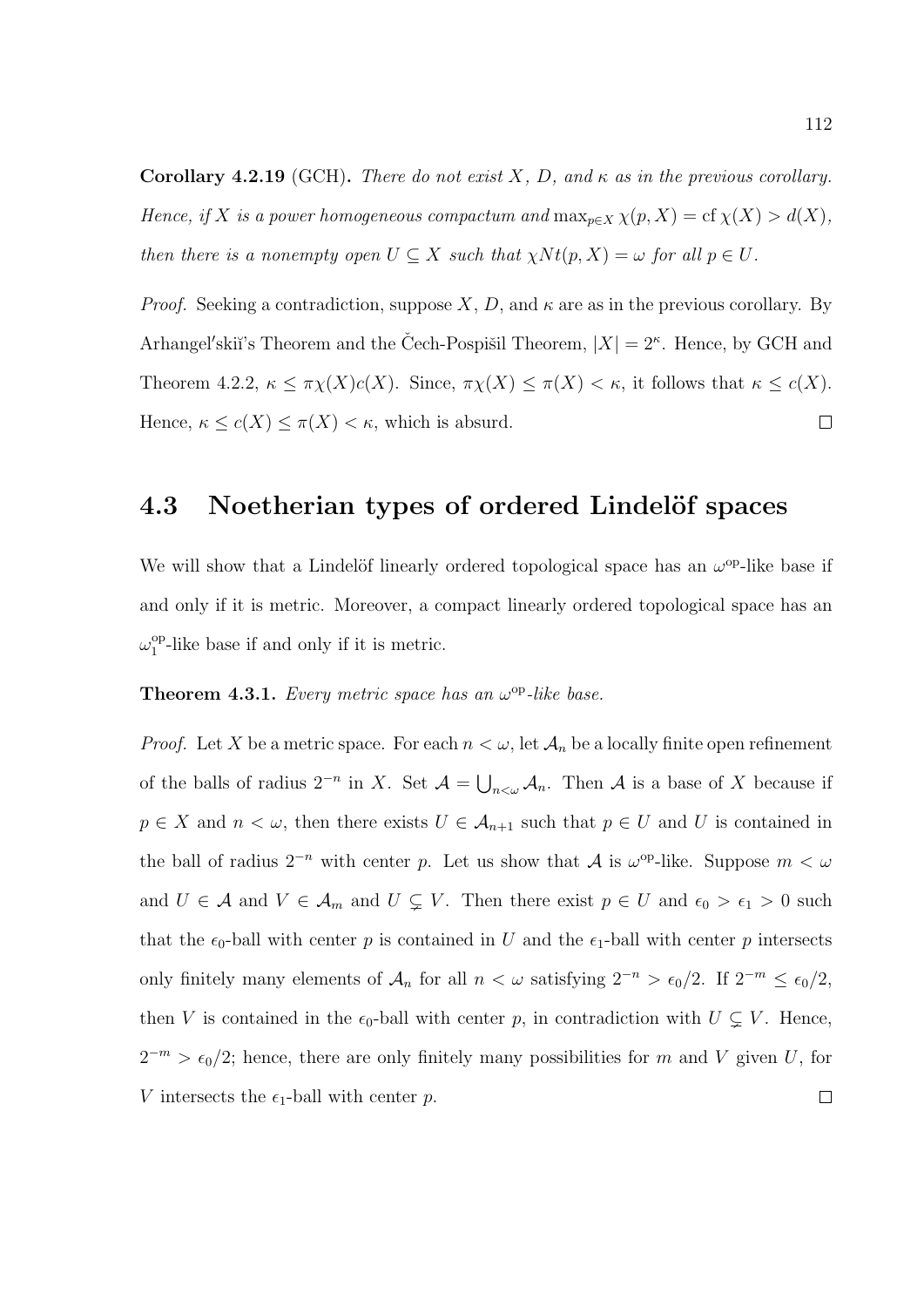**Corollary 4.2.19** (GCH)**.** *There do not exist $X$, $D$, and $\kappa$ as in the previous corollary. Hence, if $X$ is a power homogeneous compactum and $\max_{p\in X} \chi(p, X) = \operatorname{cf} \chi(X) > d(X)$, then there is a nonempty open $U \subseteq X$ such that $\chi Nt(p, X) = \omega$ for all $p \in U$.*

*Proof.* Seeking a contradiction, suppose $X$, $D$, and $\kappa$ are as in the previous corollary. By Arhangel′skiĭ's Theorem and the Čech-Pospišil Theorem, $|X| = 2^\kappa$. Hence, by GCH and Theorem 4.2.2, $\kappa \leq \pi\chi(X)c(X)$. Since, $\pi\chi(X) \leq \pi(X) < \kappa$, it follows that $\kappa \leq c(X)$. Hence, $\kappa \leq c(X) \leq \pi(X) < \kappa$, which is absurd. $\square$

## 4.3 Noetherian types of ordered Lindelöf spaces

We will show that a Lindelöf linearly ordered topological space has an $\omega^{\mathrm{op}}$-like base if and only if it is metric. Moreover, a compact linearly ordered topological space has an $\omega_1^{\mathrm{op}}$-like base if and only if it is metric.

**Theorem 4.3.1.** *Every metric space has an $\omega^{\mathrm{op}}$-like base.*

*Proof.* Let $X$ be a metric space. For each $n < \omega$, let $\mathcal{A}_n$ be a locally finite open refinement of the balls of radius $2^{-n}$ in $X$. Set $\mathcal{A} = \bigcup_{n<\omega} \mathcal{A}_n$. Then $\mathcal{A}$ is a base of $X$ because if $p \in X$ and $n < \omega$, then there exists $U \in \mathcal{A}_{n+1}$ such that $p \in U$ and $U$ is contained in the ball of radius $2^{-n}$ with center $p$. Let us show that $\mathcal{A}$ is $\omega^{\mathrm{op}}$-like. Suppose $m < \omega$ and $U \in \mathcal{A}$ and $V \in \mathcal{A}_m$ and $U \subsetneq V$. Then there exist $p \in U$ and $\epsilon_0 > \epsilon_1 > 0$ such that the $\epsilon_0$-ball with center $p$ is contained in $U$ and the $\epsilon_1$-ball with center $p$ intersects only finitely many elements of $\mathcal{A}_n$ for all $n < \omega$ satisfying $2^{-n} > \epsilon_0/2$. If $2^{-m} \leq \epsilon_0/2$, then $V$ is contained in the $\epsilon_0$-ball with center $p$, in contradiction with $U \subsetneq V$. Hence, $2^{-m} > \epsilon_0/2$; hence, there are only finitely many possibilities for $m$ and $V$ given $U$, for $V$ intersects the $\epsilon_1$-ball with center $p$. $\square$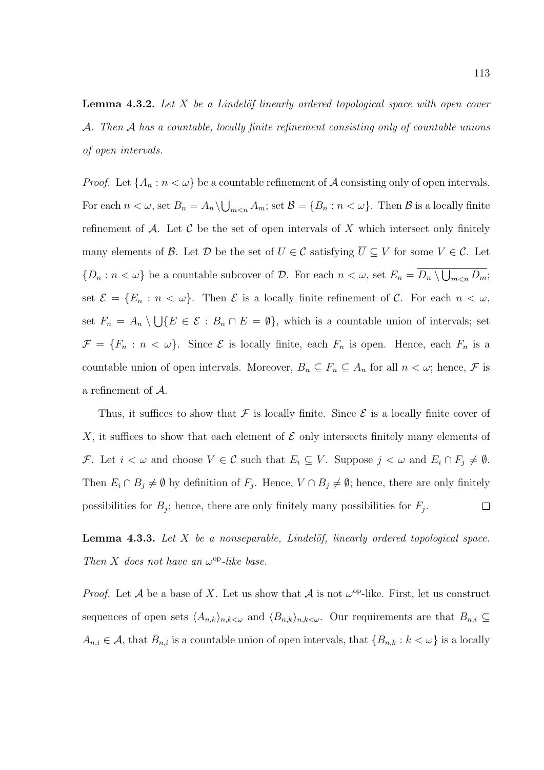**Lemma 4.3.2.** *Let $X$ be a Lindelöf linearly ordered topological space with open cover $\mathcal{A}$. Then $\mathcal{A}$ has a countable, locally finite refinement consisting only of countable unions of open intervals.*

*Proof.* Let $\{A_n : n < \omega\}$ be a countable refinement of $\mathcal{A}$ consisting only of open intervals. For each $n < \omega$, set $B_n = A_n \setminus \bigcup_{m<n} A_m$; set $\mathcal{B} = \{B_n : n < \omega\}$. Then $\mathcal{B}$ is a locally finite refinement of $\mathcal{A}$. Let $\mathcal{C}$ be the set of open intervals of $X$ which intersect only finitely many elements of $\mathcal{B}$. Let $\mathcal{D}$ be the set of $U \in \mathcal{C}$ satisfying $\overline{U} \subseteq V$ for some $V \in \mathcal{C}$. Let $\{D_n : n < \omega\}$ be a countable subcover of $\mathcal{D}$. For each $n < \omega$, set $E_n = \overline{D_n \setminus \bigcup_{m<n} D_m}$; set $\mathcal{E} = \{E_n : n < \omega\}$. Then $\mathcal{E}$ is a locally finite refinement of $\mathcal{C}$. For each $n < \omega$, set $F_n = A_n \setminus \bigcup\{E \in \mathcal{E} : B_n \cap E = \emptyset\}$, which is a countable union of intervals; set $\mathcal{F} = \{F_n : n < \omega\}$. Since $\mathcal{E}$ is locally finite, each $F_n$ is open. Hence, each $F_n$ is a countable union of open intervals. Moreover, $B_n \subseteq F_n \subseteq A_n$ for all $n < \omega$; hence, $\mathcal{F}$ is a refinement of $\mathcal{A}$.

Thus, it suffices to show that $\mathcal{F}$ is locally finite. Since $\mathcal{E}$ is a locally finite cover of $X$, it suffices to show that each element of $\mathcal{E}$ only intersects finitely many elements of $\mathcal{F}$. Let $i < \omega$ and choose $V \in \mathcal{C}$ such that $E_i \subseteq V$. Suppose $j < \omega$ and $E_i \cap F_j \neq \emptyset$. Then $E_i \cap B_j \neq \emptyset$ by definition of $F_j$. Hence, $V \cap B_j \neq \emptyset$; hence, there are only finitely possibilities for $B_j$; hence, there are only finitely many possibilities for $F_j$. $\square$

**Lemma 4.3.3.** *Let $X$ be a nonseparable, Lindelöf, linearly ordered topological space. Then $X$ does not have an $\omega^{\mathrm{op}}$-like base.*

*Proof.* Let $\mathcal{A}$ be a base of $X$. Let us show that $\mathcal{A}$ is not $\omega^{\mathrm{op}}$-like. First, let us construct sequences of open sets $\langle A_{n,k}\rangle_{n,k<\omega}$ and $\langle B_{n,k}\rangle_{n,k<\omega}$. Our requirements are that $B_{n,i} \subseteq A_{n,i} \in \mathcal{A}$, that $B_{n,i}$ is a countable union of open intervals, that $\{B_{n,k} : k < \omega\}$ is a locally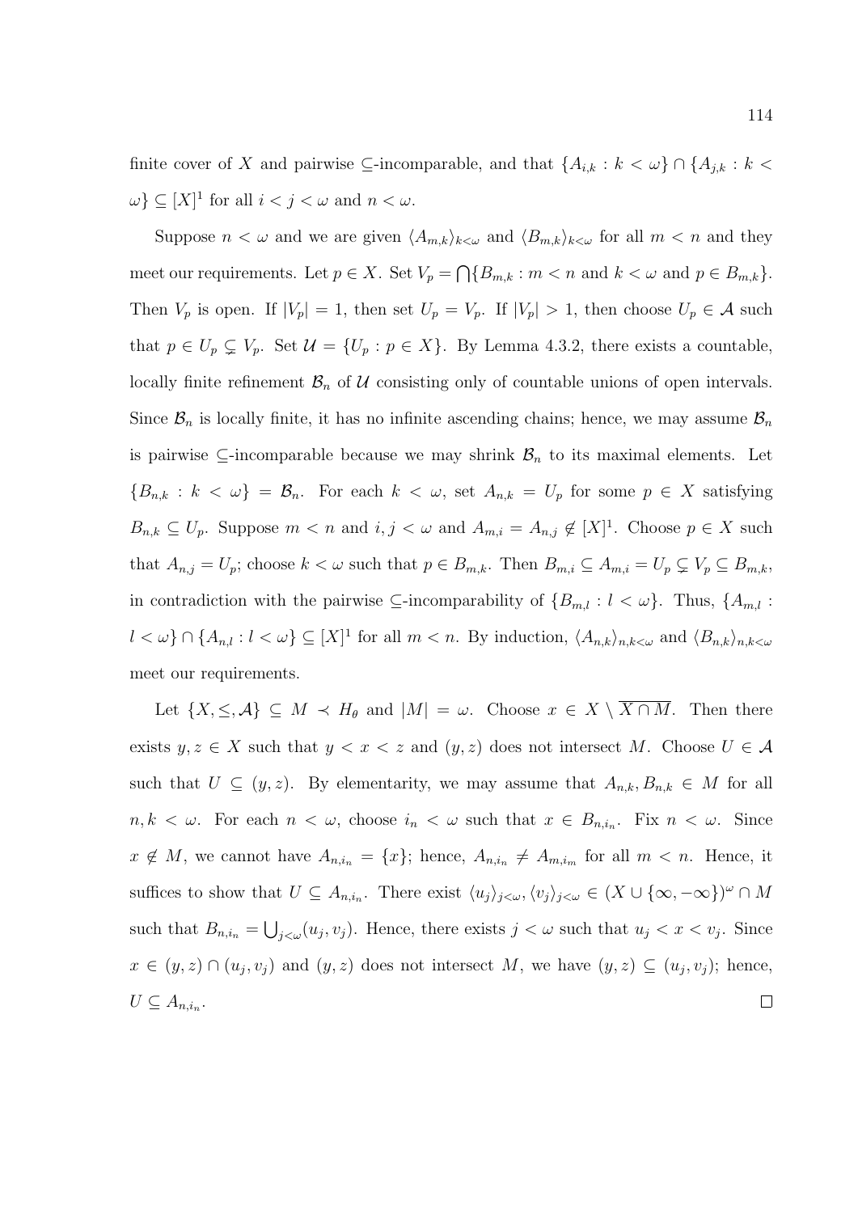finite cover of $X$ and pairwise $\subseteq$-incomparable, and that $\{A_{i,k} : k < \omega\} \cap \{A_{j,k} : k < \omega\} \subseteq [X]^1$ for all $i < j < \omega$ and $n < \omega$.

Suppose $n < \omega$ and we are given $\langle A_{m,k} \rangle_{k<\omega}$ and $\langle B_{m,k} \rangle_{k<\omega}$ for all $m < n$ and they meet our requirements. Let $p \in X$. Set $V_p = \bigcap\{B_{m,k} : m < n \text{ and } k < \omega \text{ and } p \in B_{m,k}\}$. Then $V_p$ is open. If $|V_p| = 1$, then set $U_p = V_p$. If $|V_p| > 1$, then choose $U_p \in \mathcal{A}$ such that $p \in U_p \subsetneq V_p$. Set $\mathcal{U} = \{U_p : p \in X\}$. By Lemma 4.3.2, there exists a countable, locally finite refinement $\mathcal{B}_n$ of $\mathcal{U}$ consisting only of countable unions of open intervals. Since $\mathcal{B}_n$ is locally finite, it has no infinite ascending chains; hence, we may assume $\mathcal{B}_n$ is pairwise $\subseteq$-incomparable because we may shrink $\mathcal{B}_n$ to its maximal elements. Let $\{B_{n,k} : k < \omega\} = \mathcal{B}_n$. For each $k < \omega$, set $A_{n,k} = U_p$ for some $p \in X$ satisfying $B_{n,k} \subseteq U_p$. Suppose $m < n$ and $i, j < \omega$ and $A_{m,i} = A_{n,j} \notin [X]^1$. Choose $p \in X$ such that $A_{n,j} = U_p$; choose $k < \omega$ such that $p \in B_{m,k}$. Then $B_{m,i} \subseteq A_{m,i} = U_p \subsetneq V_p \subseteq B_{m,k}$, in contradiction with the pairwise $\subseteq$-incomparability of $\{B_{m,l} : l < \omega\}$. Thus, $\{A_{m,l} : l < \omega\} \cap \{A_{n,l} : l < \omega\} \subseteq [X]^1$ for all $m < n$. By induction, $\langle A_{n,k} \rangle_{n,k<\omega}$ and $\langle B_{n,k} \rangle_{n,k<\omega}$ meet our requirements.

Let $\{X, \leq, \mathcal{A}\} \subseteq M \prec H_\theta$ and $|M| = \omega$. Choose $x \in X \setminus \overline{X \cap M}$. Then there exists $y, z \in X$ such that $y < x < z$ and $(y, z)$ does not intersect $M$. Choose $U \in \mathcal{A}$ such that $U \subseteq (y, z)$. By elementarity, we may assume that $A_{n,k}, B_{n,k} \in M$ for all $n, k < \omega$. For each $n < \omega$, choose $i_n < \omega$ such that $x \in B_{n,i_n}$. Fix $n < \omega$. Since $x \notin M$, we cannot have $A_{n,i_n} = \{x\}$; hence, $A_{n,i_n} \neq A_{m,i_m}$ for all $m < n$. Hence, it suffices to show that $U \subseteq A_{n,i_n}$. There exist $\langle u_j \rangle_{j<\omega}, \langle v_j \rangle_{j<\omega} \in (X \cup \{\infty, -\infty\})^\omega \cap M$ such that $B_{n,i_n} = \bigcup_{j<\omega}(u_j, v_j)$. Hence, there exists $j < \omega$ such that $u_j < x < v_j$. Since $x \in (y, z) \cap (u_j, v_j)$ and $(y, z)$ does not intersect $M$, we have $(y, z) \subseteq (u_j, v_j)$; hence, $U \subseteq A_{n,i_n}$. $\square$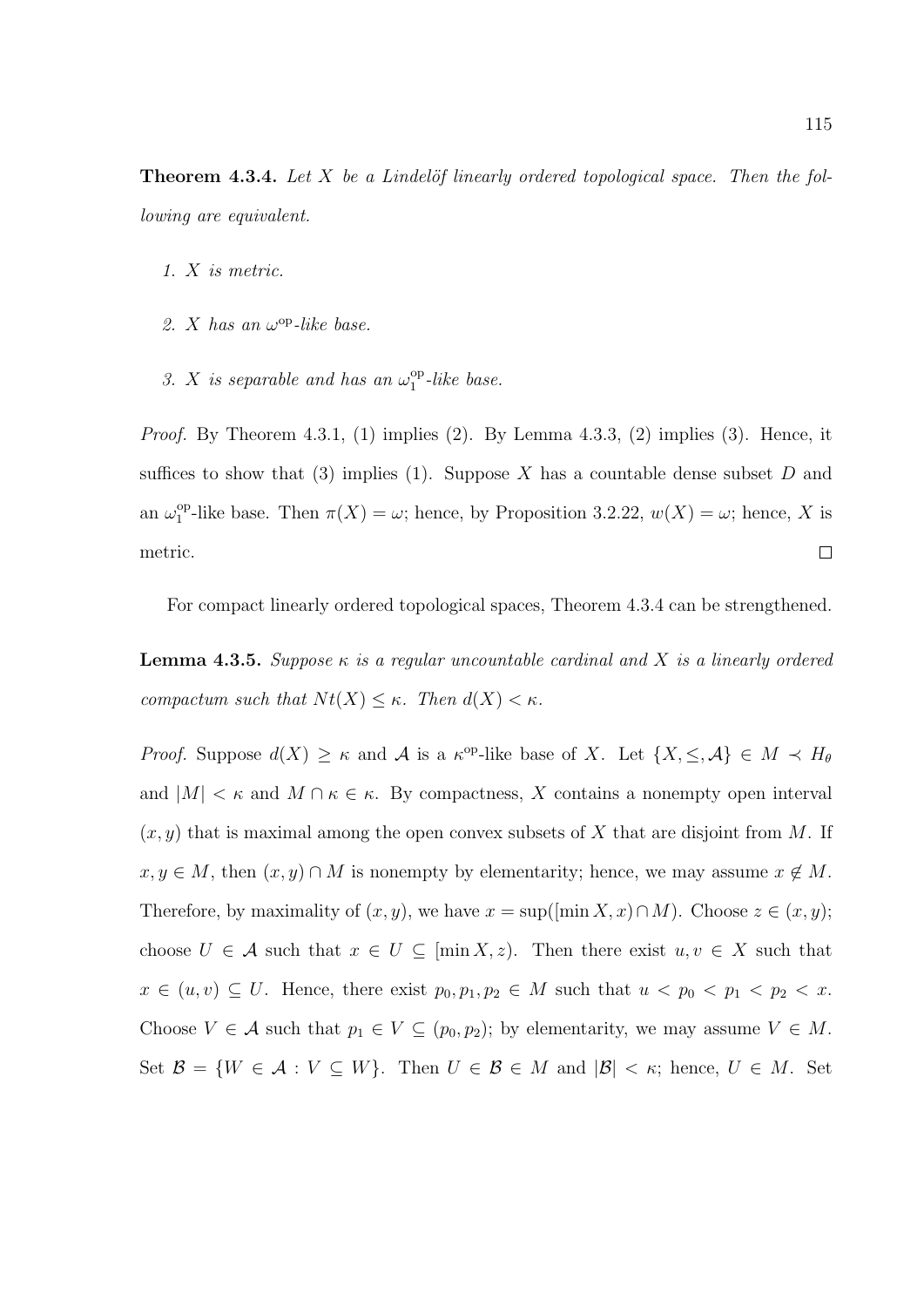**Theorem 4.3.4.** *Let $X$ be a Lindelöf linearly ordered topological space. Then the following are equivalent.*

1. *$X$ is metric.*
2. *$X$ has an $\omega^{\text{op}}$-like base.*
3. *$X$ is separable and has an $\omega_1^{\text{op}}$-like base.*

*Proof.* By Theorem 4.3.1, (1) implies (2). By Lemma 4.3.3, (2) implies (3). Hence, it suffices to show that (3) implies (1). Suppose $X$ has a countable dense subset $D$ and an $\omega_1^{\text{op}}$-like base. Then $\pi(X) = \omega$; hence, by Proposition 3.2.22, $w(X) = \omega$; hence, $X$ is metric. $\square$

For compact linearly ordered topological spaces, Theorem 4.3.4 can be strengthened.

**Lemma 4.3.5.** *Suppose $\kappa$ is a regular uncountable cardinal and $X$ is a linearly ordered compactum such that $Nt(X) \leq \kappa$. Then $d(X) < \kappa$.*

*Proof.* Suppose $d(X) \geq \kappa$ and $\mathcal{A}$ is a $\kappa^{\text{op}}$-like base of $X$. Let $\{X, \leq, \mathcal{A}\} \in M \prec H_\theta$ and $|M| < \kappa$ and $M \cap \kappa \in \kappa$. By compactness, $X$ contains a nonempty open interval $(x, y)$ that is maximal among the open convex subsets of $X$ that are disjoint from $M$. If $x, y \in M$, then $(x, y) \cap M$ is nonempty by elementarity; hence, we may assume $x \notin M$. Therefore, by maximality of $(x, y)$, we have $x = \sup([\min X, x) \cap M)$. Choose $z \in (x, y)$; choose $U \in \mathcal{A}$ such that $x \in U \subseteq [\min X, z)$. Then there exist $u, v \in X$ such that $x \in (u, v) \subseteq U$. Hence, there exist $p_0, p_1, p_2 \in M$ such that $u < p_0 < p_1 < p_2 < x$. Choose $V \in \mathcal{A}$ such that $p_1 \in V \subseteq (p_0, p_2)$; by elementarity, we may assume $V \in M$. Set $\mathcal{B} = \{W \in \mathcal{A} : V \subseteq W\}$. Then $U \in \mathcal{B} \in M$ and $|\mathcal{B}| < \kappa$; hence, $U \in M$. Set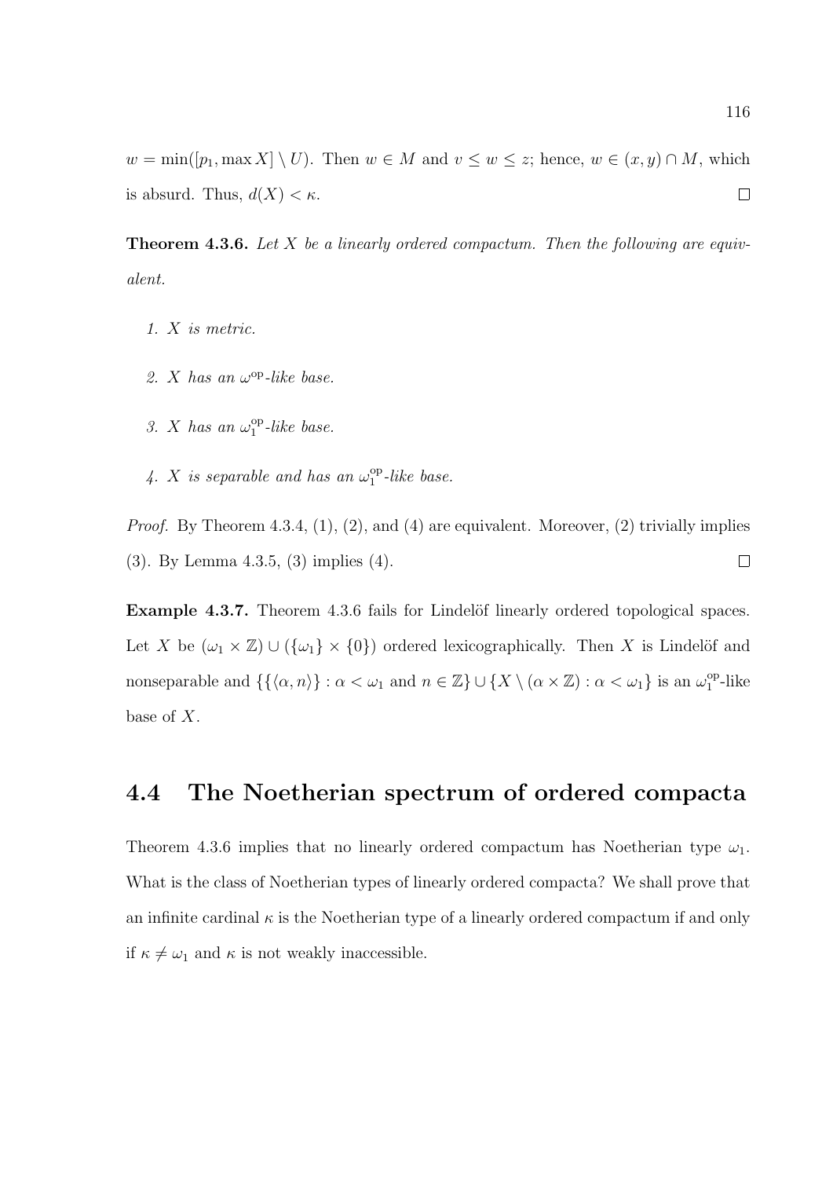$w = \min([p_1, \max X] \setminus U)$. Then $w \in M$ and $v \leq w \leq z$; hence, $w \in (x, y) \cap M$, which is absurd. Thus, $d(X) < \kappa$. $\square$

**Theorem 4.3.6.** *Let $X$ be a linearly ordered compactum. Then the following are equivalent.*

1. *$X$ is metric.*
2. *$X$ has an $\omega^{\mathrm{op}}$-like base.*
3. *$X$ has an $\omega_1^{\mathrm{op}}$-like base.*
4. *$X$ is separable and has an $\omega_1^{\mathrm{op}}$-like base.*

*Proof.* By Theorem 4.3.4, (1), (2), and (4) are equivalent. Moreover, (2) trivially implies (3). By Lemma 4.3.5, (3) implies (4). $\square$

**Example 4.3.7.** Theorem 4.3.6 fails for Lindelöf linearly ordered topological spaces. Let $X$ be $(\omega_1 \times \mathbb{Z}) \cup (\{\omega_1\} \times \{0\})$ ordered lexicographically. Then $X$ is Lindelöf and nonseparable and $\{\{\langle \alpha, n \rangle\} : \alpha < \omega_1 \text{ and } n \in \mathbb{Z}\} \cup \{X \setminus (\alpha \times \mathbb{Z}) : \alpha < \omega_1\}$ is an $\omega_1^{\mathrm{op}}$-like base of $X$.

## 4.4 The Noetherian spectrum of ordered compacta

Theorem 4.3.6 implies that no linearly ordered compactum has Noetherian type $\omega_1$. What is the class of Noetherian types of linearly ordered compacta? We shall prove that an infinite cardinal $\kappa$ is the Noetherian type of a linearly ordered compactum if and only if $\kappa \neq \omega_1$ and $\kappa$ is not weakly inaccessible.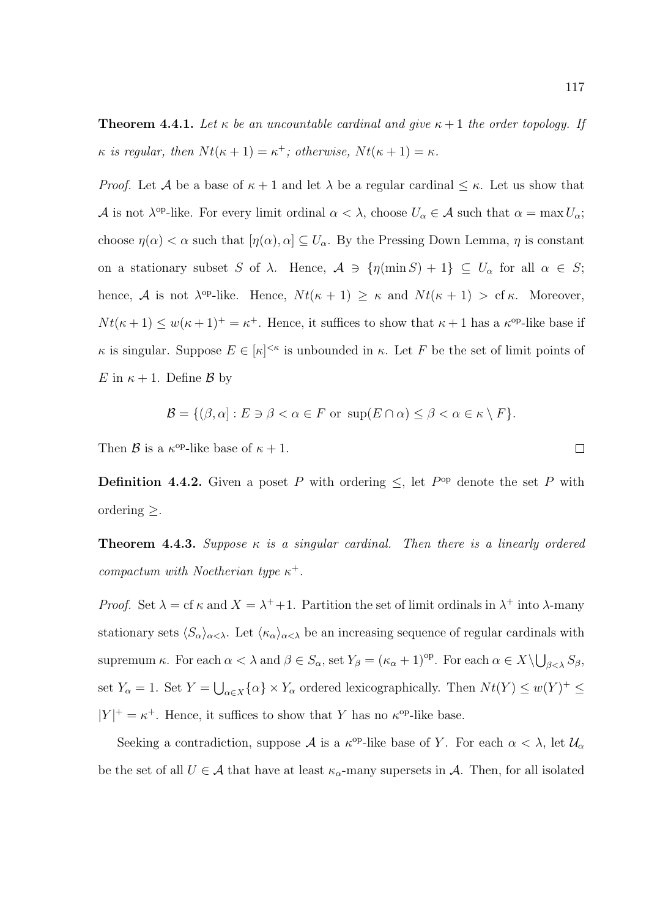**Theorem 4.4.1.** *Let $\kappa$ be an uncountable cardinal and give $\kappa+1$ the order topology. If $\kappa$ is regular, then $Nt(\kappa+1)=\kappa^+$; otherwise, $Nt(\kappa+1)=\kappa$.*

*Proof.* Let $\mathcal{A}$ be a base of $\kappa+1$ and let $\lambda$ be a regular cardinal $\leq \kappa$. Let us show that $\mathcal{A}$ is not $\lambda^{\mathrm{op}}$-like. For every limit ordinal $\alpha<\lambda$, choose $U_\alpha \in \mathcal{A}$ such that $\alpha = \max U_\alpha$; choose $\eta(\alpha)<\alpha$ such that $[\eta(\alpha),\alpha]\subseteq U_\alpha$. By the Pressing Down Lemma, $\eta$ is constant on a stationary subset $S$ of $\lambda$. Hence, $\mathcal{A} \ni \{\eta(\min S)+1\} \subseteq U_\alpha$ for all $\alpha \in S$; hence, $\mathcal{A}$ is not $\lambda^{\mathrm{op}}$-like. Hence, $Nt(\kappa+1)\geq\kappa$ and $Nt(\kappa+1) > \operatorname{cf}\kappa$. Moreover, $Nt(\kappa+1)\leq w(\kappa+1)^+ = \kappa^+$. Hence, it suffices to show that $\kappa+1$ has a $\kappa^{\mathrm{op}}$-like base if $\kappa$ is singular. Suppose $E \in [\kappa]^{<\kappa}$ is unbounded in $\kappa$. Let $F$ be the set of limit points of $E$ in $\kappa+1$. Define $\mathcal{B}$ by

$$\mathcal{B} = \{(\beta,\alpha] : E \ni \beta < \alpha \in F \text{ or } \sup(E\cap\alpha)\leq\beta<\alpha\in\kappa\setminus F\}.$$

Then $\mathcal{B}$ is a $\kappa^{\mathrm{op}}$-like base of $\kappa+1$. □

**Definition 4.4.2.** Given a poset $P$ with ordering $\leq$, let $P^{\mathrm{op}}$ denote the set $P$ with ordering $\geq$.

**Theorem 4.4.3.** *Suppose $\kappa$ is a singular cardinal. Then there is a linearly ordered compactum with Noetherian type $\kappa^+$.*

*Proof.* Set $\lambda = \operatorname{cf}\kappa$ and $X=\lambda^++1$. Partition the set of limit ordinals in $\lambda^+$ into $\lambda$-many stationary sets $\langle S_\alpha\rangle_{\alpha<\lambda}$. Let $\langle \kappa_\alpha\rangle_{\alpha<\lambda}$ be an increasing sequence of regular cardinals with supremum $\kappa$. For each $\alpha<\lambda$ and $\beta\in S_\alpha$, set $Y_\beta = (\kappa_\alpha+1)^{\mathrm{op}}$. For each $\alpha \in X\setminus\bigcup_{\beta<\lambda}S_\beta$, set $Y_\alpha = 1$. Set $Y=\bigcup_{\alpha\in X}\{\alpha\}\times Y_\alpha$ ordered lexicographically. Then $Nt(Y)\leq w(Y)^+\leq |Y|^+=\kappa^+$. Hence, it suffices to show that $Y$ has no $\kappa^{\mathrm{op}}$-like base.

Seeking a contradiction, suppose $\mathcal{A}$ is a $\kappa^{\mathrm{op}}$-like base of $Y$. For each $\alpha<\lambda$, let $\mathcal{U}_\alpha$ be the set of all $U\in\mathcal{A}$ that have at least $\kappa_\alpha$-many supersets in $\mathcal{A}$. Then, for all isolated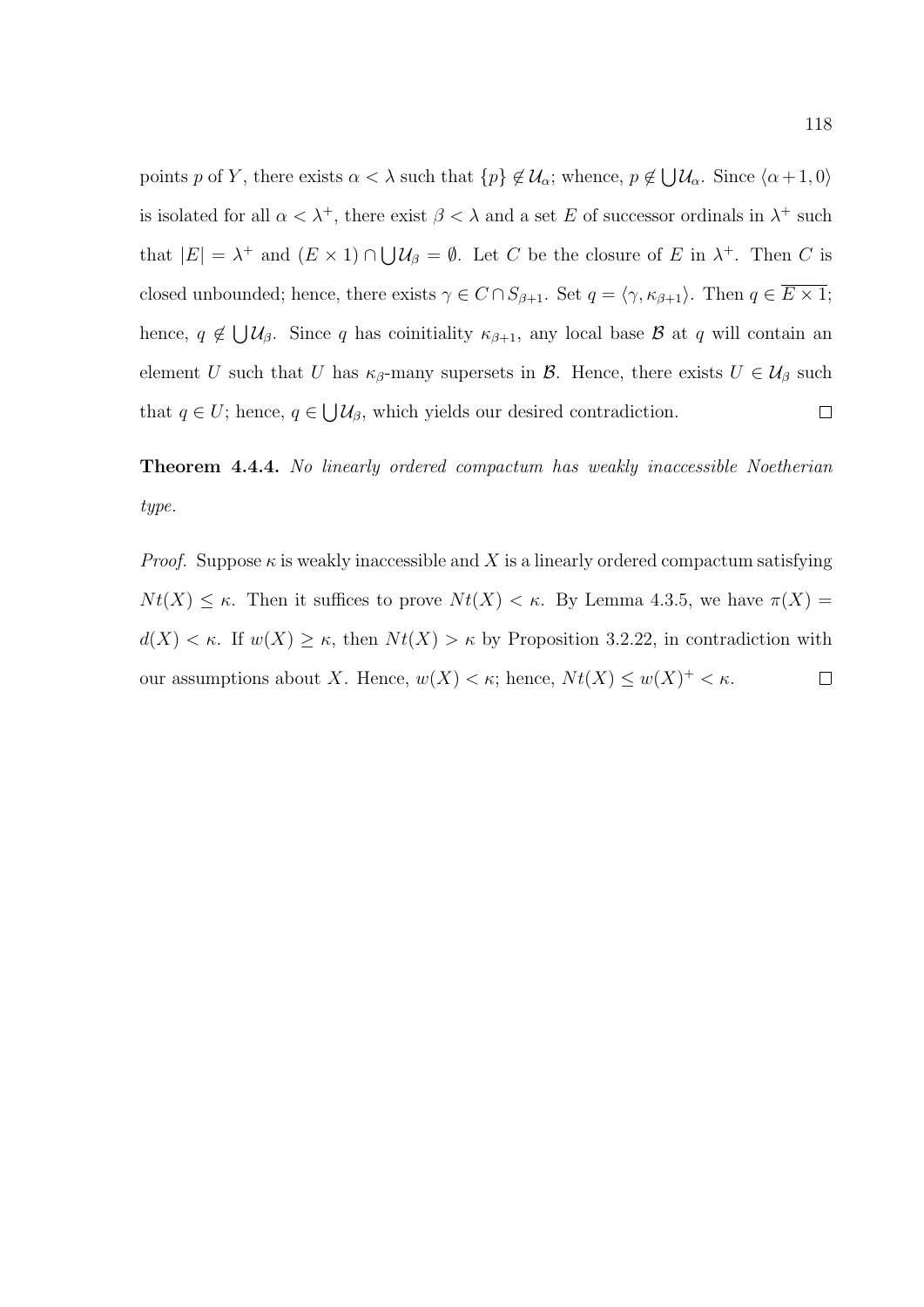points $p$ of $Y$, there exists $\alpha < \lambda$ such that $\{p\} \notin \mathcal{U}_\alpha$; whence, $p \notin \bigcup \mathcal{U}_\alpha$. Since $\langle \alpha+1, 0\rangle$ is isolated for all $\alpha < \lambda^+$, there exist $\beta < \lambda$ and a set $E$ of successor ordinals in $\lambda^+$ such that $|E| = \lambda^+$ and $(E \times 1) \cap \bigcup \mathcal{U}_\beta = \emptyset$. Let $C$ be the closure of $E$ in $\lambda^+$. Then $C$ is closed unbounded; hence, there exists $\gamma \in C \cap S_{\beta+1}$. Set $q = \langle \gamma, \kappa_{\beta+1}\rangle$. Then $q \in \overline{E \times 1}$; hence, $q \notin \bigcup \mathcal{U}_\beta$. Since $q$ has coinitiality $\kappa_{\beta+1}$, any local base $\mathcal{B}$ at $q$ will contain an element $U$ such that $U$ has $\kappa_\beta$-many supersets in $\mathcal{B}$. Hence, there exists $U \in \mathcal{U}_\beta$ such that $q \in U$; hence, $q \in \bigcup \mathcal{U}_\beta$, which yields our desired contradiction. $\square$

**Theorem 4.4.4.** *No linearly ordered compactum has weakly inaccessible Noetherian type.*

*Proof.* Suppose $\kappa$ is weakly inaccessible and $X$ is a linearly ordered compactum satisfying $Nt(X) \le \kappa$. Then it suffices to prove $Nt(X) < \kappa$. By Lemma 4.3.5, we have $\pi(X) = d(X) < \kappa$. If $w(X) \ge \kappa$, then $Nt(X) > \kappa$ by Proposition 3.2.22, in contradiction with our assumptions about $X$. Hence, $w(X) < \kappa$; hence, $Nt(X) \le w(X)^+ < \kappa$. $\square$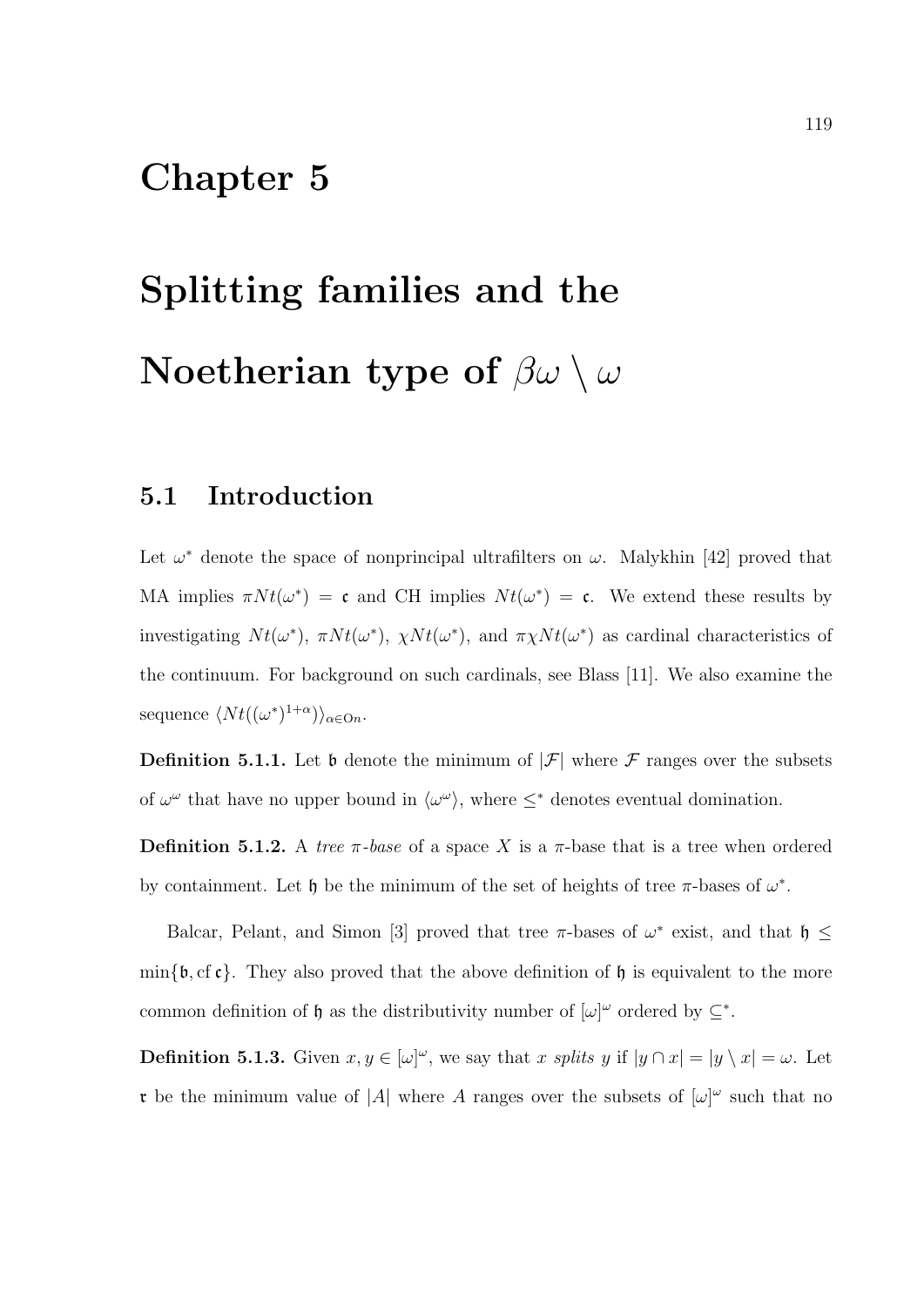# Chapter 5

# Splitting families and the Noetherian type of $\beta\omega \setminus \omega$

## 5.1 Introduction

Let $\omega^*$ denote the space of nonprincipal ultrafilters on $\omega$. Malykhin [42] proved that MA implies $\pi Nt(\omega^*) = \mathfrak{c}$ and CH implies $Nt(\omega^*) = \mathfrak{c}$. We extend these results by investigating $Nt(\omega^*)$, $\pi Nt(\omega^*)$, $\chi Nt(\omega^*)$, and $\pi\chi Nt(\omega^*)$ as cardinal characteristics of the continuum. For background on such cardinals, see Blass [11]. We also examine the sequence $\langle Nt((\omega^*)^{1+\alpha})\rangle_{\alpha\in\mathrm{On}}$.

**Definition 5.1.1.** Let $\mathfrak{b}$ denote the minimum of $|\mathcal{F}|$ where $\mathcal{F}$ ranges over the subsets of $\omega^\omega$ that have no upper bound in $\langle \omega^\omega \rangle$, where $\leq^*$ denotes eventual domination.

**Definition 5.1.2.** A *tree $\pi$-base* of a space $X$ is a $\pi$-base that is a tree when ordered by containment. Let $\mathfrak{h}$ be the minimum of the set of heights of tree $\pi$-bases of $\omega^*$.

Balcar, Pelant, and Simon [3] proved that tree $\pi$-bases of $\omega^*$ exist, and that $\mathfrak{h} \leq \min\{\mathfrak{b}, \operatorname{cf}\mathfrak{c}\}$. They also proved that the above definition of $\mathfrak{h}$ is equivalent to the more common definition of $\mathfrak{h}$ as the distributivity number of $[\omega]^\omega$ ordered by $\subseteq^*$.

**Definition 5.1.3.** Given $x, y \in [\omega]^\omega$, we say that $x$ *splits* $y$ if $|y \cap x| = |y \setminus x| = \omega$. Let $\mathfrak{r}$ be the minimum value of $|A|$ where $A$ ranges over the subsets of $[\omega]^\omega$ such that no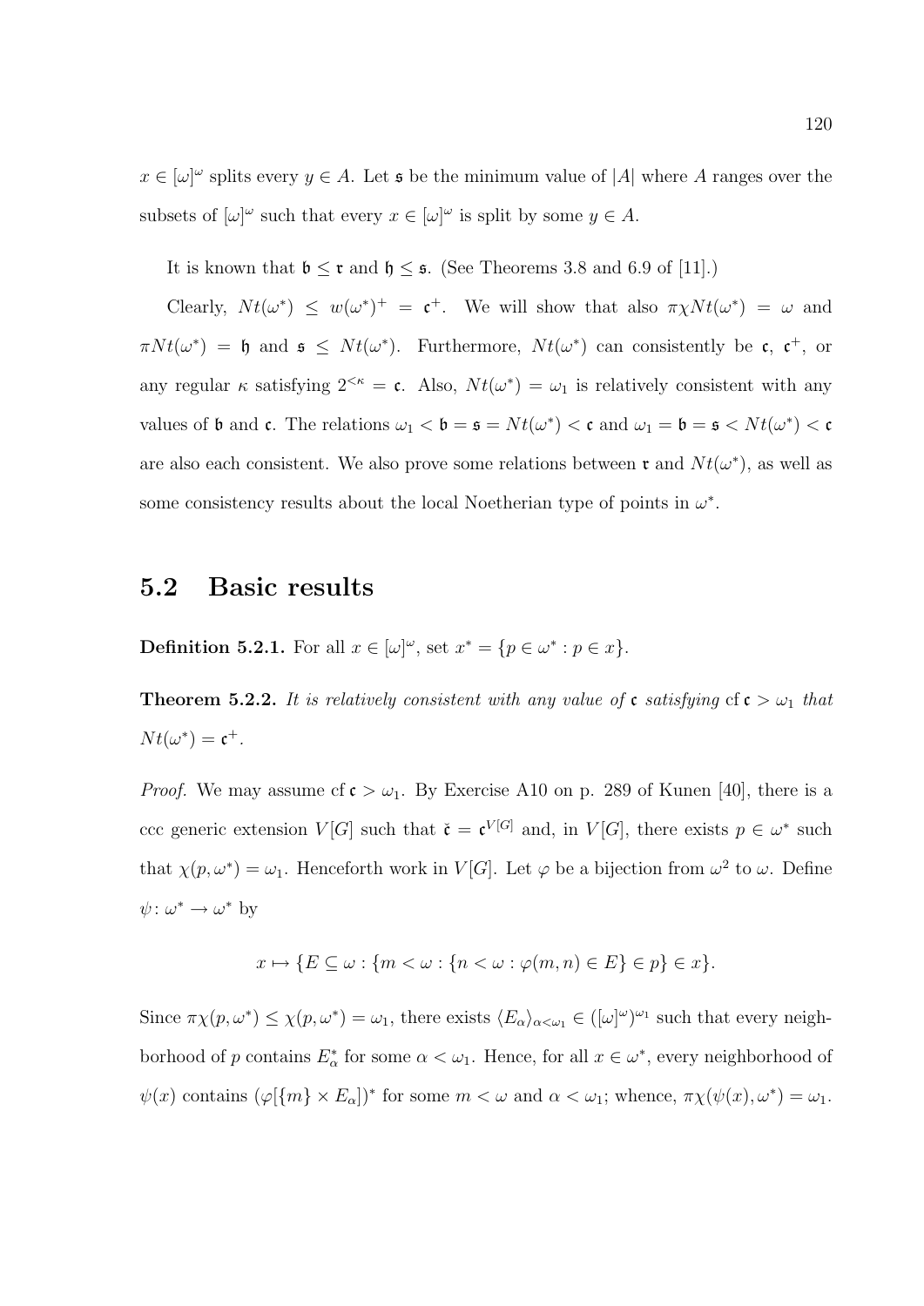$x \in [\omega]^\omega$ splits every $y \in A$. Let $\mathfrak{s}$ be the minimum value of $|A|$ where $A$ ranges over the subsets of $[\omega]^\omega$ such that every $x \in [\omega]^\omega$ is split by some $y \in A$.

It is known that $\mathfrak{b} \leq \mathfrak{r}$ and $\mathfrak{h} \leq \mathfrak{s}$. (See Theorems 3.8 and 6.9 of [11].)

Clearly, $Nt(\omega^*) \leq w(\omega^*)^+ = \mathfrak{c}^+$. We will show that also $\pi\chi Nt(\omega^*) = \omega$ and $\pi Nt(\omega^*) = \mathfrak{h}$ and $\mathfrak{s} \leq Nt(\omega^*)$. Furthermore, $Nt(\omega^*)$ can consistently be $\mathfrak{c}$, $\mathfrak{c}^+$, or any regular $\kappa$ satisfying $2^{<\kappa} = \mathfrak{c}$. Also, $Nt(\omega^*) = \omega_1$ is relatively consistent with any values of $\mathfrak{b}$ and $\mathfrak{c}$. The relations $\omega_1 < \mathfrak{b} = \mathfrak{s} = Nt(\omega^*) < \mathfrak{c}$ and $\omega_1 = \mathfrak{b} = \mathfrak{s} < Nt(\omega^*) < \mathfrak{c}$ are also each consistent. We also prove some relations between $\mathfrak{r}$ and $Nt(\omega^*)$, as well as some consistency results about the local Noetherian type of points in $\omega^*$.

## 5.2 Basic results

**Definition 5.2.1.** For all $x \in [\omega]^\omega$, set $x^* = \{p \in \omega^* : p \in x\}$.

**Theorem 5.2.2.** *It is relatively consistent with any value of $\mathfrak{c}$ satisfying $\operatorname{cf} \mathfrak{c} > \omega_1$ that $Nt(\omega^*) = \mathfrak{c}^+$.*

*Proof.* We may assume $\operatorname{cf} \mathfrak{c} > \omega_1$. By Exercise A10 on p. 289 of Kunen [40], there is a ccc generic extension $V[G]$ such that $\check{\mathfrak{c}} = \mathfrak{c}^{V[G]}$ and, in $V[G]$, there exists $p \in \omega^*$ such that $\chi(p, \omega^*) = \omega_1$. Henceforth work in $V[G]$. Let $\varphi$ be a bijection from $\omega^2$ to $\omega$. Define $\psi \colon \omega^* \to \omega^*$ by

$$x \mapsto \{E \subseteq \omega : \{m < \omega : \{n < \omega : \varphi(m, n) \in E\} \in p\} \in x\}.$$

Since $\pi\chi(p, \omega^*) \leq \chi(p, \omega^*) = \omega_1$, there exists $\langle E_\alpha \rangle_{\alpha < \omega_1} \in ([\omega]^\omega)^{\omega_1}$ such that every neighborhood of $p$ contains $E_\alpha^*$ for some $\alpha < \omega_1$. Hence, for all $x \in \omega^*$, every neighborhood of $\psi(x)$ contains $(\varphi[\{m\} \times E_\alpha])^*$ for some $m < \omega$ and $\alpha < \omega_1$; whence, $\pi\chi(\psi(x), \omega^*) = \omega_1$.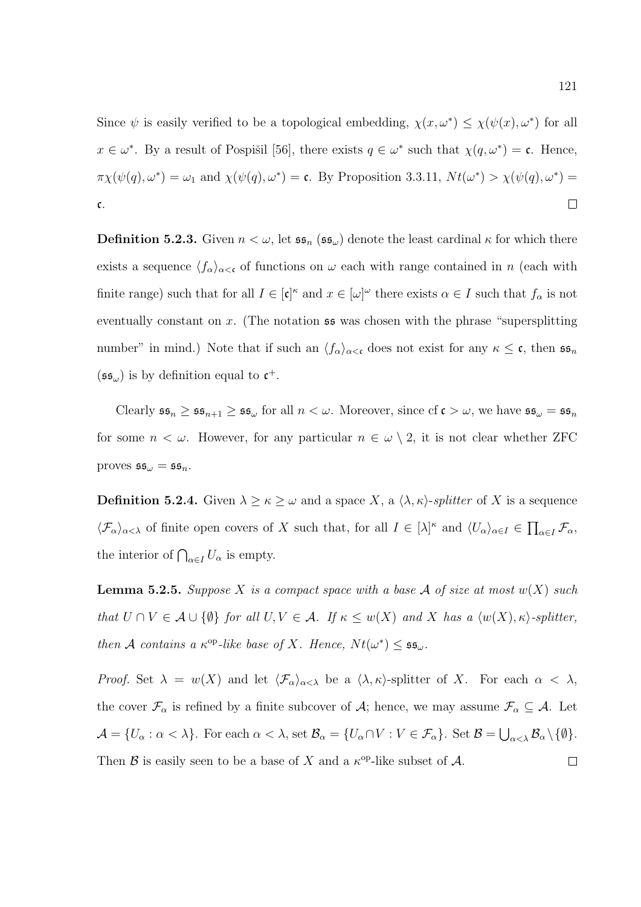Since $\psi$ is easily verified to be a topological embedding, $\chi(x, \omega^*) \leq \chi(\psi(x), \omega^*)$ for all $x \in \omega^*$. By a result of Pospišil [56], there exists $q \in \omega^*$ such that $\chi(q, \omega^*) = \mathfrak{c}$. Hence, $\pi\chi(\psi(q), \omega^*) = \omega_1$ and $\chi(\psi(q), \omega^*) = \mathfrak{c}$. By Proposition 3.3.11, $Nt(\omega^*) > \chi(\psi(q), \omega^*) = \mathfrak{c}$. $\square$

**Definition 5.2.3.** Given $n < \omega$, let $\mathfrak{ss}_n$ ($\mathfrak{ss}_\omega$) denote the least cardinal $\kappa$ for which there exists a sequence $\langle f_\alpha \rangle_{\alpha < \mathfrak{c}}$ of functions on $\omega$ each with range contained in $n$ (each with finite range) such that for all $I \in [\mathfrak{c}]^\kappa$ and $x \in [\omega]^\omega$ there exists $\alpha \in I$ such that $f_\alpha$ is not eventually constant on $x$. (The notation $\mathfrak{ss}$ was chosen with the phrase "supersplitting number" in mind.) Note that if such an $\langle f_\alpha \rangle_{\alpha < \mathfrak{c}}$ does not exist for any $\kappa \leq \mathfrak{c}$, then $\mathfrak{ss}_n$ ($\mathfrak{ss}_\omega$) is by definition equal to $\mathfrak{c}^+$.

Clearly $\mathfrak{ss}_n \geq \mathfrak{ss}_{n+1} \geq \mathfrak{ss}_\omega$ for all $n < \omega$. Moreover, since $\operatorname{cf} \mathfrak{c} > \omega$, we have $\mathfrak{ss}_\omega = \mathfrak{ss}_n$ for some $n < \omega$. However, for any particular $n \in \omega \setminus 2$, it is not clear whether ZFC proves $\mathfrak{ss}_\omega = \mathfrak{ss}_n$.

**Definition 5.2.4.** Given $\lambda \geq \kappa \geq \omega$ and a space $X$, a $\langle \lambda, \kappa \rangle$-*splitter* of $X$ is a sequence $\langle \mathcal{F}_\alpha \rangle_{\alpha < \lambda}$ of finite open covers of $X$ such that, for all $I \in [\lambda]^\kappa$ and $\langle U_\alpha \rangle_{\alpha \in I} \in \prod_{\alpha \in I} \mathcal{F}_\alpha$, the interior of $\bigcap_{\alpha \in I} U_\alpha$ is empty.

**Lemma 5.2.5.** *Suppose $X$ is a compact space with a base $\mathcal{A}$ of size at most $w(X)$ such that $U \cap V \in \mathcal{A} \cup \{\emptyset\}$ for all $U, V \in \mathcal{A}$. If $\kappa \leq w(X)$ and $X$ has a $\langle w(X), \kappa \rangle$-splitter, then $\mathcal{A}$ contains a $\kappa^{\mathrm{op}}$-like base of $X$. Hence, $Nt(\omega^*) \leq \mathfrak{ss}_\omega$.*

*Proof.* Set $\lambda = w(X)$ and let $\langle \mathcal{F}_\alpha \rangle_{\alpha < \lambda}$ be a $\langle \lambda, \kappa \rangle$-splitter of $X$. For each $\alpha < \lambda$, the cover $\mathcal{F}_\alpha$ is refined by a finite subcover of $\mathcal{A}$; hence, we may assume $\mathcal{F}_\alpha \subseteq \mathcal{A}$. Let $\mathcal{A} = \{U_\alpha : \alpha < \lambda\}$. For each $\alpha < \lambda$, set $\mathcal{B}_\alpha = \{U_\alpha \cap V : V \in \mathcal{F}_\alpha\}$. Set $\mathcal{B} = \bigcup_{\alpha < \lambda} \mathcal{B}_\alpha \setminus \{\emptyset\}$. Then $\mathcal{B}$ is easily seen to be a base of $X$ and a $\kappa^{\mathrm{op}}$-like subset of $\mathcal{A}$. $\square$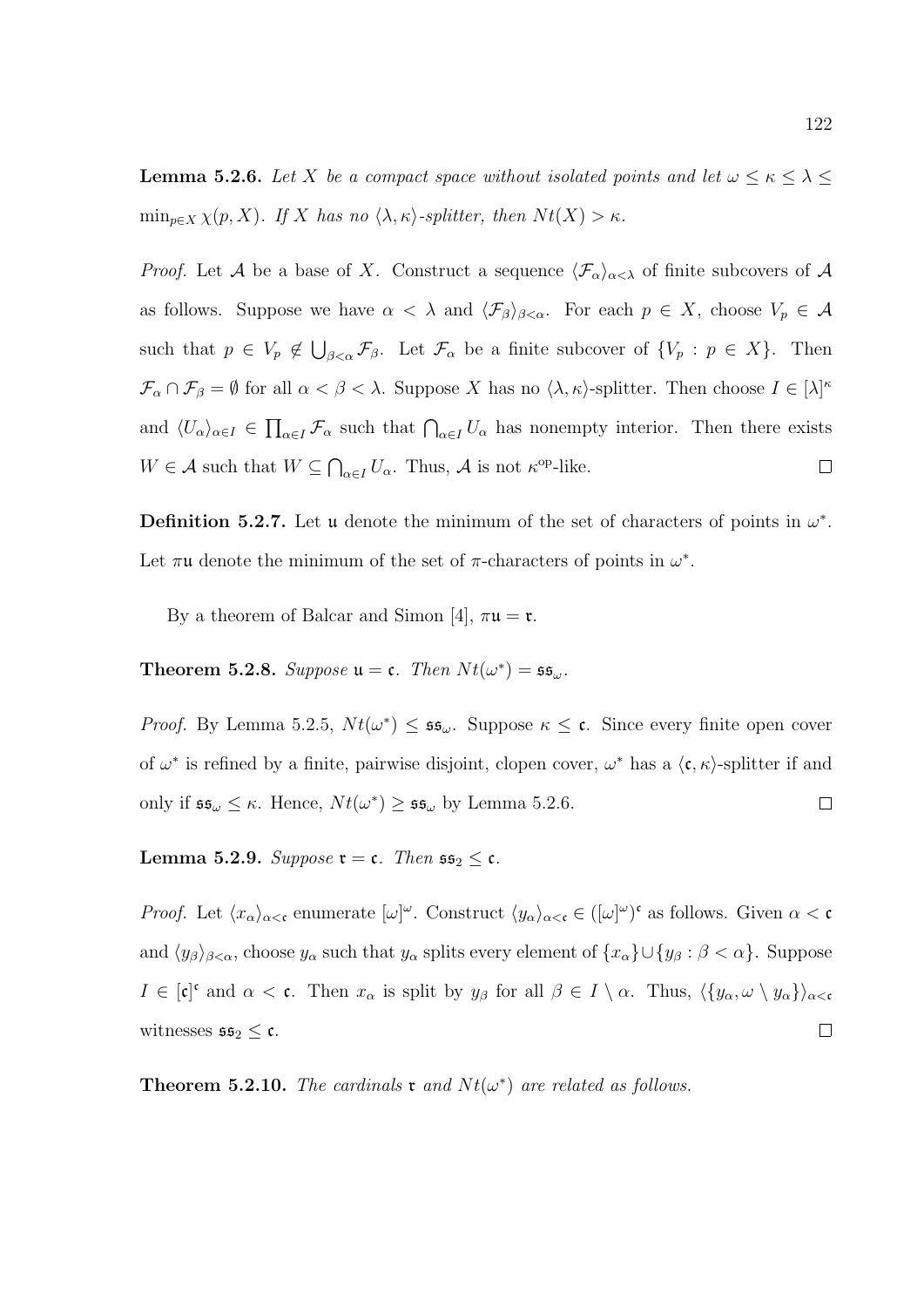**Lemma 5.2.6.** *Let $X$ be a compact space without isolated points and let $\omega \leq \kappa \leq \lambda \leq \min_{p \in X} \chi(p, X)$. If $X$ has no $\langle \lambda, \kappa \rangle$-splitter, then $Nt(X) > \kappa$.*

*Proof.* Let $\mathcal{A}$ be a base of $X$. Construct a sequence $\langle \mathcal{F}_\alpha \rangle_{\alpha < \lambda}$ of finite subcovers of $\mathcal{A}$ as follows. Suppose we have $\alpha < \lambda$ and $\langle \mathcal{F}_\beta \rangle_{\beta < \alpha}$. For each $p \in X$, choose $V_p \in \mathcal{A}$ such that $p \in V_p \notin \bigcup_{\beta < \alpha} \mathcal{F}_\beta$. Let $\mathcal{F}_\alpha$ be a finite subcover of $\{V_p : p \in X\}$. Then $\mathcal{F}_\alpha \cap \mathcal{F}_\beta = \emptyset$ for all $\alpha < \beta < \lambda$. Suppose $X$ has no $\langle \lambda, \kappa \rangle$-splitter. Then choose $I \in [\lambda]^\kappa$ and $\langle U_\alpha \rangle_{\alpha \in I} \in \prod_{\alpha \in I} \mathcal{F}_\alpha$ such that $\bigcap_{\alpha \in I} U_\alpha$ has nonempty interior. Then there exists $W \in \mathcal{A}$ such that $W \subseteq \bigcap_{\alpha \in I} U_\alpha$. Thus, $\mathcal{A}$ is not $\kappa^{\text{op}}$-like. $\square$

**Definition 5.2.7.** Let $\mathfrak{u}$ denote the minimum of the set of characters of points in $\omega^*$. Let $\pi\mathfrak{u}$ denote the minimum of the set of $\pi$-characters of points in $\omega^*$.

By a theorem of Balcar and Simon [4], $\pi\mathfrak{u} = \mathfrak{r}$.

**Theorem 5.2.8.** *Suppose $\mathfrak{u} = \mathfrak{c}$. Then $Nt(\omega^*) = \mathfrak{ss}_\omega$.*

*Proof.* By Lemma 5.2.5, $Nt(\omega^*) \leq \mathfrak{ss}_\omega$. Suppose $\kappa \leq \mathfrak{c}$. Since every finite open cover of $\omega^*$ is refined by a finite, pairwise disjoint, clopen cover, $\omega^*$ has a $\langle \mathfrak{c}, \kappa \rangle$-splitter if and only if $\mathfrak{ss}_\omega \leq \kappa$. Hence, $Nt(\omega^*) \geq \mathfrak{ss}_\omega$ by Lemma 5.2.6. $\square$

**Lemma 5.2.9.** *Suppose $\mathfrak{r} = \mathfrak{c}$. Then $\mathfrak{ss}_2 \leq \mathfrak{c}$.*

*Proof.* Let $\langle x_\alpha \rangle_{\alpha < \mathfrak{c}}$ enumerate $[\omega]^\omega$. Construct $\langle y_\alpha \rangle_{\alpha < \mathfrak{c}} \in ([\omega]^\omega)^\mathfrak{c}$ as follows. Given $\alpha < \mathfrak{c}$ and $\langle y_\beta \rangle_{\beta < \alpha}$, choose $y_\alpha$ such that $y_\alpha$ splits every element of $\{x_\alpha\} \cup \{y_\beta : \beta < \alpha\}$. Suppose $I \in [\mathfrak{c}]^\mathfrak{c}$ and $\alpha < \mathfrak{c}$. Then $x_\alpha$ is split by $y_\beta$ for all $\beta \in I \setminus \alpha$. Thus, $\langle \{y_\alpha, \omega \setminus y_\alpha\} \rangle_{\alpha < \mathfrak{c}}$ witnesses $\mathfrak{ss}_2 \leq \mathfrak{c}$. $\square$

**Theorem 5.2.10.** *The cardinals $\mathfrak{r}$ and $Nt(\omega^*)$ are related as follows.*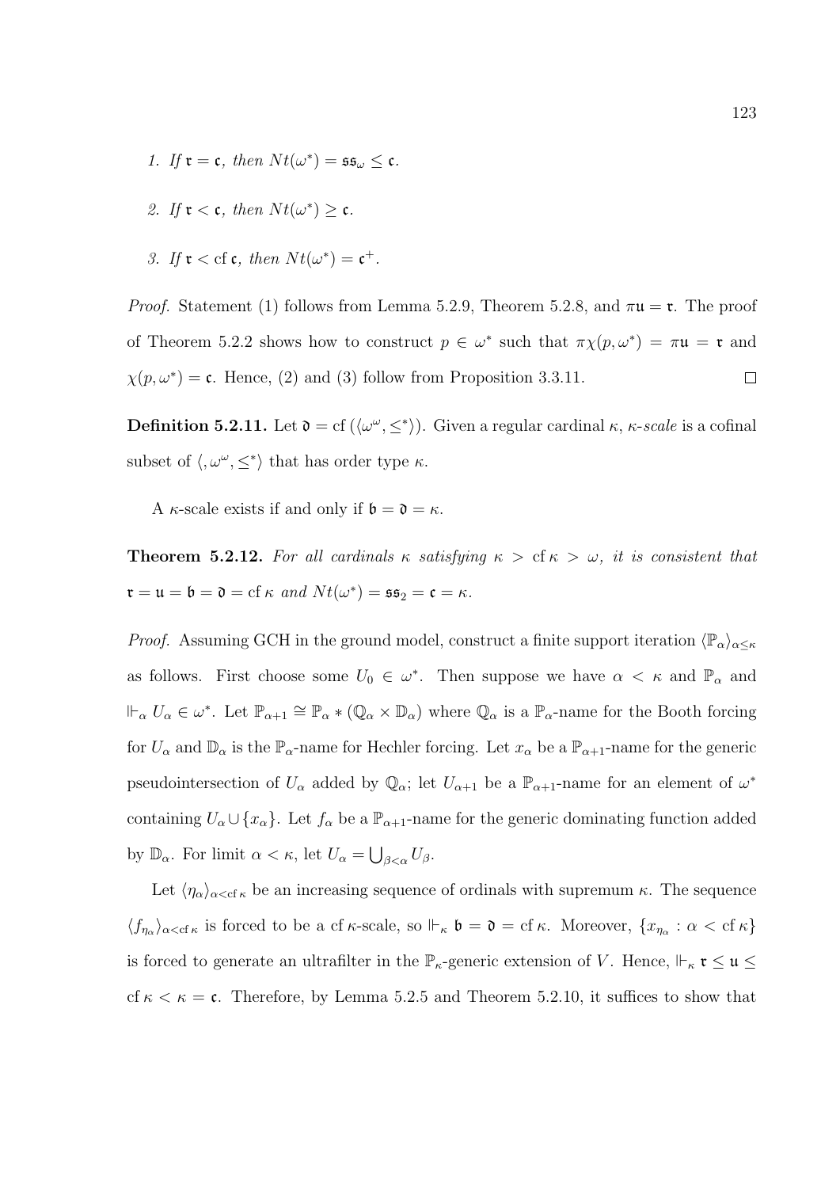1. *If* $\mathfrak{r} = \mathfrak{c}$*, then* $Nt(\omega^*) = \mathfrak{ss}_\omega \leq \mathfrak{c}$.

2. *If* $\mathfrak{r} < \mathfrak{c}$*, then* $Nt(\omega^*) \geq \mathfrak{c}$.

3. *If* $\mathfrak{r} < \operatorname{cf} \mathfrak{c}$*, then* $Nt(\omega^*) = \mathfrak{c}^+$.

*Proof.* Statement (1) follows from Lemma 5.2.9, Theorem 5.2.8, and $\pi\mathfrak{u} = \mathfrak{r}$. The proof of Theorem 5.2.2 shows how to construct $p \in \omega^*$ such that $\pi\chi(p, \omega^*) = \pi\mathfrak{u} = \mathfrak{r}$ and $\chi(p, \omega^*) = \mathfrak{c}$. Hence, (2) and (3) follow from Proposition 3.3.11. $\square$

**Definition 5.2.11.** Let $\mathfrak{d} = \operatorname{cf}(\langle \omega^\omega, \leq^* \rangle)$. Given a regular cardinal $\kappa$, $\kappa$*-scale* is a cofinal subset of $\langle, \omega^\omega, \leq^* \rangle$ that has order type $\kappa$.

A $\kappa$-scale exists if and only if $\mathfrak{b} = \mathfrak{d} = \kappa$.

**Theorem 5.2.12.** *For all cardinals* $\kappa$ *satisfying* $\kappa > \operatorname{cf} \kappa > \omega$*, it is consistent that* $\mathfrak{r} = \mathfrak{u} = \mathfrak{b} = \mathfrak{d} = \operatorname{cf} \kappa$ *and* $Nt(\omega^*) = \mathfrak{ss}_2 = \mathfrak{c} = \kappa$.

*Proof.* Assuming GCH in the ground model, construct a finite support iteration $\langle \mathbb{P}_\alpha \rangle_{\alpha \leq \kappa}$ as follows. First choose some $U_0 \in \omega^*$. Then suppose we have $\alpha < \kappa$ and $\mathbb{P}_\alpha$ and $\Vdash_\alpha U_\alpha \in \omega^*$. Let $\mathbb{P}_{\alpha+1} \cong \mathbb{P}_\alpha * (\mathbb{Q}_\alpha \times \mathbb{D}_\alpha)$ where $\mathbb{Q}_\alpha$ is a $\mathbb{P}_\alpha$-name for the Booth forcing for $U_\alpha$ and $\mathbb{D}_\alpha$ is the $\mathbb{P}_\alpha$-name for Hechler forcing. Let $x_\alpha$ be a $\mathbb{P}_{\alpha+1}$-name for the generic pseudointersection of $U_\alpha$ added by $\mathbb{Q}_\alpha$; let $U_{\alpha+1}$ be a $\mathbb{P}_{\alpha+1}$-name for an element of $\omega^*$ containing $U_\alpha \cup \{x_\alpha\}$. Let $f_\alpha$ be a $\mathbb{P}_{\alpha+1}$-name for the generic dominating function added by $\mathbb{D}_\alpha$. For limit $\alpha < \kappa$, let $U_\alpha = \bigcup_{\beta < \alpha} U_\beta$.

Let $\langle \eta_\alpha \rangle_{\alpha < \operatorname{cf} \kappa}$ be an increasing sequence of ordinals with supremum $\kappa$. The sequence $\langle f_{\eta_\alpha} \rangle_{\alpha < \operatorname{cf} \kappa}$ is forced to be a $\operatorname{cf} \kappa$-scale, so $\Vdash_\kappa \mathfrak{b} = \mathfrak{d} = \operatorname{cf} \kappa$. Moreover, $\{x_{\eta_\alpha} : \alpha < \operatorname{cf} \kappa\}$ is forced to generate an ultrafilter in the $\mathbb{P}_\kappa$-generic extension of $V$. Hence, $\Vdash_\kappa \mathfrak{r} \leq \mathfrak{u} \leq \operatorname{cf} \kappa < \kappa = \mathfrak{c}$. Therefore, by Lemma 5.2.5 and Theorem 5.2.10, it suffices to show that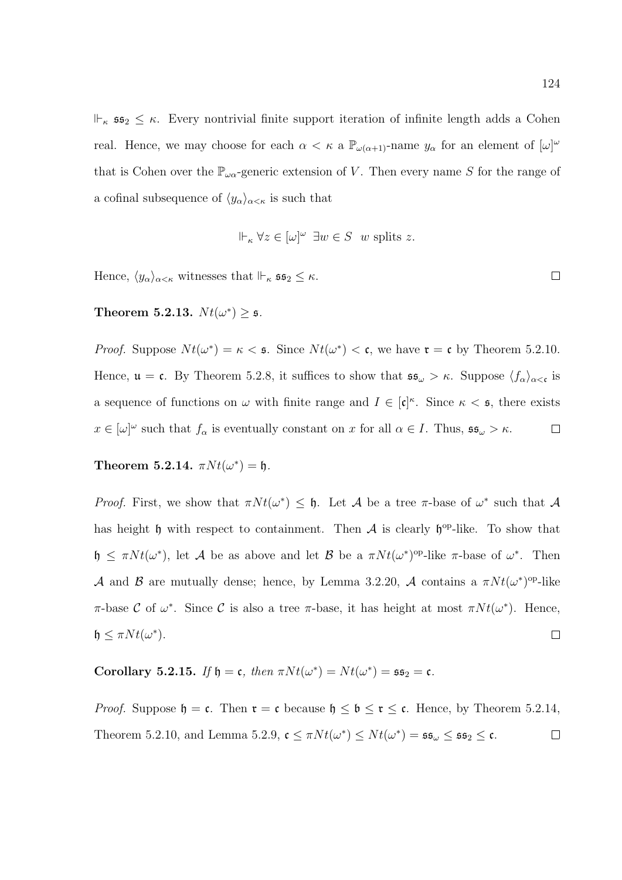$\Vdash_\kappa \mathfrak{ss}_2 \leq \kappa$. Every nontrivial finite support iteration of infinite length adds a Cohen real. Hence, we may choose for each $\alpha < \kappa$ a $\mathbb{P}_{\omega(\alpha+1)}$-name $y_\alpha$ for an element of $[\omega]^\omega$ that is Cohen over the $\mathbb{P}_{\omega\alpha}$-generic extension of $V$. Then every name $S$ for the range of a cofinal subsequence of $\langle y_\alpha \rangle_{\alpha<\kappa}$ is such that

$$\Vdash_\kappa \forall z \in [\omega]^\omega \;\; \exists w \in S \;\; w \text{ splits } z.$$

Hence, $\langle y_\alpha \rangle_{\alpha<\kappa}$ witnesses that $\Vdash_\kappa \mathfrak{ss}_2 \leq \kappa$. $\square$

**Theorem 5.2.13.** $Nt(\omega^*) \geq \mathfrak{s}$.

*Proof.* Suppose $Nt(\omega^*) = \kappa < \mathfrak{s}$. Since $Nt(\omega^*) < \mathfrak{c}$, we have $\mathfrak{r} = \mathfrak{c}$ by Theorem 5.2.10. Hence, $\mathfrak{u} = \mathfrak{c}$. By Theorem 5.2.8, it suffices to show that $\mathfrak{ss}_\omega > \kappa$. Suppose $\langle f_\alpha \rangle_{\alpha<\mathfrak{c}}$ is a sequence of functions on $\omega$ with finite range and $I \in [\mathfrak{c}]^\kappa$. Since $\kappa < \mathfrak{s}$, there exists $x \in [\omega]^\omega$ such that $f_\alpha$ is eventually constant on $x$ for all $\alpha \in I$. Thus, $\mathfrak{ss}_\omega > \kappa$. $\square$

**Theorem 5.2.14.** $\pi Nt(\omega^*) = \mathfrak{h}$.

*Proof.* First, we show that $\pi Nt(\omega^*) \leq \mathfrak{h}$. Let $\mathcal{A}$ be a tree $\pi$-base of $\omega^*$ such that $\mathcal{A}$ has height $\mathfrak{h}$ with respect to containment. Then $\mathcal{A}$ is clearly $\mathfrak{h}^{\mathrm{op}}$-like. To show that $\mathfrak{h} \leq \pi Nt(\omega^*)$, let $\mathcal{A}$ be as above and let $\mathcal{B}$ be a $\pi Nt(\omega^*)^{\mathrm{op}}$-like $\pi$-base of $\omega^*$. Then $\mathcal{A}$ and $\mathcal{B}$ are mutually dense; hence, by Lemma 3.2.20, $\mathcal{A}$ contains a $\pi Nt(\omega^*)^{\mathrm{op}}$-like $\pi$-base $\mathcal{C}$ of $\omega^*$. Since $\mathcal{C}$ is also a tree $\pi$-base, it has height at most $\pi Nt(\omega^*)$. Hence, $\mathfrak{h} \leq \pi Nt(\omega^*)$. $\square$

**Corollary 5.2.15.** *If* $\mathfrak{h} = \mathfrak{c}$*, then* $\pi Nt(\omega^*) = Nt(\omega^*) = \mathfrak{ss}_2 = \mathfrak{c}$.

*Proof.* Suppose $\mathfrak{h} = \mathfrak{c}$. Then $\mathfrak{r} = \mathfrak{c}$ because $\mathfrak{h} \leq \mathfrak{b} \leq \mathfrak{r} \leq \mathfrak{c}$. Hence, by Theorem 5.2.14, Theorem 5.2.10, and Lemma 5.2.9, $\mathfrak{c} \leq \pi Nt(\omega^*) \leq Nt(\omega^*) = \mathfrak{ss}_\omega \leq \mathfrak{ss}_2 \leq \mathfrak{c}$. $\square$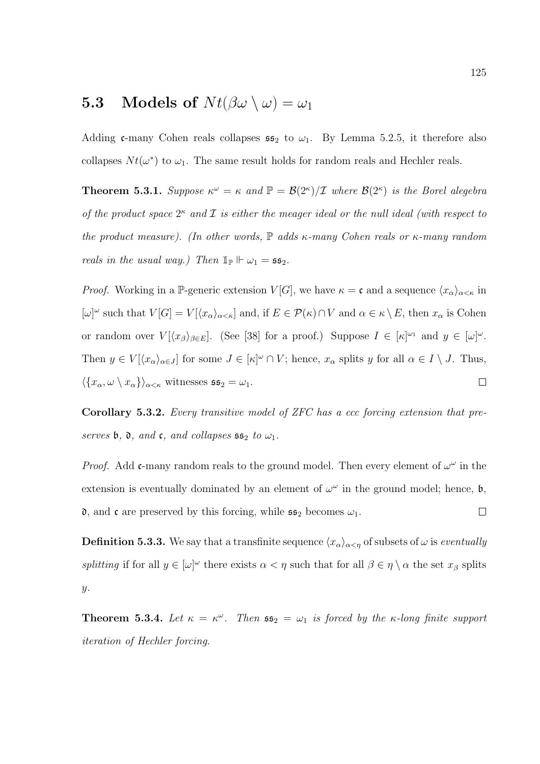## 5.3 Models of $Nt(\beta\omega \setminus \omega) = \omega_1$

Adding $\mathfrak{c}$-many Cohen reals collapses $\mathfrak{ss}_2$ to $\omega_1$. By Lemma 5.2.5, it therefore also collapses $Nt(\omega^*)$ to $\omega_1$. The same result holds for random reals and Hechler reals.

**Theorem 5.3.1.** *Suppose $\kappa^\omega = \kappa$ and $\mathbb{P} = \mathcal{B}(2^\kappa)/\mathcal{I}$ where $\mathcal{B}(2^\kappa)$ is the Borel alegebra of the product space $2^\kappa$ and $\mathcal{I}$ is either the meager ideal or the null ideal (with respect to the product measure). (In other words, $\mathbb{P}$ adds $\kappa$-many Cohen reals or $\kappa$-many random reals in the usual way.) Then $\mathbb{1}_{\mathbb{P}} \Vdash \omega_1 = \mathfrak{ss}_2$.*

*Proof.* Working in a $\mathbb{P}$-generic extension $V[G]$, we have $\kappa = \mathfrak{c}$ and a sequence $\langle x_\alpha \rangle_{\alpha<\kappa}$ in $[\omega]^\omega$ such that $V[G] = V[\langle x_\alpha \rangle_{\alpha<\kappa}]$ and, if $E \in \mathcal{P}(\kappa) \cap V$ and $\alpha \in \kappa \setminus E$, then $x_\alpha$ is Cohen or random over $V[\langle x_\beta \rangle_{\beta \in E}]$. (See [38] for a proof.) Suppose $I \in [\kappa]^{\omega_1}$ and $y \in [\omega]^\omega$. Then $y \in V[\langle x_\alpha \rangle_{\alpha \in J}]$ for some $J \in [\kappa]^\omega \cap V$; hence, $x_\alpha$ splits $y$ for all $\alpha \in I \setminus J$. Thus, $\langle \{x_\alpha, \omega \setminus x_\alpha\} \rangle_{\alpha<\kappa}$ witnesses $\mathfrak{ss}_2 = \omega_1$. $\square$

**Corollary 5.3.2.** *Every transitive model of ZFC has a ccc forcing extension that preserves $\mathfrak{b}$, $\mathfrak{d}$, and $\mathfrak{c}$, and collapses $\mathfrak{ss}_2$ to $\omega_1$.*

*Proof.* Add $\mathfrak{c}$-many random reals to the ground model. Then every element of $\omega^\omega$ in the extension is eventually dominated by an element of $\omega^\omega$ in the ground model; hence, $\mathfrak{b}$, $\mathfrak{d}$, and $\mathfrak{c}$ are preserved by this forcing, while $\mathfrak{ss}_2$ becomes $\omega_1$. $\square$

**Definition 5.3.3.** We say that a transfinite sequence $\langle x_\alpha \rangle_{\alpha<\eta}$ of subsets of $\omega$ is *eventually splitting* if for all $y \in [\omega]^\omega$ there exists $\alpha < \eta$ such that for all $\beta \in \eta \setminus \alpha$ the set $x_\beta$ splits $y$.

**Theorem 5.3.4.** *Let $\kappa = \kappa^\omega$. Then $\mathfrak{ss}_2 = \omega_1$ is forced by the $\kappa$-long finite support iteration of Hechler forcing.*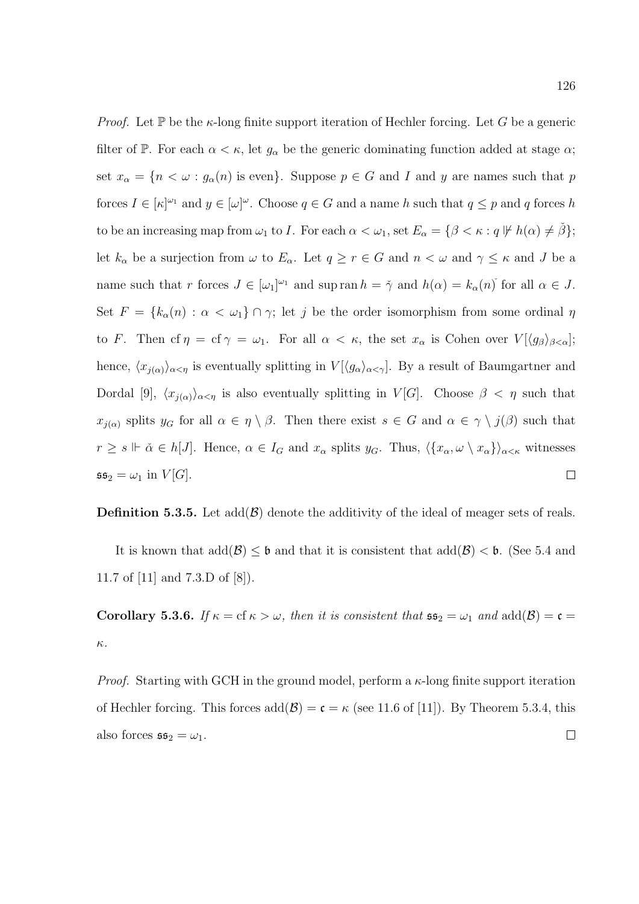*Proof.* Let $\mathbb{P}$ be the $\kappa$-long finite support iteration of Hechler forcing. Let $G$ be a generic filter of $\mathbb{P}$. For each $\alpha < \kappa$, let $g_\alpha$ be the generic dominating function added at stage $\alpha$; set $x_\alpha = \{n < \omega : g_\alpha(n) \text{ is even}\}$. Suppose $p \in G$ and $I$ and $y$ are names such that $p$ forces $I \in [\kappa]^{\omega_1}$ and $y \in [\omega]^\omega$. Choose $q \in G$ and a name $h$ such that $q \leq p$ and $q$ forces $h$ to be an increasing map from $\omega_1$ to $I$. For each $\alpha < \omega_1$, set $E_\alpha = \{\beta < \kappa : q \not\Vdash h(\alpha) \neq \check{\beta}\}$; let $k_\alpha$ be a surjection from $\omega$ to $E_\alpha$. Let $q \geq r \in G$ and $n < \omega$ and $\gamma \leq \kappa$ and $J$ be a name such that $r$ forces $J \in [\omega_1]^{\omega_1}$ and $\sup \operatorname{ran} h = \check{\gamma}$ and $h(\alpha) = k_\alpha(n)\check{}$ for all $\alpha \in J$. Set $F = \{k_\alpha(n) : \alpha < \omega_1\} \cap \gamma$; let $j$ be the order isomorphism from some ordinal $\eta$ to $F$. Then $\operatorname{cf} \eta = \operatorname{cf} \gamma = \omega_1$. For all $\alpha < \kappa$, the set $x_\alpha$ is Cohen over $V[\langle g_\beta \rangle_{\beta<\alpha}]$; hence, $\langle x_{j(\alpha)} \rangle_{\alpha<\eta}$ is eventually splitting in $V[\langle g_\alpha \rangle_{\alpha<\gamma}]$. By a result of Baumgartner and Dordal [9], $\langle x_{j(\alpha)} \rangle_{\alpha<\eta}$ is also eventually splitting in $V[G]$. Choose $\beta < \eta$ such that $x_{j(\alpha)}$ splits $y_G$ for all $\alpha \in \eta \setminus \beta$. Then there exist $s \in G$ and $\alpha \in \gamma \setminus j(\beta)$ such that $r \geq s \Vdash \check{\alpha} \in h[J]$. Hence, $\alpha \in I_G$ and $x_\alpha$ splits $y_G$. Thus, $\langle \{x_\alpha, \omega \setminus x_\alpha\} \rangle_{\alpha<\kappa}$ witnesses $\mathfrak{ss}_2 = \omega_1$ in $V[G]$. $\square$

**Definition 5.3.5.** Let $\operatorname{add}(\mathcal{B})$ denote the additivity of the ideal of meager sets of reals.

It is known that $\operatorname{add}(\mathcal{B}) \leq \mathfrak{b}$ and that it is consistent that $\operatorname{add}(\mathcal{B}) < \mathfrak{b}$. (See 5.4 and 11.7 of [11] and 7.3.D of [8]).

**Corollary 5.3.6.** *If $\kappa = \operatorname{cf} \kappa > \omega$, then it is consistent that $\mathfrak{ss}_2 = \omega_1$ and $\operatorname{add}(\mathcal{B}) = \mathfrak{c} = \kappa$.*

*Proof.* Starting with GCH in the ground model, perform a $\kappa$-long finite support iteration of Hechler forcing. This forces $\operatorname{add}(\mathcal{B}) = \mathfrak{c} = \kappa$ (see 11.6 of [11]). By Theorem 5.3.4, this also forces $\mathfrak{ss}_2 = \omega_1$. $\square$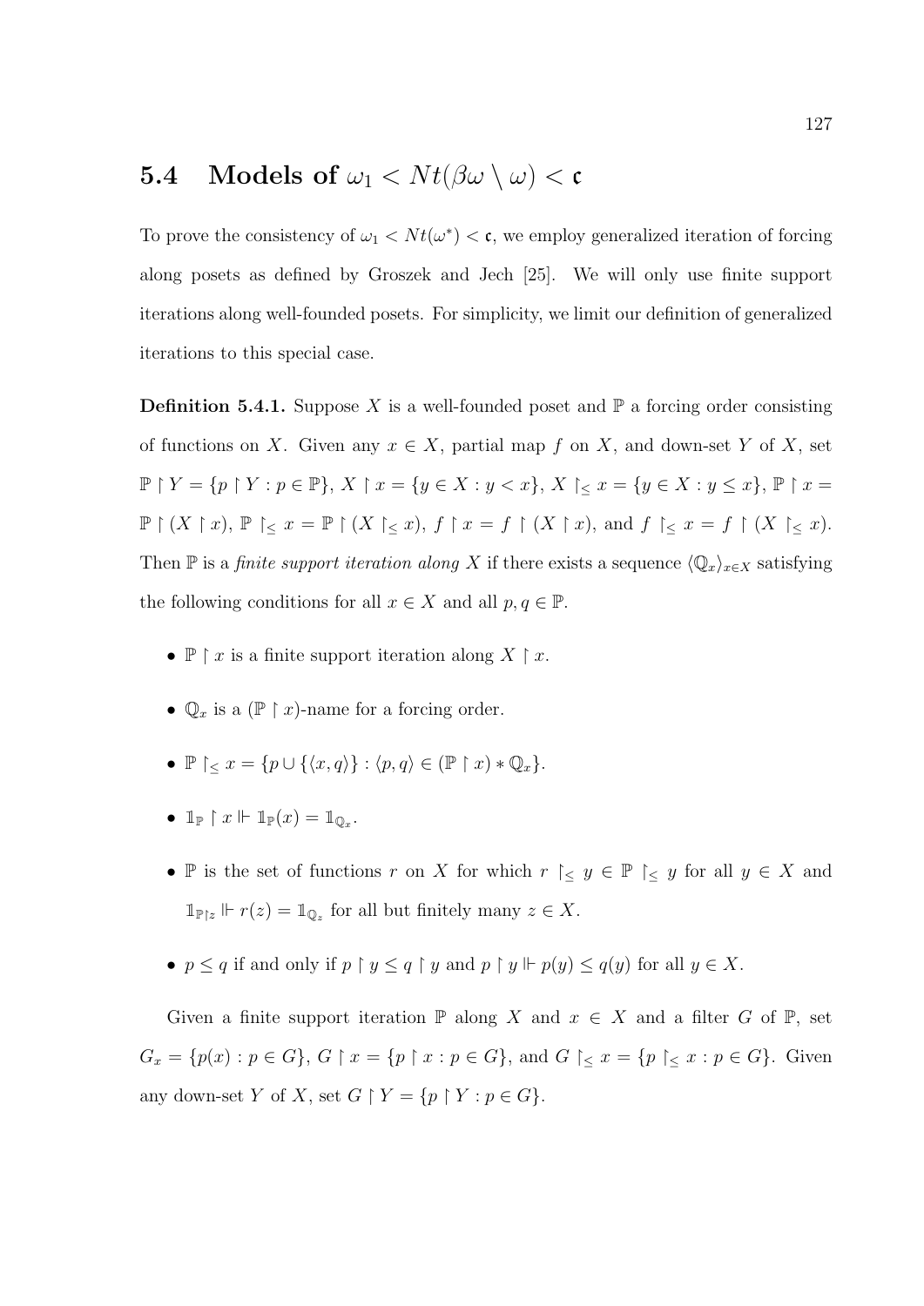## 5.4 Models of $\omega_1 < Nt(\beta\omega \setminus \omega) < \mathfrak{c}$

To prove the consistency of $\omega_1 < Nt(\omega^*) < \mathfrak{c}$, we employ generalized iteration of forcing along posets as defined by Groszek and Jech [25]. We will only use finite support iterations along well-founded posets. For simplicity, we limit our definition of generalized iterations to this special case.

**Definition 5.4.1.** Suppose $X$ is a well-founded poset and $\mathbb{P}$ a forcing order consisting of functions on $X$. Given any $x \in X$, partial map $f$ on $X$, and down-set $Y$ of $X$, set $\mathbb{P} \upharpoonright Y = \{p \upharpoonright Y : p \in \mathbb{P}\}$, $X \upharpoonright x = \{y \in X : y < x\}$, $X \upharpoonright_{\leq} x = \{y \in X : y \leq x\}$, $\mathbb{P} \upharpoonright x = \mathbb{P} \upharpoonright (X \upharpoonright x)$, $\mathbb{P} \upharpoonright_{\leq} x = \mathbb{P} \upharpoonright (X \upharpoonright_{\leq} x)$, $f \upharpoonright x = f \upharpoonright (X \upharpoonright x)$, and $f \upharpoonright_{\leq} x = f \upharpoonright (X \upharpoonright_{\leq} x)$. Then $\mathbb{P}$ is a *finite support iteration along* $X$ if there exists a sequence $\langle \mathbb{Q}_x \rangle_{x \in X}$ satisfying the following conditions for all $x \in X$ and all $p, q \in \mathbb{P}$.

- $\mathbb{P} \upharpoonright x$ is a finite support iteration along $X \upharpoonright x$.
- $\mathbb{Q}_x$ is a $(\mathbb{P} \upharpoonright x)$-name for a forcing order.
- $\mathbb{P} \upharpoonright_{\leq} x = \{p \cup \{\langle x, q \rangle\} : \langle p, q \rangle \in (\mathbb{P} \upharpoonright x) * \mathbb{Q}_x\}$.
- $\mathbb{1}_{\mathbb{P}} \upharpoonright x \Vdash \mathbb{1}_{\mathbb{P}}(x) = \mathbb{1}_{\mathbb{Q}_x}$.
- $\mathbb{P}$ is the set of functions $r$ on $X$ for which $r \upharpoonright_{\leq} y \in \mathbb{P} \upharpoonright_{\leq} y$ for all $y \in X$ and $\mathbb{1}_{\mathbb{P} \upharpoonright z} \Vdash r(z) = \mathbb{1}_{\mathbb{Q}_z}$ for all but finitely many $z \in X$.
- $p \leq q$ if and only if $p \upharpoonright y \leq q \upharpoonright y$ and $p \upharpoonright y \Vdash p(y) \leq q(y)$ for all $y \in X$.

Given a finite support iteration $\mathbb{P}$ along $X$ and $x \in X$ and a filter $G$ of $\mathbb{P}$, set $G_x = \{p(x) : p \in G\}$, $G \upharpoonright x = \{p \upharpoonright x : p \in G\}$, and $G \upharpoonright_{\leq} x = \{p \upharpoonright_{\leq} x : p \in G\}$. Given any down-set $Y$ of $X$, set $G \upharpoonright Y = \{p \upharpoonright Y : p \in G\}$.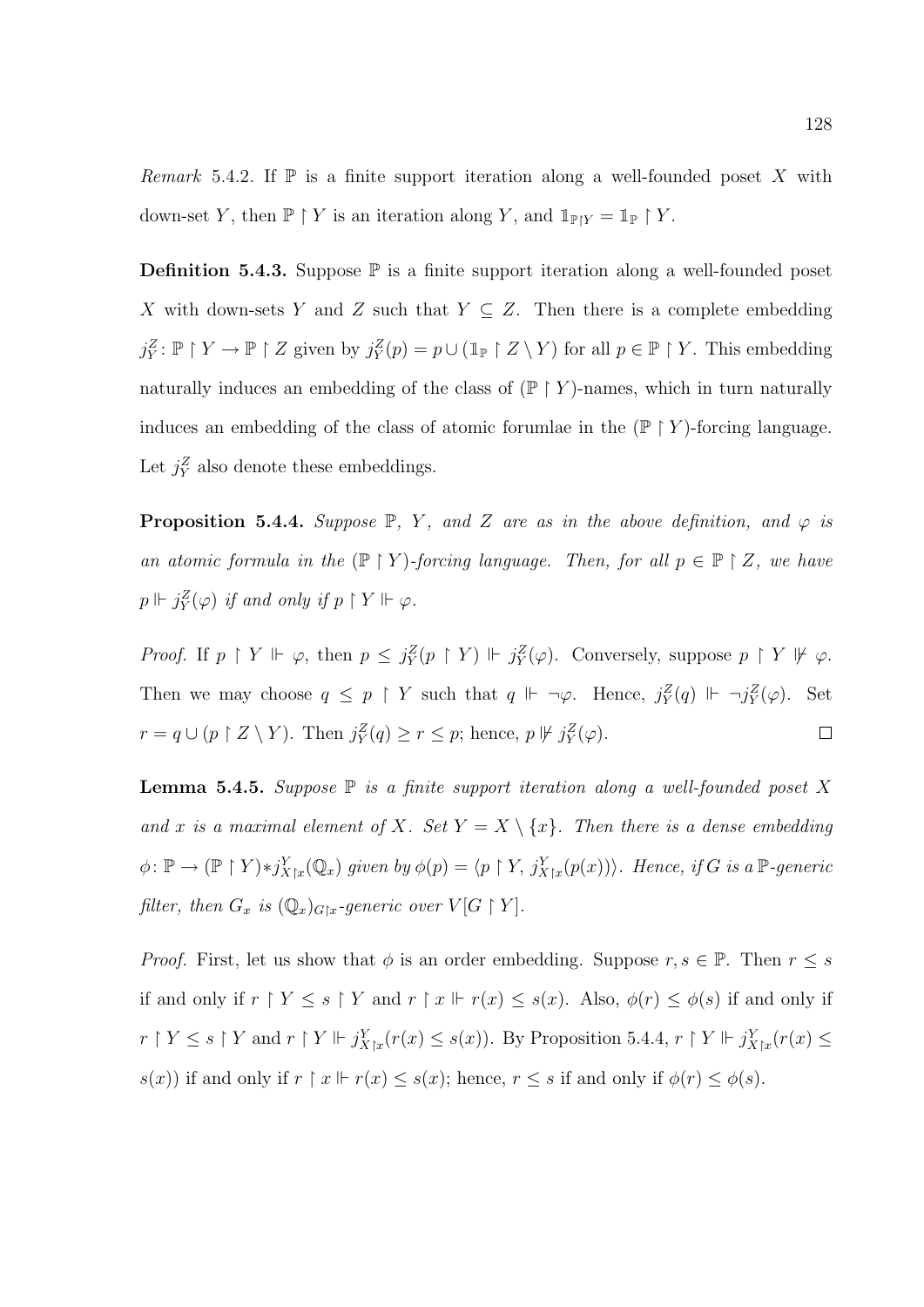*Remark* 5.4.2. If $\mathbb{P}$ is a finite support iteration along a well-founded poset $X$ with down-set $Y$, then $\mathbb{P} \restriction Y$ is an iteration along $Y$, and $\mathbb{1}_{\mathbb{P} \restriction Y} = \mathbb{1}_{\mathbb{P}} \restriction Y$.

**Definition 5.4.3.** Suppose $\mathbb{P}$ is a finite support iteration along a well-founded poset $X$ with down-sets $Y$ and $Z$ such that $Y \subseteq Z$. Then there is a complete embedding $j^Z_Y \colon \mathbb{P} \restriction Y \to \mathbb{P} \restriction Z$ given by $j^Z_Y(p) = p \cup (\mathbb{1}_{\mathbb{P}} \restriction Z \setminus Y)$ for all $p \in \mathbb{P} \restriction Y$. This embedding naturally induces an embedding of the class of $(\mathbb{P} \restriction Y)$-names, which in turn naturally induces an embedding of the class of atomic forumlae in the $(\mathbb{P} \restriction Y)$-forcing language. Let $j^Z_Y$ also denote these embeddings.

**Proposition 5.4.4.** *Suppose $\mathbb{P}$, $Y$, and $Z$ are as in the above definition, and $\varphi$ is an atomic formula in the $(\mathbb{P} \restriction Y)$-forcing language. Then, for all $p \in \mathbb{P} \restriction Z$, we have $p \Vdash j^Z_Y(\varphi)$ if and only if $p \restriction Y \Vdash \varphi$.*

*Proof.* If $p \restriction Y \Vdash \varphi$, then $p \leq j^Z_Y(p \restriction Y) \Vdash j^Z_Y(\varphi)$. Conversely, suppose $p \restriction Y \nVdash \varphi$. Then we may choose $q \leq p \restriction Y$ such that $q \Vdash \neg\varphi$. Hence, $j^Z_Y(q) \Vdash \neg j^Z_Y(\varphi)$. Set $r = q \cup (p \restriction Z \setminus Y)$. Then $j^Z_Y(q) \geq r \leq p$; hence, $p \nVdash j^Z_Y(\varphi)$. $\square$

**Lemma 5.4.5.** *Suppose $\mathbb{P}$ is a finite support iteration along a well-founded poset $X$ and $x$ is a maximal element of $X$. Set $Y = X \setminus \{x\}$. Then there is a dense embedding $\phi \colon \mathbb{P} \to (\mathbb{P} \restriction Y) * j^Y_{X \restriction x}(\mathbb{Q}_x)$ given by $\phi(p) = \langle p \restriction Y, j^Y_{X \restriction x}(p(x)) \rangle$. Hence, if $G$ is a $\mathbb{P}$-generic filter, then $G_x$ is $(\mathbb{Q}_x)_{G \restriction x}$-generic over $V[G \restriction Y]$.*

*Proof.* First, let us show that $\phi$ is an order embedding. Suppose $r, s \in \mathbb{P}$. Then $r \leq s$ if and only if $r \restriction Y \leq s \restriction Y$ and $r \restriction x \Vdash r(x) \leq s(x)$. Also, $\phi(r) \leq \phi(s)$ if and only if $r \restriction Y \leq s \restriction Y$ and $r \restriction Y \Vdash j^Y_{X \restriction x}(r(x) \leq s(x))$. By Proposition 5.4.4, $r \restriction Y \Vdash j^Y_{X \restriction x}(r(x) \leq s(x))$ if and only if $r \restriction x \Vdash r(x) \leq s(x)$; hence, $r \leq s$ if and only if $\phi(r) \leq \phi(s)$.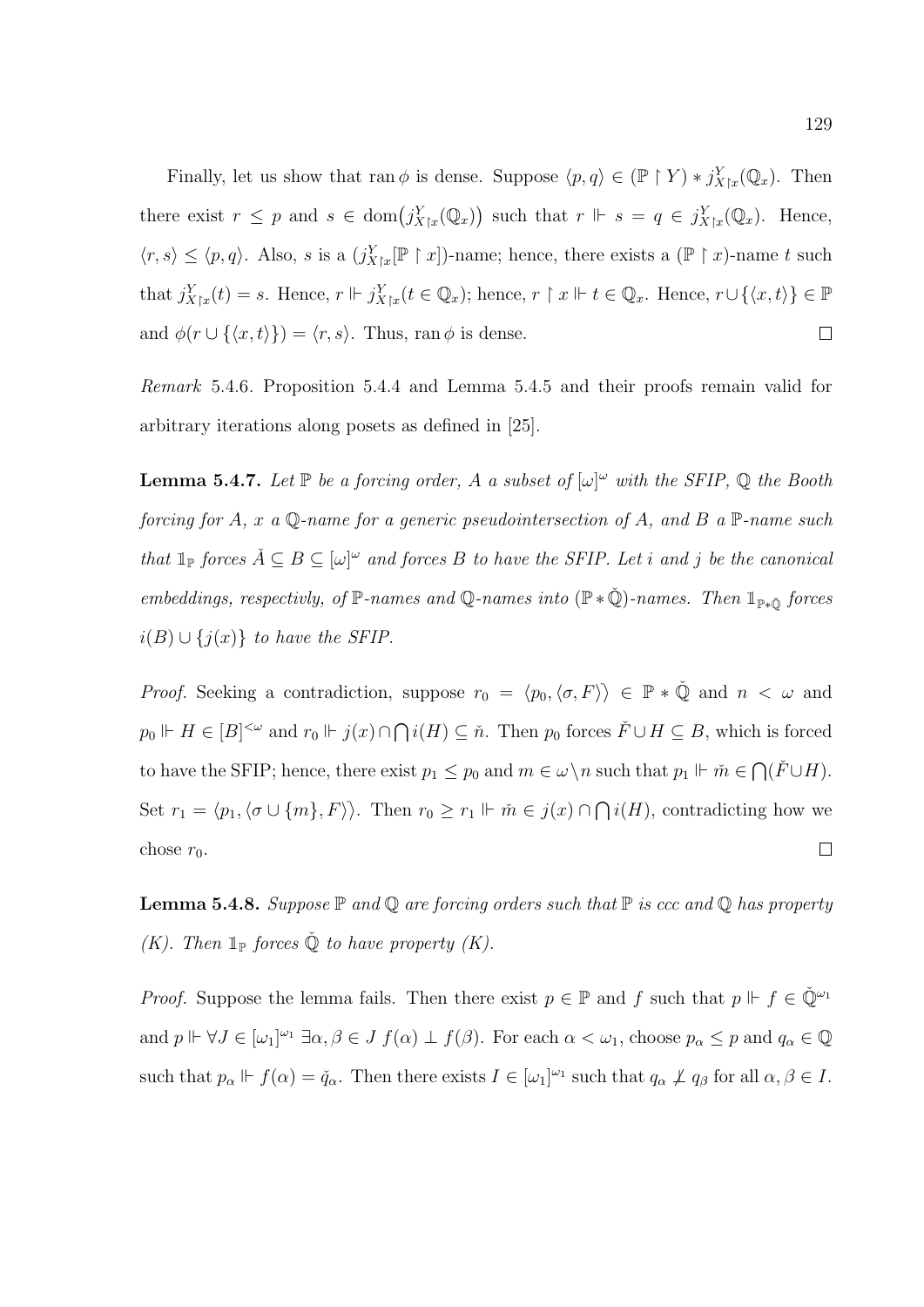Finally, let us show that $\operatorname{ran}\phi$ is dense. Suppose $\langle p, q\rangle \in (\mathbb{P} \upharpoonright Y) * j^Y_{X\upharpoonright x}(\mathbb{Q}_x)$. Then there exist $r \leq p$ and $s \in \operatorname{dom}\big(j^Y_{X\upharpoonright x}(\mathbb{Q}_x)\big)$ such that $r \Vdash s = q \in j^Y_{X\upharpoonright x}(\mathbb{Q}_x)$. Hence, $\langle r, s\rangle \leq \langle p, q\rangle$. Also, $s$ is a $(j^Y_{X\upharpoonright x}[\mathbb{P} \upharpoonright x])$-name; hence, there exists a $(\mathbb{P} \upharpoonright x)$-name $t$ such that $j^Y_{X\upharpoonright x}(t) = s$. Hence, $r \Vdash j^Y_{X\upharpoonright x}(t \in \mathbb{Q}_x)$; hence, $r \upharpoonright x \Vdash t \in \mathbb{Q}_x$. Hence, $r \cup \{\langle x, t\rangle\} \in \mathbb{P}$ and $\phi(r \cup \{\langle x, t\rangle\}) = \langle r, s\rangle$. Thus, $\operatorname{ran}\phi$ is dense. $\square$

*Remark* 5.4.6. Proposition 5.4.4 and Lemma 5.4.5 and their proofs remain valid for arbitrary iterations along posets as defined in [25].

**Lemma 5.4.7.** *Let $\mathbb{P}$ be a forcing order, $A$ a subset of $[\omega]^\omega$ with the SFIP, $\mathbb{Q}$ the Booth forcing for $A$, $x$ a $\mathbb{Q}$-name for a generic pseudointersection of $A$, and $B$ a $\mathbb{P}$-name such that $\mathbb{1}_{\mathbb{P}}$ forces $\check{A} \subseteq B \subseteq [\omega]^\omega$ and forces $B$ to have the SFIP. Let $i$ and $j$ be the canonical embeddings, respectivly, of $\mathbb{P}$-names and $\mathbb{Q}$-names into $(\mathbb{P} * \check{\mathbb{Q}})$-names. Then $\mathbb{1}_{\mathbb{P}*\check{\mathbb{Q}}}$ forces $i(B) \cup \{j(x)\}$ to have the SFIP.*

*Proof.* Seeking a contradiction, suppose $r_0 = \langle p_0, \langle \sigma, F\rangle\rangle \in \mathbb{P} * \check{\mathbb{Q}}$ and $n < \omega$ and $p_0 \Vdash H \in [B]^{<\omega}$ and $r_0 \Vdash j(x) \cap \bigcap i(H) \subseteq \check{n}$. Then $p_0$ forces $\check{F} \cup H \subseteq B$, which is forced to have the SFIP; hence, there exist $p_1 \leq p_0$ and $m \in \omega \setminus n$ such that $p_1 \Vdash \check{m} \in \bigcap(\check{F} \cup H)$. Set $r_1 = \langle p_1, \langle \sigma \cup \{m\}, F\rangle\rangle$. Then $r_0 \geq r_1 \Vdash \check{m} \in j(x) \cap \bigcap i(H)$, contradicting how we chose $r_0$. $\square$

**Lemma 5.4.8.** *Suppose $\mathbb{P}$ and $\mathbb{Q}$ are forcing orders such that $\mathbb{P}$ is ccc and $\mathbb{Q}$ has property (K). Then $\mathbb{1}_{\mathbb{P}}$ forces $\check{\mathbb{Q}}$ to have property (K).*

*Proof.* Suppose the lemma fails. Then there exist $p \in \mathbb{P}$ and $f$ such that $p \Vdash f \in \check{\mathbb{Q}}^{\omega_1}$ and $p \Vdash \forall J \in [\omega_1]^{\omega_1}\ \exists \alpha, \beta \in J\ f(\alpha) \perp f(\beta)$. For each $\alpha < \omega_1$, choose $p_\alpha \leq p$ and $q_\alpha \in \mathbb{Q}$ such that $p_\alpha \Vdash f(\alpha) = \check{q}_\alpha$. Then there exists $I \in [\omega_1]^{\omega_1}$ such that $q_\alpha \not\perp q_\beta$ for all $\alpha, \beta \in I$.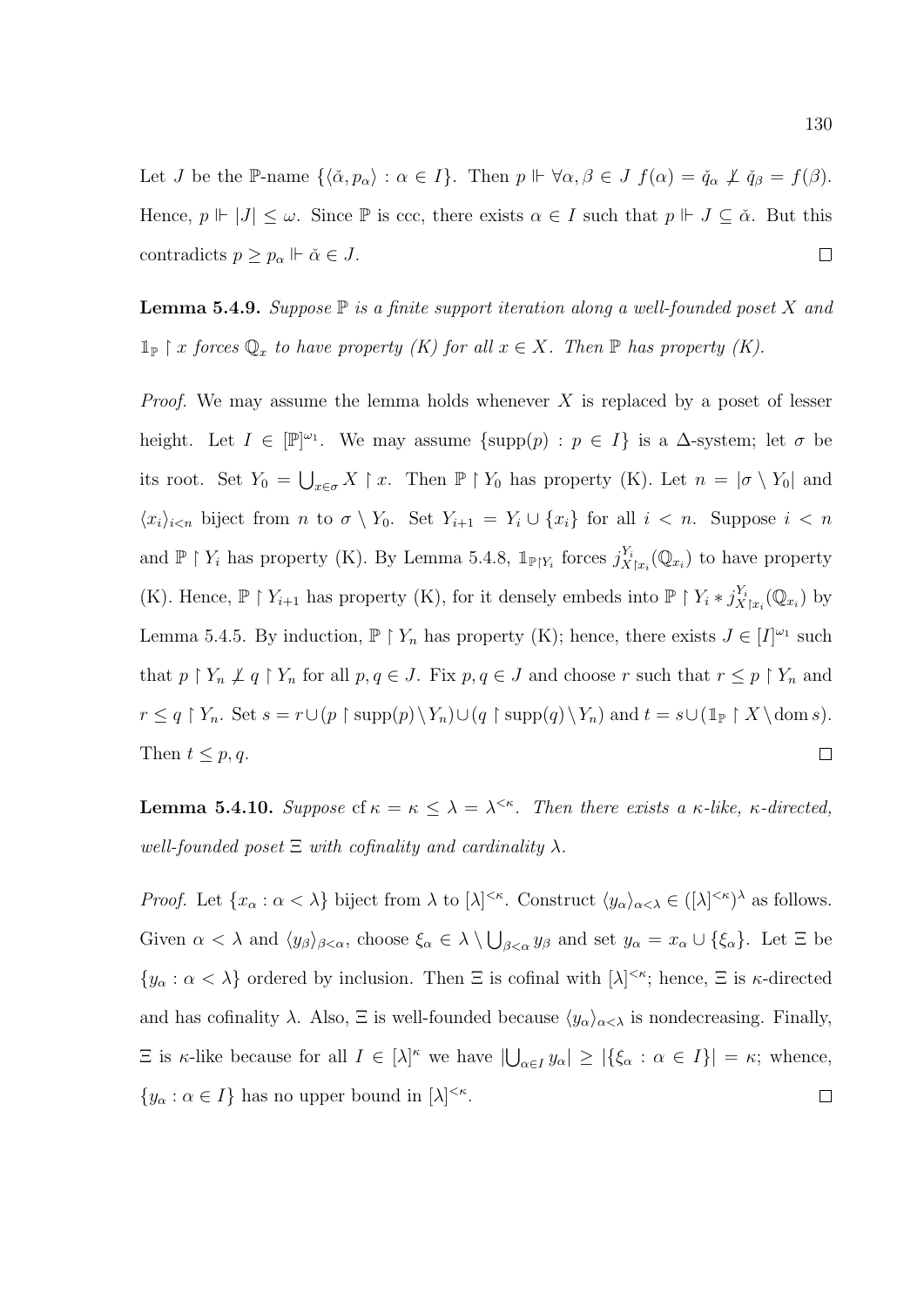Let $J$ be the $\mathbb{P}$-name $\{\langle\check{\alpha}, p_\alpha\rangle : \alpha \in I\}$. Then $p \Vdash \forall\alpha, \beta \in J\ f(\alpha) = \check{q}_\alpha \not\perp \check{q}_\beta = f(\beta)$. Hence, $p \Vdash |J| \leq \omega$. Since $\mathbb{P}$ is ccc, there exists $\alpha \in I$ such that $p \Vdash J \subseteq \check{\alpha}$. But this contradicts $p \geq p_\alpha \Vdash \check{\alpha} \in J$. $\square$

**Lemma 5.4.9.** *Suppose $\mathbb{P}$ is a finite support iteration along a well-founded poset $X$ and $\mathbb{1}_\mathbb{P} \upharpoonright x$ forces $\mathbb{Q}_x$ to have property (K) for all $x \in X$. Then $\mathbb{P}$ has property (K).*

*Proof.* We may assume the lemma holds whenever $X$ is replaced by a poset of lesser height. Let $I \in [\mathbb{P}]^{\omega_1}$. We may assume $\{\mathrm{supp}(p) : p \in I\}$ is a $\Delta$-system; let $\sigma$ be its root. Set $Y_0 = \bigcup_{x\in\sigma} X \upharpoonright x$. Then $\mathbb{P} \upharpoonright Y_0$ has property (K). Let $n = |\sigma \setminus Y_0|$ and $\langle x_i\rangle_{i<n}$ biject from $n$ to $\sigma \setminus Y_0$. Set $Y_{i+1} = Y_i \cup \{x_i\}$ for all $i < n$. Suppose $i < n$ and $\mathbb{P} \upharpoonright Y_i$ has property (K). By Lemma 5.4.8, $\mathbb{1}_{\mathbb{P}\upharpoonright Y_i}$ forces $j^{Y_i}_{X\upharpoonright x_i}(\mathbb{Q}_{x_i})$ to have property (K). Hence, $\mathbb{P} \upharpoonright Y_{i+1}$ has property (K), for it densely embeds into $\mathbb{P} \upharpoonright Y_i * j^{Y_i}_{X\upharpoonright x_i}(\mathbb{Q}_{x_i})$ by Lemma 5.4.5. By induction, $\mathbb{P} \upharpoonright Y_n$ has property (K); hence, there exists $J \in [I]^{\omega_1}$ such that $p \upharpoonright Y_n \not\perp q \upharpoonright Y_n$ for all $p, q \in J$. Fix $p, q \in J$ and choose $r$ such that $r \leq p \upharpoonright Y_n$ and $r \leq q \upharpoonright Y_n$. Set $s = r \cup (p \upharpoonright \mathrm{supp}(p) \setminus Y_n) \cup (q \upharpoonright \mathrm{supp}(q) \setminus Y_n)$ and $t = s \cup (\mathbb{1}_\mathbb{P} \upharpoonright X \setminus \mathrm{dom}\, s)$. Then $t \leq p, q$. $\square$

**Lemma 5.4.10.** *Suppose $\mathrm{cf}\,\kappa = \kappa \leq \lambda = \lambda^{<\kappa}$. Then there exists a $\kappa$-like, $\kappa$-directed, well-founded poset $\Xi$ with cofinality and cardinality $\lambda$.*

*Proof.* Let $\{x_\alpha : \alpha < \lambda\}$ biject from $\lambda$ to $[\lambda]^{<\kappa}$. Construct $\langle y_\alpha\rangle_{\alpha<\lambda} \in ([\lambda]^{<\kappa})^\lambda$ as follows. Given $\alpha < \lambda$ and $\langle y_\beta\rangle_{\beta<\alpha}$, choose $\xi_\alpha \in \lambda \setminus \bigcup_{\beta<\alpha} y_\beta$ and set $y_\alpha = x_\alpha \cup \{\xi_\alpha\}$. Let $\Xi$ be $\{y_\alpha : \alpha < \lambda\}$ ordered by inclusion. Then $\Xi$ is cofinal with $[\lambda]^{<\kappa}$; hence, $\Xi$ is $\kappa$-directed and has cofinality $\lambda$. Also, $\Xi$ is well-founded because $\langle y_\alpha\rangle_{\alpha<\lambda}$ is nondecreasing. Finally, $\Xi$ is $\kappa$-like because for all $I \in [\lambda]^\kappa$ we have $|\bigcup_{\alpha\in I} y_\alpha| \geq |\{\xi_\alpha : \alpha \in I\}| = \kappa$; whence, $\{y_\alpha : \alpha \in I\}$ has no upper bound in $[\lambda]^{<\kappa}$. $\square$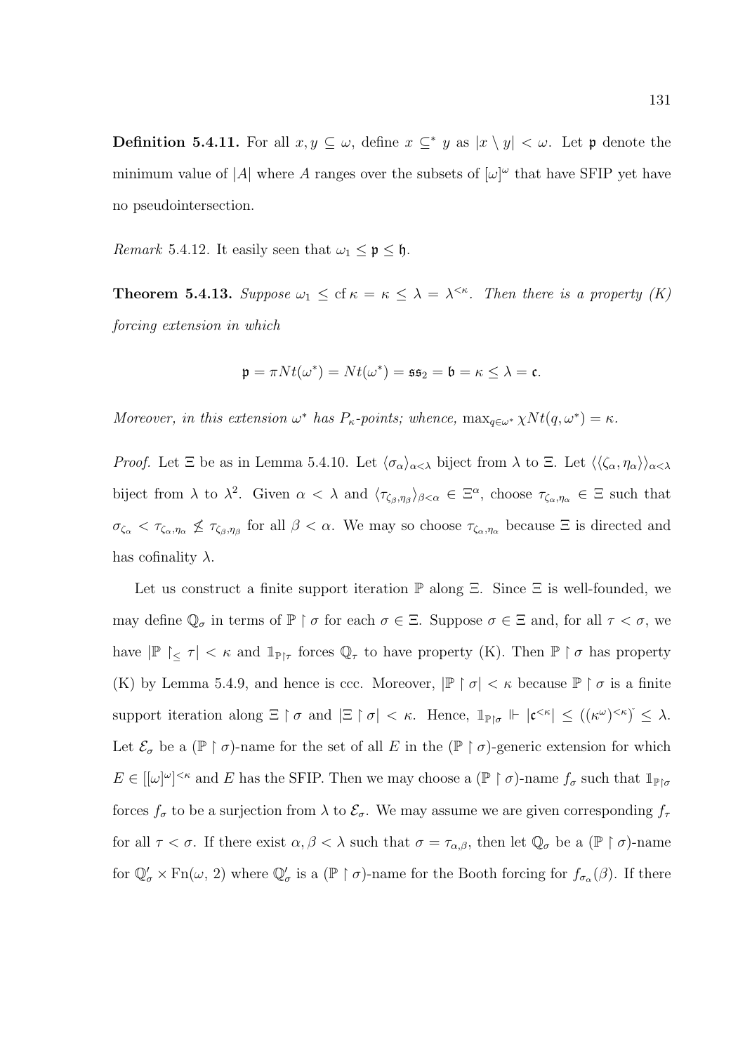**Definition 5.4.11.** For all $x, y \subseteq \omega$, define $x \subseteq^* y$ as $|x \setminus y| < \omega$. Let $\mathfrak{p}$ denote the minimum value of $|A|$ where $A$ ranges over the subsets of $[\omega]^\omega$ that have SFIP yet have no pseudointersection.

*Remark* 5.4.12. It easily seen that $\omega_1 \leq \mathfrak{p} \leq \mathfrak{h}$.

**Theorem 5.4.13.** *Suppose $\omega_1 \leq \operatorname{cf} \kappa = \kappa \leq \lambda = \lambda^{<\kappa}$. Then there is a property (K) forcing extension in which*

$$\mathfrak{p} = \pi Nt(\omega^*) = Nt(\omega^*) = \mathfrak{ss}_2 = \mathfrak{b} = \kappa \leq \lambda = \mathfrak{c}.$$

*Moreover, in this extension $\omega^*$ has $P_\kappa$-points; whence, $\max_{q \in \omega^*} \chi Nt(q, \omega^*) = \kappa$.*

*Proof.* Let $\Xi$ be as in Lemma 5.4.10. Let $\langle \sigma_\alpha \rangle_{\alpha<\lambda}$ biject from $\lambda$ to $\Xi$. Let $\langle \langle \zeta_\alpha, \eta_\alpha \rangle \rangle_{\alpha<\lambda}$ biject from $\lambda$ to $\lambda^2$. Given $\alpha < \lambda$ and $\langle \tau_{\zeta_\beta, \eta_\beta} \rangle_{\beta<\alpha} \in \Xi^\alpha$, choose $\tau_{\zeta_\alpha, \eta_\alpha} \in \Xi$ such that $\sigma_{\zeta_\alpha} < \tau_{\zeta_\alpha, \eta_\alpha} \not\leq \tau_{\zeta_\beta, \eta_\beta}$ for all $\beta < \alpha$. We may so choose $\tau_{\zeta_\alpha, \eta_\alpha}$ because $\Xi$ is directed and has cofinality $\lambda$.

Let us construct a finite support iteration $\mathbb{P}$ along $\Xi$. Since $\Xi$ is well-founded, we may define $\mathbb{Q}_\sigma$ in terms of $\mathbb{P} \upharpoonright \sigma$ for each $\sigma \in \Xi$. Suppose $\sigma \in \Xi$ and, for all $\tau < \sigma$, we have $|\mathbb{P} \upharpoonright_{\leq} \tau| < \kappa$ and $\mathbb{1}_{\mathbb{P} \upharpoonright \tau}$ forces $\mathbb{Q}_\tau$ to have property (K). Then $\mathbb{P} \upharpoonright \sigma$ has property (K) by Lemma 5.4.9, and hence is ccc. Moreover, $|\mathbb{P} \upharpoonright \sigma| < \kappa$ because $\mathbb{P} \upharpoonright \sigma$ is a finite support iteration along $\Xi \upharpoonright \sigma$ and $|\Xi \upharpoonright \sigma| < \kappa$. Hence, $\mathbb{1}_{\mathbb{P} \upharpoonright \sigma} \Vdash |\mathfrak{c}^{<\kappa}| \leq ((\kappa^\omega)^{<\kappa})\check{} \leq \lambda$. Let $\mathcal{E}_\sigma$ be a $(\mathbb{P} \upharpoonright \sigma)$-name for the set of all $E$ in the $(\mathbb{P} \upharpoonright \sigma)$-generic extension for which $E \in [[\omega]^\omega]^{<\kappa}$ and $E$ has the SFIP. Then we may choose a $(\mathbb{P} \upharpoonright \sigma)$-name $f_\sigma$ such that $\mathbb{1}_{\mathbb{P} \upharpoonright \sigma}$ forces $f_\sigma$ to be a surjection from $\lambda$ to $\mathcal{E}_\sigma$. We may assume we are given corresponding $f_\tau$ for all $\tau < \sigma$. If there exist $\alpha, \beta < \lambda$ such that $\sigma = \tau_{\alpha,\beta}$, then let $\mathbb{Q}_\sigma$ be a $(\mathbb{P} \upharpoonright \sigma)$-name for $\mathbb{Q}'_\sigma \times \operatorname{Fn}(\omega, 2)$ where $\mathbb{Q}'_\sigma$ is a $(\mathbb{P} \upharpoonright \sigma)$-name for the Booth forcing for $f_{\sigma_\alpha}(\beta)$. If there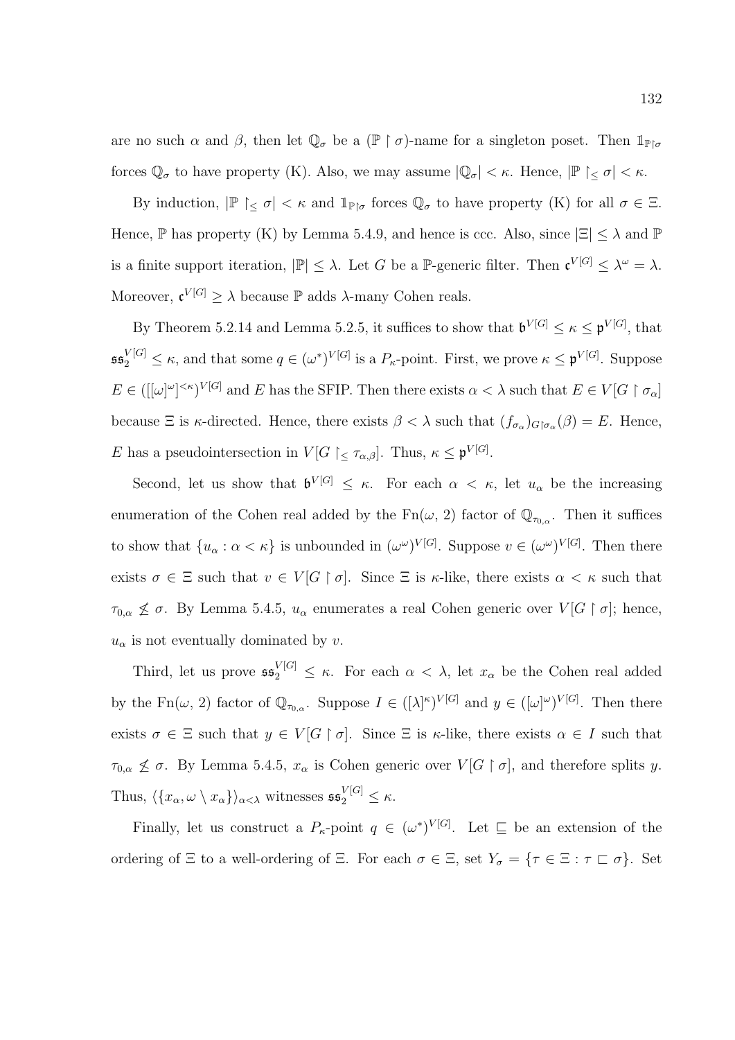are no such $\alpha$ and $\beta$, then let $\mathbb{Q}_\sigma$ be a $(\mathbb{P} \upharpoonright \sigma)$-name for a singleton poset. Then $\mathbb{1}_{\mathbb{P}\upharpoonright\sigma}$ forces $\mathbb{Q}_\sigma$ to have property (K). Also, we may assume $|\mathbb{Q}_\sigma| < \kappa$. Hence, $|\mathbb{P} \upharpoonright_\leq \sigma| < \kappa$.

By induction, $|\mathbb{P} \upharpoonright_\leq \sigma| < \kappa$ and $\mathbb{1}_{\mathbb{P}\upharpoonright\sigma}$ forces $\mathbb{Q}_\sigma$ to have property (K) for all $\sigma \in \Xi$. Hence, $\mathbb{P}$ has property (K) by Lemma 5.4.9, and hence is ccc. Also, since $|\Xi| \leq \lambda$ and $\mathbb{P}$ is a finite support iteration, $|\mathbb{P}| \leq \lambda$. Let $G$ be a $\mathbb{P}$-generic filter. Then $\mathfrak{c}^{V[G]} \leq \lambda^\omega = \lambda$. Moreover, $\mathfrak{c}^{V[G]} \geq \lambda$ because $\mathbb{P}$ adds $\lambda$-many Cohen reals.

By Theorem 5.2.14 and Lemma 5.2.5, it suffices to show that $\mathfrak{b}^{V[G]} \leq \kappa \leq \mathfrak{p}^{V[G]}$, that $\mathfrak{ss}_2^{V[G]} \leq \kappa$, and that some $q \in (\omega^*)^{V[G]}$ is a $P_\kappa$-point. First, we prove $\kappa \leq \mathfrak{p}^{V[G]}$. Suppose $E \in ([[\omega]^\omega]^{<\kappa})^{V[G]}$ and $E$ has the SFIP. Then there exists $\alpha < \lambda$ such that $E \in V[G \upharpoonright \sigma_\alpha]$ because $\Xi$ is $\kappa$-directed. Hence, there exists $\beta < \lambda$ such that $(f_{\sigma_\alpha})_{G\upharpoonright\sigma_\alpha}(\beta) = E$. Hence, $E$ has a pseudointersection in $V[G \upharpoonright_\leq \tau_{\alpha,\beta}]$. Thus, $\kappa \leq \mathfrak{p}^{V[G]}$.

Second, let us show that $\mathfrak{b}^{V[G]} \leq \kappa$. For each $\alpha < \kappa$, let $u_\alpha$ be the increasing enumeration of the Cohen real added by the $\mathrm{Fn}(\omega, 2)$ factor of $\mathbb{Q}_{\tau_{0,\alpha}}$. Then it suffices to show that $\{u_\alpha : \alpha < \kappa\}$ is unbounded in $(\omega^\omega)^{V[G]}$. Suppose $v \in (\omega^\omega)^{V[G]}$. Then there exists $\sigma \in \Xi$ such that $v \in V[G \upharpoonright \sigma]$. Since $\Xi$ is $\kappa$-like, there exists $\alpha < \kappa$ such that $\tau_{0,\alpha} \not\leq \sigma$. By Lemma 5.4.5, $u_\alpha$ enumerates a real Cohen generic over $V[G \upharpoonright \sigma]$; hence, $u_\alpha$ is not eventually dominated by $v$.

Third, let us prove $\mathfrak{ss}_2^{V[G]} \leq \kappa$. For each $\alpha < \lambda$, let $x_\alpha$ be the Cohen real added by the $\mathrm{Fn}(\omega, 2)$ factor of $\mathbb{Q}_{\tau_{0,\alpha}}$. Suppose $I \in ([\lambda]^\kappa)^{V[G]}$ and $y \in ([\omega]^\omega)^{V[G]}$. Then there exists $\sigma \in \Xi$ such that $y \in V[G \upharpoonright \sigma]$. Since $\Xi$ is $\kappa$-like, there exists $\alpha \in I$ such that $\tau_{0,\alpha} \not\leq \sigma$. By Lemma 5.4.5, $x_\alpha$ is Cohen generic over $V[G \upharpoonright \sigma]$, and therefore splits $y$. Thus, $\langle\{x_\alpha, \omega \setminus x_\alpha\}\rangle_{\alpha<\lambda}$ witnesses $\mathfrak{ss}_2^{V[G]} \leq \kappa$.

Finally, let us construct a $P_\kappa$-point $q \in (\omega^*)^{V[G]}$. Let $\sqsubseteq$ be an extension of the ordering of $\Xi$ to a well-ordering of $\Xi$. For each $\sigma \in \Xi$, set $Y_\sigma = \{\tau \in \Xi : \tau \sqsubset \sigma\}$. Set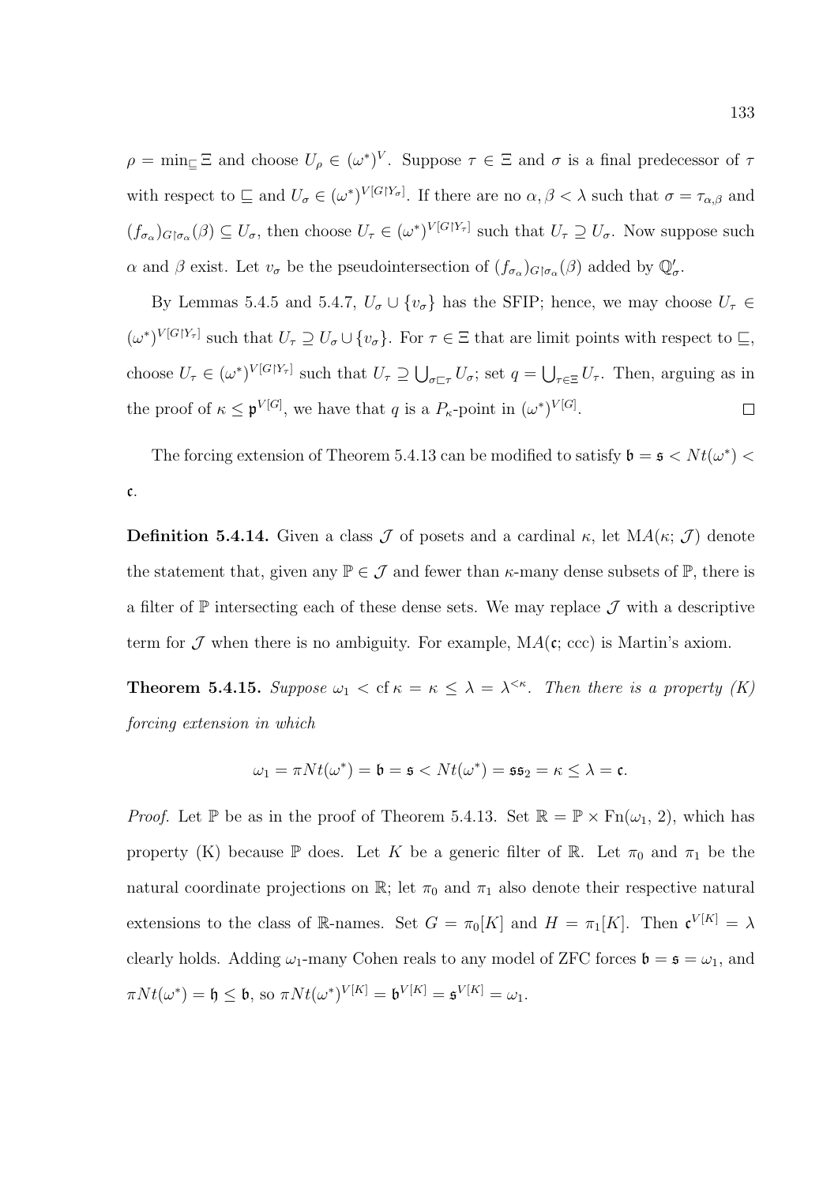$\rho = \min_{\sqsubseteq} \Xi$ and choose $U_\rho \in (\omega^*)^V$. Suppose $\tau \in \Xi$ and $\sigma$ is a final predecessor of $\tau$ with respect to $\sqsubseteq$ and $U_\sigma \in (\omega^*)^{V[G \restriction Y_\sigma]}$. If there are no $\alpha, \beta < \lambda$ such that $\sigma = \tau_{\alpha,\beta}$ and $(f_{\sigma_\alpha})_{G \restriction \sigma_\alpha}(\beta) \subseteq U_\sigma$, then choose $U_\tau \in (\omega^*)^{V[G \restriction Y_\tau]}$ such that $U_\tau \supseteq U_\sigma$. Now suppose such $\alpha$ and $\beta$ exist. Let $v_\sigma$ be the pseudointersection of $(f_{\sigma_\alpha})_{G \restriction \sigma_\alpha}(\beta)$ added by $\mathbb{Q}'_\sigma$.

By Lemmas 5.4.5 and 5.4.7, $U_\sigma \cup \{v_\sigma\}$ has the SFIP; hence, we may choose $U_\tau \in (\omega^*)^{V[G \restriction Y_\tau]}$ such that $U_\tau \supseteq U_\sigma \cup \{v_\sigma\}$. For $\tau \in \Xi$ that are limit points with respect to $\sqsubseteq$, choose $U_\tau \in (\omega^*)^{V[G \restriction Y_\tau]}$ such that $U_\tau \supseteq \bigcup_{\sigma \sqsubset \tau} U_\sigma$; set $q = \bigcup_{\tau \in \Xi} U_\tau$. Then, arguing as in the proof of $\kappa \leq \mathfrak{p}^{V[G]}$, we have that $q$ is a $P_\kappa$-point in $(\omega^*)^{V[G]}$. $\square$

The forcing extension of Theorem 5.4.13 can be modified to satisfy $\mathfrak{b} = \mathfrak{s} < Nt(\omega^*) < \mathfrak{c}$.

**Definition 5.4.14.** Given a class $\mathcal{J}$ of posets and a cardinal $\kappa$, let $\mathrm{MA}(\kappa;\, \mathcal{J})$ denote the statement that, given any $\mathbb{P} \in \mathcal{J}$ and fewer than $\kappa$-many dense subsets of $\mathbb{P}$, there is a filter of $\mathbb{P}$ intersecting each of these dense sets. We may replace $\mathcal{J}$ with a descriptive term for $\mathcal{J}$ when there is no ambiguity. For example, $\mathrm{MA}(\mathfrak{c};\, \mathrm{ccc})$ is Martin's axiom.

**Theorem 5.4.15.** *Suppose $\omega_1 < \operatorname{cf} \kappa = \kappa \leq \lambda = \lambda^{<\kappa}$. Then there is a property (K) forcing extension in which*

$$\omega_1 = \pi Nt(\omega^*) = \mathfrak{b} = \mathfrak{s} < Nt(\omega^*) = \mathfrak{s}\mathfrak{s}_2 = \kappa \leq \lambda = \mathfrak{c}.$$

*Proof.* Let $\mathbb{P}$ be as in the proof of Theorem 5.4.13. Set $\mathbb{R} = \mathbb{P} \times \mathrm{Fn}(\omega_1, 2)$, which has property (K) because $\mathbb{P}$ does. Let $K$ be a generic filter of $\mathbb{R}$. Let $\pi_0$ and $\pi_1$ be the natural coordinate projections on $\mathbb{R}$; let $\pi_0$ and $\pi_1$ also denote their respective natural extensions to the class of $\mathbb{R}$-names. Set $G = \pi_0[K]$ and $H = \pi_1[K]$. Then $\mathfrak{c}^{V[K]} = \lambda$ clearly holds. Adding $\omega_1$-many Cohen reals to any model of ZFC forces $\mathfrak{b} = \mathfrak{s} = \omega_1$, and $\pi Nt(\omega^*) = \mathfrak{h} \leq \mathfrak{b}$, so $\pi Nt(\omega^*)^{V[K]} = \mathfrak{b}^{V[K]} = \mathfrak{s}^{V[K]} = \omega_1$.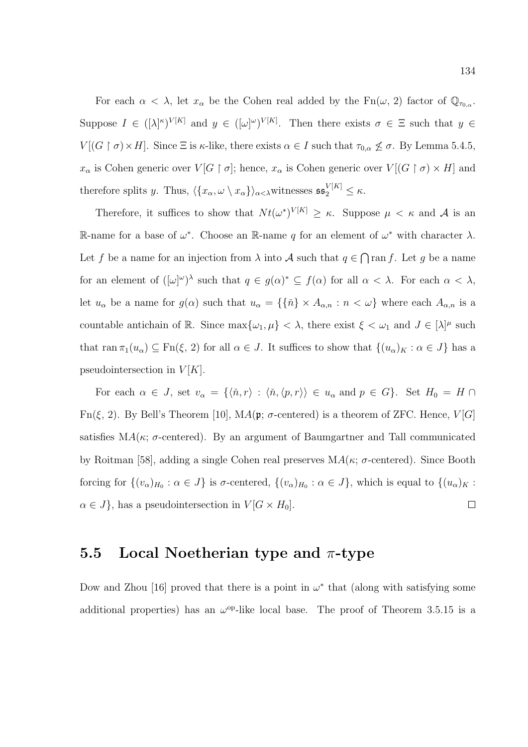For each $\alpha < \lambda$, let $x_\alpha$ be the Cohen real added by the $\mathrm{Fn}(\omega, 2)$ factor of $\mathbb{Q}_{\tau_{0,\alpha}}$. Suppose $I \in ([\lambda]^\kappa)^{V[K]}$ and $y \in ([\omega]^\omega)^{V[K]}$. Then there exists $\sigma \in \Xi$ such that $y \in V[(G \restriction \sigma) \times H]$. Since $\Xi$ is $\kappa$-like, there exists $\alpha \in I$ such that $\tau_{0,\alpha} \not\leq \sigma$. By Lemma 5.4.5, $x_\alpha$ is Cohen generic over $V[G \restriction \sigma]$; hence, $x_\alpha$ is Cohen generic over $V[(G \restriction \sigma) \times H]$ and therefore splits $y$. Thus, $\langle \{x_\alpha, \omega \setminus x_\alpha\} \rangle_{\alpha < \lambda}$witnesses $\mathfrak{ss}_2^{V[K]} \leq \kappa$.

Therefore, it suffices to show that $Nt(\omega^*)^{V[K]} \geq \kappa$. Suppose $\mu < \kappa$ and $\mathcal{A}$ is an $\mathbb{R}$-name for a base of $\omega^*$. Choose an $\mathbb{R}$-name $q$ for an element of $\omega^*$ with character $\lambda$. Let $f$ be a name for an injection from $\lambda$ into $\mathcal{A}$ such that $q \in \bigcap \operatorname{ran} f$. Let $g$ be a name for an element of $([\omega]^\omega)^\lambda$ such that $q \in g(\alpha)^* \subseteq f(\alpha)$ for all $\alpha < \lambda$. For each $\alpha < \lambda$, let $u_\alpha$ be a name for $g(\alpha)$ such that $u_\alpha = \{\{\check{n}\} \times A_{\alpha,n} : n < \omega\}$ where each $A_{\alpha,n}$ is a countable antichain of $\mathbb{R}$. Since $\max\{\omega_1, \mu\} < \lambda$, there exist $\xi < \omega_1$ and $J \in [\lambda]^\mu$ such that $\operatorname{ran} \pi_1(u_\alpha) \subseteq \mathrm{Fn}(\xi, 2)$ for all $\alpha \in J$. It suffices to show that $\{(u_\alpha)_K : \alpha \in J\}$ has a pseudointersection in $V[K]$.

For each $\alpha \in J$, set $v_\alpha = \{\langle \check{n}, r \rangle : \langle \check{n}, \langle p, r \rangle \rangle \in u_\alpha \text{ and } p \in G\}$. Set $H_0 = H \cap \mathrm{Fn}(\xi, 2)$. By Bell's Theorem [10], $\mathrm{MA}(\mathfrak{p}; \sigma\text{-centered})$ is a theorem of ZFC. Hence, $V[G]$ satisfies $\mathrm{MA}(\kappa; \sigma\text{-centered})$. By an argument of Baumgartner and Tall communicated by Roitman [58], adding a single Cohen real preserves $\mathrm{MA}(\kappa; \sigma\text{-centered})$. Since Booth forcing for $\{(v_\alpha)_{H_0} : \alpha \in J\}$ is $\sigma$-centered, $\{(v_\alpha)_{H_0} : \alpha \in J\}$, which is equal to $\{(u_\alpha)_K : \alpha \in J\}$, has a pseudointersection in $V[G \times H_0]$. $\square$

## 5.5 Local Noetherian type and $\pi$-type

Dow and Zhou [16] proved that there is a point in $\omega^*$ that (along with satisfying some additional properties) has an $\omega^{\mathrm{op}}$-like local base. The proof of Theorem 3.5.15 is a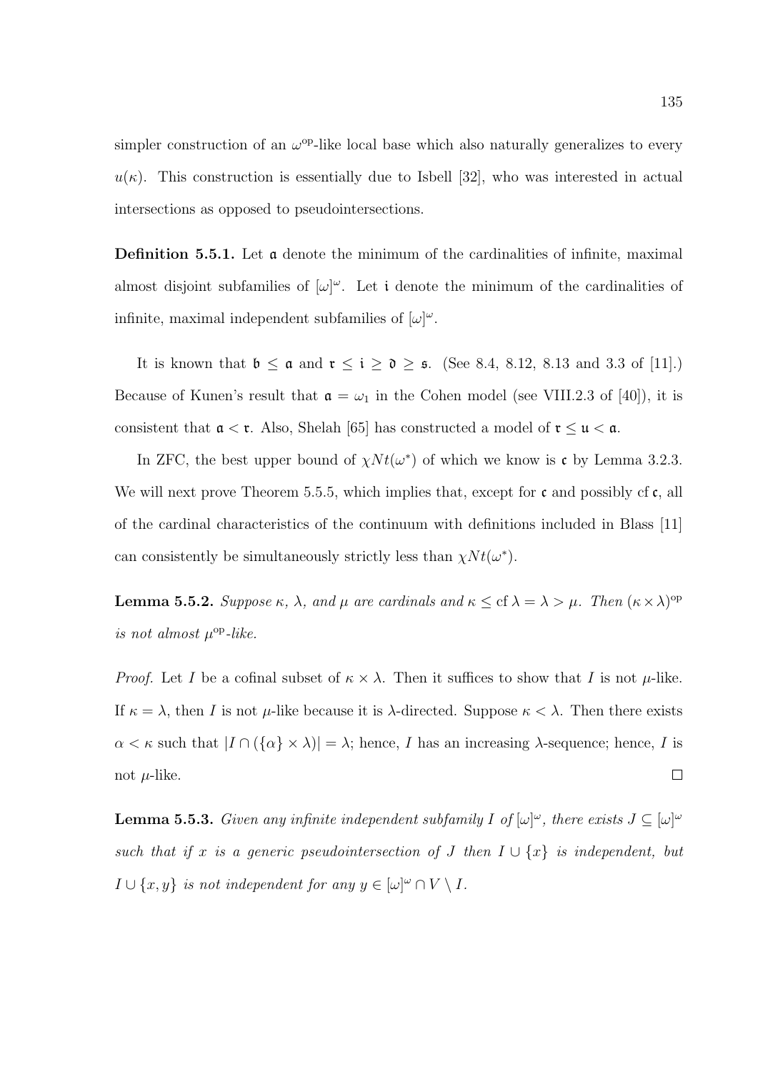simpler construction of an $\omega^{\mathrm{op}}$-like local base which also naturally generalizes to every $u(\kappa)$. This construction is essentially due to Isbell [32], who was interested in actual intersections as opposed to pseudointersections.

**Definition 5.5.1.** Let $\mathfrak{a}$ denote the minimum of the cardinalities of infinite, maximal almost disjoint subfamilies of $[\omega]^\omega$. Let $\mathfrak{i}$ denote the minimum of the cardinalities of infinite, maximal independent subfamilies of $[\omega]^\omega$.

It is known that $\mathfrak{b} \leq \mathfrak{a}$ and $\mathfrak{r} \leq \mathfrak{i} \geq \mathfrak{d} \geq \mathfrak{s}$. (See 8.4, 8.12, 8.13 and 3.3 of [11].) Because of Kunen's result that $\mathfrak{a} = \omega_1$ in the Cohen model (see VIII.2.3 of [40]), it is consistent that $\mathfrak{a} < \mathfrak{r}$. Also, Shelah [65] has constructed a model of $\mathfrak{r} \leq \mathfrak{u} < \mathfrak{a}$.

In ZFC, the best upper bound of $\chi Nt(\omega^*)$ of which we know is $\mathfrak{c}$ by Lemma 3.2.3. We will next prove Theorem 5.5.5, which implies that, except for $\mathfrak{c}$ and possibly $\mathrm{cf}\,\mathfrak{c}$, all of the cardinal characteristics of the continuum with definitions included in Blass [11] can consistently be simultaneously strictly less than $\chi Nt(\omega^*)$.

**Lemma 5.5.2.** *Suppose $\kappa$, $\lambda$, and $\mu$ are cardinals and $\kappa \leq \mathrm{cf}\,\lambda = \lambda > \mu$. Then $(\kappa \times \lambda)^{\mathrm{op}}$ is not almost $\mu^{\mathrm{op}}$-like.*

*Proof.* Let $I$ be a cofinal subset of $\kappa \times \lambda$. Then it suffices to show that $I$ is not $\mu$-like. If $\kappa = \lambda$, then $I$ is not $\mu$-like because it is $\lambda$-directed. Suppose $\kappa < \lambda$. Then there exists $\alpha < \kappa$ such that $|I \cap (\{\alpha\} \times \lambda)| = \lambda$; hence, $I$ has an increasing $\lambda$-sequence; hence, $I$ is not $\mu$-like. $\square$

**Lemma 5.5.3.** *Given any infinite independent subfamily $I$ of $[\omega]^\omega$, there exists $J \subseteq [\omega]^\omega$ such that if $x$ is a generic pseudointersection of $J$ then $I \cup \{x\}$ is independent, but $I \cup \{x, y\}$ is not independent for any $y \in [\omega]^\omega \cap V \setminus I$.*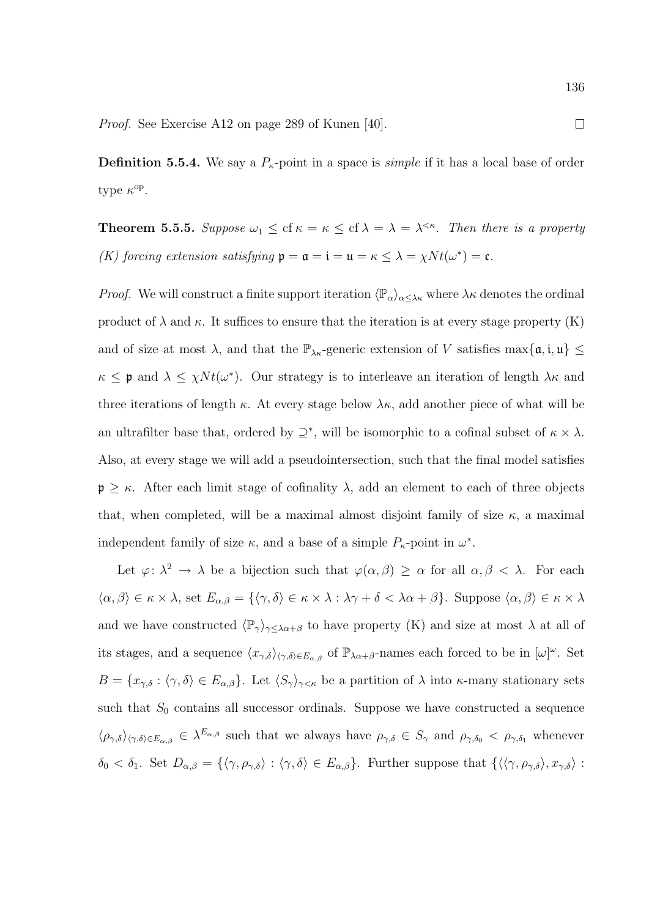*Proof.* See Exercise A12 on page 289 of Kunen [40]. □

**Definition 5.5.4.** We say a $P_\kappa$-point in a space is *simple* if it has a local base of order type $\kappa^{\mathrm{op}}$.

**Theorem 5.5.5.** *Suppose* $\omega_1 \leq \operatorname{cf} \kappa = \kappa \leq \operatorname{cf} \lambda = \lambda = \lambda^{<\kappa}$. *Then there is a property (K) forcing extension satisfying* $\mathfrak{p} = \mathfrak{a} = \mathfrak{i} = \mathfrak{u} = \kappa \leq \lambda = \chi Nt(\omega^*) = \mathfrak{c}$.

*Proof.* We will construct a finite support iteration $\langle \mathbb{P}_\alpha \rangle_{\alpha \leq \lambda\kappa}$ where $\lambda\kappa$ denotes the ordinal product of $\lambda$ and $\kappa$. It suffices to ensure that the iteration is at every stage property (K) and of size at most $\lambda$, and that the $\mathbb{P}_{\lambda\kappa}$-generic extension of $V$ satisfies $\max\{\mathfrak{a}, \mathfrak{i}, \mathfrak{u}\} \leq \kappa \leq \mathfrak{p}$ and $\lambda \leq \chi Nt(\omega^*)$. Our strategy is to interleave an iteration of length $\lambda\kappa$ and three iterations of length $\kappa$. At every stage below $\lambda\kappa$, add another piece of what will be an ultrafilter base that, ordered by $\supseteq^*$, will be isomorphic to a cofinal subset of $\kappa \times \lambda$. Also, at every stage we will add a pseudointersection, such that the final model satisfies $\mathfrak{p} \geq \kappa$. After each limit stage of cofinality $\lambda$, add an element to each of three objects that, when completed, will be a maximal almost disjoint family of size $\kappa$, a maximal independent family of size $\kappa$, and a base of a simple $P_\kappa$-point in $\omega^*$.

Let $\varphi\colon \lambda^2 \to \lambda$ be a bijection such that $\varphi(\alpha, \beta) \geq \alpha$ for all $\alpha, \beta < \lambda$. For each $\langle \alpha, \beta \rangle \in \kappa \times \lambda$, set $E_{\alpha,\beta} = \{\langle \gamma, \delta \rangle \in \kappa \times \lambda : \lambda\gamma + \delta < \lambda\alpha + \beta\}$. Suppose $\langle \alpha, \beta \rangle \in \kappa \times \lambda$ and we have constructed $\langle \mathbb{P}_\gamma \rangle_{\gamma \leq \lambda\alpha + \beta}$ to have property (K) and size at most $\lambda$ at all of its stages, and a sequence $\langle x_{\gamma,\delta} \rangle_{\langle \gamma, \delta \rangle \in E_{\alpha,\beta}}$ of $\mathbb{P}_{\lambda\alpha+\beta}$-names each forced to be in $[\omega]^\omega$. Set $B = \{x_{\gamma,\delta} : \langle \gamma, \delta \rangle \in E_{\alpha,\beta}\}$. Let $\langle S_\gamma \rangle_{\gamma < \kappa}$ be a partition of $\lambda$ into $\kappa$-many stationary sets such that $S_0$ contains all successor ordinals. Suppose we have constructed a sequence $\langle \rho_{\gamma,\delta} \rangle_{\langle \gamma, \delta \rangle \in E_{\alpha,\beta}} \in \lambda^{E_{\alpha,\beta}}$ such that we always have $\rho_{\gamma,\delta} \in S_\gamma$ and $\rho_{\gamma,\delta_0} < \rho_{\gamma,\delta_1}$ whenever $\delta_0 < \delta_1$. Set $D_{\alpha,\beta} = \{\langle \gamma, \rho_{\gamma,\delta} \rangle : \langle \gamma, \delta \rangle \in E_{\alpha,\beta}\}$. Further suppose that $\{\langle \langle \gamma, \rho_{\gamma,\delta} \rangle, x_{\gamma,\delta} \rangle :$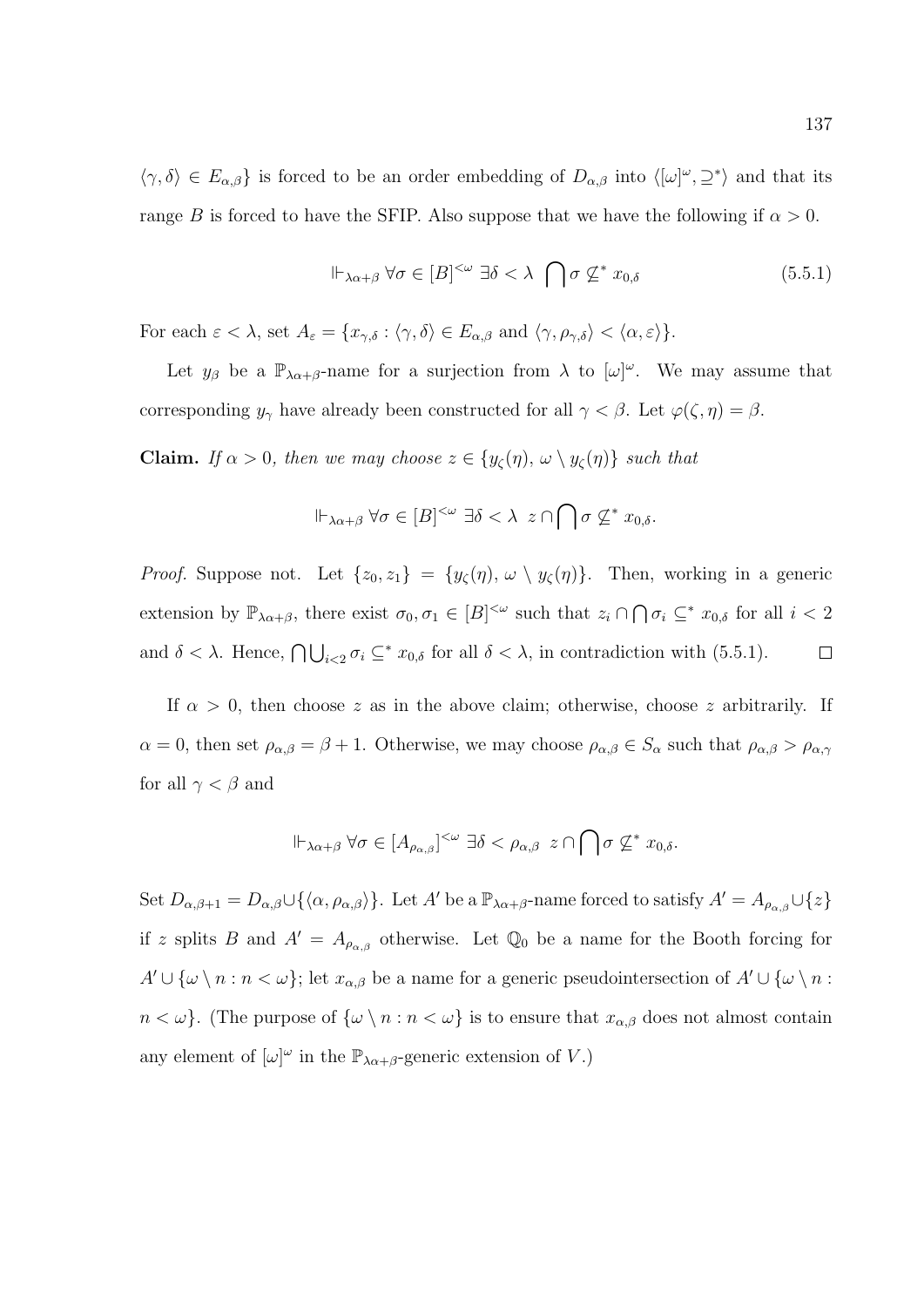$\langle \gamma, \delta \rangle \in E_{\alpha,\beta}\}$ is forced to be an order embedding of $D_{\alpha,\beta}$ into $\langle [\omega]^\omega, \supseteq^* \rangle$ and that its range $B$ is forced to have the SFIP. Also suppose that we have the following if $\alpha > 0$.

$$\Vdash_{\lambda\alpha+\beta} \forall \sigma \in [B]^{<\omega} \ \exists \delta < \lambda \ \bigcap \sigma \not\subseteq^* x_{0,\delta} \tag{5.5.1}$$

For each $\varepsilon < \lambda$, set $A_\varepsilon = \{x_{\gamma,\delta} : \langle \gamma, \delta \rangle \in E_{\alpha,\beta} \text{ and } \langle \gamma, \rho_{\gamma,\delta} \rangle < \langle \alpha, \varepsilon \rangle\}$.

Let $y_\beta$ be a $\mathbb{P}_{\lambda\alpha+\beta}$-name for a surjection from $\lambda$ to $[\omega]^\omega$. We may assume that corresponding $y_\gamma$ have already been constructed for all $\gamma < \beta$. Let $\varphi(\zeta, \eta) = \beta$.

**Claim.** *If $\alpha > 0$, then we may choose $z \in \{y_\zeta(\eta),\, \omega \setminus y_\zeta(\eta)\}$ such that*

$$\Vdash_{\lambda\alpha+\beta} \forall \sigma \in [B]^{<\omega} \ \exists \delta < \lambda \ \ z \cap \bigcap \sigma \not\subseteq^* x_{0,\delta}.$$

*Proof.* Suppose not. Let $\{z_0, z_1\} = \{y_\zeta(\eta),\, \omega \setminus y_\zeta(\eta)\}$. Then, working in a generic extension by $\mathbb{P}_{\lambda\alpha+\beta}$, there exist $\sigma_0, \sigma_1 \in [B]^{<\omega}$ such that $z_i \cap \bigcap \sigma_i \subseteq^* x_{0,\delta}$ for all $i < 2$ and $\delta < \lambda$. Hence, $\bigcap \bigcup_{i<2} \sigma_i \subseteq^* x_{0,\delta}$ for all $\delta < \lambda$, in contradiction with (5.5.1). $\square$

If $\alpha > 0$, then choose $z$ as in the above claim; otherwise, choose $z$ arbitrarily. If $\alpha = 0$, then set $\rho_{\alpha,\beta} = \beta + 1$. Otherwise, we may choose $\rho_{\alpha,\beta} \in S_\alpha$ such that $\rho_{\alpha,\beta} > \rho_{\alpha,\gamma}$ for all $\gamma < \beta$ and

$$\Vdash_{\lambda\alpha+\beta} \forall \sigma \in [A_{\rho_{\alpha,\beta}}]^{<\omega} \ \exists \delta < \rho_{\alpha,\beta} \ \ z \cap \bigcap \sigma \not\subseteq^* x_{0,\delta}.$$

Set $D_{\alpha,\beta+1} = D_{\alpha,\beta} \cup \{\langle \alpha, \rho_{\alpha,\beta} \rangle\}$. Let $A'$ be a $\mathbb{P}_{\lambda\alpha+\beta}$-name forced to satisfy $A' = A_{\rho_{\alpha,\beta}} \cup \{z\}$ if $z$ splits $B$ and $A' = A_{\rho_{\alpha,\beta}}$ otherwise. Let $\mathbb{Q}_0$ be a name for the Booth forcing for $A' \cup \{\omega \setminus n : n < \omega\}$; let $x_{\alpha,\beta}$ be a name for a generic pseudointersection of $A' \cup \{\omega \setminus n : n < \omega\}$. (The purpose of $\{\omega \setminus n : n < \omega\}$ is to ensure that $x_{\alpha,\beta}$ does not almost contain any element of $[\omega]^\omega$ in the $\mathbb{P}_{\lambda\alpha+\beta}$-generic extension of $V$.)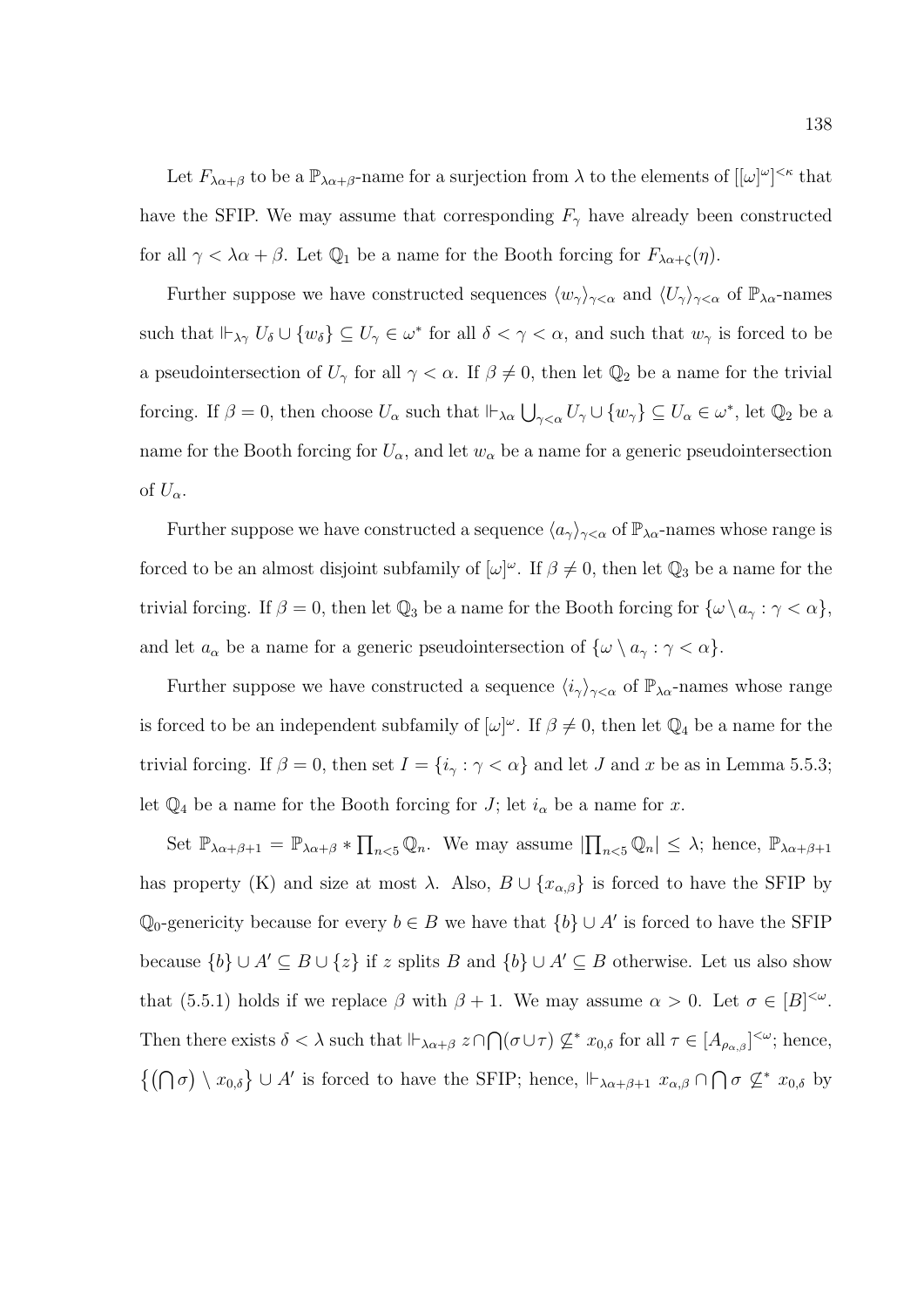Let $F_{\lambda\alpha+\beta}$ to be a $\mathbb{P}_{\lambda\alpha+\beta}$-name for a surjection from $\lambda$ to the elements of $[[\omega]^\omega]^{<\kappa}$ that have the SFIP. We may assume that corresponding $F_\gamma$ have already been constructed for all $\gamma < \lambda\alpha + \beta$. Let $\mathbb{Q}_1$ be a name for the Booth forcing for $F_{\lambda\alpha+\zeta}(\eta)$.

Further suppose we have constructed sequences $\langle w_\gamma \rangle_{\gamma<\alpha}$ and $\langle U_\gamma \rangle_{\gamma<\alpha}$ of $\mathbb{P}_{\lambda\alpha}$-names such that $\Vdash_{\lambda\gamma} U_\delta \cup \{w_\delta\} \subseteq U_\gamma \in \omega^*$ for all $\delta < \gamma < \alpha$, and such that $w_\gamma$ is forced to be a pseudointersection of $U_\gamma$ for all $\gamma < \alpha$. If $\beta \neq 0$, then let $\mathbb{Q}_2$ be a name for the trivial forcing. If $\beta = 0$, then choose $U_\alpha$ such that $\Vdash_{\lambda\alpha} \bigcup_{\gamma<\alpha} U_\gamma \cup \{w_\gamma\} \subseteq U_\alpha \in \omega^*$, let $\mathbb{Q}_2$ be a name for the Booth forcing for $U_\alpha$, and let $w_\alpha$ be a name for a generic pseudointersection of $U_\alpha$.

Further suppose we have constructed a sequence $\langle a_\gamma \rangle_{\gamma<\alpha}$ of $\mathbb{P}_{\lambda\alpha}$-names whose range is forced to be an almost disjoint subfamily of $[\omega]^\omega$. If $\beta \neq 0$, then let $\mathbb{Q}_3$ be a name for the trivial forcing. If $\beta = 0$, then let $\mathbb{Q}_3$ be a name for the Booth forcing for $\{\omega \setminus a_\gamma : \gamma < \alpha\}$, and let $a_\alpha$ be a name for a generic pseudointersection of $\{\omega \setminus a_\gamma : \gamma < \alpha\}$.

Further suppose we have constructed a sequence $\langle i_\gamma \rangle_{\gamma<\alpha}$ of $\mathbb{P}_{\lambda\alpha}$-names whose range is forced to be an independent subfamily of $[\omega]^\omega$. If $\beta \neq 0$, then let $\mathbb{Q}_4$ be a name for the trivial forcing. If $\beta = 0$, then set $I = \{i_\gamma : \gamma < \alpha\}$ and let $J$ and $x$ be as in Lemma 5.5.3; let $\mathbb{Q}_4$ be a name for the Booth forcing for $J$; let $i_\alpha$ be a name for $x$.

Set $\mathbb{P}_{\lambda\alpha+\beta+1} = \mathbb{P}_{\lambda\alpha+\beta} * \prod_{n<5} \mathbb{Q}_n$. We may assume $|\prod_{n<5} \mathbb{Q}_n| \leq \lambda$; hence, $\mathbb{P}_{\lambda\alpha+\beta+1}$ has property (K) and size at most $\lambda$. Also, $B \cup \{x_{\alpha,\beta}\}$ is forced to have the SFIP by $\mathbb{Q}_0$-genericity because for every $b \in B$ we have that $\{b\} \cup A'$ is forced to have the SFIP because $\{b\} \cup A' \subseteq B \cup \{z\}$ if $z$ splits $B$ and $\{b\} \cup A' \subseteq B$ otherwise. Let us also show that (5.5.1) holds if we replace $\beta$ with $\beta + 1$. We may assume $\alpha > 0$. Let $\sigma \in [B]^{<\omega}$. Then there exists $\delta < \lambda$ such that $\Vdash_{\lambda\alpha+\beta} z \cap \bigcap(\sigma \cup \tau) \not\subseteq^* x_{0,\delta}$ for all $\tau \in [A_{\rho_{\alpha,\beta}}]^{<\omega}$; hence, $\left\{\left(\bigcap \sigma\right) \setminus x_{0,\delta}\right\} \cup A'$ is forced to have the SFIP; hence, $\Vdash_{\lambda\alpha+\beta+1} x_{\alpha,\beta} \cap \bigcap \sigma \not\subseteq^* x_{0,\delta}$ by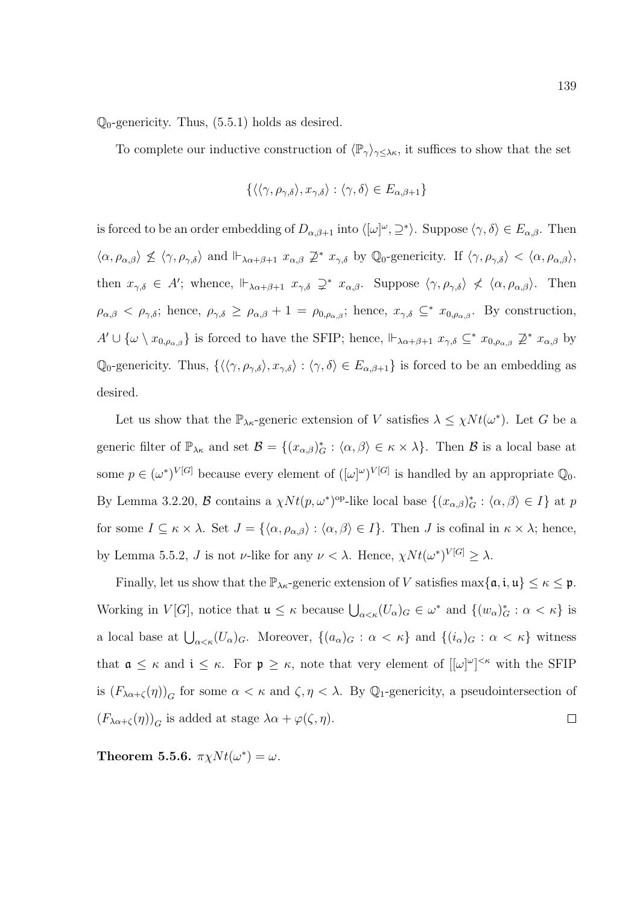$\mathbb{Q}_0$-genericity. Thus, (5.5.1) holds as desired.

To complete our inductive construction of $\langle \mathbb{P}_\gamma \rangle_{\gamma \leq \lambda\kappa}$, it suffices to show that the set

$$\{\langle\langle\gamma, \rho_{\gamma,\delta}\rangle, x_{\gamma,\delta}\rangle : \langle\gamma,\delta\rangle \in E_{\alpha,\beta+1}\}$$

is forced to be an order embedding of $D_{\alpha,\beta+1}$ into $\langle [\omega]^\omega, \supseteq^*\rangle$. Suppose $\langle\gamma,\delta\rangle \in E_{\alpha,\beta}$. Then $\langle\alpha,\rho_{\alpha,\beta}\rangle \not\leq \langle\gamma,\rho_{\gamma,\delta}\rangle$ and $\Vdash_{\lambda\alpha+\beta+1} x_{\alpha,\beta} \not\supseteq^* x_{\gamma,\delta}$ by $\mathbb{Q}_0$-genericity. If $\langle\gamma,\rho_{\gamma,\delta}\rangle < \langle\alpha,\rho_{\alpha,\beta}\rangle$, then $x_{\gamma,\delta} \in A'$; whence, $\Vdash_{\lambda\alpha+\beta+1} x_{\gamma,\delta} \supsetneq^* x_{\alpha,\beta}$. Suppose $\langle\gamma,\rho_{\gamma,\delta}\rangle \not< \langle\alpha,\rho_{\alpha,\beta}\rangle$. Then $\rho_{\alpha,\beta} < \rho_{\gamma,\delta}$; hence, $\rho_{\gamma,\delta} \geq \rho_{\alpha,\beta}+1 = \rho_{0,\rho_{\alpha,\beta}}$; hence, $x_{\gamma,\delta} \subseteq^* x_{0,\rho_{\alpha,\beta}}$. By construction, $A' \cup \{\omega \setminus x_{0,\rho_{\alpha,\beta}}\}$ is forced to have the SFIP; hence, $\Vdash_{\lambda\alpha+\beta+1} x_{\gamma,\delta} \subseteq^* x_{0,\rho_{\alpha,\beta}} \not\supseteq^* x_{\alpha,\beta}$ by $\mathbb{Q}_0$-genericity. Thus, $\{\langle\langle\gamma,\rho_{\gamma,\delta}\rangle, x_{\gamma,\delta}\rangle : \langle\gamma,\delta\rangle \in E_{\alpha,\beta+1}\}$ is forced to be an embedding as desired.

Let us show that the $\mathbb{P}_{\lambda\kappa}$-generic extension of $V$ satisfies $\lambda \leq \chi Nt(\omega^*)$. Let $G$ be a generic filter of $\mathbb{P}_{\lambda\kappa}$ and set $\mathcal{B} = \{(x_{\alpha,\beta})^*_G : \langle\alpha,\beta\rangle \in \kappa\times\lambda\}$. Then $\mathcal{B}$ is a local base at some $p \in (\omega^*)^{V[G]}$ because every element of $([\omega]^\omega)^{V[G]}$ is handled by an appropriate $\mathbb{Q}_0$. By Lemma 3.2.20, $\mathcal{B}$ contains a $\chi Nt(p,\omega^*)^{\mathrm{op}}$-like local base $\{(x_{\alpha,\beta})^*_G : \langle\alpha,\beta\rangle \in I\}$ at $p$ for some $I \subseteq \kappa\times\lambda$. Set $J = \{\langle\alpha,\rho_{\alpha,\beta}\rangle : \langle\alpha,\beta\rangle \in I\}$. Then $J$ is cofinal in $\kappa\times\lambda$; hence, by Lemma 5.5.2, $J$ is not $\nu$-like for any $\nu < \lambda$. Hence, $\chi Nt(\omega^*)^{V[G]} \geq \lambda$.

Finally, let us show that the $\mathbb{P}_{\lambda\kappa}$-generic extension of $V$ satisfies $\max\{\mathfrak{a},\mathfrak{i},\mathfrak{u}\} \leq \kappa \leq \mathfrak{p}$. Working in $V[G]$, notice that $\mathfrak{u} \leq \kappa$ because $\bigcup_{\alpha<\kappa}(U_\alpha)_G \in \omega^*$ and $\{(w_\alpha)^*_G : \alpha < \kappa\}$ is a local base at $\bigcup_{\alpha<\kappa}(U_\alpha)_G$. Moreover, $\{(a_\alpha)_G : \alpha < \kappa\}$ and $\{(i_\alpha)_G : \alpha < \kappa\}$ witness that $\mathfrak{a} \leq \kappa$ and $\mathfrak{i} \leq \kappa$. For $\mathfrak{p} \geq \kappa$, note that very element of $[[\omega]^\omega]^{<\kappa}$ with the SFIP is $(F_{\lambda\alpha+\zeta}(\eta))_G$ for some $\alpha < \kappa$ and $\zeta,\eta < \lambda$. By $\mathbb{Q}_1$-genericity, a pseudointersection of $(F_{\lambda\alpha+\zeta}(\eta))_G$ is added at stage $\lambda\alpha + \varphi(\zeta,\eta)$. $\square$

**Theorem 5.5.6.** $\pi\chi Nt(\omega^*) = \omega$.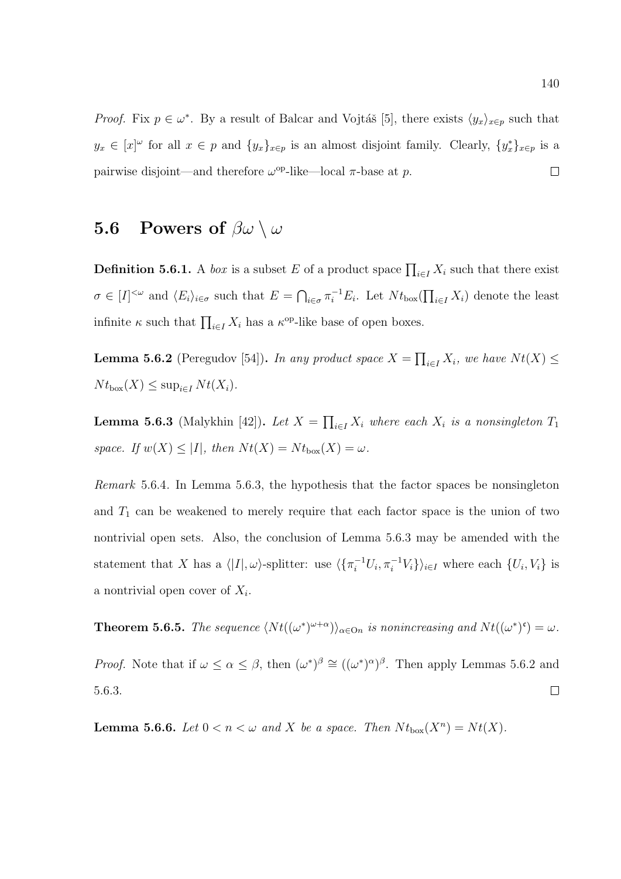*Proof.* Fix $p \in \omega^*$. By a result of Balcar and Vojtáš [5], there exists $\langle y_x \rangle_{x \in p}$ such that $y_x \in [x]^\omega$ for all $x \in p$ and $\{y_x\}_{x \in p}$ is an almost disjoint family. Clearly, $\{y_x^*\}_{x \in p}$ is a pairwise disjoint—and therefore $\omega^{\text{op}}$-like—local $\pi$-base at $p$. $\square$

## 5.6 Powers of $\beta\omega \setminus \omega$

**Definition 5.6.1.** A *box* is a subset $E$ of a product space $\prod_{i \in I} X_i$ such that there exist $\sigma \in [I]^{<\omega}$ and $\langle E_i \rangle_{i \in \sigma}$ such that $E = \bigcap_{i \in \sigma} \pi_i^{-1} E_i$. Let $Nt_{\text{box}}(\prod_{i \in I} X_i)$ denote the least infinite $\kappa$ such that $\prod_{i \in I} X_i$ has a $\kappa^{\text{op}}$-like base of open boxes.

**Lemma 5.6.2** (Peregudov [54])**.** *In any product space $X = \prod_{i \in I} X_i$, we have $Nt(X) \leq Nt_{\text{box}}(X) \leq \sup_{i \in I} Nt(X_i)$.*

**Lemma 5.6.3** (Malykhin [42])**.** *Let $X = \prod_{i \in I} X_i$ where each $X_i$ is a nonsingleton $T_1$ space. If $w(X) \leq |I|$, then $Nt(X) = Nt_{\text{box}}(X) = \omega$.*

*Remark* 5.6.4. In Lemma 5.6.3, the hypothesis that the factor spaces be nonsingleton and $T_1$ can be weakened to merely require that each factor space is the union of two nontrivial open sets. Also, the conclusion of Lemma 5.6.3 may be amended with the statement that $X$ has a $\langle |I|, \omega \rangle$-splitter: use $\langle \{\pi_i^{-1} U_i, \pi_i^{-1} V_i\} \rangle_{i \in I}$ where each $\{U_i, V_i\}$ is a nontrivial open cover of $X_i$.

**Theorem 5.6.5.** *The sequence $\langle Nt((\omega^*)^{\omega+\alpha}) \rangle_{\alpha \in On}$ is nonincreasing and $Nt((\omega^*)^{\mathfrak{c}}) = \omega$.*

*Proof.* Note that if $\omega \leq \alpha \leq \beta$, then $(\omega^*)^\beta \cong ((\omega^*)^\alpha)^\beta$. Then apply Lemmas 5.6.2 and 5.6.3. $\square$

**Lemma 5.6.6.** *Let $0 < n < \omega$ and $X$ be a space. Then $Nt_{\text{box}}(X^n) = Nt(X)$.*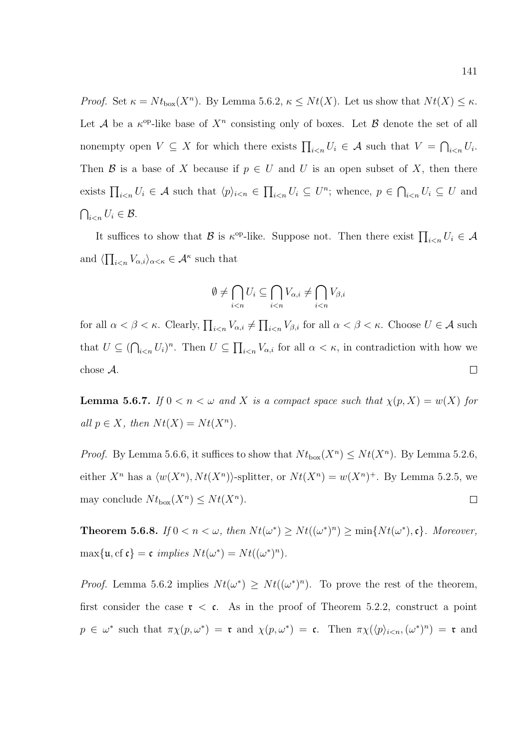*Proof.* Set $\kappa = Nt_{\mathrm{box}}(X^n)$. By Lemma 5.6.2, $\kappa \leq Nt(X)$. Let us show that $Nt(X) \leq \kappa$. Let $\mathcal{A}$ be a $\kappa^{\mathrm{op}}$-like base of $X^n$ consisting only of boxes. Let $\mathcal{B}$ denote the set of all nonempty open $V \subseteq X$ for which there exists $\prod_{i<n} U_i \in \mathcal{A}$ such that $V = \bigcap_{i<n} U_i$. Then $\mathcal{B}$ is a base of $X$ because if $p \in U$ and $U$ is an open subset of $X$, then there exists $\prod_{i<n} U_i \in \mathcal{A}$ such that $\langle p \rangle_{i<n} \in \prod_{i<n} U_i \subseteq U^n$; whence, $p \in \bigcap_{i<n} U_i \subseteq U$ and $\bigcap_{i<n} U_i \in \mathcal{B}$.

It suffices to show that $\mathcal{B}$ is $\kappa^{\mathrm{op}}$-like. Suppose not. Then there exist $\prod_{i<n} U_i \in \mathcal{A}$ and $\langle \prod_{i<n} V_{\alpha,i} \rangle_{\alpha<\kappa} \in \mathcal{A}^\kappa$ such that

$$\emptyset \neq \bigcap_{i<n} U_i \subseteq \bigcap_{i<n} V_{\alpha,i} \neq \bigcap_{i<n} V_{\beta,i}$$

for all $\alpha < \beta < \kappa$. Clearly, $\prod_{i<n} V_{\alpha,i} \neq \prod_{i<n} V_{\beta,i}$ for all $\alpha < \beta < \kappa$. Choose $U \in \mathcal{A}$ such that $U \subseteq (\bigcap_{i<n} U_i)^n$. Then $U \subseteq \prod_{i<n} V_{\alpha,i}$ for all $\alpha < \kappa$, in contradiction with how we chose $\mathcal{A}$. $\square$

**Lemma 5.6.7.** *If $0 < n < \omega$ and $X$ is a compact space such that $\chi(p, X) = w(X)$ for all $p \in X$, then $Nt(X) = Nt(X^n)$.*

*Proof.* By Lemma 5.6.6, it suffices to show that $Nt_{\mathrm{box}}(X^n) \leq Nt(X^n)$. By Lemma 5.2.6, either $X^n$ has a $\langle w(X^n), Nt(X^n) \rangle$-splitter, or $Nt(X^n) = w(X^n)^+$. By Lemma 5.2.5, we may conclude $Nt_{\mathrm{box}}(X^n) \leq Nt(X^n)$. $\square$

**Theorem 5.6.8.** *If $0 < n < \omega$, then $Nt(\omega^*) \geq Nt((\omega^*)^n) \geq \min\{Nt(\omega^*), \mathfrak{c}\}$. Moreover, $\max\{\mathfrak{u}, \mathrm{cf}\,\mathfrak{c}\} = \mathfrak{c}$ implies $Nt(\omega^*) = Nt((\omega^*)^n)$.*

*Proof.* Lemma 5.6.2 implies $Nt(\omega^*) \geq Nt((\omega^*)^n)$. To prove the rest of the theorem, first consider the case $\mathfrak{r} < \mathfrak{c}$. As in the proof of Theorem 5.2.2, construct a point $p \in \omega^*$ such that $\pi\chi(p, \omega^*) = \mathfrak{r}$ and $\chi(p, \omega^*) = \mathfrak{c}$. Then $\pi\chi(\langle p \rangle_{i<n}, (\omega^*)^n) = \mathfrak{r}$ and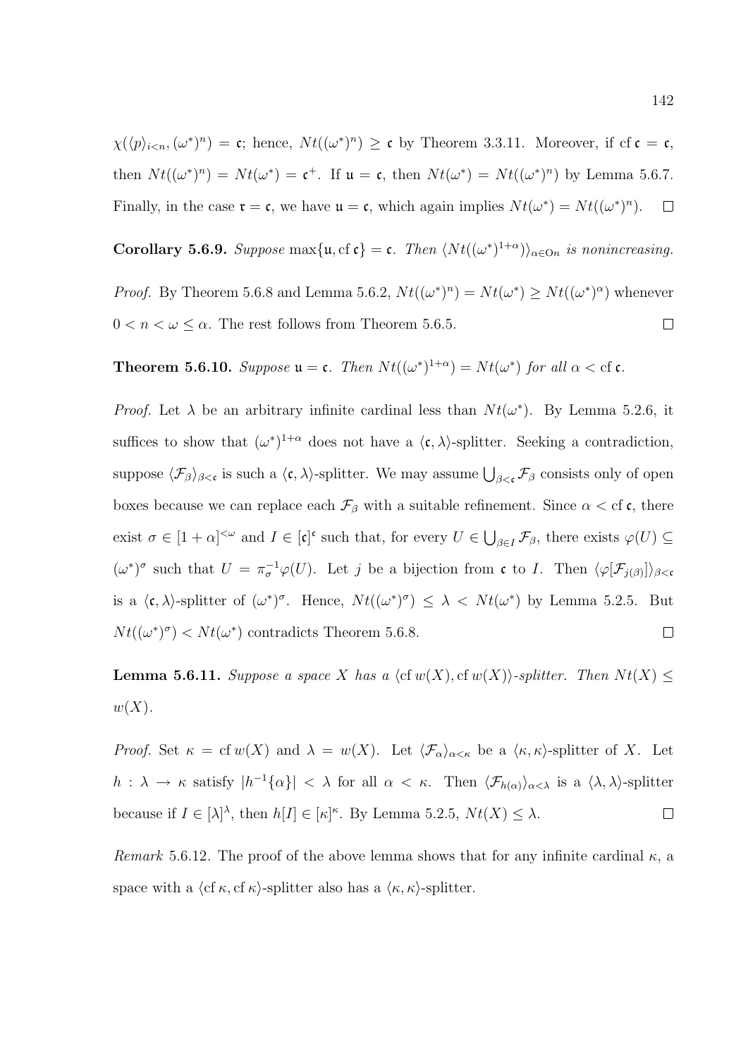$\chi(\langle p\rangle_{i<n}, (\omega^*)^n) = \mathfrak{c}$; hence, $Nt((\omega^*)^n) \geq \mathfrak{c}$ by Theorem 3.3.11. Moreover, if $\mathrm{cf}\,\mathfrak{c} = \mathfrak{c}$, then $Nt((\omega^*)^n) = Nt(\omega^*) = \mathfrak{c}^+$. If $\mathfrak{u} = \mathfrak{c}$, then $Nt(\omega^*) = Nt((\omega^*)^n)$ by Lemma 5.6.7. Finally, in the case $\mathfrak{r} = \mathfrak{c}$, we have $\mathfrak{u} = \mathfrak{c}$, which again implies $Nt(\omega^*) = Nt((\omega^*)^n)$. $\square$

**Corollary 5.6.9.** *Suppose* $\max\{\mathfrak{u}, \mathrm{cf}\,\mathfrak{c}\} = \mathfrak{c}$. *Then* $\langle Nt((\omega^*)^{1+\alpha})\rangle_{\alpha\in\mathrm{On}}$ *is nonincreasing.*

*Proof.* By Theorem 5.6.8 and Lemma 5.6.2, $Nt((\omega^*)^n) = Nt(\omega^*) \geq Nt((\omega^*)^\alpha)$ whenever $0 < n < \omega \leq \alpha$. The rest follows from Theorem 5.6.5. $\square$

**Theorem 5.6.10.** *Suppose* $\mathfrak{u} = \mathfrak{c}$. *Then* $Nt((\omega^*)^{1+\alpha}) = Nt(\omega^*)$ *for all* $\alpha < \mathrm{cf}\,\mathfrak{c}$.

*Proof.* Let $\lambda$ be an arbitrary infinite cardinal less than $Nt(\omega^*)$. By Lemma 5.2.6, it suffices to show that $(\omega^*)^{1+\alpha}$ does not have a $\langle\mathfrak{c}, \lambda\rangle$-splitter. Seeking a contradiction, suppose $\langle\mathcal{F}_\beta\rangle_{\beta<\mathfrak{c}}$ is such a $\langle\mathfrak{c}, \lambda\rangle$-splitter. We may assume $\bigcup_{\beta<\mathfrak{c}}\mathcal{F}_\beta$ consists only of open boxes because we can replace each $\mathcal{F}_\beta$ with a suitable refinement. Since $\alpha < \mathrm{cf}\,\mathfrak{c}$, there exist $\sigma \in [1+\alpha]^{<\omega}$ and $I \in [\mathfrak{c}]^\mathfrak{c}$ such that, for every $U \in \bigcup_{\beta\in I}\mathcal{F}_\beta$, there exists $\varphi(U) \subseteq (\omega^*)^\sigma$ such that $U = \pi_\sigma^{-1}\varphi(U)$. Let $j$ be a bijection from $\mathfrak{c}$ to $I$. Then $\langle\varphi[\mathcal{F}_{j(\beta)}]\rangle_{\beta<\mathfrak{c}}$ is a $\langle\mathfrak{c}, \lambda\rangle$-splitter of $(\omega^*)^\sigma$. Hence, $Nt((\omega^*)^\sigma) \leq \lambda < Nt(\omega^*)$ by Lemma 5.2.5. But $Nt((\omega^*)^\sigma) < Nt(\omega^*)$ contradicts Theorem 5.6.8. $\square$

**Lemma 5.6.11.** *Suppose a space* $X$ *has a* $\langle\mathrm{cf}\,w(X), \mathrm{cf}\,w(X)\rangle$*-splitter. Then* $Nt(X) \leq w(X)$.

*Proof.* Set $\kappa = \mathrm{cf}\,w(X)$ and $\lambda = w(X)$. Let $\langle\mathcal{F}_\alpha\rangle_{\alpha<\kappa}$ be a $\langle\kappa, \kappa\rangle$-splitter of $X$. Let $h : \lambda \to \kappa$ satisfy $|h^{-1}\{\alpha\}| < \lambda$ for all $\alpha < \kappa$. Then $\langle\mathcal{F}_{h(\alpha)}\rangle_{\alpha<\lambda}$ is a $\langle\lambda, \lambda\rangle$-splitter because if $I \in [\lambda]^\lambda$, then $h[I] \in [\kappa]^\kappa$. By Lemma 5.2.5, $Nt(X) \leq \lambda$. $\square$

*Remark* 5.6.12. The proof of the above lemma shows that for any infinite cardinal $\kappa$, a space with a $\langle\mathrm{cf}\,\kappa, \mathrm{cf}\,\kappa\rangle$-splitter also has a $\langle\kappa, \kappa\rangle$-splitter.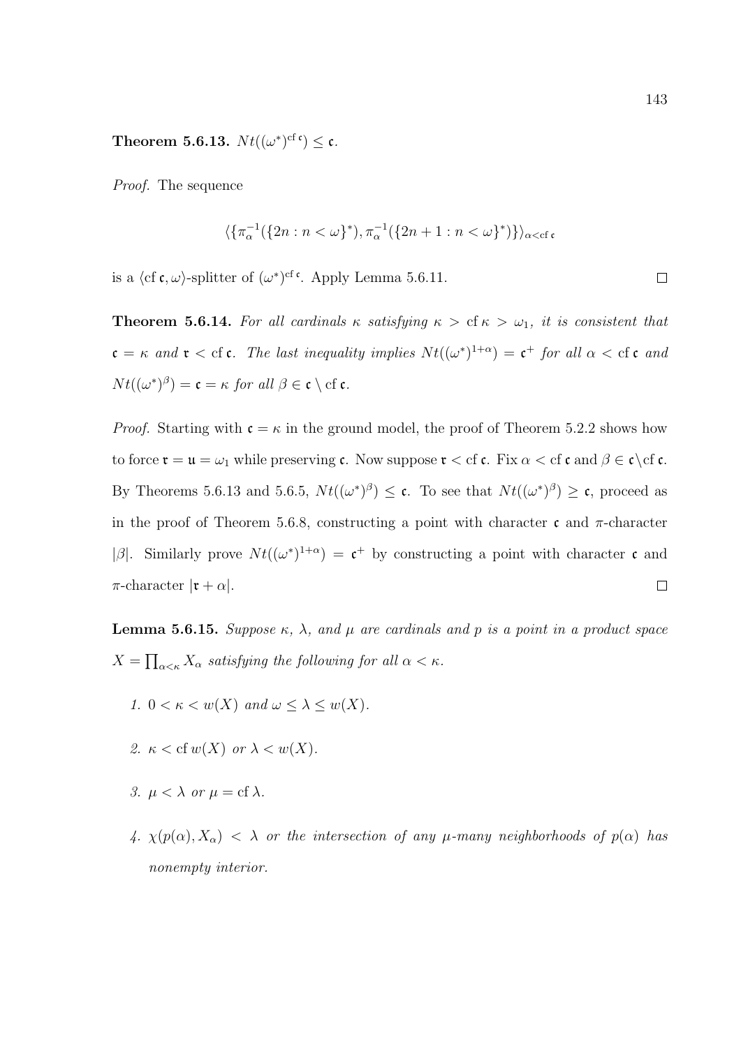**Theorem 5.6.13.** $Nt((\omega^*)^{\operatorname{cf}\mathfrak{c}}) \leq \mathfrak{c}$.

*Proof.* The sequence

$$\langle\{\pi_\alpha^{-1}(\{2n : n < \omega\}^*), \pi_\alpha^{-1}(\{2n+1 : n < \omega\}^*)\}\rangle_{\alpha<\operatorname{cf}\mathfrak{c}}$$

is a $\langle \operatorname{cf}\mathfrak{c}, \omega\rangle$-splitter of $(\omega^*)^{\operatorname{cf}\mathfrak{c}}$. Apply Lemma 5.6.11. $\square$

**Theorem 5.6.14.** *For all cardinals $\kappa$ satisfying $\kappa > \operatorname{cf}\kappa > \omega_1$, it is consistent that $\mathfrak{c} = \kappa$ and $\mathfrak{r} < \operatorname{cf}\mathfrak{c}$. The last inequality implies $Nt((\omega^*)^{1+\alpha}) = \mathfrak{c}^+$ for all $\alpha < \operatorname{cf}\mathfrak{c}$ and $Nt((\omega^*)^\beta) = \mathfrak{c} = \kappa$ for all $\beta \in \mathfrak{c}\setminus\operatorname{cf}\mathfrak{c}$.*

*Proof.* Starting with $\mathfrak{c} = \kappa$ in the ground model, the proof of Theorem 5.2.2 shows how to force $\mathfrak{r} = \mathfrak{u} = \omega_1$ while preserving $\mathfrak{c}$. Now suppose $\mathfrak{r} < \operatorname{cf}\mathfrak{c}$. Fix $\alpha < \operatorname{cf}\mathfrak{c}$ and $\beta \in \mathfrak{c}\setminus\operatorname{cf}\mathfrak{c}$. By Theorems 5.6.13 and 5.6.5, $Nt((\omega^*)^\beta) \leq \mathfrak{c}$. To see that $Nt((\omega^*)^\beta) \geq \mathfrak{c}$, proceed as in the proof of Theorem 5.6.8, constructing a point with character $\mathfrak{c}$ and $\pi$-character $|\beta|$. Similarly prove $Nt((\omega^*)^{1+\alpha}) = \mathfrak{c}^+$ by constructing a point with character $\mathfrak{c}$ and $\pi$-character $|\mathfrak{r}+\alpha|$. $\square$

**Lemma 5.6.15.** *Suppose $\kappa$, $\lambda$, and $\mu$ are cardinals and $p$ is a point in a product space $X = \prod_{\alpha<\kappa} X_\alpha$ satisfying the following for all $\alpha < \kappa$.*

1. *$0 < \kappa < w(X)$ and $\omega \leq \lambda \leq w(X)$.*
2. *$\kappa < \operatorname{cf} w(X)$ or $\lambda < w(X)$.*
3. *$\mu < \lambda$ or $\mu = \operatorname{cf}\lambda$.*
4. *$\chi(p(\alpha), X_\alpha) < \lambda$ or the intersection of any $\mu$-many neighborhoods of $p(\alpha)$ has nonempty interior.*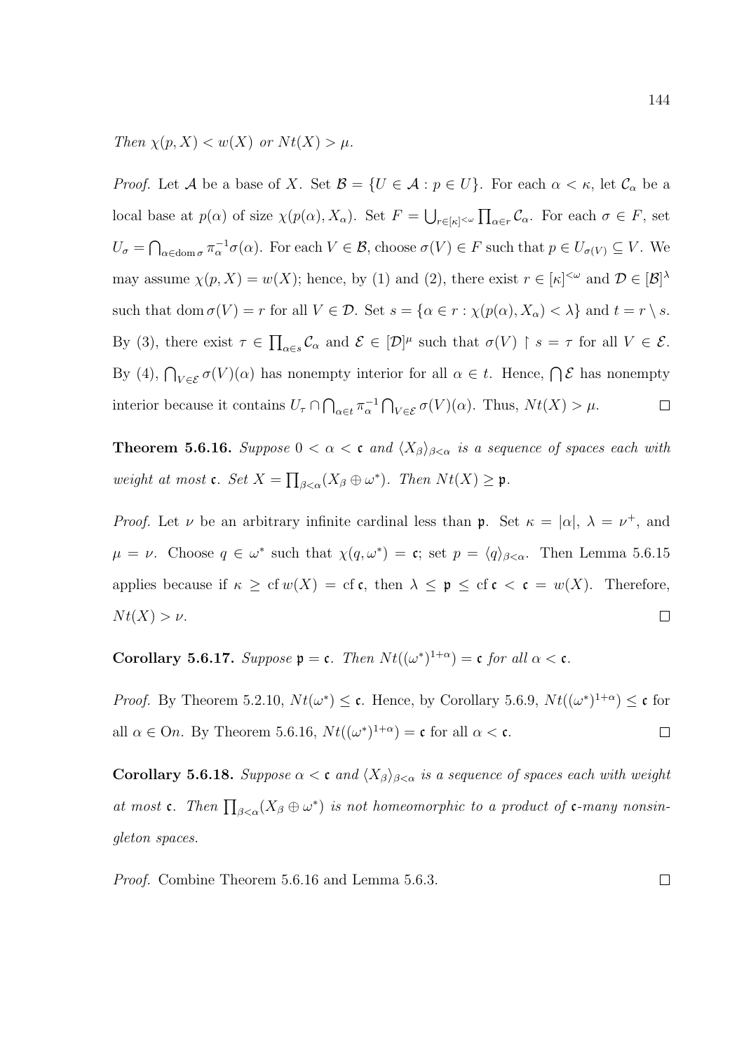*Then* $\chi(p, X) < w(X)$ *or* $Nt(X) > \mu$.

*Proof.* Let $\mathcal{A}$ be a base of $X$. Set $\mathcal{B} = \{U \in \mathcal{A} : p \in U\}$. For each $\alpha < \kappa$, let $\mathcal{C}_\alpha$ be a local base at $p(\alpha)$ of size $\chi(p(\alpha), X_\alpha)$. Set $F = \bigcup_{r \in [\kappa]^{<\omega}} \prod_{\alpha \in r} \mathcal{C}_\alpha$. For each $\sigma \in F$, set $U_\sigma = \bigcap_{\alpha \in \operatorname{dom} \sigma} \pi_\alpha^{-1} \sigma(\alpha)$. For each $V \in \mathcal{B}$, choose $\sigma(V) \in F$ such that $p \in U_{\sigma(V)} \subseteq V$. We may assume $\chi(p, X) = w(X)$; hence, by (1) and (2), there exist $r \in [\kappa]^{<\omega}$ and $\mathcal{D} \in [\mathcal{B}]^\lambda$ such that $\operatorname{dom} \sigma(V) = r$ for all $V \in \mathcal{D}$. Set $s = \{\alpha \in r : \chi(p(\alpha), X_\alpha) < \lambda\}$ and $t = r \setminus s$. By (3), there exist $\tau \in \prod_{\alpha \in s} \mathcal{C}_\alpha$ and $\mathcal{E} \in [\mathcal{D}]^\mu$ such that $\sigma(V) \restriction s = \tau$ for all $V \in \mathcal{E}$. By (4), $\bigcap_{V \in \mathcal{E}} \sigma(V)(\alpha)$ has nonempty interior for all $\alpha \in t$. Hence, $\bigcap \mathcal{E}$ has nonempty interior because it contains $U_\tau \cap \bigcap_{\alpha \in t} \pi_\alpha^{-1} \bigcap_{V \in \mathcal{E}} \sigma(V)(\alpha)$. Thus, $Nt(X) > \mu$. $\square$

**Theorem 5.6.16.** *Suppose* $0 < \alpha < \mathfrak{c}$ *and* $\langle X_\beta \rangle_{\beta < \alpha}$ *is a sequence of spaces each with weight at most* $\mathfrak{c}$. *Set* $X = \prod_{\beta < \alpha} (X_\beta \oplus \omega^*)$. *Then* $Nt(X) \geq \mathfrak{p}$.

*Proof.* Let $\nu$ be an arbitrary infinite cardinal less than $\mathfrak{p}$. Set $\kappa = |\alpha|$, $\lambda = \nu^+$, and $\mu = \nu$. Choose $q \in \omega^*$ such that $\chi(q, \omega^*) = \mathfrak{c}$; set $p = \langle q \rangle_{\beta < \alpha}$. Then Lemma 5.6.15 applies because if $\kappa \geq \operatorname{cf} w(X) = \operatorname{cf} \mathfrak{c}$, then $\lambda \leq \mathfrak{p} \leq \operatorname{cf} \mathfrak{c} < \mathfrak{c} = w(X)$. Therefore, $Nt(X) > \nu$. $\square$

**Corollary 5.6.17.** *Suppose* $\mathfrak{p} = \mathfrak{c}$. *Then* $Nt((\omega^*)^{1+\alpha}) = \mathfrak{c}$ *for all* $\alpha < \mathfrak{c}$.

*Proof.* By Theorem 5.2.10, $Nt(\omega^*) \leq \mathfrak{c}$. Hence, by Corollary 5.6.9, $Nt((\omega^*)^{1+\alpha}) \leq \mathfrak{c}$ for all $\alpha \in \mathrm{O}n$. By Theorem 5.6.16, $Nt((\omega^*)^{1+\alpha}) = \mathfrak{c}$ for all $\alpha < \mathfrak{c}$. $\square$

**Corollary 5.6.18.** *Suppose* $\alpha < \mathfrak{c}$ *and* $\langle X_\beta \rangle_{\beta < \alpha}$ *is a sequence of spaces each with weight at most* $\mathfrak{c}$. *Then* $\prod_{\beta < \alpha} (X_\beta \oplus \omega^*)$ *is not homeomorphic to a product of* $\mathfrak{c}$*-many nonsingleton spaces.*

*Proof.* Combine Theorem 5.6.16 and Lemma 5.6.3. $\square$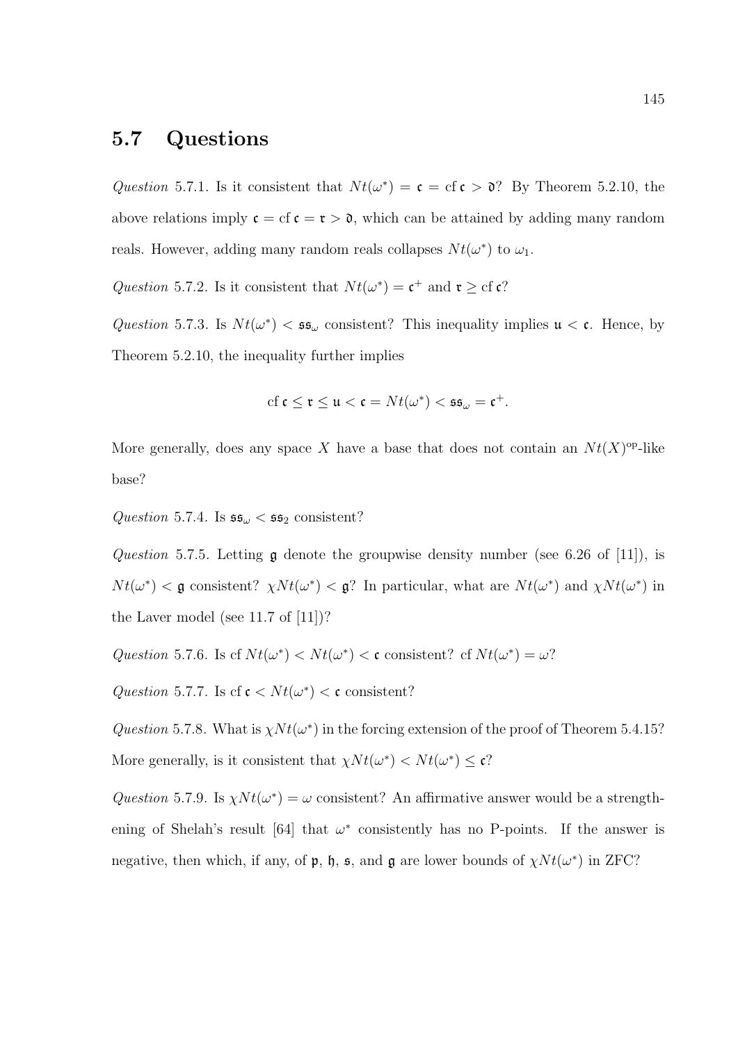## 5.7 Questions

*Question* 5.7.1. Is it consistent that $Nt(\omega^*) = \mathfrak{c} = \operatorname{cf} \mathfrak{c} > \mathfrak{d}$? By Theorem 5.2.10, the above relations imply $\mathfrak{c} = \operatorname{cf} \mathfrak{c} = \mathfrak{r} > \mathfrak{d}$, which can be attained by adding many random reals. However, adding many random reals collapses $Nt(\omega^*)$ to $\omega_1$.

*Question* 5.7.2. Is it consistent that $Nt(\omega^*) = \mathfrak{c}^+$ and $\mathfrak{r} \geq \operatorname{cf} \mathfrak{c}$?

*Question* 5.7.3. Is $Nt(\omega^*) < \mathfrak{ss}_\omega$ consistent? This inequality implies $\mathfrak{u} < \mathfrak{c}$. Hence, by Theorem 5.2.10, the inequality further implies

$$\operatorname{cf} \mathfrak{c} \leq \mathfrak{r} \leq \mathfrak{u} < \mathfrak{c} = Nt(\omega^*) < \mathfrak{ss}_\omega = \mathfrak{c}^+.$$

More generally, does any space $X$ have a base that does not contain an $Nt(X)^{\mathrm{op}}$-like base?

*Question* 5.7.4. Is $\mathfrak{ss}_\omega < \mathfrak{ss}_2$ consistent?

*Question* 5.7.5. Letting $\mathfrak{g}$ denote the groupwise density number (see 6.26 of [11]), is $Nt(\omega^*) < \mathfrak{g}$ consistent? $\chi Nt(\omega^*) < \mathfrak{g}$? In particular, what are $Nt(\omega^*)$ and $\chi Nt(\omega^*)$ in the Laver model (see 11.7 of [11])?

*Question* 5.7.6. Is $\operatorname{cf} Nt(\omega^*) < Nt(\omega^*) < \mathfrak{c}$ consistent? $\operatorname{cf} Nt(\omega^*) = \omega$?

*Question* 5.7.7. Is $\operatorname{cf} \mathfrak{c} < Nt(\omega^*) < \mathfrak{c}$ consistent?

*Question* 5.7.8. What is $\chi Nt(\omega^*)$ in the forcing extension of the proof of Theorem 5.4.15? More generally, is it consistent that $\chi Nt(\omega^*) < Nt(\omega^*) \leq \mathfrak{c}$?

*Question* 5.7.9. Is $\chi Nt(\omega^*) = \omega$ consistent? An affirmative answer would be a strengthening of Shelah's result [64] that $\omega^*$ consistently has no P-points. If the answer is negative, then which, if any, of $\mathfrak{p}$, $\mathfrak{h}$, $\mathfrak{s}$, and $\mathfrak{g}$ are lower bounds of $\chi Nt(\omega^*)$ in ZFC?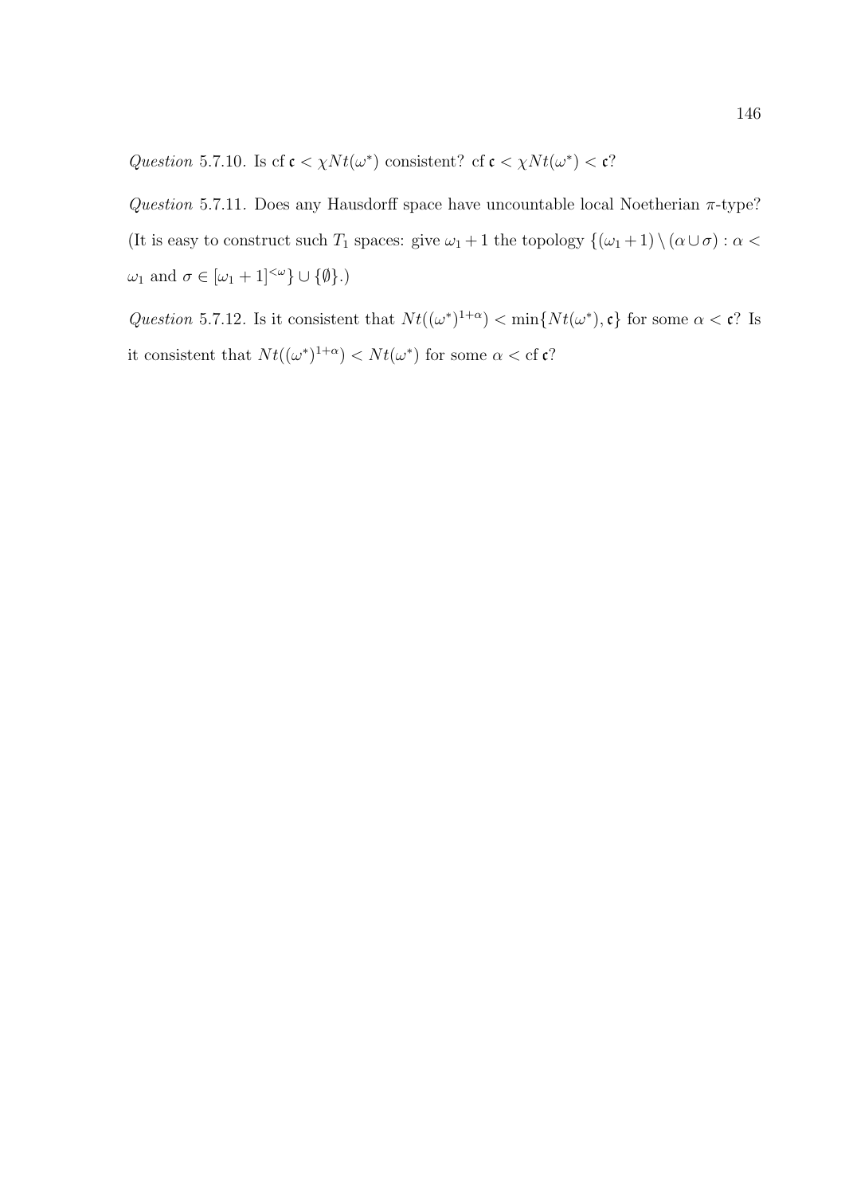*Question* 5.7.10. Is $\operatorname{cf}\mathfrak{c} < \chi Nt(\omega^*)$ consistent? $\operatorname{cf}\mathfrak{c} < \chi Nt(\omega^*) < \mathfrak{c}$?

*Question* 5.7.11. Does any Hausdorff space have uncountable local Noetherian $\pi$-type? (It is easy to construct such $T_1$ spaces: give $\omega_1 + 1$ the topology $\{(\omega_1 + 1) \setminus (\alpha \cup \sigma) : \alpha < \omega_1 \text{ and } \sigma \in [\omega_1 + 1]^{<\omega}\} \cup \{\emptyset\}$.)

*Question* 5.7.12. Is it consistent that $Nt((\omega^*)^{1+\alpha}) < \min\{Nt(\omega^*), \mathfrak{c}\}$ for some $\alpha < \mathfrak{c}$? Is it consistent that $Nt((\omega^*)^{1+\alpha}) < Nt(\omega^*)$ for some $\alpha < \operatorname{cf}\mathfrak{c}$?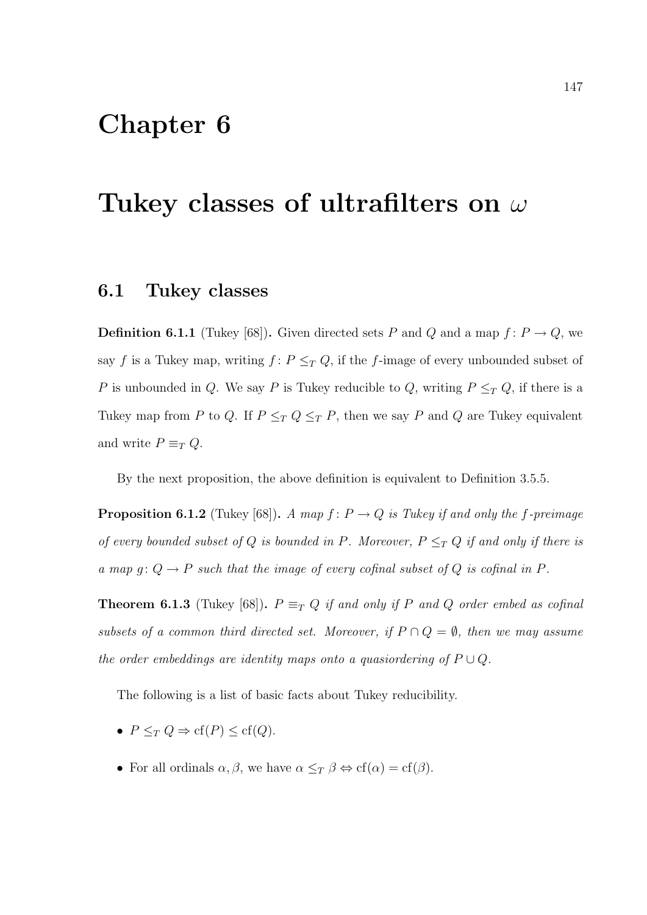# Chapter 6

# Tukey classes of ultrafilters on $\omega$

## 6.1 Tukey classes

**Definition 6.1.1** (Tukey [68])**.** Given directed sets $P$ and $Q$ and a map $f\colon P \to Q$, we say $f$ is a Tukey map, writing $f\colon P \leq_T Q$, if the $f$-image of every unbounded subset of $P$ is unbounded in $Q$. We say $P$ is Tukey reducible to $Q$, writing $P \leq_T Q$, if there is a Tukey map from $P$ to $Q$. If $P \leq_T Q \leq_T P$, then we say $P$ and $Q$ are Tukey equivalent and write $P \equiv_T Q$.

By the next proposition, the above definition is equivalent to Definition 3.5.5.

**Proposition 6.1.2** (Tukey [68])**.** *A map $f\colon P \to Q$ is Tukey if and only the $f$-preimage of every bounded subset of $Q$ is bounded in $P$. Moreover, $P \leq_T Q$ if and only if there is a map $g\colon Q \to P$ such that the image of every cofinal subset of $Q$ is cofinal in $P$.*

**Theorem 6.1.3** (Tukey [68])**.** *$P \equiv_T Q$ if and only if $P$ and $Q$ order embed as cofinal subsets of a common third directed set. Moreover, if $P \cap Q = \emptyset$, then we may assume the order embeddings are identity maps onto a quasiordering of $P \cup Q$.*

The following is a list of basic facts about Tukey reducibility.

- $P \leq_T Q \Rightarrow \mathrm{cf}(P) \leq \mathrm{cf}(Q)$.
- For all ordinals $\alpha, \beta$, we have $\alpha \leq_T \beta \Leftrightarrow \mathrm{cf}(\alpha) = \mathrm{cf}(\beta)$.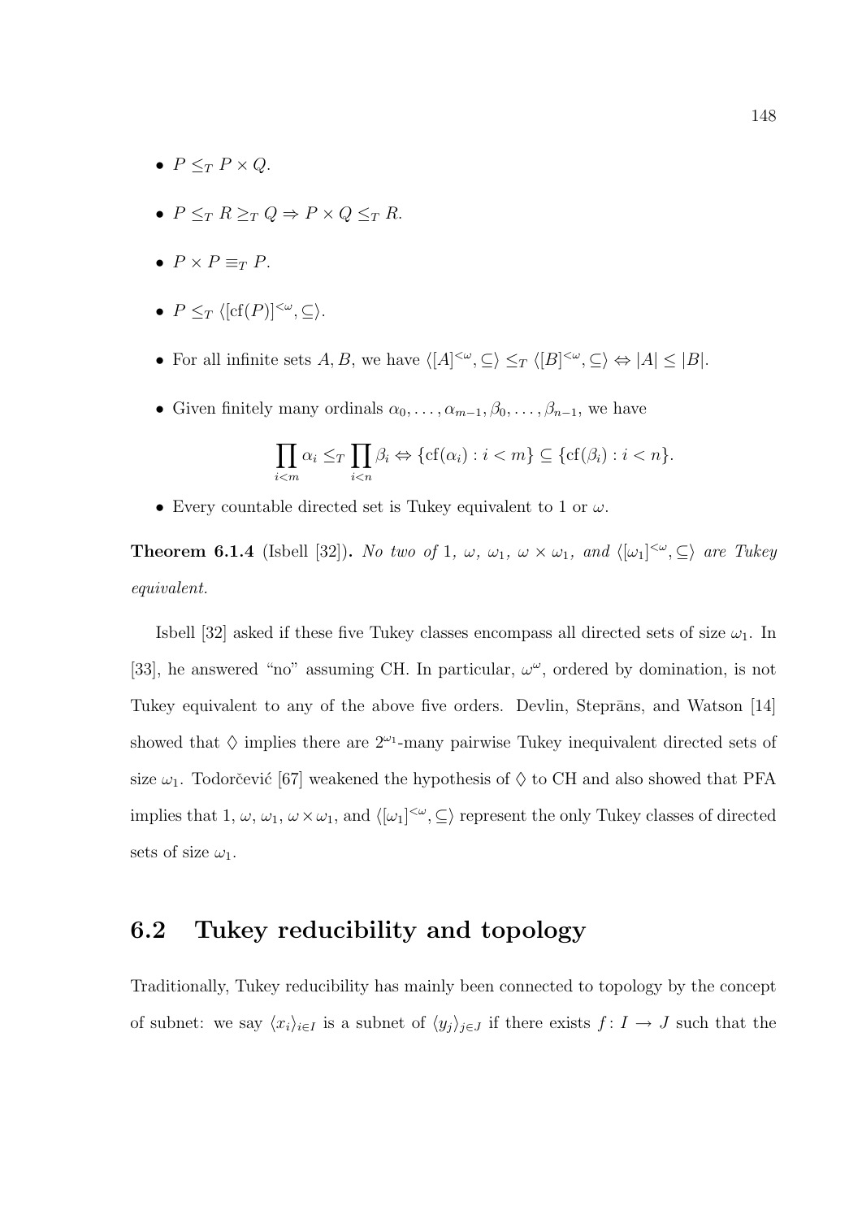- $P \leq_T P \times Q$.
- $P \leq_T R \geq_T Q \Rightarrow P \times Q \leq_T R$.
- $P \times P \equiv_T P$.
- $P \leq_T \langle [\mathrm{cf}(P)]^{<\omega}, \subseteq \rangle$.
- For all infinite sets $A, B$, we have $\langle [A]^{<\omega}, \subseteq \rangle \leq_T \langle [B]^{<\omega}, \subseteq \rangle \Leftrightarrow |A| \leq |B|$.
- Given finitely many ordinals $\alpha_0, \ldots, \alpha_{m-1}, \beta_0, \ldots, \beta_{n-1}$, we have

$$\prod_{i<m} \alpha_i \leq_T \prod_{i<n} \beta_i \Leftrightarrow \{\mathrm{cf}(\alpha_i) : i < m\} \subseteq \{\mathrm{cf}(\beta_i) : i < n\}.$$

- Every countable directed set is Tukey equivalent to 1 or $\omega$.

**Theorem 6.1.4** (Isbell [32]). *No two of* 1, $\omega$, $\omega_1$, $\omega \times \omega_1$, *and* $\langle [\omega_1]^{<\omega}, \subseteq \rangle$ *are Tukey equivalent.*

Isbell [32] asked if these five Tukey classes encompass all directed sets of size $\omega_1$. In [33], he answered "no" assuming CH. In particular, $\omega^\omega$, ordered by domination, is not Tukey equivalent to any of the above five orders. Devlin, Steprāns, and Watson [14] showed that $\diamondsuit$ implies there are $2^{\omega_1}$-many pairwise Tukey inequivalent directed sets of size $\omega_1$. Todorčević [67] weakened the hypothesis of $\diamondsuit$ to CH and also showed that PFA implies that 1, $\omega$, $\omega_1$, $\omega \times \omega_1$, and $\langle [\omega_1]^{<\omega}, \subseteq \rangle$ represent the only Tukey classes of directed sets of size $\omega_1$.

## 6.2 Tukey reducibility and topology

Traditionally, Tukey reducibility has mainly been connected to topology by the concept of subnet: we say $\langle x_i \rangle_{i \in I}$ is a subnet of $\langle y_j \rangle_{j \in J}$ if there exists $f \colon I \to J$ such that the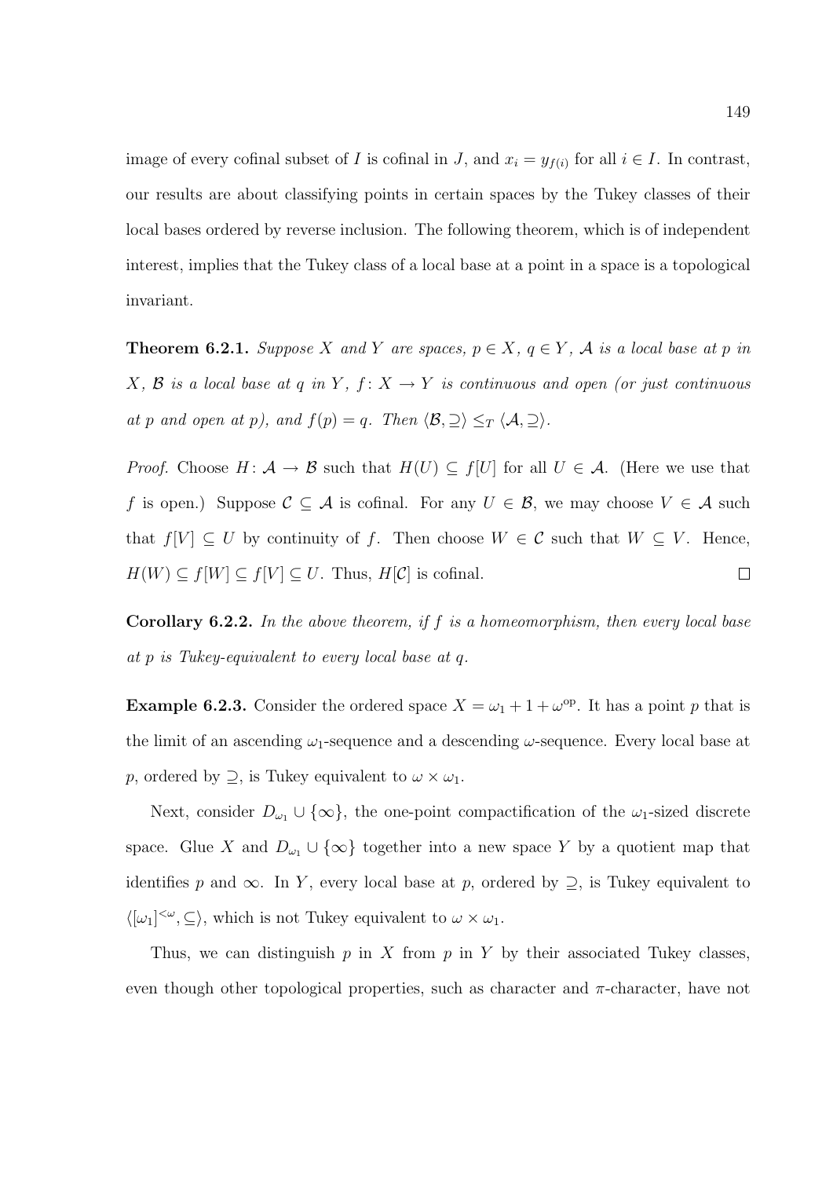image of every cofinal subset of $I$ is cofinal in $J$, and $x_i = y_{f(i)}$ for all $i \in I$. In contrast, our results are about classifying points in certain spaces by the Tukey classes of their local bases ordered by reverse inclusion. The following theorem, which is of independent interest, implies that the Tukey class of a local base at a point in a space is a topological invariant.

**Theorem 6.2.1.** *Suppose $X$ and $Y$ are spaces, $p \in X$, $q \in Y$, $\mathcal{A}$ is a local base at $p$ in $X$, $\mathcal{B}$ is a local base at $q$ in $Y$, $f \colon X \to Y$ is continuous and open (or just continuous at $p$ and open at $p$), and $f(p) = q$. Then $\langle \mathcal{B}, \supseteq \rangle \leq_T \langle \mathcal{A}, \supseteq \rangle$.*

*Proof.* Choose $H \colon \mathcal{A} \to \mathcal{B}$ such that $H(U) \subseteq f[U]$ for all $U \in \mathcal{A}$. (Here we use that $f$ is open.) Suppose $\mathcal{C} \subseteq \mathcal{A}$ is cofinal. For any $U \in \mathcal{B}$, we may choose $V \in \mathcal{A}$ such that $f[V] \subseteq U$ by continuity of $f$. Then choose $W \in \mathcal{C}$ such that $W \subseteq V$. Hence, $H(W) \subseteq f[W] \subseteq f[V] \subseteq U$. Thus, $H[\mathcal{C}]$ is cofinal. $\square$

**Corollary 6.2.2.** *In the above theorem, if $f$ is a homeomorphism, then every local base at $p$ is Tukey-equivalent to every local base at $q$.*

**Example 6.2.3.** Consider the ordered space $X = \omega_1 + 1 + \omega^{\mathrm{op}}$. It has a point $p$ that is the limit of an ascending $\omega_1$-sequence and a descending $\omega$-sequence. Every local base at $p$, ordered by $\supseteq$, is Tukey equivalent to $\omega \times \omega_1$.

Next, consider $D_{\omega_1} \cup \{\infty\}$, the one-point compactification of the $\omega_1$-sized discrete space. Glue $X$ and $D_{\omega_1} \cup \{\infty\}$ together into a new space $Y$ by a quotient map that identifies $p$ and $\infty$. In $Y$, every local base at $p$, ordered by $\supseteq$, is Tukey equivalent to $\langle [\omega_1]^{<\omega}, \subseteq \rangle$, which is not Tukey equivalent to $\omega \times \omega_1$.

Thus, we can distinguish $p$ in $X$ from $p$ in $Y$ by their associated Tukey classes, even though other topological properties, such as character and $\pi$-character, have not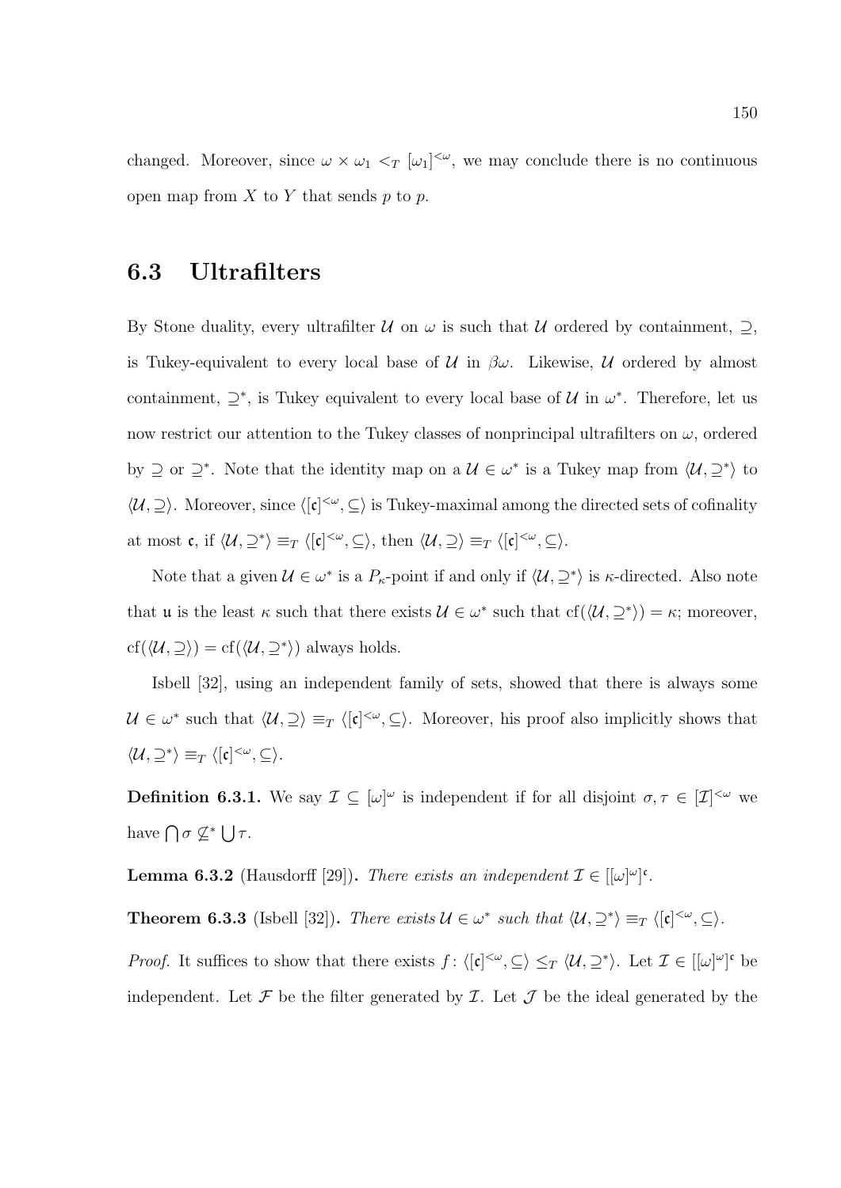changed. Moreover, since $\omega \times \omega_1 <_T [\omega_1]^{<\omega}$, we may conclude there is no continuous open map from $X$ to $Y$ that sends $p$ to $p$.

## 6.3 Ultrafilters

By Stone duality, every ultrafilter $\mathcal{U}$ on $\omega$ is such that $\mathcal{U}$ ordered by containment, $\supseteq$, is Tukey-equivalent to every local base of $\mathcal{U}$ in $\beta\omega$. Likewise, $\mathcal{U}$ ordered by almost containment, $\supseteq^*$, is Tukey equivalent to every local base of $\mathcal{U}$ in $\omega^*$. Therefore, let us now restrict our attention to the Tukey classes of nonprincipal ultrafilters on $\omega$, ordered by $\supseteq$ or $\supseteq^*$. Note that the identity map on a $\mathcal{U} \in \omega^*$ is a Tukey map from $\langle \mathcal{U}, \supseteq^* \rangle$ to $\langle \mathcal{U}, \supseteq \rangle$. Moreover, since $\langle [\mathfrak{c}]^{<\omega}, \subseteq \rangle$ is Tukey-maximal among the directed sets of cofinality at most $\mathfrak{c}$, if $\langle \mathcal{U}, \supseteq^* \rangle \equiv_T \langle [\mathfrak{c}]^{<\omega}, \subseteq \rangle$, then $\langle \mathcal{U}, \supseteq \rangle \equiv_T \langle [\mathfrak{c}]^{<\omega}, \subseteq \rangle$.

Note that a given $\mathcal{U} \in \omega^*$ is a $P_\kappa$-point if and only if $\langle \mathcal{U}, \supseteq^* \rangle$ is $\kappa$-directed. Also note that $\mathfrak{u}$ is the least $\kappa$ such that there exists $\mathcal{U} \in \omega^*$ such that $\mathrm{cf}(\langle \mathcal{U}, \supseteq^* \rangle) = \kappa$; moreover, $\mathrm{cf}(\langle \mathcal{U}, \supseteq \rangle) = \mathrm{cf}(\langle \mathcal{U}, \supseteq^* \rangle)$ always holds.

Isbell [32], using an independent family of sets, showed that there is always some $\mathcal{U} \in \omega^*$ such that $\langle \mathcal{U}, \supseteq \rangle \equiv_T \langle [\mathfrak{c}]^{<\omega}, \subseteq \rangle$. Moreover, his proof also implicitly shows that $\langle \mathcal{U}, \supseteq^* \rangle \equiv_T \langle [\mathfrak{c}]^{<\omega}, \subseteq \rangle$.

**Definition 6.3.1.** We say $\mathcal{I} \subseteq [\omega]^\omega$ is independent if for all disjoint $\sigma, \tau \in [\mathcal{I}]^{<\omega}$ we have $\bigcap \sigma \not\subseteq^* \bigcup \tau$.

**Lemma 6.3.2** (Hausdorff [29])**.** *There exists an independent $\mathcal{I} \in [[\omega]^\omega]^\mathfrak{c}$.*

**Theorem 6.3.3** (Isbell [32])**.** *There exists $\mathcal{U} \in \omega^*$ such that $\langle \mathcal{U}, \supseteq^* \rangle \equiv_T \langle [\mathfrak{c}]^{<\omega}, \subseteq \rangle$.*

*Proof.* It suffices to show that there exists $f \colon \langle [\mathfrak{c}]^{<\omega}, \subseteq \rangle \leq_T \langle \mathcal{U}, \supseteq^* \rangle$. Let $\mathcal{I} \in [[\omega]^\omega]^\mathfrak{c}$ be independent. Let $\mathcal{F}$ be the filter generated by $\mathcal{I}$. Let $\mathcal{J}$ be the ideal generated by the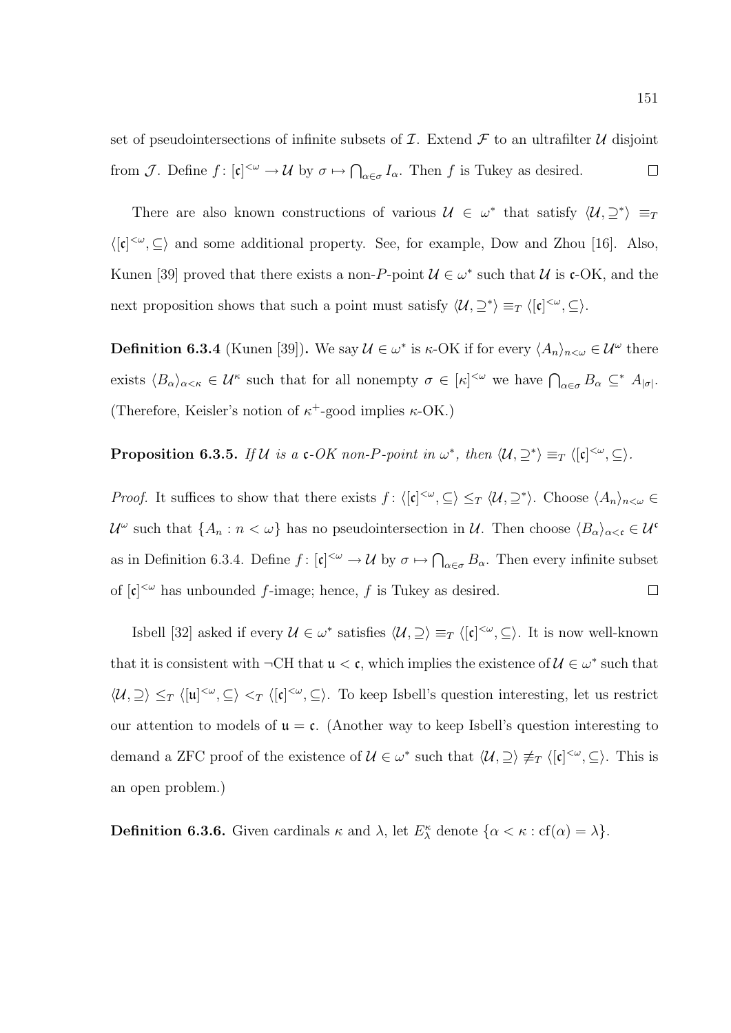set of pseudointersections of infinite subsets of $\mathcal{I}$. Extend $\mathcal{F}$ to an ultrafilter $\mathcal{U}$ disjoint from $\mathcal{J}$. Define $f\colon [\mathfrak{c}]^{<\omega} \to \mathcal{U}$ by $\sigma \mapsto \bigcap_{\alpha\in\sigma} I_\alpha$. Then $f$ is Tukey as desired. $\square$

There are also known constructions of various $\mathcal{U} \in \omega^*$ that satisfy $\langle \mathcal{U}, \supseteq^*\rangle \equiv_T \langle [\mathfrak{c}]^{<\omega}, \subseteq\rangle$ and some additional property. See, for example, Dow and Zhou [16]. Also, Kunen [39] proved that there exists a non-$P$-point $\mathcal{U} \in \omega^*$ such that $\mathcal{U}$ is $\mathfrak{c}$-OK, and the next proposition shows that such a point must satisfy $\langle \mathcal{U}, \supseteq^*\rangle \equiv_T \langle [\mathfrak{c}]^{<\omega}, \subseteq\rangle$.

**Definition 6.3.4** (Kunen [39])**.** We say $\mathcal{U} \in \omega^*$ is $\kappa$-OK if for every $\langle A_n\rangle_{n<\omega} \in \mathcal{U}^\omega$ there exists $\langle B_\alpha\rangle_{\alpha<\kappa} \in \mathcal{U}^\kappa$ such that for all nonempty $\sigma \in [\kappa]^{<\omega}$ we have $\bigcap_{\alpha\in\sigma} B_\alpha \subseteq^* A_{|\sigma|}$. (Therefore, Keisler's notion of $\kappa^+$-good implies $\kappa$-OK.)

**Proposition 6.3.5.** *If $\mathcal{U}$ is a $\mathfrak{c}$-OK non-$P$-point in $\omega^*$, then $\langle \mathcal{U}, \supseteq^*\rangle \equiv_T \langle [\mathfrak{c}]^{<\omega}, \subseteq\rangle$.*

*Proof.* It suffices to show that there exists $f\colon \langle [\mathfrak{c}]^{<\omega}, \subseteq\rangle \leq_T \langle \mathcal{U}, \supseteq^*\rangle$. Choose $\langle A_n\rangle_{n<\omega} \in \mathcal{U}^\omega$ such that $\{A_n : n < \omega\}$ has no pseudointersection in $\mathcal{U}$. Then choose $\langle B_\alpha\rangle_{\alpha<\mathfrak{c}} \in \mathcal{U}^\mathfrak{c}$ as in Definition 6.3.4. Define $f\colon [\mathfrak{c}]^{<\omega} \to \mathcal{U}$ by $\sigma \mapsto \bigcap_{\alpha\in\sigma} B_\alpha$. Then every infinite subset of $[\mathfrak{c}]^{<\omega}$ has unbounded $f$-image; hence, $f$ is Tukey as desired. $\square$

Isbell [32] asked if every $\mathcal{U} \in \omega^*$ satisfies $\langle \mathcal{U}, \supseteq\rangle \equiv_T \langle [\mathfrak{c}]^{<\omega}, \subseteq\rangle$. It is now well-known that it is consistent with $\neg$CH that $\mathfrak{u} < \mathfrak{c}$, which implies the existence of $\mathcal{U} \in \omega^*$ such that $\langle \mathcal{U}, \supseteq\rangle \leq_T \langle [\mathfrak{u}]^{<\omega}, \subseteq\rangle <_T \langle [\mathfrak{c}]^{<\omega}, \subseteq\rangle$. To keep Isbell's question interesting, let us restrict our attention to models of $\mathfrak{u} = \mathfrak{c}$. (Another way to keep Isbell's question interesting to demand a ZFC proof of the existence of $\mathcal{U} \in \omega^*$ such that $\langle \mathcal{U}, \supseteq\rangle \not\equiv_T \langle [\mathfrak{c}]^{<\omega}, \subseteq\rangle$. This is an open problem.)

**Definition 6.3.6.** Given cardinals $\kappa$ and $\lambda$, let $E^\kappa_\lambda$ denote $\{\alpha < \kappa : \mathrm{cf}(\alpha) = \lambda\}$.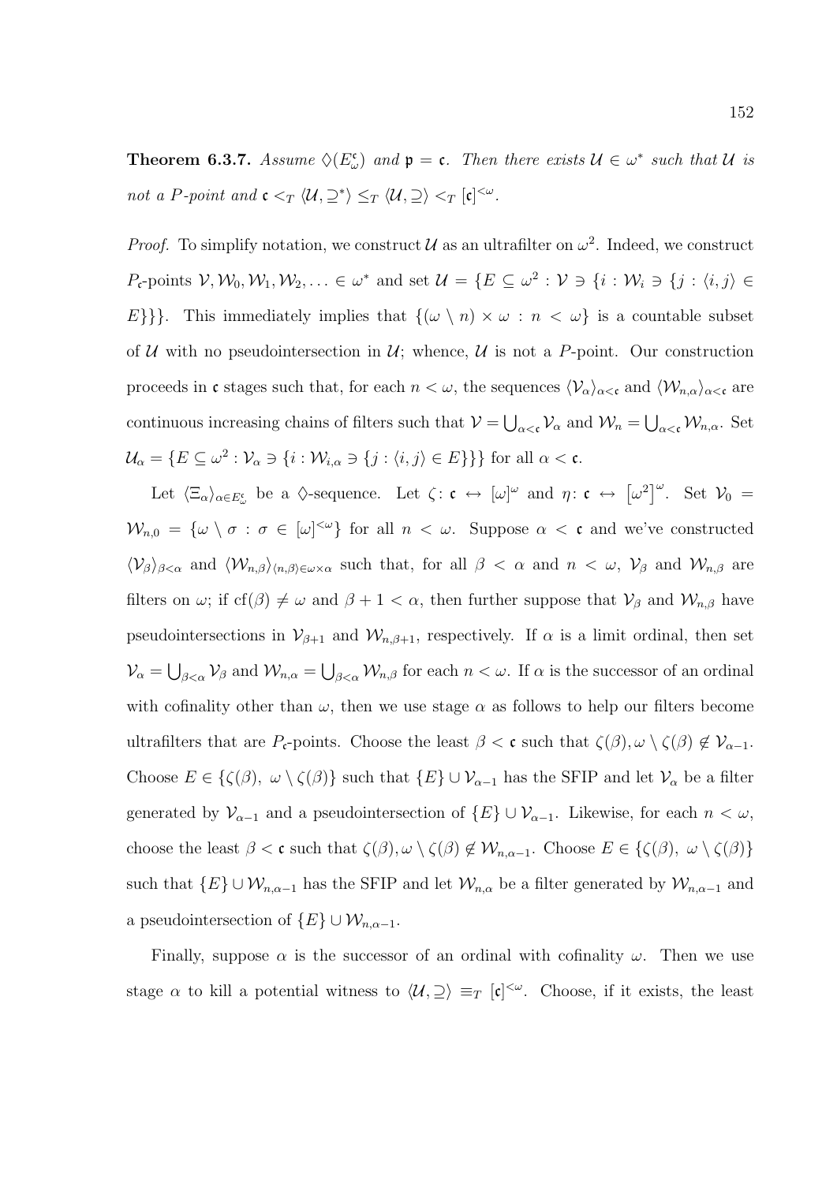**Theorem 6.3.7.** *Assume $\diamondsuit(E^{\mathfrak{c}}_{\omega})$ and $\mathfrak{p} = \mathfrak{c}$. Then there exists $\mathcal{U} \in \omega^*$ such that $\mathcal{U}$ is not a P-point and $\mathfrak{c} <_T \langle \mathcal{U}, \supseteq^* \rangle \leq_T \langle \mathcal{U}, \supseteq \rangle <_T [\mathfrak{c}]^{<\omega}$.*

*Proof.* To simplify notation, we construct $\mathcal{U}$ as an ultrafilter on $\omega^2$. Indeed, we construct $P_{\mathfrak{c}}$-points $\mathcal{V}, \mathcal{W}_0, \mathcal{W}_1, \mathcal{W}_2, \ldots \in \omega^*$ and set $\mathcal{U} = \{E \subseteq \omega^2 : \mathcal{V} \ni \{i : \mathcal{W}_i \ni \{j : \langle i, j \rangle \in E\}\}\}$. This immediately implies that $\{(\omega \setminus n) \times \omega : n < \omega\}$ is a countable subset of $\mathcal{U}$ with no pseudointersection in $\mathcal{U}$; whence, $\mathcal{U}$ is not a $P$-point. Our construction proceeds in $\mathfrak{c}$ stages such that, for each $n < \omega$, the sequences $\langle \mathcal{V}_\alpha \rangle_{\alpha < \mathfrak{c}}$ and $\langle \mathcal{W}_{n,\alpha} \rangle_{\alpha < \mathfrak{c}}$ are continuous increasing chains of filters such that $\mathcal{V} = \bigcup_{\alpha < \mathfrak{c}} \mathcal{V}_\alpha$ and $\mathcal{W}_n = \bigcup_{\alpha < \mathfrak{c}} \mathcal{W}_{n,\alpha}$. Set $\mathcal{U}_\alpha = \{E \subseteq \omega^2 : \mathcal{V}_\alpha \ni \{i : \mathcal{W}_{i,\alpha} \ni \{j : \langle i, j \rangle \in E\}\}\}$ for all $\alpha < \mathfrak{c}$.

Let $\langle \Xi_\alpha \rangle_{\alpha \in E^{\mathfrak{c}}_{\omega}}$ be a $\diamondsuit$-sequence. Let $\zeta \colon \mathfrak{c} \leftrightarrow [\omega]^\omega$ and $\eta \colon \mathfrak{c} \leftrightarrow \left[\omega^2\right]^\omega$. Set $\mathcal{V}_0 = \mathcal{W}_{n,0} = \{\omega \setminus \sigma : \sigma \in [\omega]^{<\omega}\}$ for all $n < \omega$. Suppose $\alpha < \mathfrak{c}$ and we've constructed $\langle \mathcal{V}_\beta \rangle_{\beta < \alpha}$ and $\langle \mathcal{W}_{n,\beta} \rangle_{\langle n, \beta \rangle \in \omega \times \alpha}$ such that, for all $\beta < \alpha$ and $n < \omega$, $\mathcal{V}_\beta$ and $\mathcal{W}_{n,\beta}$ are filters on $\omega$; if $\mathrm{cf}(\beta) \neq \omega$ and $\beta + 1 < \alpha$, then further suppose that $\mathcal{V}_\beta$ and $\mathcal{W}_{n,\beta}$ have pseudointersections in $\mathcal{V}_{\beta+1}$ and $\mathcal{W}_{n,\beta+1}$, respectively. If $\alpha$ is a limit ordinal, then set $\mathcal{V}_\alpha = \bigcup_{\beta < \alpha} \mathcal{V}_\beta$ and $\mathcal{W}_{n,\alpha} = \bigcup_{\beta < \alpha} \mathcal{W}_{n,\beta}$ for each $n < \omega$. If $\alpha$ is the successor of an ordinal with cofinality other than $\omega$, then we use stage $\alpha$ as follows to help our filters become ultrafilters that are $P_{\mathfrak{c}}$-points. Choose the least $\beta < \mathfrak{c}$ such that $\zeta(\beta), \omega \setminus \zeta(\beta) \notin \mathcal{V}_{\alpha-1}$. Choose $E \in \{\zeta(\beta),\ \omega \setminus \zeta(\beta)\}$ such that $\{E\} \cup \mathcal{V}_{\alpha-1}$ has the SFIP and let $\mathcal{V}_\alpha$ be a filter generated by $\mathcal{V}_{\alpha-1}$ and a pseudointersection of $\{E\} \cup \mathcal{V}_{\alpha-1}$. Likewise, for each $n < \omega$, choose the least $\beta < \mathfrak{c}$ such that $\zeta(\beta), \omega \setminus \zeta(\beta) \notin \mathcal{W}_{n,\alpha-1}$. Choose $E \in \{\zeta(\beta),\ \omega \setminus \zeta(\beta)\}$ such that $\{E\} \cup \mathcal{W}_{n,\alpha-1}$ has the SFIP and let $\mathcal{W}_{n,\alpha}$ be a filter generated by $\mathcal{W}_{n,\alpha-1}$ and a pseudointersection of $\{E\} \cup \mathcal{W}_{n,\alpha-1}$.

Finally, suppose $\alpha$ is the successor of an ordinal with cofinality $\omega$. Then we use stage $\alpha$ to kill a potential witness to $\langle \mathcal{U}, \supseteq \rangle \equiv_T [\mathfrak{c}]^{<\omega}$. Choose, if it exists, the least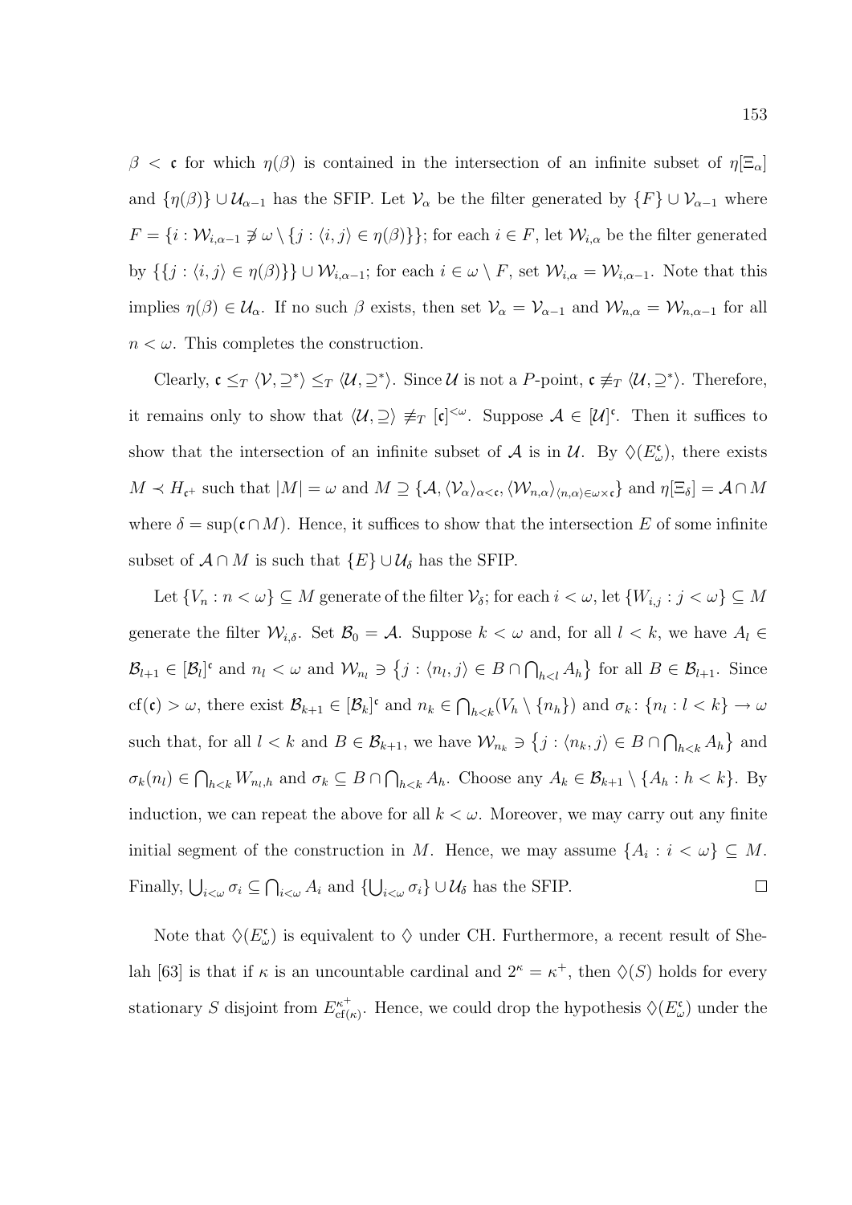$\beta < \mathfrak{c}$ for which $\eta(\beta)$ is contained in the intersection of an infinite subset of $\eta[\Xi_\alpha]$ and $\{\eta(\beta)\} \cup \mathcal{U}_{\alpha-1}$ has the SFIP. Let $\mathcal{V}_\alpha$ be the filter generated by $\{F\} \cup \mathcal{V}_{\alpha-1}$ where $F = \{i : \mathcal{W}_{i,\alpha-1} \not\ni \omega \setminus \{j : \langle i, j\rangle \in \eta(\beta)\}\}$; for each $i \in F$, let $\mathcal{W}_{i,\alpha}$ be the filter generated by $\{\{j : \langle i, j\rangle \in \eta(\beta)\}\} \cup \mathcal{W}_{i,\alpha-1}$; for each $i \in \omega \setminus F$, set $\mathcal{W}_{i,\alpha} = \mathcal{W}_{i,\alpha-1}$. Note that this implies $\eta(\beta) \in \mathcal{U}_\alpha$. If no such $\beta$ exists, then set $\mathcal{V}_\alpha = \mathcal{V}_{\alpha-1}$ and $\mathcal{W}_{n,\alpha} = \mathcal{W}_{n,\alpha-1}$ for all $n < \omega$. This completes the construction.

Clearly, $\mathfrak{c} \leq_T \langle \mathcal{V}, \supseteq^*\rangle \leq_T \langle \mathcal{U}, \supseteq^*\rangle$. Since $\mathcal{U}$ is not a $P$-point, $\mathfrak{c} \not\equiv_T \langle \mathcal{U}, \supseteq^*\rangle$. Therefore, it remains only to show that $\langle \mathcal{U}, \supseteq\rangle \not\equiv_T [\mathfrak{c}]^{<\omega}$. Suppose $\mathcal{A} \in [\mathcal{U}]^{\mathfrak{c}}$. Then it suffices to show that the intersection of an infinite subset of $\mathcal{A}$ is in $\mathcal{U}$. By $\diamondsuit(E^{\mathfrak{c}}_\omega)$, there exists $M \prec H_{\mathfrak{c}^+}$ such that $|M| = \omega$ and $M \supseteq \{\mathcal{A}, \langle \mathcal{V}_\alpha\rangle_{\alpha<\mathfrak{c}}, \langle \mathcal{W}_{n,\alpha}\rangle_{\langle n,\alpha\rangle \in \omega\times\mathfrak{c}}\}$ and $\eta[\Xi_\delta] = \mathcal{A} \cap M$ where $\delta = \sup(\mathfrak{c} \cap M)$. Hence, it suffices to show that the intersection $E$ of some infinite subset of $\mathcal{A} \cap M$ is such that $\{E\} \cup \mathcal{U}_\delta$ has the SFIP.

Let $\{V_n : n < \omega\} \subseteq M$ generate of the filter $\mathcal{V}_\delta$; for each $i < \omega$, let $\{W_{i,j} : j < \omega\} \subseteq M$ generate the filter $\mathcal{W}_{i,\delta}$. Set $\mathcal{B}_0 = \mathcal{A}$. Suppose $k < \omega$ and, for all $l < k$, we have $A_l \in \mathcal{B}_{l+1} \in [\mathcal{B}_l]^{\mathfrak{c}}$ and $n_l < \omega$ and $\mathcal{W}_{n_l} \ni \left\{j : \langle n_l, j\rangle \in B \cap \bigcap_{h<l} A_h\right\}$ for all $B \in \mathcal{B}_{l+1}$. Since $\mathrm{cf}(\mathfrak{c}) > \omega$, there exist $\mathcal{B}_{k+1} \in [\mathcal{B}_k]^{\mathfrak{c}}$ and $n_k \in \bigcap_{h<k}(V_h \setminus \{n_h\})$ and $\sigma_k \colon \{n_l : l < k\} \to \omega$ such that, for all $l < k$ and $B \in \mathcal{B}_{k+1}$, we have $\mathcal{W}_{n_k} \ni \left\{j : \langle n_k, j\rangle \in B \cap \bigcap_{h<k} A_h\right\}$ and $\sigma_k(n_l) \in \bigcap_{h<k} W_{n_l,h}$ and $\sigma_k \subseteq B \cap \bigcap_{h<k} A_h$. Choose any $A_k \in \mathcal{B}_{k+1} \setminus \{A_h : h < k\}$. By induction, we can repeat the above for all $k < \omega$. Moreover, we may carry out any finite initial segment of the construction in $M$. Hence, we may assume $\{A_i : i < \omega\} \subseteq M$. Finally, $\bigcup_{i<\omega} \sigma_i \subseteq \bigcap_{i<\omega} A_i$ and $\{\bigcup_{i<\omega} \sigma_i\} \cup \mathcal{U}_\delta$ has the SFIP. $\square$

Note that $\diamondsuit(E^{\mathfrak{c}}_\omega)$ is equivalent to $\diamondsuit$ under CH. Furthermore, a recent result of Shelah [63] is that if $\kappa$ is an uncountable cardinal and $2^\kappa = \kappa^+$, then $\diamondsuit(S)$ holds for every stationary $S$ disjoint from $E^{\kappa^+}_{\mathrm{cf}(\kappa)}$. Hence, we could drop the hypothesis $\diamondsuit(E^{\mathfrak{c}}_\omega)$ under the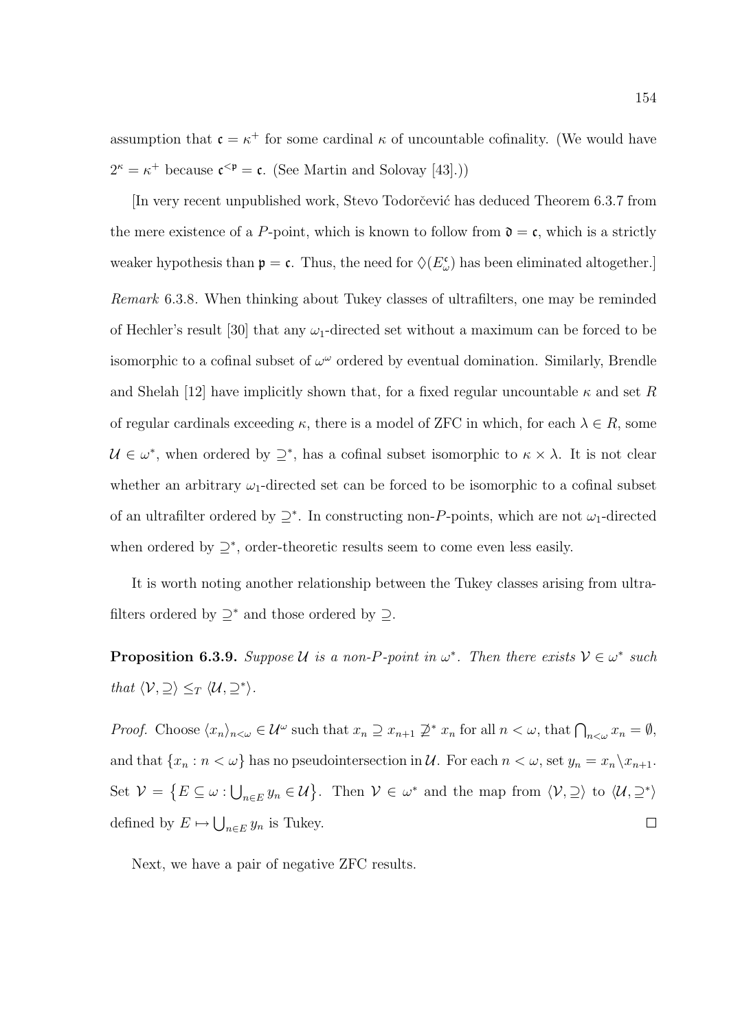assumption that $\mathfrak{c} = \kappa^+$ for some cardinal $\kappa$ of uncountable cofinality. (We would have $2^\kappa = \kappa^+$ because $\mathfrak{c}^{<\mathfrak{p}} = \mathfrak{c}$. (See Martin and Solovay [43].))

[In very recent unpublished work, Stevo Todorčević has deduced Theorem 6.3.7 from the mere existence of a $P$-point, which is known to follow from $\mathfrak{d} = \mathfrak{c}$, which is a strictly weaker hypothesis than $\mathfrak{p} = \mathfrak{c}$. Thus, the need for $\diamondsuit(E^{\mathfrak{c}}_{\omega})$ has been eliminated altogether.]

*Remark* 6.3.8. When thinking about Tukey classes of ultrafilters, one may be reminded of Hechler's result [30] that any $\omega_1$-directed set without a maximum can be forced to be isomorphic to a cofinal subset of $\omega^\omega$ ordered by eventual domination. Similarly, Brendle and Shelah [12] have implicitly shown that, for a fixed regular uncountable $\kappa$ and set $R$ of regular cardinals exceeding $\kappa$, there is a model of ZFC in which, for each $\lambda \in R$, some $\mathcal{U} \in \omega^*$, when ordered by $\supseteq^*$, has a cofinal subset isomorphic to $\kappa \times \lambda$. It is not clear whether an arbitrary $\omega_1$-directed set can be forced to be isomorphic to a cofinal subset of an ultrafilter ordered by $\supseteq^*$. In constructing non-$P$-points, which are not $\omega_1$-directed when ordered by $\supseteq^*$, order-theoretic results seem to come even less easily.

It is worth noting another relationship between the Tukey classes arising from ultrafilters ordered by $\supseteq^*$ and those ordered by $\supseteq$.

**Proposition 6.3.9.** *Suppose $\mathcal{U}$ is a non-$P$-point in $\omega^*$. Then there exists $\mathcal{V} \in \omega^*$ such that $\langle \mathcal{V}, \supseteq \rangle \leq_T \langle \mathcal{U}, \supseteq^* \rangle$.*

*Proof.* Choose $\langle x_n \rangle_{n<\omega} \in \mathcal{U}^\omega$ such that $x_n \supseteq x_{n+1} \not\supseteq^* x_n$ for all $n < \omega$, that $\bigcap_{n<\omega} x_n = \emptyset$, and that $\{x_n : n < \omega\}$ has no pseudointersection in $\mathcal{U}$. For each $n < \omega$, set $y_n = x_n \setminus x_{n+1}$. Set $\mathcal{V} = \left\{ E \subseteq \omega : \bigcup_{n \in E} y_n \in \mathcal{U} \right\}$. Then $\mathcal{V} \in \omega^*$ and the map from $\langle \mathcal{V}, \supseteq \rangle$ to $\langle \mathcal{U}, \supseteq^* \rangle$ defined by $E \mapsto \bigcup_{n \in E} y_n$ is Tukey. $\square$

Next, we have a pair of negative ZFC results.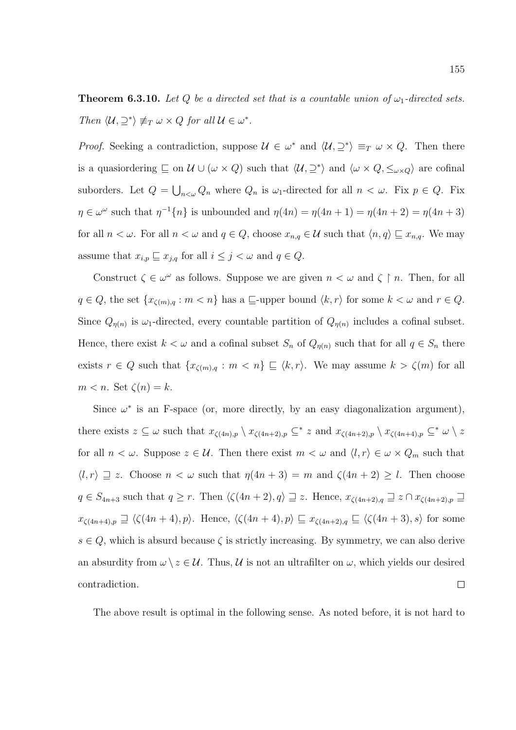**Theorem 6.3.10.** *Let $Q$ be a directed set that is a countable union of $\omega_1$-directed sets. Then $\langle \mathcal{U}, \supseteq^* \rangle \not\equiv_T \omega \times Q$ for all $\mathcal{U} \in \omega^*$.*

*Proof.* Seeking a contradiction, suppose $\mathcal{U} \in \omega^*$ and $\langle \mathcal{U}, \supseteq^* \rangle \equiv_T \omega \times Q$. Then there is a quasiordering $\sqsubseteq$ on $\mathcal{U} \cup (\omega \times Q)$ such that $\langle \mathcal{U}, \supseteq^* \rangle$ and $\langle \omega \times Q, \leq_{\omega \times Q} \rangle$ are cofinal suborders. Let $Q = \bigcup_{n<\omega} Q_n$ where $Q_n$ is $\omega_1$-directed for all $n < \omega$. Fix $p \in Q$. Fix $\eta \in \omega^\omega$ such that $\eta^{-1}\{n\}$ is unbounded and $\eta(4n) = \eta(4n+1) = \eta(4n+2) = \eta(4n+3)$ for all $n < \omega$. For all $n < \omega$ and $q \in Q$, choose $x_{n,q} \in \mathcal{U}$ such that $\langle n, q \rangle \sqsubseteq x_{n,q}$. We may assume that $x_{i,p} \sqsubseteq x_{j,q}$ for all $i \leq j < \omega$ and $q \in Q$.

Construct $\zeta \in \omega^\omega$ as follows. Suppose we are given $n < \omega$ and $\zeta \upharpoonright n$. Then, for all $q \in Q$, the set $\{x_{\zeta(m),q} : m < n\}$ has a $\sqsubseteq$-upper bound $\langle k, r \rangle$ for some $k < \omega$ and $r \in Q$. Since $Q_{\eta(n)}$ is $\omega_1$-directed, every countable partition of $Q_{\eta(n)}$ includes a cofinal subset. Hence, there exist $k < \omega$ and a cofinal subset $S_n$ of $Q_{\eta(n)}$ such that for all $q \in S_n$ there exists $r \in Q$ such that $\{x_{\zeta(m),q} : m < n\} \sqsubseteq \langle k, r \rangle$. We may assume $k > \zeta(m)$ for all $m < n$. Set $\zeta(n) = k$.

Since $\omega^*$ is an F-space (or, more directly, by an easy diagonalization argument), there exists $z \subseteq \omega$ such that $x_{\zeta(4n),p} \setminus x_{\zeta(4n+2),p} \subseteq^* z$ and $x_{\zeta(4n+2),p} \setminus x_{\zeta(4n+4),p} \subseteq^* \omega \setminus z$ for all $n < \omega$. Suppose $z \in \mathcal{U}$. Then there exist $m < \omega$ and $\langle l, r \rangle \in \omega \times Q_m$ such that $\langle l, r \rangle \sqsupseteq z$. Choose $n < \omega$ such that $\eta(4n+3) = m$ and $\zeta(4n+2) \geq l$. Then choose $q \in S_{4n+3}$ such that $q \geq r$. Then $\langle \zeta(4n+2), q \rangle \sqsupseteq z$. Hence, $x_{\zeta(4n+2),q} \sqsupseteq z \cap x_{\zeta(4n+2),p} \sqsupseteq x_{\zeta(4n+4),p} \sqsupseteq \langle \zeta(4n+4), p \rangle$. Hence, $\langle \zeta(4n+4), p \rangle \sqsubseteq x_{\zeta(4n+2),q} \sqsubseteq \langle \zeta(4n+3), s \rangle$ for some $s \in Q$, which is absurd because $\zeta$ is strictly increasing. By symmetry, we can also derive an absurdity from $\omega \setminus z \in \mathcal{U}$. Thus, $\mathcal{U}$ is not an ultrafilter on $\omega$, which yields our desired contradiction. $\square$

The above result is optimal in the following sense. As noted before, it is not hard to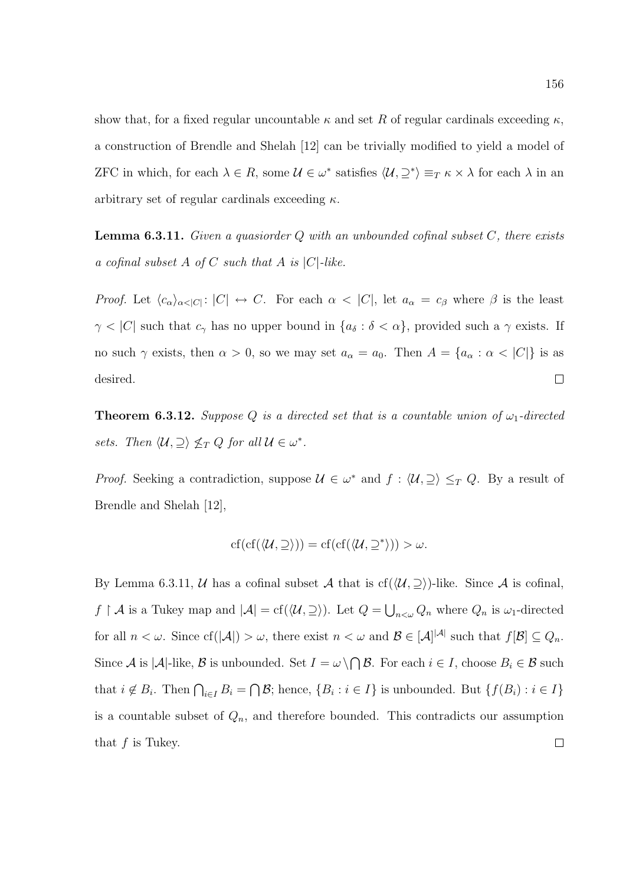show that, for a fixed regular uncountable $\kappa$ and set $R$ of regular cardinals exceeding $\kappa$, a construction of Brendle and Shelah [12] can be trivially modified to yield a model of ZFC in which, for each $\lambda \in R$, some $\mathcal{U} \in \omega^*$ satisfies $\langle \mathcal{U}, \supseteq^* \rangle \equiv_T \kappa \times \lambda$ for each $\lambda$ in an arbitrary set of regular cardinals exceeding $\kappa$.

**Lemma 6.3.11.** *Given a quasiorder $Q$ with an unbounded cofinal subset $C$, there exists a cofinal subset $A$ of $C$ such that $A$ is $|C|$-like.*

*Proof.* Let $\langle c_\alpha \rangle_{\alpha < |C|} \colon |C| \leftrightarrow C$. For each $\alpha < |C|$, let $a_\alpha = c_\beta$ where $\beta$ is the least $\gamma < |C|$ such that $c_\gamma$ has no upper bound in $\{a_\delta : \delta < \alpha\}$, provided such a $\gamma$ exists. If no such $\gamma$ exists, then $\alpha > 0$, so we may set $a_\alpha = a_0$. Then $A = \{a_\alpha : \alpha < |C|\}$ is as desired. $\square$

**Theorem 6.3.12.** *Suppose $Q$ is a directed set that is a countable union of $\omega_1$-directed sets. Then $\langle \mathcal{U}, \supseteq \rangle \not\leq_T Q$ for all $\mathcal{U} \in \omega^*$.*

*Proof.* Seeking a contradiction, suppose $\mathcal{U} \in \omega^*$ and $f : \langle \mathcal{U}, \supseteq \rangle \leq_T Q$. By a result of Brendle and Shelah [12],

$$\mathrm{cf}(\mathrm{cf}(\langle \mathcal{U}, \supseteq \rangle)) = \mathrm{cf}(\mathrm{cf}(\langle \mathcal{U}, \supseteq^* \rangle)) > \omega.$$

By Lemma 6.3.11, $\mathcal{U}$ has a cofinal subset $\mathcal{A}$ that is $\mathrm{cf}(\langle \mathcal{U}, \supseteq \rangle)$-like. Since $\mathcal{A}$ is cofinal, $f \restriction \mathcal{A}$ is a Tukey map and $|\mathcal{A}| = \mathrm{cf}(\langle \mathcal{U}, \supseteq \rangle)$. Let $Q = \bigcup_{n<\omega} Q_n$ where $Q_n$ is $\omega_1$-directed for all $n < \omega$. Since $\mathrm{cf}(|\mathcal{A}|) > \omega$, there exist $n < \omega$ and $\mathcal{B} \in [\mathcal{A}]^{|\mathcal{A}|}$ such that $f[\mathcal{B}] \subseteq Q_n$. Since $\mathcal{A}$ is $|\mathcal{A}|$-like, $\mathcal{B}$ is unbounded. Set $I = \omega \setminus \bigcap \mathcal{B}$. For each $i \in I$, choose $B_i \in \mathcal{B}$ such that $i \notin B_i$. Then $\bigcap_{i \in I} B_i = \bigcap \mathcal{B}$; hence, $\{B_i : i \in I\}$ is unbounded. But $\{f(B_i) : i \in I\}$ is a countable subset of $Q_n$, and therefore bounded. This contradicts our assumption that $f$ is Tukey. $\square$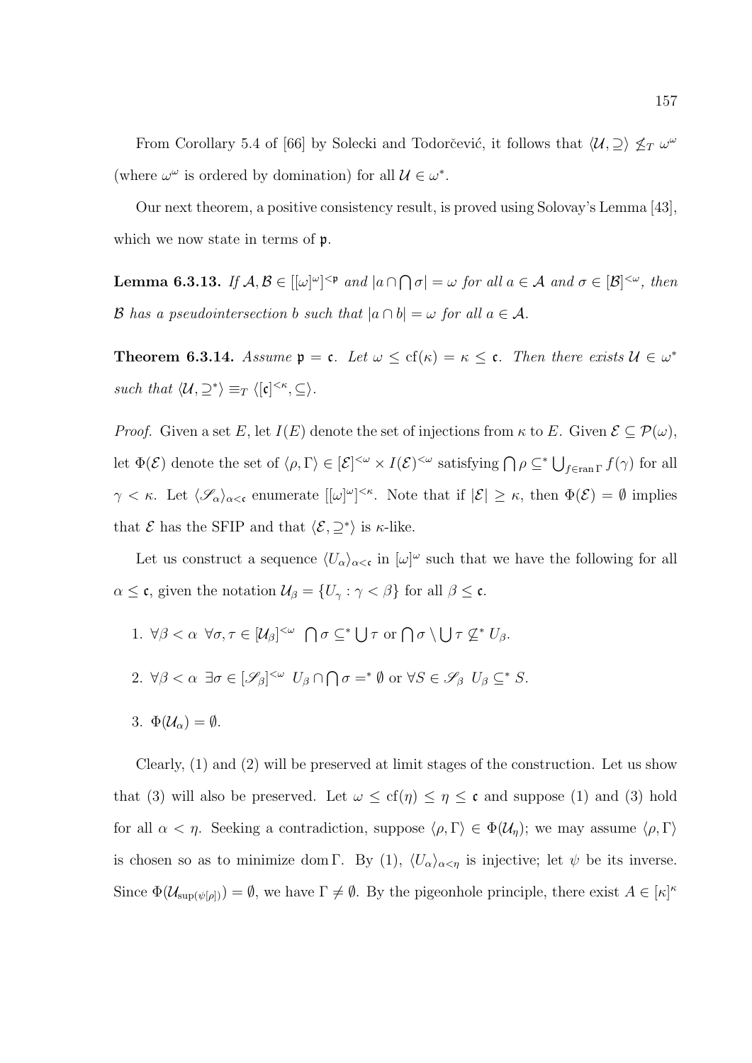From Corollary 5.4 of [66] by Solecki and Todorčević, it follows that $\langle \mathcal{U}, \supseteq \rangle \not\leq_T \omega^\omega$ (where $\omega^\omega$ is ordered by domination) for all $\mathcal{U} \in \omega^*$.

Our next theorem, a positive consistency result, is proved using Solovay's Lemma [43], which we now state in terms of $\mathfrak{p}$.

**Lemma 6.3.13.** *If $\mathcal{A}, \mathcal{B} \in [[\omega]^\omega]^{<\mathfrak{p}}$ and $|a \cap \bigcap \sigma| = \omega$ for all $a \in \mathcal{A}$ and $\sigma \in [\mathcal{B}]^{<\omega}$, then $\mathcal{B}$ has a pseudointersection $b$ such that $|a \cap b| = \omega$ for all $a \in \mathcal{A}$.*

**Theorem 6.3.14.** *Assume $\mathfrak{p} = \mathfrak{c}$. Let $\omega \leq \mathrm{cf}(\kappa) = \kappa \leq \mathfrak{c}$. Then there exists $\mathcal{U} \in \omega^*$ such that $\langle \mathcal{U}, \supseteq^* \rangle \equiv_T \langle [\mathfrak{c}]^{<\kappa}, \subseteq \rangle$.*

*Proof.* Given a set $E$, let $I(E)$ denote the set of injections from $\kappa$ to $E$. Given $\mathcal{E} \subseteq \mathcal{P}(\omega)$, let $\Phi(\mathcal{E})$ denote the set of $\langle \rho, \Gamma \rangle \in [\mathcal{E}]^{<\omega} \times I(\mathcal{E})^{<\omega}$ satisfying $\bigcap \rho \subseteq^* \bigcup_{f \in \operatorname{ran} \Gamma} f(\gamma)$ for all $\gamma < \kappa$. Let $\langle \mathscr{S}_\alpha \rangle_{\alpha < \mathfrak{c}}$ enumerate $[[\omega]^\omega]^{<\kappa}$. Note that if $|\mathcal{E}| \geq \kappa$, then $\Phi(\mathcal{E}) = \emptyset$ implies that $\mathcal{E}$ has the SFIP and that $\langle \mathcal{E}, \supseteq^* \rangle$ is $\kappa$-like.

Let us construct a sequence $\langle U_\alpha \rangle_{\alpha < \mathfrak{c}}$ in $[\omega]^\omega$ such that we have the following for all $\alpha \leq \mathfrak{c}$, given the notation $\mathcal{U}_\beta = \{U_\gamma : \gamma < \beta\}$ for all $\beta \leq \mathfrak{c}$.

1. $\forall \beta < \alpha \ \forall \sigma, \tau \in [\mathcal{U}_\beta]^{<\omega} \ \bigcap \sigma \subseteq^* \bigcup \tau$ or $\bigcap \sigma \setminus \bigcup \tau \not\subseteq^* U_\beta$.
2. $\forall \beta < \alpha \ \exists \sigma \in [\mathscr{S}_\beta]^{<\omega} \ U_\beta \cap \bigcap \sigma =^* \emptyset$ or $\forall S \in \mathscr{S}_\beta \ U_\beta \subseteq^* S$.
3. $\Phi(\mathcal{U}_\alpha) = \emptyset$.

Clearly, (1) and (2) will be preserved at limit stages of the construction. Let us show that (3) will also be preserved. Let $\omega \leq \mathrm{cf}(\eta) \leq \eta \leq \mathfrak{c}$ and suppose (1) and (3) hold for all $\alpha < \eta$. Seeking a contradiction, suppose $\langle \rho, \Gamma \rangle \in \Phi(\mathcal{U}_\eta)$; we may assume $\langle \rho, \Gamma \rangle$ is chosen so as to minimize $\operatorname{dom} \Gamma$. By (1), $\langle U_\alpha \rangle_{\alpha < \eta}$ is injective; let $\psi$ be its inverse. Since $\Phi(\mathcal{U}_{\sup(\psi[\rho])}) = \emptyset$, we have $\Gamma \neq \emptyset$. By the pigeonhole principle, there exist $A \in [\kappa]^\kappa$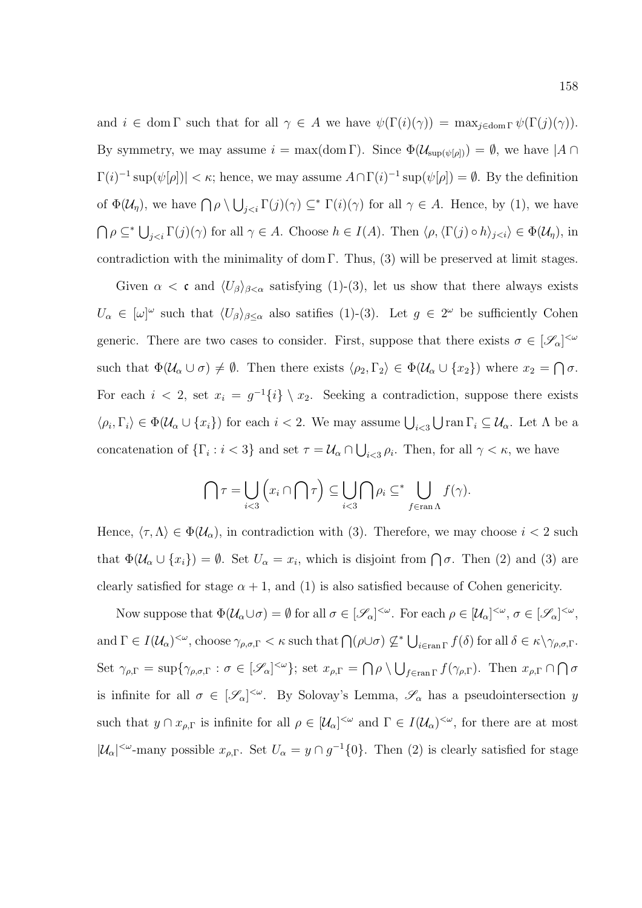and $i \in \operatorname{dom}\Gamma$ such that for all $\gamma \in A$ we have $\psi(\Gamma(i)(\gamma)) = \max_{j \in \operatorname{dom}\Gamma} \psi(\Gamma(j)(\gamma))$. By symmetry, we may assume $i = \max(\operatorname{dom}\Gamma)$. Since $\Phi(\mathcal{U}_{\sup(\psi[\rho])}) = \emptyset$, we have $|A \cap \Gamma(i)^{-1}\sup(\psi[\rho])| < \kappa$; hence, we may assume $A \cap \Gamma(i)^{-1}\sup(\psi[\rho]) = \emptyset$. By the definition of $\Phi(\mathcal{U}_\eta)$, we have $\bigcap \rho \setminus \bigcup_{j<i} \Gamma(j)(\gamma) \subseteq^* \Gamma(i)(\gamma)$ for all $\gamma \in A$. Hence, by (1), we have $\bigcap \rho \subseteq^* \bigcup_{j<i} \Gamma(j)(\gamma)$ for all $\gamma \in A$. Choose $h \in I(A)$. Then $\langle \rho, \langle \Gamma(j) \circ h \rangle_{j<i} \rangle \in \Phi(\mathcal{U}_\eta)$, in contradiction with the minimality of $\operatorname{dom}\Gamma$. Thus, (3) will be preserved at limit stages.

Given $\alpha < \mathfrak{c}$ and $\langle U_\beta \rangle_{\beta<\alpha}$ satisfying (1)-(3), let us show that there always exists $U_\alpha \in [\omega]^\omega$ such that $\langle U_\beta \rangle_{\beta \leq \alpha}$ also satifies (1)-(3). Let $g \in 2^\omega$ be sufficiently Cohen generic. There are two cases to consider. First, suppose that there exists $\sigma \in [\mathscr{S}_\alpha]^{<\omega}$ such that $\Phi(\mathcal{U}_\alpha \cup \sigma) \neq \emptyset$. Then there exists $\langle \rho_2, \Gamma_2 \rangle \in \Phi(\mathcal{U}_\alpha \cup \{x_2\})$ where $x_2 = \bigcap \sigma$. For each $i < 2$, set $x_i = g^{-1}\{i\} \setminus x_2$. Seeking a contradiction, suppose there exists $\langle \rho_i, \Gamma_i \rangle \in \Phi(\mathcal{U}_\alpha \cup \{x_i\})$ for each $i < 2$. We may assume $\bigcup_{i<3} \bigcup \operatorname{ran}\Gamma_i \subseteq \mathcal{U}_\alpha$. Let $\Lambda$ be a concatenation of $\{\Gamma_i : i < 3\}$ and set $\tau = \mathcal{U}_\alpha \cap \bigcup_{i<3} \rho_i$. Then, for all $\gamma < \kappa$, we have

$$\bigcap \tau = \bigcup_{i<3} \Big( x_i \cap \bigcap \tau \Big) \subseteq \bigcup_{i<3} \bigcap \rho_i \subseteq^* \bigcup_{f \in \operatorname{ran}\Lambda} f(\gamma).$$

Hence, $\langle \tau, \Lambda \rangle \in \Phi(\mathcal{U}_\alpha)$, in contradiction with (3). Therefore, we may choose $i < 2$ such that $\Phi(\mathcal{U}_\alpha \cup \{x_i\}) = \emptyset$. Set $U_\alpha = x_i$, which is disjoint from $\bigcap \sigma$. Then (2) and (3) are clearly satisfied for stage $\alpha + 1$, and (1) is also satisfied because of Cohen genericity.

Now suppose that $\Phi(\mathcal{U}_\alpha \cup \sigma) = \emptyset$ for all $\sigma \in [\mathscr{S}_\alpha]^{<\omega}$. For each $\rho \in [\mathcal{U}_\alpha]^{<\omega}$, $\sigma \in [\mathscr{S}_\alpha]^{<\omega}$, and $\Gamma \in I(\mathcal{U}_\alpha)^{<\omega}$, choose $\gamma_{\rho,\sigma,\Gamma} < \kappa$ such that $\bigcap(\rho \cup \sigma) \not\subseteq^* \bigcup_{i \in \operatorname{ran}\Gamma} f(\delta)$ for all $\delta \in \kappa \setminus \gamma_{\rho,\sigma,\Gamma}$. Set $\gamma_{\rho,\Gamma} = \sup\{\gamma_{\rho,\sigma,\Gamma} : \sigma \in [\mathscr{S}_\alpha]^{<\omega}\}$; set $x_{\rho,\Gamma} = \bigcap \rho \setminus \bigcup_{f \in \operatorname{ran}\Gamma} f(\gamma_{\rho,\Gamma})$. Then $x_{\rho,\Gamma} \cap \bigcap \sigma$ is infinite for all $\sigma \in [\mathscr{S}_\alpha]^{<\omega}$. By Solovay's Lemma, $\mathscr{S}_\alpha$ has a pseudointersection $y$ such that $y \cap x_{\rho,\Gamma}$ is infinite for all $\rho \in [\mathcal{U}_\alpha]^{<\omega}$ and $\Gamma \in I(\mathcal{U}_\alpha)^{<\omega}$, for there are at most $|\mathcal{U}_\alpha|^{<\omega}$-many possible $x_{\rho,\Gamma}$. Set $U_\alpha = y \cap g^{-1}\{0\}$. Then (2) is clearly satisfied for stage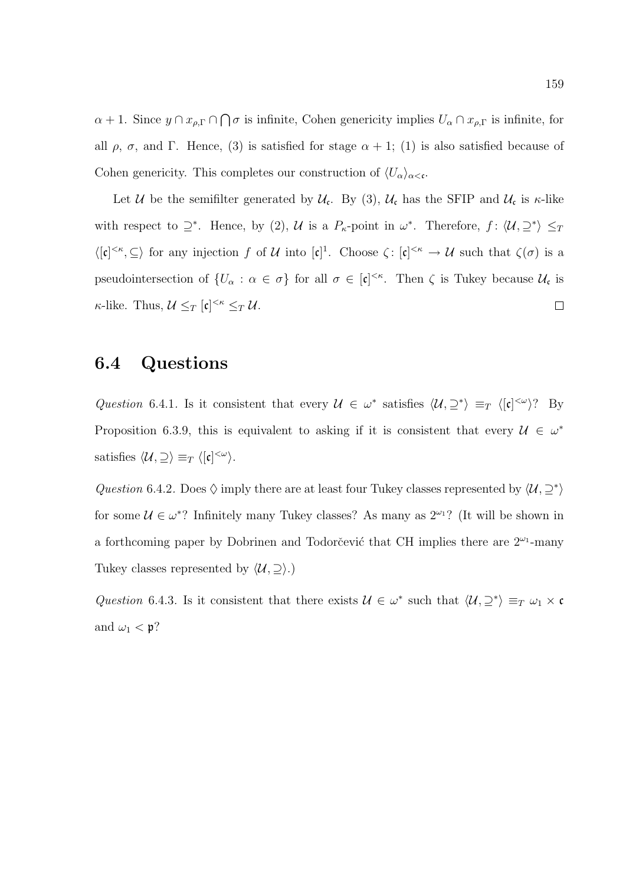$\alpha + 1$. Since $y \cap x_{\rho,\Gamma} \cap \bigcap \sigma$ is infinite, Cohen genericity implies $U_\alpha \cap x_{\rho,\Gamma}$ is infinite, for all $\rho$, $\sigma$, and $\Gamma$. Hence, (3) is satisfied for stage $\alpha + 1$; (1) is also satisfied because of Cohen genericity. This completes our construction of $\langle U_\alpha \rangle_{\alpha < \mathfrak{c}}$.

Let $\mathcal{U}$ be the semifilter generated by $\mathcal{U}_\mathfrak{c}$. By (3), $\mathcal{U}_\mathfrak{c}$ has the SFIP and $\mathcal{U}_\mathfrak{c}$ is $\kappa$-like with respect to $\supseteq^*$. Hence, by (2), $\mathcal{U}$ is a $P_\kappa$-point in $\omega^*$. Therefore, $f \colon \langle \mathcal{U}, \supseteq^* \rangle \leq_T \langle [\mathfrak{c}]^{<\kappa}, \subseteq \rangle$ for any injection $f$ of $\mathcal{U}$ into $[\mathfrak{c}]^1$. Choose $\zeta \colon [\mathfrak{c}]^{<\kappa} \to \mathcal{U}$ such that $\zeta(\sigma)$ is a pseudointersection of $\{U_\alpha : \alpha \in \sigma\}$ for all $\sigma \in [\mathfrak{c}]^{<\kappa}$. Then $\zeta$ is Tukey because $\mathcal{U}_\mathfrak{c}$ is $\kappa$-like. Thus, $\mathcal{U} \leq_T [\mathfrak{c}]^{<\kappa} \leq_T \mathcal{U}$. $\square$

## 6.4 Questions

*Question* 6.4.1. Is it consistent that every $\mathcal{U} \in \omega^*$ satisfies $\langle \mathcal{U}, \supseteq^* \rangle \equiv_T \langle [\mathfrak{c}]^{<\omega} \rangle$? By Proposition 6.3.9, this is equivalent to asking if it is consistent that every $\mathcal{U} \in \omega^*$ satisfies $\langle \mathcal{U}, \supseteq \rangle \equiv_T \langle [\mathfrak{c}]^{<\omega} \rangle$.

*Question* 6.4.2. Does $\diamondsuit$ imply there are at least four Tukey classes represented by $\langle \mathcal{U}, \supseteq^* \rangle$ for some $\mathcal{U} \in \omega^*$? Infinitely many Tukey classes? As many as $2^{\omega_1}$? (It will be shown in a forthcoming paper by Dobrinen and Todorčević that CH implies there are $2^{\omega_1}$-many Tukey classes represented by $\langle \mathcal{U}, \supseteq \rangle$.)

*Question* 6.4.3. Is it consistent that there exists $\mathcal{U} \in \omega^*$ such that $\langle \mathcal{U}, \supseteq^* \rangle \equiv_T \omega_1 \times \mathfrak{c}$ and $\omega_1 < \mathfrak{p}$?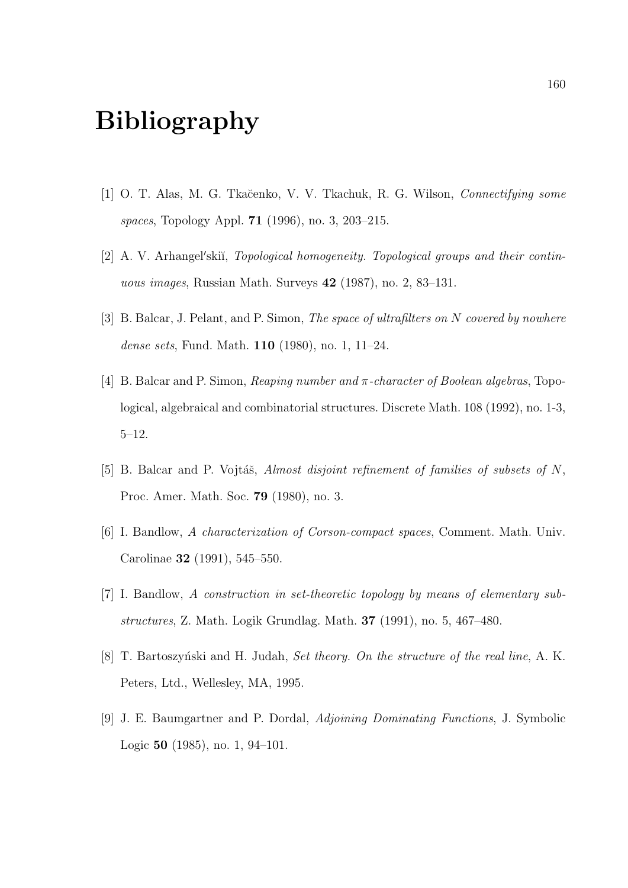# Bibliography

[1] O. T. Alas, M. G. Tkačenko, V. V. Tkachuk, R. G. Wilson, *Connectifying some spaces*, Topology Appl. **71** (1996), no. 3, 203–215.

[2] A. V. Arhangel′skiĭ, *Topological homogeneity. Topological groups and their continuous images*, Russian Math. Surveys **42** (1987), no. 2, 83–131.

[3] B. Balcar, J. Pelant, and P. Simon, *The space of ultrafilters on $N$ covered by nowhere dense sets*, Fund. Math. **110** (1980), no. 1, 11–24.

[4] B. Balcar and P. Simon, *Reaping number and $\pi$-character of Boolean algebras*, Topological, algebraical and combinatorial structures. Discrete Math. 108 (1992), no. 1-3, 5–12.

[5] B. Balcar and P. Vojtáš, *Almost disjoint refinement of families of subsets of $N$*, Proc. Amer. Math. Soc. **79** (1980), no. 3.

[6] I. Bandlow, *A characterization of Corson-compact spaces*, Comment. Math. Univ. Carolinae **32** (1991), 545–550.

[7] I. Bandlow, *A construction in set-theoretic topology by means of elementary substructures*, Z. Math. Logik Grundlag. Math. **37** (1991), no. 5, 467–480.

[8] T. Bartoszyński and H. Judah, *Set theory. On the structure of the real line*, A. K. Peters, Ltd., Wellesley, MA, 1995.

[9] J. E. Baumgartner and P. Dordal, *Adjoining Dominating Functions*, J. Symbolic Logic **50** (1985), no. 1, 94–101.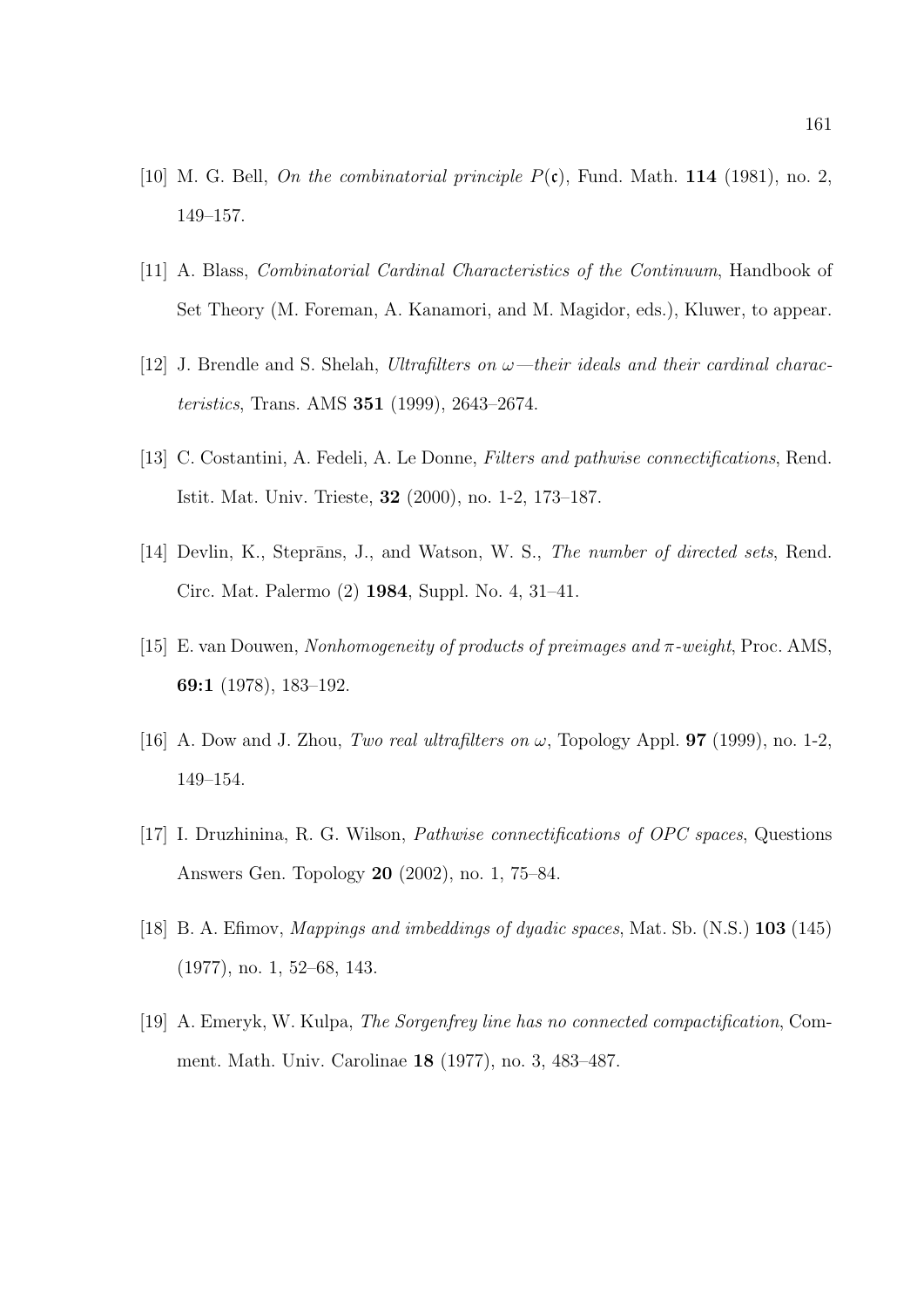[10] M. G. Bell, *On the combinatorial principle $P(\mathfrak{c})$*, Fund. Math. **114** (1981), no. 2, 149–157.

[11] A. Blass, *Combinatorial Cardinal Characteristics of the Continuum*, Handbook of Set Theory (M. Foreman, A. Kanamori, and M. Magidor, eds.), Kluwer, to appear.

[12] J. Brendle and S. Shelah, *Ultrafilters on $\omega$—their ideals and their cardinal characteristics*, Trans. AMS **351** (1999), 2643–2674.

[13] C. Costantini, A. Fedeli, A. Le Donne, *Filters and pathwise connectifications*, Rend. Istit. Mat. Univ. Trieste, **32** (2000), no. 1-2, 173–187.

[14] Devlin, K., Steprāns, J., and Watson, W. S., *The number of directed sets*, Rend. Circ. Mat. Palermo (2) **1984**, Suppl. No. 4, 31–41.

[15] E. van Douwen, *Nonhomogeneity of products of preimages and $\pi$-weight*, Proc. AMS, **69:1** (1978), 183–192.

[16] A. Dow and J. Zhou, *Two real ultrafilters on $\omega$*, Topology Appl. **97** (1999), no. 1-2, 149–154.

[17] I. Druzhinina, R. G. Wilson, *Pathwise connectifications of OPC spaces*, Questions Answers Gen. Topology **20** (2002), no. 1, 75–84.

[18] B. A. Efimov, *Mappings and imbeddings of dyadic spaces*, Mat. Sb. (N.S.) **103** (145) (1977), no. 1, 52–68, 143.

[19] A. Emeryk, W. Kulpa, *The Sorgenfrey line has no connected compactification*, Comment. Math. Univ. Carolinae **18** (1977), no. 3, 483–487.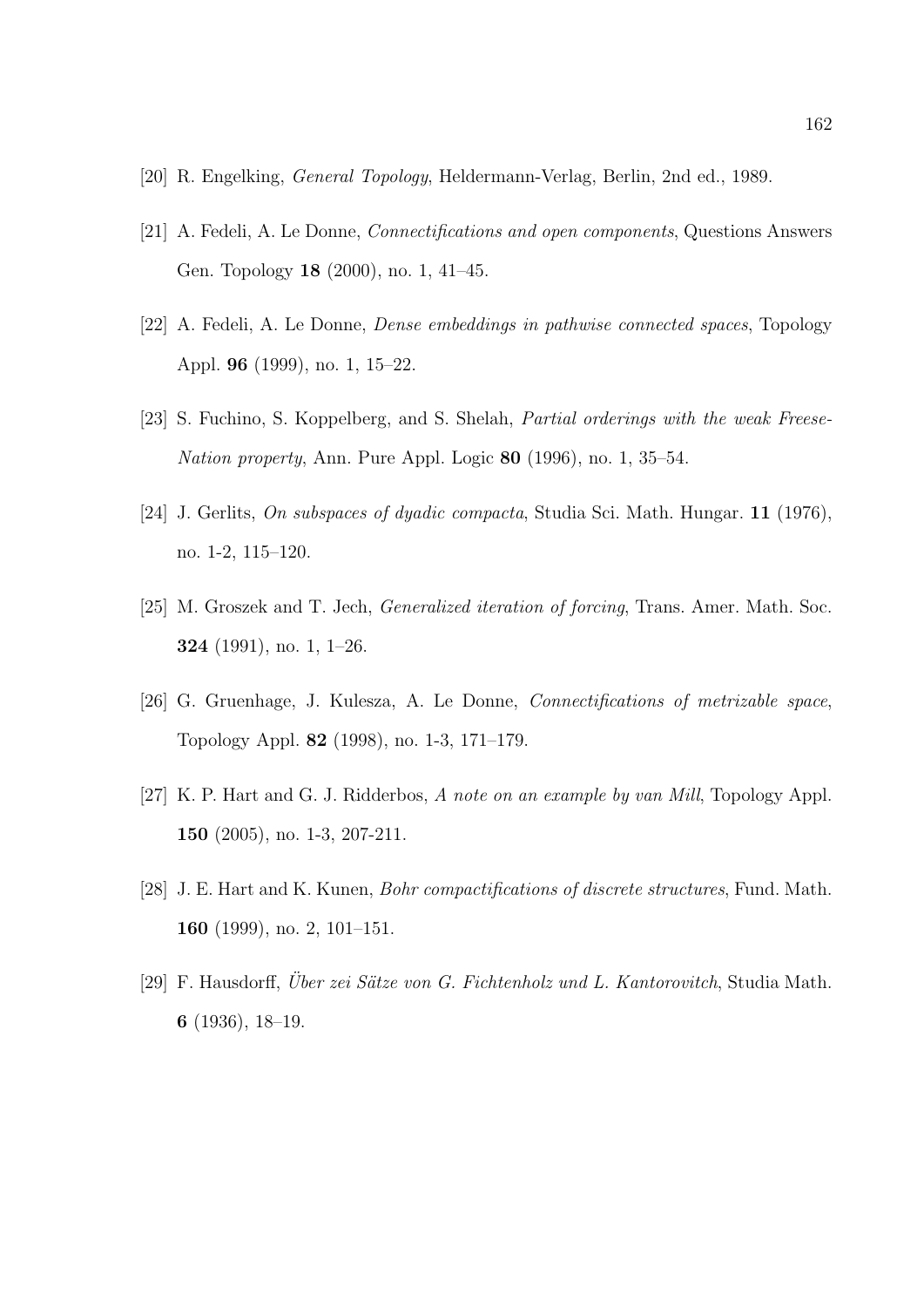[20] R. Engelking, *General Topology*, Heldermann-Verlag, Berlin, 2nd ed., 1989.

[21] A. Fedeli, A. Le Donne, *Connectifications and open components*, Questions Answers Gen. Topology **18** (2000), no. 1, 41–45.

[22] A. Fedeli, A. Le Donne, *Dense embeddings in pathwise connected spaces*, Topology Appl. **96** (1999), no. 1, 15–22.

[23] S. Fuchino, S. Koppelberg, and S. Shelah, *Partial orderings with the weak Freese-Nation property*, Ann. Pure Appl. Logic **80** (1996), no. 1, 35–54.

[24] J. Gerlits, *On subspaces of dyadic compacta*, Studia Sci. Math. Hungar. **11** (1976), no. 1-2, 115–120.

[25] M. Groszek and T. Jech, *Generalized iteration of forcing*, Trans. Amer. Math. Soc. **324** (1991), no. 1, 1–26.

[26] G. Gruenhage, J. Kulesza, A. Le Donne, *Connectifications of metrizable space*, Topology Appl. **82** (1998), no. 1-3, 171–179.

[27] K. P. Hart and G. J. Ridderbos, *A note on an example by van Mill*, Topology Appl. **150** (2005), no. 1-3, 207-211.

[28] J. E. Hart and K. Kunen, *Bohr compactifications of discrete structures*, Fund. Math. **160** (1999), no. 2, 101–151.

[29] F. Hausdorff, *Über zei Sätze von G. Fichtenholz und L. Kantorovitch*, Studia Math. **6** (1936), 18–19.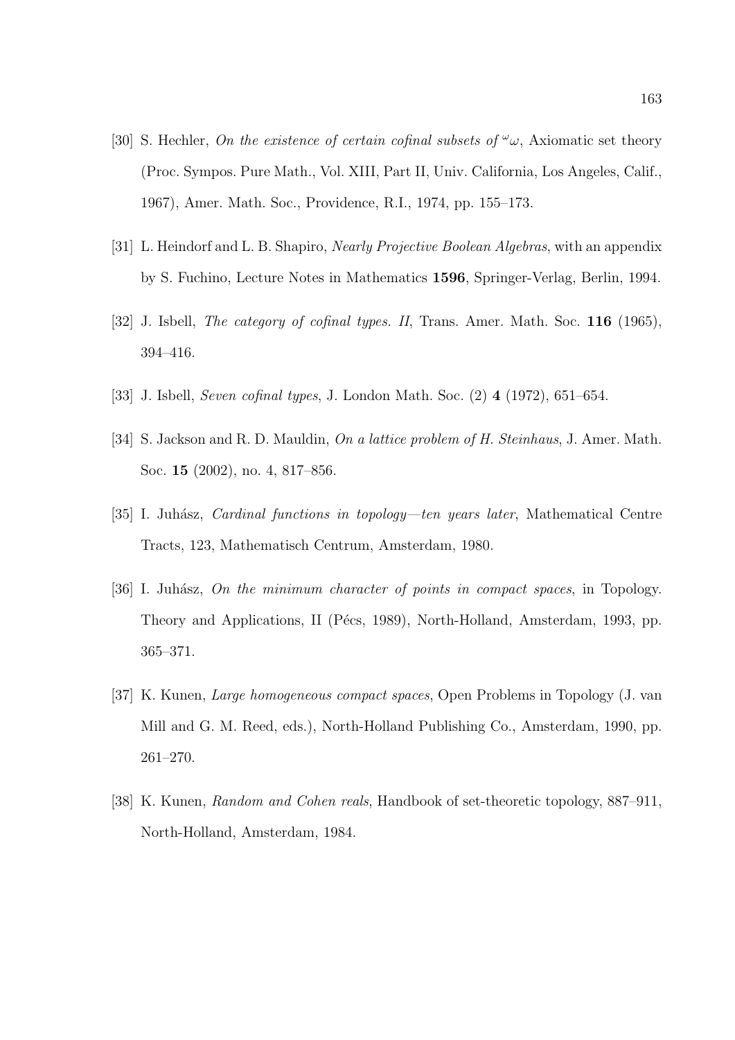[30] S. Hechler, *On the existence of certain cofinal subsets of* ${}^{\omega}\omega$, Axiomatic set theory (Proc. Sympos. Pure Math., Vol. XIII, Part II, Univ. California, Los Angeles, Calif., 1967), Amer. Math. Soc., Providence, R.I., 1974, pp. 155–173.

[31] L. Heindorf and L. B. Shapiro, *Nearly Projective Boolean Algebras*, with an appendix by S. Fuchino, Lecture Notes in Mathematics **1596**, Springer-Verlag, Berlin, 1994.

[32] J. Isbell, *The category of cofinal types. II*, Trans. Amer. Math. Soc. **116** (1965), 394–416.

[33] J. Isbell, *Seven cofinal types*, J. London Math. Soc. (2) **4** (1972), 651–654.

[34] S. Jackson and R. D. Mauldin, *On a lattice problem of H. Steinhaus*, J. Amer. Math. Soc. **15** (2002), no. 4, 817–856.

[35] I. Juhász, *Cardinal functions in topology—ten years later*, Mathematical Centre Tracts, 123, Mathematisch Centrum, Amsterdam, 1980.

[36] I. Juhász, *On the minimum character of points in compact spaces*, in Topology. Theory and Applications, II (Pécs, 1989), North-Holland, Amsterdam, 1993, pp. 365–371.

[37] K. Kunen, *Large homogeneous compact spaces*, Open Problems in Topology (J. van Mill and G. M. Reed, eds.), North-Holland Publishing Co., Amsterdam, 1990, pp. 261–270.

[38] K. Kunen, *Random and Cohen reals*, Handbook of set-theoretic topology, 887–911, North-Holland, Amsterdam, 1984.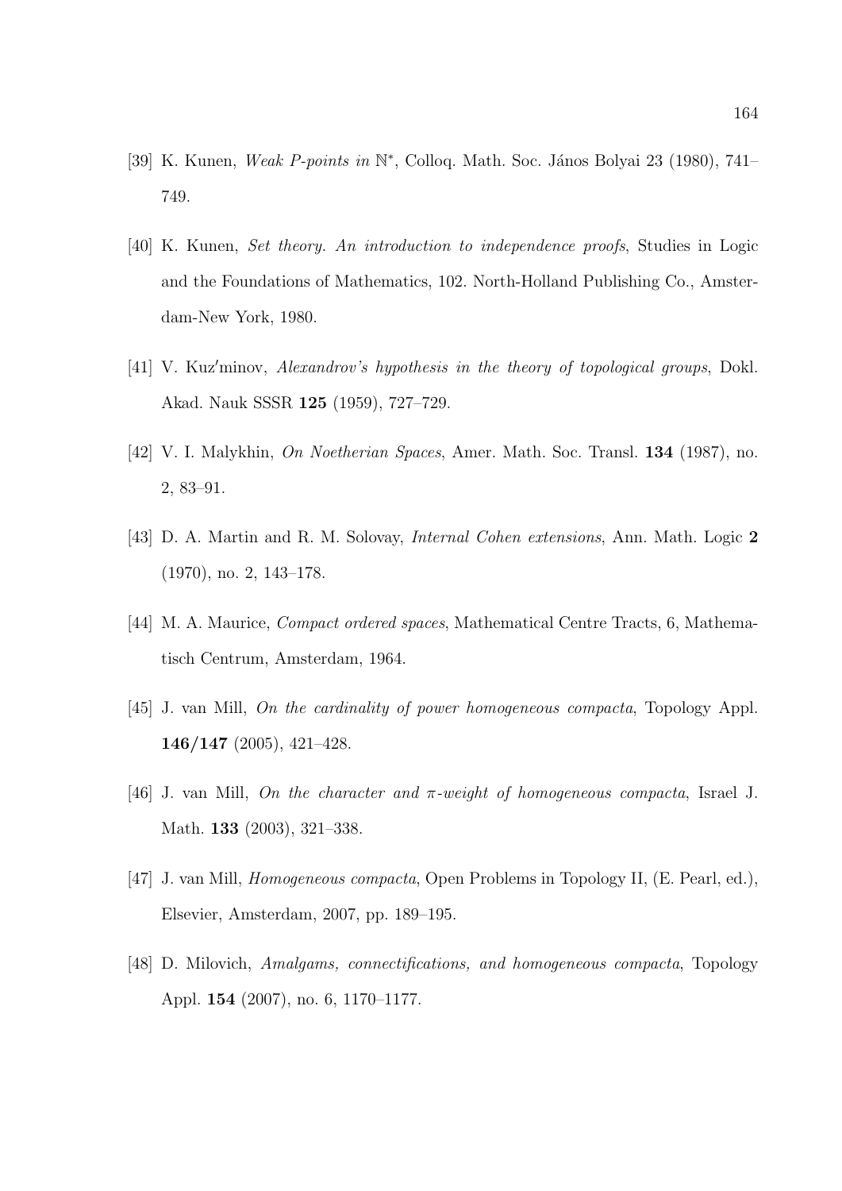[39] K. Kunen, *Weak P-points in* $\mathbb{N}^*$, Colloq. Math. Soc. János Bolyai 23 (1980), 741–749.

[40] K. Kunen, *Set theory. An introduction to independence proofs*, Studies in Logic and the Foundations of Mathematics, 102. North-Holland Publishing Co., Amsterdam-New York, 1980.

[41] V. Kuz′minov, *Alexandrov's hypothesis in the theory of topological groups*, Dokl. Akad. Nauk SSSR **125** (1959), 727–729.

[42] V. I. Malykhin, *On Noetherian Spaces*, Amer. Math. Soc. Transl. **134** (1987), no. 2, 83–91.

[43] D. A. Martin and R. M. Solovay, *Internal Cohen extensions*, Ann. Math. Logic **2** (1970), no. 2, 143–178.

[44] M. A. Maurice, *Compact ordered spaces*, Mathematical Centre Tracts, 6, Mathematisch Centrum, Amsterdam, 1964.

[45] J. van Mill, *On the cardinality of power homogeneous compacta*, Topology Appl. **146/147** (2005), 421–428.

[46] J. van Mill, *On the character and* $\pi$*-weight of homogeneous compacta*, Israel J. Math. **133** (2003), 321–338.

[47] J. van Mill, *Homogeneous compacta*, Open Problems in Topology II, (E. Pearl, ed.), Elsevier, Amsterdam, 2007, pp. 189–195.

[48] D. Milovich, *Amalgams, connectifications, and homogeneous compacta*, Topology Appl. **154** (2007), no. 6, 1170–1177.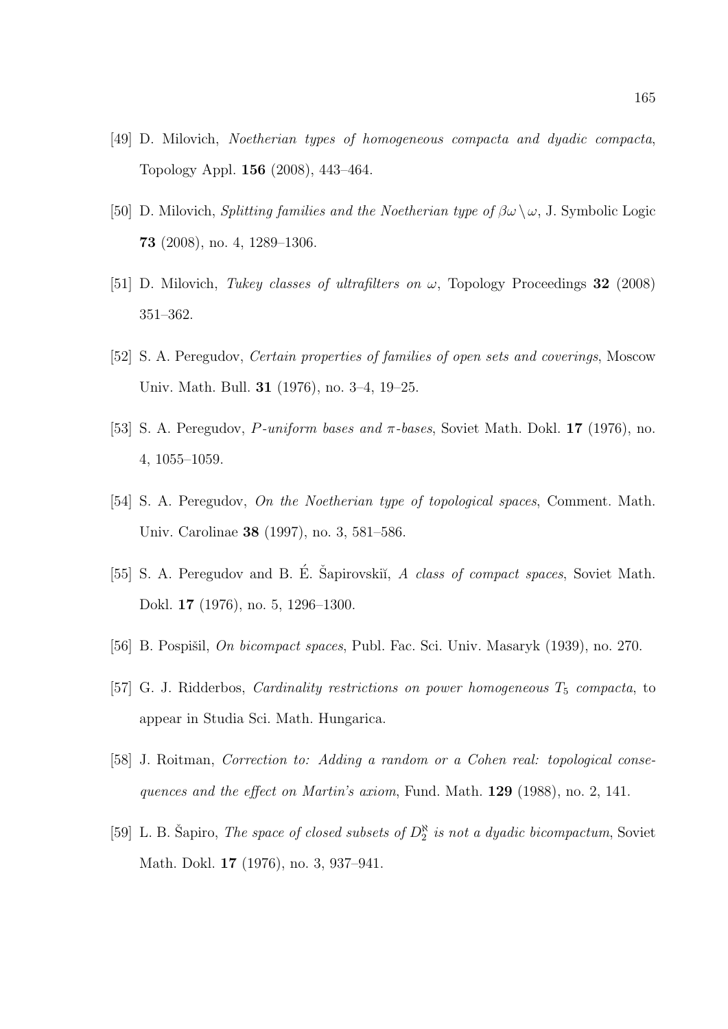[49] D. Milovich, *Noetherian types of homogeneous compacta and dyadic compacta*, Topology Appl. **156** (2008), 443–464.

[50] D. Milovich, *Splitting families and the Noetherian type of $\beta\omega \setminus \omega$*, J. Symbolic Logic **73** (2008), no. 4, 1289–1306.

[51] D. Milovich, *Tukey classes of ultrafilters on $\omega$*, Topology Proceedings **32** (2008) 351–362.

[52] S. A. Peregudov, *Certain properties of families of open sets and coverings*, Moscow Univ. Math. Bull. **31** (1976), no. 3–4, 19–25.

[53] S. A. Peregudov, *$P$-uniform bases and $\pi$-bases*, Soviet Math. Dokl. **17** (1976), no. 4, 1055–1059.

[54] S. A. Peregudov, *On the Noetherian type of topological spaces*, Comment. Math. Univ. Carolinae **38** (1997), no. 3, 581–586.

[55] S. A. Peregudov and B. É. Šapirovskiĭ, *A class of compact spaces*, Soviet Math. Dokl. **17** (1976), no. 5, 1296–1300.

[56] B. Pospišil, *On bicompact spaces*, Publ. Fac. Sci. Univ. Masaryk (1939), no. 270.

[57] G. J. Ridderbos, *Cardinality restrictions on power homogeneous $T_5$ compacta*, to appear in Studia Sci. Math. Hungarica.

[58] J. Roitman, *Correction to: Adding a random or a Cohen real: topological consequences and the effect on Martin's axiom*, Fund. Math. **129** (1988), no. 2, 141.

[59] L. B. Šapiro, *The space of closed subsets of $D_2^{\aleph}$ is not a dyadic bicompactum*, Soviet Math. Dokl. **17** (1976), no. 3, 937–941.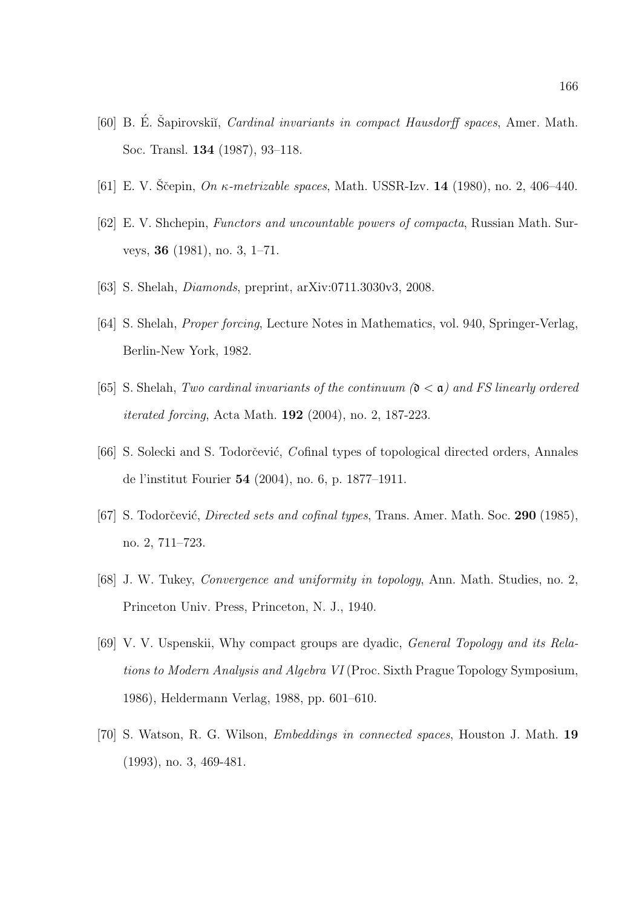[60] B. É. Šapirovskiĭ, *Cardinal invariants in compact Hausdorff spaces*, Amer. Math. Soc. Transl. **134** (1987), 93–118.

[61] E. V. Ščepin, *On $\kappa$-metrizable spaces*, Math. USSR-Izv. **14** (1980), no. 2, 406–440.

[62] E. V. Shchepin, *Functors and uncountable powers of compacta*, Russian Math. Surveys, **36** (1981), no. 3, 1–71.

[63] S. Shelah, *Diamonds*, preprint, arXiv:0711.3030v3, 2008.

[64] S. Shelah, *Proper forcing*, Lecture Notes in Mathematics, vol. 940, Springer-Verlag, Berlin-New York, 1982.

[65] S. Shelah, *Two cardinal invariants of the continuum ($\mathfrak{d} < \mathfrak{a}$) and FS linearly ordered iterated forcing*, Acta Math. **192** (2004), no. 2, 187-223.

[66] S. Solecki and S. Todorčević, *C*ofinal types of topological directed orders, Annales de l'institut Fourier **54** (2004), no. 6, p. 1877–1911.

[67] S. Todorčević, *Directed sets and cofinal types*, Trans. Amer. Math. Soc. **290** (1985), no. 2, 711–723.

[68] J. W. Tukey, *Convergence and uniformity in topology*, Ann. Math. Studies, no. 2, Princeton Univ. Press, Princeton, N. J., 1940.

[69] V. V. Uspenskii, Why compact groups are dyadic, *General Topology and its Relations to Modern Analysis and Algebra VI* (Proc. Sixth Prague Topology Symposium, 1986), Heldermann Verlag, 1988, pp. 601–610.

[70] S. Watson, R. G. Wilson, *Embeddings in connected spaces*, Houston J. Math. **19** (1993), no. 3, 469-481.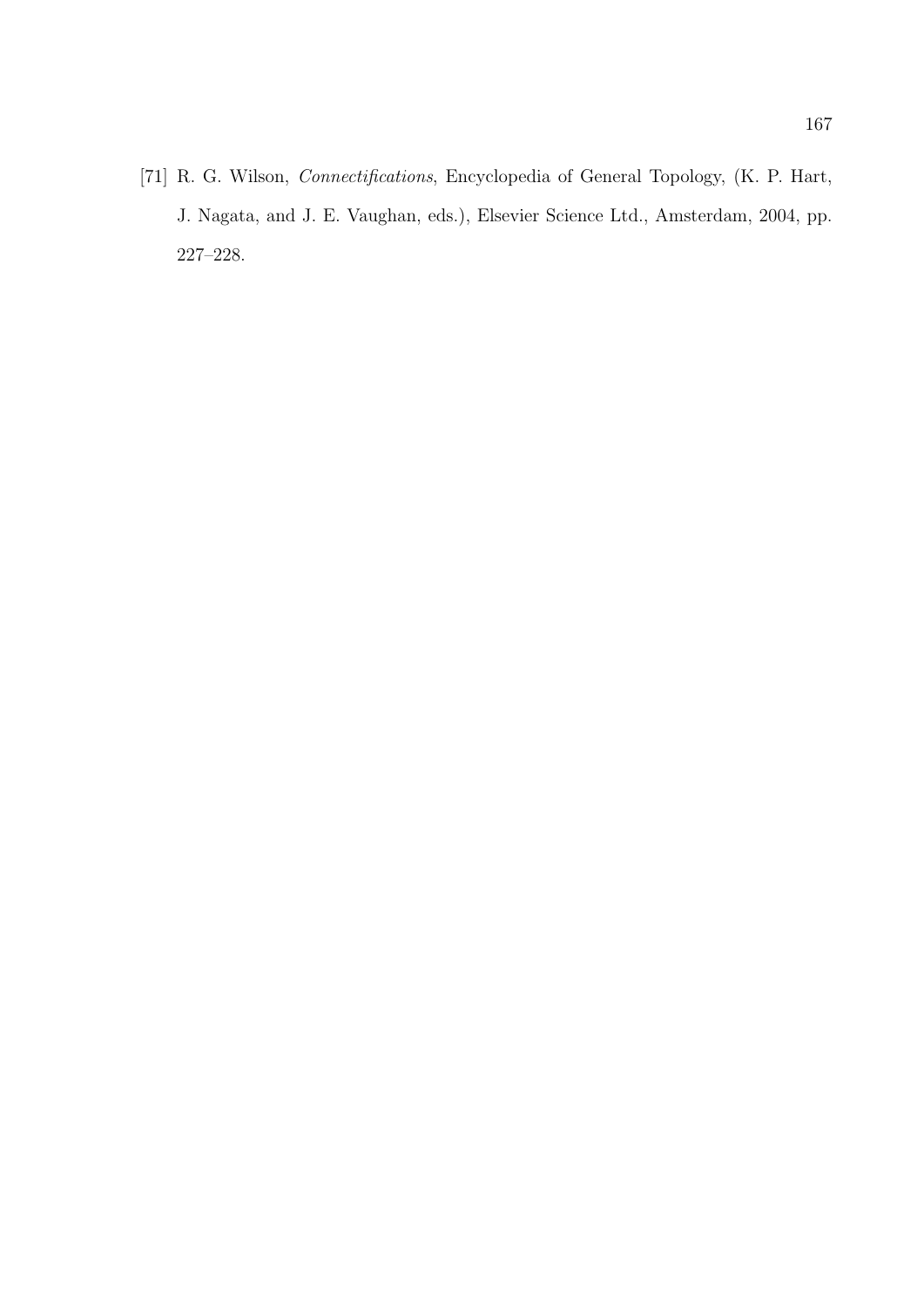[71] R. G. Wilson, *Connectifications*, Encyclopedia of General Topology, (K. P. Hart, J. Nagata, and J. E. Vaughan, eds.), Elsevier Science Ltd., Amsterdam, 2004, pp. 227–228.